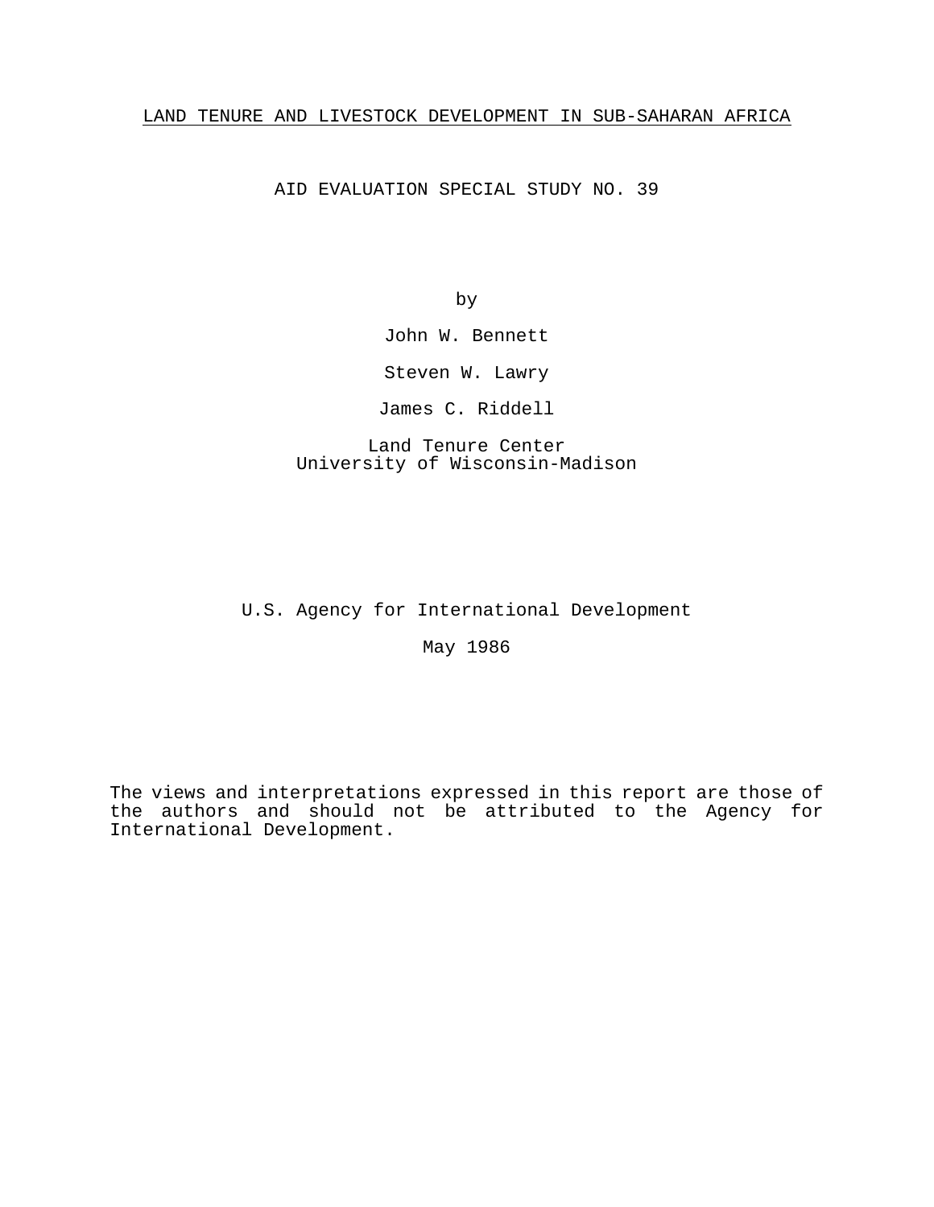# LAND TENURE AND LIVESTOCK DEVELOPMENT IN SUB-SAHARAN AFRICA

AID EVALUATION SPECIAL STUDY NO. 39

by

John W. Bennett

Steven W. Lawry

James C. Riddell

Land Tenure Center
University of Wisconsin-Madison

U.S. Agency for International Development

May 1986

The views and interpretations expressed in this report are those of the authors and should not be attributed to the Agency for International Development.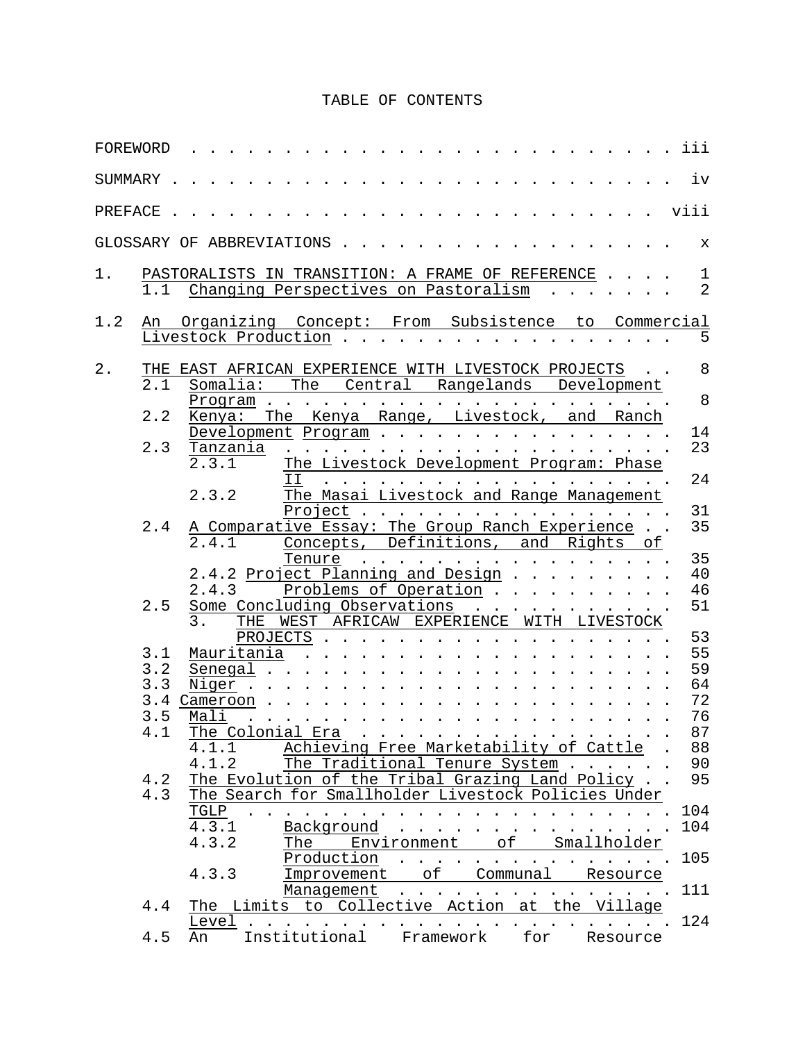# TABLE OF CONTENTS

FOREWORD . . . . . . . . . . . . . . . . . . . . . . . . . . iii

SUMMARY . . . . . . . . . . . . . . . . . . . . . . . . . . iv

PREFACE . . . . . . . . . . . . . . . . . . . . . . . . . . viii

GLOSSARY OF ABBREVIATIONS . . . . . . . . . . . . . . . . . . x

1. PASTORALISTS IN TRANSITION: A FRAME OF REFERENCE . . . . 1
   - 1.1 Changing Perspectives on Pastoralism . . . . . . . 2

1.2 An Organizing Concept: From Subsistence to Commercial Livestock Production . . . . . . . . . . . . . . . . . . 5

2. THE EAST AFRICAN EXPERIENCE WITH LIVESTOCK PROJECTS . . 8
   - 2.1 Somalia: The Central Rangelands Development Program . . . . . . . . . . . . . . . . . . . . . . 8
   - 2.2 Kenya: The Kenya Range, Livestock, and Ranch Development Program . . . . . . . . . . . . . . . . 14
   - 2.3 Tanzania . . . . . . . . . . . . . . . . . . . . . 23
     - 2.3.1 The Livestock Development Program: Phase II . . . . . . . . . . . . . . . . . . . . . 24
     - 2.3.2 The Masai Livestock and Range Management Project . . . . . . . . . . . . . . . . . . . 31
   - 2.4 A Comparative Essay: The Group Ranch Experience . . 35
     - 2.4.1 Concepts, Definitions, and Rights of Tenure . . . . . . . . . . . . . . . . . . . 35
     - 2.4.2 Project Planning and Design . . . . . . . . . 40
     - 2.4.3 Problems of Operation . . . . . . . . . . 46
   - 2.5 Some Concluding Observations . . . . . . . . . . . 51

3. THE WEST AFRICAW EXPERIENCE WITH LIVESTOCK PROJECTS . . . . . . . . . . . . . . . . . . . . . . 53
   - 3.1 Mauritania . . . . . . . . . . . . . . . . . . . . 55
   - 3.2 Senegal . . . . . . . . . . . . . . . . . . . . . 59
   - 3.3 Niger . . . . . . . . . . . . . . . . . . . . . . 64
   - 3.4 Cameroon . . . . . . . . . . . . . . . . . . . . . 72
   - 3.5 Mali . . . . . . . . . . . . . . . . . . . . . . 76
   - 4.1 The Colonial Era . . . . . . . . . . . . . . . . . 87
     - 4.1.1 Achieving Free Marketability of Cattle . 88
     - 4.1.2 The Traditional Tenure System . . . . . . . 90
   - 4.2 The Evolution of the Tribal Grazing Land Policy . . 95
   - 4.3 The Search for Smallholder Livestock Policies Under TGLP . . . . . . . . . . . . . . . . . . . . . . . 104
     - 4.3.1 Background . . . . . . . . . . . . . . . . 104
     - 4.3.2 The Environment of Smallholder Production . . . . . . . . . . . . . . . . 105
     - 4.3.3 Improvement of Communal Resource Management . . . . . . . . . . . . . . . . 111
   - 4.4 The Limits to Collective Action at the Village Level . . . . . . . . . . . . . . . . . . . . . . . 124
   - 4.5 An Institutional Framework for Resource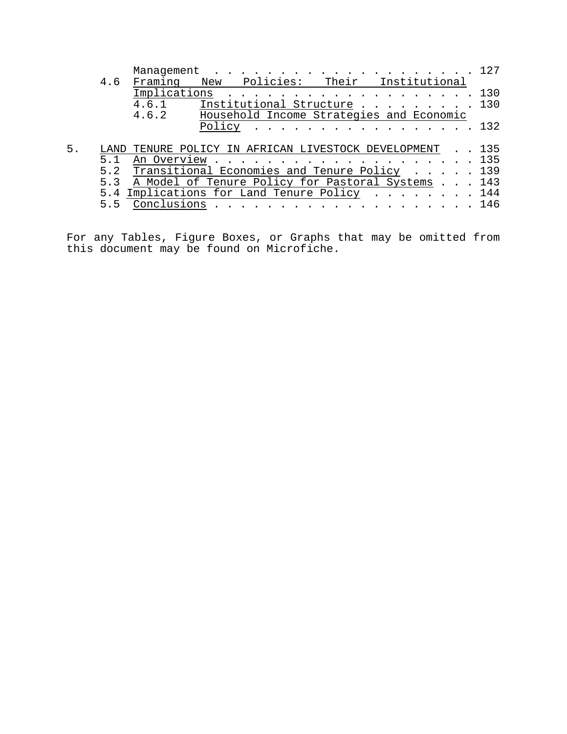Management . . . . . . . . . . . . . . . . . . . . . 127

4.6 Framing New Policies: Their Institutional Implications . . . . . . . . . . . . . . . . . . . . 130

- 4.6.1 Institutional Structure . . . . . . . . . . 130
- 4.6.2 Household Income Strategies and Economic Policy . . . . . . . . . . . . . . . . . . 132

5. LAND TENURE POLICY IN AFRICAN LIVESTOCK DEVELOPMENT . . 135

- 5.1 An Overview . . . . . . . . . . . . . . . . . . . . . 135
- 5.2 Transitional Economies and Tenure Policy . . . . . 139
- 5.3 A Model of Tenure Policy for Pastoral Systems . . . 143
- 5.4 Implications for Land Tenure Policy . . . . . . . . 144
- 5.5 Conclusions . . . . . . . . . . . . . . . . . . . . . 146

For any Tables, Figure Boxes, or Graphs that may be omitted from this document may be found on Microfiche.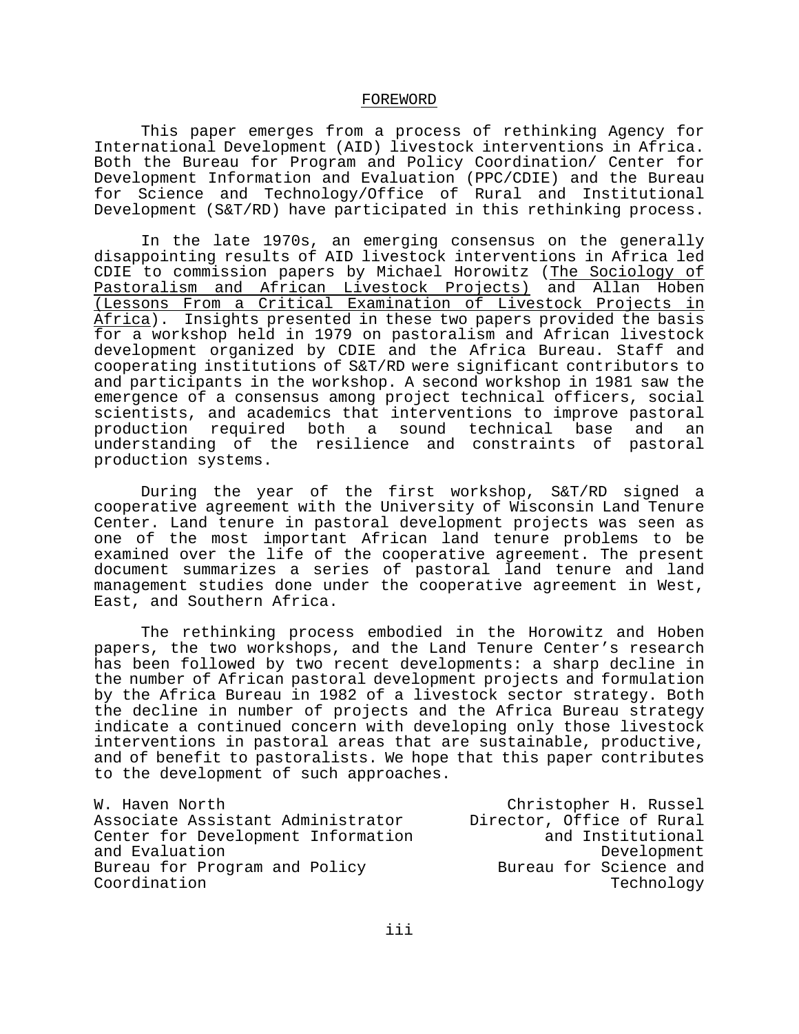## FOREWORD

This paper emerges from a process of rethinking Agency for International Development (AID) livestock interventions in Africa. Both the Bureau for Program and Policy Coordination/ Center for Development Information and Evaluation (PPC/CDIE) and the Bureau for Science and Technology/Office of Rural and Institutional Development (S&T/RD) have participated in this rethinking process.

In the late 1970s, an emerging consensus on the generally disappointing results of AID livestock interventions in Africa led CDIE to commission papers by Michael Horowitz (The Sociology of Pastoralism and African Livestock Projects) and Allan Hoben (Lessons From a Critical Examination of Livestock Projects in Africa). Insights presented in these two papers provided the basis for a workshop held in 1979 on pastoralism and African livestock development organized by CDIE and the Africa Bureau. Staff and cooperating institutions of S&T/RD were significant contributors to and participants in the workshop. A second workshop in 1981 saw the emergence of a consensus among project technical officers, social scientists, and academics that interventions to improve pastoral production required both a sound technical base and an understanding of the resilience and constraints of pastoral production systems.

During the year of the first workshop, S&T/RD signed a cooperative agreement with the University of Wisconsin Land Tenure Center. Land tenure in pastoral development projects was seen as one of the most important African land tenure problems to be examined over the life of the cooperative agreement. The present document summarizes a series of pastoral land tenure and land management studies done under the cooperative agreement in West, East, and Southern Africa.

The rethinking process embodied in the Horowitz and Hoben papers, the two workshops, and the Land Tenure Center's research has been followed by two recent developments: a sharp decline in the number of African pastoral development projects and formulation by the Africa Bureau in 1982 of a livestock sector strategy. Both the decline in number of projects and the Africa Bureau strategy indicate a continued concern with developing only those livestock interventions in pastoral areas that are sustainable, productive, and of benefit to pastoralists. We hope that this paper contributes to the development of such approaches.

W. Haven North
Associate Assistant Administrator
Center for Development Information and Evaluation
Bureau for Program and Policy Coordination

Christopher H. Russel
Director, Office of Rural and Institutional Development
Bureau for Science and Technology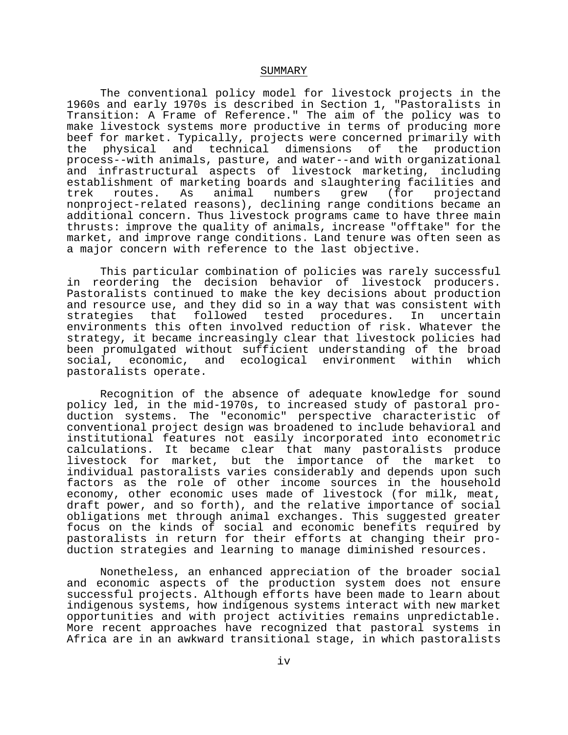## SUMMARY

The conventional policy model for livestock projects in the 1960s and early 1970s is described in Section 1, "Pastoralists in Transition: A Frame of Reference." The aim of the policy was to make livestock systems more productive in terms of producing more beef for market. Typically, projects were concerned primarily with the physical and technical dimensions of the production process--with animals, pasture, and water--and with organizational and infrastructural aspects of livestock marketing, including establishment of marketing boards and slaughtering facilities and trek routes. As animal numbers grew (for projectand nonproject-related reasons), declining range conditions became an additional concern. Thus livestock programs came to have three main thrusts: improve the quality of animals, increase "offtake" for the market, and improve range conditions. Land tenure was often seen as a major concern with reference to the last objective.

This particular combination of policies was rarely successful in reordering the decision behavior of livestock producers. Pastoralists continued to make the key decisions about production and resource use, and they did so in a way that was consistent with strategies that followed tested procedures. In uncertain environments this often involved reduction of risk. Whatever the strategy, it became increasingly clear that livestock policies had been promulgated without sufficient understanding of the broad social, economic, and ecological environment within which pastoralists operate.

Recognition of the absence of adequate knowledge for sound policy led, in the mid-1970s, to increased study of pastoral production systems. The "economic" perspective characteristic of conventional project design was broadened to include behavioral and institutional features not easily incorporated into econometric calculations. It became clear that many pastoralists produce livestock for market, but the importance of the market to individual pastoralists varies considerably and depends upon such factors as the role of other income sources in the household economy, other economic uses made of livestock (for milk, meat, draft power, and so forth), and the relative importance of social obligations met through animal exchanges. This suggested greater focus on the kinds of social and economic benefits required by pastoralists in return for their efforts at changing their production strategies and learning to manage diminished resources.

Nonetheless, an enhanced appreciation of the broader social and economic aspects of the production system does not ensure successful projects. Although efforts have been made to learn about indigenous systems, how indigenous systems interact with new market opportunities and with project activities remains unpredictable. More recent approaches have recognized that pastoral systems in Africa are in an awkward transitional stage, in which pastoralists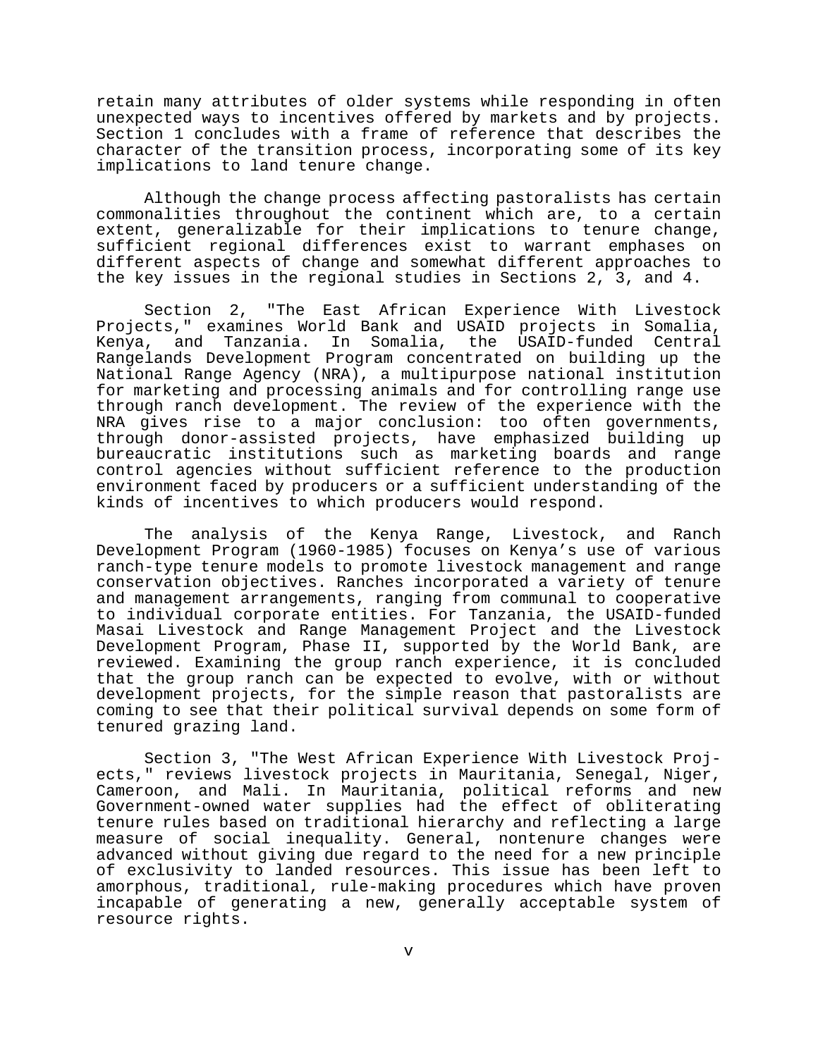retain many attributes of older systems while responding in often unexpected ways to incentives offered by markets and by projects. Section 1 concludes with a frame of reference that describes the character of the transition process, incorporating some of its key implications to land tenure change.

Although the change process affecting pastoralists has certain commonalities throughout the continent which are, to a certain extent, generalizable for their implications to tenure change, sufficient regional differences exist to warrant emphases on different aspects of change and somewhat different approaches to the key issues in the regional studies in Sections 2, 3, and 4.

Section 2, "The East African Experience With Livestock Projects," examines World Bank and USAID projects in Somalia, Kenya, and Tanzania. In Somalia, the USAID-funded Central Rangelands Development Program concentrated on building up the National Range Agency (NRA), a multipurpose national institution for marketing and processing animals and for controlling range use through ranch development. The review of the experience with the NRA gives rise to a major conclusion: too often governments, through donor-assisted projects, have emphasized building up bureaucratic institutions such as marketing boards and range control agencies without sufficient reference to the production environment faced by producers or a sufficient understanding of the kinds of incentives to which producers would respond.

The analysis of the Kenya Range, Livestock, and Ranch Development Program (1960-1985) focuses on Kenya's use of various ranch-type tenure models to promote livestock management and range conservation objectives. Ranches incorporated a variety of tenure and management arrangements, ranging from communal to cooperative to individual corporate entities. For Tanzania, the USAID-funded Masai Livestock and Range Management Project and the Livestock Development Program, Phase II, supported by the World Bank, are reviewed. Examining the group ranch experience, it is concluded that the group ranch can be expected to evolve, with or without development projects, for the simple reason that pastoralists are coming to see that their political survival depends on some form of tenured grazing land.

Section 3, "The West African Experience With Livestock Projects," reviews livestock projects in Mauritania, Senegal, Niger, Cameroon, and Mali. In Mauritania, political reforms and new Government-owned water supplies had the effect of obliterating tenure rules based on traditional hierarchy and reflecting a large measure of social inequality. General, nontenure changes were advanced without giving due regard to the need for a new principle of exclusivity to landed resources. This issue has been left to amorphous, traditional, rule-making procedures which have proven incapable of generating a new, generally acceptable system of resource rights.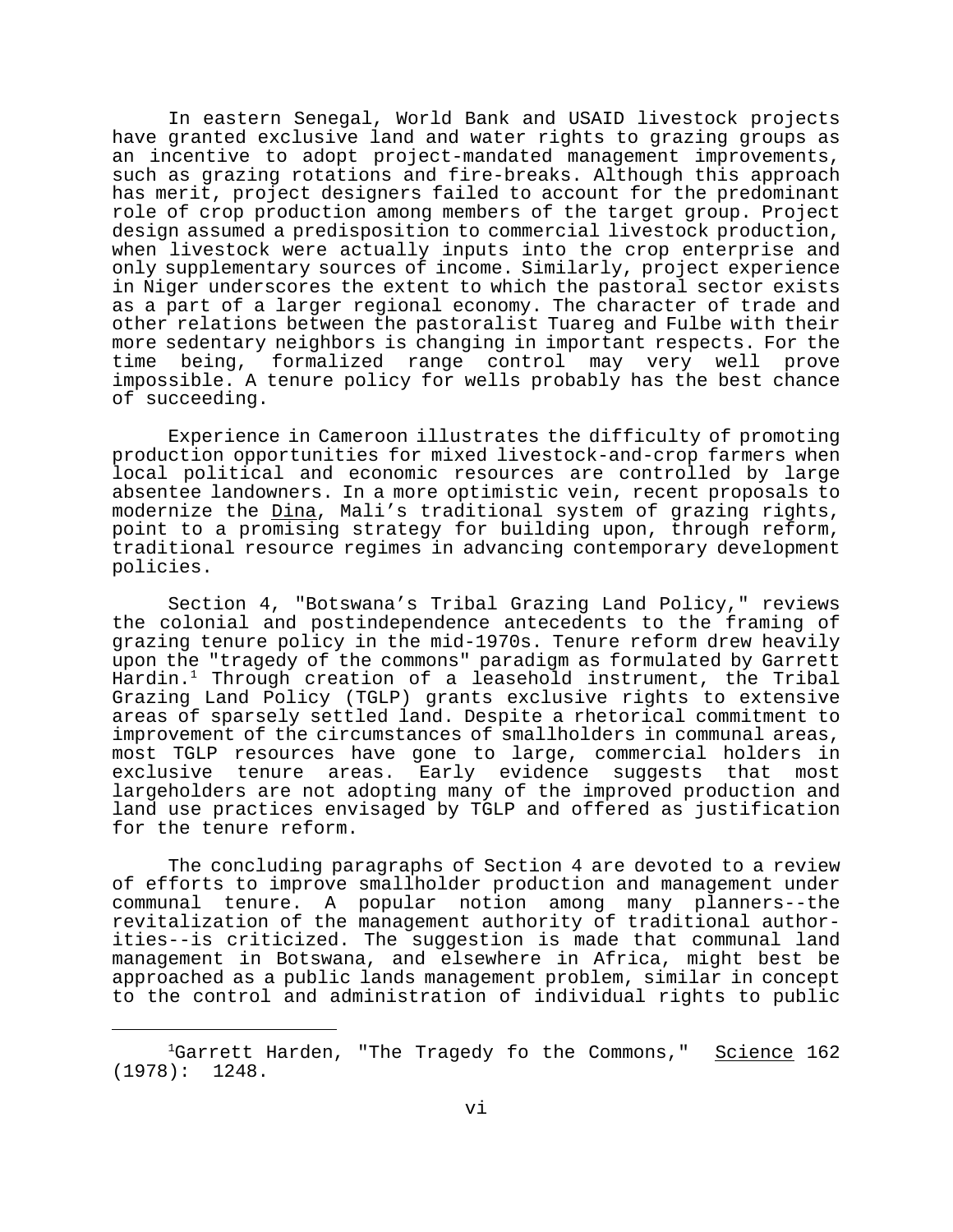In eastern Senegal, World Bank and USAID livestock projects have granted exclusive land and water rights to grazing groups as an incentive to adopt project-mandated management improvements, such as grazing rotations and fire-breaks. Although this approach has merit, project designers failed to account for the predominant role of crop production among members of the target group. Project design assumed a predisposition to commercial livestock production, when livestock were actually inputs into the crop enterprise and only supplementary sources of income. Similarly, project experience in Niger underscores the extent to which the pastoral sector exists as a part of a larger regional economy. The character of trade and other relations between the pastoralist Tuareg and Fulbe with their more sedentary neighbors is changing in important respects. For the time being, formalized range control may very well prove impossible. A tenure policy for wells probably has the best chance of succeeding.

Experience in Cameroon illustrates the difficulty of promoting production opportunities for mixed livestock-and-crop farmers when local political and economic resources are controlled by large absentee landowners. In a more optimistic vein, recent proposals to modernize the Dina, Mali's traditional system of grazing rights, point to a promising strategy for building upon, through reform, traditional resource regimes in advancing contemporary development policies.

Section 4, "Botswana's Tribal Grazing Land Policy," reviews the colonial and postindependence antecedents to the framing of grazing tenure policy in the mid-1970s. Tenure reform drew heavily upon the "tragedy of the commons" paradigm as formulated by Garrett Hardin.[1] Through creation of a leasehold instrument, the Tribal Grazing Land Policy (TGLP) grants exclusive rights to extensive areas of sparsely settled land. Despite a rhetorical commitment to improvement of the circumstances of smallholders in communal areas, most TGLP resources have gone to large, commercial holders in exclusive tenure areas. Early evidence suggests that most largeholders are not adopting many of the improved production and land use practices envisaged by TGLP and offered as justification for the tenure reform.

The concluding paragraphs of Section 4 are devoted to a review of efforts to improve smallholder production and management under communal tenure. A popular notion among many planners--the revitalization of the management authority of traditional authorities--is criticized. The suggestion is made that communal land management in Botswana, and elsewhere in Africa, might best be approached as a public lands management problem, similar in concept to the control and administration of individual rights to public

---

[1]Garrett Harden, "The Tragedy fo the Commons," Science 162 (1978): 1248.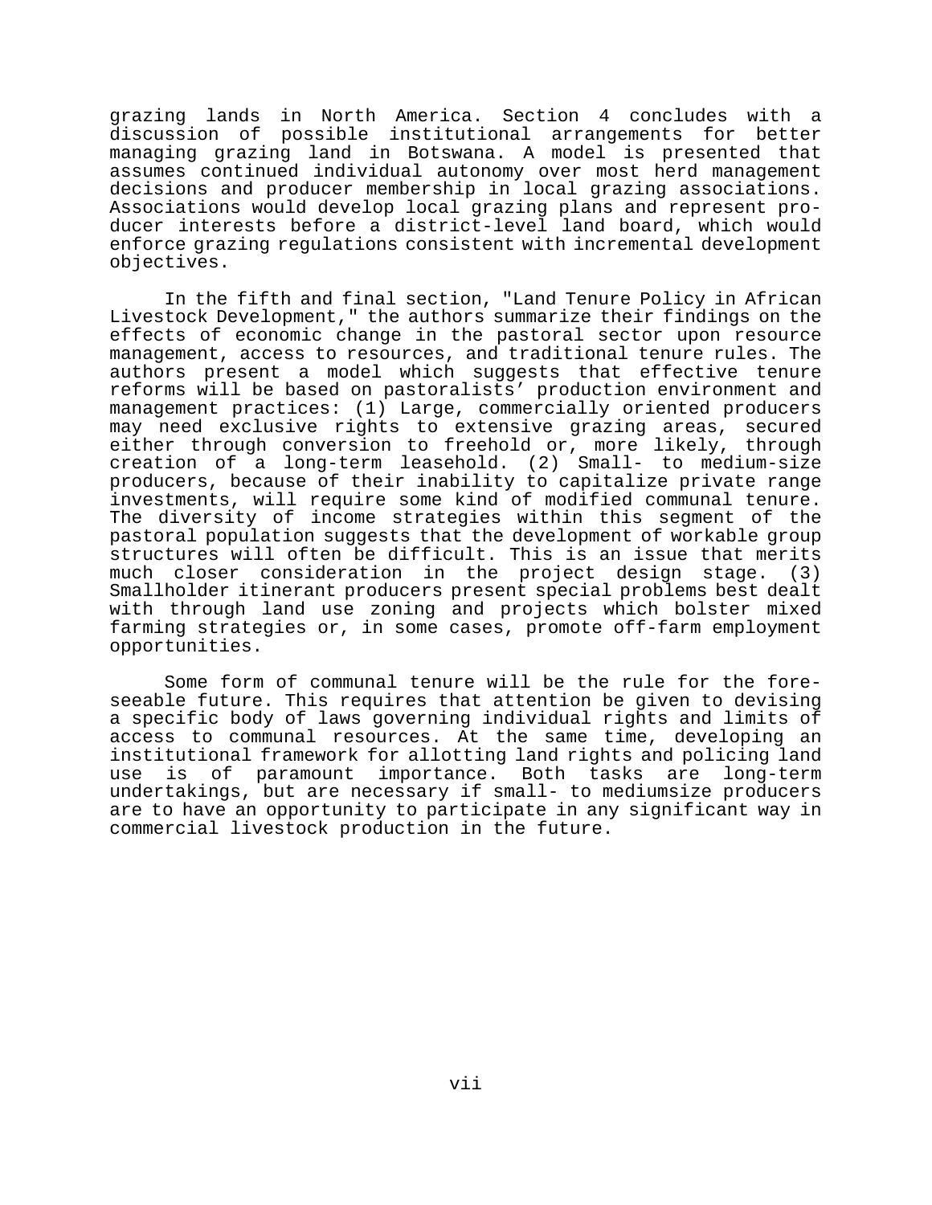grazing lands in North America. Section 4 concludes with a discussion of possible institutional arrangements for better managing grazing land in Botswana. A model is presented that assumes continued individual autonomy over most herd management decisions and producer membership in local grazing associations. Associations would develop local grazing plans and represent producer interests before a district-level land board, which would enforce grazing regulations consistent with incremental development objectives.

In the fifth and final section, "Land Tenure Policy in African Livestock Development," the authors summarize their findings on the effects of economic change in the pastoral sector upon resource management, access to resources, and traditional tenure rules. The authors present a model which suggests that effective tenure reforms will be based on pastoralists' production environment and management practices: (1) Large, commercially oriented producers may need exclusive rights to extensive grazing areas, secured either through conversion to freehold or, more likely, through creation of a long-term leasehold. (2) Small- to medium-size producers, because of their inability to capitalize private range investments, will require some kind of modified communal tenure. The diversity of income strategies within this segment of the pastoral population suggests that the development of workable group structures will often be difficult. This is an issue that merits much closer consideration in the project design stage. (3) Smallholder itinerant producers present special problems best dealt with through land use zoning and projects which bolster mixed farming strategies or, in some cases, promote off-farm employment opportunities.

Some form of communal tenure will be the rule for the foreseeable future. This requires that attention be given to devising a specific body of laws governing individual rights and limits of access to communal resources. At the same time, developing an institutional framework for allotting land rights and policing land use is of paramount importance. Both tasks are long-term undertakings, but are necessary if small- to mediumsize producers are to have an opportunity to participate in any significant way in commercial livestock production in the future.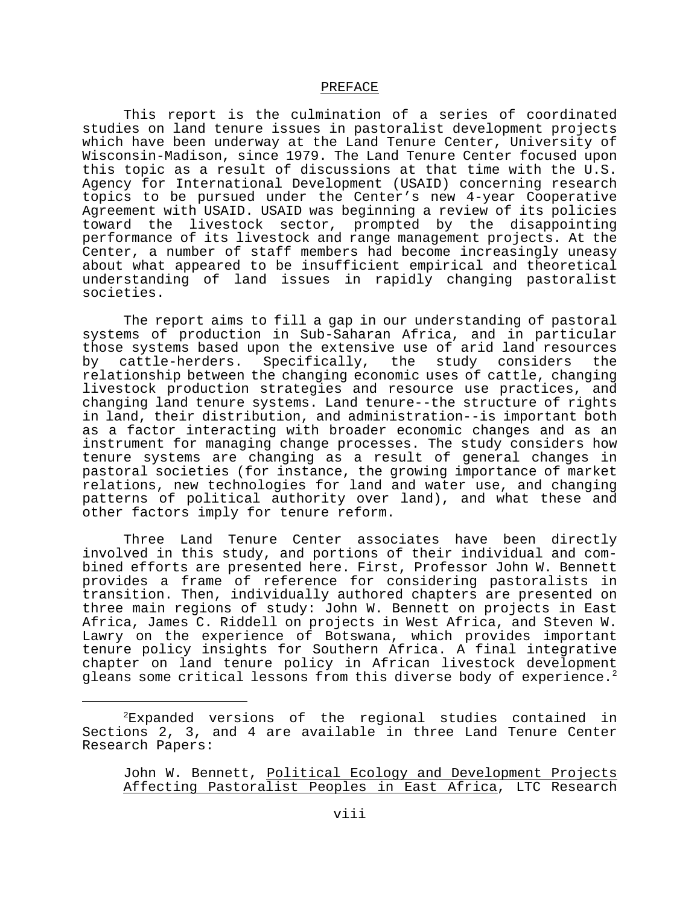# PREFACE

This report is the culmination of a series of coordinated studies on land tenure issues in pastoralist development projects which have been underway at the Land Tenure Center, University of Wisconsin-Madison, since 1979. The Land Tenure Center focused upon this topic as a result of discussions at that time with the U.S. Agency for International Development (USAID) concerning research topics to be pursued under the Center's new 4-year Cooperative Agreement with USAID. USAID was beginning a review of its policies toward the livestock sector, prompted by the disappointing performance of its livestock and range management projects. At the Center, a number of staff members had become increasingly uneasy about what appeared to be insufficient empirical and theoretical understanding of land issues in rapidly changing pastoralist societies.

The report aims to fill a gap in our understanding of pastoral systems of production in Sub-Saharan Africa, and in particular those systems based upon the extensive use of arid land resources by cattle-herders. Specifically, the study considers the relationship between the changing economic uses of cattle, changing livestock production strategies and resource use practices, and changing land tenure systems. Land tenure--the structure of rights in land, their distribution, and administration--is important both as a factor interacting with broader economic changes and as an instrument for managing change processes. The study considers how tenure systems are changing as a result of general changes in pastoral societies (for instance, the growing importance of market relations, new technologies for land and water use, and changing patterns of political authority over land), and what these and other factors imply for tenure reform.

Three Land Tenure Center associates have been directly involved in this study, and portions of their individual and combined efforts are presented here. First, Professor John W. Bennett provides a frame of reference for considering pastoralists in transition. Then, individually authored chapters are presented on three main regions of study: John W. Bennett on projects in East Africa, James C. Riddell on projects in West Africa, and Steven W. Lawry on the experience of Botswana, which provides important tenure policy insights for Southern Africa. A final integrative chapter on land tenure policy in African livestock development gleans some critical lessons from this diverse body of experience.[2]

---

[2]Expanded versions of the regional studies contained in Sections 2, 3, and 4 are available in three Land Tenure Center Research Papers:

John W. Bennett, Political Ecology and Development Projects Affecting Pastoralist Peoples in East Africa, LTC Research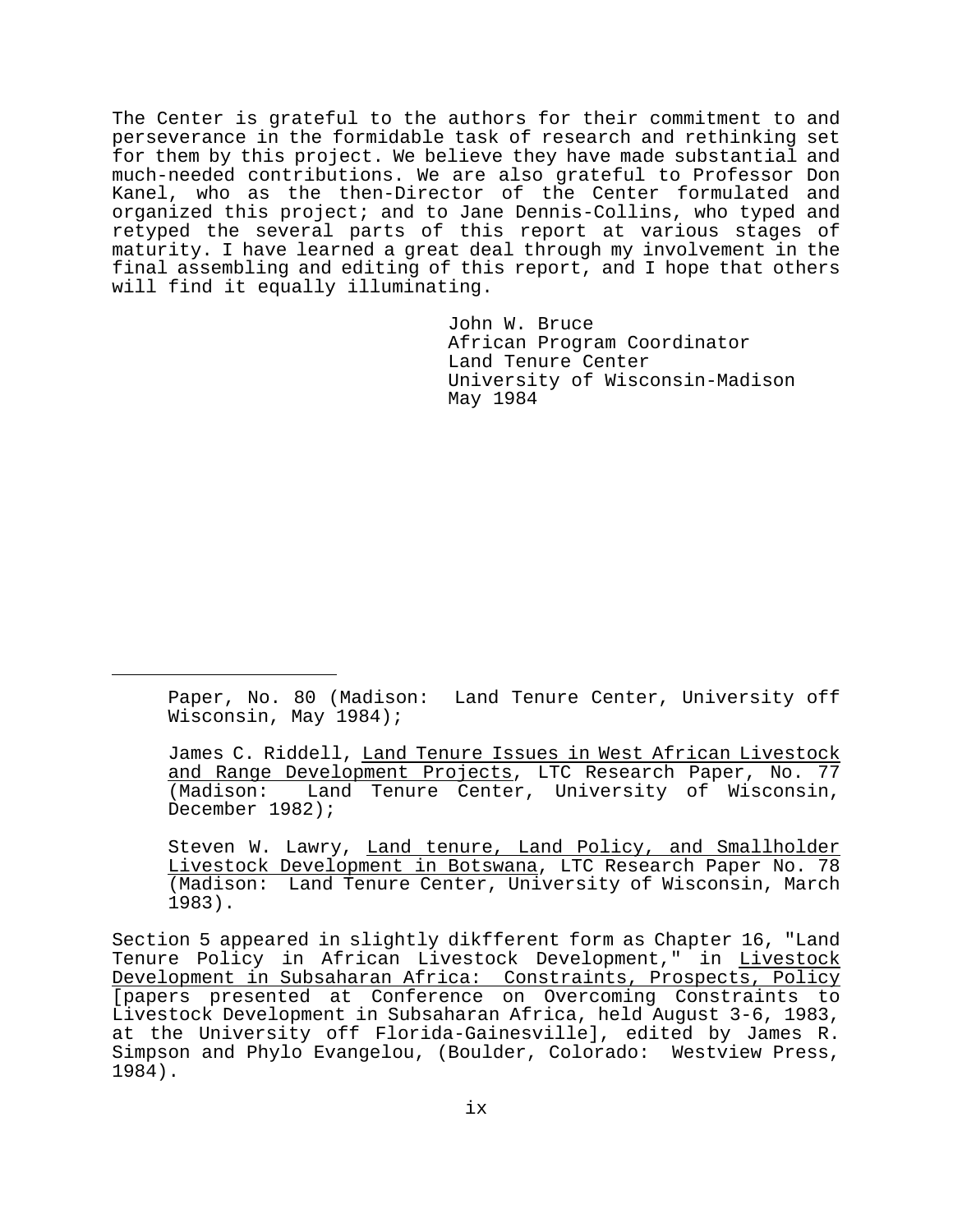The Center is grateful to the authors for their commitment to and perseverance in the formidable task of research and rethinking set for them by this project. We believe they have made substantial and much-needed contributions. We are also grateful to Professor Don Kanel, who as the then-Director of the Center formulated and organized this project; and to Jane Dennis-Collins, who typed and retyped the several parts of this report at various stages of maturity. I have learned a great deal through my involvement in the final assembling and editing of this report, and I hope that others will find it equally illuminating.

John W. Bruce  
African Program Coordinator  
Land Tenure Center  
University of Wisconsin-Madison  
May 1984

---

Paper, No. 80 (Madison: Land Tenure Center, University off Wisconsin, May 1984);

James C. Riddell, Land Tenure Issues in West African Livestock and Range Development Projects, LTC Research Paper, No. 77 (Madison: Land Tenure Center, University of Wisconsin, December 1982);

Steven W. Lawry, Land tenure, Land Policy, and Smallholder Livestock Development in Botswana, LTC Research Paper No. 78 (Madison: Land Tenure Center, University of Wisconsin, March 1983).

Section 5 appeared in slightly dikfferent form as Chapter 16, "Land Tenure Policy in African Livestock Development," in Livestock Development in Subsaharan Africa: Constraints, Prospects, Policy [papers presented at Conference on Overcoming Constraints to Livestock Development in Subsaharan Africa, held August 3-6, 1983, at the University off Florida-Gainesville], edited by James R. Simpson and Phylo Evangelou, (Boulder, Colorado: Westview Press, 1984).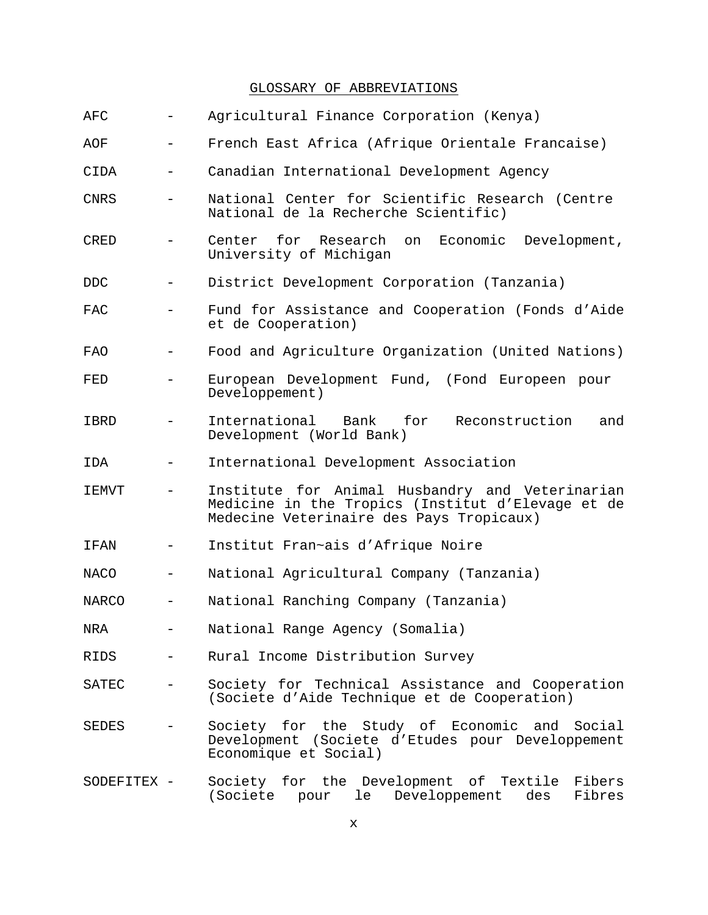GLOSSARY OF ABBREVIATIONS

AFC - Agricultural Finance Corporation (Kenya)

AOF - French East Africa (Afrique Orientale Francaise)

CIDA - Canadian International Development Agency

CNRS - National Center for Scientific Research (Centre National de la Recherche Scientific)

CRED - Center for Research on Economic Development, University of Michigan

DDC - District Development Corporation (Tanzania)

FAC - Fund for Assistance and Cooperation (Fonds d'Aide et de Cooperation)

FAO - Food and Agriculture Organization (United Nations)

FED - European Development Fund, (Fond Europeen pour Developpement)

IBRD - International Bank for Reconstruction and Development (World Bank)

IDA - International Development Association

IEMVT - Institute for Animal Husbandry and Veterinarian Medicine in the Tropics (Institut d'Elevage et de Medecine Veterinaire des Pays Tropicaux)

IFAN - Institut Fran~ais d'Afrique Noire

NACO - National Agricultural Company (Tanzania)

NARCO - National Ranching Company (Tanzania)

NRA - National Range Agency (Somalia)

RIDS - Rural Income Distribution Survey

SATEC - Society for Technical Assistance and Cooperation (Societe d'Aide Technique et de Cooperation)

SEDES - Society for the Study of Economic and Social Development (Societe d'Etudes pour Developpement Economique et Social)

SODEFITEX - Society for the Development of Textile Fibers (Societe pour le Developpement des Fibres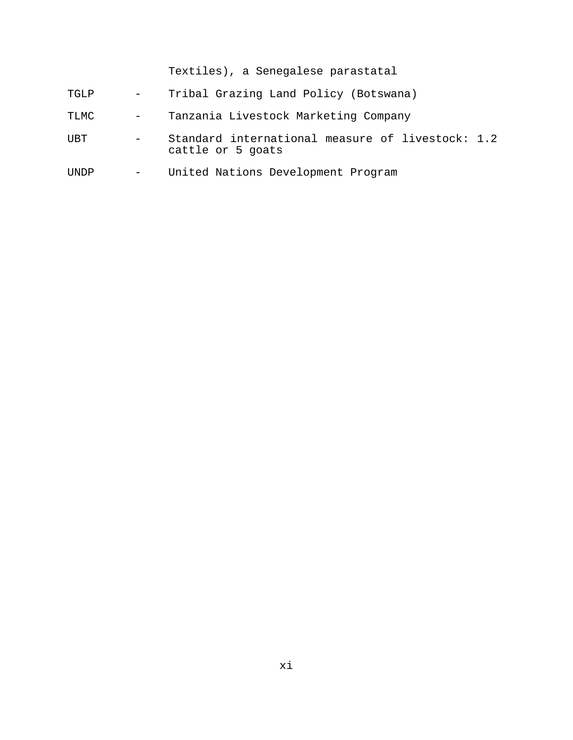Textiles), a Senegalese parastatal

| | | |
|---|---|---|
| TGLP | - | Tribal Grazing Land Policy (Botswana) |
| TLMC | - | Tanzania Livestock Marketing Company |
| UBT | - | Standard international measure of livestock: 1.2 cattle or 5 goats |
| UNDP | - | United Nations Development Program |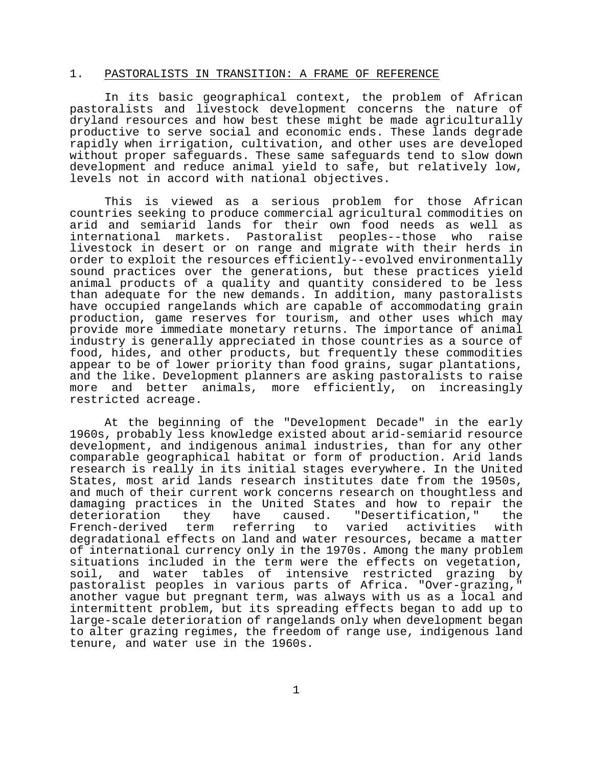## 1. PASTORALISTS IN TRANSITION: A FRAME OF REFERENCE

In its basic geographical context, the problem of African pastoralists and livestock development concerns the nature of dryland resources and how best these might be made agriculturally productive to serve social and economic ends. These lands degrade rapidly when irrigation, cultivation, and other uses are developed without proper safeguards. These same safeguards tend to slow down development and reduce animal yield to safe, but relatively low, levels not in accord with national objectives.

This is viewed as a serious problem for those African countries seeking to produce commercial agricultural commodities on arid and semiarid lands for their own food needs as well as international markets. Pastoralist peoples--those who raise livestock in desert or on range and migrate with their herds in order to exploit the resources efficiently--evolved environmentally sound practices over the generations, but these practices yield animal products of a quality and quantity considered to be less than adequate for the new demands. In addition, many pastoralists have occupied rangelands which are capable of accommodating grain production, game reserves for tourism, and other uses which may provide more immediate monetary returns. The importance of animal industry is generally appreciated in those countries as a source of food, hides, and other products, but frequently these commodities appear to be of lower priority than food grains, sugar plantations, and the like. Development planners are asking pastoralists to raise more and better animals, more efficiently, on increasingly restricted acreage.

At the beginning of the "Development Decade" in the early 1960s, probably less knowledge existed about arid-semiarid resource development, and indigenous animal industries, than for any other comparable geographical habitat or form of production. Arid lands research is really in its initial stages everywhere. In the United States, most arid lands research institutes date from the 1950s, and much of their current work concerns research on thoughtless and damaging practices in the United States and how to repair the deterioration they have caused. "Desertification," the French-derived term referring to varied activities with degradational effects on land and water resources, became a matter of international currency only in the 1970s. Among the many problem situations included in the term were the effects on vegetation, soil, and water tables of intensive restricted grazing by pastoralist peoples in various parts of Africa. "Over-grazing," another vague but pregnant term, was always with us as a local and intermittent problem, but its spreading effects began to add up to large-scale deterioration of rangelands only when development began to alter grazing regimes, the freedom of range use, indigenous land tenure, and water use in the 1960s.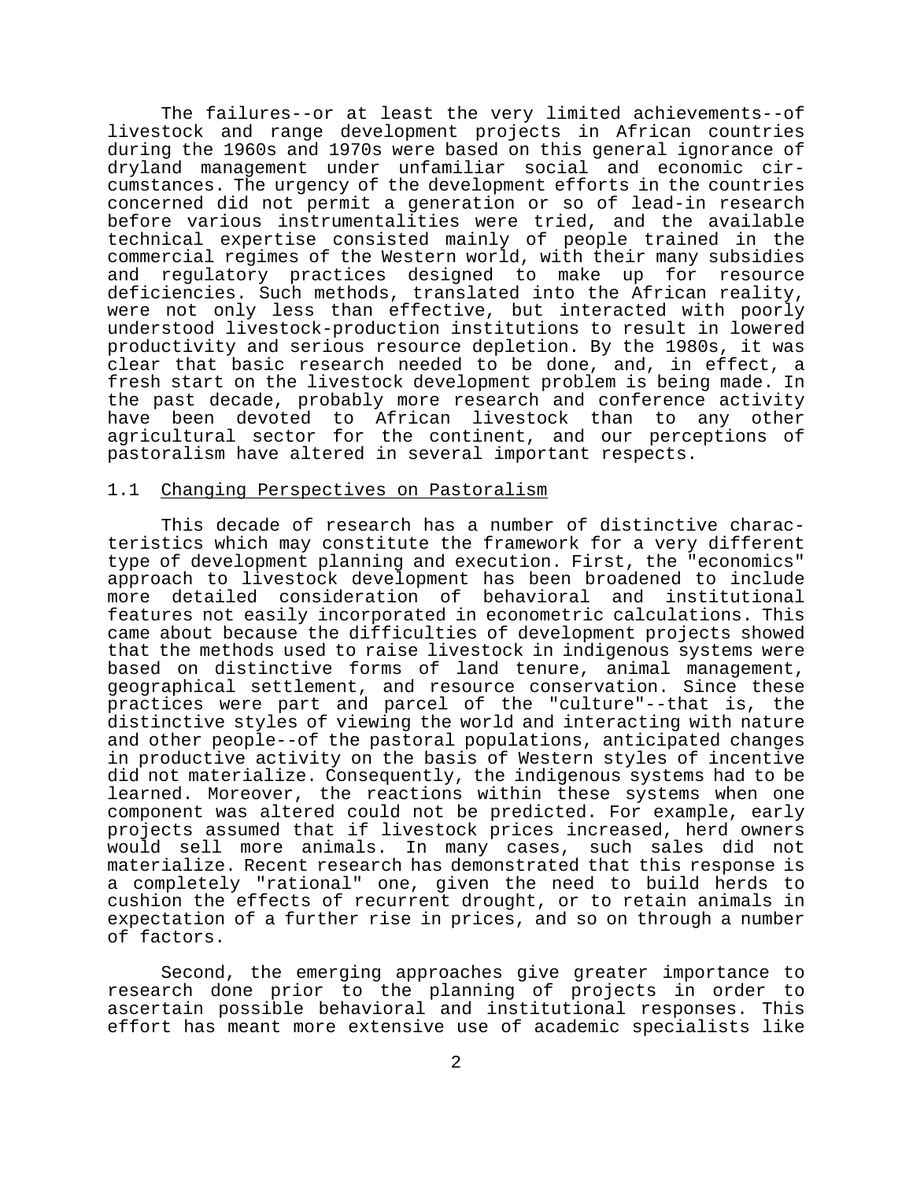The failures--or at least the very limited achievements--of livestock and range development projects in African countries during the 1960s and 1970s were based on this general ignorance of dryland management under unfamiliar social and economic circumstances. The urgency of the development efforts in the countries concerned did not permit a generation or so of lead-in research before various instrumentalities were tried, and the available technical expertise consisted mainly of people trained in the commercial regimes of the Western world, with their many subsidies and regulatory practices designed to make up for resource deficiencies. Such methods, translated into the African reality, were not only less than effective, but interacted with poorly understood livestock-production institutions to result in lowered productivity and serious resource depletion. By the 1980s, it was clear that basic research needed to be done, and, in effect, a fresh start on the livestock development problem is being made. In the past decade, probably more research and conference activity have been devoted to African livestock than to any other agricultural sector for the continent, and our perceptions of pastoralism have altered in several important respects.

## 1.1 Changing Perspectives on Pastoralism

This decade of research has a number of distinctive characteristics which may constitute the framework for a very different type of development planning and execution. First, the "economics" approach to livestock development has been broadened to include more detailed consideration of behavioral and institutional features not easily incorporated in econometric calculations. This came about because the difficulties of development projects showed that the methods used to raise livestock in indigenous systems were based on distinctive forms of land tenure, animal management, geographical settlement, and resource conservation. Since these practices were part and parcel of the "culture"--that is, the distinctive styles of viewing the world and interacting with nature and other people--of the pastoral populations, anticipated changes in productive activity on the basis of Western styles of incentive did not materialize. Consequently, the indigenous systems had to be learned. Moreover, the reactions within these systems when one component was altered could not be predicted. For example, early projects assumed that if livestock prices increased, herd owners would sell more animals. In many cases, such sales did not materialize. Recent research has demonstrated that this response is a completely "rational" one, given the need to build herds to cushion the effects of recurrent drought, or to retain animals in expectation of a further rise in prices, and so on through a number of factors.

Second, the emerging approaches give greater importance to research done prior to the planning of projects in order to ascertain possible behavioral and institutional responses. This effort has meant more extensive use of academic specialists like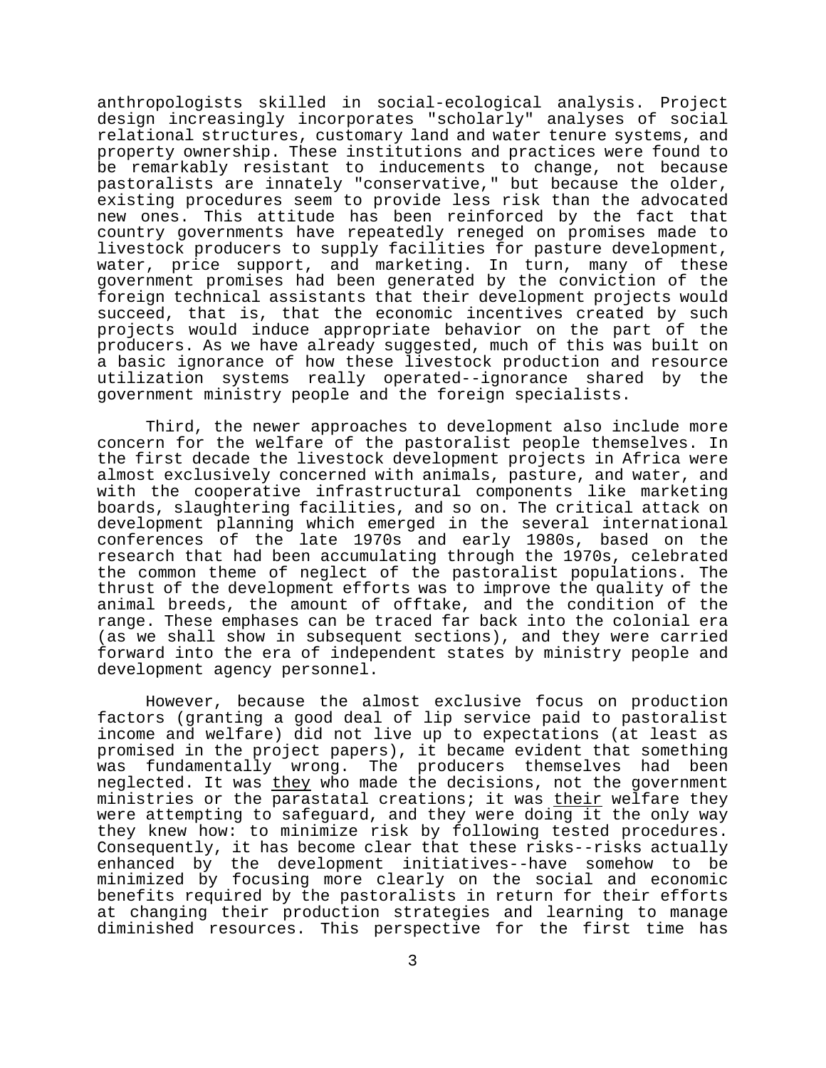anthropologists skilled in social-ecological analysis. Project design increasingly incorporates "scholarly" analyses of social relational structures, customary land and water tenure systems, and property ownership. These institutions and practices were found to be remarkably resistant to inducements to change, not because pastoralists are innately "conservative," but because the older, existing procedures seem to provide less risk than the advocated new ones. This attitude has been reinforced by the fact that country governments have repeatedly reneged on promises made to livestock producers to supply facilities for pasture development, water, price support, and marketing. In turn, many of these government promises had been generated by the conviction of the foreign technical assistants that their development projects would succeed, that is, that the economic incentives created by such projects would induce appropriate behavior on the part of the producers. As we have already suggested, much of this was built on a basic ignorance of how these livestock production and resource utilization systems really operated--ignorance shared by the government ministry people and the foreign specialists.

Third, the newer approaches to development also include more concern for the welfare of the pastoralist people themselves. In the first decade the livestock development projects in Africa were almost exclusively concerned with animals, pasture, and water, and with the cooperative infrastructural components like marketing boards, slaughtering facilities, and so on. The critical attack on development planning which emerged in the several international conferences of the late 1970s and early 1980s, based on the research that had been accumulating through the 1970s, celebrated the common theme of neglect of the pastoralist populations. The thrust of the development efforts was to improve the quality of the animal breeds, the amount of offtake, and the condition of the range. These emphases can be traced far back into the colonial era (as we shall show in subsequent sections), and they were carried forward into the era of independent states by ministry people and development agency personnel.

However, because the almost exclusive focus on production factors (granting a good deal of lip service paid to pastoralist income and welfare) did not live up to expectations (at least as promised in the project papers), it became evident that something was fundamentally wrong. The producers themselves had been neglected. It was _they_ who made the decisions, not the government ministries or the parastatal creations; it was _their_ welfare they were attempting to safeguard, and they were doing it the only way they knew how: to minimize risk by following tested procedures. Consequently, it has become clear that these risks--risks actually enhanced by the development initiatives--have somehow to be minimized by focusing more clearly on the social and economic benefits required by the pastoralists in return for their efforts at changing their production strategies and learning to manage diminished resources. This perspective for the first time has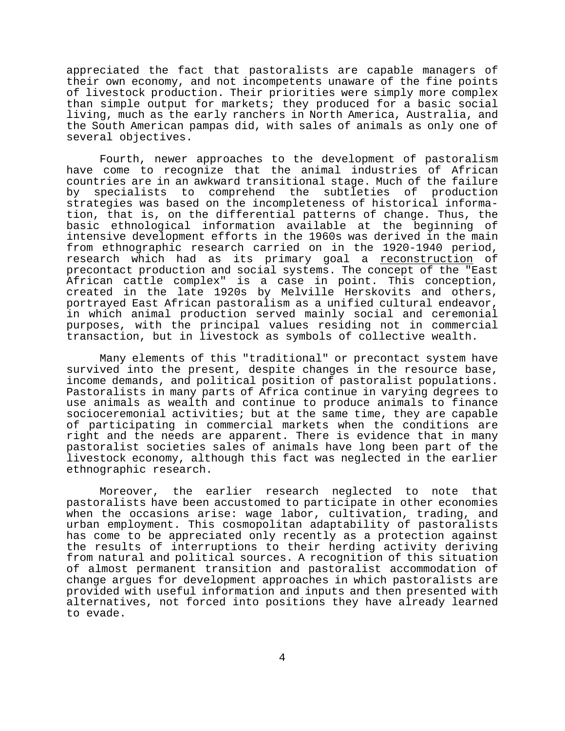appreciated the fact that pastoralists are capable managers of their own economy, and not incompetents unaware of the fine points of livestock production. Their priorities were simply more complex than simple output for markets; they produced for a basic social living, much as the early ranchers in North America, Australia, and the South American pampas did, with sales of animals as only one of several objectives.

Fourth, newer approaches to the development of pastoralism have come to recognize that the animal industries of African countries are in an awkward transitional stage. Much of the failure by specialists to comprehend the subtleties of production strategies was based on the incompleteness of historical information, that is, on the differential patterns of change. Thus, the basic ethnological information available at the beginning of intensive development efforts in the 1960s was derived in the main from ethnographic research carried on in the 1920-1940 period, research which had as its primary goal a <u>reconstruction</u> of precontact production and social systems. The concept of the "East African cattle complex" is a case in point. This conception, created in the late 1920s by Melville Herskovits and others, portrayed East African pastoralism as a unified cultural endeavor, in which animal production served mainly social and ceremonial purposes, with the principal values residing not in commercial transaction, but in livestock as symbols of collective wealth.

Many elements of this "traditional" or precontact system have survived into the present, despite changes in the resource base, income demands, and political position of pastoralist populations. Pastoralists in many parts of Africa continue in varying degrees to use animals as wealth and continue to produce animals to finance socioceremonial activities; but at the same time, they are capable of participating in commercial markets when the conditions are right and the needs are apparent. There is evidence that in many pastoralist societies sales of animals have long been part of the livestock economy, although this fact was neglected in the earlier ethnographic research.

Moreover, the earlier research neglected to note that pastoralists have been accustomed to participate in other economies when the occasions arise: wage labor, cultivation, trading, and urban employment. This cosmopolitan adaptability of pastoralists has come to be appreciated only recently as a protection against the results of interruptions to their herding activity deriving from natural and political sources. A recognition of this situation of almost permanent transition and pastoralist accommodation of change argues for development approaches in which pastoralists are provided with useful information and inputs and then presented with alternatives, not forced into positions they have already learned to evade.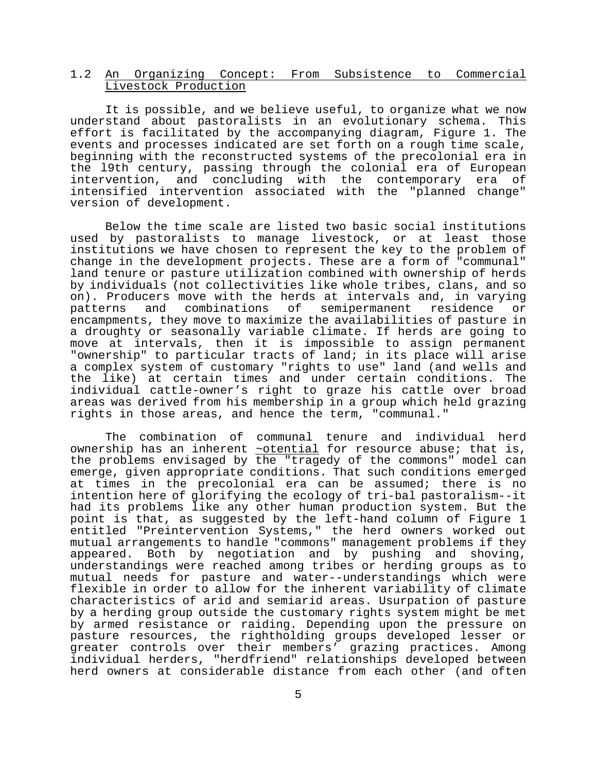## 1.2 An Organizing Concept: From Subsistence to Commercial Livestock Production

It is possible, and we believe useful, to organize what we now understand about pastoralists in an evolutionary schema. This effort is facilitated by the accompanying diagram, Figure 1. The events and processes indicated are set forth on a rough time scale, beginning with the reconstructed systems of the precolonial era in the 19th century, passing through the colonial era of European intervention, and concluding with the contemporary era of intensified intervention associated with the "planned change" version of development.

Below the time scale are listed two basic social institutions used by pastoralists to manage livestock, or at least those institutions we have chosen to represent the key to the problem of change in the development projects. These are a form of "communal" land tenure or pasture utilization combined with ownership of herds by individuals (not collectivities like whole tribes, clans, and so on). Producers move with the herds at intervals and, in varying patterns and combinations of semipermanent residence or encampments, they move to maximize the availabilities of pasture in a droughty or seasonally variable climate. If herds are going to move at intervals, then it is impossible to assign permanent "ownership" to particular tracts of land; in its place will arise a complex system of customary "rights to use" land (and wells and the like) at certain times and under certain conditions. The individual cattle-owner's right to graze his cattle over broad areas was derived from his membership in a group which held grazing rights in those areas, and hence the term, "communal."

The combination of communal tenure and individual herd ownership has an inherent ~otential for resource abuse; that is, the problems envisaged by the "tragedy of the commons" model can emerge, given appropriate conditions. That such conditions emerged at times in the precolonial era can be assumed; there is no intention here of glorifying the ecology of tri-bal pastoralism--it had its problems like any other human production system. But the point is that, as suggested by the left-hand column of Figure 1 entitled "Preintervention Systems," the herd owners worked out mutual arrangements to handle "commons" management problems if they appeared. Both by negotiation and by pushing and shoving, understandings were reached among tribes or herding groups as to mutual needs for pasture and water--understandings which were flexible in order to allow for the inherent variability of climate characteristics of arid and semiarid areas. Usurpation of pasture by a herding group outside the customary rights system might be met by armed resistance or raiding. Depending upon the pressure on pasture resources, the rightholding groups developed lesser or greater controls over their members' grazing practices. Among individual herders, "herdfriend" relationships developed between herd owners at considerable distance from each other (and often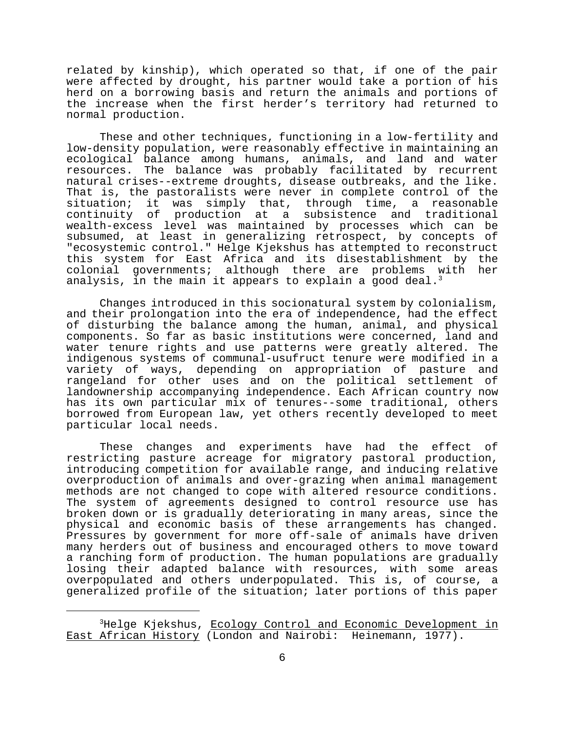related by kinship), which operated so that, if one of the pair were affected by drought, his partner would take a portion of his herd on a borrowing basis and return the animals and portions of the increase when the first herder's territory had returned to normal production.

These and other techniques, functioning in a low-fertility and low-density population, were reasonably effective in maintaining an ecological balance among humans, animals, and land and water resources. The balance was probably facilitated by recurrent natural crises--extreme droughts, disease outbreaks, and the like. That is, the pastoralists were never in complete control of the situation; it was simply that, through time, a reasonable continuity of production at a subsistence and traditional wealth-excess level was maintained by processes which can be subsumed, at least in generalizing retrospect, by concepts of "ecosystemic control." Helge Kjekshus has attempted to reconstruct this system for East Africa and its disestablishment by the colonial governments; although there are problems with her analysis, in the main it appears to explain a good deal.[3]

Changes introduced in this socionatural system by colonialism, and their prolongation into the era of independence, had the effect of disturbing the balance among the human, animal, and physical components. So far as basic institutions were concerned, land and water tenure rights and use patterns were greatly altered. The indigenous systems of communal-usufruct tenure were modified in a variety of ways, depending on appropriation of pasture and rangeland for other uses and on the political settlement of landownership accompanying independence. Each African country now has its own particular mix of tenures--some traditional, others borrowed from European law, yet others recently developed to meet particular local needs.

These changes and experiments have had the effect of restricting pasture acreage for migratory pastoral production, introducing competition for available range, and inducing relative overproduction of animals and over-grazing when animal management methods are not changed to cope with altered resource conditions. The system of agreements designed to control resource use has broken down or is gradually deteriorating in many areas, since the physical and economic basis of these arrangements has changed. Pressures by government for more off-sale of animals have driven many herders out of business and encouraged others to move toward a ranching form of production. The human populations are gradually losing their adapted balance with resources, with some areas overpopulated and others underpopulated. This is, of course, a generalized profile of the situation; later portions of this paper

---

[3]Helge Kjekshus, Ecology Control and Economic Development in East African History (London and Nairobi: Heinemann, 1977).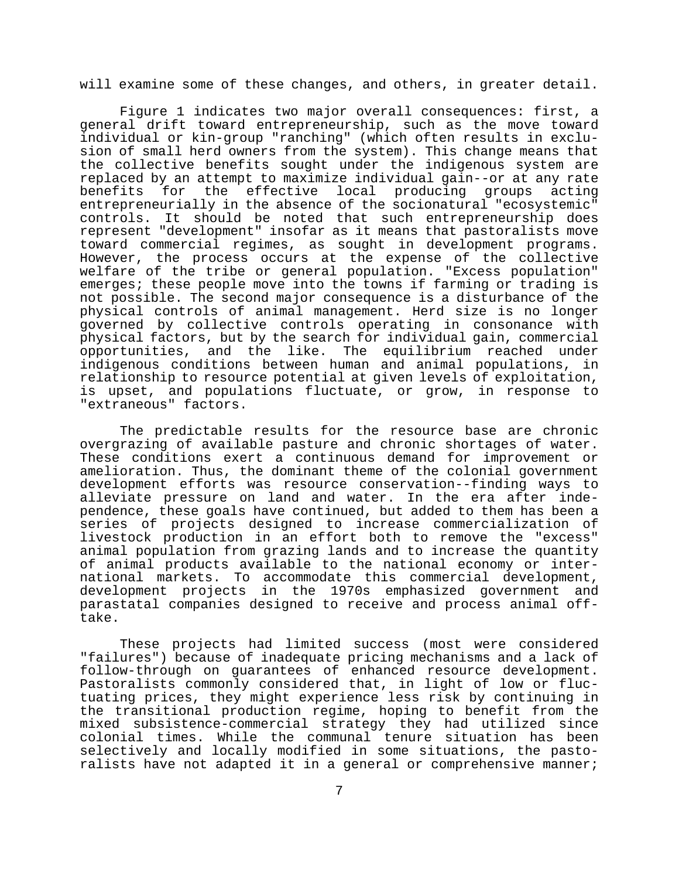will examine some of these changes, and others, in greater detail.

Figure 1 indicates two major overall consequences: first, a general drift toward entrepreneurship, such as the move toward individual or kin-group "ranching" (which often results in exclusion of small herd owners from the system). This change means that the collective benefits sought under the indigenous system are replaced by an attempt to maximize individual gain--or at any rate benefits for the effective local producing groups acting entrepreneurially in the absence of the socionatural "ecosystemic" controls. It should be noted that such entrepreneurship does represent "development" insofar as it means that pastoralists move toward commercial regimes, as sought in development programs. However, the process occurs at the expense of the collective welfare of the tribe or general population. "Excess population" emerges; these people move into the towns if farming or trading is not possible. The second major consequence is a disturbance of the physical controls of animal management. Herd size is no longer governed by collective controls operating in consonance with physical factors, but by the search for individual gain, commercial opportunities, and the like. The equilibrium reached under indigenous conditions between human and animal populations, in relationship to resource potential at given levels of exploitation, is upset, and populations fluctuate, or grow, in response to "extraneous" factors.

The predictable results for the resource base are chronic overgrazing of available pasture and chronic shortages of water. These conditions exert a continuous demand for improvement or amelioration. Thus, the dominant theme of the colonial government development efforts was resource conservation--finding ways to alleviate pressure on land and water. In the era after independence, these goals have continued, but added to them has been a series of projects designed to increase commercialization of livestock production in an effort both to remove the "excess" animal population from grazing lands and to increase the quantity of animal products available to the national economy or international markets. To accommodate this commercial development, development projects in the 1970s emphasized government and parastatal companies designed to receive and process animal offtake.

These projects had limited success (most were considered "failures") because of inadequate pricing mechanisms and a lack of follow-through on guarantees of enhanced resource development. Pastoralists commonly considered that, in light of low or fluctuating prices, they might experience less risk by continuing in the transitional production regime, hoping to benefit from the mixed subsistence-commercial strategy they had utilized since colonial times. While the communal tenure situation has been selectively and locally modified in some situations, the pastoralists have not adapted it in a general or comprehensive manner;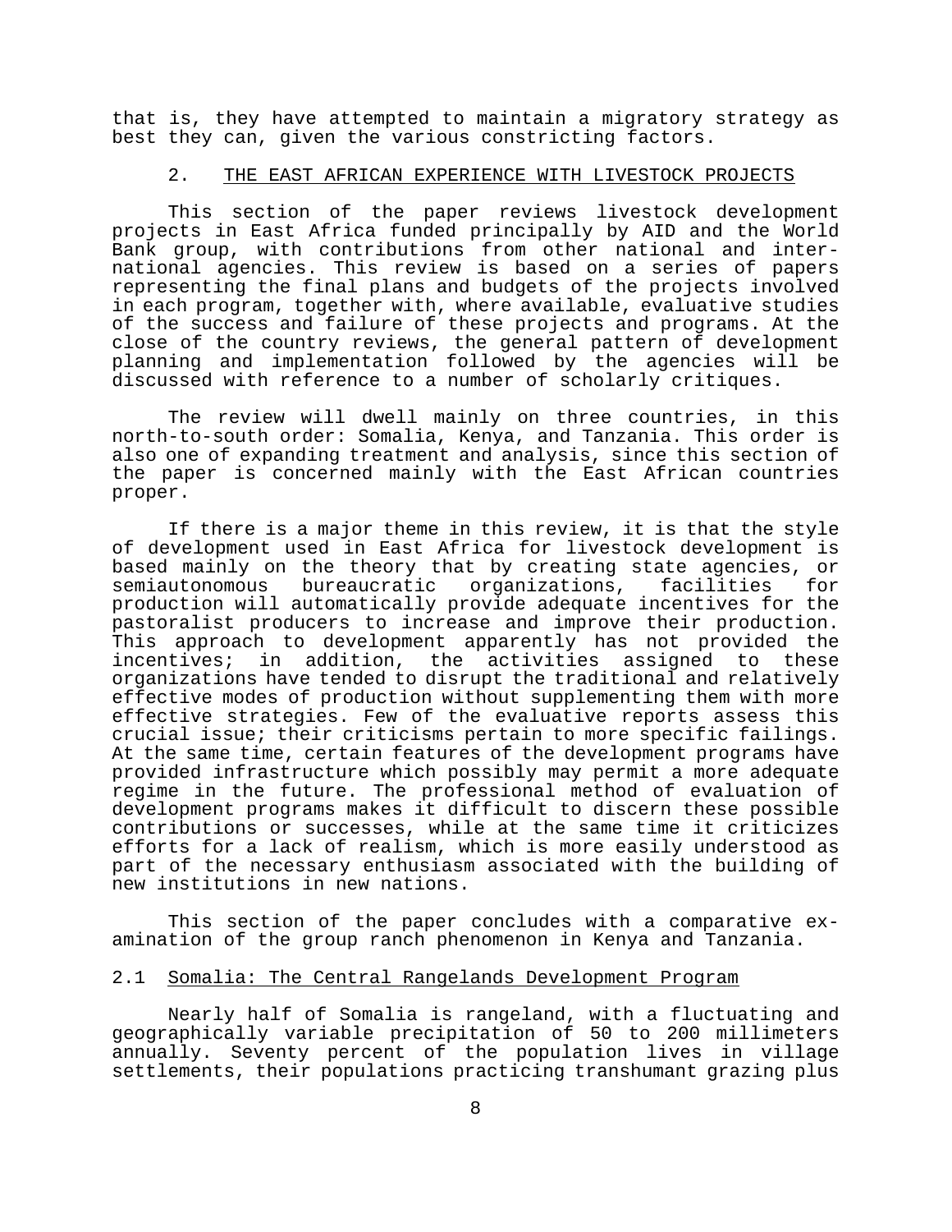that is, they have attempted to maintain a migratory strategy as best they can, given the various constricting factors.

## 2. THE EAST AFRICAN EXPERIENCE WITH LIVESTOCK PROJECTS

This section of the paper reviews livestock development projects in East Africa funded principally by AID and the World Bank group, with contributions from other national and international agencies. This review is based on a series of papers representing the final plans and budgets of the projects involved in each program, together with, where available, evaluative studies of the success and failure of these projects and programs. At the close of the country reviews, the general pattern of development planning and implementation followed by the agencies will be discussed with reference to a number of scholarly critiques.

The review will dwell mainly on three countries, in this north-to-south order: Somalia, Kenya, and Tanzania. This order is also one of expanding treatment and analysis, since this section of the paper is concerned mainly with the East African countries proper.

If there is a major theme in this review, it is that the style of development used in East Africa for livestock development is based mainly on the theory that by creating state agencies, or semiautonomous bureaucratic organizations, facilities for production will automatically provide adequate incentives for the pastoralist producers to increase and improve their production. This approach to development apparently has not provided the incentives; in addition, the activities assigned to these organizations have tended to disrupt the traditional and relatively effective modes of production without supplementing them with more effective strategies. Few of the evaluative reports assess this crucial issue; their criticisms pertain to more specific failings. At the same time, certain features of the development programs have provided infrastructure which possibly may permit a more adequate regime in the future. The professional method of evaluation of development programs makes it difficult to discern these possible contributions or successes, while at the same time it criticizes efforts for a lack of realism, which is more easily understood as part of the necessary enthusiasm associated with the building of new institutions in new nations.

This section of the paper concludes with a comparative examination of the group ranch phenomenon in Kenya and Tanzania.

### 2.1 Somalia: The Central Rangelands Development Program

Nearly half of Somalia is rangeland, with a fluctuating and geographically variable precipitation of 50 to 200 millimeters annually. Seventy percent of the population lives in village settlements, their populations practicing transhumant grazing plus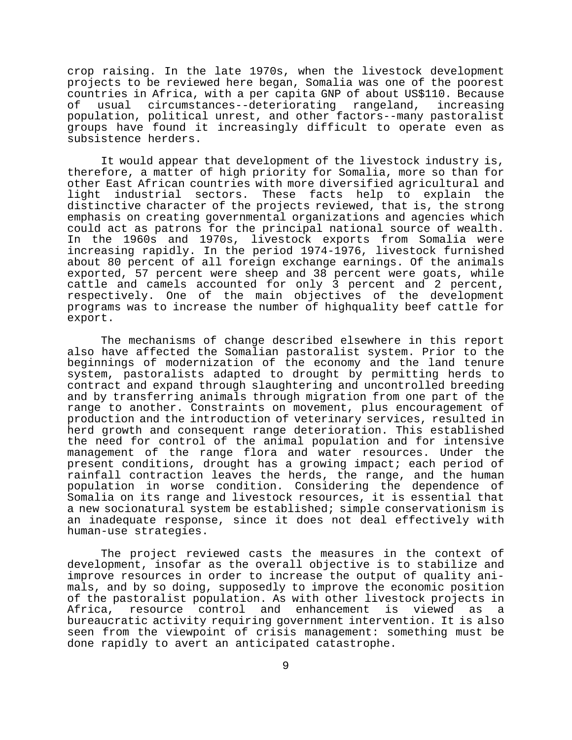crop raising. In the late 1970s, when the livestock development projects to be reviewed here began, Somalia was one of the poorest countries in Africa, with a per capita GNP of about US$110. Because of usual circumstances--deteriorating rangeland, increasing population, political unrest, and other factors--many pastoralist groups have found it increasingly difficult to operate even as subsistence herders.

It would appear that development of the livestock industry is, therefore, a matter of high priority for Somalia, more so than for other East African countries with more diversified agricultural and light industrial sectors. These facts help to explain the distinctive character of the projects reviewed, that is, the strong emphasis on creating governmental organizations and agencies which could act as patrons for the principal national source of wealth. In the 1960s and 1970s, livestock exports from Somalia were increasing rapidly. In the period 1974-1976, livestock furnished about 80 percent of all foreign exchange earnings. Of the animals exported, 57 percent were sheep and 38 percent were goats, while cattle and camels accounted for only 3 percent and 2 percent, respectively. One of the main objectives of the development programs was to increase the number of highquality beef cattle for export.

The mechanisms of change described elsewhere in this report also have affected the Somalian pastoralist system. Prior to the beginnings of modernization of the economy and the land tenure system, pastoralists adapted to drought by permitting herds to contract and expand through slaughtering and uncontrolled breeding and by transferring animals through migration from one part of the range to another. Constraints on movement, plus encouragement of production and the introduction of veterinary services, resulted in herd growth and consequent range deterioration. This established the need for control of the animal population and for intensive management of the range flora and water resources. Under the present conditions, drought has a growing impact; each period of rainfall contraction leaves the herds, the range, and the human population in worse condition. Considering the dependence of Somalia on its range and livestock resources, it is essential that a new socionatural system be established; simple conservationism is an inadequate response, since it does not deal effectively with human-use strategies.

The project reviewed casts the measures in the context of development, insofar as the overall objective is to stabilize and improve resources in order to increase the output of quality animals, and by so doing, supposedly to improve the economic position of the pastoralist population. As with other livestock projects in Africa, resource control and enhancement is viewed as a bureaucratic activity requiring government intervention. It is also seen from the viewpoint of crisis management: something must be done rapidly to avert an anticipated catastrophe.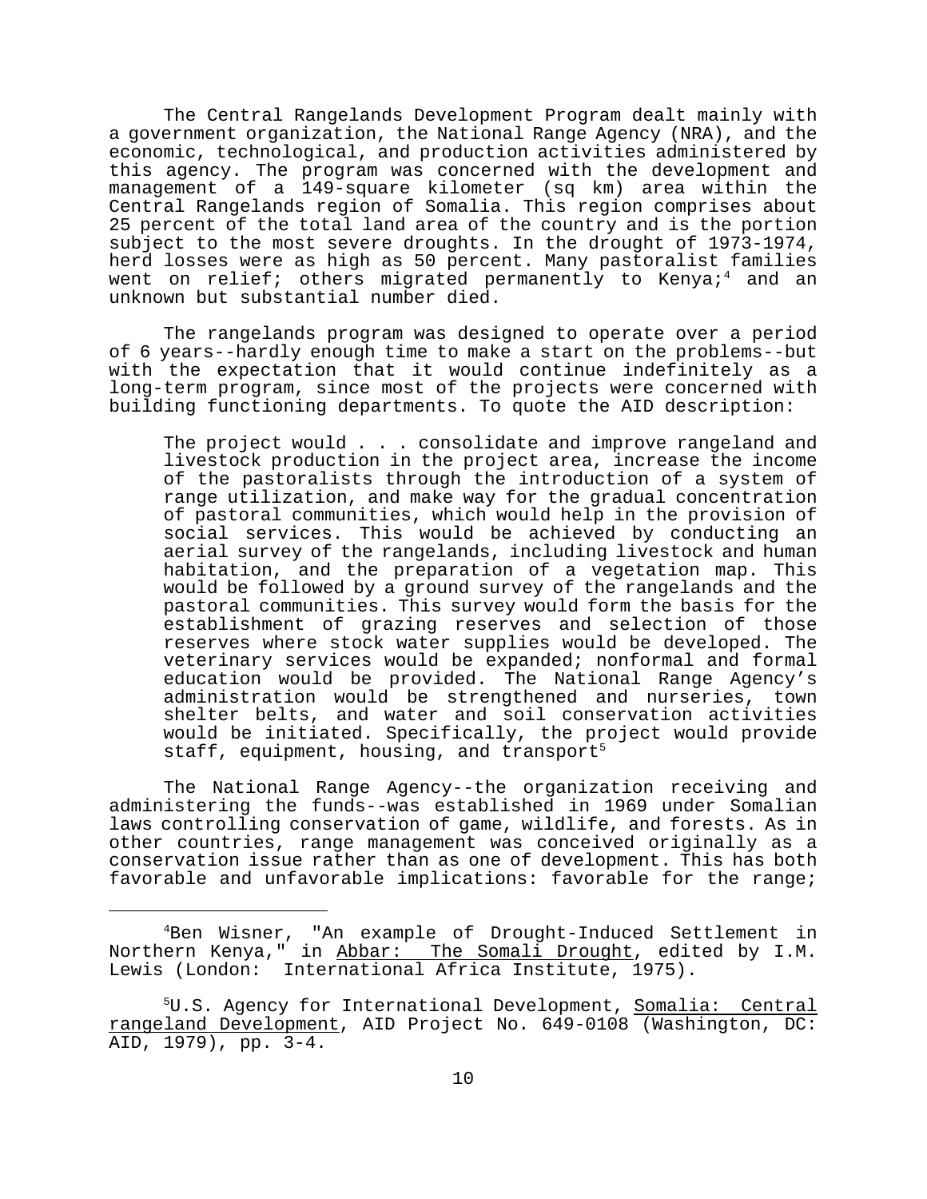The Central Rangelands Development Program dealt mainly with a government organization, the National Range Agency (NRA), and the economic, technological, and production activities administered by this agency. The program was concerned with the development and management of a 149-square kilometer (sq km) area within the Central Rangelands region of Somalia. This region comprises about 25 percent of the total land area of the country and is the portion subject to the most severe droughts. In the drought of 1973-1974, herd losses were as high as 50 percent. Many pastoralist families went on relief; others migrated permanently to Kenya;[4] and an unknown but substantial number died.

The rangelands program was designed to operate over a period of 6 years--hardly enough time to make a start on the problems--but with the expectation that it would continue indefinitely as a long-term program, since most of the projects were concerned with building functioning departments. To quote the AID description:

> The project would . . . consolidate and improve rangeland and livestock production in the project area, increase the income of the pastoralists through the introduction of a system of range utilization, and make way for the gradual concentration of pastoral communities, which would help in the provision of social services. This would be achieved by conducting an aerial survey of the rangelands, including livestock and human habitation, and the preparation of a vegetation map. This would be followed by a ground survey of the rangelands and the pastoral communities. This survey would form the basis for the establishment of grazing reserves and selection of those reserves where stock water supplies would be developed. The veterinary services would be expanded; nonformal and formal education would be provided. The National Range Agency's administration would be strengthened and nurseries, town shelter belts, and water and soil conservation activities would be initiated. Specifically, the project would provide staff, equipment, housing, and transport[5]

The National Range Agency--the organization receiving and administering the funds--was established in 1969 under Somalian laws controlling conservation of game, wildlife, and forests. As in other countries, range management was conceived originally as a conservation issue rather than as one of development. This has both favorable and unfavorable implications: favorable for the range;

---

[4]Ben Wisner, "An example of Drought-Induced Settlement in Northern Kenya," in Abbar: The Somali Drought, edited by I.M. Lewis (London: International Africa Institute, 1975).

[5]U.S. Agency for International Development, Somalia: Central rangeland Development, AID Project No. 649-0108 (Washington, DC: AID, 1979), pp. 3-4.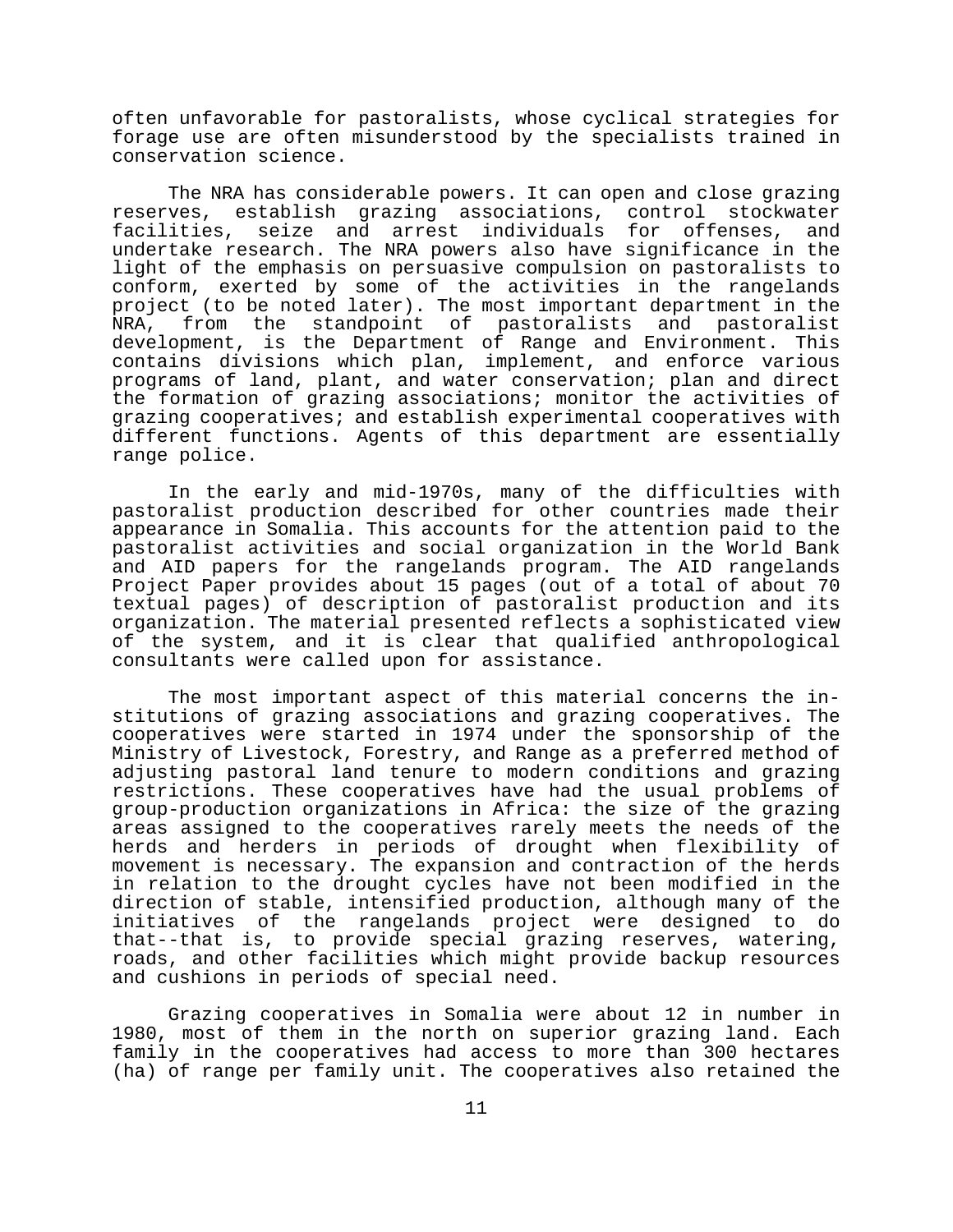often unfavorable for pastoralists, whose cyclical strategies for forage use are often misunderstood by the specialists trained in conservation science.

The NRA has considerable powers. It can open and close grazing reserves, establish grazing associations, control stockwater facilities, seize and arrest individuals for offenses, and undertake research. The NRA powers also have significance in the light of the emphasis on persuasive compulsion on pastoralists to conform, exerted by some of the activities in the rangelands project (to be noted later). The most important department in the NRA, from the standpoint of pastoralists and pastoralist development, is the Department of Range and Environment. This contains divisions which plan, implement, and enforce various programs of land, plant, and water conservation; plan and direct the formation of grazing associations; monitor the activities of grazing cooperatives; and establish experimental cooperatives with different functions. Agents of this department are essentially range police.

In the early and mid-1970s, many of the difficulties with pastoralist production described for other countries made their appearance in Somalia. This accounts for the attention paid to the pastoralist activities and social organization in the World Bank and AID papers for the rangelands program. The AID rangelands Project Paper provides about 15 pages (out of a total of about 70 textual pages) of description of pastoralist production and its organization. The material presented reflects a sophisticated view of the system, and it is clear that qualified anthropological consultants were called upon for assistance.

The most important aspect of this material concerns the institutions of grazing associations and grazing cooperatives. The cooperatives were started in 1974 under the sponsorship of the Ministry of Livestock, Forestry, and Range as a preferred method of adjusting pastoral land tenure to modern conditions and grazing restrictions. These cooperatives have had the usual problems of group-production organizations in Africa: the size of the grazing areas assigned to the cooperatives rarely meets the needs of the herds and herders in periods of drought when flexibility of movement is necessary. The expansion and contraction of the herds in relation to the drought cycles have not been modified in the direction of stable, intensified production, although many of the initiatives of the rangelands project were designed to do that--that is, to provide special grazing reserves, watering, roads, and other facilities which might provide backup resources and cushions in periods of special need.

Grazing cooperatives in Somalia were about 12 in number in 1980, most of them in the north on superior grazing land. Each family in the cooperatives had access to more than 300 hectares (ha) of range per family unit. The cooperatives also retained the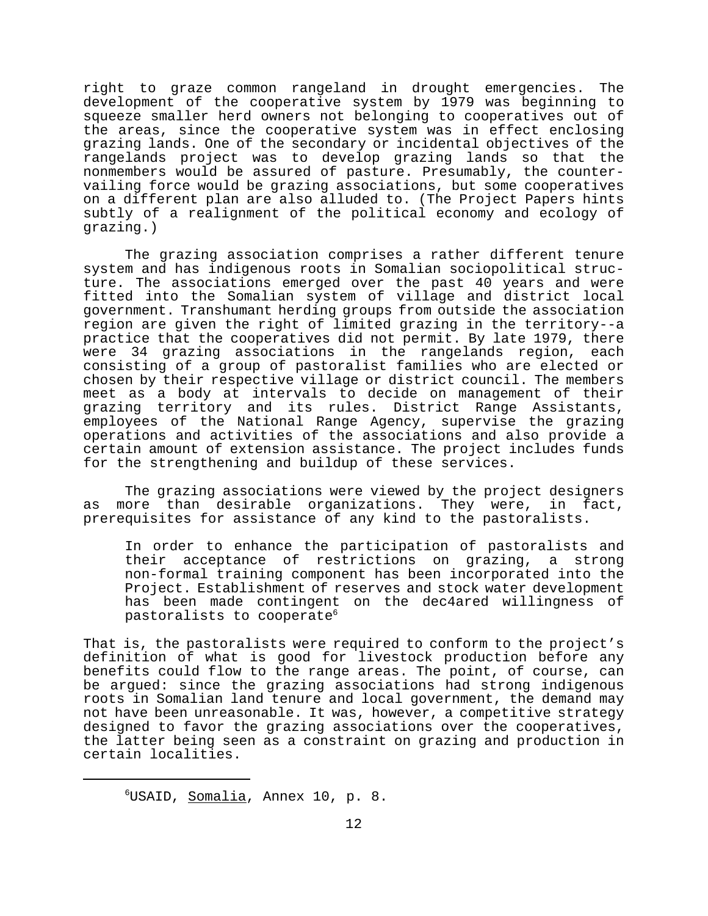right to graze common rangeland in drought emergencies. The development of the cooperative system by 1979 was beginning to squeeze smaller herd owners not belonging to cooperatives out of the areas, since the cooperative system was in effect enclosing grazing lands. One of the secondary or incidental objectives of the rangelands project was to develop grazing lands so that the nonmembers would be assured of pasture. Presumably, the countervailing force would be grazing associations, but some cooperatives on a different plan are also alluded to. (The Project Papers hints subtly of a realignment of the political economy and ecology of grazing.)

The grazing association comprises a rather different tenure system and has indigenous roots in Somalian sociopolitical structure. The associations emerged over the past 40 years and were fitted into the Somalian system of village and district local government. Transhumant herding groups from outside the association region are given the right of limited grazing in the territory--a practice that the cooperatives did not permit. By late 1979, there were 34 grazing associations in the rangelands region, each consisting of a group of pastoralist families who are elected or chosen by their respective village or district council. The members meet as a body at intervals to decide on management of their grazing territory and its rules. District Range Assistants, employees of the National Range Agency, supervise the grazing operations and activities of the associations and also provide a certain amount of extension assistance. The project includes funds for the strengthening and buildup of these services.

The grazing associations were viewed by the project designers as more than desirable organizations. They were, in fact, prerequisites for assistance of any kind to the pastoralists.

> In order to enhance the participation of pastoralists and their acceptance of restrictions on grazing, a strong non-formal training component has been incorporated into the Project. Establishment of reserves and stock water development has been made contingent on the dec4ared willingness of pastoralists to cooperate[6]

That is, the pastoralists were required to conform to the project's definition of what is good for livestock production before any benefits could flow to the range areas. The point, of course, can be argued: since the grazing associations had strong indigenous roots in Somalian land tenure and local government, the demand may not have been unreasonable. It was, however, a competitive strategy designed to favor the grazing associations over the cooperatives, the latter being seen as a constraint on grazing and production in certain localities.

---

[6] USAID, Somalia, Annex 10, p. 8.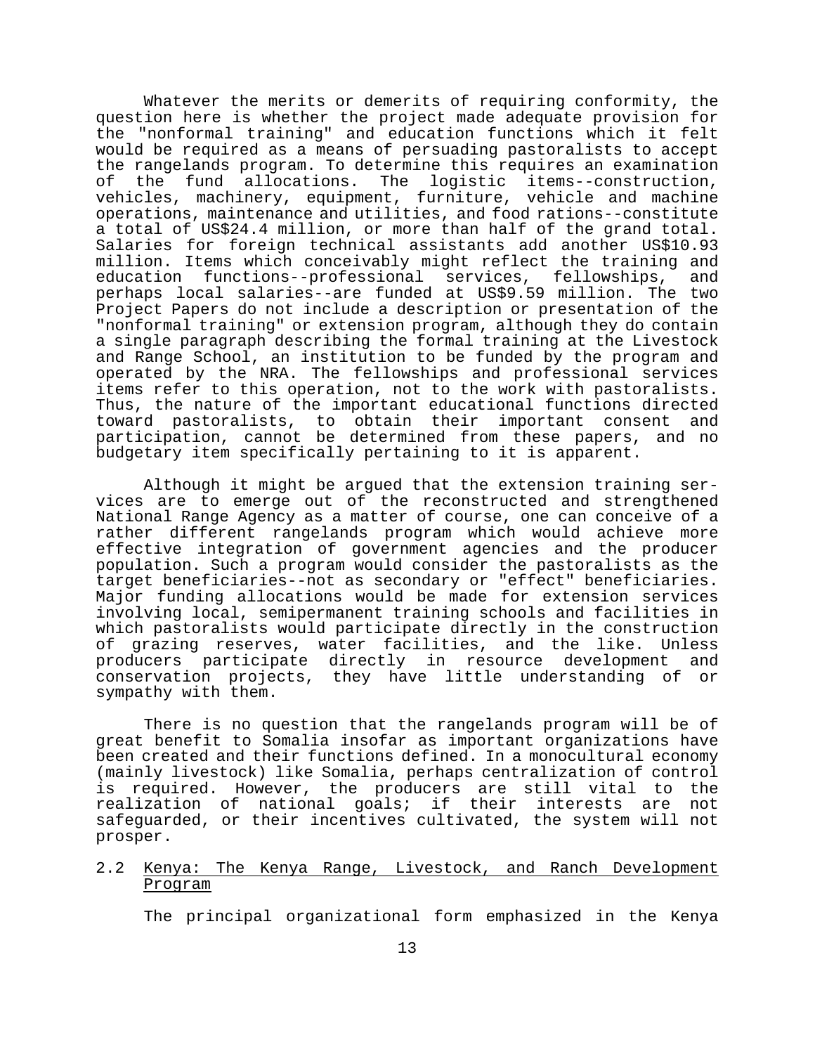Whatever the merits or demerits of requiring conformity, the question here is whether the project made adequate provision for the "nonformal training" and education functions which it felt would be required as a means of persuading pastoralists to accept the rangelands program. To determine this requires an examination of the fund allocations. The logistic items--construction, vehicles, machinery, equipment, furniture, vehicle and machine operations, maintenance and utilities, and food rations--constitute a total of US$24.4 million, or more than half of the grand total. Salaries for foreign technical assistants add another US$10.93 million. Items which conceivably might reflect the training and education functions--professional services, fellowships, and perhaps local salaries--are funded at US$9.59 million. The two Project Papers do not include a description or presentation of the "nonformal training" or extension program, although they do contain a single paragraph describing the formal training at the Livestock and Range School, an institution to be funded by the program and operated by the NRA. The fellowships and professional services items refer to this operation, not to the work with pastoralists. Thus, the nature of the important educational functions directed toward pastoralists, to obtain their important consent and participation, cannot be determined from these papers, and no budgetary item specifically pertaining to it is apparent.

Although it might be argued that the extension training services are to emerge out of the reconstructed and strengthened National Range Agency as a matter of course, one can conceive of a rather different rangelands program which would achieve more effective integration of government agencies and the producer population. Such a program would consider the pastoralists as the target beneficiaries--not as secondary or "effect" beneficiaries. Major funding allocations would be made for extension services involving local, semipermanent training schools and facilities in which pastoralists would participate directly in the construction of grazing reserves, water facilities, and the like. Unless producers participate directly in resource development and conservation projects, they have little understanding of or sympathy with them.

There is no question that the rangelands program will be of great benefit to Somalia insofar as important organizations have been created and their functions defined. In a monocultural economy (mainly livestock) like Somalia, perhaps centralization of control is required. However, the producers are still vital to the realization of national goals; if their interests are not safeguarded, or their incentives cultivated, the system will not prosper.

## 2.2 Kenya: The Kenya Range, Livestock, and Ranch Development Program

The principal organizational form emphasized in the Kenya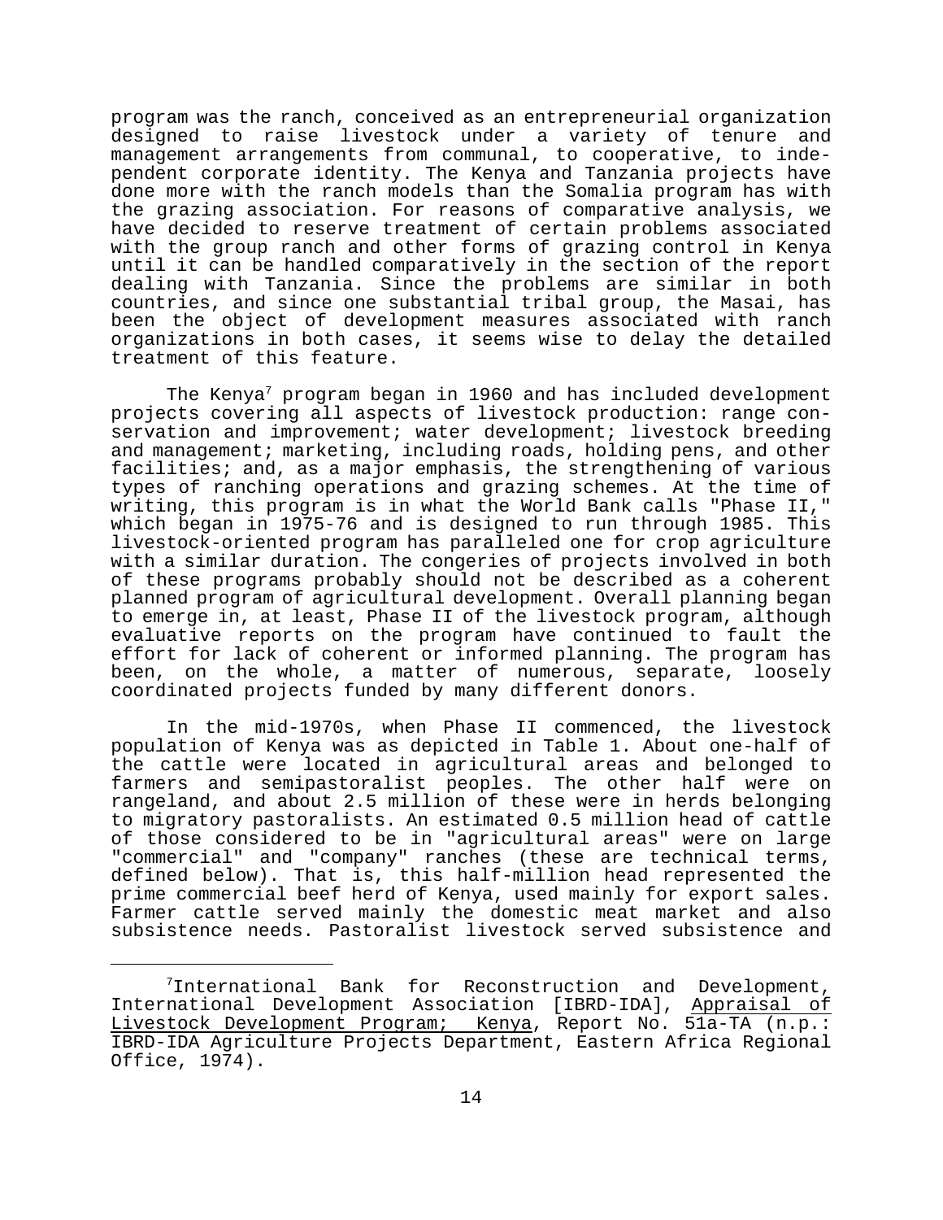program was the ranch, conceived as an entrepreneurial organization designed to raise livestock under a variety of tenure and management arrangements from communal, to cooperative, to independent corporate identity. The Kenya and Tanzania projects have done more with the ranch models than the Somalia program has with the grazing association. For reasons of comparative analysis, we have decided to reserve treatment of certain problems associated with the group ranch and other forms of grazing control in Kenya until it can be handled comparatively in the section of the report dealing with Tanzania. Since the problems are similar in both countries, and since one substantial tribal group, the Masai, has been the object of development measures associated with ranch organizations in both cases, it seems wise to delay the detailed treatment of this feature.

The Kenya[7] program began in 1960 and has included development projects covering all aspects of livestock production: range conservation and improvement; water development; livestock breeding and management; marketing, including roads, holding pens, and other facilities; and, as a major emphasis, the strengthening of various types of ranching operations and grazing schemes. At the time of writing, this program is in what the World Bank calls "Phase II," which began in 1975-76 and is designed to run through 1985. This livestock-oriented program has paralleled one for crop agriculture with a similar duration. The congeries of projects involved in both of these programs probably should not be described as a coherent planned program of agricultural development. Overall planning began to emerge in, at least, Phase II of the livestock program, although evaluative reports on the program have continued to fault the effort for lack of coherent or informed planning. The program has been, on the whole, a matter of numerous, separate, loosely coordinated projects funded by many different donors.

In the mid-1970s, when Phase II commenced, the livestock population of Kenya was as depicted in Table 1. About one-half of the cattle were located in agricultural areas and belonged to farmers and semipastoralist peoples. The other half were on rangeland, and about 2.5 million of these were in herds belonging to migratory pastoralists. An estimated 0.5 million head of cattle of those considered to be in "agricultural areas" were on large "commercial" and "company" ranches (these are technical terms, defined below). That is, this half-million head represented the prime commercial beef herd of Kenya, used mainly for export sales. Farmer cattle served mainly the domestic meat market and also subsistence needs. Pastoralist livestock served subsistence and

[7] International Bank for Reconstruction and Development, International Development Association [IBRD-IDA], Appraisal of Livestock Development Program; Kenya, Report No. 51a-TA (n.p.: IBRD-IDA Agriculture Projects Department, Eastern Africa Regional Office, 1974).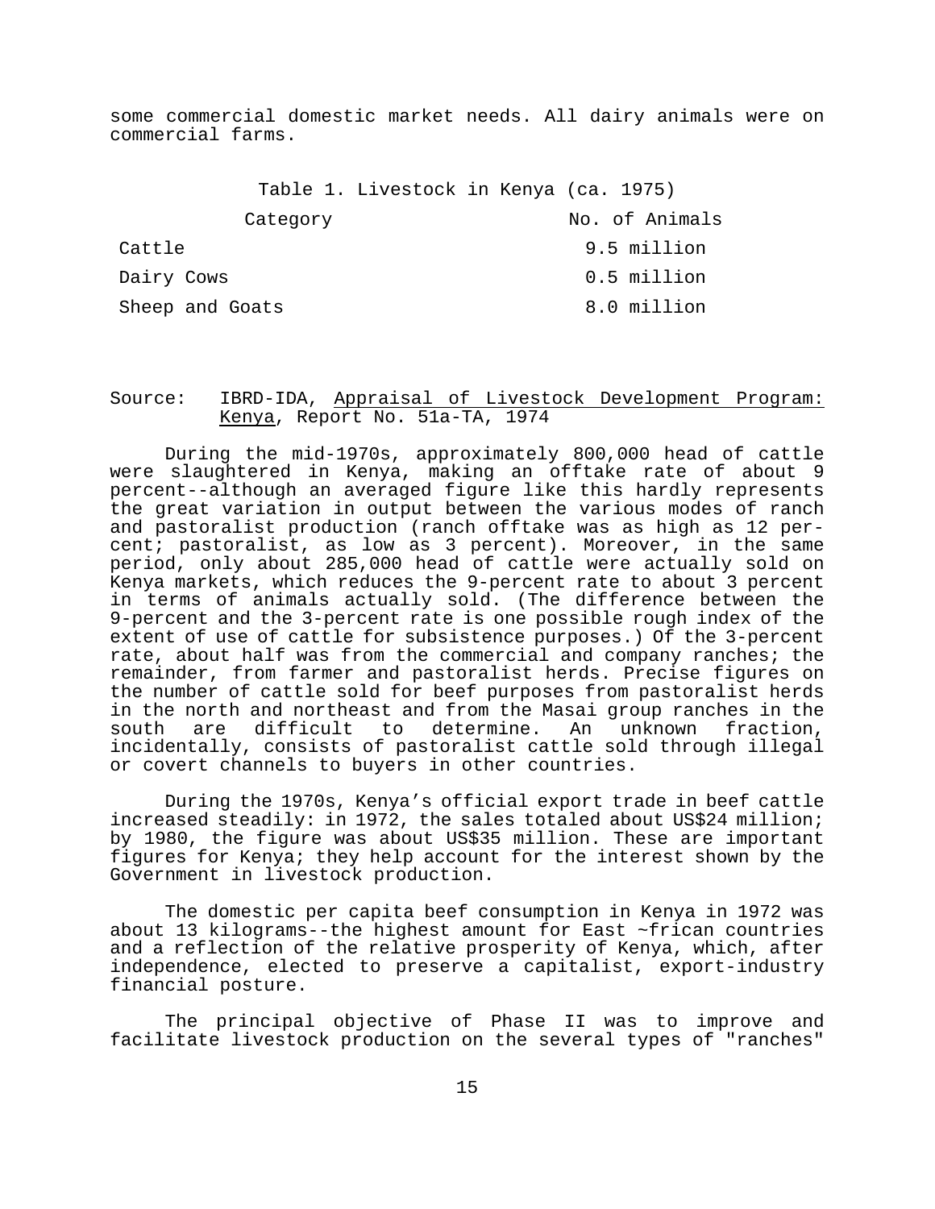some commercial domestic market needs. All dairy animals were on commercial farms.

Table 1. Livestock in Kenya (ca. 1975)

| Category | No. of Animals |
|---|---|
| Cattle | 9.5 million |
| Dairy Cows | 0.5 million |
| Sheep and Goats | 8.0 million |

Source: IBRD-IDA, Appraisal of Livestock Development Program: Kenya, Report No. 51a-TA, 1974

During the mid-1970s, approximately 800,000 head of cattle were slaughtered in Kenya, making an offtake rate of about 9 percent--although an averaged figure like this hardly represents the great variation in output between the various modes of ranch and pastoralist production (ranch offtake was as high as 12 percent; pastoralist, as low as 3 percent). Moreover, in the same period, only about 285,000 head of cattle were actually sold on Kenya markets, which reduces the 9-percent rate to about 3 percent in terms of animals actually sold. (The difference between the 9-percent and the 3-percent rate is one possible rough index of the extent of use of cattle for subsistence purposes.) Of the 3-percent rate, about half was from the commercial and company ranches; the remainder, from farmer and pastoralist herds. Precise figures on the number of cattle sold for beef purposes from pastoralist herds in the north and northeast and from the Masai group ranches in the south are difficult to determine. An unknown fraction, incidentally, consists of pastoralist cattle sold through illegal or covert channels to buyers in other countries.

During the 1970s, Kenya's official export trade in beef cattle increased steadily: in 1972, the sales totaled about US$24 million; by 1980, the figure was about US$35 million. These are important figures for Kenya; they help account for the interest shown by the Government in livestock production.

The domestic per capita beef consumption in Kenya in 1972 was about 13 kilograms--the highest amount for East ~frican countries and a reflection of the relative prosperity of Kenya, which, after independence, elected to preserve a capitalist, export-industry financial posture.

The principal objective of Phase II was to improve and facilitate livestock production on the several types of "ranches"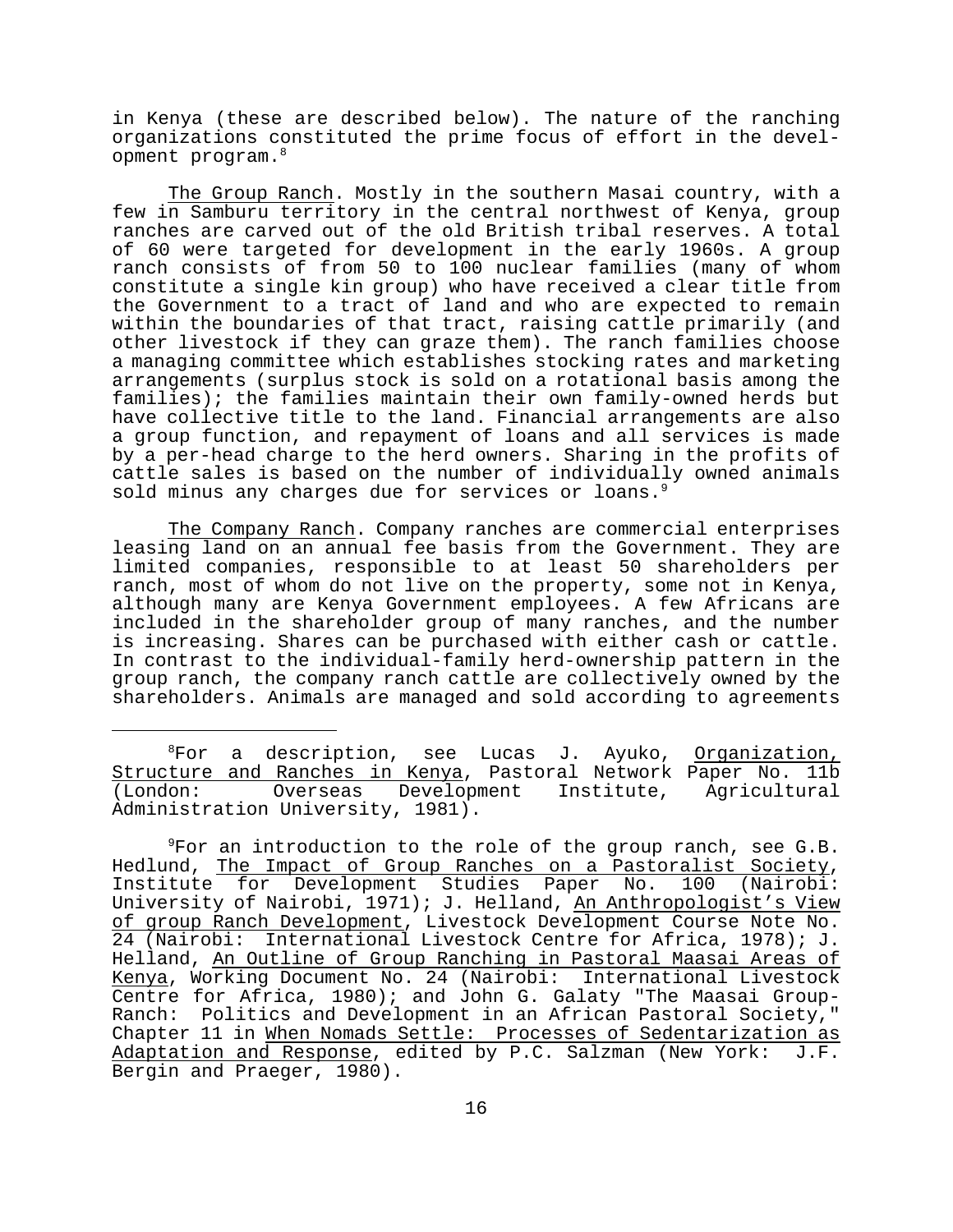in Kenya (these are described below). The nature of the ranching organizations constituted the prime focus of effort in the development program.[8]

The Group Ranch. Mostly in the southern Masai country, with a few in Samburu territory in the central northwest of Kenya, group ranches are carved out of the old British tribal reserves. A total of 60 were targeted for development in the early 1960s. A group ranch consists of from 50 to 100 nuclear families (many of whom constitute a single kin group) who have received a clear title from the Government to a tract of land and who are expected to remain within the boundaries of that tract, raising cattle primarily (and other livestock if they can graze them). The ranch families choose a managing committee which establishes stocking rates and marketing arrangements (surplus stock is sold on a rotational basis among the families); the families maintain their own family-owned herds but have collective title to the land. Financial arrangements are also a group function, and repayment of loans and all services is made by a per-head charge to the herd owners. Sharing in the profits of cattle sales is based on the number of individually owned animals sold minus any charges due for services or loans.[9]

The Company Ranch. Company ranches are commercial enterprises leasing land on an annual fee basis from the Government. They are limited companies, responsible to at least 50 shareholders per ranch, most of whom do not live on the property, some not in Kenya, although many are Kenya Government employees. A few Africans are included in the shareholder group of many ranches, and the number is increasing. Shares can be purchased with either cash or cattle. In contrast to the individual-family herd-ownership pattern in the group ranch, the company ranch cattle are collectively owned by the shareholders. Animals are managed and sold according to agreements

---

[8]For a description, see Lucas J. Ayuko, Organization, Structure and Ranches in Kenya, Pastoral Network Paper No. 11b (London: Overseas Development Institute, Agricultural Administration University, 1981).

[9]For an introduction to the role of the group ranch, see G.B. Hedlund, The Impact of Group Ranches on a Pastoralist Society, Institute for Development Studies Paper No. 100 (Nairobi: University of Nairobi, 1971); J. Helland, An Anthropologist's View of group Ranch Development, Livestock Development Course Note No. 24 (Nairobi: International Livestock Centre for Africa, 1978); J. Helland, An Outline of Group Ranching in Pastoral Maasai Areas of Kenya, Working Document No. 24 (Nairobi: International Livestock Centre for Africa, 1980); and John G. Galaty "The Maasai Group-Ranch: Politics and Development in an African Pastoral Society," Chapter 11 in When Nomads Settle: Processes of Sedentarization as Adaptation and Response, edited by P.C. Salzman (New York: J.F. Bergin and Praeger, 1980).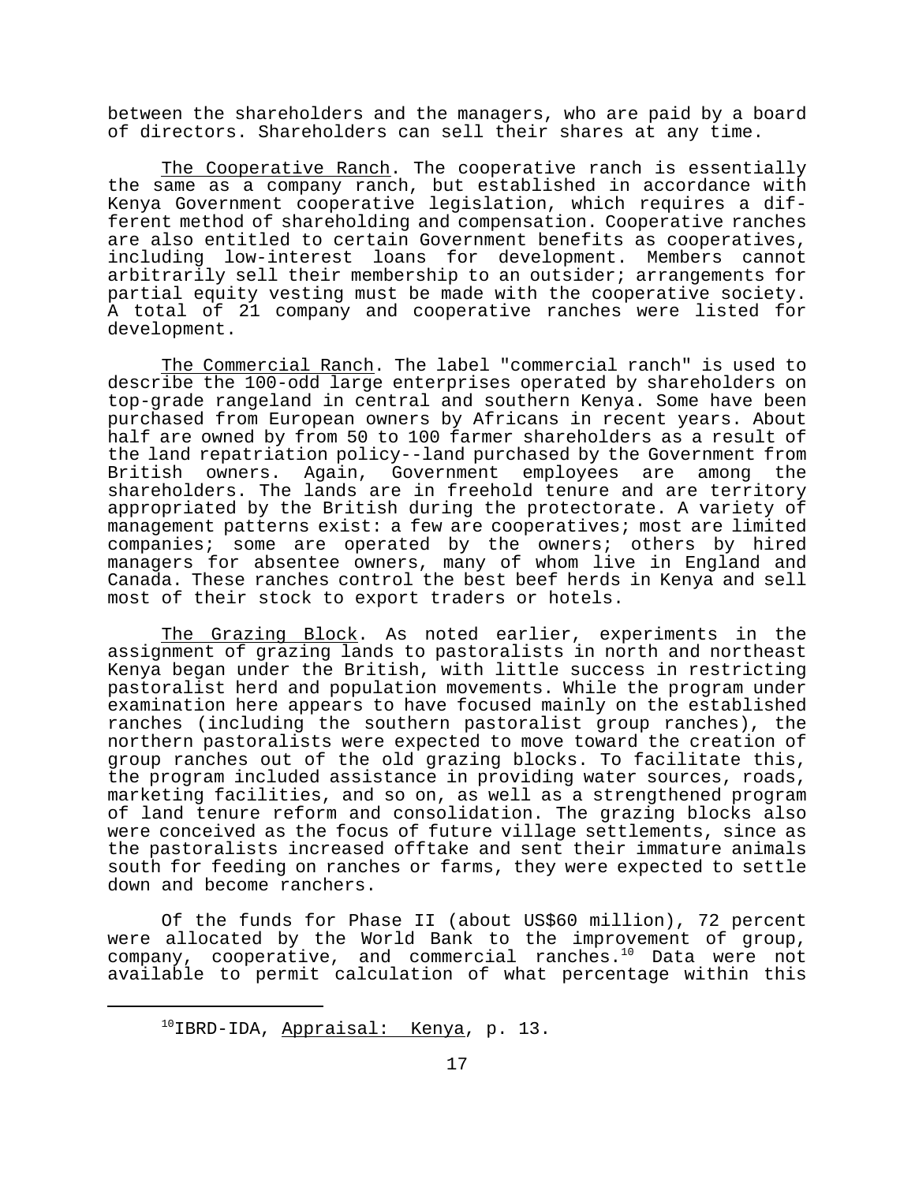between the shareholders and the managers, who are paid by a board of directors. Shareholders can sell their shares at any time.

The Cooperative Ranch. The cooperative ranch is essentially the same as a company ranch, but established in accordance with Kenya Government cooperative legislation, which requires a different method of shareholding and compensation. Cooperative ranches are also entitled to certain Government benefits as cooperatives, including low-interest loans for development. Members cannot arbitrarily sell their membership to an outsider; arrangements for partial equity vesting must be made with the cooperative society. A total of 21 company and cooperative ranches were listed for development.

The Commercial Ranch. The label "commercial ranch" is used to describe the 100-odd large enterprises operated by shareholders on top-grade rangeland in central and southern Kenya. Some have been purchased from European owners by Africans in recent years. About half are owned by from 50 to 100 farmer shareholders as a result of the land repatriation policy--land purchased by the Government from British owners. Again, Government employees are among the shareholders. The lands are in freehold tenure and are territory appropriated by the British during the protectorate. A variety of management patterns exist: a few are cooperatives; most are limited companies; some are operated by the owners; others by hired managers for absentee owners, many of whom live in England and Canada. These ranches control the best beef herds in Kenya and sell most of their stock to export traders or hotels.

The Grazing Block. As noted earlier, experiments in the assignment of grazing lands to pastoralists in north and northeast Kenya began under the British, with little success in restricting pastoralist herd and population movements. While the program under examination here appears to have focused mainly on the established ranches (including the southern pastoralist group ranches), the northern pastoralists were expected to move toward the creation of group ranches out of the old grazing blocks. To facilitate this, the program included assistance in providing water sources, roads, marketing facilities, and so on, as well as a strengthened program of land tenure reform and consolidation. The grazing blocks also were conceived as the focus of future village settlements, since as the pastoralists increased offtake and sent their immature animals south for feeding on ranches or farms, they were expected to settle down and become ranchers.

Of the funds for Phase II (about US$60 million), 72 percent were allocated by the World Bank to the improvement of group, company, cooperative, and commercial ranches.[10] Data were not available to permit calculation of what percentage within this

---

[10] IBRD-IDA, Appraisal: Kenya, p. 13.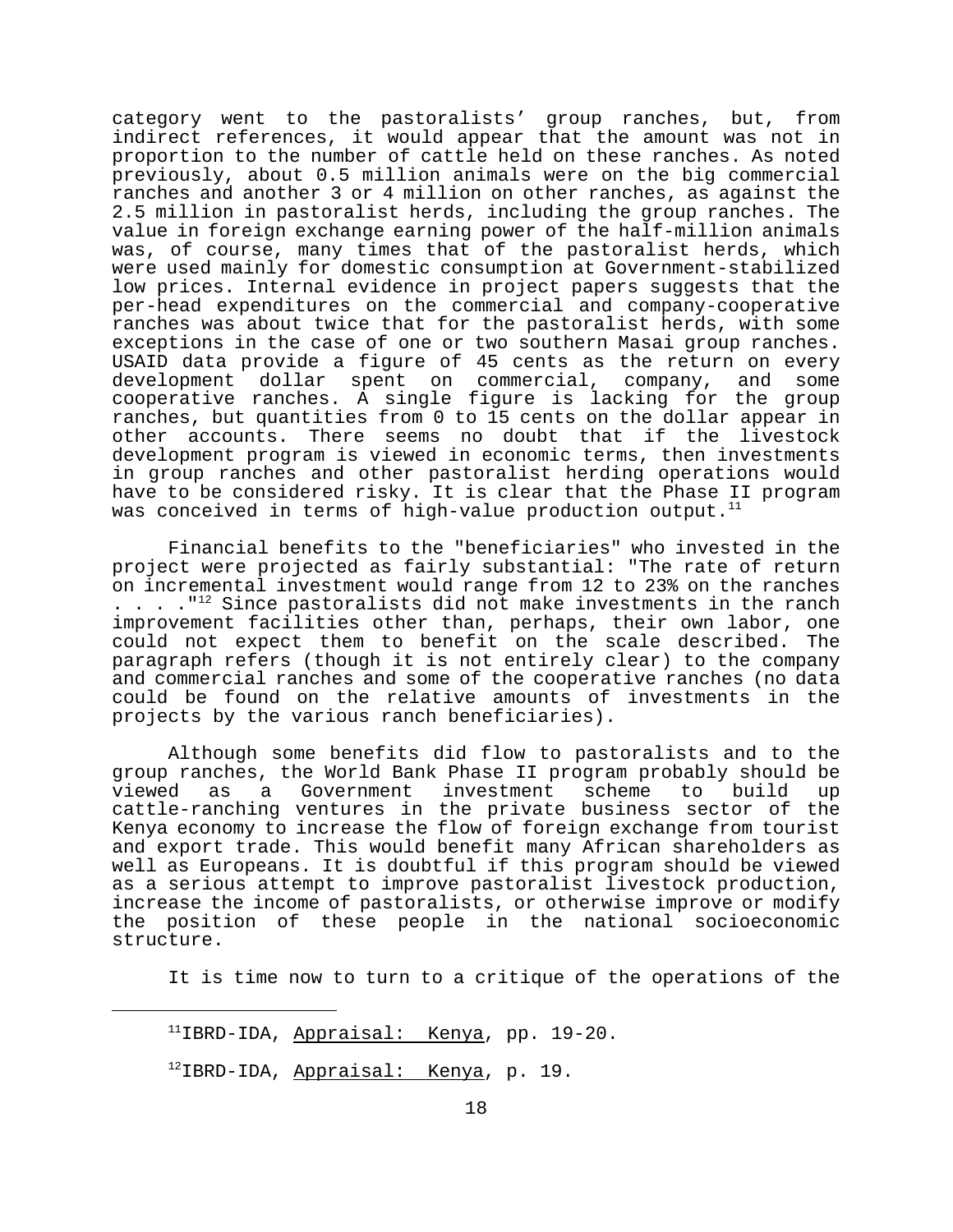category went to the pastoralists' group ranches, but, from indirect references, it would appear that the amount was not in proportion to the number of cattle held on these ranches. As noted previously, about 0.5 million animals were on the big commercial ranches and another 3 or 4 million on other ranches, as against the 2.5 million in pastoralist herds, including the group ranches. The value in foreign exchange earning power of the half-million animals was, of course, many times that of the pastoralist herds, which were used mainly for domestic consumption at Government-stabilized low prices. Internal evidence in project papers suggests that the per-head expenditures on the commercial and company-cooperative ranches was about twice that for the pastoralist herds, with some exceptions in the case of one or two southern Masai group ranches. USAID data provide a figure of 45 cents as the return on every development dollar spent on commercial, company, and some cooperative ranches. A single figure is lacking for the group ranches, but quantities from 0 to 15 cents on the dollar appear in other accounts. There seems no doubt that if the livestock development program is viewed in economic terms, then investments in group ranches and other pastoralist herding operations would have to be considered risky. It is clear that the Phase II program was conceived in terms of high-value production output.[11]

Financial benefits to the "beneficiaries" who invested in the project were projected as fairly substantial: "The rate of return on incremental investment would range from 12 to 23% on the ranches . . . ."[12] Since pastoralists did not make investments in the ranch improvement facilities other than, perhaps, their own labor, one could not expect them to benefit on the scale described. The paragraph refers (though it is not entirely clear) to the company and commercial ranches and some of the cooperative ranches (no data could be found on the relative amounts of investments in the projects by the various ranch beneficiaries).

Although some benefits did flow to pastoralists and to the group ranches, the World Bank Phase II program probably should be viewed as a Government investment scheme to build up cattle-ranching ventures in the private business sector of the Kenya economy to increase the flow of foreign exchange from tourist and export trade. This would benefit many African shareholders as well as Europeans. It is doubtful if this program should be viewed as a serious attempt to improve pastoralist livestock production, increase the income of pastoralists, or otherwise improve or modify the position of these people in the national socioeconomic structure.

It is time now to turn to a critique of the operations of the

---

[11]IBRD-IDA, Appraisal: Kenya, pp. 19-20.

[12]IBRD-IDA, Appraisal: Kenya, p. 19.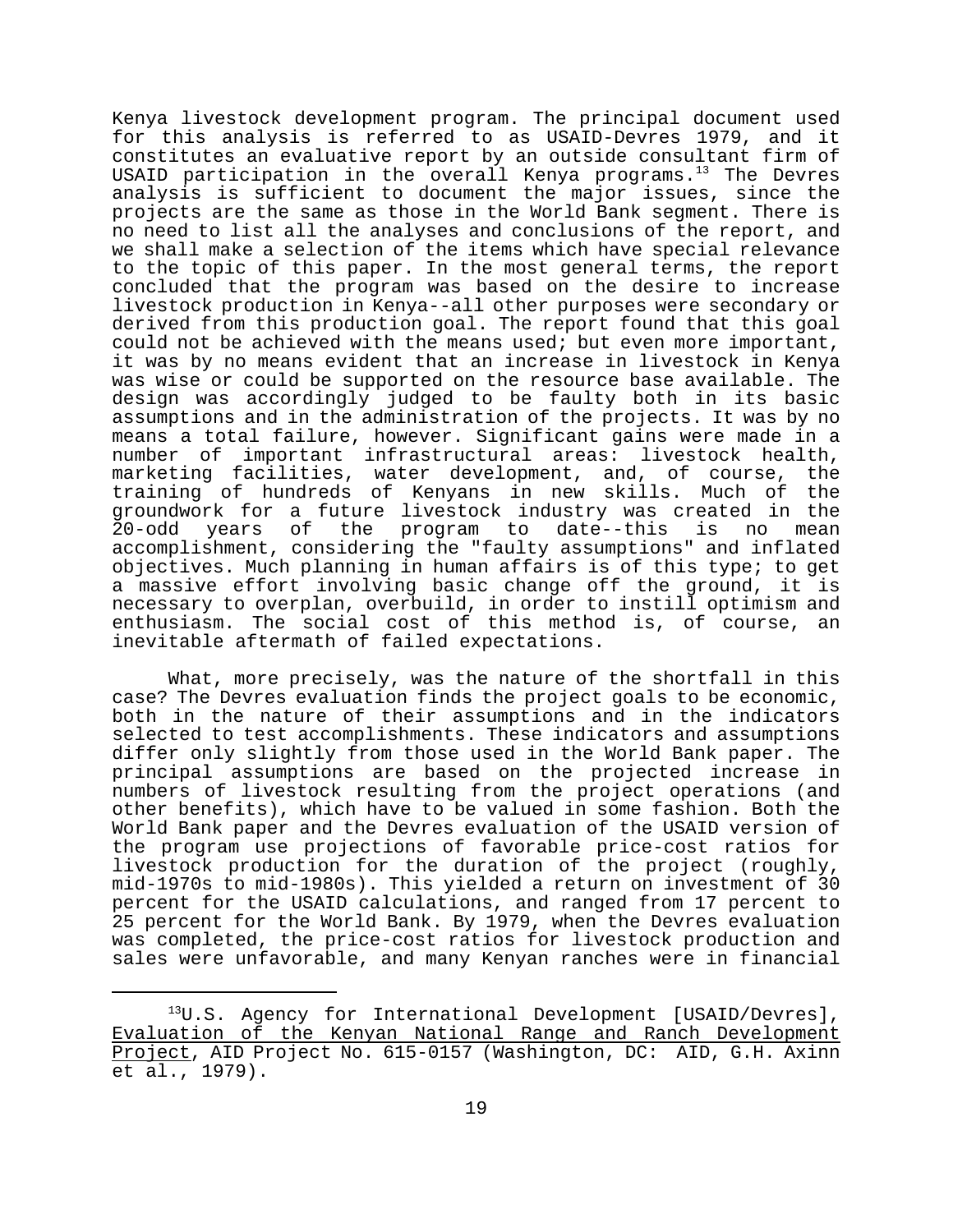Kenya livestock development program. The principal document used for this analysis is referred to as USAID-Devres 1979, and it constitutes an evaluative report by an outside consultant firm of USAID participation in the overall Kenya programs.[13] The Devres analysis is sufficient to document the major issues, since the projects are the same as those in the World Bank segment. There is no need to list all the analyses and conclusions of the report, and we shall make a selection of the items which have special relevance to the topic of this paper. In the most general terms, the report concluded that the program was based on the desire to increase livestock production in Kenya--all other purposes were secondary or derived from this production goal. The report found that this goal could not be achieved with the means used; but even more important, it was by no means evident that an increase in livestock in Kenya was wise or could be supported on the resource base available. The design was accordingly judged to be faulty both in its basic assumptions and in the administration of the projects. It was by no means a total failure, however. Significant gains were made in a number of important infrastructural areas: livestock health, marketing facilities, water development, and, of course, the training of hundreds of Kenyans in new skills. Much of the groundwork for a future livestock industry was created in the 20-odd years of the program to date--this is no mean accomplishment, considering the "faulty assumptions" and inflated objectives. Much planning in human affairs is of this type; to get a massive effort involving basic change off the ground, it is necessary to overplan, overbuild, in order to instill optimism and enthusiasm. The social cost of this method is, of course, an inevitable aftermath of failed expectations.

What, more precisely, was the nature of the shortfall in this case? The Devres evaluation finds the project goals to be economic, both in the nature of their assumptions and in the indicators selected to test accomplishments. These indicators and assumptions differ only slightly from those used in the World Bank paper. The principal assumptions are based on the projected increase in numbers of livestock resulting from the project operations (and other benefits), which have to be valued in some fashion. Both the World Bank paper and the Devres evaluation of the USAID version of the program use projections of favorable price-cost ratios for livestock production for the duration of the project (roughly, mid-1970s to mid-1980s). This yielded a return on investment of 30 percent for the USAID calculations, and ranged from 17 percent to 25 percent for the World Bank. By 1979, when the Devres evaluation was completed, the price-cost ratios for livestock production and sales were unfavorable, and many Kenyan ranches were in financial

---

[13] U.S. Agency for International Development [USAID/Devres], Evaluation of the Kenyan National Range and Ranch Development Project, AID Project No. 615-0157 (Washington, DC: AID, G.H. Axinn et al., 1979).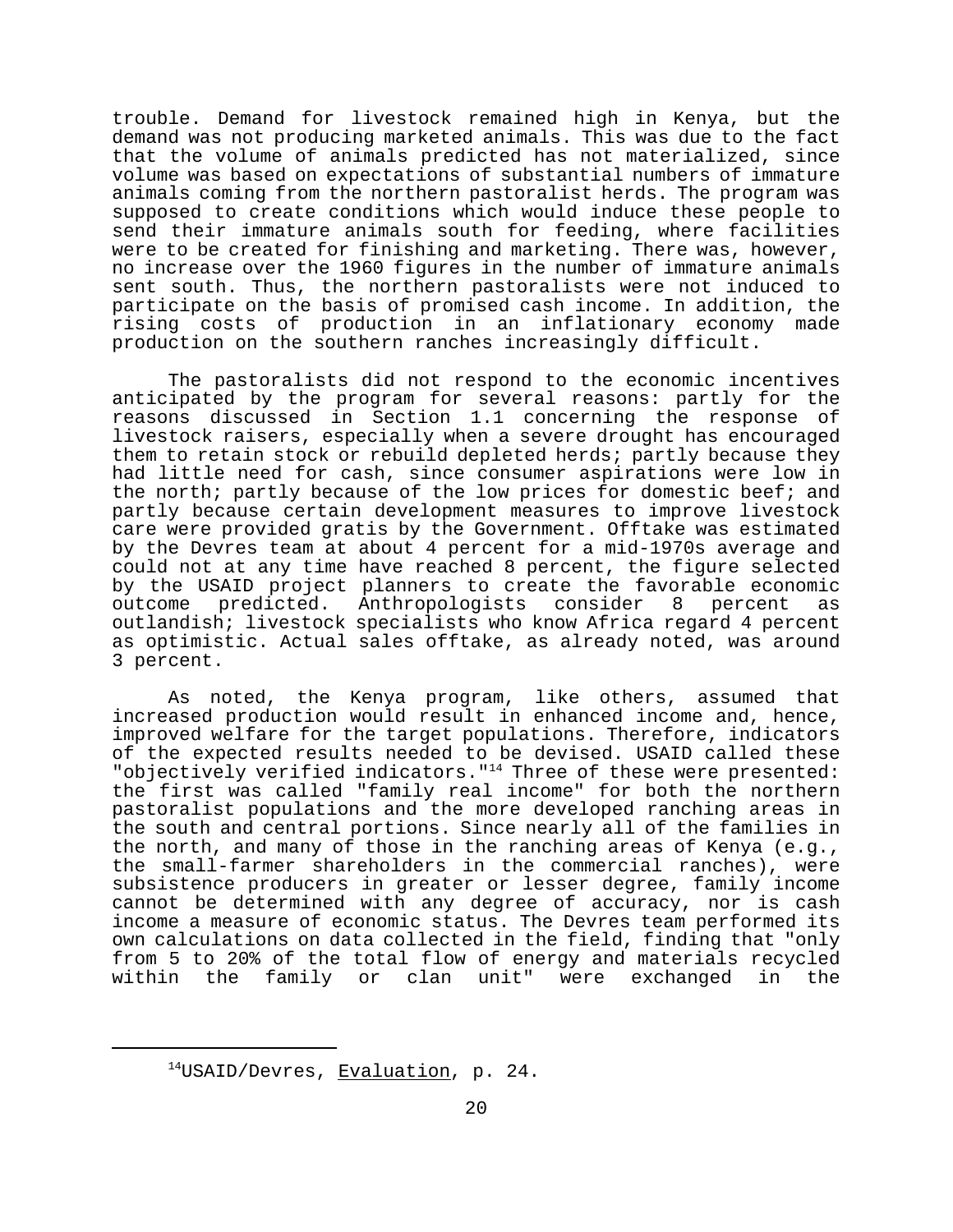trouble. Demand for livestock remained high in Kenya, but the demand was not producing marketed animals. This was due to the fact that the volume of animals predicted has not materialized, since volume was based on expectations of substantial numbers of immature animals coming from the northern pastoralist herds. The program was supposed to create conditions which would induce these people to send their immature animals south for feeding, where facilities were to be created for finishing and marketing. There was, however, no increase over the 1960 figures in the number of immature animals sent south. Thus, the northern pastoralists were not induced to participate on the basis of promised cash income. In addition, the rising costs of production in an inflationary economy made production on the southern ranches increasingly difficult.

The pastoralists did not respond to the economic incentives anticipated by the program for several reasons: partly for the reasons discussed in Section 1.1 concerning the response of livestock raisers, especially when a severe drought has encouraged them to retain stock or rebuild depleted herds; partly because they had little need for cash, since consumer aspirations were low in the north; partly because of the low prices for domestic beef; and partly because certain development measures to improve livestock care were provided gratis by the Government. Offtake was estimated by the Devres team at about 4 percent for a mid-1970s average and could not at any time have reached 8 percent, the figure selected by the USAID project planners to create the favorable economic outcome predicted. Anthropologists consider 8 percent as outlandish; livestock specialists who know Africa regard 4 percent as optimistic. Actual sales offtake, as already noted, was around 3 percent.

As noted, the Kenya program, like others, assumed that increased production would result in enhanced income and, hence, improved welfare for the target populations. Therefore, indicators of the expected results needed to be devised. USAID called these "objectively verified indicators."[14] Three of these were presented: the first was called "family real income" for both the northern pastoralist populations and the more developed ranching areas in the south and central portions. Since nearly all of the families in the north, and many of those in the ranching areas of Kenya (e.g., the small-farmer shareholders in the commercial ranches), were subsistence producers in greater or lesser degree, family income cannot be determined with any degree of accuracy, nor is cash income a measure of economic status. The Devres team performed its own calculations on data collected in the field, finding that "only from 5 to 20% of the total flow of energy and materials recycled within the family or clan unit" were exchanged in the

---

[14] USAID/Devres, Evaluation, p. 24.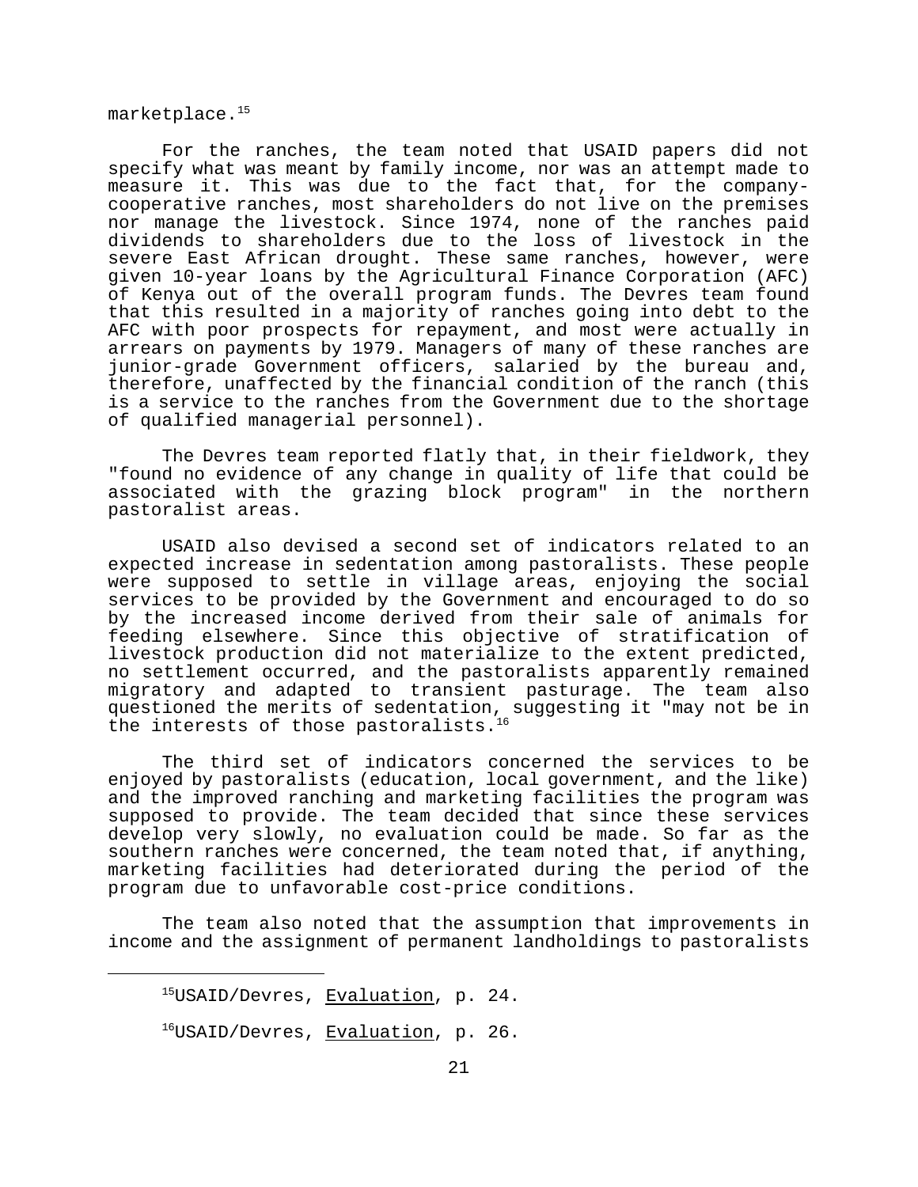marketplace.[15]

For the ranches, the team noted that USAID papers did not specify what was meant by family income, nor was an attempt made to measure it. This was due to the fact that, for the company-cooperative ranches, most shareholders do not live on the premises nor manage the livestock. Since 1974, none of the ranches paid dividends to shareholders due to the loss of livestock in the severe East African drought. These same ranches, however, were given 10-year loans by the Agricultural Finance Corporation (AFC) of Kenya out of the overall program funds. The Devres team found that this resulted in a majority of ranches going into debt to the AFC with poor prospects for repayment, and most were actually in arrears on payments by 1979. Managers of many of these ranches are junior-grade Government officers, salaried by the bureau and, therefore, unaffected by the financial condition of the ranch (this is a service to the ranches from the Government due to the shortage of qualified managerial personnel).

The Devres team reported flatly that, in their fieldwork, they "found no evidence of any change in quality of life that could be associated with the grazing block program" in the northern pastoralist areas.

USAID also devised a second set of indicators related to an expected increase in sedentation among pastoralists. These people were supposed to settle in village areas, enjoying the social services to be provided by the Government and encouraged to do so by the increased income derived from their sale of animals for feeding elsewhere. Since this objective of stratification of livestock production did not materialize to the extent predicted, no settlement occurred, and the pastoralists apparently remained migratory and adapted to transient pasturage. The team also questioned the merits of sedentation, suggesting it "may not be in the interests of those pastoralists.[16]

The third set of indicators concerned the services to be enjoyed by pastoralists (education, local government, and the like) and the improved ranching and marketing facilities the program was supposed to provide. The team decided that since these services develop very slowly, no evaluation could be made. So far as the southern ranches were concerned, the team noted that, if anything, marketing facilities had deteriorated during the period of the program due to unfavorable cost-price conditions.

The team also noted that the assumption that improvements in income and the assignment of permanent landholdings to pastoralists

---

[15]USAID/Devres, Evaluation, p. 24.

[16]USAID/Devres, Evaluation, p. 26.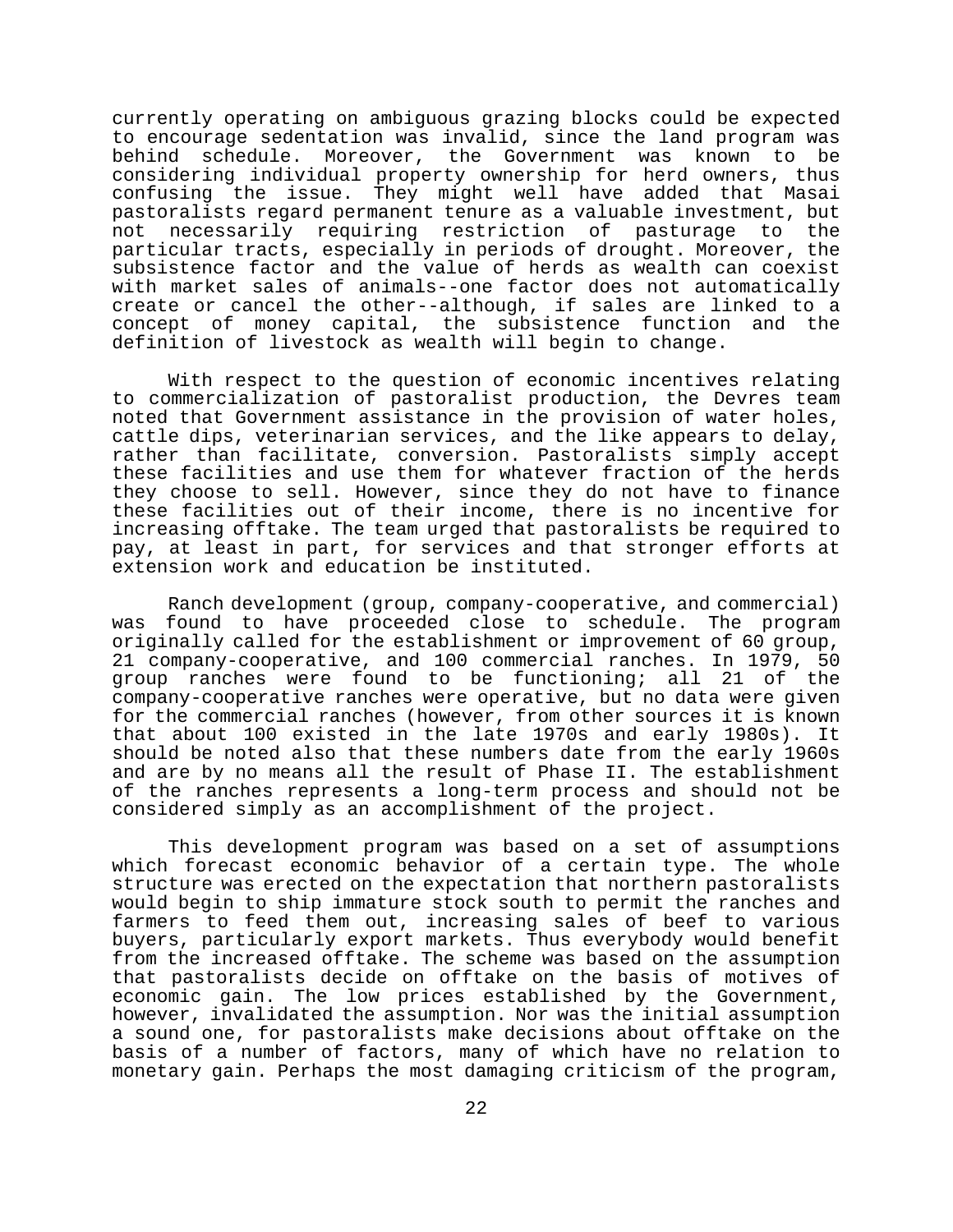currently operating on ambiguous grazing blocks could be expected to encourage sedentation was invalid, since the land program was behind schedule. Moreover, the Government was known to be considering individual property ownership for herd owners, thus confusing the issue. They might well have added that Masai pastoralists regard permanent tenure as a valuable investment, but not necessarily requiring restriction of pasturage to the particular tracts, especially in periods of drought. Moreover, the subsistence factor and the value of herds as wealth can coexist with market sales of animals--one factor does not automatically create or cancel the other--although, if sales are linked to a concept of money capital, the subsistence function and the definition of livestock as wealth will begin to change.

With respect to the question of economic incentives relating to commercialization of pastoralist production, the Devres team noted that Government assistance in the provision of water holes, cattle dips, veterinarian services, and the like appears to delay, rather than facilitate, conversion. Pastoralists simply accept these facilities and use them for whatever fraction of the herds they choose to sell. However, since they do not have to finance these facilities out of their income, there is no incentive for increasing offtake. The team urged that pastoralists be required to pay, at least in part, for services and that stronger efforts at extension work and education be instituted.

Ranch development (group, company-cooperative, and commercial) was found to have proceeded close to schedule. The program originally called for the establishment or improvement of 60 group, 21 company-cooperative, and 100 commercial ranches. In 1979, 50 group ranches were found to be functioning; all 21 of the company-cooperative ranches were operative, but no data were given for the commercial ranches (however, from other sources it is known that about 100 existed in the late 1970s and early 1980s). It should be noted also that these numbers date from the early 1960s and are by no means all the result of Phase II. The establishment of the ranches represents a long-term process and should not be considered simply as an accomplishment of the project.

This development program was based on a set of assumptions which forecast economic behavior of a certain type. The whole structure was erected on the expectation that northern pastoralists would begin to ship immature stock south to permit the ranches and farmers to feed them out, increasing sales of beef to various buyers, particularly export markets. Thus everybody would benefit from the increased offtake. The scheme was based on the assumption that pastoralists decide on offtake on the basis of motives of economic gain. The low prices established by the Government, however, invalidated the assumption. Nor was the initial assumption a sound one, for pastoralists make decisions about offtake on the basis of a number of factors, many of which have no relation to monetary gain. Perhaps the most damaging criticism of the program,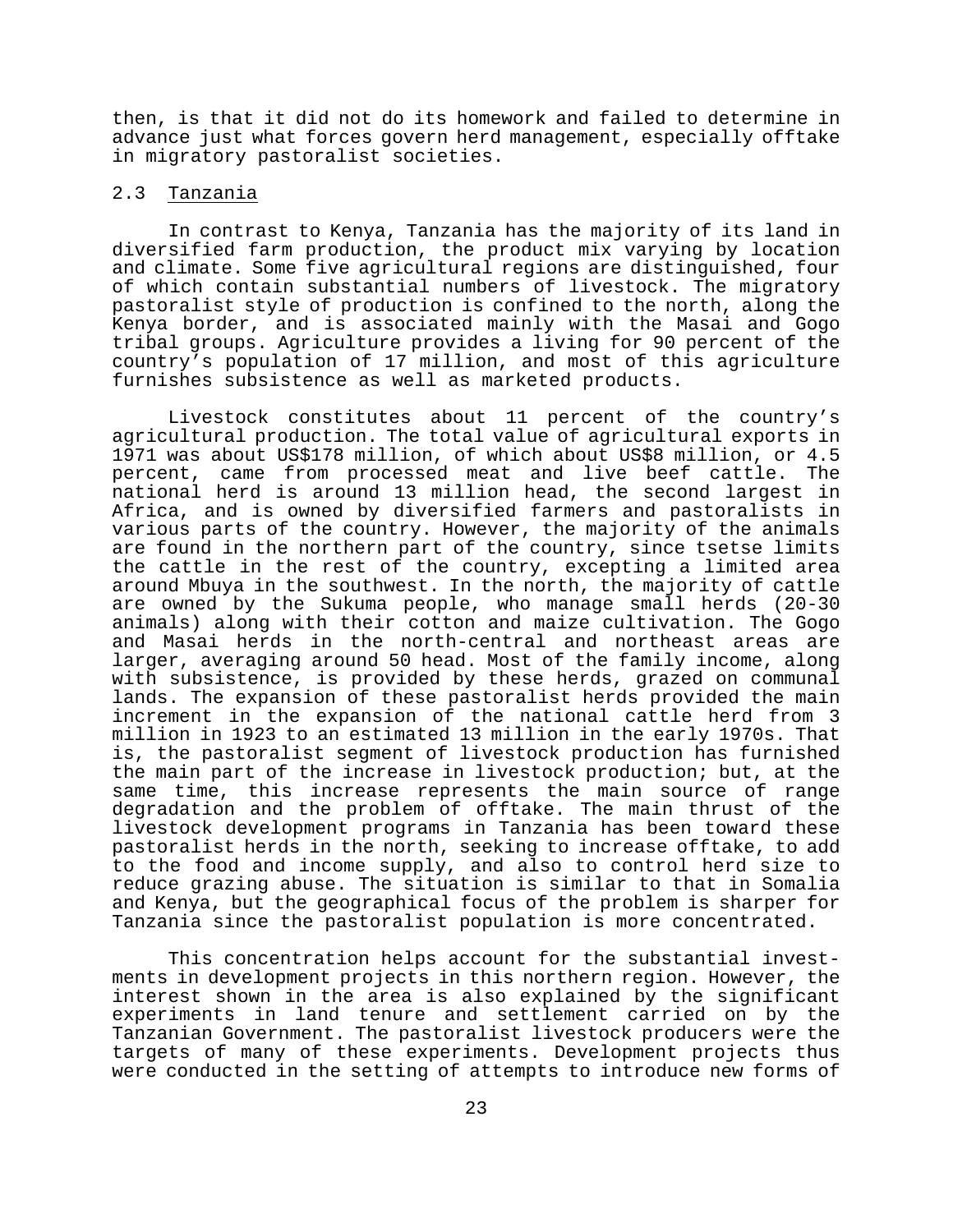then, is that it did not do its homework and failed to determine in advance just what forces govern herd management, especially offtake in migratory pastoralist societies.

## 2.3 Tanzania

In contrast to Kenya, Tanzania has the majority of its land in diversified farm production, the product mix varying by location and climate. Some five agricultural regions are distinguished, four of which contain substantial numbers of livestock. The migratory pastoralist style of production is confined to the north, along the Kenya border, and is associated mainly with the Masai and Gogo tribal groups. Agriculture provides a living for 90 percent of the country's population of 17 million, and most of this agriculture furnishes subsistence as well as marketed products.

Livestock constitutes about 11 percent of the country's agricultural production. The total value of agricultural exports in 1971 was about US$178 million, of which about US$8 million, or 4.5 percent, came from processed meat and live beef cattle. The national herd is around 13 million head, the second largest in Africa, and is owned by diversified farmers and pastoralists in various parts of the country. However, the majority of the animals are found in the northern part of the country, since tsetse limits the cattle in the rest of the country, excepting a limited area around Mbuya in the southwest. In the north, the majority of cattle are owned by the Sukuma people, who manage small herds (20-30 animals) along with their cotton and maize cultivation. The Gogo and Masai herds in the north-central and northeast areas are larger, averaging around 50 head. Most of the family income, along with subsistence, is provided by these herds, grazed on communal lands. The expansion of these pastoralist herds provided the main increment in the expansion of the national cattle herd from 3 million in 1923 to an estimated 13 million in the early 1970s. That is, the pastoralist segment of livestock production has furnished the main part of the increase in livestock production; but, at the same time, this increase represents the main source of range degradation and the problem of offtake. The main thrust of the livestock development programs in Tanzania has been toward these pastoralist herds in the north, seeking to increase offtake, to add to the food and income supply, and also to control herd size to reduce grazing abuse. The situation is similar to that in Somalia and Kenya, but the geographical focus of the problem is sharper for Tanzania since the pastoralist population is more concentrated.

This concentration helps account for the substantial investments in development projects in this northern region. However, the interest shown in the area is also explained by the significant experiments in land tenure and settlement carried on by the Tanzanian Government. The pastoralist livestock producers were the targets of many of these experiments. Development projects thus were conducted in the setting of attempts to introduce new forms of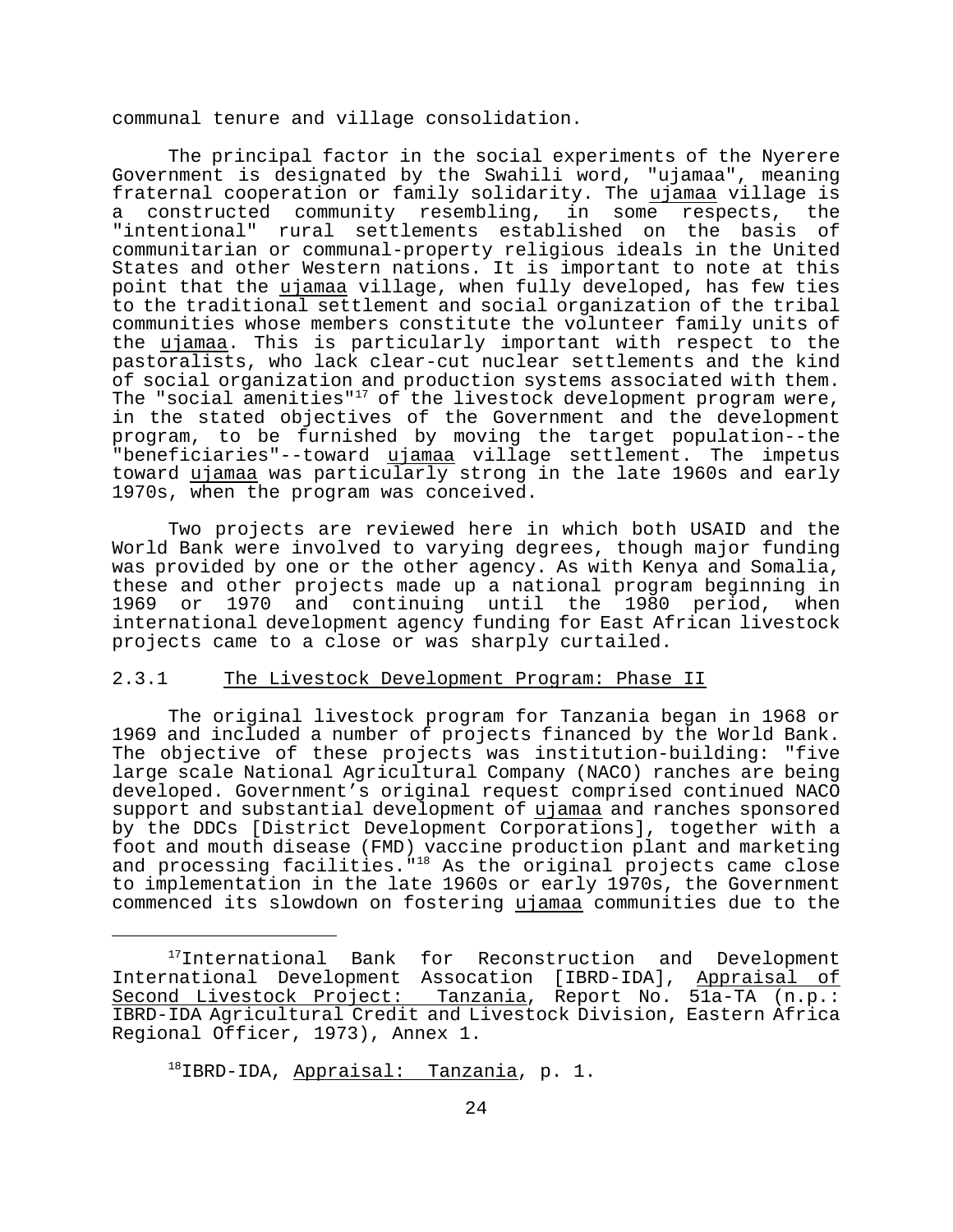communal tenure and village consolidation.

The principal factor in the social experiments of the Nyerere Government is designated by the Swahili word, "ujamaa", meaning fraternal cooperation or family solidarity. The ujamaa village is a constructed community resembling, in some respects, the "intentional" rural settlements established on the basis of communitarian or communal-property religious ideals in the United States and other Western nations. It is important to note at this point that the ujamaa village, when fully developed, has few ties to the traditional settlement and social organization of the tribal communities whose members constitute the volunteer family units of the ujamaa. This is particularly important with respect to the pastoralists, who lack clear-cut nuclear settlements and the kind of social organization and production systems associated with them. The "social amenities"[17] of the livestock development program were, in the stated objectives of the Government and the development program, to be furnished by moving the target population--the "beneficiaries"--toward ujamaa village settlement. The impetus toward ujamaa was particularly strong in the late 1960s and early 1970s, when the program was conceived.

Two projects are reviewed here in which both USAID and the World Bank were involved to varying degrees, though major funding was provided by one or the other agency. As with Kenya and Somalia, these and other projects made up a national program beginning in 1969 or 1970 and continuing until the 1980 period, when international development agency funding for East African livestock projects came to a close or was sharply curtailed.

### 2.3.1 The Livestock Development Program: Phase II

The original livestock program for Tanzania began in 1968 or 1969 and included a number of projects financed by the World Bank. The objective of these projects was institution-building: "five large scale National Agricultural Company (NACO) ranches are being developed. Government's original request comprised continued NACO support and substantial development of ujamaa and ranches sponsored by the DDCs [District Development Corporations], together with a foot and mouth disease (FMD) vaccine production plant and marketing and processing facilities."[18] As the original projects came close to implementation in the late 1960s or early 1970s, the Government commenced its slowdown on fostering ujamaa communities due to the

---

[17] International Bank for Reconstruction and Development International Development Assocation [IBRD-IDA], Appraisal of Second Livestock Project: Tanzania, Report No. 51a-TA (n.p.: IBRD-IDA Agricultural Credit and Livestock Division, Eastern Africa Regional Officer, 1973), Annex 1.

[18] IBRD-IDA, Appraisal: Tanzania, p. 1.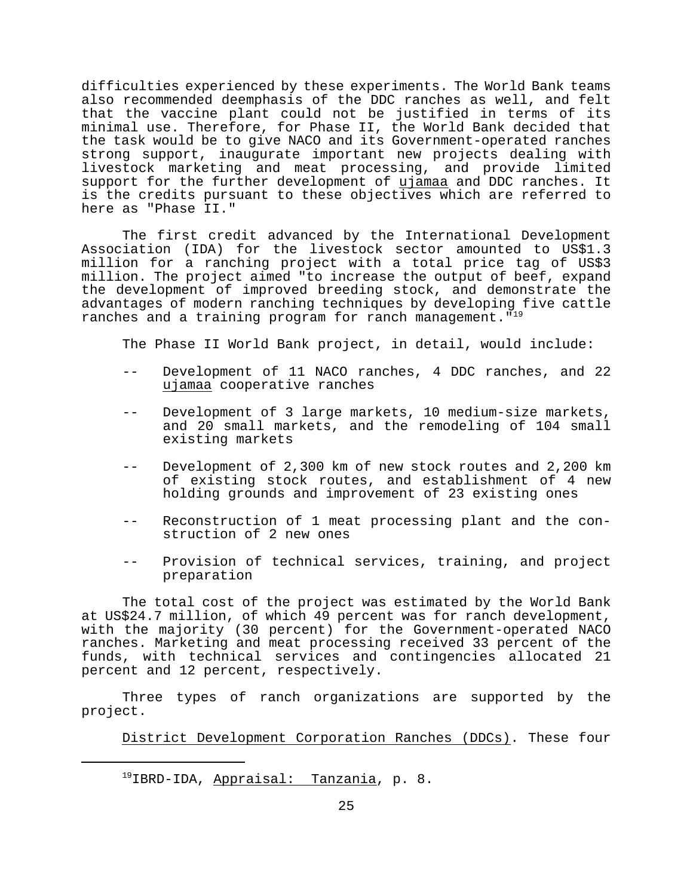difficulties experienced by these experiments. The World Bank teams also recommended deemphasis of the DDC ranches as well, and felt that the vaccine plant could not be justified in terms of its minimal use. Therefore, for Phase II, the World Bank decided that the task would be to give NACO and its Government-operated ranches strong support, inaugurate important new projects dealing with livestock marketing and meat processing, and provide limited support for the further development of _ujamaa_ and DDC ranches. It is the credits pursuant to these objectives which are referred to here as "Phase II."

The first credit advanced by the International Development Association (IDA) for the livestock sector amounted to US$1.3 million for a ranching project with a total price tag of US$3 million. The project aimed "to increase the output of beef, expand the development of improved breeding stock, and demonstrate the advantages of modern ranching techniques by developing five cattle ranches and a training program for ranch management."[19]

The Phase II World Bank project, in detail, would include:

- Development of 11 NACO ranches, 4 DDC ranches, and 22 _ujamaa_ cooperative ranches
- Development of 3 large markets, 10 medium-size markets, and 20 small markets, and the remodeling of 104 small existing markets
- Development of 2,300 km of new stock routes and 2,200 km of existing stock routes, and establishment of 4 new holding grounds and improvement of 23 existing ones
- Reconstruction of 1 meat processing plant and the construction of 2 new ones
- Provision of technical services, training, and project preparation

The total cost of the project was estimated by the World Bank at US$24.7 million, of which 49 percent was for ranch development, with the majority (30 percent) for the Government-operated NACO ranches. Marketing and meat processing received 33 percent of the funds, with technical services and contingencies allocated 21 percent and 12 percent, respectively.

Three types of ranch organizations are supported by the project.

_District Development Corporation Ranches (DDCs)_. These four

[19]IBRD-IDA, _Appraisal: Tanzania_, p. 8.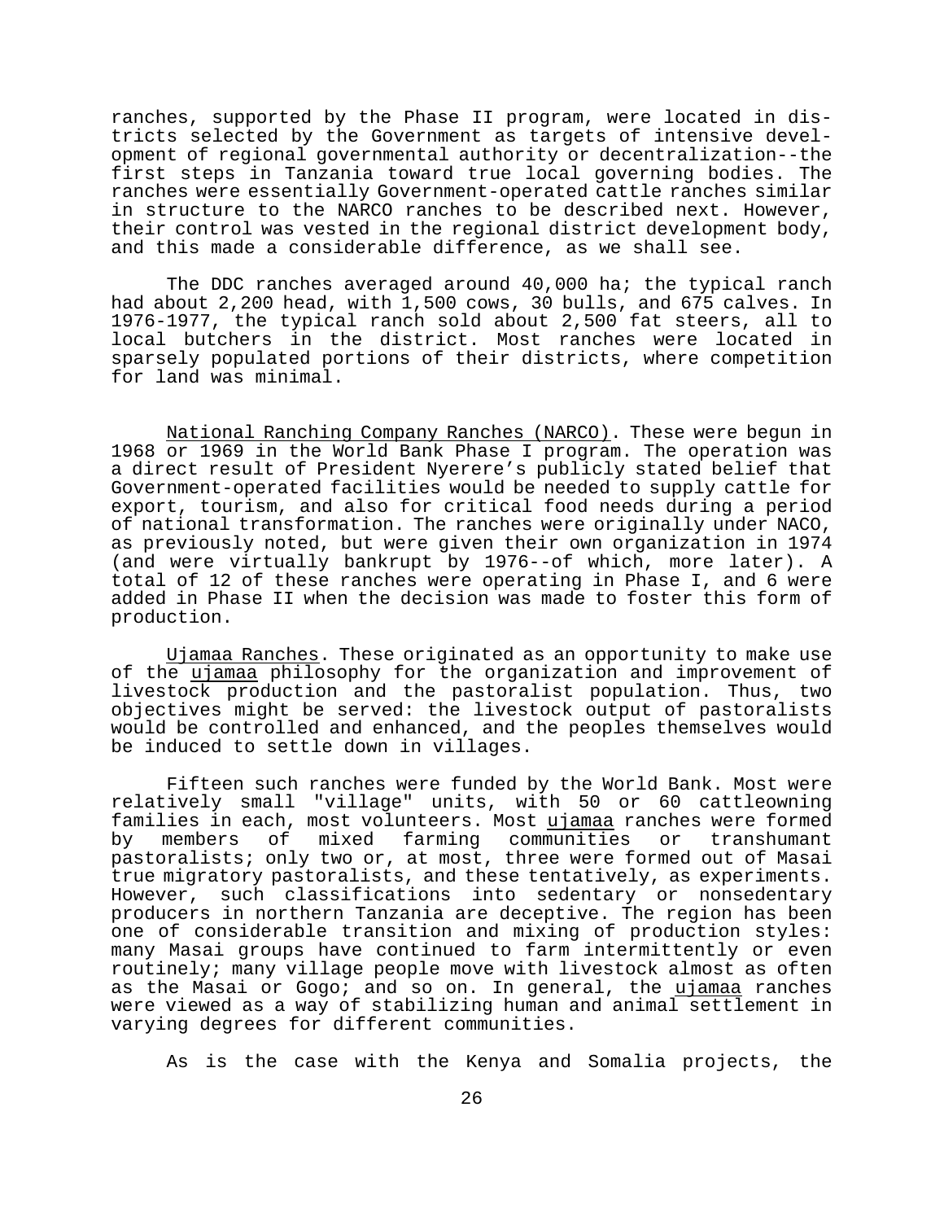ranches, supported by the Phase II program, were located in districts selected by the Government as targets of intensive development of regional governmental authority or decentralization--the first steps in Tanzania toward true local governing bodies. The ranches were essentially Government-operated cattle ranches similar in structure to the NARCO ranches to be described next. However, their control was vested in the regional district development body, and this made a considerable difference, as we shall see.

The DDC ranches averaged around 40,000 ha; the typical ranch had about 2,200 head, with 1,500 cows, 30 bulls, and 675 calves. In 1976-1977, the typical ranch sold about 2,500 fat steers, all to local butchers in the district. Most ranches were located in sparsely populated portions of their districts, where competition for land was minimal.

<u>National Ranching Company Ranches (NARCO)</u>. These were begun in 1968 or 1969 in the World Bank Phase I program. The operation was a direct result of President Nyerere's publicly stated belief that Government-operated facilities would be needed to supply cattle for export, tourism, and also for critical food needs during a period of national transformation. The ranches were originally under NACO, as previously noted, but were given their own organization in 1974 (and were virtually bankrupt by 1976--of which, more later). A total of 12 of these ranches were operating in Phase I, and 6 were added in Phase II when the decision was made to foster this form of production.

<u>Ujamaa Ranches</u>. These originated as an opportunity to make use of the <u>ujamaa</u> philosophy for the organization and improvement of livestock production and the pastoralist population. Thus, two objectives might be served: the livestock output of pastoralists would be controlled and enhanced, and the peoples themselves would be induced to settle down in villages.

Fifteen such ranches were funded by the World Bank. Most were relatively small "village" units, with 50 or 60 cattleowning families in each, most volunteers. Most <u>ujamaa</u> ranches were formed by members of mixed farming communities or transhumant pastoralists; only two or, at most, three were formed out of Masai true migratory pastoralists, and these tentatively, as experiments. However, such classifications into sedentary or nonsedentary producers in northern Tanzania are deceptive. The region has been one of considerable transition and mixing of production styles: many Masai groups have continued to farm intermittently or even routinely; many village people move with livestock almost as often as the Masai or Gogo; and so on. In general, the <u>ujamaa</u> ranches were viewed as a way of stabilizing human and animal settlement in varying degrees for different communities.

As is the case with the Kenya and Somalia projects, the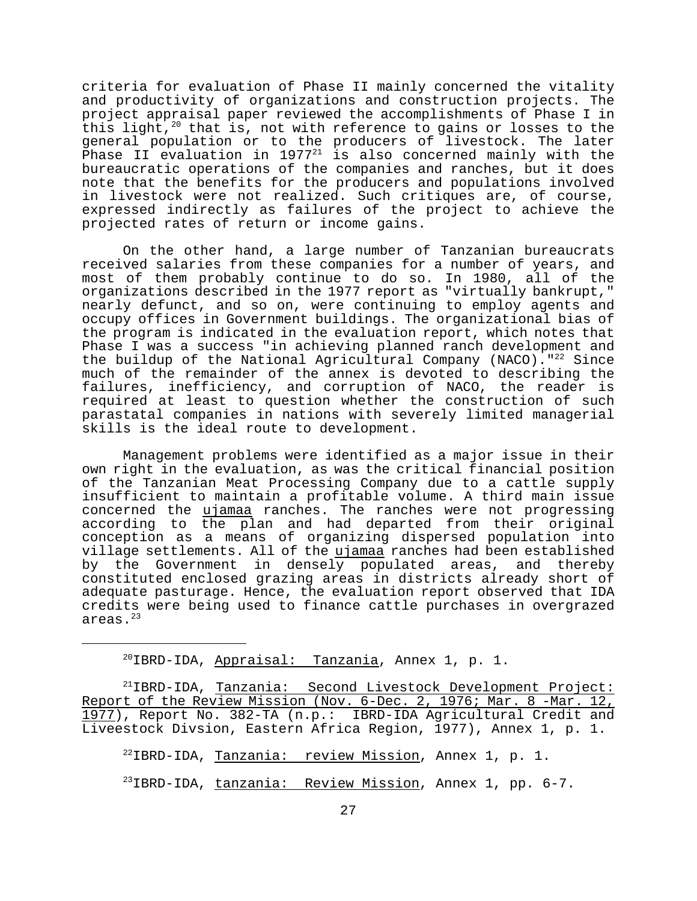criteria for evaluation of Phase II mainly concerned the vitality and productivity of organizations and construction projects. The project appraisal paper reviewed the accomplishments of Phase I in this light,[20] that is, not with reference to gains or losses to the general population or to the producers of livestock. The later Phase II evaluation in 1977[21] is also concerned mainly with the bureaucratic operations of the companies and ranches, but it does note that the benefits for the producers and populations involved in livestock were not realized. Such critiques are, of course, expressed indirectly as failures of the project to achieve the projected rates of return or income gains.

On the other hand, a large number of Tanzanian bureaucrats received salaries from these companies for a number of years, and most of them probably continue to do so. In 1980, all of the organizations described in the 1977 report as "virtually bankrupt," nearly defunct, and so on, were continuing to employ agents and occupy offices in Government buildings. The organizational bias of the program is indicated in the evaluation report, which notes that Phase I was a success "in achieving planned ranch development and the buildup of the National Agricultural Company (NACO)."[22] Since much of the remainder of the annex is devoted to describing the failures, inefficiency, and corruption of NACO, the reader is required at least to question whether the construction of such parastatal companies in nations with severely limited managerial skills is the ideal route to development.

Management problems were identified as a major issue in their own right in the evaluation, as was the critical financial position of the Tanzanian Meat Processing Company due to a cattle supply insufficient to maintain a profitable volume. A third main issue concerned the _ujamaa_ ranches. The ranches were not progressing according to the plan and had departed from their original conception as a means of organizing dispersed population into village settlements. All of the _ujamaa_ ranches had been established by the Government in densely populated areas, and thereby constituted enclosed grazing areas in districts already short of adequate pasturage. Hence, the evaluation report observed that IDA credits were being used to finance cattle purchases in overgrazed areas.[23]

---

[20]IBRD-IDA, _Appraisal: Tanzania_, Annex 1, p. 1.

[21]IBRD-IDA, _Tanzania: Second Livestock Development Project: Report of the Review Mission (Nov. 6-Dec. 2, 1976; Mar. 8 -Mar. 12, 1977)_, Report No. 382-TA (n.p.: IBRD-IDA Agricultural Credit and Liveestock Divsion, Eastern Africa Region, 1977), Annex 1, p. 1.

[22]IBRD-IDA, _Tanzania: review Mission_, Annex 1, p. 1.

[23]IBRD-IDA, _tanzania: Review Mission_, Annex 1, pp. 6-7.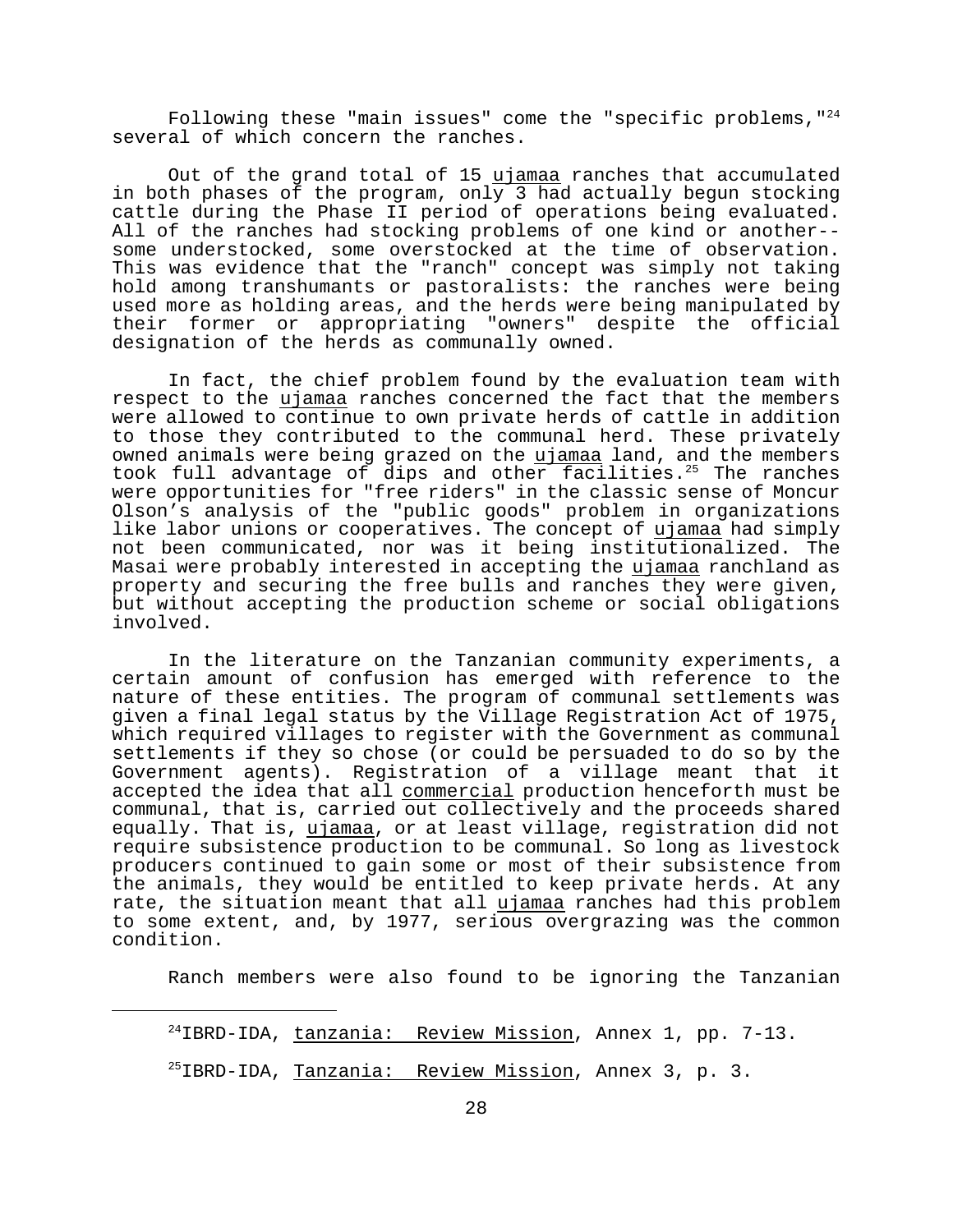Following these "main issues" come the "specific problems,"[24] several of which concern the ranches.

Out of the grand total of 15 *ujamaa* ranches that accumulated in both phases of the program, only 3 had actually begun stocking cattle during the Phase II period of operations being evaluated. All of the ranches had stocking problems of one kind or another--some understocked, some overstocked at the time of observation. This was evidence that the "ranch" concept was simply not taking hold among transhumants or pastoralists: the ranches were being used more as holding areas, and the herds were being manipulated by their former or appropriating "owners" despite the official designation of the herds as communally owned.

In fact, the chief problem found by the evaluation team with respect to the *ujamaa* ranches concerned the fact that the members were allowed to continue to own private herds of cattle in addition to those they contributed to the communal herd. These privately owned animals were being grazed on the *ujamaa* land, and the members took full advantage of dips and other facilities.[25] The ranches were opportunities for "free riders" in the classic sense of Moncur Olson's analysis of the "public goods" problem in organizations like labor unions or cooperatives. The concept of *ujamaa* had simply not been communicated, nor was it being institutionalized. The Masai were probably interested in accepting the *ujamaa* ranchland as property and securing the free bulls and ranches they were given, but without accepting the production scheme or social obligations involved.

In the literature on the Tanzanian community experiments, a certain amount of confusion has emerged with reference to the nature of these entities. The program of communal settlements was given a final legal status by the Village Registration Act of 1975, which required villages to register with the Government as communal settlements if they so chose (or could be persuaded to do so by the Government agents). Registration of a village meant that it accepted the idea that all *commercial* production henceforth must be communal, that is, carried out collectively and the proceeds shared equally. That is, *ujamaa*, or at least village, registration did not require subsistence production to be communal. So long as livestock producers continued to gain some or most of their subsistence from the animals, they would be entitled to keep private herds. At any rate, the situation meant that all *ujamaa* ranches had this problem to some extent, and, by 1977, serious overgrazing was the common condition.

Ranch members were also found to be ignoring the Tanzanian

---

[24] IBRD-IDA, *tanzania: Review Mission*, Annex 1, pp. 7-13.

[25] IBRD-IDA, *Tanzania: Review Mission*, Annex 3, p. 3.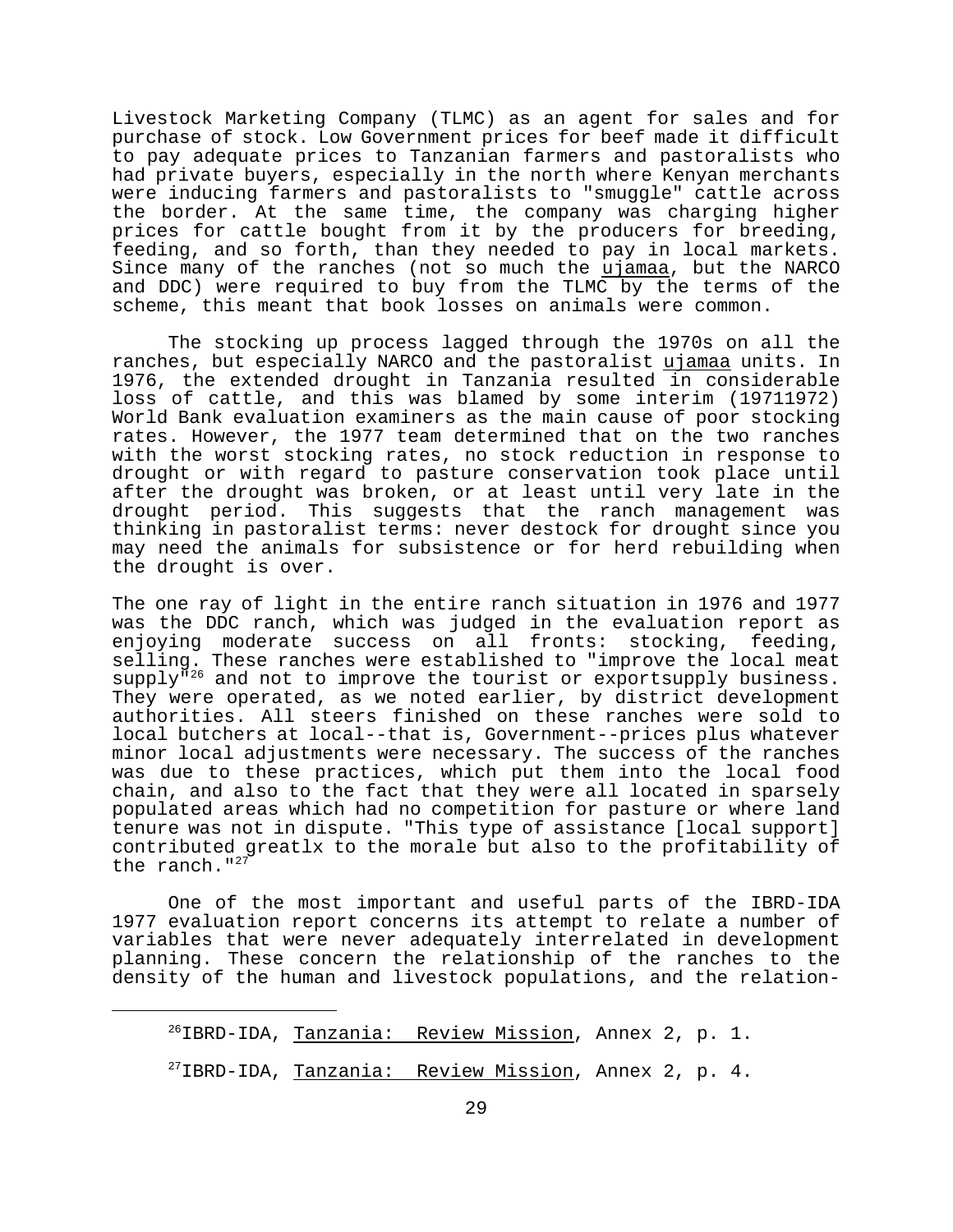Livestock Marketing Company (TLMC) as an agent for sales and for purchase of stock. Low Government prices for beef made it difficult to pay adequate prices to Tanzanian farmers and pastoralists who had private buyers, especially in the north where Kenyan merchants were inducing farmers and pastoralists to "smuggle" cattle across the border. At the same time, the company was charging higher prices for cattle bought from it by the producers for breeding, feeding, and so forth, than they needed to pay in local markets. Since many of the ranches (not so much the ujamaa, but the NARCO and DDC) were required to buy from the TLMC by the terms of the scheme, this meant that book losses on animals were common.

The stocking up process lagged through the 1970s on all the ranches, but especially NARCO and the pastoralist ujamaa units. In 1976, the extended drought in Tanzania resulted in considerable loss of cattle, and this was blamed by some interim (19711972) World Bank evaluation examiners as the main cause of poor stocking rates. However, the 1977 team determined that on the two ranches with the worst stocking rates, no stock reduction in response to drought or with regard to pasture conservation took place until after the drought was broken, or at least until very late in the drought period. This suggests that the ranch management was thinking in pastoralist terms: never destock for drought since you may need the animals for subsistence or for herd rebuilding when the drought is over.

The one ray of light in the entire ranch situation in 1976 and 1977 was the DDC ranch, which was judged in the evaluation report as enjoying moderate success on all fronts: stocking, feeding, selling. These ranches were established to "improve the local meat supply"[26] and not to improve the tourist or exportsupply business. They were operated, as we noted earlier, by district development authorities. All steers finished on these ranches were sold to local butchers at local--that is, Government--prices plus whatever minor local adjustments were necessary. The success of the ranches was due to these practices, which put them into the local food chain, and also to the fact that they were all located in sparsely populated areas which had no competition for pasture or where land tenure was not in dispute. "This type of assistance [local support] contributed greatlx to the morale but also to the profitability of the ranch."[27]

One of the most important and useful parts of the IBRD-IDA 1977 evaluation report concerns its attempt to relate a number of variables that were never adequately interrelated in development planning. These concern the relationship of the ranches to the density of the human and livestock populations, and the relation-

---

[26]IBRD-IDA, Tanzania: Review Mission, Annex 2, p. 1.

[27]IBRD-IDA, Tanzania: Review Mission, Annex 2, p. 4.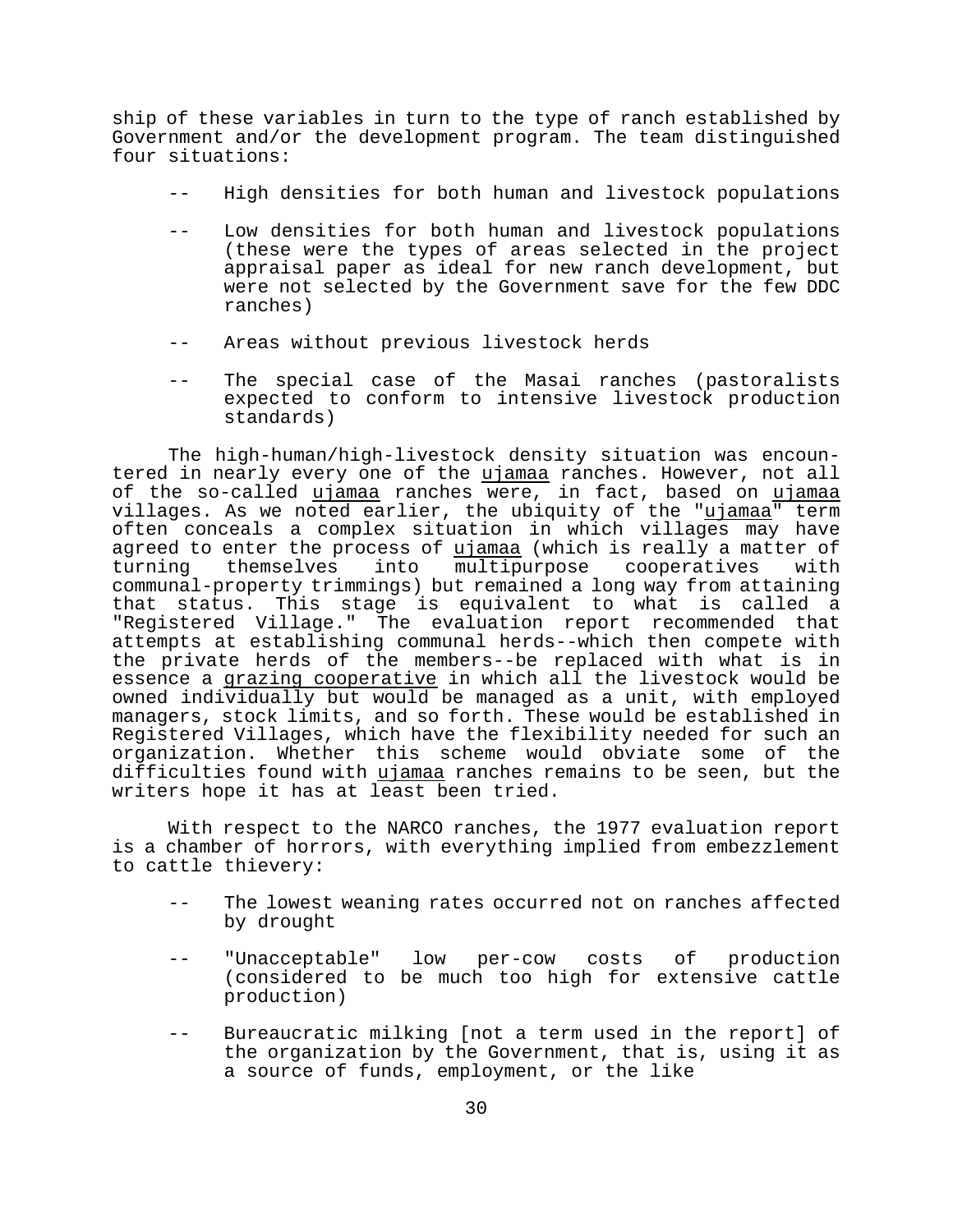ship of these variables in turn to the type of ranch established by Government and/or the development program. The team distinguished four situations:

- High densities for both human and livestock populations
- Low densities for both human and livestock populations (these were the types of areas selected in the project appraisal paper as ideal for new ranch development, but were not selected by the Government save for the few DDC ranches)
- Areas without previous livestock herds
- The special case of the Masai ranches (pastoralists expected to conform to intensive livestock production standards)

The high-human/high-livestock density situation was encountered in nearly every one of the *ujamaa* ranches. However, not all of the so-called *ujamaa* ranches were, in fact, based on *ujamaa* villages. As we noted earlier, the ubiquity of the "*ujamaa*" term often conceals a complex situation in which villages may have agreed to enter the process of *ujamaa* (which is really a matter of turning themselves into multipurpose cooperatives with communal-property trimmings) but remained a long way from attaining that status. This stage is equivalent to what is called a "Registered Village." The evaluation report recommended that attempts at establishing communal herds--which then compete with the private herds of the members--be replaced with what is in essence a *grazing cooperative* in which all the livestock would be owned individually but would be managed as a unit, with employed managers, stock limits, and so forth. These would be established in Registered Villages, which have the flexibility needed for such an organization. Whether this scheme would obviate some of the difficulties found with *ujamaa* ranches remains to be seen, but the writers hope it has at least been tried.

With respect to the NARCO ranches, the 1977 evaluation report is a chamber of horrors, with everything implied from embezzlement to cattle thievery:

- The lowest weaning rates occurred not on ranches affected by drought
- "Unacceptable" low per-cow costs of production (considered to be much too high for extensive cattle production)
- Bureaucratic milking [not a term used in the report] of the organization by the Government, that is, using it as a source of funds, employment, or the like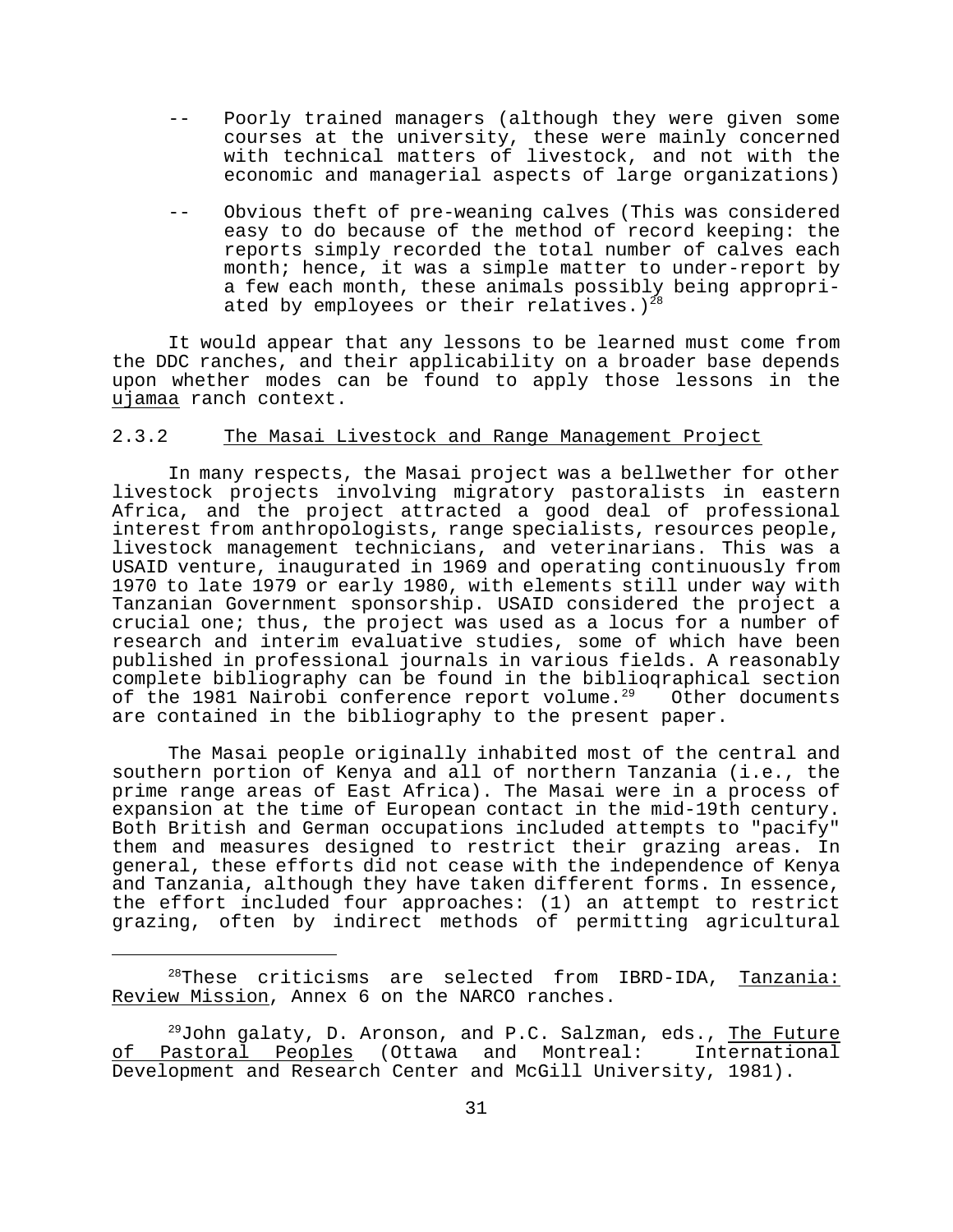-- Poorly trained managers (although they were given some courses at the university, these were mainly concerned with technical matters of livestock, and not with the economic and managerial aspects of large organizations)

-- Obvious theft of pre-weaning calves (This was considered easy to do because of the method of record keeping: the reports simply recorded the total number of calves each month; hence, it was a simple matter to under-report by a few each month, these animals possibly being appropriated by employees or their relatives.)[28]

It would appear that any lessons to be learned must come from the DDC ranches, and their applicability on a broader base depends upon whether modes can be found to apply those lessons in the _ujamaa_ ranch context.

### 2.3.2 The Masai Livestock and Range Management Project

In many respects, the Masai project was a bellwether for other livestock projects involving migratory pastoralists in eastern Africa, and the project attracted a good deal of professional interest from anthropologists, range specialists, resources people, livestock management technicians, and veterinarians. This was a USAID venture, inaugurated in 1969 and operating continuously from 1970 to late 1979 or early 1980, with elements still under way with Tanzanian Government sponsorship. USAID considered the project a crucial one; thus, the project was used as a locus for a number of research and interim evaluative studies, some of which have been published in professional journals in various fields. A reasonably complete bibliography can be found in the biblioqraphical section of the 1981 Nairobi conference report volume.[29] Other documents are contained in the bibliography to the present paper.

The Masai people originally inhabited most of the central and southern portion of Kenya and all of northern Tanzania (i.e., the prime range areas of East Africa). The Masai were in a process of expansion at the time of European contact in the mid-19th century. Both British and German occupations included attempts to "pacify" them and measures designed to restrict their grazing areas. In general, these efforts did not cease with the independence of Kenya and Tanzania, although they have taken different forms. In essence, the effort included four approaches: (1) an attempt to restrict grazing, often by indirect methods of permitting agricultural

---

[28]These criticisms are selected from IBRD-IDA, _Tanzania: Review Mission_, Annex 6 on the NARCO ranches.

[29]John galaty, D. Aronson, and P.C. Salzman, eds., _The Future of Pastoral Peoples_ (Ottawa and Montreal: International Development and Research Center and McGill University, 1981).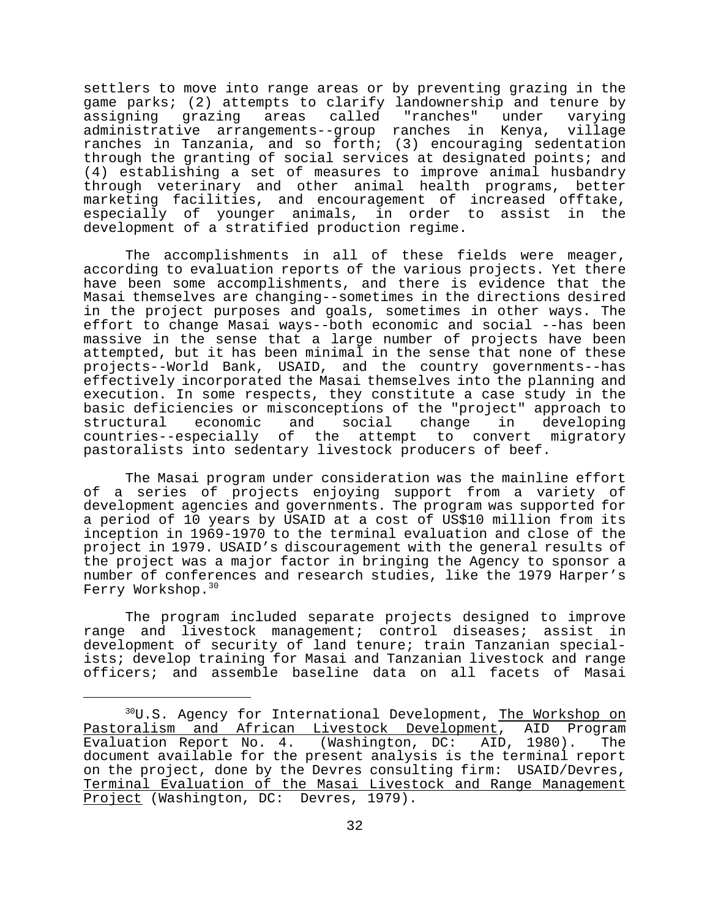settlers to move into range areas or by preventing grazing in the game parks; (2) attempts to clarify landownership and tenure by assigning grazing areas called "ranches" under varying administrative arrangements--group ranches in Kenya, village ranches in Tanzania, and so forth; (3) encouraging sedentation through the granting of social services at designated points; and (4) establishing a set of measures to improve animal husbandry through veterinary and other animal health programs, better marketing facilities, and encouragement of increased offtake, especially of younger animals, in order to assist in the development of a stratified production regime.

The accomplishments in all of these fields were meager, according to evaluation reports of the various projects. Yet there have been some accomplishments, and there is evidence that the Masai themselves are changing--sometimes in the directions desired in the project purposes and goals, sometimes in other ways. The effort to change Masai ways--both economic and social --has been massive in the sense that a large number of projects have been attempted, but it has been minimal in the sense that none of these projects--World Bank, USAID, and the country governments--has effectively incorporated the Masai themselves into the planning and execution. In some respects, they constitute a case study in the basic deficiencies or misconceptions of the "project" approach to structural economic and social change in developing countries--especially of the attempt to convert migratory pastoralists into sedentary livestock producers of beef.

The Masai program under consideration was the mainline effort of a series of projects enjoying support from a variety of development agencies and governments. The program was supported for a period of 10 years by USAID at a cost of US$10 million from its inception in 1969-1970 to the terminal evaluation and close of the project in 1979. USAID's discouragement with the general results of the project was a major factor in bringing the Agency to sponsor a number of conferences and research studies, like the 1979 Harper's Ferry Workshop.[30]

The program included separate projects designed to improve range and livestock management; control diseases; assist in development of security of land tenure; train Tanzanian specialists; develop training for Masai and Tanzanian livestock and range officers; and assemble baseline data on all facets of Masai

---

[30]U.S. Agency for International Development, The Workshop on Pastoralism and African Livestock Development, AID Program Evaluation Report No. 4. (Washington, DC: AID, 1980). The document available for the present analysis is the terminal report on the project, done by the Devres consulting firm: USAID/Devres, Terminal Evaluation of the Masai Livestock and Range Management Project (Washington, DC: Devres, 1979).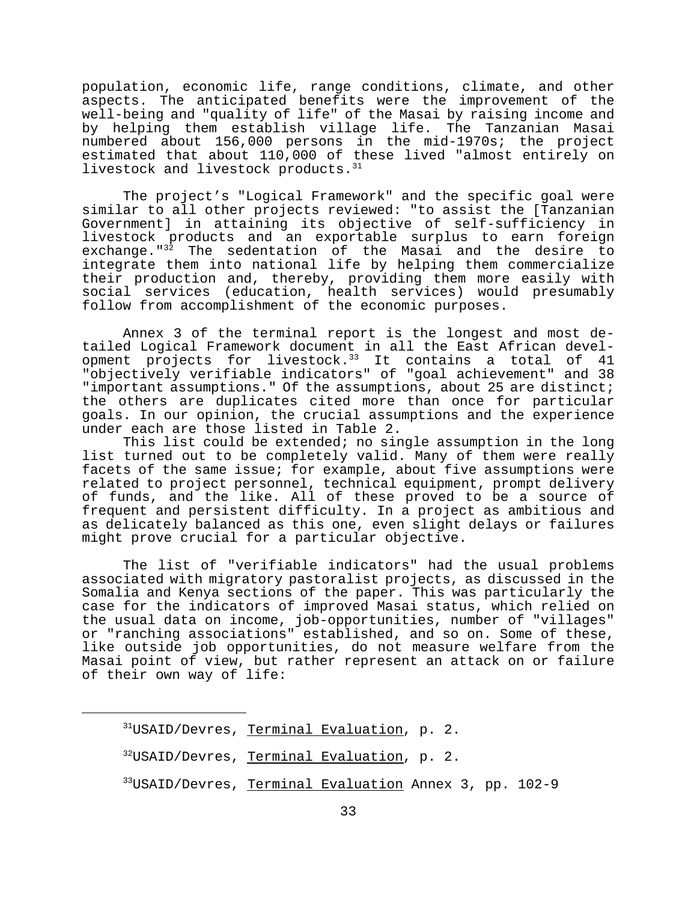population, economic life, range conditions, climate, and other aspects. The anticipated benefits were the improvement of the well-being and "quality of life" of the Masai by raising income and by helping them establish village life. The Tanzanian Masai numbered about 156,000 persons in the mid-1970s; the project estimated that about 110,000 of these lived "almost entirely on livestock and livestock products.[31]

The project's "Logical Framework" and the specific goal were similar to all other projects reviewed: "to assist the [Tanzanian Government] in attaining its objective of self-sufficiency in livestock products and an exportable surplus to earn foreign exchange."[32] The sedentation of the Masai and the desire to integrate them into national life by helping them commercialize their production and, thereby, providing them more easily with social services (education, health services) would presumably follow from accomplishment of the economic purposes.

Annex 3 of the terminal report is the longest and most detailed Logical Framework document in all the East African development projects for livestock.[33] It contains a total of 41 "objectively verifiable indicators" of "goal achievement" and 38 "important assumptions." Of the assumptions, about 25 are distinct; the others are duplicates cited more than once for particular goals. In our opinion, the crucial assumptions and the experience under each are those listed in Table 2.

This list could be extended; no single assumption in the long list turned out to be completely valid. Many of them were really facets of the same issue; for example, about five assumptions were related to project personnel, technical equipment, prompt delivery of funds, and the like. All of these proved to be a source of frequent and persistent difficulty. In a project as ambitious and as delicately balanced as this one, even slight delays or failures might prove crucial for a particular objective.

The list of "verifiable indicators" had the usual problems associated with migratory pastoralist projects, as discussed in the Somalia and Kenya sections of the paper. This was particularly the case for the indicators of improved Masai status, which relied on the usual data on income, job-opportunities, number of "villages" or "ranching associations" established, and so on. Some of these, like outside job opportunities, do not measure welfare from the Masai point of view, but rather represent an attack on or failure of their own way of life:

---

[31]USAID/Devres, Terminal Evaluation, p. 2.

[32]USAID/Devres, Terminal Evaluation, p. 2.

[33]USAID/Devres, Terminal Evaluation Annex 3, pp. 102-9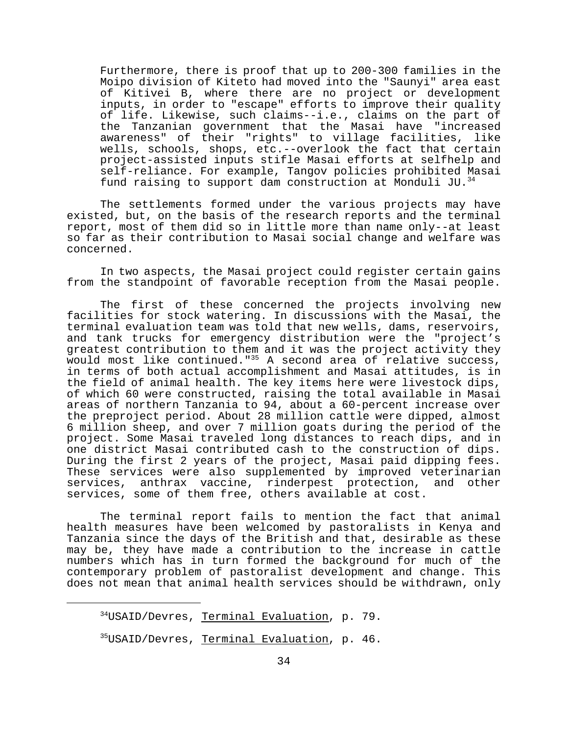> Furthermore, there is proof that up to 200-300 families in the Moipo division of Kiteto had moved into the "Saunyi" area east of Kitivei B, where there are no project or development inputs, in order to "escape" efforts to improve their quality of life. Likewise, such claims--i.e., claims on the part of the Tanzanian government that the Masai have "increased awareness" of their "rights" to village facilities, like wells, schools, shops, etc.--overlook the fact that certain project-assisted inputs stifle Masai efforts at selfhelp and self-reliance. For example, Tangov policies prohibited Masai fund raising to support dam construction at Monduli JU.[34]

The settlements formed under the various projects may have existed, but, on the basis of the research reports and the terminal report, most of them did so in little more than name only--at least so far as their contribution to Masai social change and welfare was concerned.

In two aspects, the Masai project could register certain gains from the standpoint of favorable reception from the Masai people.

The first of these concerned the projects involving new facilities for stock watering. In discussions with the Masai, the terminal evaluation team was told that new wells, dams, reservoirs, and tank trucks for emergency distribution were the "project's greatest contribution to them and it was the project activity they would most like continued."[35] A second area of relative success, in terms of both actual accomplishment and Masai attitudes, is in the field of animal health. The key items here were livestock dips, of which 60 were constructed, raising the total available in Masai areas of northern Tanzania to 94, about a 60-percent increase over the preproject period. About 28 million cattle were dipped, almost 6 million sheep, and over 7 million goats during the period of the project. Some Masai traveled long distances to reach dips, and in one district Masai contributed cash to the construction of dips. During the first 2 years of the project, Masai paid dipping fees. These services were also supplemented by improved veterinarian services, anthrax vaccine, rinderpest protection, and other services, some of them free, others available at cost.

The terminal report fails to mention the fact that animal health measures have been welcomed by pastoralists in Kenya and Tanzania since the days of the British and that, desirable as these may be, they have made a contribution to the increase in cattle numbers which has in turn formed the background for much of the contemporary problem of pastoralist development and change. This does not mean that animal health services should be withdrawn, only

---

[34]USAID/Devres, Terminal Evaluation, p. 79.

[35]USAID/Devres, Terminal Evaluation, p. 46.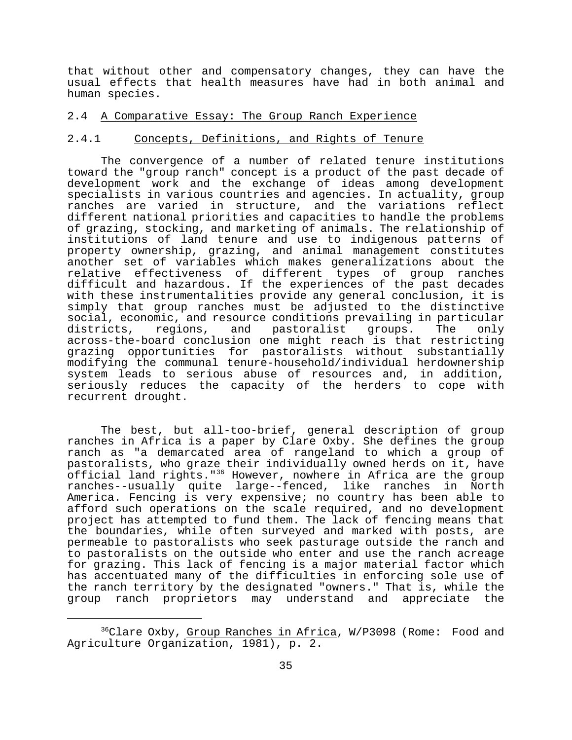that without other and compensatory changes, they can have the usual effects that health measures have had in both animal and human species.

## 2.4 A Comparative Essay: The Group Ranch Experience

### 2.4.1 Concepts, Definitions, and Rights of Tenure

The convergence of a number of related tenure institutions toward the "group ranch" concept is a product of the past decade of development work and the exchange of ideas among development specialists in various countries and agencies. In actuality, group ranches are varied in structure, and the variations reflect different national priorities and capacities to handle the problems of grazing, stocking, and marketing of animals. The relationship of institutions of land tenure and use to indigenous patterns of property ownership, grazing, and animal management constitutes another set of variables which makes generalizations about the relative effectiveness of different types of group ranches difficult and hazardous. If the experiences of the past decades with these instrumentalities provide any general conclusion, it is simply that group ranches must be adjusted to the distinctive social, economic, and resource conditions prevailing in particular districts, regions, and pastoralist groups. The only across-the-board conclusion one might reach is that restricting grazing opportunities for pastoralists without substantially modifying the communal tenure-household/individual herdownership system leads to serious abuse of resources and, in addition, seriously reduces the capacity of the herders to cope with recurrent drought.

The best, but all-too-brief, general description of group ranches in Africa is a paper by Clare Oxby. She defines the group ranch as "a demarcated area of rangeland to which a group of pastoralists, who graze their individually owned herds on it, have official land rights."[36] However, nowhere in Africa are the group ranches--usually quite large--fenced, like ranches in North America. Fencing is very expensive; no country has been able to afford such operations on the scale required, and no development project has attempted to fund them. The lack of fencing means that the boundaries, while often surveyed and marked with posts, are permeable to pastoralists who seek pasturage outside the ranch and to pastoralists on the outside who enter and use the ranch acreage for grazing. This lack of fencing is a major material factor which has accentuated many of the difficulties in enforcing sole use of the ranch territory by the designated "owners." That is, while the group ranch proprietors may understand and appreciate the

---

[36] Clare Oxby, Group Ranches in Africa, W/P3098 (Rome: Food and Agriculture Organization, 1981), p. 2.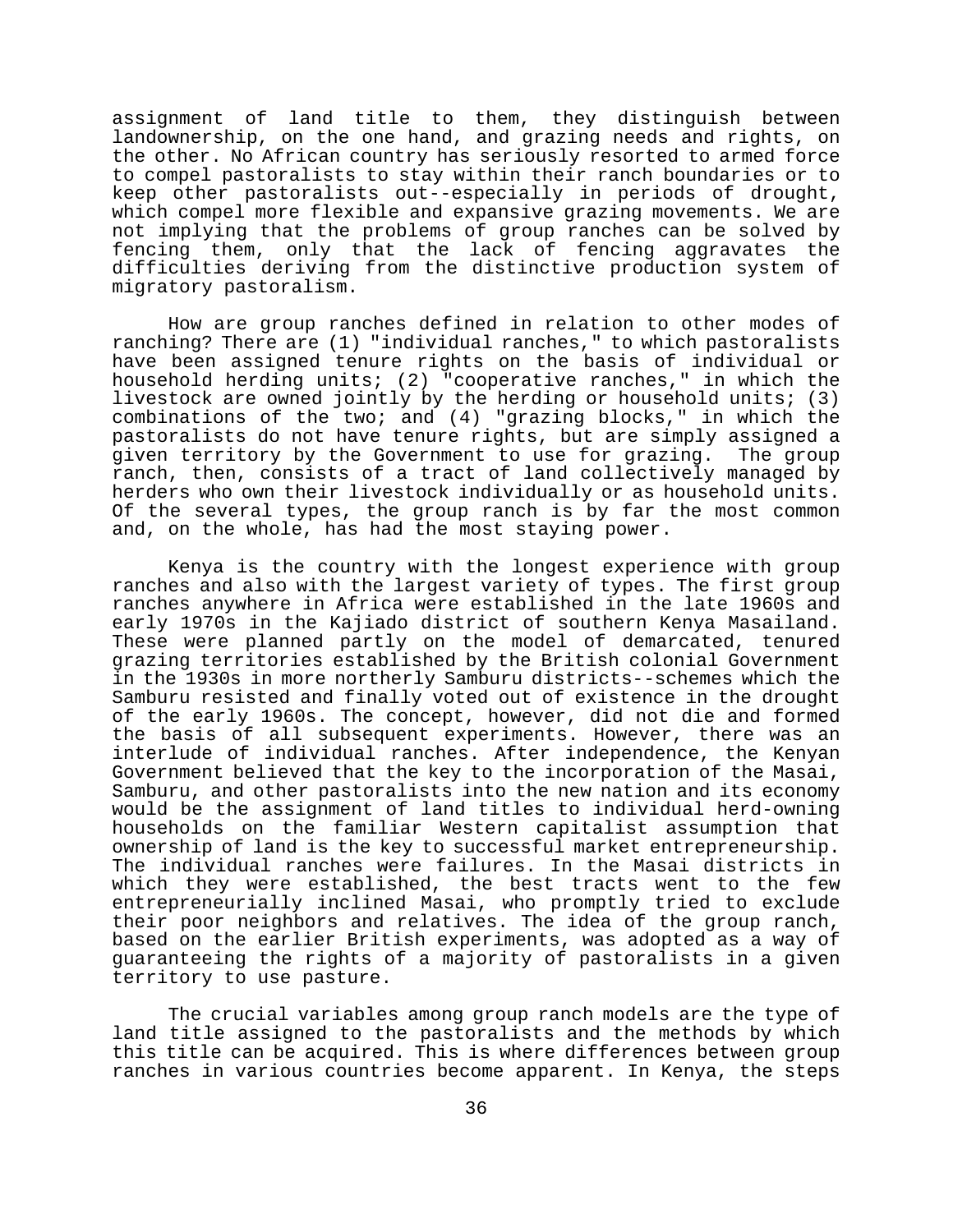assignment of land title to them, they distinguish between landownership, on the one hand, and grazing needs and rights, on the other. No African country has seriously resorted to armed force to compel pastoralists to stay within their ranch boundaries or to keep other pastoralists out--especially in periods of drought, which compel more flexible and expansive grazing movements. We are not implying that the problems of group ranches can be solved by fencing them, only that the lack of fencing aggravates the difficulties deriving from the distinctive production system of migratory pastoralism.

How are group ranches defined in relation to other modes of ranching? There are (1) "individual ranches," to which pastoralists have been assigned tenure rights on the basis of individual or household herding units; (2) "cooperative ranches," in which the livestock are owned jointly by the herding or household units; (3) combinations of the two; and (4) "grazing blocks," in which the pastoralists do not have tenure rights, but are simply assigned a given territory by the Government to use for grazing. The group ranch, then, consists of a tract of land collectively managed by herders who own their livestock individually or as household units. Of the several types, the group ranch is by far the most common and, on the whole, has had the most staying power.

Kenya is the country with the longest experience with group ranches and also with the largest variety of types. The first group ranches anywhere in Africa were established in the late 1960s and early 1970s in the Kajiado district of southern Kenya Masailand. These were planned partly on the model of demarcated, tenured grazing territories established by the British colonial Government in the 1930s in more northerly Samburu districts--schemes which the Samburu resisted and finally voted out of existence in the drought of the early 1960s. The concept, however, did not die and formed the basis of all subsequent experiments. However, there was an interlude of individual ranches. After independence, the Kenyan Government believed that the key to the incorporation of the Masai, Samburu, and other pastoralists into the new nation and its economy would be the assignment of land titles to individual herd-owning households on the familiar Western capitalist assumption that ownership of land is the key to successful market entrepreneurship. The individual ranches were failures. In the Masai districts in which they were established, the best tracts went to the few entrepreneurially inclined Masai, who promptly tried to exclude their poor neighbors and relatives. The idea of the group ranch, based on the earlier British experiments, was adopted as a way of guaranteeing the rights of a majority of pastoralists in a given territory to use pasture.

The crucial variables among group ranch models are the type of land title assigned to the pastoralists and the methods by which this title can be acquired. This is where differences between group ranches in various countries become apparent. In Kenya, the steps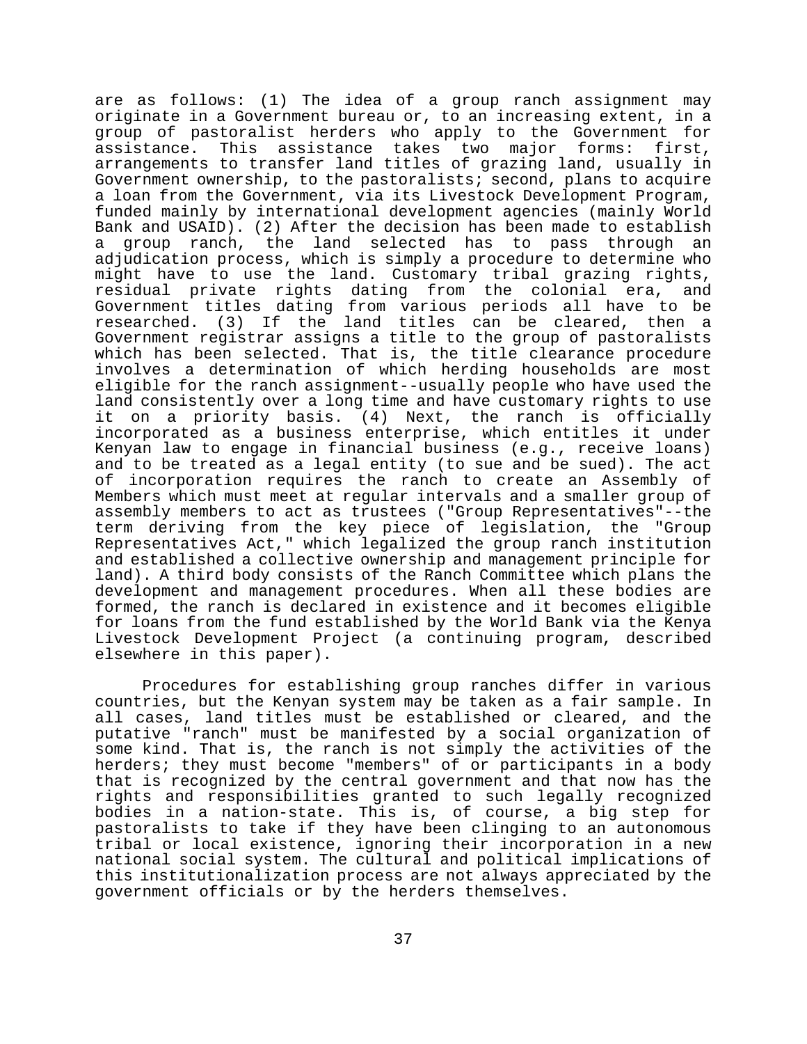are as follows: (1) The idea of a group ranch assignment may originate in a Government bureau or, to an increasing extent, in a group of pastoralist herders who apply to the Government for assistance. This assistance takes two major forms: first, arrangements to transfer land titles of grazing land, usually in Government ownership, to the pastoralists; second, plans to acquire a loan from the Government, via its Livestock Development Program, funded mainly by international development agencies (mainly World Bank and USAID). (2) After the decision has been made to establish a group ranch, the land selected has to pass through an adjudication process, which is simply a procedure to determine who might have to use the land. Customary tribal grazing rights, residual private rights dating from the colonial era, and Government titles dating from various periods all have to be researched. (3) If the land titles can be cleared, then a Government registrar assigns a title to the group of pastoralists which has been selected. That is, the title clearance procedure involves a determination of which herding households are most eligible for the ranch assignment--usually people who have used the land consistently over a long time and have customary rights to use it on a priority basis. (4) Next, the ranch is officially incorporated as a business enterprise, which entitles it under Kenyan law to engage in financial business (e.g., receive loans) and to be treated as a legal entity (to sue and be sued). The act of incorporation requires the ranch to create an Assembly of Members which must meet at regular intervals and a smaller group of assembly members to act as trustees ("Group Representatives"--the term deriving from the key piece of legislation, the "Group Representatives Act," which legalized the group ranch institution and established a collective ownership and management principle for land). A third body consists of the Ranch Committee which plans the development and management procedures. When all these bodies are formed, the ranch is declared in existence and it becomes eligible for loans from the fund established by the World Bank via the Kenya Livestock Development Project (a continuing program, described elsewhere in this paper).

Procedures for establishing group ranches differ in various countries, but the Kenyan system may be taken as a fair sample. In all cases, land titles must be established or cleared, and the putative "ranch" must be manifested by a social organization of some kind. That is, the ranch is not simply the activities of the herders; they must become "members" of or participants in a body that is recognized by the central government and that now has the rights and responsibilities granted to such legally recognized bodies in a nation-state. This is, of course, a big step for pastoralists to take if they have been clinging to an autonomous tribal or local existence, ignoring their incorporation in a new national social system. The cultural and political implications of this institutionalization process are not always appreciated by the government officials or by the herders themselves.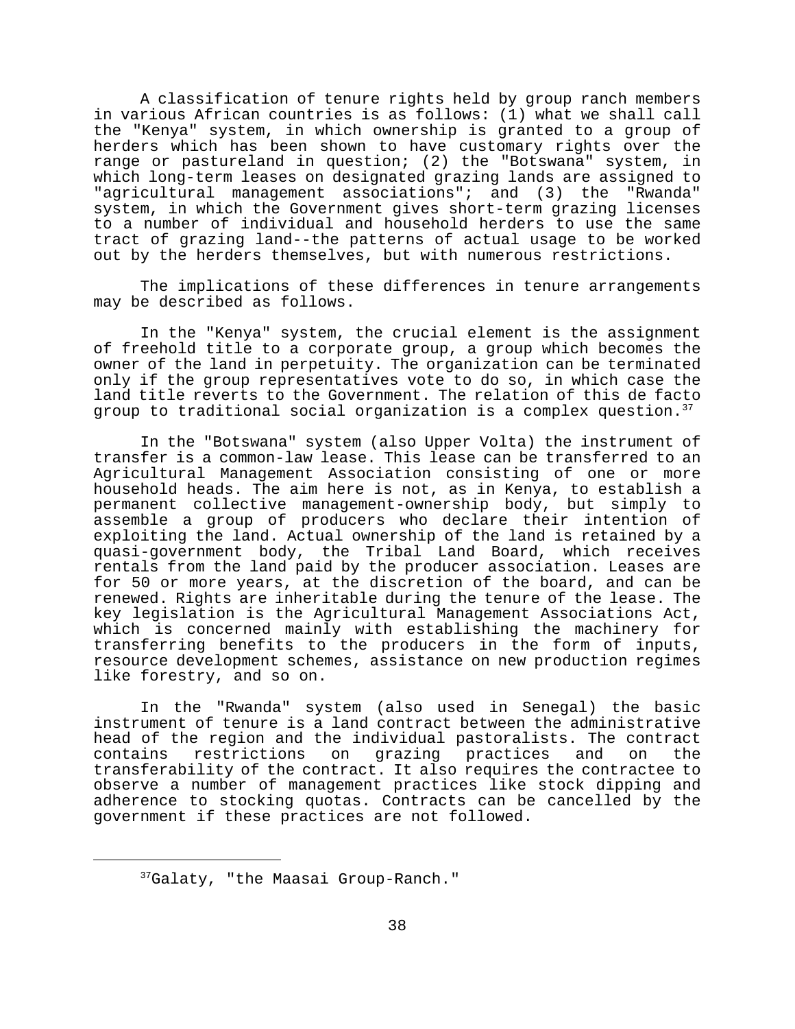A classification of tenure rights held by group ranch members in various African countries is as follows: (1) what we shall call the "Kenya" system, in which ownership is granted to a group of herders which has been shown to have customary rights over the range or pastureland in question; (2) the "Botswana" system, in which long-term leases on designated grazing lands are assigned to "agricultural management associations"; and (3) the "Rwanda" system, in which the Government gives short-term grazing licenses to a number of individual and household herders to use the same tract of grazing land--the patterns of actual usage to be worked out by the herders themselves, but with numerous restrictions.

The implications of these differences in tenure arrangements may be described as follows.

In the "Kenya" system, the crucial element is the assignment of freehold title to a corporate group, a group which becomes the owner of the land in perpetuity. The organization can be terminated only if the group representatives vote to do so, in which case the land title reverts to the Government. The relation of this de facto group to traditional social organization is a complex question.[37]

In the "Botswana" system (also Upper Volta) the instrument of transfer is a common-law lease. This lease can be transferred to an Agricultural Management Association consisting of one or more household heads. The aim here is not, as in Kenya, to establish a permanent collective management-ownership body, but simply to assemble a group of producers who declare their intention of exploiting the land. Actual ownership of the land is retained by a quasi-government body, the Tribal Land Board, which receives rentals from the land paid by the producer association. Leases are for 50 or more years, at the discretion of the board, and can be renewed. Rights are inheritable during the tenure of the lease. The key legislation is the Agricultural Management Associations Act, which is concerned mainly with establishing the machinery for transferring benefits to the producers in the form of inputs, resource development schemes, assistance on new production regimes like forestry, and so on.

In the "Rwanda" system (also used in Senegal) the basic instrument of tenure is a land contract between the administrative head of the region and the individual pastoralists. The contract contains restrictions on grazing practices and on the transferability of the contract. It also requires the contractee to observe a number of management practices like stock dipping and adherence to stocking quotas. Contracts can be cancelled by the government if these practices are not followed.

[37] Galaty, "the Maasai Group-Ranch."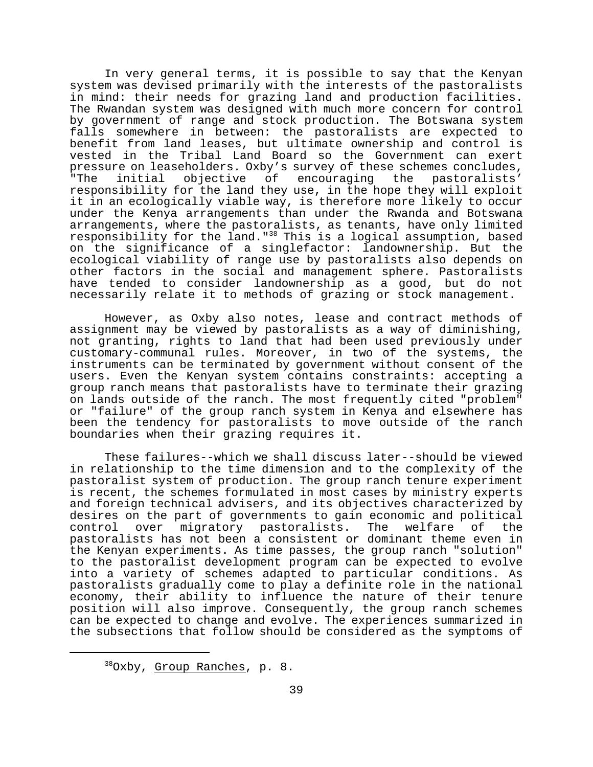In very general terms, it is possible to say that the Kenyan system was devised primarily with the interests of the pastoralists in mind: their needs for grazing land and production facilities. The Rwandan system was designed with much more concern for control by government of range and stock production. The Botswana system falls somewhere in between: the pastoralists are expected to benefit from land leases, but ultimate ownership and control is vested in the Tribal Land Board so the Government can exert pressure on leaseholders. Oxby's survey of these schemes concludes, "The initial objective of encouraging the pastoralists' responsibility for the land they use, in the hope they will exploit it in an ecologically viable way, is therefore more likely to occur under the Kenya arrangements than under the Rwanda and Botswana arrangements, where the pastoralists, as tenants, have only limited responsibility for the land."[38] This is a logical assumption, based on the significance of a singlefactor: landownership. But the ecological viability of range use by pastoralists also depends on other factors in the social and management sphere. Pastoralists have tended to consider landownership as a good, but do not necessarily relate it to methods of grazing or stock management.

However, as Oxby also notes, lease and contract methods of assignment may be viewed by pastoralists as a way of diminishing, not granting, rights to land that had been used previously under customary-communal rules. Moreover, in two of the systems, the instruments can be terminated by government without consent of the users. Even the Kenyan system contains constraints: accepting a group ranch means that pastoralists have to terminate their grazing on lands outside of the ranch. The most frequently cited "problem" or "failure" of the group ranch system in Kenya and elsewhere has been the tendency for pastoralists to move outside of the ranch boundaries when their grazing requires it.

These failures--which we shall discuss later--should be viewed in relationship to the time dimension and to the complexity of the pastoralist system of production. The group ranch tenure experiment is recent, the schemes formulated in most cases by ministry experts and foreign technical advisers, and its objectives characterized by desires on the part of governments to gain economic and political control over migratory pastoralists. The welfare of the pastoralists has not been a consistent or dominant theme even in the Kenyan experiments. As time passes, the group ranch "solution" to the pastoralist development program can be expected to evolve into a variety of schemes adapted to particular conditions. As pastoralists gradually come to play a definite role in the national economy, their ability to influence the nature of their tenure position will also improve. Consequently, the group ranch schemes can be expected to change and evolve. The experiences summarized in the subsections that follow should be considered as the symptoms of

[38] Oxby, Group Ranches, p. 8.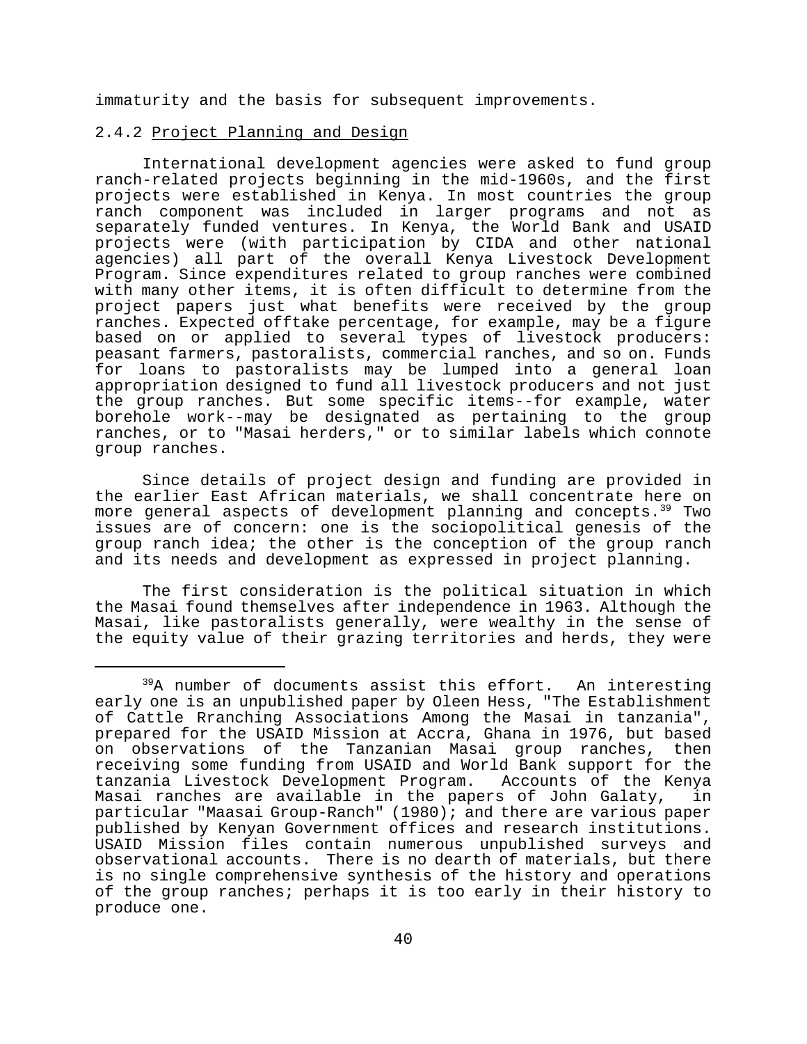immaturity and the basis for subsequent improvements.

### 2.4.2 Project Planning and Design

International development agencies were asked to fund group ranch-related projects beginning in the mid-1960s, and the first projects were established in Kenya. In most countries the group ranch component was included in larger programs and not as separately funded ventures. In Kenya, the World Bank and USAID projects were (with participation by CIDA and other national agencies) all part of the overall Kenya Livestock Development Program. Since expenditures related to group ranches were combined with many other items, it is often difficult to determine from the project papers just what benefits were received by the group ranches. Expected offtake percentage, for example, may be a figure based on or applied to several types of livestock producers: peasant farmers, pastoralists, commercial ranches, and so on. Funds for loans to pastoralists may be lumped into a general loan appropriation designed to fund all livestock producers and not just the group ranches. But some specific items--for example, water borehole work--may be designated as pertaining to the group ranches, or to "Masai herders," or to similar labels which connote group ranches.

Since details of project design and funding are provided in the earlier East African materials, we shall concentrate here on more general aspects of development planning and concepts.[39] Two issues are of concern: one is the sociopolitical genesis of the group ranch idea; the other is the conception of the group ranch and its needs and development as expressed in project planning.

The first consideration is the political situation in which the Masai found themselves after independence in 1963. Although the Masai, like pastoralists generally, were wealthy in the sense of the equity value of their grazing territories and herds, they were

---

[39]A number of documents assist this effort. An interesting early one is an unpublished paper by Oleen Hess, "The Establishment of Cattle Rranching Associations Among the Masai in tanzania", prepared for the USAID Mission at Accra, Ghana in 1976, but based on observations of the Tanzanian Masai group ranches, then receiving some funding from USAID and World Bank support for the tanzania Livestock Development Program. Accounts of the Kenya Masai ranches are available in the papers of John Galaty, in particular "Maasai Group-Ranch" (1980); and there are various paper published by Kenyan Government offices and research institutions. USAID Mission files contain numerous unpublished surveys and observational accounts. There is no dearth of materials, but there is no single comprehensive synthesis of the history and operations of the group ranches; perhaps it is too early in their history to produce one.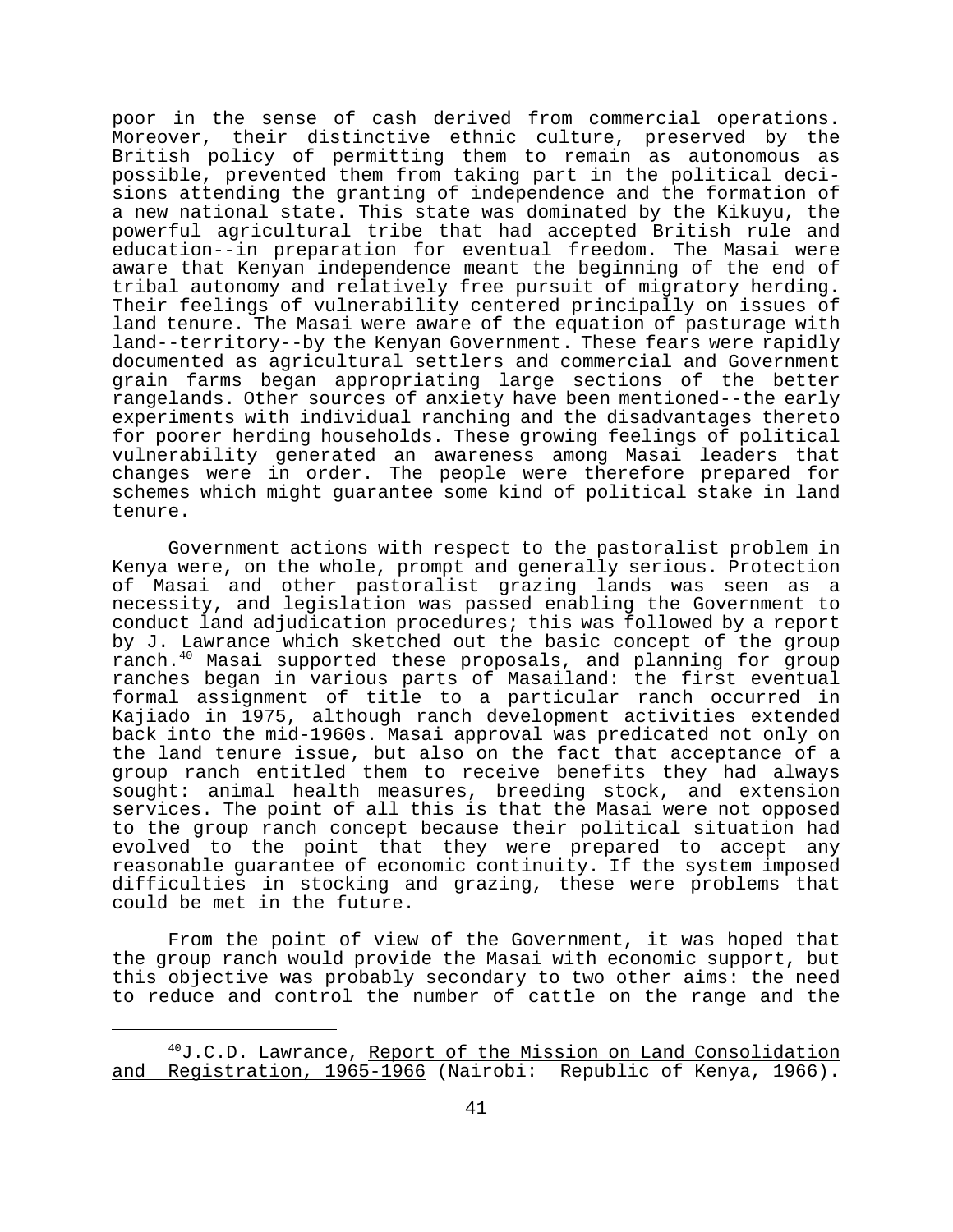poor in the sense of cash derived from commercial operations. Moreover, their distinctive ethnic culture, preserved by the British policy of permitting them to remain as autonomous as possible, prevented them from taking part in the political decisions attending the granting of independence and the formation of a new national state. This state was dominated by the Kikuyu, the powerful agricultural tribe that had accepted British rule and education--in preparation for eventual freedom. The Masai were aware that Kenyan independence meant the beginning of the end of tribal autonomy and relatively free pursuit of migratory herding. Their feelings of vulnerability centered principally on issues of land tenure. The Masai were aware of the equation of pasturage with land--territory--by the Kenyan Government. These fears were rapidly documented as agricultural settlers and commercial and Government grain farms began appropriating large sections of the better rangelands. Other sources of anxiety have been mentioned--the early experiments with individual ranching and the disadvantages thereto for poorer herding households. These growing feelings of political vulnerability generated an awareness among Masai leaders that changes were in order. The people were therefore prepared for schemes which might guarantee some kind of political stake in land tenure.

Government actions with respect to the pastoralist problem in Kenya were, on the whole, prompt and generally serious. Protection of Masai and other pastoralist grazing lands was seen as a necessity, and legislation was passed enabling the Government to conduct land adjudication procedures; this was followed by a report by J. Lawrance which sketched out the basic concept of the group ranch.[40] Masai supported these proposals, and planning for group ranches began in various parts of Masailand: the first eventual formal assignment of title to a particular ranch occurred in Kajiado in 1975, although ranch development activities extended back into the mid-1960s. Masai approval was predicated not only on the land tenure issue, but also on the fact that acceptance of a group ranch entitled them to receive benefits they had always sought: animal health measures, breeding stock, and extension services. The point of all this is that the Masai were not opposed to the group ranch concept because their political situation had evolved to the point that they were prepared to accept any reasonable guarantee of economic continuity. If the system imposed difficulties in stocking and grazing, these were problems that could be met in the future.

From the point of view of the Government, it was hoped that the group ranch would provide the Masai with economic support, but this objective was probably secondary to two other aims: the need to reduce and control the number of cattle on the range and the

---

[40] J.C.D. Lawrance, Report of the Mission on Land Consolidation and Registration, 1965-1966 (Nairobi: Republic of Kenya, 1966).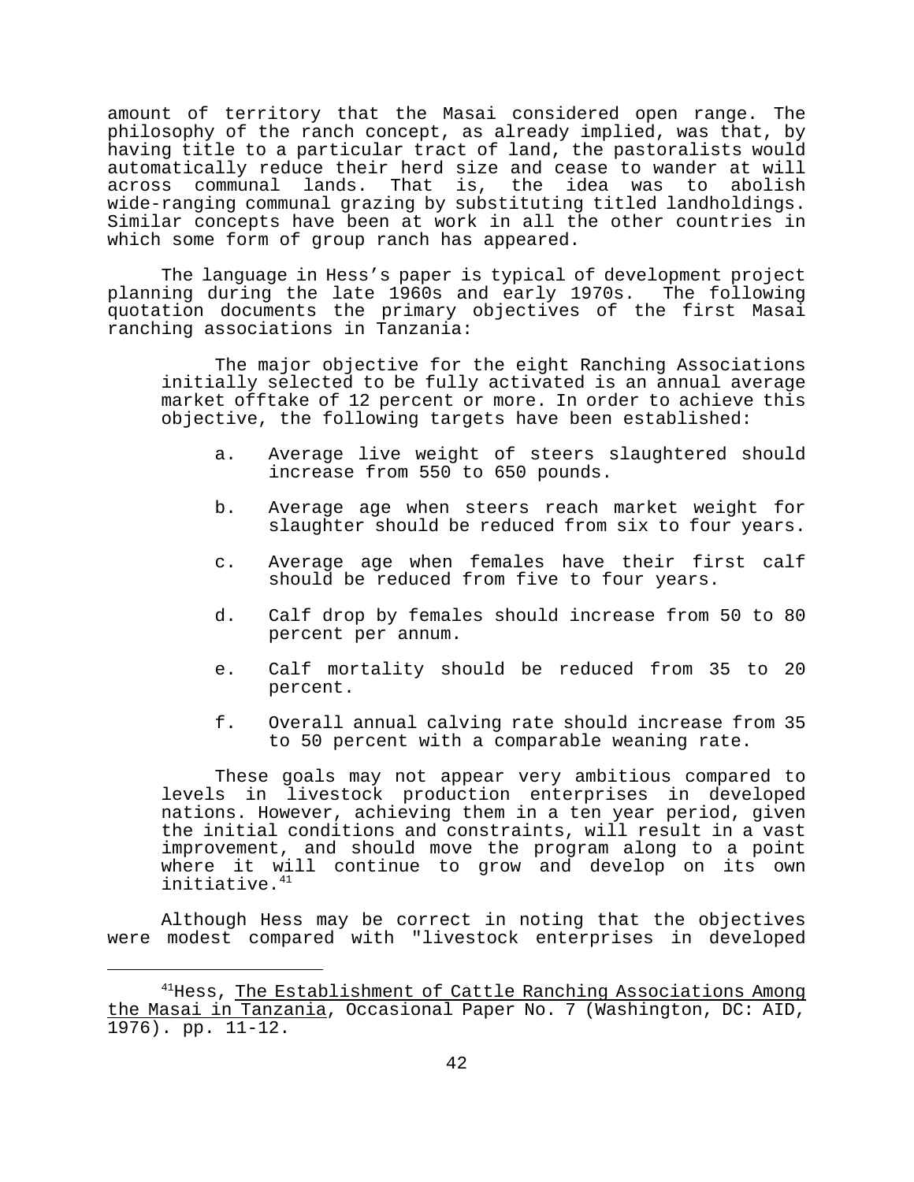amount of territory that the Masai considered open range. The philosophy of the ranch concept, as already implied, was that, by having title to a particular tract of land, the pastoralists would automatically reduce their herd size and cease to wander at will across communal lands. That is, the idea was to abolish wide-ranging communal grazing by substituting titled landholdings. Similar concepts have been at work in all the other countries in which some form of group ranch has appeared.

The language in Hess's paper is typical of development project planning during the late 1960s and early 1970s. The following quotation documents the primary objectives of the first Masai ranching associations in Tanzania:

> The major objective for the eight Ranching Associations initially selected to be fully activated is an annual average market offtake of 12 percent or more. In order to achieve this objective, the following targets have been established:
>
> a. Average live weight of steers slaughtered should increase from 550 to 650 pounds.
>
> b. Average age when steers reach market weight for slaughter should be reduced from six to four years.
>
> c. Average age when females have their first calf should be reduced from five to four years.
>
> d. Calf drop by females should increase from 50 to 80 percent per annum.
>
> e. Calf mortality should be reduced from 35 to 20 percent.
>
> f. Overall annual calving rate should increase from 35 to 50 percent with a comparable weaning rate.
>
> These goals may not appear very ambitious compared to levels in livestock production enterprises in developed nations. However, achieving them in a ten year period, given the initial conditions and constraints, will result in a vast improvement, and should move the program along to a point where it will continue to grow and develop on its own initiative.[41]

Although Hess may be correct in noting that the objectives were modest compared with "livestock enterprises in developed

---

[41] Hess, The Establishment of Cattle Ranching Associations Among the Masai in Tanzania, Occasional Paper No. 7 (Washington, DC: AID, 1976). pp. 11-12.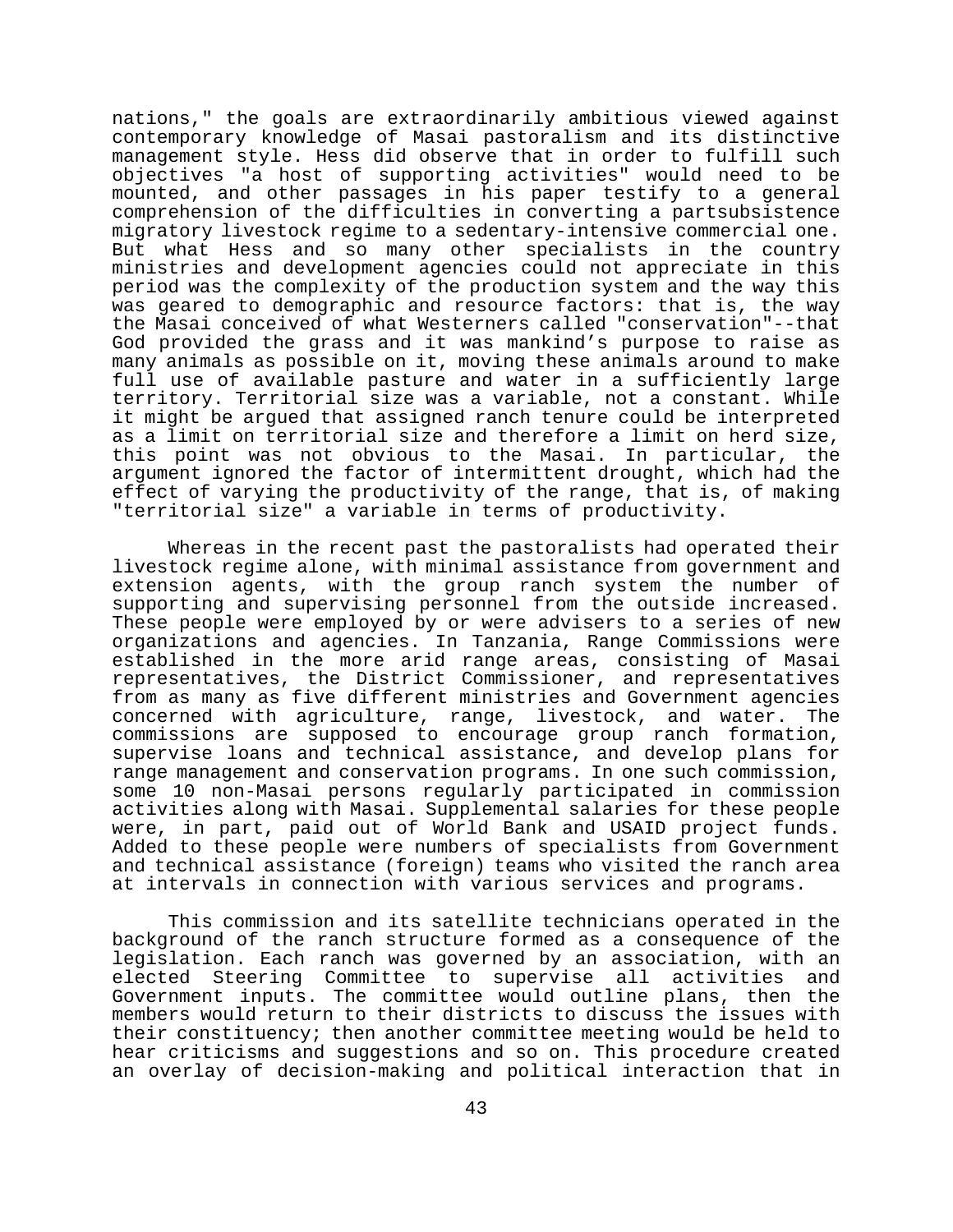nations," the goals are extraordinarily ambitious viewed against contemporary knowledge of Masai pastoralism and its distinctive management style. Hess did observe that in order to fulfill such objectives "a host of supporting activities" would need to be mounted, and other passages in his paper testify to a general comprehension of the difficulties in converting a partsubsistence migratory livestock regime to a sedentary-intensive commercial one. But what Hess and so many other specialists in the country ministries and development agencies could not appreciate in this period was the complexity of the production system and the way this was geared to demographic and resource factors: that is, the way the Masai conceived of what Westerners called "conservation"--that God provided the grass and it was mankind's purpose to raise as many animals as possible on it, moving these animals around to make full use of available pasture and water in a sufficiently large territory. Territorial size was a variable, not a constant. While it might be argued that assigned ranch tenure could be interpreted as a limit on territorial size and therefore a limit on herd size, this point was not obvious to the Masai. In particular, the argument ignored the factor of intermittent drought, which had the effect of varying the productivity of the range, that is, of making "territorial size" a variable in terms of productivity.

Whereas in the recent past the pastoralists had operated their livestock regime alone, with minimal assistance from government and extension agents, with the group ranch system the number of supporting and supervising personnel from the outside increased. These people were employed by or were advisers to a series of new organizations and agencies. In Tanzania, Range Commissions were established in the more arid range areas, consisting of Masai representatives, the District Commissioner, and representatives from as many as five different ministries and Government agencies concerned with agriculture, range, livestock, and water. The commissions are supposed to encourage group ranch formation, supervise loans and technical assistance, and develop plans for range management and conservation programs. In one such commission, some 10 non-Masai persons regularly participated in commission activities along with Masai. Supplemental salaries for these people were, in part, paid out of World Bank and USAID project funds. Added to these people were numbers of specialists from Government and technical assistance (foreign) teams who visited the ranch area at intervals in connection with various services and programs.

This commission and its satellite technicians operated in the background of the ranch structure formed as a consequence of the legislation. Each ranch was governed by an association, with an elected Steering Committee to supervise all activities and Government inputs. The committee would outline plans, then the members would return to their districts to discuss the issues with their constituency; then another committee meeting would be held to hear criticisms and suggestions and so on. This procedure created an overlay of decision-making and political interaction that in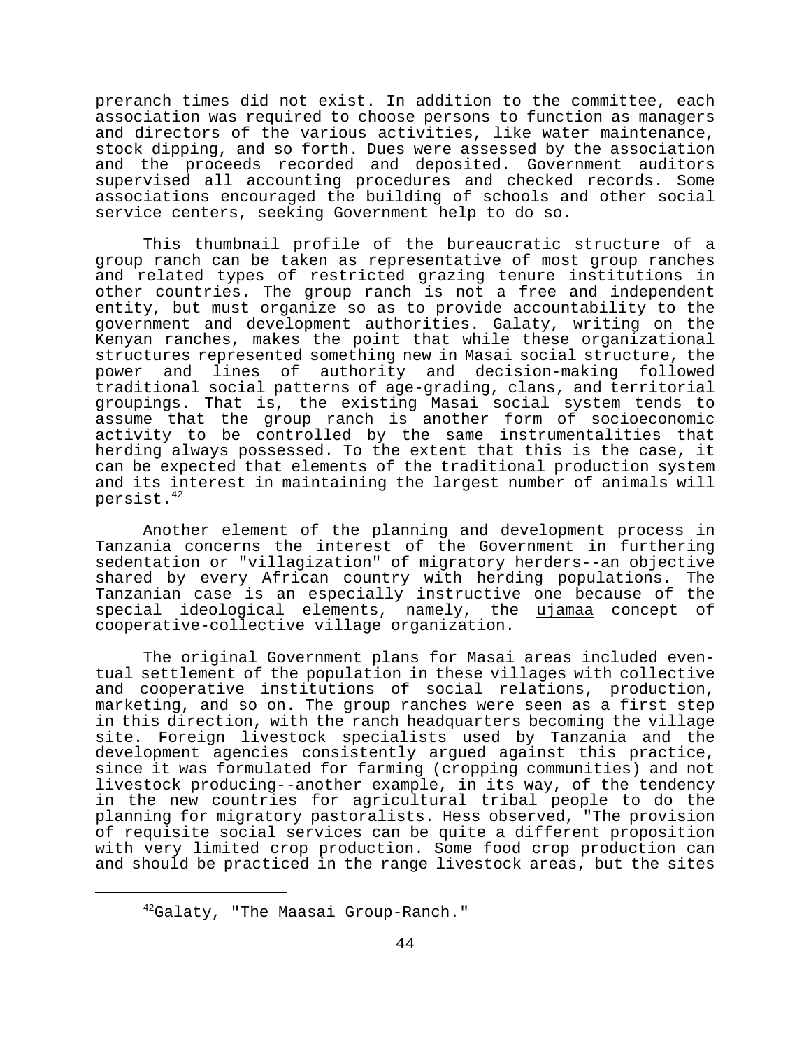preranch times did not exist. In addition to the committee, each association was required to choose persons to function as managers and directors of the various activities, like water maintenance, stock dipping, and so forth. Dues were assessed by the association and the proceeds recorded and deposited. Government auditors supervised all accounting procedures and checked records. Some associations encouraged the building of schools and other social service centers, seeking Government help to do so.

This thumbnail profile of the bureaucratic structure of a group ranch can be taken as representative of most group ranches and related types of restricted grazing tenure institutions in other countries. The group ranch is not a free and independent entity, but must organize so as to provide accountability to the government and development authorities. Galaty, writing on the Kenyan ranches, makes the point that while these organizational structures represented something new in Masai social structure, the power and lines of authority and decision-making followed traditional social patterns of age-grading, clans, and territorial groupings. That is, the existing Masai social system tends to assume that the group ranch is another form of socioeconomic activity to be controlled by the same instrumentalities that herding always possessed. To the extent that this is the case, it can be expected that elements of the traditional production system and its interest in maintaining the largest number of animals will persist.[42]

Another element of the planning and development process in Tanzania concerns the interest of the Government in furthering sedentation or "villagization" of migratory herders--an objective shared by every African country with herding populations. The Tanzanian case is an especially instructive one because of the special ideological elements, namely, the _ujamaa_ concept of cooperative-collective village organization.

The original Government plans for Masai areas included eventual settlement of the population in these villages with collective and cooperative institutions of social relations, production, marketing, and so on. The group ranches were seen as a first step in this direction, with the ranch headquarters becoming the village site. Foreign livestock specialists used by Tanzania and the development agencies consistently argued against this practice, since it was formulated for farming (cropping communities) and not livestock producing--another example, in its way, of the tendency in the new countries for agricultural tribal people to do the planning for migratory pastoralists. Hess observed, "The provision of requisite social services can be quite a different proposition with very limited crop production. Some food crop production can and should be practiced in the range livestock areas, but the sites

---

[42]Galaty, "The Maasai Group-Ranch."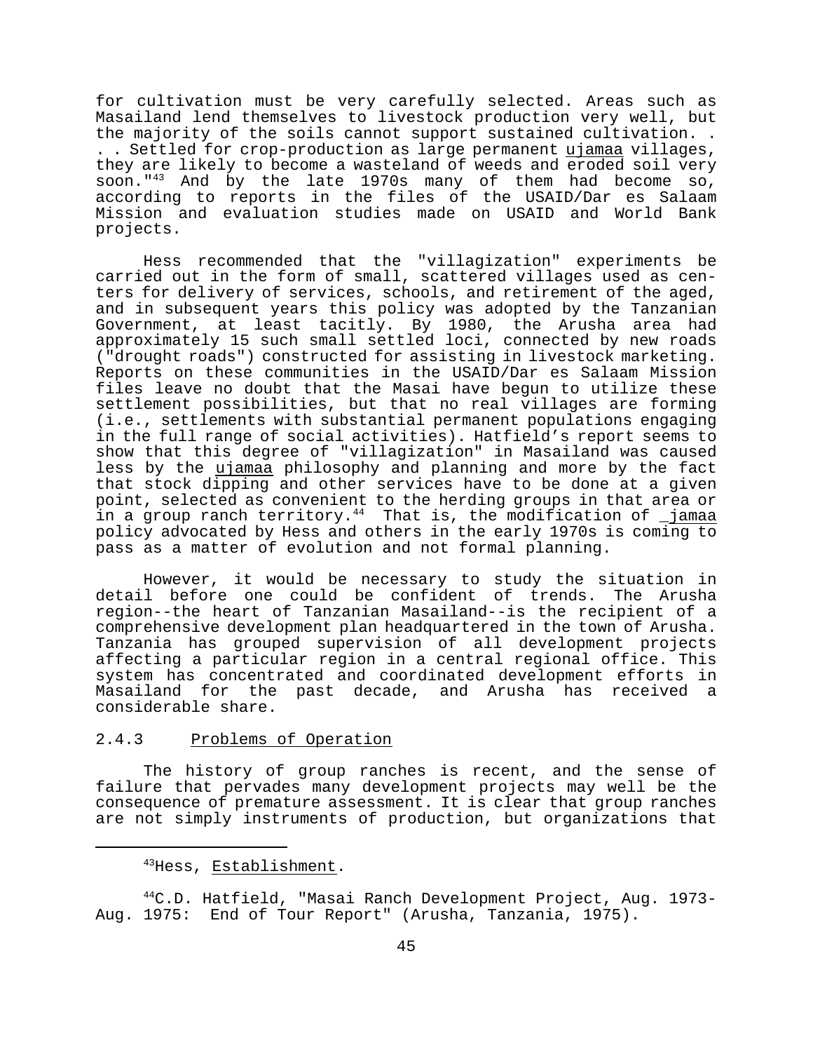for cultivation must be very carefully selected. Areas such as Masailand lend themselves to livestock production very well, but the majority of the soils cannot support sustained cultivation. . . . Settled for crop-production as large permanent ujamaa villages, they are likely to become a wasteland of weeds and eroded soil very soon."[43] And by the late 1970s many of them had become so, according to reports in the files of the USAID/Dar es Salaam Mission and evaluation studies made on USAID and World Bank projects.

Hess recommended that the "villagization" experiments be carried out in the form of small, scattered villages used as centers for delivery of services, schools, and retirement of the aged, and in subsequent years this policy was adopted by the Tanzanian Government, at least tacitly. By 1980, the Arusha area had approximately 15 such small settled loci, connected by new roads ("drought roads") constructed for assisting in livestock marketing. Reports on these communities in the USAID/Dar es Salaam Mission files leave no doubt that the Masai have begun to utilize these settlement possibilities, but that no real villages are forming (i.e., settlements with substantial permanent populations engaging in the full range of social activities). Hatfield's report seems to show that this degree of "villagization" in Masailand was caused less by the ujamaa philosophy and planning and more by the fact that stock dipping and other services have to be done at a given point, selected as convenient to the herding groups in that area or in a group ranch territory.[44] That is, the modification of _jamaa policy advocated by Hess and others in the early 1970s is coming to pass as a matter of evolution and not formal planning.

However, it would be necessary to study the situation in detail before one could be confident of trends. The Arusha region--the heart of Tanzanian Masailand--is the recipient of a comprehensive development plan headquartered in the town of Arusha. Tanzania has grouped supervision of all development projects affecting a particular region in a central regional office. This system has concentrated and coordinated development efforts in Masailand for the past decade, and Arusha has received a considerable share.

### 2.4.3 Problems of Operation

The history of group ranches is recent, and the sense of failure that pervades many development projects may well be the consequence of premature assessment. It is clear that group ranches are not simply instruments of production, but organizations that

---

[43] Hess, Establishment.

[44] C.D. Hatfield, "Masai Ranch Development Project, Aug. 1973-Aug. 1975: End of Tour Report" (Arusha, Tanzania, 1975).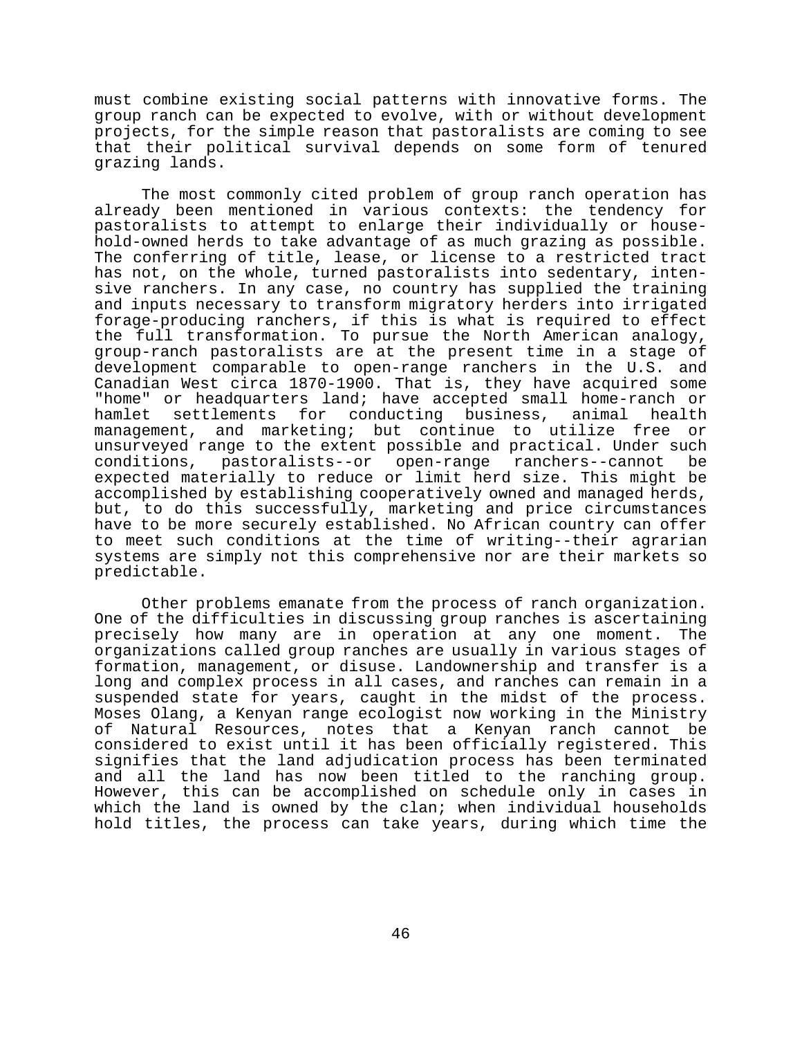must combine existing social patterns with innovative forms. The group ranch can be expected to evolve, with or without development projects, for the simple reason that pastoralists are coming to see that their political survival depends on some form of tenured grazing lands.

The most commonly cited problem of group ranch operation has already been mentioned in various contexts: the tendency for pastoralists to attempt to enlarge their individually or household-owned herds to take advantage of as much grazing as possible. The conferring of title, lease, or license to a restricted tract has not, on the whole, turned pastoralists into sedentary, intensive ranchers. In any case, no country has supplied the training and inputs necessary to transform migratory herders into irrigated forage-producing ranchers, if this is what is required to effect the full transformation. To pursue the North American analogy, group-ranch pastoralists are at the present time in a stage of development comparable to open-range ranchers in the U.S. and Canadian West circa 1870-1900. That is, they have acquired some "home" or headquarters land; have accepted small home-ranch or hamlet settlements for conducting business, animal health management, and marketing; but continue to utilize free or unsurveyed range to the extent possible and practical. Under such conditions, pastoralists--or open-range ranchers--cannot be expected materially to reduce or limit herd size. This might be accomplished by establishing cooperatively owned and managed herds, but, to do this successfully, marketing and price circumstances have to be more securely established. No African country can offer to meet such conditions at the time of writing--their agrarian systems are simply not this comprehensive nor are their markets so predictable.

Other problems emanate from the process of ranch organization. One of the difficulties in discussing group ranches is ascertaining precisely how many are in operation at any one moment. The organizations called group ranches are usually in various stages of formation, management, or disuse. Landownership and transfer is a long and complex process in all cases, and ranches can remain in a suspended state for years, caught in the midst of the process. Moses Olang, a Kenyan range ecologist now working in the Ministry of Natural Resources, notes that a Kenyan ranch cannot be considered to exist until it has been officially registered. This signifies that the land adjudication process has been terminated and all the land has now been titled to the ranching group. However, this can be accomplished on schedule only in cases in which the land is owned by the clan; when individual households hold titles, the process can take years, during which time the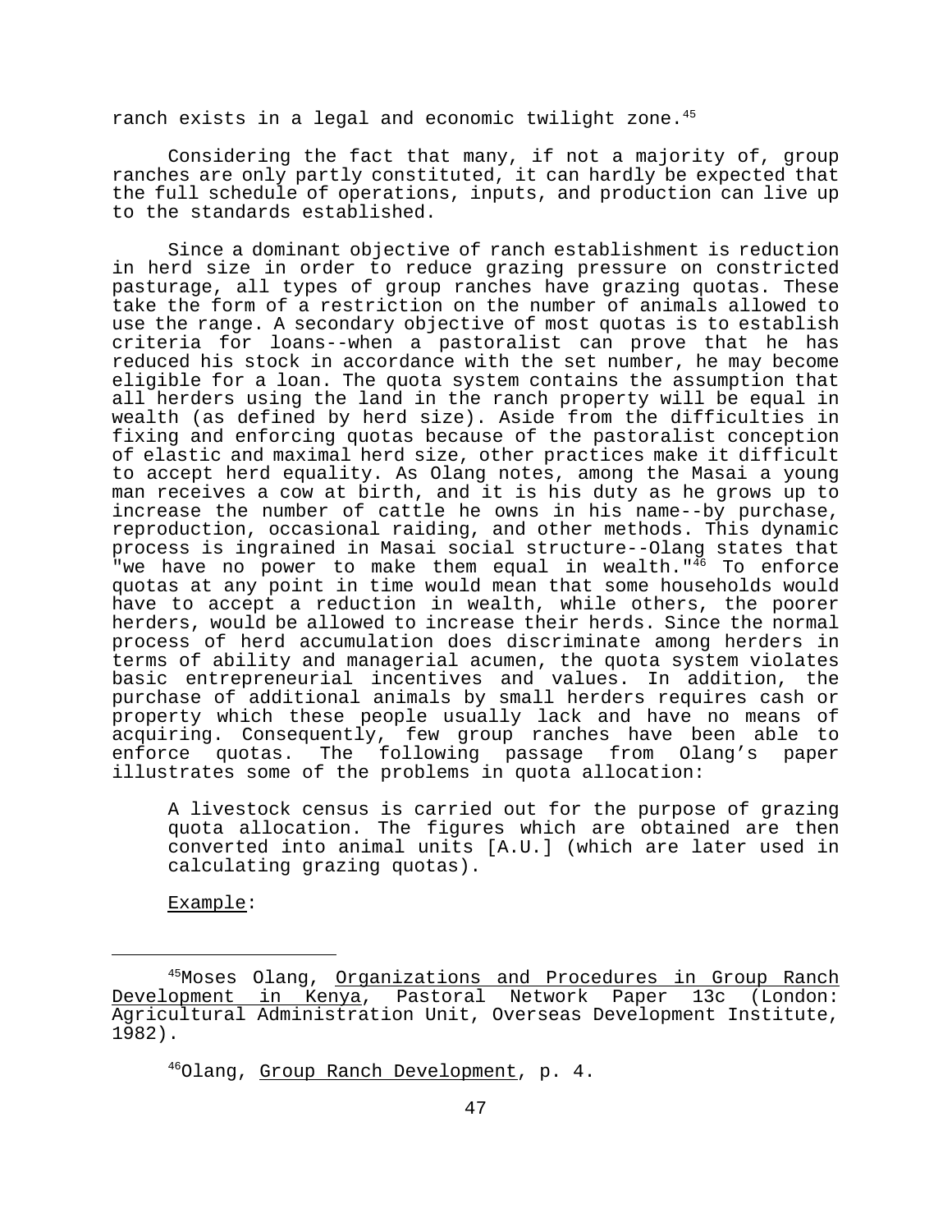ranch exists in a legal and economic twilight zone.[45]

Considering the fact that many, if not a majority of, group ranches are only partly constituted, it can hardly be expected that the full schedule of operations, inputs, and production can live up to the standards established.

Since a dominant objective of ranch establishment is reduction in herd size in order to reduce grazing pressure on constricted pasturage, all types of group ranches have grazing quotas. These take the form of a restriction on the number of animals allowed to use the range. A secondary objective of most quotas is to establish criteria for loans--when a pastoralist can prove that he has reduced his stock in accordance with the set number, he may become eligible for a loan. The quota system contains the assumption that all herders using the land in the ranch property will be equal in wealth (as defined by herd size). Aside from the difficulties in fixing and enforcing quotas because of the pastoralist conception of elastic and maximal herd size, other practices make it difficult to accept herd equality. As Olang notes, among the Masai a young man receives a cow at birth, and it is his duty as he grows up to increase the number of cattle he owns in his name--by purchase, reproduction, occasional raiding, and other methods. This dynamic process is ingrained in Masai social structure--Olang states that "we have no power to make them equal in wealth."[46] To enforce quotas at any point in time would mean that some households would have to accept a reduction in wealth, while others, the poorer herders, would be allowed to increase their herds. Since the normal process of herd accumulation does discriminate among herders in terms of ability and managerial acumen, the quota system violates basic entrepreneurial incentives and values. In addition, the purchase of additional animals by small herders requires cash or property which these people usually lack and have no means of acquiring. Consequently, few group ranches have been able to enforce quotas. The following passage from Olang's paper illustrates some of the problems in quota allocation:

> A livestock census is carried out for the purpose of grazing quota allocation. The figures which are obtained are then converted into animal units [A.U.] (which are later used in calculating grazing quotas).
>
> Example:

---

[45] Moses Olang, Organizations and Procedures in Group Ranch Development in Kenya, Pastoral Network Paper 13c (London: Agricultural Administration Unit, Overseas Development Institute, 1982).

[46] Olang, Group Ranch Development, p. 4.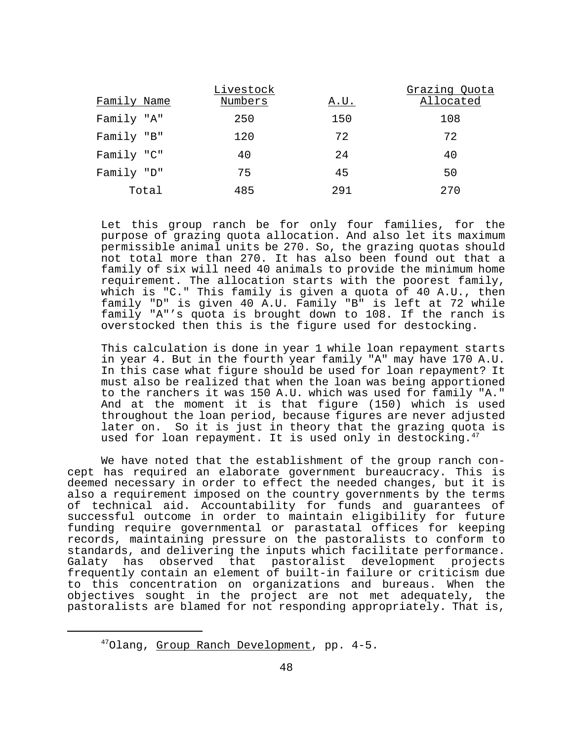| Family Name | Livestock Numbers | A.U. | Grazing Quota Allocated |
|---|---|---|---|
| Family "A" | 250 | 150 | 108 |
| Family "B" | 120 | 72 | 72 |
| Family "C" | 40 | 24 | 40 |
| Family "D" | 75 | 45 | 50 |
| Total | 485 | 291 | 270 |

> Let this group ranch be for only four families, for the purpose of grazing quota allocation. And also let its maximum permissible animal units be 270. So, the grazing quotas should not total more than 270. It has also been found out that a family of six will need 40 animals to provide the minimum home requirement. The allocation starts with the poorest family, which is "C." This family is given a quota of 40 A.U., then family "D" is given 40 A.U. Family "B" is left at 72 while family "A"'s quota is brought down to 108. If the ranch is overstocked then this is the figure used for destocking.
>
> This calculation is done in year 1 while loan repayment starts in year 4. But in the fourth year family "A" may have 170 A.U. In this case what figure should be used for loan repayment? It must also be realized that when the loan was being apportioned to the ranchers it was 150 A.U. which was used for family "A." And at the moment it is that figure (150) which is used throughout the loan period, because figures are never adjusted later on. So it is just in theory that the grazing quota is used for loan repayment. It is used only in destocking.[47]

We have noted that the establishment of the group ranch concept has required an elaborate government bureaucracy. This is deemed necessary in order to effect the needed changes, but it is also a requirement imposed on the country governments by the terms of technical aid. Accountability for funds and guarantees of successful outcome in order to maintain eligibility for future funding require governmental or parastatal offices for keeping records, maintaining pressure on the pastoralists to conform to standards, and delivering the inputs which facilitate performance. Galaty has observed that pastoralist development projects frequently contain an element of built-in failure or criticism due to this concentration on organizations and bureaus. When the objectives sought in the project are not met adequately, the pastoralists are blamed for not responding appropriately. That is,

---

[47]Olang, Group Ranch Development, pp. 4-5.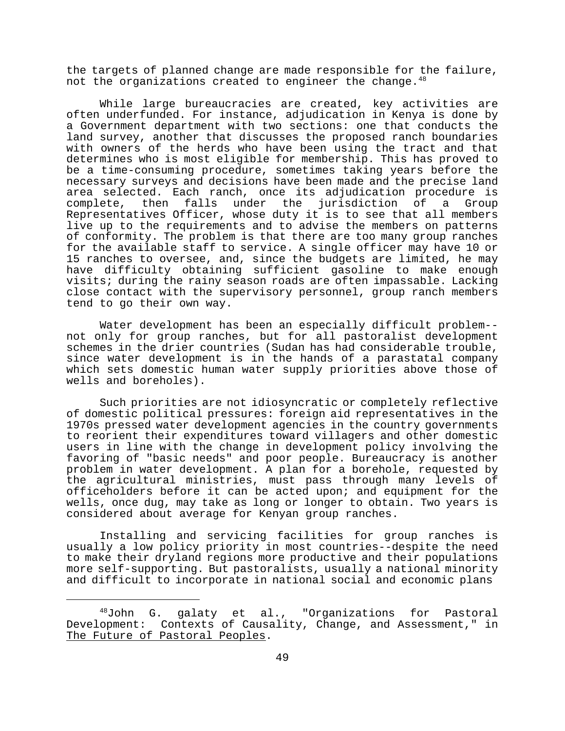the targets of planned change are made responsible for the failure, not the organizations created to engineer the change.[48]

While large bureaucracies are created, key activities are often underfunded. For instance, adjudication in Kenya is done by a Government department with two sections: one that conducts the land survey, another that discusses the proposed ranch boundaries with owners of the herds who have been using the tract and that determines who is most eligible for membership. This has proved to be a time-consuming procedure, sometimes taking years before the necessary surveys and decisions have been made and the precise land area selected. Each ranch, once its adjudication procedure is complete, then falls under the jurisdiction of a Group Representatives Officer, whose duty it is to see that all members live up to the requirements and to advise the members on patterns of conformity. The problem is that there are too many group ranches for the available staff to service. A single officer may have 10 or 15 ranches to oversee, and, since the budgets are limited, he may have difficulty obtaining sufficient gasoline to make enough visits; during the rainy season roads are often impassable. Lacking close contact with the supervisory personnel, group ranch members tend to go their own way.

Water development has been an especially difficult problem--not only for group ranches, but for all pastoralist development schemes in the drier countries (Sudan has had considerable trouble, since water development is in the hands of a parastatal company which sets domestic human water supply priorities above those of wells and boreholes).

Such priorities are not idiosyncratic or completely reflective of domestic political pressures: foreign aid representatives in the 1970s pressed water development agencies in the country governments to reorient their expenditures toward villagers and other domestic users in line with the change in development policy involving the favoring of "basic needs" and poor people. Bureaucracy is another problem in water development. A plan for a borehole, requested by the agricultural ministries, must pass through many levels of officeholders before it can be acted upon; and equipment for the wells, once dug, may take as long or longer to obtain. Two years is considered about average for Kenyan group ranches.

Installing and servicing facilities for group ranches is usually a low policy priority in most countries--despite the need to make their dryland regions more productive and their populations more self-supporting. But pastoralists, usually a national minority and difficult to incorporate in national social and economic plans

---

[48]John G. galaty et al., "Organizations for Pastoral Development: Contexts of Causality, Change, and Assessment," in The Future of Pastoral Peoples.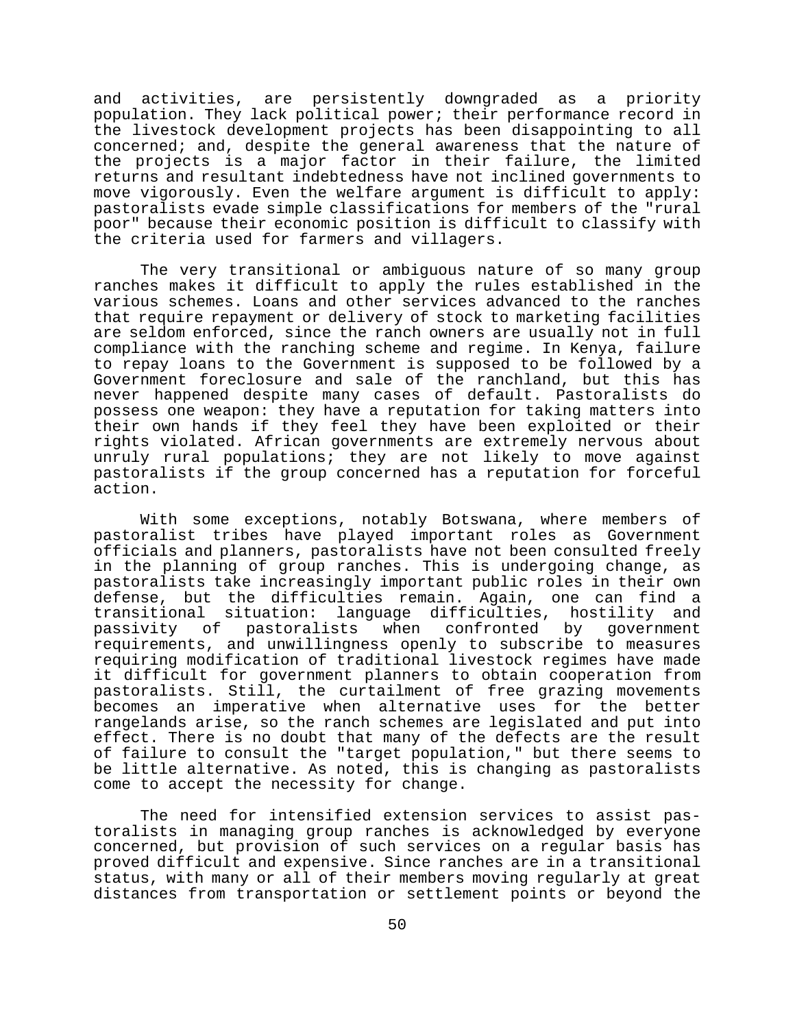and activities, are persistently downgraded as a priority population. They lack political power; their performance record in the livestock development projects has been disappointing to all concerned; and, despite the general awareness that the nature of the projects is a major factor in their failure, the limited returns and resultant indebtedness have not inclined governments to move vigorously. Even the welfare argument is difficult to apply: pastoralists evade simple classifications for members of the "rural poor" because their economic position is difficult to classify with the criteria used for farmers and villagers.

The very transitional or ambiguous nature of so many group ranches makes it difficult to apply the rules established in the various schemes. Loans and other services advanced to the ranches that require repayment or delivery of stock to marketing facilities are seldom enforced, since the ranch owners are usually not in full compliance with the ranching scheme and regime. In Kenya, failure to repay loans to the Government is supposed to be followed by a Government foreclosure and sale of the ranchland, but this has never happened despite many cases of default. Pastoralists do possess one weapon: they have a reputation for taking matters into their own hands if they feel they have been exploited or their rights violated. African governments are extremely nervous about unruly rural populations; they are not likely to move against pastoralists if the group concerned has a reputation for forceful action.

With some exceptions, notably Botswana, where members of pastoralist tribes have played important roles as Government officials and planners, pastoralists have not been consulted freely in the planning of group ranches. This is undergoing change, as pastoralists take increasingly important public roles in their own defense, but the difficulties remain. Again, one can find a transitional situation: language difficulties, hostility and passivity of pastoralists when confronted by government requirements, and unwillingness openly to subscribe to measures requiring modification of traditional livestock regimes have made it difficult for government planners to obtain cooperation from pastoralists. Still, the curtailment of free grazing movements becomes an imperative when alternative uses for the better rangelands arise, so the ranch schemes are legislated and put into effect. There is no doubt that many of the defects are the result of failure to consult the "target population," but there seems to be little alternative. As noted, this is changing as pastoralists come to accept the necessity for change.

The need for intensified extension services to assist pastoralists in managing group ranches is acknowledged by everyone concerned, but provision of such services on a regular basis has proved difficult and expensive. Since ranches are in a transitional status, with many or all of their members moving regularly at great distances from transportation or settlement points or beyond the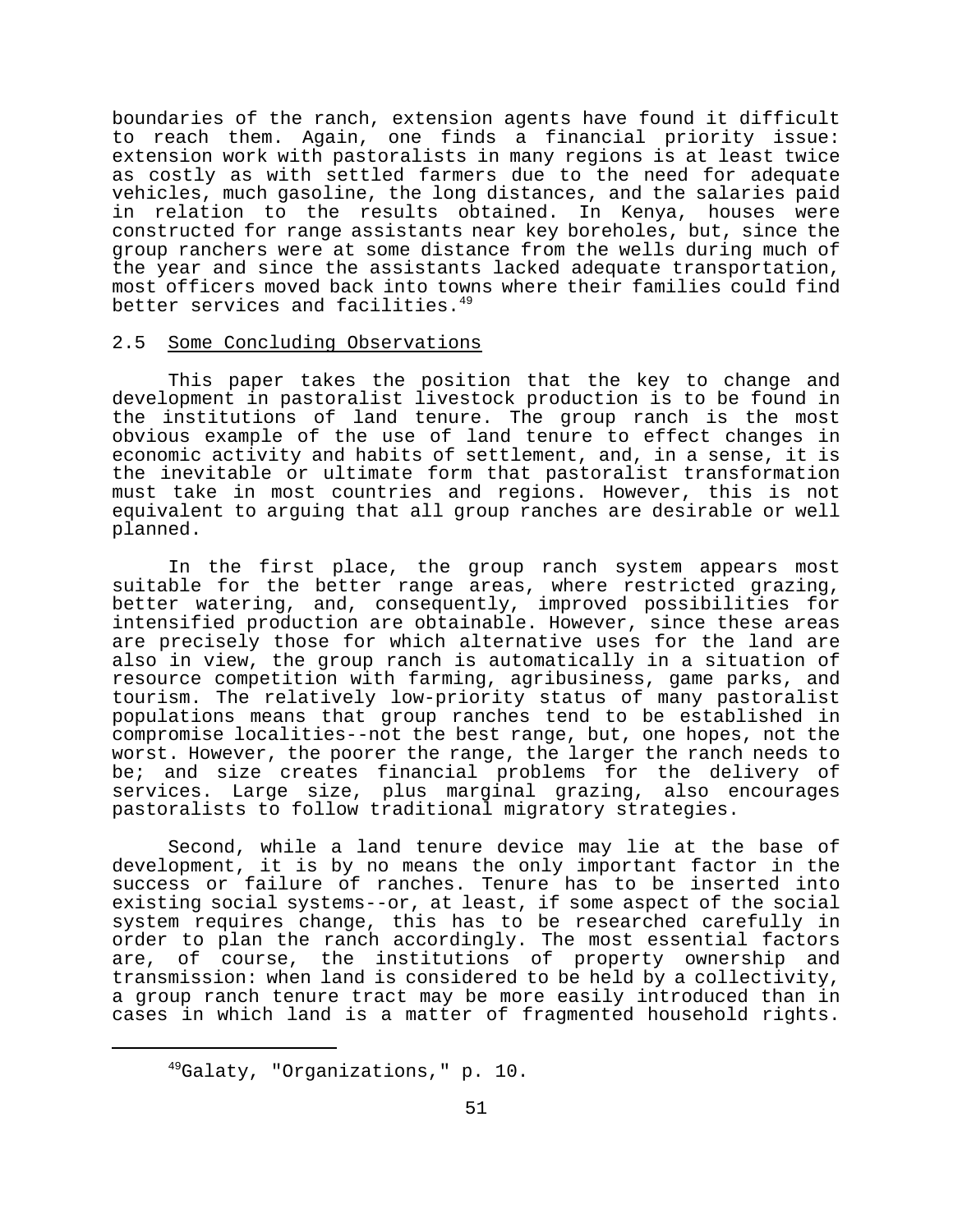boundaries of the ranch, extension agents have found it difficult to reach them. Again, one finds a financial priority issue: extension work with pastoralists in many regions is at least twice as costly as with settled farmers due to the need for adequate vehicles, much gasoline, the long distances, and the salaries paid in relation to the results obtained. In Kenya, houses were constructed for range assistants near key boreholes, but, since the group ranchers were at some distance from the wells during much of the year and since the assistants lacked adequate transportation, most officers moved back into towns where their families could find better services and facilities.[49]

## 2.5 Some Concluding Observations

This paper takes the position that the key to change and development in pastoralist livestock production is to be found in the institutions of land tenure. The group ranch is the most obvious example of the use of land tenure to effect changes in economic activity and habits of settlement, and, in a sense, it is the inevitable or ultimate form that pastoralist transformation must take in most countries and regions. However, this is not equivalent to arguing that all group ranches are desirable or well planned.

In the first place, the group ranch system appears most suitable for the better range areas, where restricted grazing, better watering, and, consequently, improved possibilities for intensified production are obtainable. However, since these areas are precisely those for which alternative uses for the land are also in view, the group ranch is automatically in a situation of resource competition with farming, agribusiness, game parks, and tourism. The relatively low-priority status of many pastoralist populations means that group ranches tend to be established in compromise localities--not the best range, but, one hopes, not the worst. However, the poorer the range, the larger the ranch needs to be; and size creates financial problems for the delivery of services. Large size, plus marginal grazing, also encourages pastoralists to follow traditional migratory strategies.

Second, while a land tenure device may lie at the base of development, it is by no means the only important factor in the success or failure of ranches. Tenure has to be inserted into existing social systems--or, at least, if some aspect of the social system requires change, this has to be researched carefully in order to plan the ranch accordingly. The most essential factors are, of course, the institutions of property ownership and transmission: when land is considered to be held by a collectivity, a group ranch tenure tract may be more easily introduced than in cases in which land is a matter of fragmented household rights.

---

[49]Galaty, "Organizations," p. 10.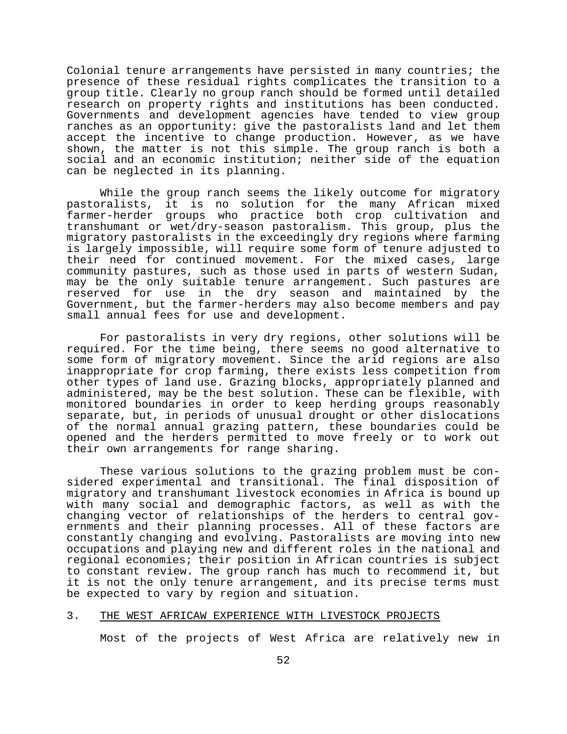Colonial tenure arrangements have persisted in many countries; the presence of these residual rights complicates the transition to a group title. Clearly no group ranch should be formed until detailed research on property rights and institutions has been conducted. Governments and development agencies have tended to view group ranches as an opportunity: give the pastoralists land and let them accept the incentive to change production. However, as we have shown, the matter is not this simple. The group ranch is both a social and an economic institution; neither side of the equation can be neglected in its planning.

While the group ranch seems the likely outcome for migratory pastoralists, it is no solution for the many African mixed farmer-herder groups who practice both crop cultivation and transhumant or wet/dry-season pastoralism. This group, plus the migratory pastoralists in the exceedingly dry regions where farming is largely impossible, will require some form of tenure adjusted to their need for continued movement. For the mixed cases, large community pastures, such as those used in parts of western Sudan, may be the only suitable tenure arrangement. Such pastures are reserved for use in the dry season and maintained by the Government, but the farmer-herders may also become members and pay small annual fees for use and development.

For pastoralists in very dry regions, other solutions will be required. For the time being, there seems no good alternative to some form of migratory movement. Since the arid regions are also inappropriate for crop farming, there exists less competition from other types of land use. Grazing blocks, appropriately planned and administered, may be the best solution. These can be flexible, with monitored boundaries in order to keep herding groups reasonably separate, but, in periods of unusual drought or other dislocations of the normal annual grazing pattern, these boundaries could be opened and the herders permitted to move freely or to work out their own arrangements for range sharing.

These various solutions to the grazing problem must be considered experimental and transitional. The final disposition of migratory and transhumant livestock economies in Africa is bound up with many social and demographic factors, as well as with the changing vector of relationships of the herders to central governments and their planning processes. All of these factors are constantly changing and evolving. Pastoralists are moving into new occupations and playing new and different roles in the national and regional economies; their position in African countries is subject to constant review. The group ranch has much to recommend it, but it is not the only tenure arrangement, and its precise terms must be expected to vary by region and situation.

## 3. THE WEST AFRICAW EXPERIENCE WITH LIVESTOCK PROJECTS

Most of the projects of West Africa are relatively new in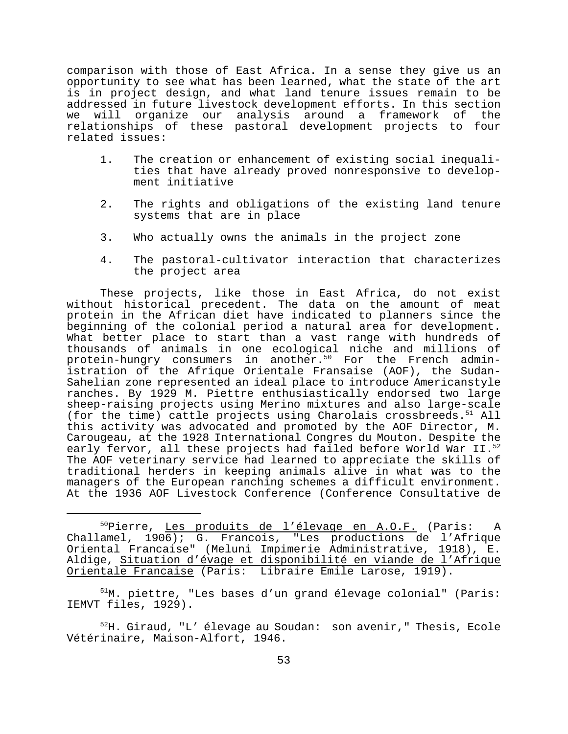comparison with those of East Africa. In a sense they give us an opportunity to see what has been learned, what the state of the art is in project design, and what land tenure issues remain to be addressed in future livestock development efforts. In this section we will organize our analysis around a framework of the relationships of these pastoral development projects to four related issues:

1. The creation or enhancement of existing social inequalities that have already proved nonresponsive to development initiative

2. The rights and obligations of the existing land tenure systems that are in place

3. Who actually owns the animals in the project zone

4. The pastoral-cultivator interaction that characterizes the project area

These projects, like those in East Africa, do not exist without historical precedent. The data on the amount of meat protein in the African diet have indicated to planners since the beginning of the colonial period a natural area for development. What better place to start than a vast range with hundreds of thousands of animals in one ecological niche and millions of protein-hungry consumers in another.[50] For the French administration of the Afrique Orientale Fransaise (AOF), the Sudan-Sahelian zone represented an ideal place to introduce Americanstyle ranches. By 1929 M. Piettre enthusiastically endorsed two large sheep-raising projects using Merino mixtures and also large-scale (for the time) cattle projects using Charolais crossbreeds.[51] All this activity was advocated and promoted by the AOF Director, M. Carougeau, at the 1928 International Congres du Mouton. Despite the early fervor, all these projects had failed before World War II.[52] The AOF veterinary service had learned to appreciate the skills of traditional herders in keeping animals alive in what was to the managers of the European ranching schemes a difficult environment. At the 1936 AOF Livestock Conference (Conference Consultative de

---

[50]Pierre, <u>Les produits de l'élevage en A.O.F.</u> (Paris: A Challamel, 1906); G. Francois, "Les productions de l'Afrique Oriental Francaise" (Meluni Impimerie Administrative, 1918), E. Aldige, <u>Situation d'évage et disponibilité en viande de l'Afrique Orientale Francaise</u> (Paris: Libraire Emile Larose, 1919).

[51]M. piettre, "Les bases d'un grand élevage colonial" (Paris: IEMVT files, 1929).

[52]H. Giraud, "L' élevage au Soudan: son avenir," Thesis, Ecole Vétérinaire, Maison-Alfort, 1946.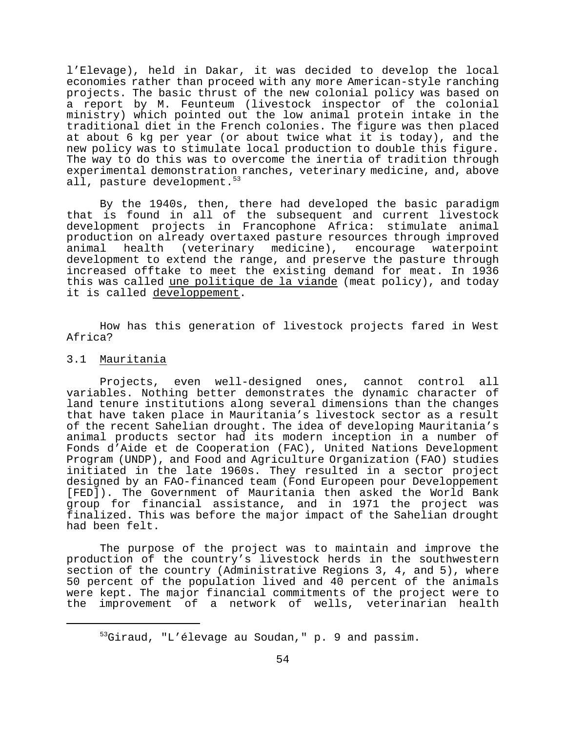l'Elevage), held in Dakar, it was decided to develop the local economies rather than proceed with any more American-style ranching projects. The basic thrust of the new colonial policy was based on a report by M. Feunteum (livestock inspector of the colonial ministry) which pointed out the low animal protein intake in the traditional diet in the French colonies. The figure was then placed at about 6 kg per year (or about twice what it is today), and the new policy was to stimulate local production to double this figure. The way to do this was to overcome the inertia of tradition through experimental demonstration ranches, veterinary medicine, and, above all, pasture development.[53]

By the 1940s, then, there had developed the basic paradigm that is found in all of the subsequent and current livestock development projects in Francophone Africa: stimulate animal production on already overtaxed pasture resources through improved animal health (veterinary medicine), encourage waterpoint development to extend the range, and preserve the pasture through increased offtake to meet the existing demand for meat. In 1936 this was called une politique de la viande (meat policy), and today it is called developpement.

How has this generation of livestock projects fared in West Africa?

### 3.1 Mauritania

Projects, even well-designed ones, cannot control all variables. Nothing better demonstrates the dynamic character of land tenure institutions along several dimensions than the changes that have taken place in Mauritania's livestock sector as a result of the recent Sahelian drought. The idea of developing Mauritania's animal products sector had its modern inception in a number of Fonds d'Aide et de Cooperation (FAC), United Nations Development Program (UNDP), and Food and Agriculture Organization (FAO) studies initiated in the late 1960s. They resulted in a sector project designed by an FAO-financed team (Fond Europeen pour Developpement [FED]). The Government of Mauritania then asked the World Bank group for financial assistance, and in 1971 the project was finalized. This was before the major impact of the Sahelian drought had been felt.

The purpose of the project was to maintain and improve the production of the country's livestock herds in the southwestern section of the country (Administrative Regions 3, 4, and 5), where 50 percent of the population lived and 40 percent of the animals were kept. The major financial commitments of the project were to the improvement of a network of wells, veterinarian health

---

[53]Giraud, "L'élevage au Soudan," p. 9 and passim.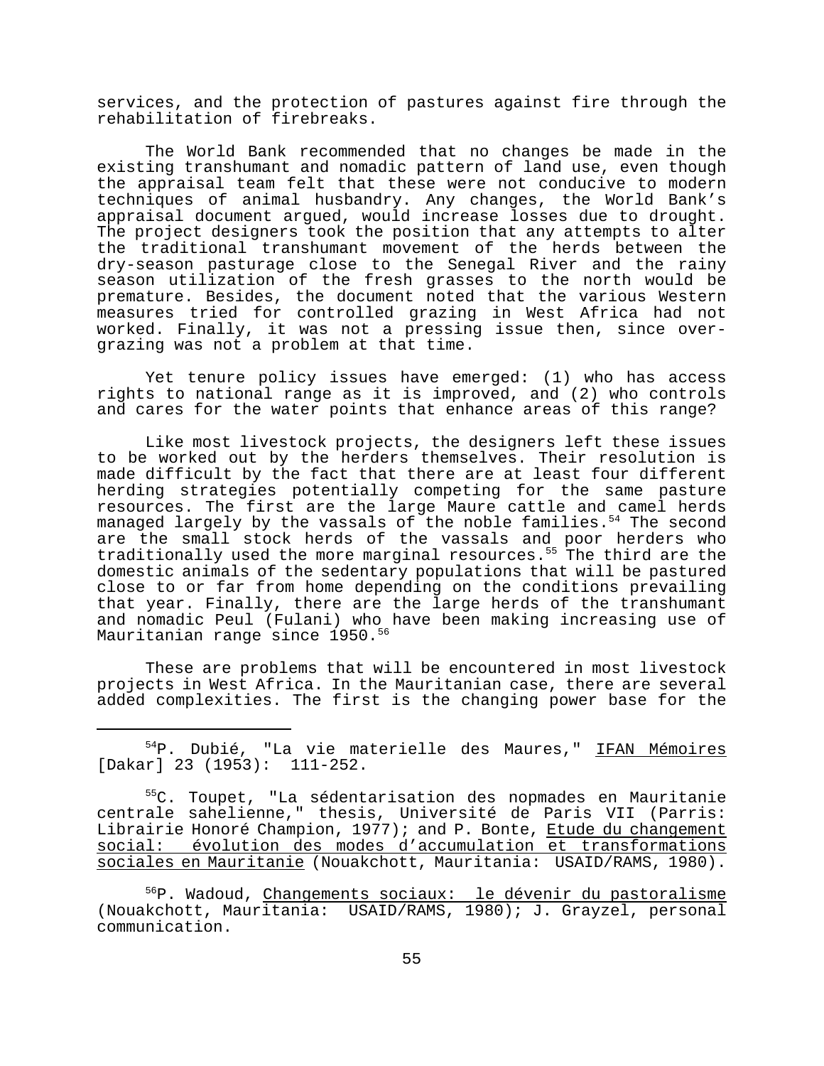services, and the protection of pastures against fire through the rehabilitation of firebreaks.

The World Bank recommended that no changes be made in the existing transhumant and nomadic pattern of land use, even though the appraisal team felt that these were not conducive to modern techniques of animal husbandry. Any changes, the World Bank's appraisal document argued, would increase losses due to drought. The project designers took the position that any attempts to alter the traditional transhumant movement of the herds between the dry-season pasturage close to the Senegal River and the rainy season utilization of the fresh grasses to the north would be premature. Besides, the document noted that the various Western measures tried for controlled grazing in West Africa had not worked. Finally, it was not a pressing issue then, since over-grazing was not a problem at that time.

Yet tenure policy issues have emerged: (1) who has access rights to national range as it is improved, and (2) who controls and cares for the water points that enhance areas of this range?

Like most livestock projects, the designers left these issues to be worked out by the herders themselves. Their resolution is made difficult by the fact that there are at least four different herding strategies potentially competing for the same pasture resources. The first are the large Maure cattle and camel herds managed largely by the vassals of the noble families.[54] The second are the small stock herds of the vassals and poor herders who traditionally used the more marginal resources.[55] The third are the domestic animals of the sedentary populations that will be pastured close to or far from home depending on the conditions prevailing that year. Finally, there are the large herds of the transhumant and nomadic Peul (Fulani) who have been making increasing use of Mauritanian range since 1950.[56]

These are problems that will be encountered in most livestock projects in West Africa. In the Mauritanian case, there are several added complexities. The first is the changing power base for the

---

[54] P. Dubié, "La vie materielle des Maures," IFAN Mémoires [Dakar] 23 (1953): 111-252.

[55] C. Toupet, "La sédentarisation des nopmades en Mauritanie centrale sahelienne," thesis, Université de Paris VII (Parris: Librairie Honoré Champion, 1977); and P. Bonte, Etude du changement social: évolution des modes d'accumulation et transformations sociales en Mauritanie (Nouakchott, Mauritania: USAID/RAMS, 1980).

[56] P. Wadoud, Changements sociaux: le dévenir du pastoralisme (Nouakchott, Mauritania: USAID/RAMS, 1980); J. Grayzel, personal communication.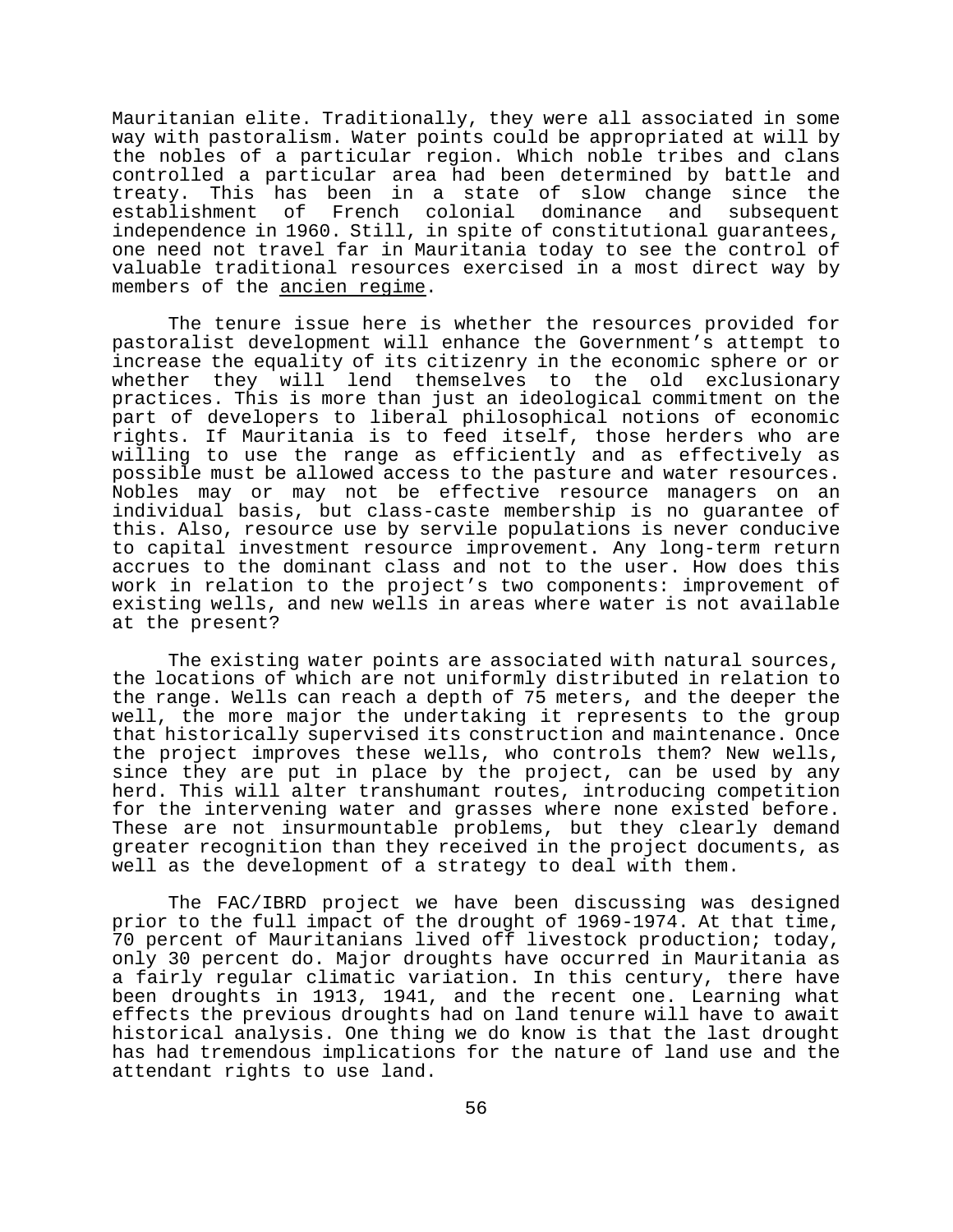Mauritanian elite. Traditionally, they were all associated in some way with pastoralism. Water points could be appropriated at will by the nobles of a particular region. Which noble tribes and clans controlled a particular area had been determined by battle and treaty. This has been in a state of slow change since the establishment of French colonial dominance and subsequent independence in 1960. Still, in spite of constitutional guarantees, one need not travel far in Mauritania today to see the control of valuable traditional resources exercised in a most direct way by members of the ancien regime.

The tenure issue here is whether the resources provided for pastoralist development will enhance the Government's attempt to increase the equality of its citizenry in the economic sphere or or whether they will lend themselves to the old exclusionary practices. This is more than just an ideological commitment on the part of developers to liberal philosophical notions of economic rights. If Mauritania is to feed itself, those herders who are willing to use the range as efficiently and as effectively as possible must be allowed access to the pasture and water resources. Nobles may or may not be effective resource managers on an individual basis, but class-caste membership is no guarantee of this. Also, resource use by servile populations is never conducive to capital investment resource improvement. Any long-term return accrues to the dominant class and not to the user. How does this work in relation to the project's two components: improvement of existing wells, and new wells in areas where water is not available at the present?

The existing water points are associated with natural sources, the locations of which are not uniformly distributed in relation to the range. Wells can reach a depth of 75 meters, and the deeper the well, the more major the undertaking it represents to the group that historically supervised its construction and maintenance. Once the project improves these wells, who controls them? New wells, since they are put in place by the project, can be used by any herd. This will alter transhumant routes, introducing competition for the intervening water and grasses where none existed before. These are not insurmountable problems, but they clearly demand greater recognition than they received in the project documents, as well as the development of a strategy to deal with them.

The FAC/IBRD project we have been discussing was designed prior to the full impact of the drought of 1969-1974. At that time, 70 percent of Mauritanians lived off livestock production; today, only 30 percent do. Major droughts have occurred in Mauritania as a fairly regular climatic variation. In this century, there have been droughts in 1913, 1941, and the recent one. Learning what effects the previous droughts had on land tenure will have to await historical analysis. One thing we do know is that the last drought has had tremendous implications for the nature of land use and the attendant rights to use land.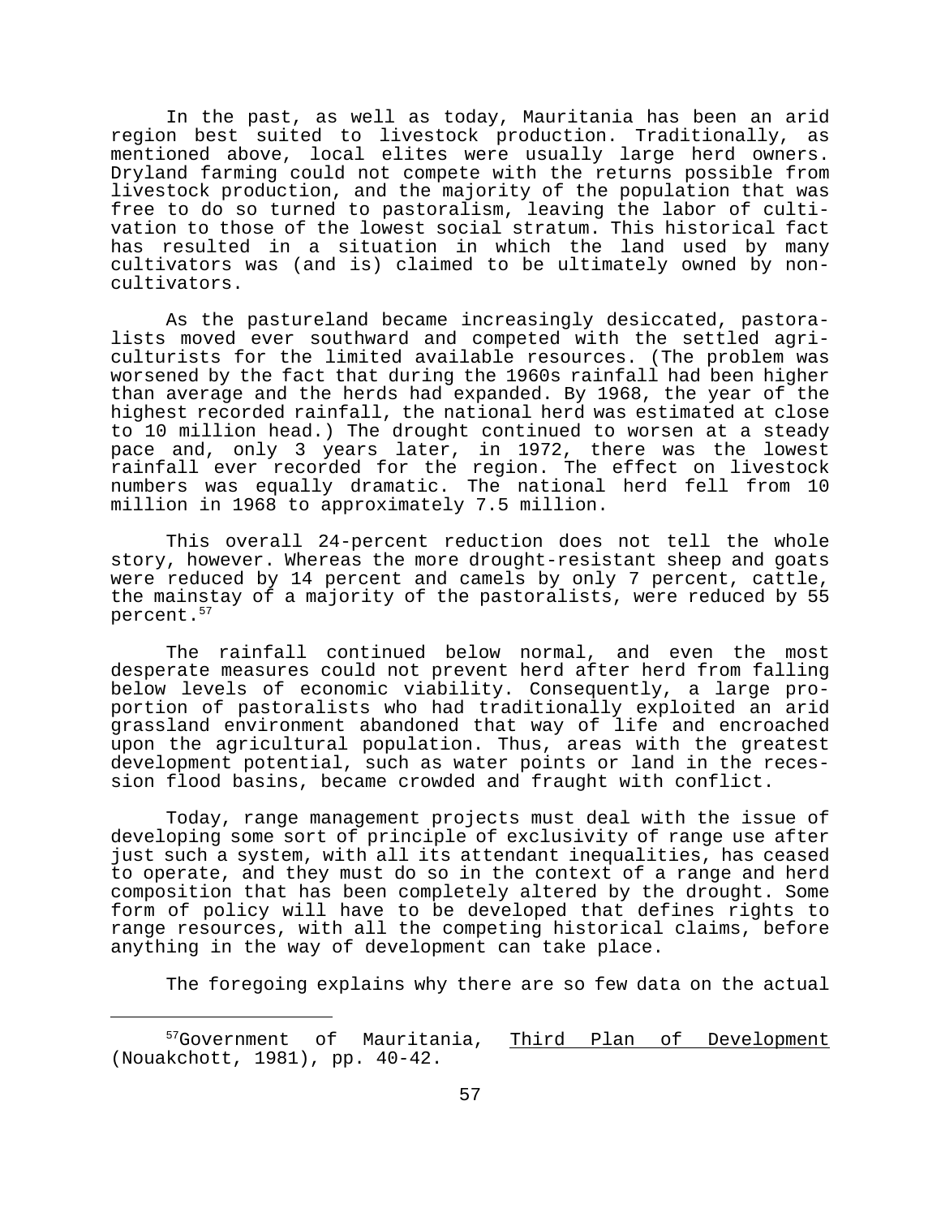In the past, as well as today, Mauritania has been an arid region best suited to livestock production. Traditionally, as mentioned above, local elites were usually large herd owners. Dryland farming could not compete with the returns possible from livestock production, and the majority of the population that was free to do so turned to pastoralism, leaving the labor of cultivation to those of the lowest social stratum. This historical fact has resulted in a situation in which the land used by many cultivators was (and is) claimed to be ultimately owned by non-cultivators.

As the pastureland became increasingly desiccated, pastoralists moved ever southward and competed with the settled agriculturists for the limited available resources. (The problem was worsened by the fact that during the 1960s rainfall had been higher than average and the herds had expanded. By 1968, the year of the highest recorded rainfall, the national herd was estimated at close to 10 million head.) The drought continued to worsen at a steady pace and, only 3 years later, in 1972, there was the lowest rainfall ever recorded for the region. The effect on livestock numbers was equally dramatic. The national herd fell from 10 million in 1968 to approximately 7.5 million.

This overall 24-percent reduction does not tell the whole story, however. Whereas the more drought-resistant sheep and goats were reduced by 14 percent and camels by only 7 percent, cattle, the mainstay of a majority of the pastoralists, were reduced by 55 percent.[57]

The rainfall continued below normal, and even the most desperate measures could not prevent herd after herd from falling below levels of economic viability. Consequently, a large proportion of pastoralists who had traditionally exploited an arid grassland environment abandoned that way of life and encroached upon the agricultural population. Thus, areas with the greatest development potential, such as water points or land in the recession flood basins, became crowded and fraught with conflict.

Today, range management projects must deal with the issue of developing some sort of principle of exclusivity of range use after just such a system, with all its attendant inequalities, has ceased to operate, and they must do so in the context of a range and herd composition that has been completely altered by the drought. Some form of policy will have to be developed that defines rights to range resources, with all the competing historical claims, before anything in the way of development can take place.

The foregoing explains why there are so few data on the actual

---

[57] Government of Mauritania, Third Plan of Development (Nouakchott, 1981), pp. 40-42.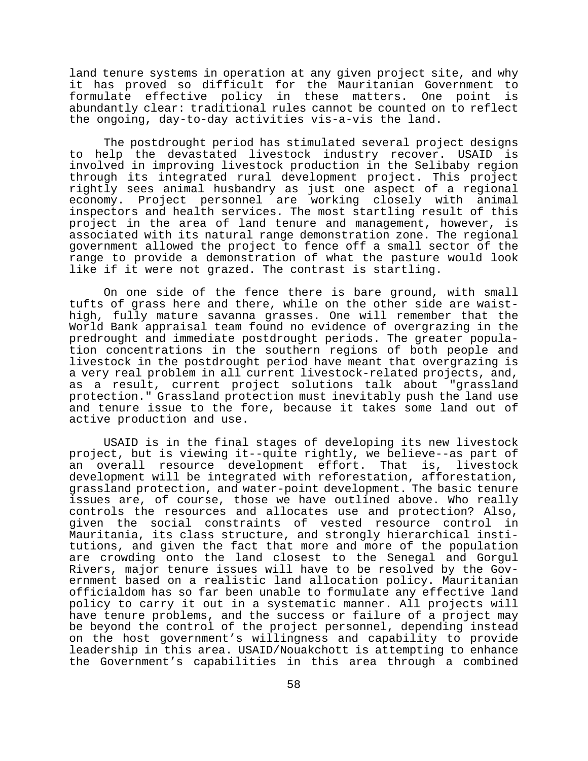land tenure systems in operation at any given project site, and why it has proved so difficult for the Mauritanian Government to formulate effective policy in these matters. One point is abundantly clear: traditional rules cannot be counted on to reflect the ongoing, day-to-day activities vis-a-vis the land.

The postdrought period has stimulated several project designs to help the devastated livestock industry recover. USAID is involved in improving livestock production in the Selibaby region through its integrated rural development project. This project rightly sees animal husbandry as just one aspect of a regional economy. Project personnel are working closely with animal inspectors and health services. The most startling result of this project in the area of land tenure and management, however, is associated with its natural range demonstration zone. The regional government allowed the project to fence off a small sector of the range to provide a demonstration of what the pasture would look like if it were not grazed. The contrast is startling.

On one side of the fence there is bare ground, with small tufts of grass here and there, while on the other side are waist-high, fully mature savanna grasses. One will remember that the World Bank appraisal team found no evidence of overgrazing in the predrought and immediate postdrought periods. The greater population concentrations in the southern regions of both people and livestock in the postdrought period have meant that overgrazing is a very real problem in all current livestock-related projects, and, as a result, current project solutions talk about "grassland protection." Grassland protection must inevitably push the land use and tenure issue to the fore, because it takes some land out of active production and use.

USAID is in the final stages of developing its new livestock project, but is viewing it--quite rightly, we believe--as part of an overall resource development effort. That is, livestock development will be integrated with reforestation, afforestation, grassland protection, and water-point development. The basic tenure issues are, of course, those we have outlined above. Who really controls the resources and allocates use and protection? Also, given the social constraints of vested resource control in Mauritania, its class structure, and strongly hierarchical institutions, and given the fact that more and more of the population are crowding onto the land closest to the Senegal and Gorgul Rivers, major tenure issues will have to be resolved by the Government based on a realistic land allocation policy. Mauritanian officialdom has so far been unable to formulate any effective land policy to carry it out in a systematic manner. All projects will have tenure problems, and the success or failure of a project may be beyond the control of the project personnel, depending instead on the host government's willingness and capability to provide leadership in this area. USAID/Nouakchott is attempting to enhance the Government's capabilities in this area through a combined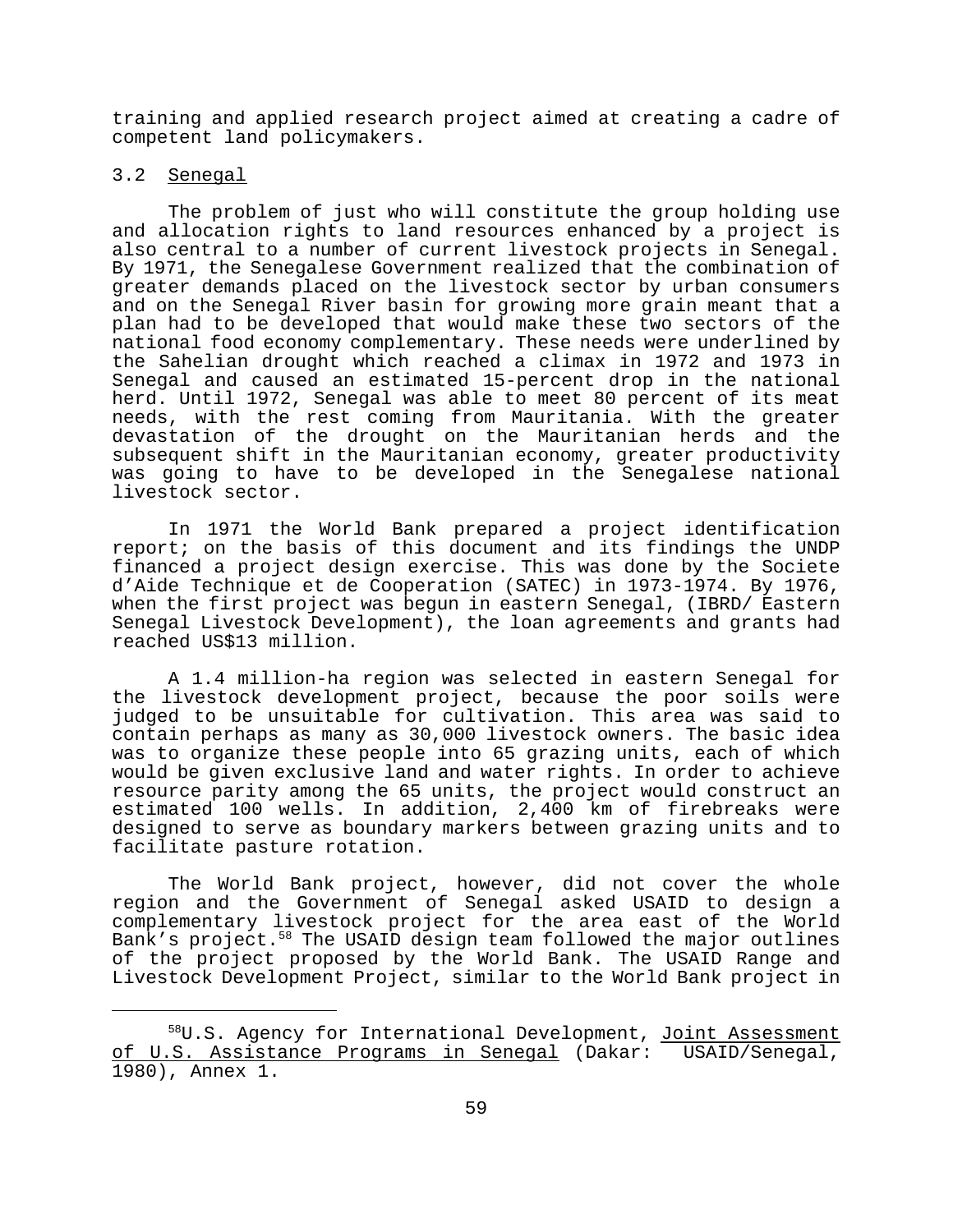training and applied research project aimed at creating a cadre of competent land policymakers.

### 3.2 Senegal

The problem of just who will constitute the group holding use and allocation rights to land resources enhanced by a project is also central to a number of current livestock projects in Senegal. By 1971, the Senegalese Government realized that the combination of greater demands placed on the livestock sector by urban consumers and on the Senegal River basin for growing more grain meant that a plan had to be developed that would make these two sectors of the national food economy complementary. These needs were underlined by the Sahelian drought which reached a climax in 1972 and 1973 in Senegal and caused an estimated 15-percent drop in the national herd. Until 1972, Senegal was able to meet 80 percent of its meat needs, with the rest coming from Mauritania. With the greater devastation of the drought on the Mauritanian herds and the subsequent shift in the Mauritanian economy, greater productivity was going to have to be developed in the Senegalese national livestock sector.

In 1971 the World Bank prepared a project identification report; on the basis of this document and its findings the UNDP financed a project design exercise. This was done by the Societe d'Aide Technique et de Cooperation (SATEC) in 1973-1974. By 1976, when the first project was begun in eastern Senegal, (IBRD/ Eastern Senegal Livestock Development), the loan agreements and grants had reached US$13 million.

A 1.4 million-ha region was selected in eastern Senegal for the livestock development project, because the poor soils were judged to be unsuitable for cultivation. This area was said to contain perhaps as many as 30,000 livestock owners. The basic idea was to organize these people into 65 grazing units, each of which would be given exclusive land and water rights. In order to achieve resource parity among the 65 units, the project would construct an estimated 100 wells. In addition, 2,400 km of firebreaks were designed to serve as boundary markers between grazing units and to facilitate pasture rotation.

The World Bank project, however, did not cover the whole region and the Government of Senegal asked USAID to design a complementary livestock project for the area east of the World Bank's project.[58] The USAID design team followed the major outlines of the project proposed by the World Bank. The USAID Range and Livestock Development Project, similar to the World Bank project in

---

[58] U.S. Agency for International Development, Joint Assessment of U.S. Assistance Programs in Senegal (Dakar: USAID/Senegal, 1980), Annex 1.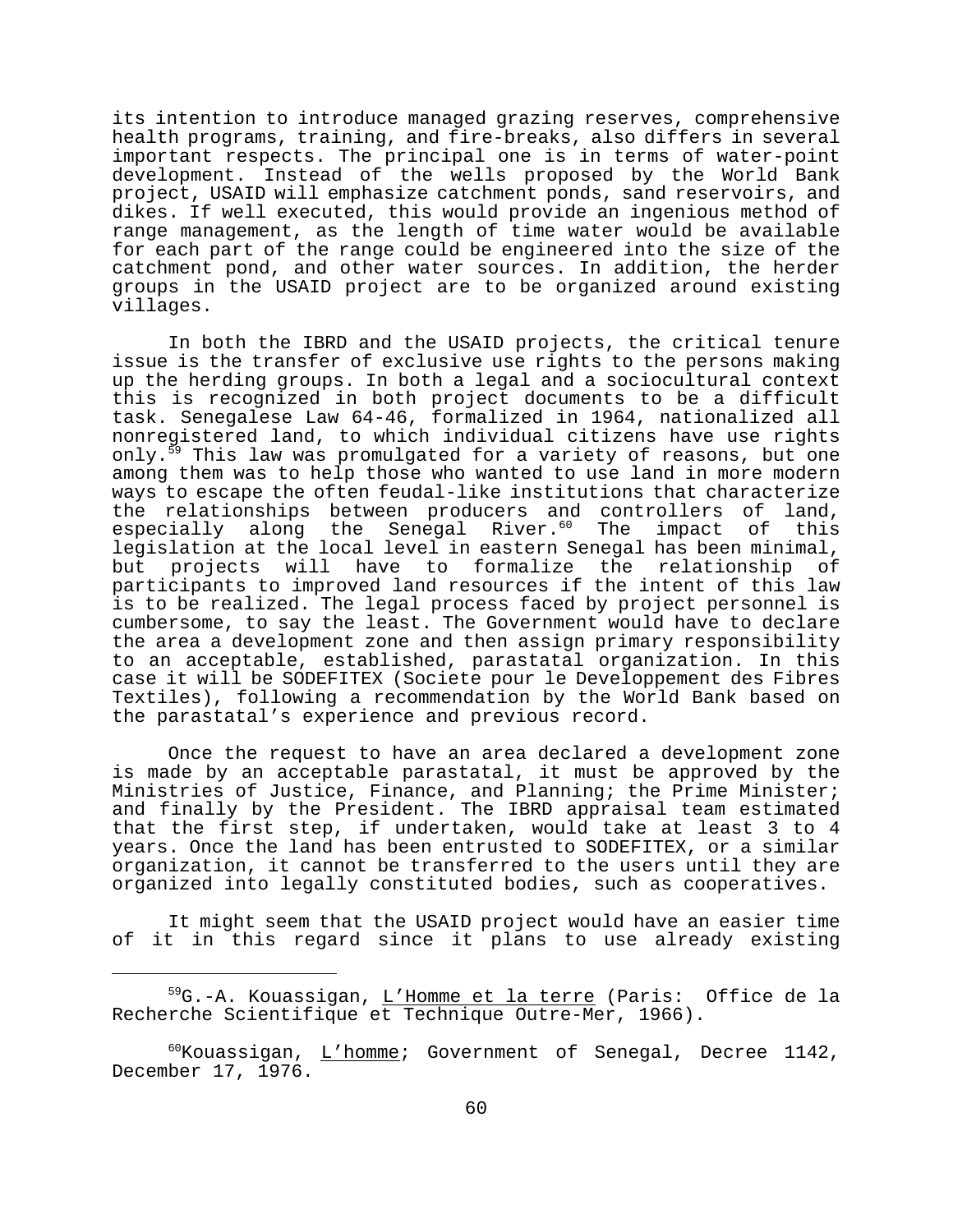its intention to introduce managed grazing reserves, comprehensive health programs, training, and fire-breaks, also differs in several important respects. The principal one is in terms of water-point development. Instead of the wells proposed by the World Bank project, USAID will emphasize catchment ponds, sand reservoirs, and dikes. If well executed, this would provide an ingenious method of range management, as the length of time water would be available for each part of the range could be engineered into the size of the catchment pond, and other water sources. In addition, the herder groups in the USAID project are to be organized around existing villages.

In both the IBRD and the USAID projects, the critical tenure issue is the transfer of exclusive use rights to the persons making up the herding groups. In both a legal and a sociocultural context this is recognized in both project documents to be a difficult task. Senegalese Law 64-46, formalized in 1964, nationalized all nonregistered land, to which individual citizens have use rights only.[59] This law was promulgated for a variety of reasons, but one among them was to help those who wanted to use land in more modern ways to escape the often feudal-like institutions that characterize the relationships between producers and controllers of land, especially along the Senegal River.[60] The impact of this legislation at the local level in eastern Senegal has been minimal, but projects will have to formalize the relationship of participants to improved land resources if the intent of this law is to be realized. The legal process faced by project personnel is cumbersome, to say the least. The Government would have to declare the area a development zone and then assign primary responsibility to an acceptable, established, parastatal organization. In this case it will be SODEFITEX (Societe pour le Developpement des Fibres Textiles), following a recommendation by the World Bank based on the parastatal's experience and previous record.

Once the request to have an area declared a development zone is made by an acceptable parastatal, it must be approved by the Ministries of Justice, Finance, and Planning; the Prime Minister; and finally by the President. The IBRD appraisal team estimated that the first step, if undertaken, would take at least 3 to 4 years. Once the land has been entrusted to SODEFITEX, or a similar organization, it cannot be transferred to the users until they are organized into legally constituted bodies, such as cooperatives.

It might seem that the USAID project would have an easier time of it in this regard since it plans to use already existing

---

[59] G.-A. Kouassigan, L'Homme et la terre (Paris: Office de la Recherche Scientifique et Technique Outre-Mer, 1966).

[60] Kouassigan, L'homme; Government of Senegal, Decree 1142, December 17, 1976.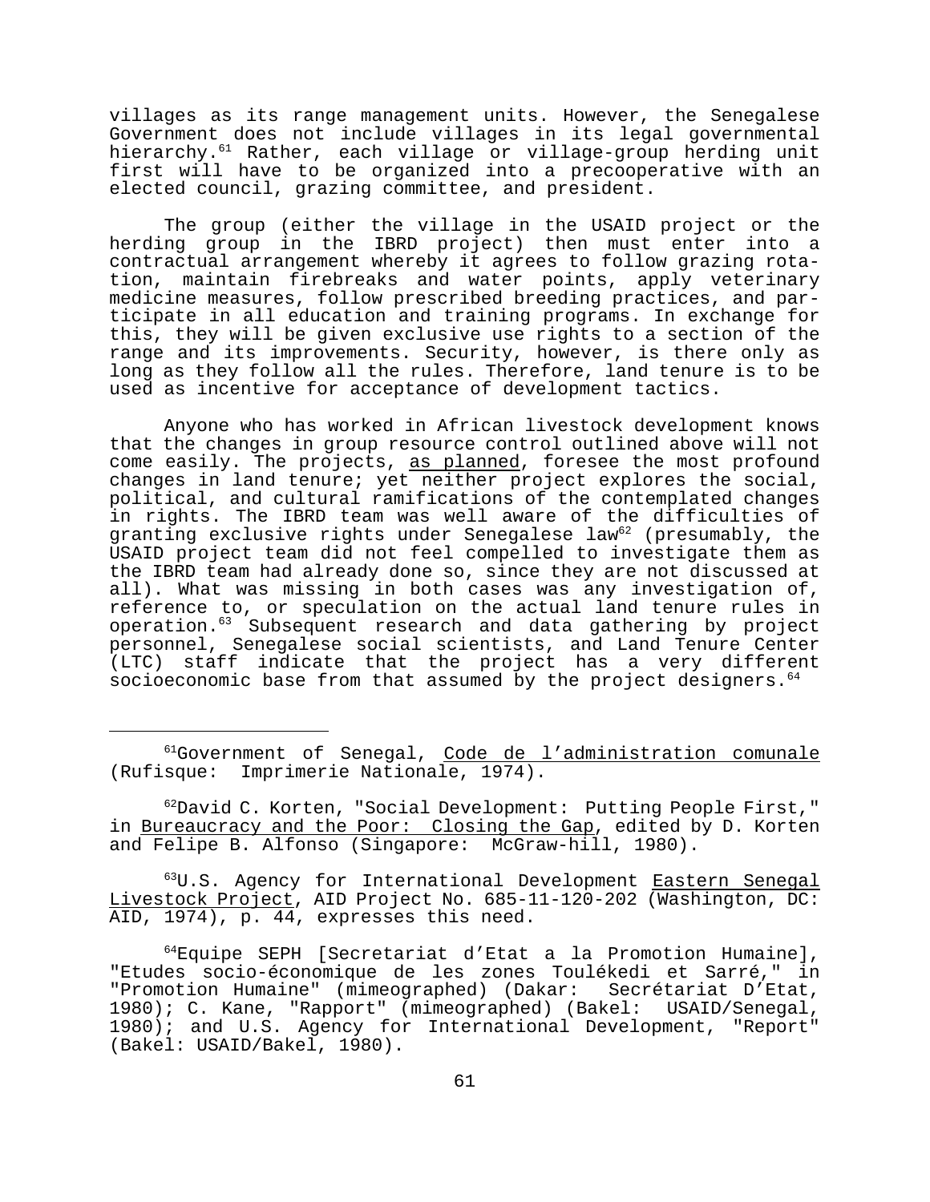villages as its range management units. However, the Senegalese Government does not include villages in its legal governmental hierarchy.[61] Rather, each village or village-group herding unit first will have to be organized into a precooperative with an elected council, grazing committee, and president.

The group (either the village in the USAID project or the herding group in the IBRD project) then must enter into a contractual arrangement whereby it agrees to follow grazing rotation, maintain firebreaks and water points, apply veterinary medicine measures, follow prescribed breeding practices, and participate in all education and training programs. In exchange for this, they will be given exclusive use rights to a section of the range and its improvements. Security, however, is there only as long as they follow all the rules. Therefore, land tenure is to be used as incentive for acceptance of development tactics.

Anyone who has worked in African livestock development knows that the changes in group resource control outlined above will not come easily. The projects, as planned, foresee the most profound changes in land tenure; yet neither project explores the social, political, and cultural ramifications of the contemplated changes in rights. The IBRD team was well aware of the difficulties of granting exclusive rights under Senegalese law[62] (presumably, the USAID project team did not feel compelled to investigate them as the IBRD team had already done so, since they are not discussed at all). What was missing in both cases was any investigation of, reference to, or speculation on the actual land tenure rules in operation.[63] Subsequent research and data gathering by project personnel, Senegalese social scientists, and Land Tenure Center (LTC) staff indicate that the project has a very different socioeconomic base from that assumed by the project designers.[64]

---

[61]Government of Senegal, Code de l'administration comunale (Rufisque: Imprimerie Nationale, 1974).

[62]David C. Korten, "Social Development: Putting People First," in Bureaucracy and the Poor: Closing the Gap, edited by D. Korten and Felipe B. Alfonso (Singapore: McGraw-hill, 1980).

[63]U.S. Agency for International Development Eastern Senegal Livestock Project, AID Project No. 685-11-120-202 (Washington, DC: AID, 1974), p. 44, expresses this need.

[64]Equipe SEPH [Secretariat d'Etat a la Promotion Humaine], "Etudes socio-économique de les zones Toulékedi et Sarré," in "Promotion Humaine" (mimeographed) (Dakar: Secrétariat D'Etat, 1980); C. Kane, "Rapport" (mimeographed) (Bakel: USAID/Senegal, 1980); and U.S. Agency for International Development, "Report" (Bakel: USAID/Bakel, 1980).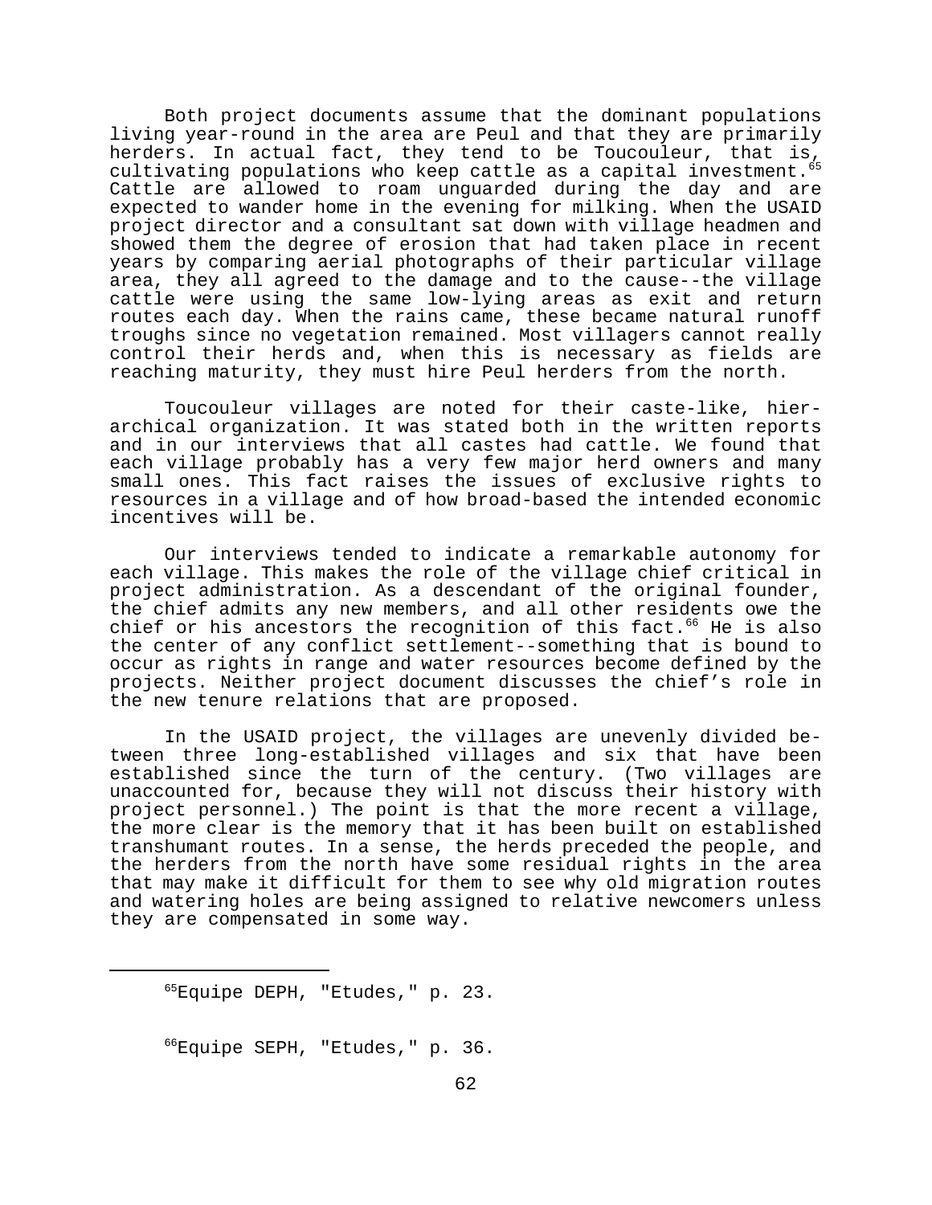Both project documents assume that the dominant populations living year-round in the area are Peul and that they are primarily herders. In actual fact, they tend to be Toucouleur, that is, cultivating populations who keep cattle as a capital investment.[65] Cattle are allowed to roam unguarded during the day and are expected to wander home in the evening for milking. When the USAID project director and a consultant sat down with village headmen and showed them the degree of erosion that had taken place in recent years by comparing aerial photographs of their particular village area, they all agreed to the damage and to the cause--the village cattle were using the same low-lying areas as exit and return routes each day. When the rains came, these became natural runoff troughs since no vegetation remained. Most villagers cannot really control their herds and, when this is necessary as fields are reaching maturity, they must hire Peul herders from the north.

Toucouleur villages are noted for their caste-like, hierarchical organization. It was stated both in the written reports and in our interviews that all castes had cattle. We found that each village probably has a very few major herd owners and many small ones. This fact raises the issues of exclusive rights to resources in a village and of how broad-based the intended economic incentives will be.

Our interviews tended to indicate a remarkable autonomy for each village. This makes the role of the village chief critical in project administration. As a descendant of the original founder, the chief admits any new members, and all other residents owe the chief or his ancestors the recognition of this fact.[66] He is also the center of any conflict settlement--something that is bound to occur as rights in range and water resources become defined by the projects. Neither project document discusses the chief's role in the new tenure relations that are proposed.

In the USAID project, the villages are unevenly divided between three long-established villages and six that have been established since the turn of the century. (Two villages are unaccounted for, because they will not discuss their history with project personnel.) The point is that the more recent a village, the more clear is the memory that it has been built on established transhumant routes. In a sense, the herds preceded the people, and the herders from the north have some residual rights in the area that may make it difficult for them to see why old migration routes and watering holes are being assigned to relative newcomers unless they are compensated in some way.

---

[65] Equipe DEPH, "Etudes," p. 23.

[66] Equipe SEPH, "Etudes," p. 36.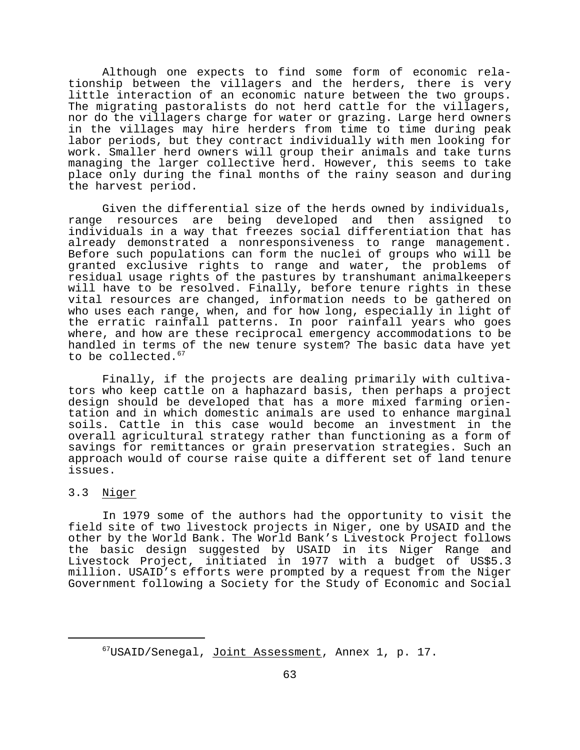Although one expects to find some form of economic relationship between the villagers and the herders, there is very little interaction of an economic nature between the two groups. The migrating pastoralists do not herd cattle for the villagers, nor do the villagers charge for water or grazing. Large herd owners in the villages may hire herders from time to time during peak labor periods, but they contract individually with men looking for work. Smaller herd owners will group their animals and take turns managing the larger collective herd. However, this seems to take place only during the final months of the rainy season and during the harvest period.

Given the differential size of the herds owned by individuals, range resources are being developed and then assigned to individuals in a way that freezes social differentiation that has already demonstrated a nonresponsiveness to range management. Before such populations can form the nuclei of groups who will be granted exclusive rights to range and water, the problems of residual usage rights of the pastures by transhumant animalkeepers will have to be resolved. Finally, before tenure rights in these vital resources are changed, information needs to be gathered on who uses each range, when, and for how long, especially in light of the erratic rainfall patterns. In poor rainfall years who goes where, and how are these reciprocal emergency accommodations to be handled in terms of the new tenure system? The basic data have yet to be collected.[67]

Finally, if the projects are dealing primarily with cultivators who keep cattle on a haphazard basis, then perhaps a project design should be developed that has a more mixed farming orientation and in which domestic animals are used to enhance marginal soils. Cattle in this case would become an investment in the overall agricultural strategy rather than functioning as a form of savings for remittances or grain preservation strategies. Such an approach would of course raise quite a different set of land tenure issues.

### 3.3 Niger

In 1979 some of the authors had the opportunity to visit the field site of two livestock projects in Niger, one by USAID and the other by the World Bank. The World Bank's Livestock Project follows the basic design suggested by USAID in its Niger Range and Livestock Project, initiated in 1977 with a budget of US$5.3 million. USAID's efforts were prompted by a request from the Niger Government following a Society for the Study of Economic and Social

---

[67] USAID/Senegal, Joint Assessment, Annex 1, p. 17.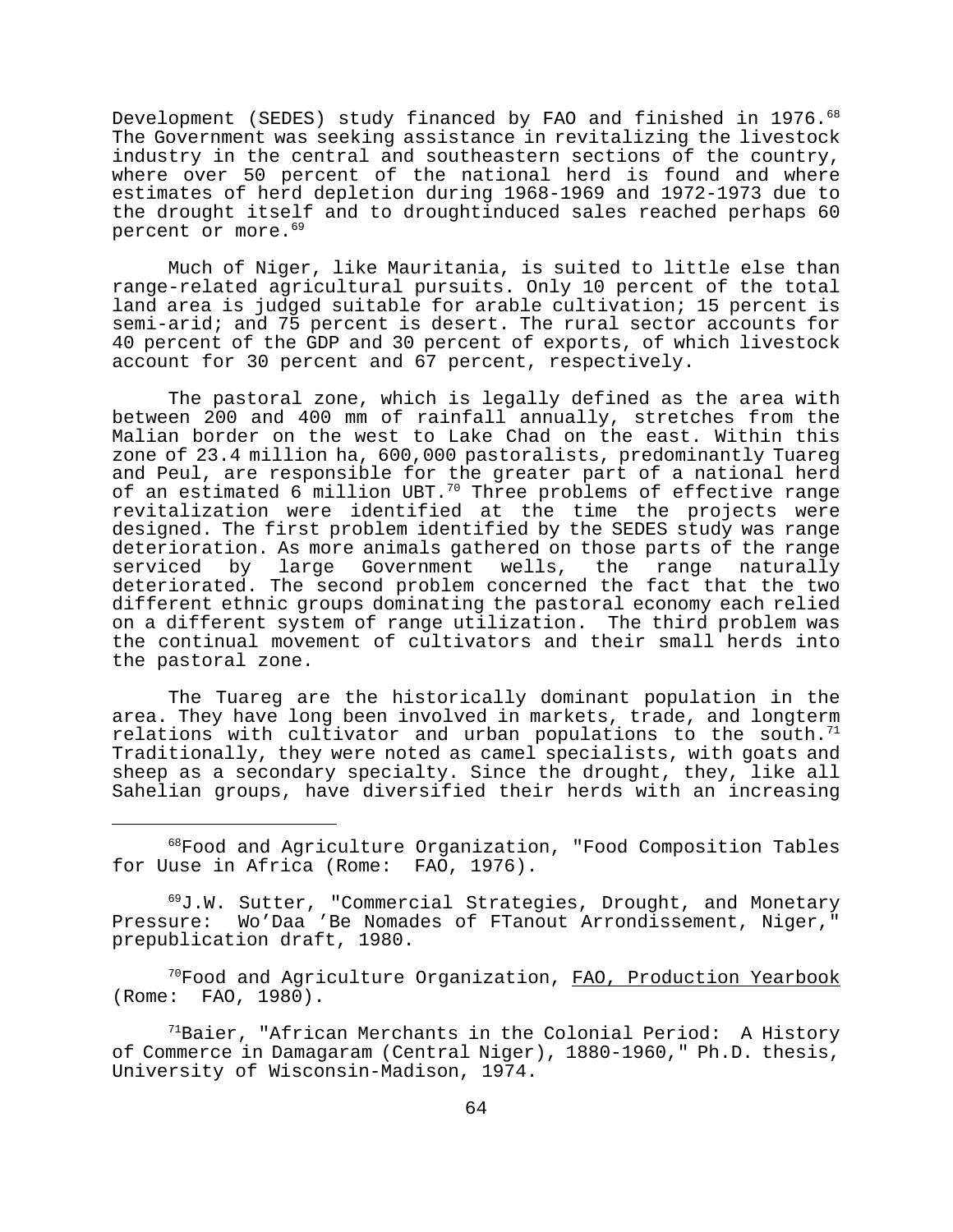Development (SEDES) study financed by FAO and finished in 1976.[68] The Government was seeking assistance in revitalizing the livestock industry in the central and southeastern sections of the country, where over 50 percent of the national herd is found and where estimates of herd depletion during 1968-1969 and 1972-1973 due to the drought itself and to droughtinduced sales reached perhaps 60 percent or more.[69]

Much of Niger, like Mauritania, is suited to little else than range-related agricultural pursuits. Only 10 percent of the total land area is judged suitable for arable cultivation; 15 percent is semi-arid; and 75 percent is desert. The rural sector accounts for 40 percent of the GDP and 30 percent of exports, of which livestock account for 30 percent and 67 percent, respectively.

The pastoral zone, which is legally defined as the area with between 200 and 400 mm of rainfall annually, stretches from the Malian border on the west to Lake Chad on the east. Within this zone of 23.4 million ha, 600,000 pastoralists, predominantly Tuareg and Peul, are responsible for the greater part of a national herd of an estimated 6 million UBT.[70] Three problems of effective range revitalization were identified at the time the projects were designed. The first problem identified by the SEDES study was range deterioration. As more animals gathered on those parts of the range serviced by large Government wells, the range naturally deteriorated. The second problem concerned the fact that the two different ethnic groups dominating the pastoral economy each relied on a different system of range utilization. The third problem was the continual movement of cultivators and their small herds into the pastoral zone.

The Tuareg are the historically dominant population in the area. They have long been involved in markets, trade, and longterm relations with cultivator and urban populations to the south.[71] Traditionally, they were noted as camel specialists, with goats and sheep as a secondary specialty. Since the drought, they, like all Sahelian groups, have diversified their herds with an increasing

---

[68]Food and Agriculture Organization, "Food Composition Tables for Uuse in Africa (Rome: FAO, 1976).

[69]J.W. Sutter, "Commercial Strategies, Drought, and Monetary Pressure: Wo'Daa 'Be Nomades of FTanout Arrondissement, Niger," prepublication draft, 1980.

[70]Food and Agriculture Organization, FAO, Production Yearbook (Rome: FAO, 1980).

[71]Baier, "African Merchants in the Colonial Period: A History of Commerce in Damagaram (Central Niger), 1880-1960," Ph.D. thesis, University of Wisconsin-Madison, 1974.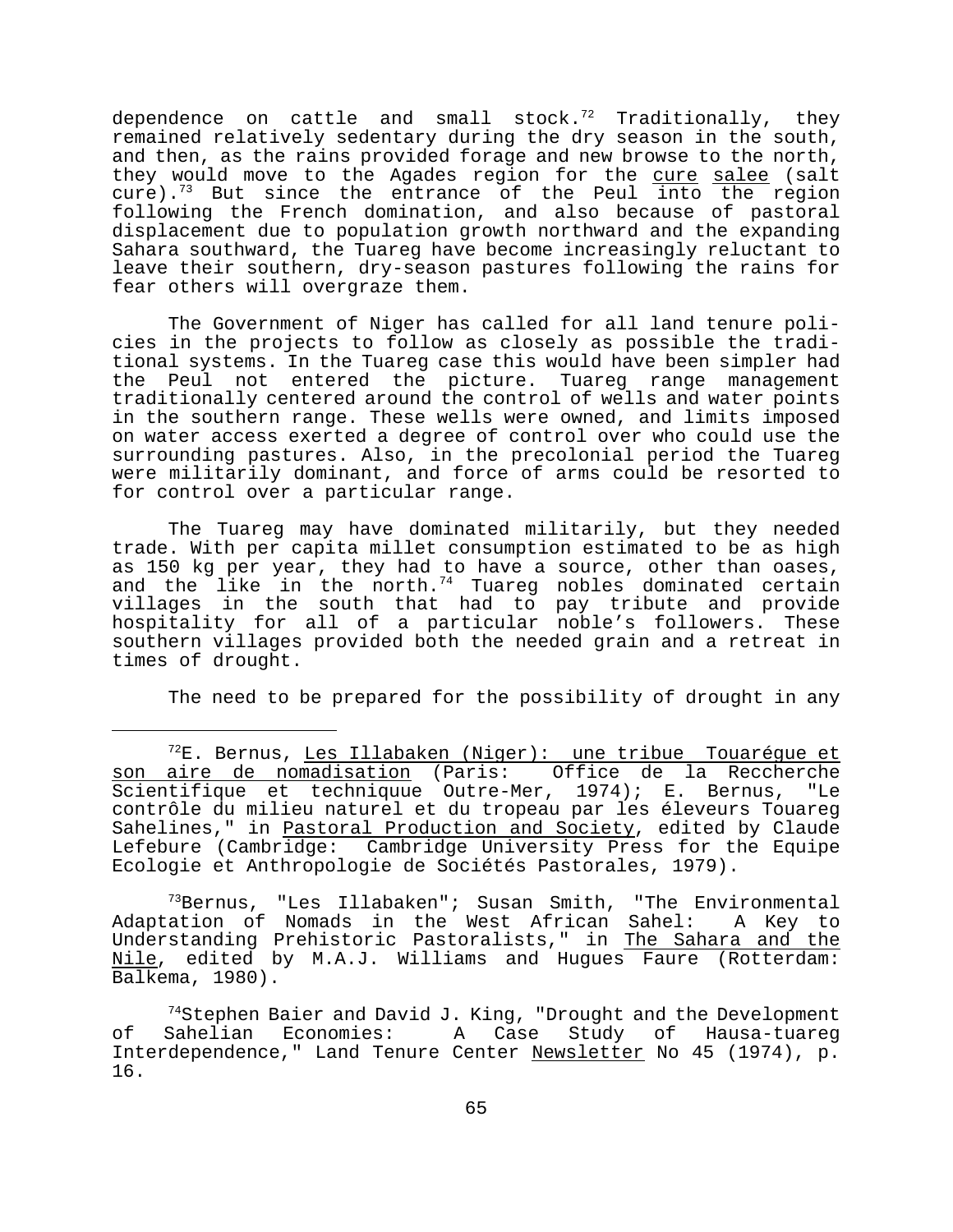dependence on cattle and small stock.[72] Traditionally, they remained relatively sedentary during the dry season in the south, and then, as the rains provided forage and new browse to the north, they would move to the Agades region for the cure salee (salt cure).[73] But since the entrance of the Peul into the region following the French domination, and also because of pastoral displacement due to population growth northward and the expanding Sahara southward, the Tuareg have become increasingly reluctant to leave their southern, dry-season pastures following the rains for fear others will overgraze them.

The Government of Niger has called for all land tenure policies in the projects to follow as closely as possible the traditional systems. In the Tuareg case this would have been simpler had the Peul not entered the picture. Tuareg range management traditionally centered around the control of wells and water points in the southern range. These wells were owned, and limits imposed on water access exerted a degree of control over who could use the surrounding pastures. Also, in the precolonial period the Tuareg were militarily dominant, and force of arms could be resorted to for control over a particular range.

The Tuareg may have dominated militarily, but they needed trade. With per capita millet consumption estimated to be as high as 150 kg per year, they had to have a source, other than oases, and the like in the north.[74] Tuareg nobles dominated certain villages in the south that had to pay tribute and provide hospitality for all of a particular noble's followers. These southern villages provided both the needed grain and a retreat in times of drought.

The need to be prepared for the possibility of drought in any

---

[72]E. Bernus, Les Illabaken (Niger): une tribue Touarégue et son aire de nomadisation (Paris: Office de la Reccherche Scientifique et techniquue Outre-Mer, 1974); E. Bernus, "Le contrôle du milieu naturel et du tropeau par les éleveurs Touareg Sahelines," in Pastoral Production and Society, edited by Claude Lefebure (Cambridge: Cambridge University Press for the Equipe Ecologie et Anthropologie de Sociétés Pastorales, 1979).

[73]Bernus, "Les Illabaken"; Susan Smith, "The Environmental Adaptation of Nomads in the West African Sahel: A Key to Understanding Prehistoric Pastoralists," in The Sahara and the Nile, edited by M.A.J. Williams and Hugues Faure (Rotterdam: Balkema, 1980).

[74]Stephen Baier and David J. King, "Drought and the Development of Sahelian Economies: A Case Study of Hausa-tuareg Interdependence," Land Tenure Center Newsletter No 45 (1974), p. 16.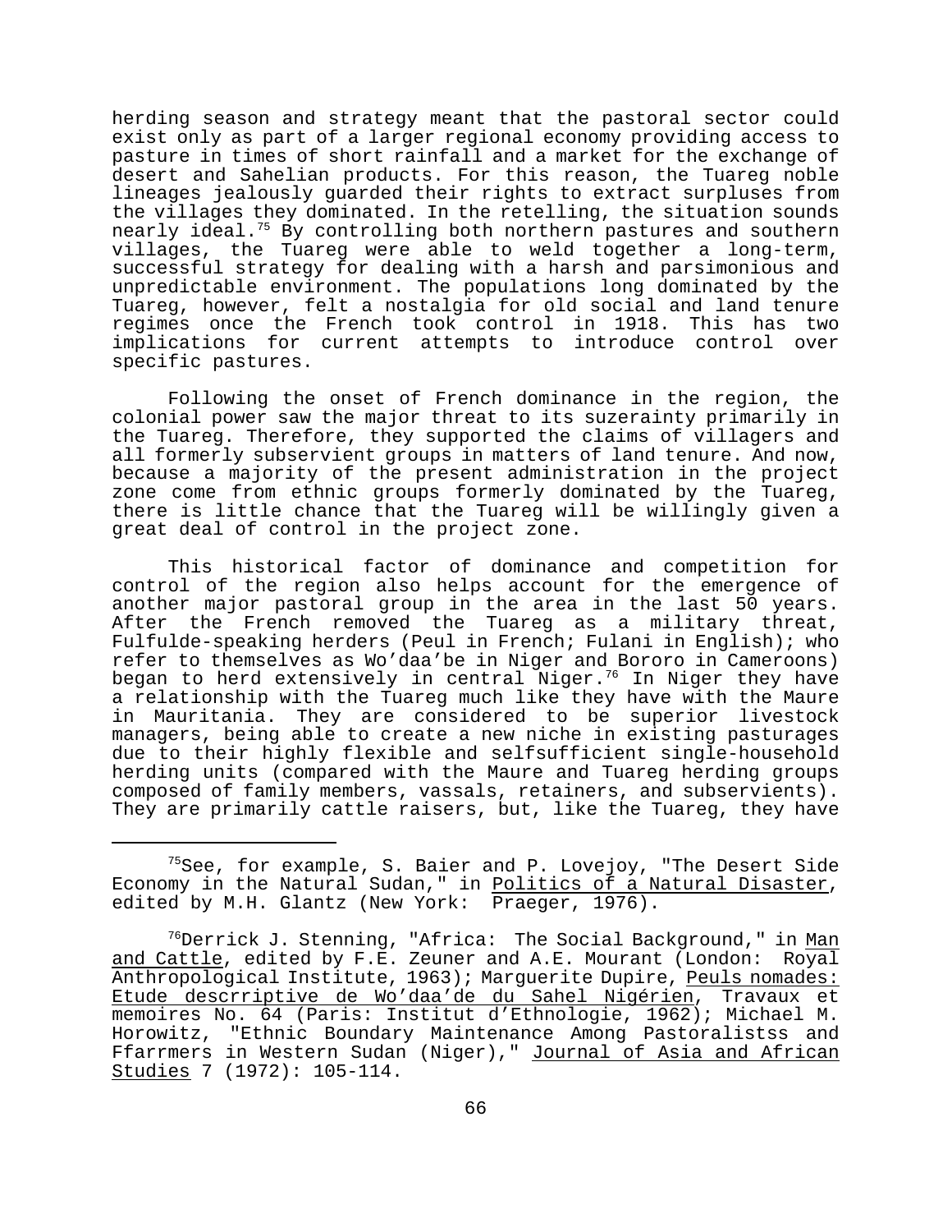herding season and strategy meant that the pastoral sector could exist only as part of a larger regional economy providing access to pasture in times of short rainfall and a market for the exchange of desert and Sahelian products. For this reason, the Tuareg noble lineages jealously guarded their rights to extract surpluses from the villages they dominated. In the retelling, the situation sounds nearly ideal.[75] By controlling both northern pastures and southern villages, the Tuareg were able to weld together a long-term, successful strategy for dealing with a harsh and parsimonious and unpredictable environment. The populations long dominated by the Tuareg, however, felt a nostalgia for old social and land tenure regimes once the French took control in 1918. This has two implications for current attempts to introduce control over specific pastures.

Following the onset of French dominance in the region, the colonial power saw the major threat to its suzerainty primarily in the Tuareg. Therefore, they supported the claims of villagers and all formerly subservient groups in matters of land tenure. And now, because a majority of the present administration in the project zone come from ethnic groups formerly dominated by the Tuareg, there is little chance that the Tuareg will be willingly given a great deal of control in the project zone.

This historical factor of dominance and competition for control of the region also helps account for the emergence of another major pastoral group in the area in the last 50 years. After the French removed the Tuareg as a military threat, Fulfulde-speaking herders (Peul in French; Fulani in English); who refer to themselves as Wo'daa'be in Niger and Bororo in Cameroons) began to herd extensively in central Niger.[76] In Niger they have a relationship with the Tuareg much like they have with the Maure in Mauritania. They are considered to be superior livestock managers, being able to create a new niche in existing pasturages due to their highly flexible and selfsufficient single-household herding units (compared with the Maure and Tuareg herding groups composed of family members, vassals, retainers, and subservients). They are primarily cattle raisers, but, like the Tuareg, they have

---

[75]See, for example, S. Baier and P. Lovejoy, "The Desert Side Economy in the Natural Sudan," in Politics of a Natural Disaster, edited by M.H. Glantz (New York: Praeger, 1976).

[76]Derrick J. Stenning, "Africa: The Social Background," in Man and Cattle, edited by F.E. Zeuner and A.E. Mourant (London: Royal Anthropological Institute, 1963); Marguerite Dupire, Peuls nomades: Etude descrriptive de Wo'daa'de du Sahel Nigérien, Travaux et memoires No. 64 (Paris: Institut d'Ethnologie, 1962); Michael M. Horowitz, "Ethnic Boundary Maintenance Among Pastoralistss and Ffarrmers in Western Sudan (Niger)," Journal of Asia and African Studies 7 (1972): 105-114.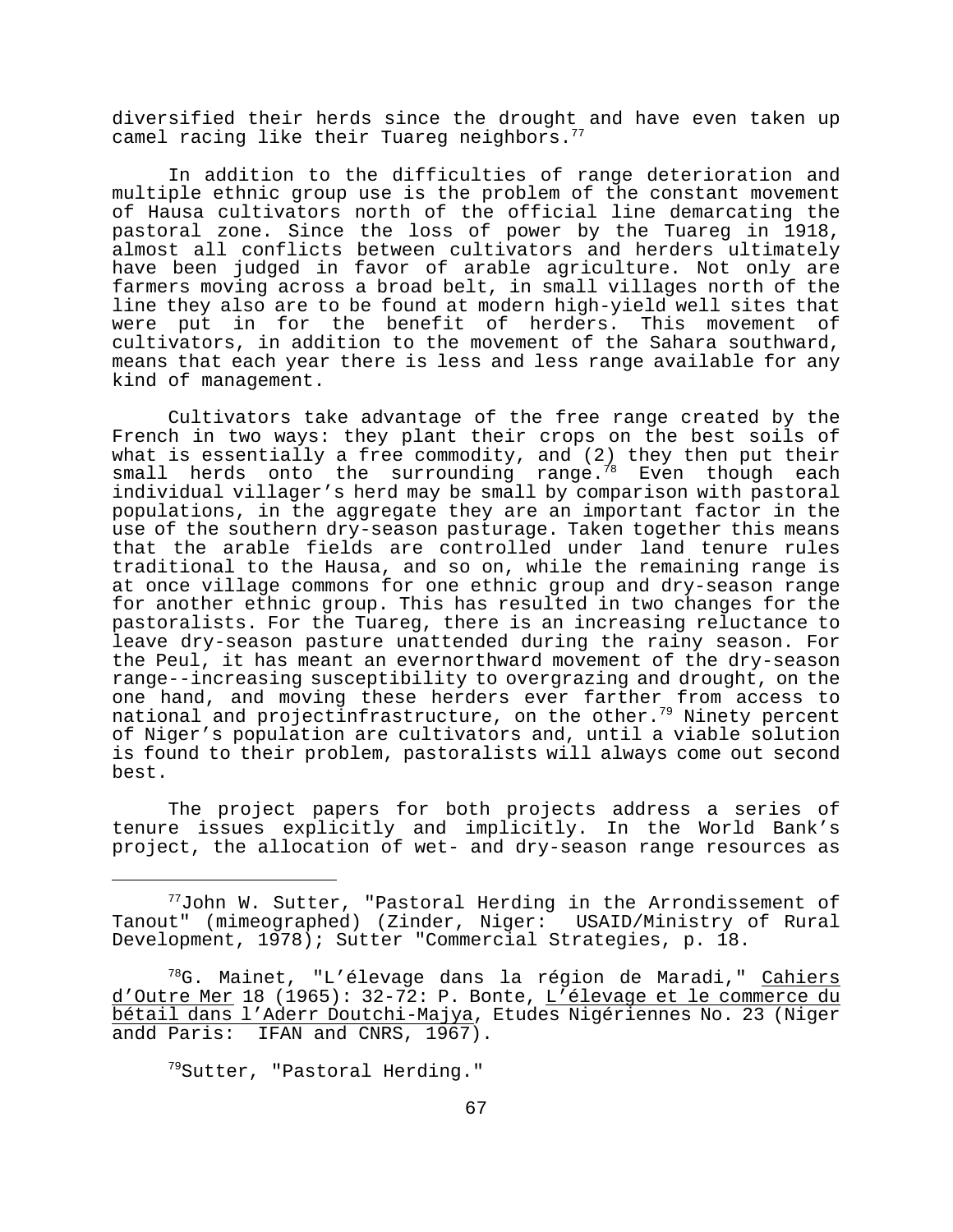diversified their herds since the drought and have even taken up camel racing like their Tuareg neighbors.[77]

In addition to the difficulties of range deterioration and multiple ethnic group use is the problem of the constant movement of Hausa cultivators north of the official line demarcating the pastoral zone. Since the loss of power by the Tuareg in 1918, almost all conflicts between cultivators and herders ultimately have been judged in favor of arable agriculture. Not only are farmers moving across a broad belt, in small villages north of the line they also are to be found at modern high-yield well sites that were put in for the benefit of herders. This movement of cultivators, in addition to the movement of the Sahara southward, means that each year there is less and less range available for any kind of management.

Cultivators take advantage of the free range created by the French in two ways: they plant their crops on the best soils of what is essentially a free commodity, and (2) they then put their small herds onto the surrounding range.[78] Even though each individual villager's herd may be small by comparison with pastoral populations, in the aggregate they are an important factor in the use of the southern dry-season pasturage. Taken together this means that the arable fields are controlled under land tenure rules traditional to the Hausa, and so on, while the remaining range is at once village commons for one ethnic group and dry-season range for another ethnic group. This has resulted in two changes for the pastoralists. For the Tuareg, there is an increasing reluctance to leave dry-season pasture unattended during the rainy season. For the Peul, it has meant an evernorthward movement of the dry-season range--increasing susceptibility to overgrazing and drought, on the one hand, and moving these herders ever farther from access to national and projectinfrastructure, on the other.[79] Ninety percent of Niger's population are cultivators and, until a viable solution is found to their problem, pastoralists will always come out second best.

The project papers for both projects address a series of tenure issues explicitly and implicitly. In the World Bank's project, the allocation of wet- and dry-season range resources as

---

[77]John W. Sutter, "Pastoral Herding in the Arrondissement of Tanout" (mimeographed) (Zinder, Niger: USAID/Ministry of Rural Development, 1978); Sutter "Commercial Strategies, p. 18.

[78]G. Mainet, "L'élevage dans la région de Maradi," Cahiers d'Outre Mer 18 (1965): 32-72: P. Bonte, L'élevage et le commerce du bétail dans l'Aderr Doutchi-Majya, Etudes Nigériennes No. 23 (Niger andd Paris: IFAN and CNRS, 1967).

[79]Sutter, "Pastoral Herding."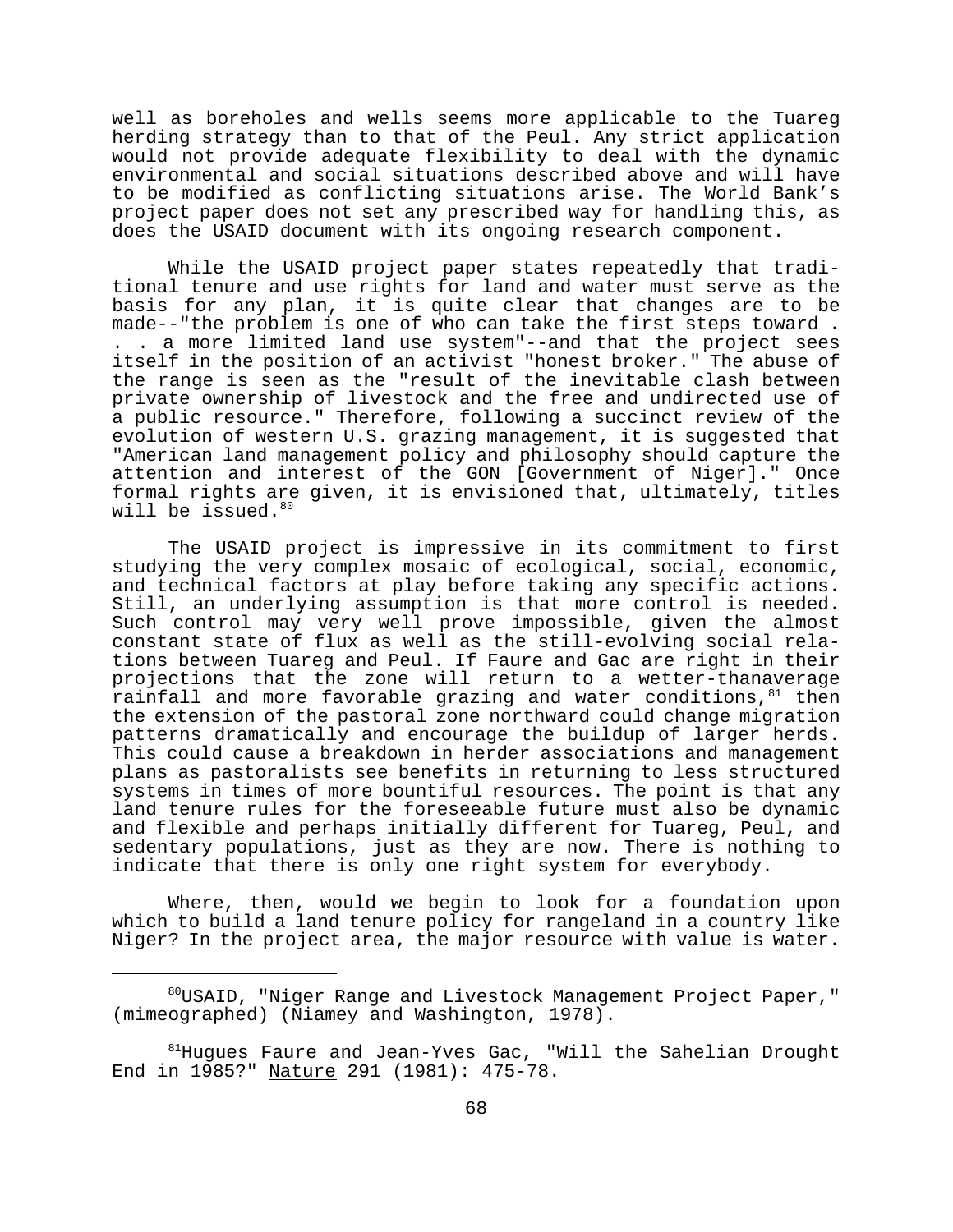well as boreholes and wells seems more applicable to the Tuareg herding strategy than to that of the Peul. Any strict application would not provide adequate flexibility to deal with the dynamic environmental and social situations described above and will have to be modified as conflicting situations arise. The World Bank's project paper does not set any prescribed way for handling this, as does the USAID document with its ongoing research component.

While the USAID project paper states repeatedly that traditional tenure and use rights for land and water must serve as the basis for any plan, it is quite clear that changes are to be made--"the problem is one of who can take the first steps toward . . . a more limited land use system"--and that the project sees itself in the position of an activist "honest broker." The abuse of the range is seen as the "result of the inevitable clash between private ownership of livestock and the free and undirected use of a public resource." Therefore, following a succinct review of the evolution of western U.S. grazing management, it is suggested that "American land management policy and philosophy should capture the attention and interest of the GON [Government of Niger]." Once formal rights are given, it is envisioned that, ultimately, titles will be issued.[80]

The USAID project is impressive in its commitment to first studying the very complex mosaic of ecological, social, economic, and technical factors at play before taking any specific actions. Still, an underlying assumption is that more control is needed. Such control may very well prove impossible, given the almost constant state of flux as well as the still-evolving social relations between Tuareg and Peul. If Faure and Gac are right in their projections that the zone will return to a wetter-thanaverage rainfall and more favorable grazing and water conditions,[81] then the extension of the pastoral zone northward could change migration patterns dramatically and encourage the buildup of larger herds. This could cause a breakdown in herder associations and management plans as pastoralists see benefits in returning to less structured systems in times of more bountiful resources. The point is that any land tenure rules for the foreseeable future must also be dynamic and flexible and perhaps initially different for Tuareg, Peul, and sedentary populations, just as they are now. There is nothing to indicate that there is only one right system for everybody.

Where, then, would we begin to look for a foundation upon which to build a land tenure policy for rangeland in a country like Niger? In the project area, the major resource with value is water.

---

[80]USAID, "Niger Range and Livestock Management Project Paper," (mimeographed) (Niamey and Washington, 1978).

[81]Hugues Faure and Jean-Yves Gac, "Will the Sahelian Drought End in 1985?" Nature 291 (1981): 475-78.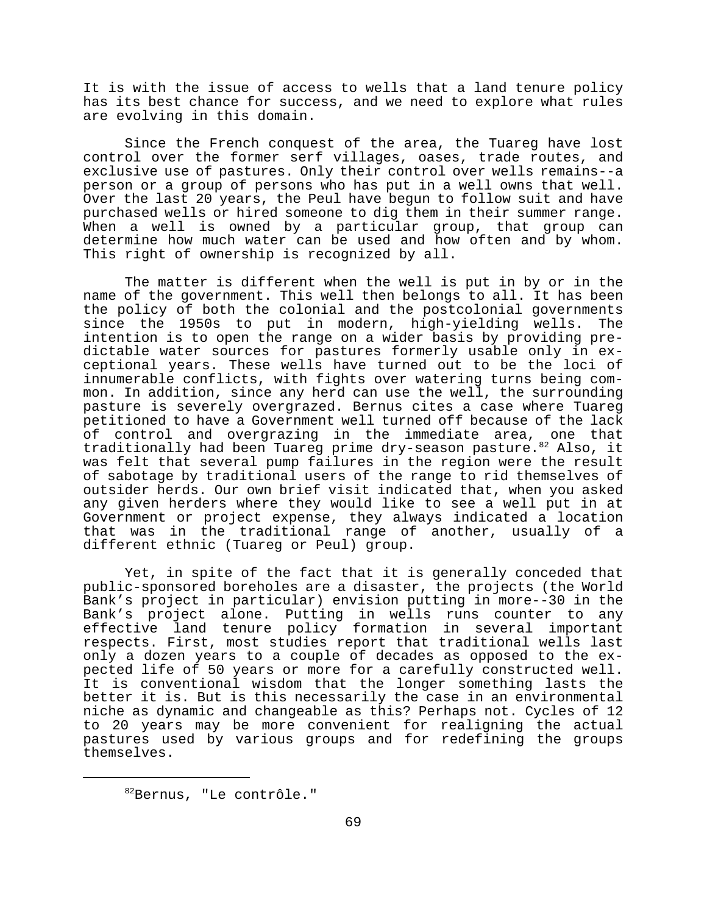It is with the issue of access to wells that a land tenure policy has its best chance for success, and we need to explore what rules are evolving in this domain.

Since the French conquest of the area, the Tuareg have lost control over the former serf villages, oases, trade routes, and exclusive use of pastures. Only their control over wells remains--a person or a group of persons who has put in a well owns that well. Over the last 20 years, the Peul have begun to follow suit and have purchased wells or hired someone to dig them in their summer range. When a well is owned by a particular group, that group can determine how much water can be used and how often and by whom. This right of ownership is recognized by all.

The matter is different when the well is put in by or in the name of the government. This well then belongs to all. It has been the policy of both the colonial and the postcolonial governments since the 1950s to put in modern, high-yielding wells. The intention is to open the range on a wider basis by providing predictable water sources for pastures formerly usable only in exceptional years. These wells have turned out to be the loci of innumerable conflicts, with fights over watering turns being common. In addition, since any herd can use the well, the surrounding pasture is severely overgrazed. Bernus cites a case where Tuareg petitioned to have a Government well turned off because of the lack of control and overgrazing in the immediate area, one that traditionally had been Tuareg prime dry-season pasture.[82] Also, it was felt that several pump failures in the region were the result of sabotage by traditional users of the range to rid themselves of outsider herds. Our own brief visit indicated that, when you asked any given herders where they would like to see a well put in at Government or project expense, they always indicated a location that was in the traditional range of another, usually of a different ethnic (Tuareg or Peul) group.

Yet, in spite of the fact that it is generally conceded that public-sponsored boreholes are a disaster, the projects (the World Bank's project in particular) envision putting in more--30 in the Bank's project alone. Putting in wells runs counter to any effective land tenure policy formation in several important respects. First, most studies report that traditional wells last only a dozen years to a couple of decades as opposed to the expected life of 50 years or more for a carefully constructed well. It is conventional wisdom that the longer something lasts the better it is. But is this necessarily the case in an environmental niche as dynamic and changeable as this? Perhaps not. Cycles of 12 to 20 years may be more convenient for realigning the actual pastures used by various groups and for redefining the groups themselves.

---

[82] Bernus, "Le contrôle."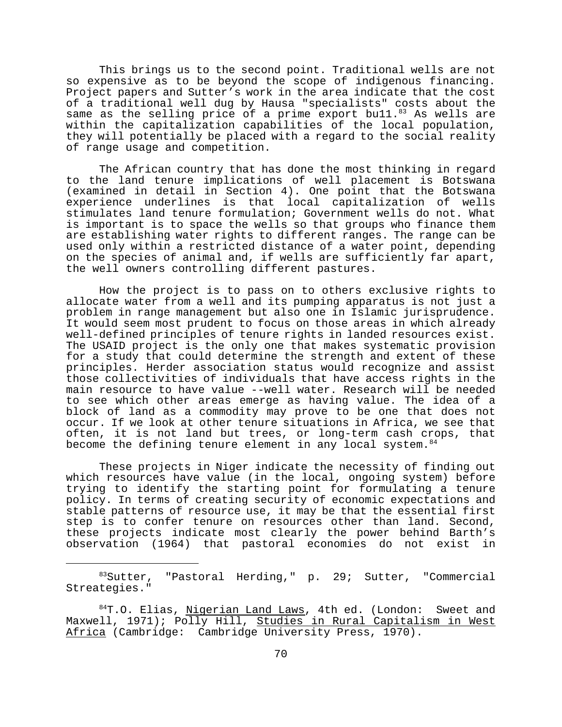This brings us to the second point. Traditional wells are not so expensive as to be beyond the scope of indigenous financing. Project papers and Sutter's work in the area indicate that the cost of a traditional well dug by Hausa "specialists" costs about the same as the selling price of a prime export bu11.[83] As wells are within the capitalization capabilities of the local population, they will potentially be placed with a regard to the social reality of range usage and competition.

The African country that has done the most thinking in regard to the land tenure implications of well placement is Botswana (examined in detail in Section 4). One point that the Botswana experience underlines is that local capitalization of wells stimulates land tenure formulation; Government wells do not. What is important is to space the wells so that groups who finance them are establishing water rights to different ranges. The range can be used only within a restricted distance of a water point, depending on the species of animal and, if wells are sufficiently far apart, the well owners controlling different pastures.

How the project is to pass on to others exclusive rights to allocate water from a well and its pumping apparatus is not just a problem in range management but also one in Islamic jurisprudence. It would seem most prudent to focus on those areas in which already well-defined principles of tenure rights in landed resources exist. The USAID project is the only one that makes systematic provision for a study that could determine the strength and extent of these principles. Herder association status would recognize and assist those collectivities of individuals that have access rights in the main resource to have value --well water. Research will be needed to see which other areas emerge as having value. The idea of a block of land as a commodity may prove to be one that does not occur. If we look at other tenure situations in Africa, we see that often, it is not land but trees, or long-term cash crops, that become the defining tenure element in any local system.[84]

These projects in Niger indicate the necessity of finding out which resources have value (in the local, ongoing system) before trying to identify the starting point for formulating a tenure policy. In terms of creating security of economic expectations and stable patterns of resource use, it may be that the essential first step is to confer tenure on resources other than land. Second, these projects indicate most clearly the power behind Barth's observation (1964) that pastoral economies do not exist in

---

[83]Sutter, "Pastoral Herding," p. 29; Sutter, "Commercial Streategies."

[84]T.O. Elias, Nigerian Land Laws, 4th ed. (London: Sweet and Maxwell, 1971); Polly Hill, Studies in Rural Capitalism in West Africa (Cambridge: Cambridge University Press, 1970).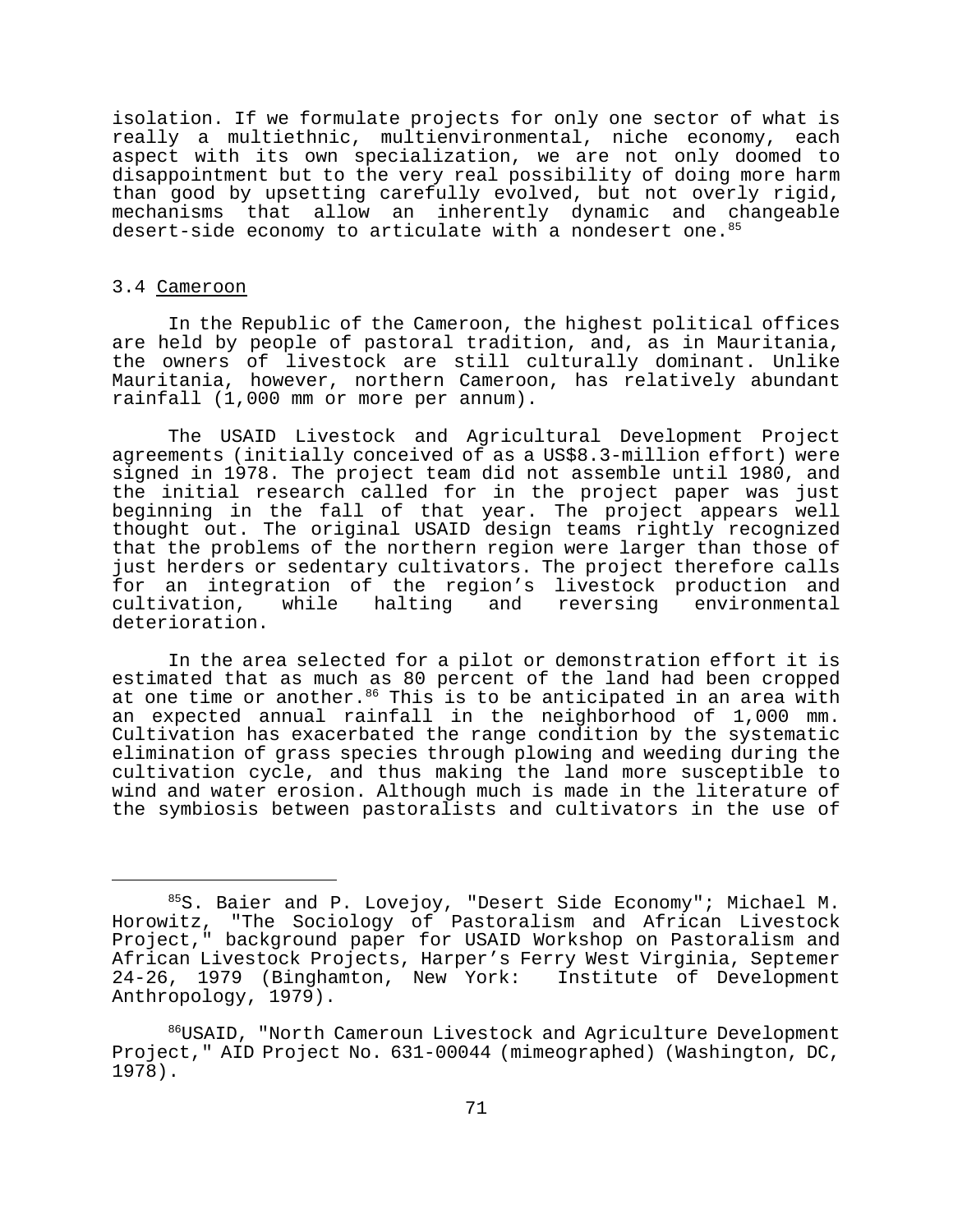isolation. If we formulate projects for only one sector of what is really a multiethnic, multienvironmental, niche economy, each aspect with its own specialization, we are not only doomed to disappointment but to the very real possibility of doing more harm than good by upsetting carefully evolved, but not overly rigid, mechanisms that allow an inherently dynamic and changeable desert-side economy to articulate with a nondesert one.[85]

## 3.4 Cameroon

In the Republic of the Cameroon, the highest political offices are held by people of pastoral tradition, and, as in Mauritania, the owners of livestock are still culturally dominant. Unlike Mauritania, however, northern Cameroon, has relatively abundant rainfall (1,000 mm or more per annum).

The USAID Livestock and Agricultural Development Project agreements (initially conceived of as a US$8.3-million effort) were signed in 1978. The project team did not assemble until 1980, and the initial research called for in the project paper was just beginning in the fall of that year. The project appears well thought out. The original USAID design teams rightly recognized that the problems of the northern region were larger than those of just herders or sedentary cultivators. The project therefore calls for an integration of the region's livestock production and cultivation, while halting and reversing environmental deterioration.

In the area selected for a pilot or demonstration effort it is estimated that as much as 80 percent of the land had been cropped at one time or another.[86] This is to be anticipated in an area with an expected annual rainfall in the neighborhood of 1,000 mm. Cultivation has exacerbated the range condition by the systematic elimination of grass species through plowing and weeding during the cultivation cycle, and thus making the land more susceptible to wind and water erosion. Although much is made in the literature of the symbiosis between pastoralists and cultivators in the use of

---

[85]S. Baier and P. Lovejoy, "Desert Side Economy"; Michael M. Horowitz, "The Sociology of Pastoralism and African Livestock Project," background paper for USAID Workshop on Pastoralism and African Livestock Projects, Harper's Ferry West Virginia, Septemer 24-26, 1979 (Binghamton, New York: Institute of Development Anthropology, 1979).

[86]USAID, "North Cameroun Livestock and Agriculture Development Project," AID Project No. 631-00044 (mimeographed) (Washington, DC, 1978).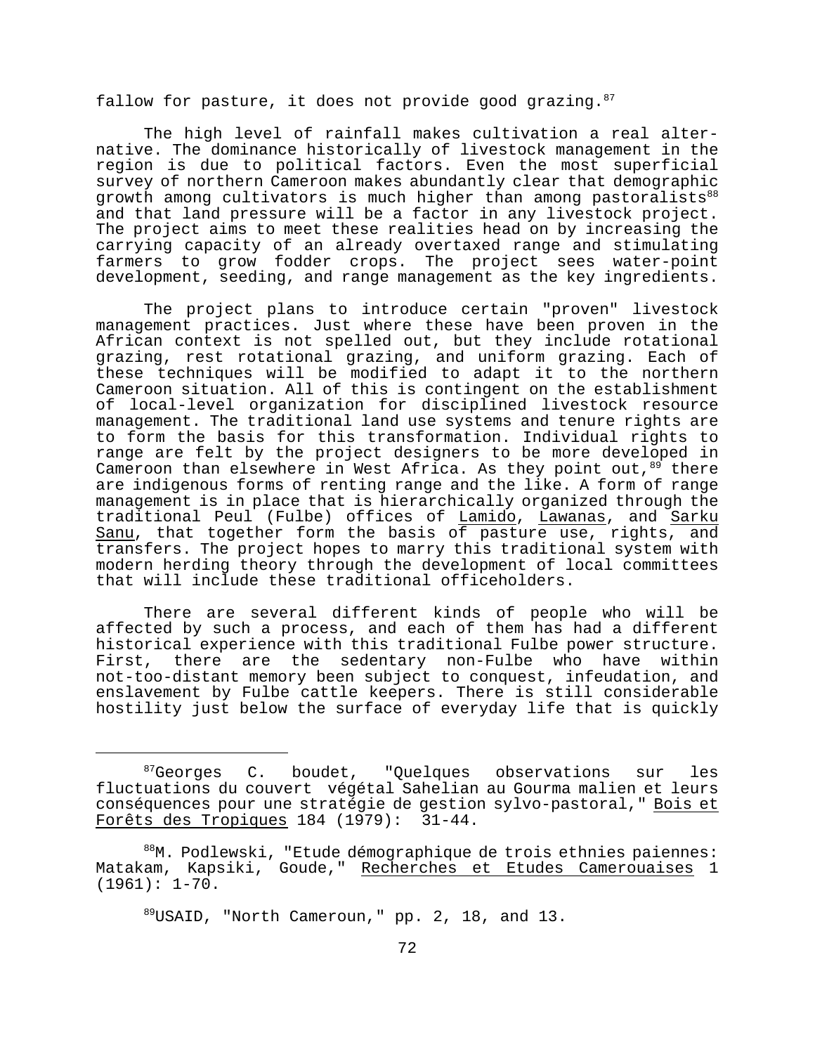fallow for pasture, it does not provide good grazing.[87]

The high level of rainfall makes cultivation a real alternative. The dominance historically of livestock management in the region is due to political factors. Even the most superficial survey of northern Cameroon makes abundantly clear that demographic growth among cultivators is much higher than among pastoralists[88] and that land pressure will be a factor in any livestock project. The project aims to meet these realities head on by increasing the carrying capacity of an already overtaxed range and stimulating farmers to grow fodder crops. The project sees water-point development, seeding, and range management as the key ingredients.

The project plans to introduce certain "proven" livestock management practices. Just where these have been proven in the African context is not spelled out, but they include rotational grazing, rest rotational grazing, and uniform grazing. Each of these techniques will be modified to adapt it to the northern Cameroon situation. All of this is contingent on the establishment of local-level organization for disciplined livestock resource management. The traditional land use systems and tenure rights are to form the basis for this transformation. Individual rights to range are felt by the project designers to be more developed in Cameroon than elsewhere in West Africa. As they point out,[89] there are indigenous forms of renting range and the like. A form of range management is in place that is hierarchically organized through the traditional Peul (Fulbe) offices of Lamido, Lawanas, and Sarku Sanu, that together form the basis of pasture use, rights, and transfers. The project hopes to marry this traditional system with modern herding theory through the development of local committees that will include these traditional officeholders.

There are several different kinds of people who will be affected by such a process, and each of them has had a different historical experience with this traditional Fulbe power structure. First, there are the sedentary non-Fulbe who have within not-too-distant memory been subject to conquest, infeudation, and enslavement by Fulbe cattle keepers. There is still considerable hostility just below the surface of everyday life that is quickly

---

[87] Georges C. boudet, "Quelques observations sur les fluctuations du couvert végétal Sahelian au Gourma malien et leurs conséquences pour une stratégie de gestion sylvo-pastoral," Bois et Forêts des Tropiques 184 (1979): 31-44.

[88] M. Podlewski, "Etude démographique de trois ethnies paiennes: Matakam, Kapsiki, Goude," Recherches et Etudes Camerouaises 1 (1961): 1-70.

[89] USAID, "North Cameroun," pp. 2, 18, and 13.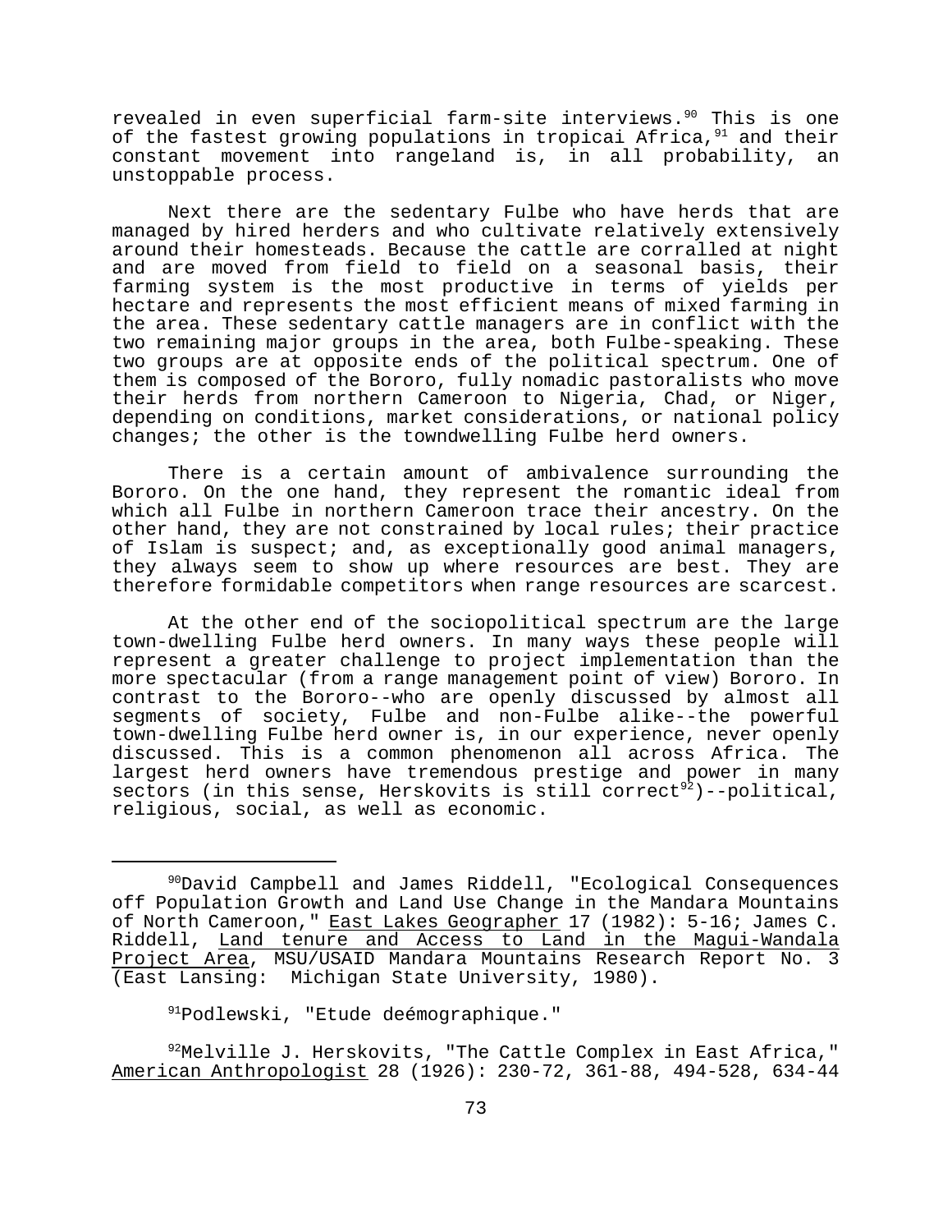revealed in even superficial farm-site interviews.[90] This is one of the fastest growing populations in tropicai Africa,[91] and their constant movement into rangeland is, in all probability, an unstoppable process.

Next there are the sedentary Fulbe who have herds that are managed by hired herders and who cultivate relatively extensively around their homesteads. Because the cattle are corralled at night and are moved from field to field on a seasonal basis, their farming system is the most productive in terms of yields per hectare and represents the most efficient means of mixed farming in the area. These sedentary cattle managers are in conflict with the two remaining major groups in the area, both Fulbe-speaking. These two groups are at opposite ends of the political spectrum. One of them is composed of the Bororo, fully nomadic pastoralists who move their herds from northern Cameroon to Nigeria, Chad, or Niger, depending on conditions, market considerations, or national policy changes; the other is the towndwelling Fulbe herd owners.

There is a certain amount of ambivalence surrounding the Bororo. On the one hand, they represent the romantic ideal from which all Fulbe in northern Cameroon trace their ancestry. On the other hand, they are not constrained by local rules; their practice of Islam is suspect; and, as exceptionally good animal managers, they always seem to show up where resources are best. They are therefore formidable competitors when range resources are scarcest.

At the other end of the sociopolitical spectrum are the large town-dwelling Fulbe herd owners. In many ways these people will represent a greater challenge to project implementation than the more spectacular (from a range management point of view) Bororo. In contrast to the Bororo--who are openly discussed by almost all segments of society, Fulbe and non-Fulbe alike--the powerful town-dwelling Fulbe herd owner is, in our experience, never openly discussed. This is a common phenomenon all across Africa. The largest herd owners have tremendous prestige and power in many sectors (in this sense, Herskovits is still correct[92])--political, religious, social, as well as economic.

---

[90] David Campbell and James Riddell, "Ecological Consequences off Population Growth and Land Use Change in the Mandara Mountains of North Cameroon," East Lakes Geographer 17 (1982): 5-16; James C. Riddell, Land tenure and Access to Land in the Magui-Wandala Project Area, MSU/USAID Mandara Mountains Research Report No. 3 (East Lansing: Michigan State University, 1980).

[91] Podlewski, "Etude deémographique."

[92] Melville J. Herskovits, "The Cattle Complex in East Africa," American Anthropologist 28 (1926): 230-72, 361-88, 494-528, 634-44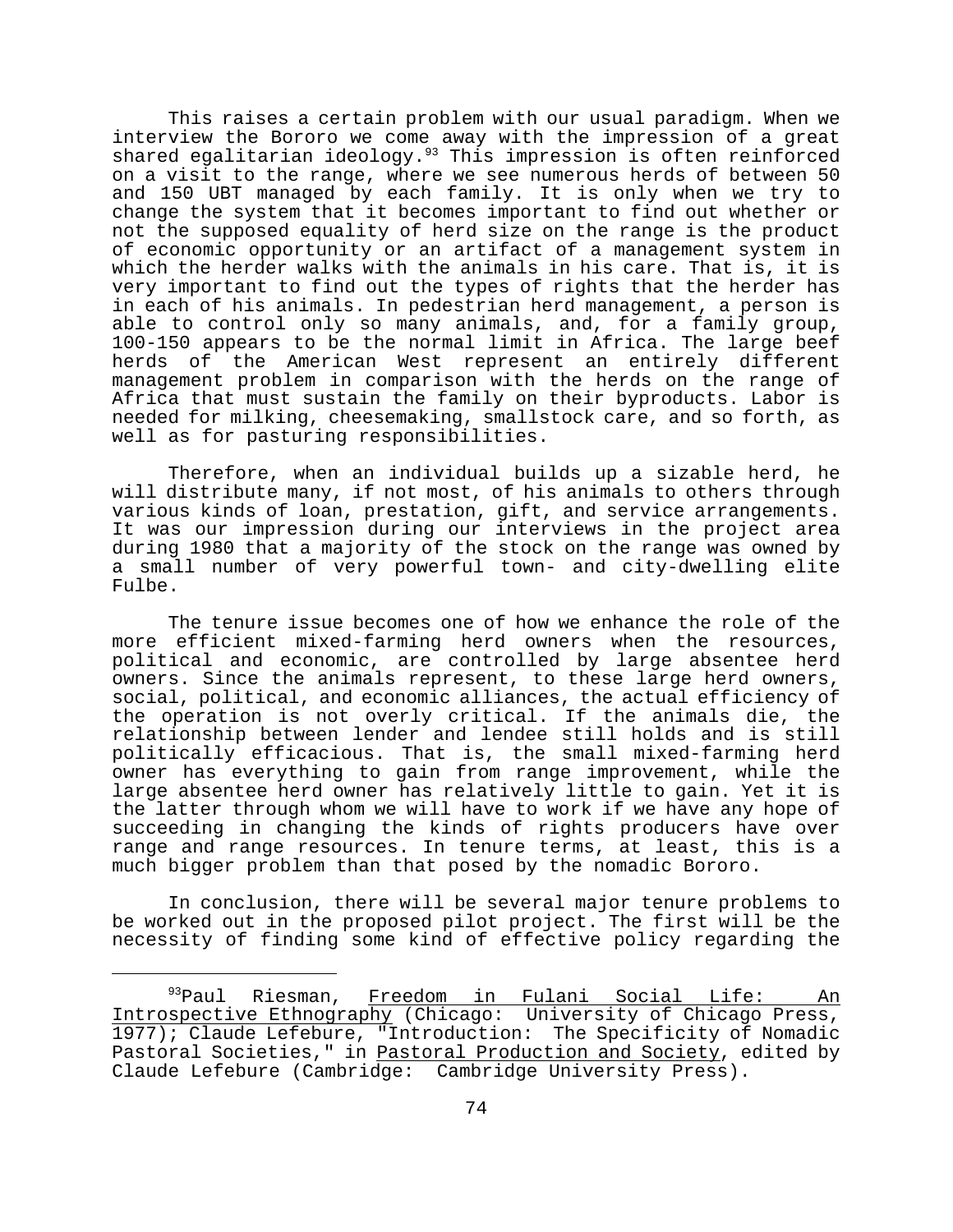This raises a certain problem with our usual paradigm. When we interview the Bororo we come away with the impression of a great shared egalitarian ideology.[93] This impression is often reinforced on a visit to the range, where we see numerous herds of between 50 and 150 UBT managed by each family. It is only when we try to change the system that it becomes important to find out whether or not the supposed equality of herd size on the range is the product of economic opportunity or an artifact of a management system in which the herder walks with the animals in his care. That is, it is very important to find out the types of rights that the herder has in each of his animals. In pedestrian herd management, a person is able to control only so many animals, and, for a family group, 100-150 appears to be the normal limit in Africa. The large beef herds of the American West represent an entirely different management problem in comparison with the herds on the range of Africa that must sustain the family on their byproducts. Labor is needed for milking, cheesemaking, smallstock care, and so forth, as well as for pasturing responsibilities.

Therefore, when an individual builds up a sizable herd, he will distribute many, if not most, of his animals to others through various kinds of loan, prestation, gift, and service arrangements. It was our impression during our interviews in the project area during 1980 that a majority of the stock on the range was owned by a small number of very powerful town- and city-dwelling elite Fulbe.

The tenure issue becomes one of how we enhance the role of the more efficient mixed-farming herd owners when the resources, political and economic, are controlled by large absentee herd owners. Since the animals represent, to these large herd owners, social, political, and economic alliances, the actual efficiency of the operation is not overly critical. If the animals die, the relationship between lender and lendee still holds and is still politically efficacious. That is, the small mixed-farming herd owner has everything to gain from range improvement, while the large absentee herd owner has relatively little to gain. Yet it is the latter through whom we will have to work if we have any hope of succeeding in changing the kinds of rights producers have over range and range resources. In tenure terms, at least, this is a much bigger problem than that posed by the nomadic Bororo.

In conclusion, there will be several major tenure problems to be worked out in the proposed pilot project. The first will be the necessity of finding some kind of effective policy regarding the

---

[93] Paul Riesman, Freedom in Fulani Social Life: An Introspective Ethnography (Chicago: University of Chicago Press, 1977); Claude Lefebure, "Introduction: The Specificity of Nomadic Pastoral Societies," in Pastoral Production and Society, edited by Claude Lefebure (Cambridge: Cambridge University Press).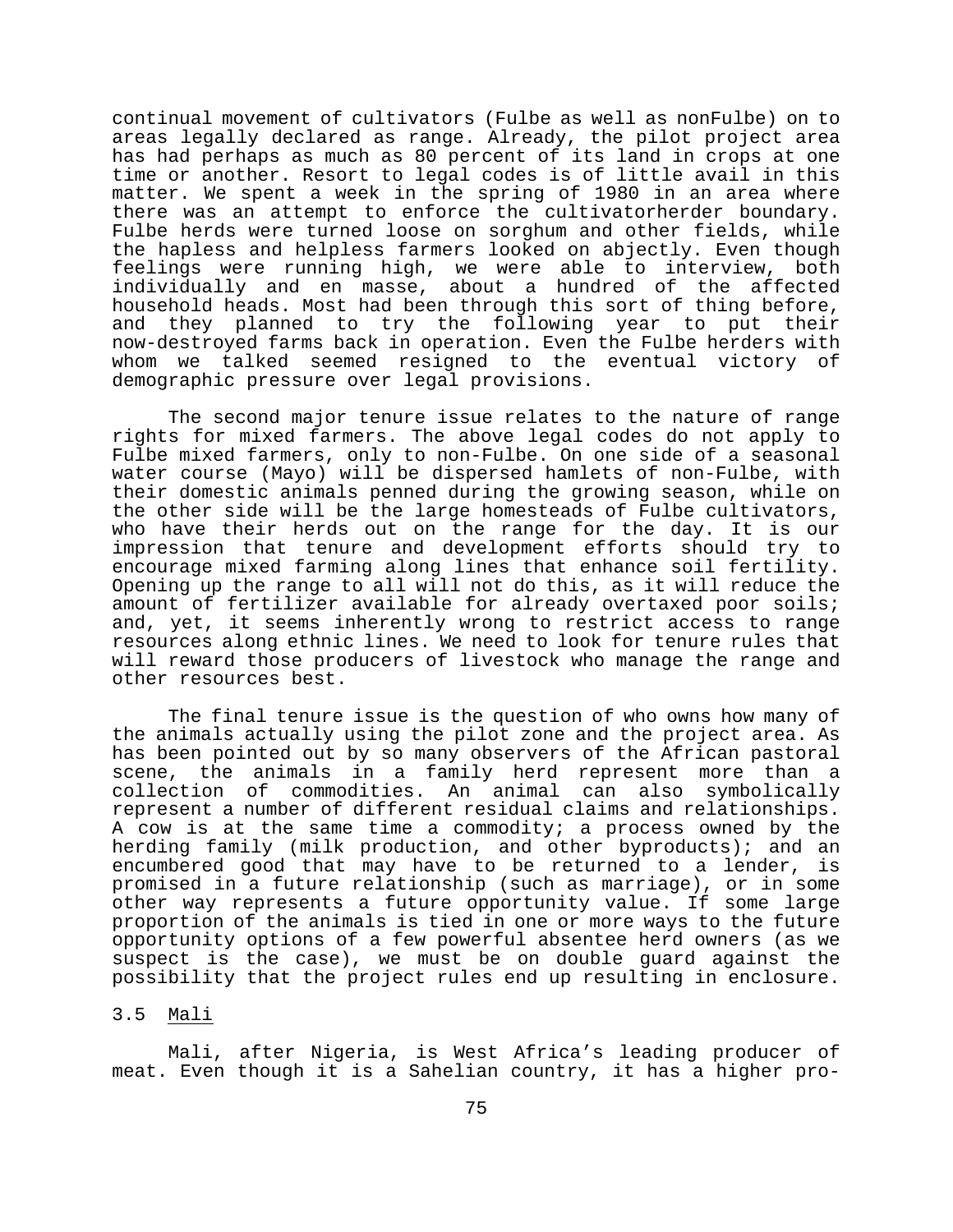continual movement of cultivators (Fulbe as well as nonFulbe) on to areas legally declared as range. Already, the pilot project area has had perhaps as much as 80 percent of its land in crops at one time or another. Resort to legal codes is of little avail in this matter. We spent a week in the spring of 1980 in an area where there was an attempt to enforce the cultivatorherder boundary. Fulbe herds were turned loose on sorghum and other fields, while the hapless and helpless farmers looked on abjectly. Even though feelings were running high, we were able to interview, both individually and en masse, about a hundred of the affected household heads. Most had been through this sort of thing before, and they planned to try the following year to put their now-destroyed farms back in operation. Even the Fulbe herders with whom we talked seemed resigned to the eventual victory of demographic pressure over legal provisions.

The second major tenure issue relates to the nature of range rights for mixed farmers. The above legal codes do not apply to Fulbe mixed farmers, only to non-Fulbe. On one side of a seasonal water course (Mayo) will be dispersed hamlets of non-Fulbe, with their domestic animals penned during the growing season, while on the other side will be the large homesteads of Fulbe cultivators, who have their herds out on the range for the day. It is our impression that tenure and development efforts should try to encourage mixed farming along lines that enhance soil fertility. Opening up the range to all will not do this, as it will reduce the amount of fertilizer available for already overtaxed poor soils; and, yet, it seems inherently wrong to restrict access to range resources along ethnic lines. We need to look for tenure rules that will reward those producers of livestock who manage the range and other resources best.

The final tenure issue is the question of who owns how many of the animals actually using the pilot zone and the project area. As has been pointed out by so many observers of the African pastoral scene, the animals in a family herd represent more than a collection of commodities. An animal can also symbolically represent a number of different residual claims and relationships. A cow is at the same time a commodity; a process owned by the herding family (milk production, and other byproducts); and an encumbered good that may have to be returned to a lender, is promised in a future relationship (such as marriage), or in some other way represents a future opportunity value. If some large proportion of the animals is tied in one or more ways to the future opportunity options of a few powerful absentee herd owners (as we suspect is the case), we must be on double guard against the possibility that the project rules end up resulting in enclosure.

### 3.5 Mali

Mali, after Nigeria, is West Africa's leading producer of meat. Even though it is a Sahelian country, it has a higher pro-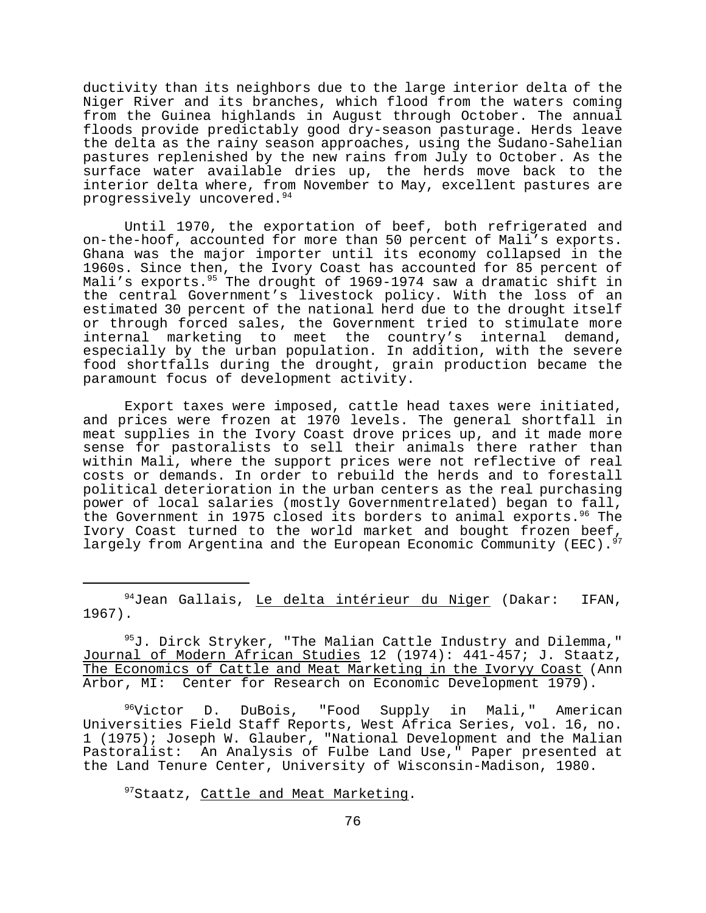ductivity than its neighbors due to the large interior delta of the Niger River and its branches, which flood from the waters coming from the Guinea highlands in August through October. The annual floods provide predictably good dry-season pasturage. Herds leave the delta as the rainy season approaches, using the Sudano-Sahelian pastures replenished by the new rains from July to October. As the surface water available dries up, the herds move back to the interior delta where, from November to May, excellent pastures are progressively uncovered.[94]

Until 1970, the exportation of beef, both refrigerated and on-the-hoof, accounted for more than 50 percent of Mali's exports. Ghana was the major importer until its economy collapsed in the 1960s. Since then, the Ivory Coast has accounted for 85 percent of Mali's exports.[95] The drought of 1969-1974 saw a dramatic shift in the central Government's livestock policy. With the loss of an estimated 30 percent of the national herd due to the drought itself or through forced sales, the Government tried to stimulate more internal marketing to meet the country's internal demand, especially by the urban population. In addition, with the severe food shortfalls during the drought, grain production became the paramount focus of development activity.

Export taxes were imposed, cattle head taxes were initiated, and prices were frozen at 1970 levels. The general shortfall in meat supplies in the Ivory Coast drove prices up, and it made more sense for pastoralists to sell their animals there rather than within Mali, where the support prices were not reflective of real costs or demands. In order to rebuild the herds and to forestall political deterioration in the urban centers as the real purchasing power of local salaries (mostly Governmentrelated) began to fall, the Government in 1975 closed its borders to animal exports.[96] The Ivory Coast turned to the world market and bought frozen beef, largely from Argentina and the European Economic Community (EEC).[97]

---

[94] Jean Gallais, Le delta intérieur du Niger (Dakar: IFAN, 1967).

[95] J. Dirck Stryker, "The Malian Cattle Industry and Dilemma," Journal of Modern African Studies 12 (1974): 441-457; J. Staatz, The Economics of Cattle and Meat Marketing in the Ivoryy Coast (Ann Arbor, MI: Center for Research on Economic Development 1979).

[96] Victor D. DuBois, "Food Supply in Mali," American Universities Field Staff Reports, West Africa Series, vol. 16, no. 1 (1975); Joseph W. Glauber, "National Development and the Malian Pastoralist: An Analysis of Fulbe Land Use," Paper presented at the Land Tenure Center, University of Wisconsin-Madison, 1980.

[97] Staatz, Cattle and Meat Marketing.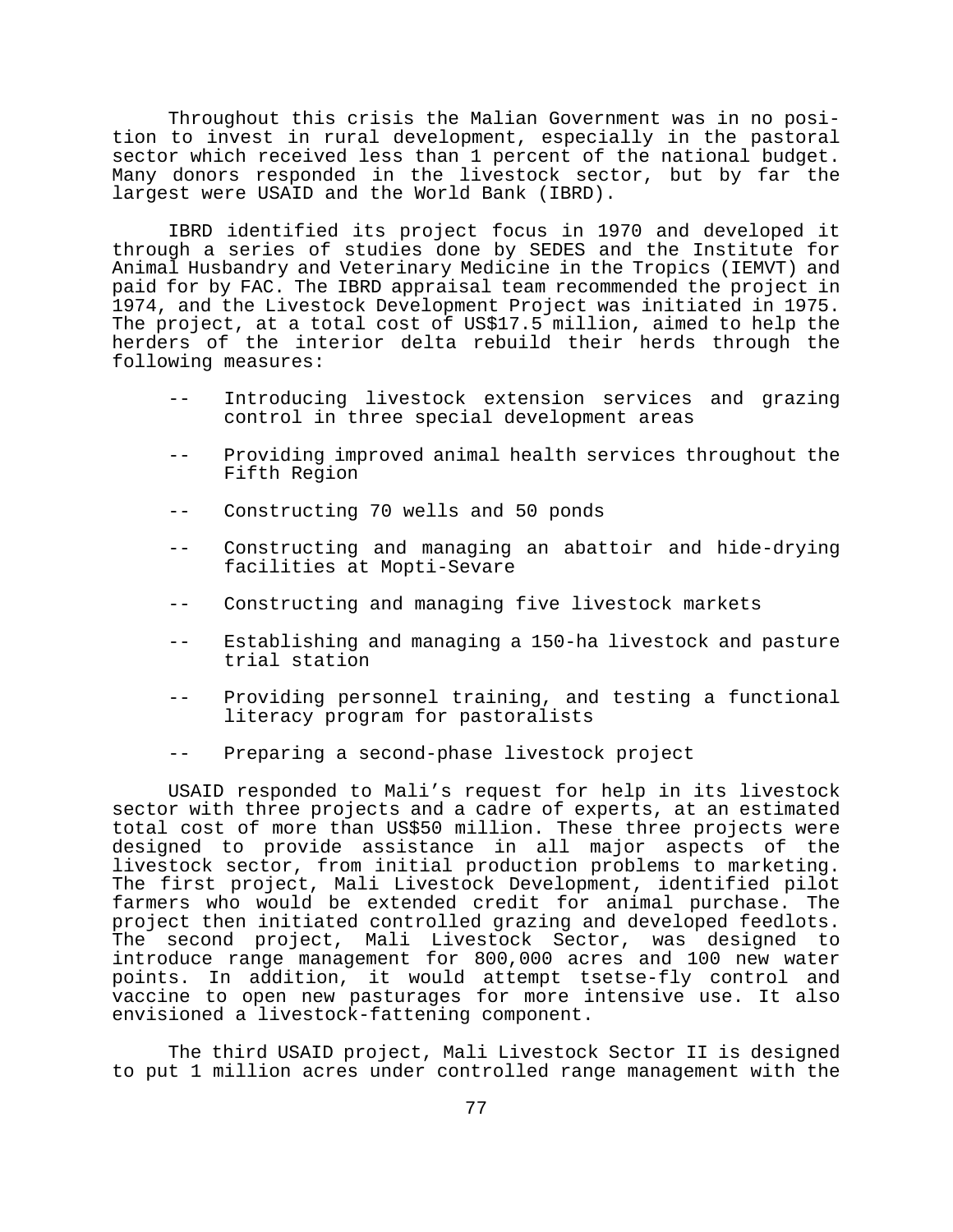Throughout this crisis the Malian Government was in no position to invest in rural development, especially in the pastoral sector which received less than 1 percent of the national budget. Many donors responded in the livestock sector, but by far the largest were USAID and the World Bank (IBRD).

IBRD identified its project focus in 1970 and developed it through a series of studies done by SEDES and the Institute for Animal Husbandry and Veterinary Medicine in the Tropics (IEMVT) and paid for by FAC. The IBRD appraisal team recommended the project in 1974, and the Livestock Development Project was initiated in 1975. The project, at a total cost of US$17.5 million, aimed to help the herders of the interior delta rebuild their herds through the following measures:

- Introducing livestock extension services and grazing control in three special development areas
- Providing improved animal health services throughout the Fifth Region
- Constructing 70 wells and 50 ponds
- Constructing and managing an abattoir and hide-drying facilities at Mopti-Sevare
- Constructing and managing five livestock markets
- Establishing and managing a 150-ha livestock and pasture trial station
- Providing personnel training, and testing a functional literacy program for pastoralists
- Preparing a second-phase livestock project

USAID responded to Mali's request for help in its livestock sector with three projects and a cadre of experts, at an estimated total cost of more than US$50 million. These three projects were designed to provide assistance in all major aspects of the livestock sector, from initial production problems to marketing. The first project, Mali Livestock Development, identified pilot farmers who would be extended credit for animal purchase. The project then initiated controlled grazing and developed feedlots. The second project, Mali Livestock Sector, was designed to introduce range management for 800,000 acres and 100 new water points. In addition, it would attempt tsetse-fly control and vaccine to open new pasturages for more intensive use. It also envisioned a livestock-fattening component.

The third USAID project, Mali Livestock Sector II is designed to put 1 million acres under controlled range management with the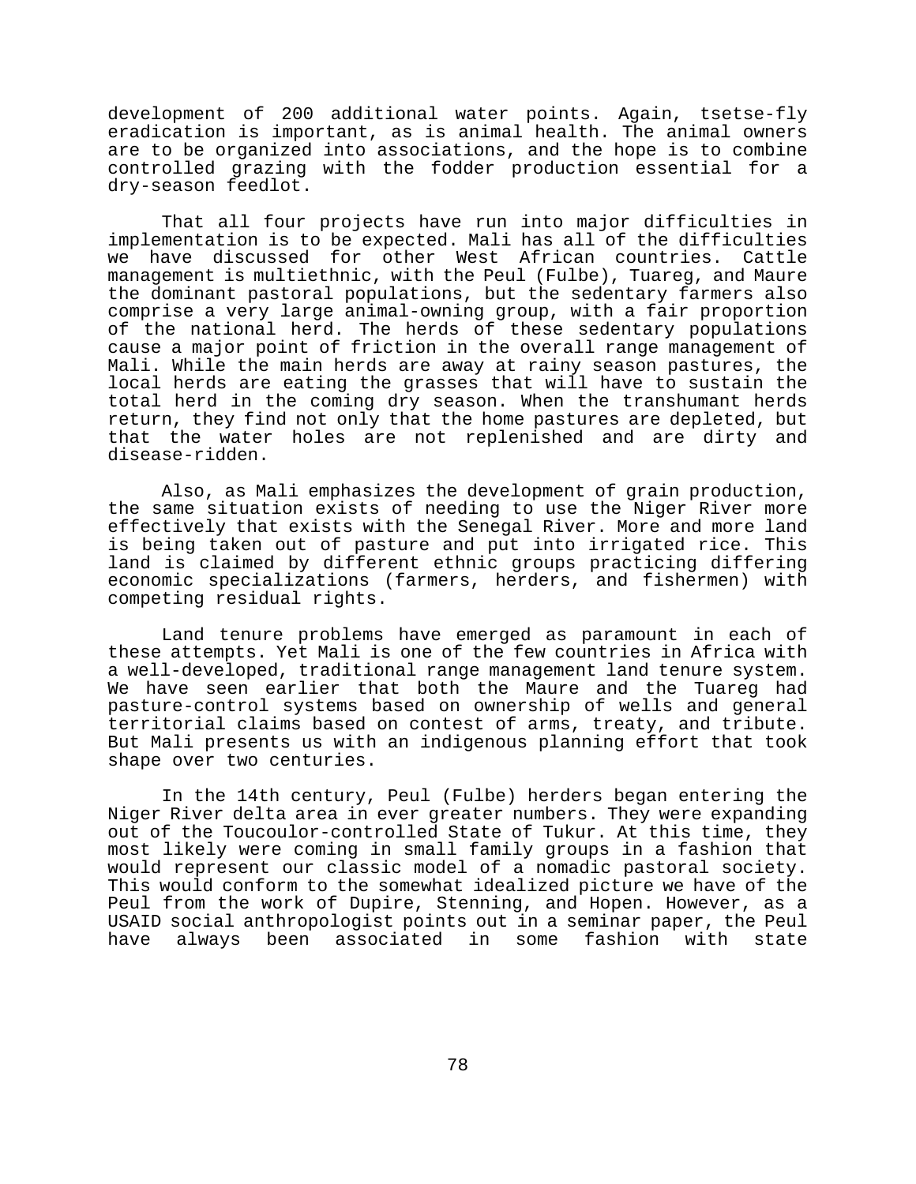development of 200 additional water points. Again, tsetse-fly eradication is important, as is animal health. The animal owners are to be organized into associations, and the hope is to combine controlled grazing with the fodder production essential for a dry-season feedlot.

That all four projects have run into major difficulties in implementation is to be expected. Mali has all of the difficulties we have discussed for other West African countries. Cattle management is multiethnic, with the Peul (Fulbe), Tuareg, and Maure the dominant pastoral populations, but the sedentary farmers also comprise a very large animal-owning group, with a fair proportion of the national herd. The herds of these sedentary populations cause a major point of friction in the overall range management of Mali. While the main herds are away at rainy season pastures, the local herds are eating the grasses that will have to sustain the total herd in the coming dry season. When the transhumant herds return, they find not only that the home pastures are depleted, but that the water holes are not replenished and are dirty and disease-ridden.

Also, as Mali emphasizes the development of grain production, the same situation exists of needing to use the Niger River more effectively that exists with the Senegal River. More and more land is being taken out of pasture and put into irrigated rice. This land is claimed by different ethnic groups practicing differing economic specializations (farmers, herders, and fishermen) with competing residual rights.

Land tenure problems have emerged as paramount in each of these attempts. Yet Mali is one of the few countries in Africa with a well-developed, traditional range management land tenure system. We have seen earlier that both the Maure and the Tuareg had pasture-control systems based on ownership of wells and general territorial claims based on contest of arms, treaty, and tribute. But Mali presents us with an indigenous planning effort that took shape over two centuries.

In the 14th century, Peul (Fulbe) herders began entering the Niger River delta area in ever greater numbers. They were expanding out of the Toucoulor-controlled State of Tukur. At this time, they most likely were coming in small family groups in a fashion that would represent our classic model of a nomadic pastoral society. This would conform to the somewhat idealized picture we have of the Peul from the work of Dupire, Stenning, and Hopen. However, as a USAID social anthropologist points out in a seminar paper, the Peul have always been associated in some fashion with state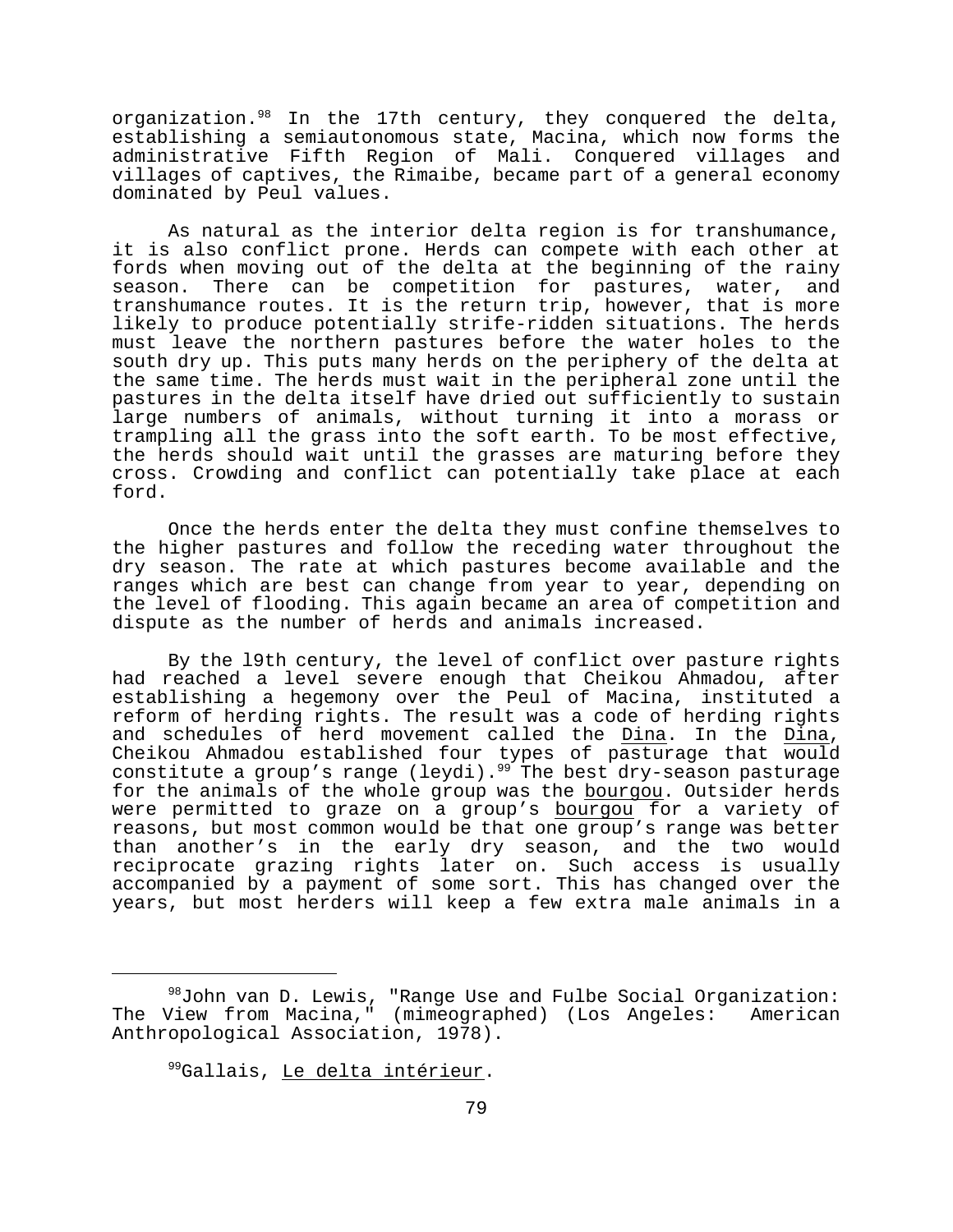organization.[98] In the 17th century, they conquered the delta, establishing a semiautonomous state, Macina, which now forms the administrative Fifth Region of Mali. Conquered villages and villages of captives, the Rimaibe, became part of a general economy dominated by Peul values.

As natural as the interior delta region is for transhumance, it is also conflict prone. Herds can compete with each other at fords when moving out of the delta at the beginning of the rainy season. There can be competition for pastures, water, and transhumance routes. It is the return trip, however, that is more likely to produce potentially strife-ridden situations. The herds must leave the northern pastures before the water holes to the south dry up. This puts many herds on the periphery of the delta at the same time. The herds must wait in the peripheral zone until the pastures in the delta itself have dried out sufficiently to sustain large numbers of animals, without turning it into a morass or trampling all the grass into the soft earth. To be most effective, the herds should wait until the grasses are maturing before they cross. Crowding and conflict can potentially take place at each ford.

Once the herds enter the delta they must confine themselves to the higher pastures and follow the receding water throughout the dry season. The rate at which pastures become available and the ranges which are best can change from year to year, depending on the level of flooding. This again became an area of competition and dispute as the number of herds and animals increased.

By the l9th century, the level of conflict over pasture rights had reached a level severe enough that Cheikou Ahmadou, after establishing a hegemony over the Peul of Macina, instituted a reform of herding rights. The result was a code of herding rights and schedules of herd movement called the <u>Dina</u>. In the <u>Dina</u>, Cheikou Ahmadou established four types of pasturage that would constitute a group's range (leydi).[99] The best dry-season pasturage for the animals of the whole group was the <u>bourgou</u>. Outsider herds were permitted to graze on a group's <u>bourgou</u> for a variety of reasons, but most common would be that one group's range was better than another's in the early dry season, and the two would reciprocate grazing rights later on. Such access is usually accompanied by a payment of some sort. This has changed over the years, but most herders will keep a few extra male animals in a

---

[98] John van D. Lewis, "Range Use and Fulbe Social Organization: The View from Macina," (mimeographed) (Los Angeles: American Anthropological Association, 1978).

[99] Gallais, <u>Le delta intérieur</u>.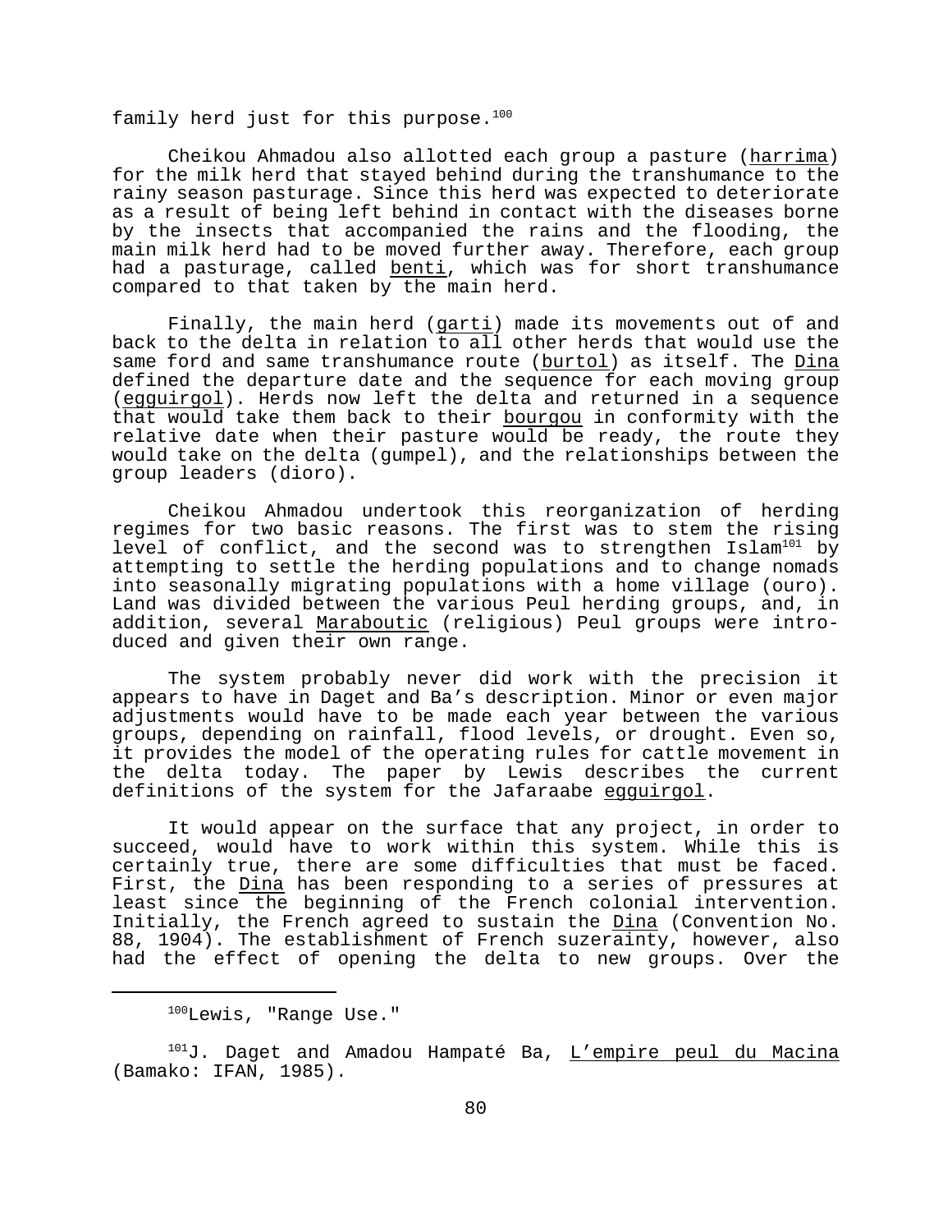family herd just for this purpose.[100]

Cheikou Ahmadou also allotted each group a pasture (harrima) for the milk herd that stayed behind during the transhumance to the rainy season pasturage. Since this herd was expected to deteriorate as a result of being left behind in contact with the diseases borne by the insects that accompanied the rains and the flooding, the main milk herd had to be moved further away. Therefore, each group had a pasturage, called benti, which was for short transhumance compared to that taken by the main herd.

Finally, the main herd (garti) made its movements out of and back to the delta in relation to all other herds that would use the same ford and same transhumance route (burtol) as itself. The Dina defined the departure date and the sequence for each moving group (egguirgol). Herds now left the delta and returned in a sequence that would take them back to their bourgou in conformity with the relative date when their pasture would be ready, the route they would take on the delta (gumpel), and the relationships between the group leaders (dioro).

Cheikou Ahmadou undertook this reorganization of herding regimes for two basic reasons. The first was to stem the rising level of conflict, and the second was to strengthen Islam[101] by attempting to settle the herding populations and to change nomads into seasonally migrating populations with a home village (ouro). Land was divided between the various Peul herding groups, and, in addition, several Maraboutic (religious) Peul groups were introduced and given their own range.

The system probably never did work with the precision it appears to have in Daget and Ba's description. Minor or even major adjustments would have to be made each year between the various groups, depending on rainfall, flood levels, or drought. Even so, it provides the model of the operating rules for cattle movement in the delta today. The paper by Lewis describes the current definitions of the system for the Jafaraabe egguirgol.

It would appear on the surface that any project, in order to succeed, would have to work within this system. While this is certainly true, there are some difficulties that must be faced. First, the Dina has been responding to a series of pressures at least since the beginning of the French colonial intervention. Initially, the French agreed to sustain the Dina (Convention No. 88, 1904). The establishment of French suzerainty, however, also had the effect of opening the delta to new groups. Over the

---

[100] Lewis, "Range Use."

[101] J. Daget and Amadou Hampaté Ba, L'empire peul du Macina (Bamako: IFAN, 1985).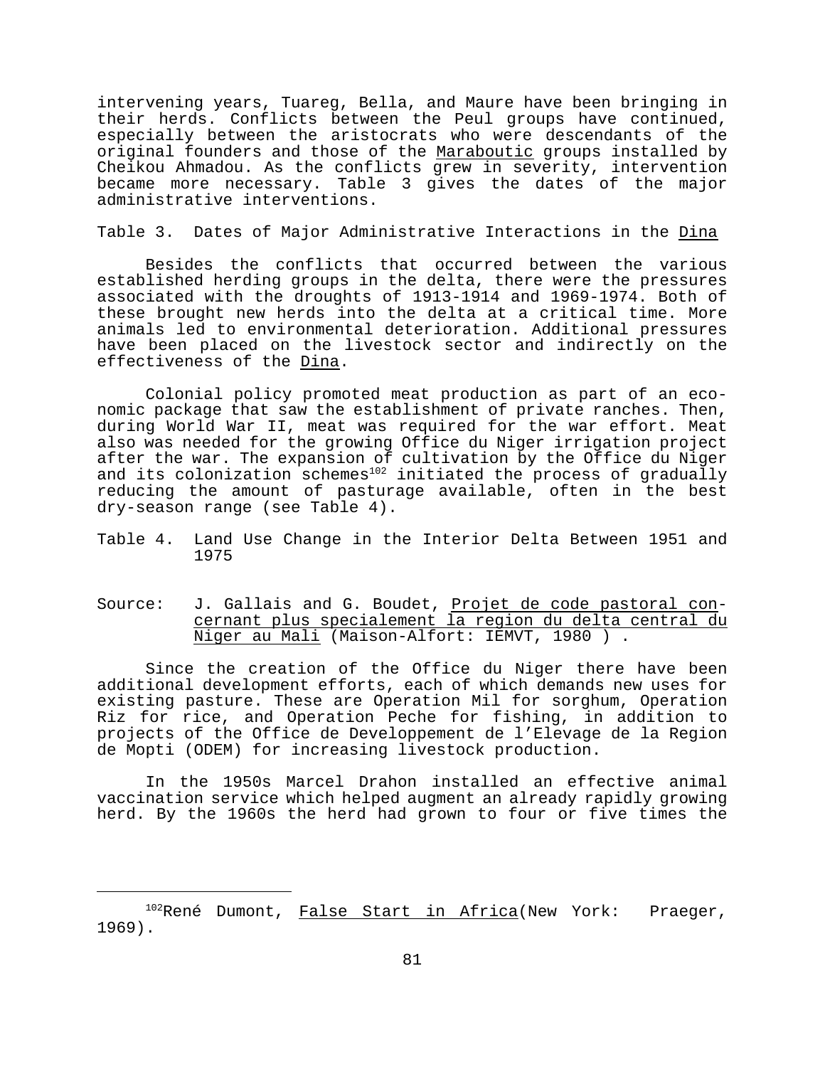intervening years, Tuareg, Bella, and Maure have been bringing in their herds. Conflicts between the Peul groups have continued, especially between the aristocrats who were descendants of the original founders and those of the Maraboutic groups installed by Cheikou Ahmadou. As the conflicts grew in severity, intervention became more necessary. Table 3 gives the dates of the major administrative interventions.

Table 3. Dates of Major Administrative Interactions in the Dina

Besides the conflicts that occurred between the various established herding groups in the delta, there were the pressures associated with the droughts of 1913-1914 and 1969-1974. Both of these brought new herds into the delta at a critical time. More animals led to environmental deterioration. Additional pressures have been placed on the livestock sector and indirectly on the effectiveness of the Dina.

Colonial policy promoted meat production as part of an economic package that saw the establishment of private ranches. Then, during World War II, meat was required for the war effort. Meat also was needed for the growing Office du Niger irrigation project after the war. The expansion of cultivation by the Office du Niger and its colonization schemes[102] initiated the process of gradually reducing the amount of pasturage available, often in the best dry-season range (see Table 4).

Table 4. Land Use Change in the Interior Delta Between 1951 and 1975

Source: J. Gallais and G. Boudet, Projet de code pastoral concernant plus specialement la region du delta central du Niger au Mali (Maison-Alfort: IEMVT, 1980 ) .

Since the creation of the Office du Niger there have been additional development efforts, each of which demands new uses for existing pasture. These are Operation Mil for sorghum, Operation Riz for rice, and Operation Peche for fishing, in addition to projects of the Office de Developpement de l'Elevage de la Region de Mopti (ODEM) for increasing livestock production.

In the 1950s Marcel Drahon installed an effective animal vaccination service which helped augment an already rapidly growing herd. By the 1960s the herd had grown to four or five times the

[102] René Dumont, False Start in Africa (New York: Praeger, 1969).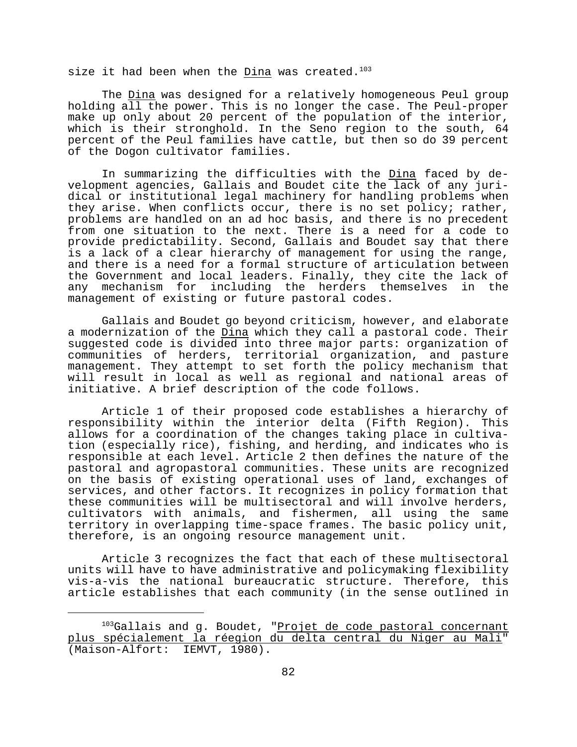size it had been when the _Dina_ was created.[103]

The _Dina_ was designed for a relatively homogeneous Peul group holding all the power. This is no longer the case. The Peul-proper make up only about 20 percent of the population of the interior, which is their stronghold. In the Seno region to the south, 64 percent of the Peul families have cattle, but then so do 39 percent of the Dogon cultivator families.

In summarizing the difficulties with the _Dina_ faced by development agencies, Gallais and Boudet cite the lack of any juridical or institutional legal machinery for handling problems when they arise. When conflicts occur, there is no set policy; rather, problems are handled on an ad hoc basis, and there is no precedent from one situation to the next. There is a need for a code to provide predictability. Second, Gallais and Boudet say that there is a lack of a clear hierarchy of management for using the range, and there is a need for a formal structure of articulation between the Government and local leaders. Finally, they cite the lack of any mechanism for including the herders themselves in the management of existing or future pastoral codes.

Gallais and Boudet go beyond criticism, however, and elaborate a modernization of the _Dina_ which they call a pastoral code. Their suggested code is divided into three major parts: organization of communities of herders, territorial organization, and pasture management. They attempt to set forth the policy mechanism that will result in local as well as regional and national areas of initiative. A brief description of the code follows.

Article 1 of their proposed code establishes a hierarchy of responsibility within the interior delta (Fifth Region). This allows for a coordination of the changes taking place in cultivation (especially rice), fishing, and herding, and indicates who is responsible at each level. Article 2 then defines the nature of the pastoral and agropastoral communities. These units are recognized on the basis of existing operational uses of land, exchanges of services, and other factors. It recognizes in policy formation that these communities will be multisectoral and will involve herders, cultivators with animals, and fishermen, all using the same territory in overlapping time-space frames. The basic policy unit, therefore, is an ongoing resource management unit.

Article 3 recognizes the fact that each of these multisectoral units will have to have administrative and policymaking flexibility vis-a-vis the national bureaucratic structure. Therefore, this article establishes that each community (in the sense outlined in

---

[103]Gallais and g. Boudet, "_Projet de code pastoral concernant plus spécialement la réegion du delta central du Niger au Mali_" (Maison-Alfort: IEMVT, 1980).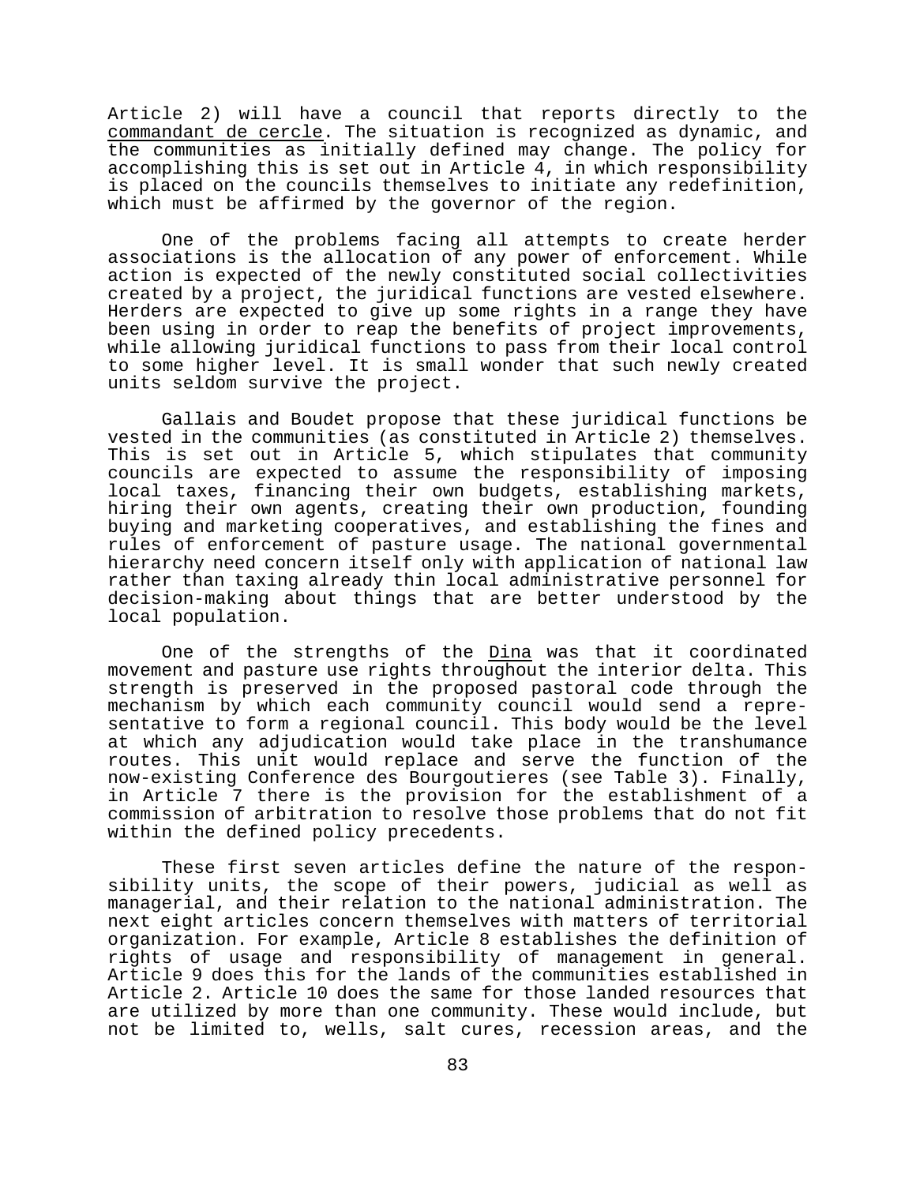Article 2) will have a council that reports directly to the _commandant de cercle_. The situation is recognized as dynamic, and the communities as initially defined may change. The policy for accomplishing this is set out in Article 4, in which responsibility is placed on the councils themselves to initiate any redefinition, which must be affirmed by the governor of the region.

One of the problems facing all attempts to create herder associations is the allocation of any power of enforcement. While action is expected of the newly constituted social collectivities created by a project, the juridical functions are vested elsewhere. Herders are expected to give up some rights in a range they have been using in order to reap the benefits of project improvements, while allowing juridical functions to pass from their local control to some higher level. It is small wonder that such newly created units seldom survive the project.

Gallais and Boudet propose that these juridical functions be vested in the communities (as constituted in Article 2) themselves. This is set out in Article 5, which stipulates that community councils are expected to assume the responsibility of imposing local taxes, financing their own budgets, establishing markets, hiring their own agents, creating their own production, founding buying and marketing cooperatives, and establishing the fines and rules of enforcement of pasture usage. The national governmental hierarchy need concern itself only with application of national law rather than taxing already thin local administrative personnel for decision-making about things that are better understood by the local population.

One of the strengths of the _Dina_ was that it coordinated movement and pasture use rights throughout the interior delta. This strength is preserved in the proposed pastoral code through the mechanism by which each community council would send a representative to form a regional council. This body would be the level at which any adjudication would take place in the transhumance routes. This unit would replace and serve the function of the now-existing Conference des Bourgoutieres (see Table 3). Finally, in Article 7 there is the provision for the establishment of a commission of arbitration to resolve those problems that do not fit within the defined policy precedents.

These first seven articles define the nature of the responsibility units, the scope of their powers, judicial as well as managerial, and their relation to the national administration. The next eight articles concern themselves with matters of territorial organization. For example, Article 8 establishes the definition of rights of usage and responsibility of management in general. Article 9 does this for the lands of the communities established in Article 2. Article 10 does the same for those landed resources that are utilized by more than one community. These would include, but not be limited to, wells, salt cures, recession areas, and the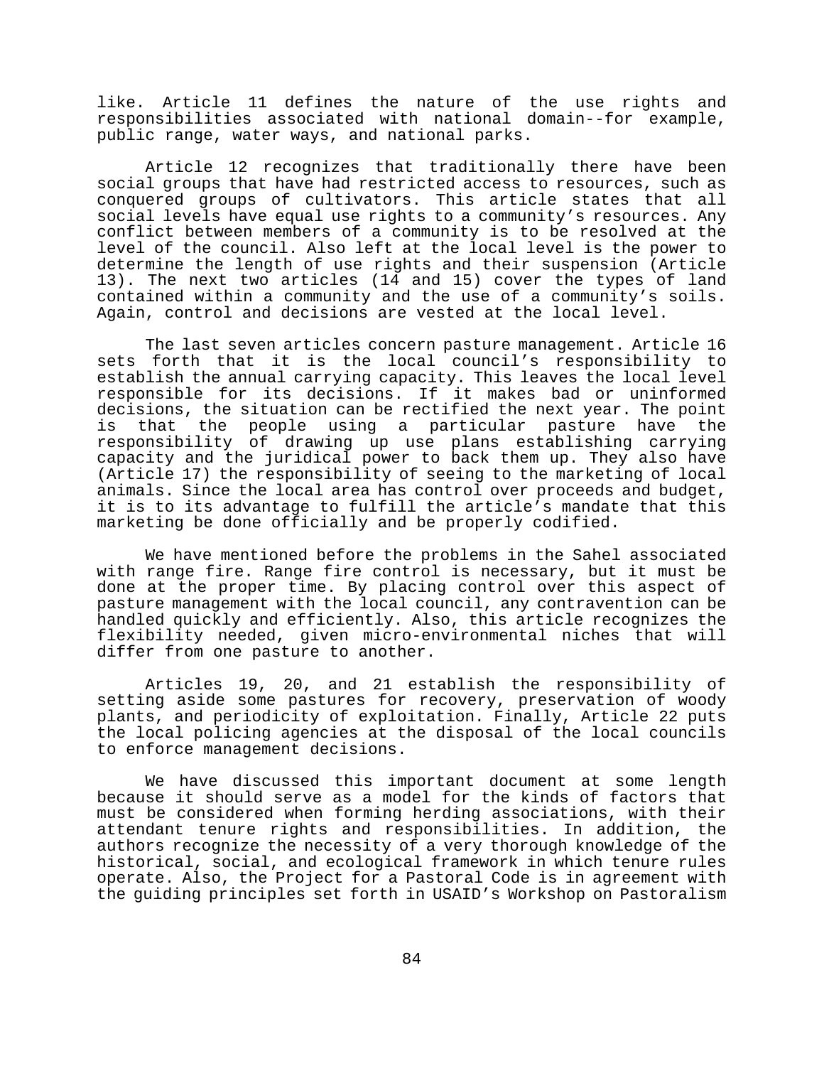like. Article 11 defines the nature of the use rights and responsibilities associated with national domain--for example, public range, water ways, and national parks.

Article 12 recognizes that traditionally there have been social groups that have had restricted access to resources, such as conquered groups of cultivators. This article states that all social levels have equal use rights to a community's resources. Any conflict between members of a community is to be resolved at the level of the council. Also left at the local level is the power to determine the length of use rights and their suspension (Article 13). The next two articles (14 and 15) cover the types of land contained within a community and the use of a community's soils. Again, control and decisions are vested at the local level.

The last seven articles concern pasture management. Article 16 sets forth that it is the local council's responsibility to establish the annual carrying capacity. This leaves the local level responsible for its decisions. If it makes bad or uninformed decisions, the situation can be rectified the next year. The point is that the people using a particular pasture have the responsibility of drawing up use plans establishing carrying capacity and the juridical power to back them up. They also have (Article 17) the responsibility of seeing to the marketing of local animals. Since the local area has control over proceeds and budget, it is to its advantage to fulfill the article's mandate that this marketing be done officially and be properly codified.

We have mentioned before the problems in the Sahel associated with range fire. Range fire control is necessary, but it must be done at the proper time. By placing control over this aspect of pasture management with the local council, any contravention can be handled quickly and efficiently. Also, this article recognizes the flexibility needed, given micro-environmental niches that will differ from one pasture to another.

Articles 19, 20, and 21 establish the responsibility of setting aside some pastures for recovery, preservation of woody plants, and periodicity of exploitation. Finally, Article 22 puts the local policing agencies at the disposal of the local councils to enforce management decisions.

We have discussed this important document at some length because it should serve as a model for the kinds of factors that must be considered when forming herding associations, with their attendant tenure rights and responsibilities. In addition, the authors recognize the necessity of a very thorough knowledge of the historical, social, and ecological framework in which tenure rules operate. Also, the Project for a Pastoral Code is in agreement with the guiding principles set forth in USAID's Workshop on Pastoralism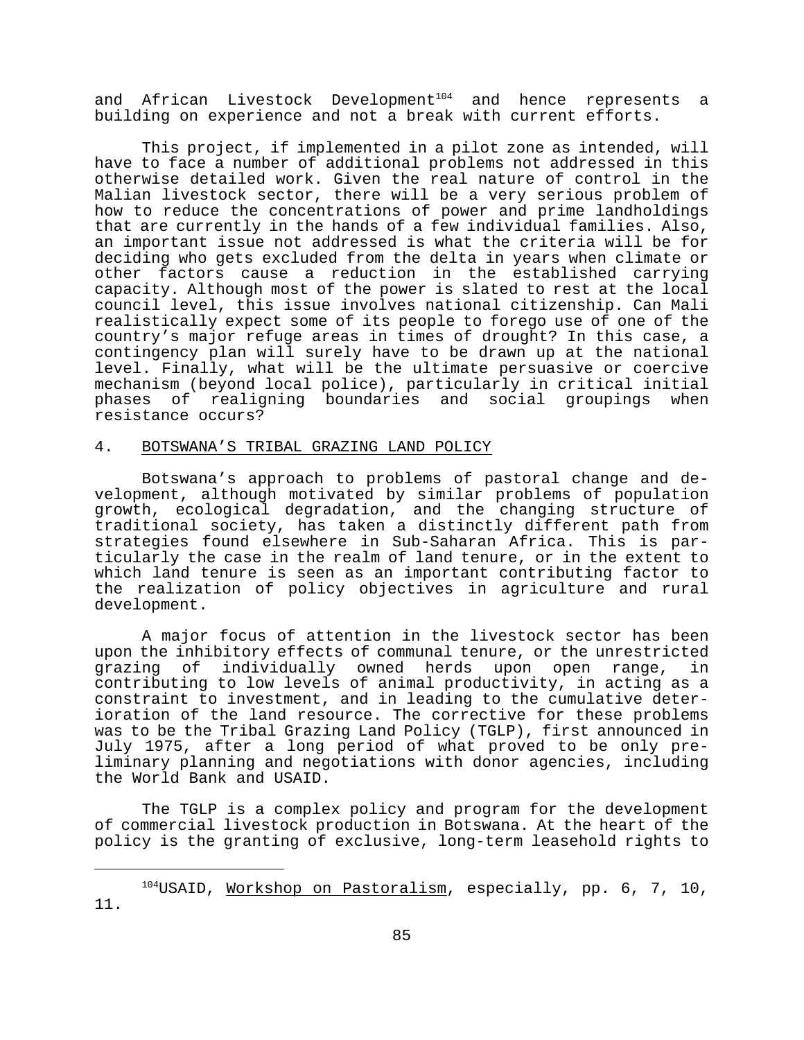and African Livestock Development[104] and hence represents a building on experience and not a break with current efforts.

This project, if implemented in a pilot zone as intended, will have to face a number of additional problems not addressed in this otherwise detailed work. Given the real nature of control in the Malian livestock sector, there will be a very serious problem of how to reduce the concentrations of power and prime landholdings that are currently in the hands of a few individual families. Also, an important issue not addressed is what the criteria will be for deciding who gets excluded from the delta in years when climate or other factors cause a reduction in the established carrying capacity. Although most of the power is slated to rest at the local council level, this issue involves national citizenship. Can Mali realistically expect some of its people to forego use of one of the country's major refuge areas in times of drought? In this case, a contingency plan will surely have to be drawn up at the national level. Finally, what will be the ultimate persuasive or coercive mechanism (beyond local police), particularly in critical initial phases of realigning boundaries and social groupings when resistance occurs?

## 4. BOTSWANA'S TRIBAL GRAZING LAND POLICY

Botswana's approach to problems of pastoral change and development, although motivated by similar problems of population growth, ecological degradation, and the changing structure of traditional society, has taken a distinctly different path from strategies found elsewhere in Sub-Saharan Africa. This is particularly the case in the realm of land tenure, or in the extent to which land tenure is seen as an important contributing factor to the realization of policy objectives in agriculture and rural development.

A major focus of attention in the livestock sector has been upon the inhibitory effects of communal tenure, or the unrestricted grazing of individually owned herds upon open range, in contributing to low levels of animal productivity, in acting as a constraint to investment, and in leading to the cumulative deterioration of the land resource. The corrective for these problems was to be the Tribal Grazing Land Policy (TGLP), first announced in July 1975, after a long period of what proved to be only preliminary planning and negotiations with donor agencies, including the World Bank and USAID.

The TGLP is a complex policy and program for the development of commercial livestock production in Botswana. At the heart of the policy is the granting of exclusive, long-term leasehold rights to

---

[104] USAID, Workshop on Pastoralism, especially, pp. 6, 7, 10, 11.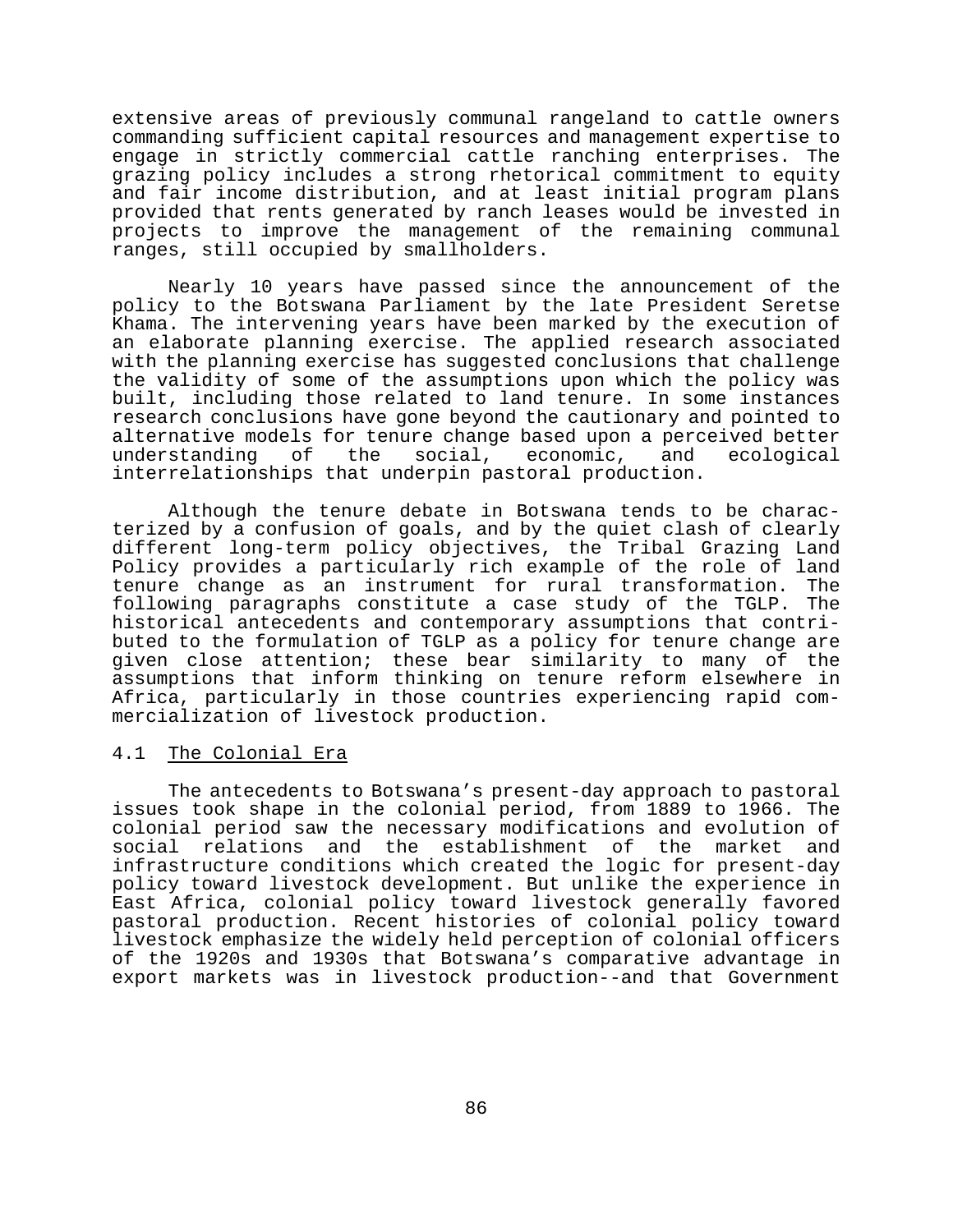extensive areas of previously communal rangeland to cattle owners commanding sufficient capital resources and management expertise to engage in strictly commercial cattle ranching enterprises. The grazing policy includes a strong rhetorical commitment to equity and fair income distribution, and at least initial program plans provided that rents generated by ranch leases would be invested in projects to improve the management of the remaining communal ranges, still occupied by smallholders.

Nearly 10 years have passed since the announcement of the policy to the Botswana Parliament by the late President Seretse Khama. The intervening years have been marked by the execution of an elaborate planning exercise. The applied research associated with the planning exercise has suggested conclusions that challenge the validity of some of the assumptions upon which the policy was built, including those related to land tenure. In some instances research conclusions have gone beyond the cautionary and pointed to alternative models for tenure change based upon a perceived better understanding of the social, economic, and ecological interrelationships that underpin pastoral production.

Although the tenure debate in Botswana tends to be characterized by a confusion of goals, and by the quiet clash of clearly different long-term policy objectives, the Tribal Grazing Land Policy provides a particularly rich example of the role of land tenure change as an instrument for rural transformation. The following paragraphs constitute a case study of the TGLP. The historical antecedents and contemporary assumptions that contributed to the formulation of TGLP as a policy for tenure change are given close attention; these bear similarity to many of the assumptions that inform thinking on tenure reform elsewhere in Africa, particularly in those countries experiencing rapid commercialization of livestock production.

## 4.1 The Colonial Era

The antecedents to Botswana's present-day approach to pastoral issues took shape in the colonial period, from 1889 to 1966. The colonial period saw the necessary modifications and evolution of social relations and the establishment of the market and infrastructure conditions which created the logic for present-day policy toward livestock development. But unlike the experience in East Africa, colonial policy toward livestock generally favored pastoral production. Recent histories of colonial policy toward livestock emphasize the widely held perception of colonial officers of the 1920s and 1930s that Botswana's comparative advantage in export markets was in livestock production--and that Government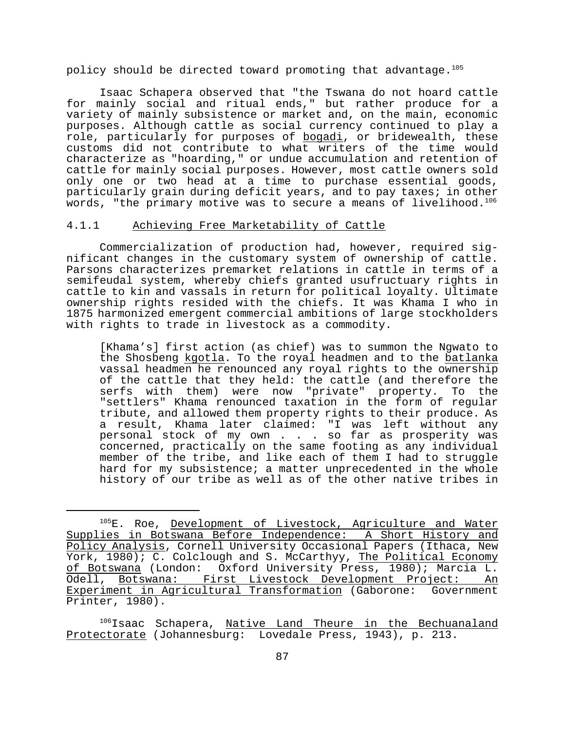policy should be directed toward promoting that advantage.[105]

Isaac Schapera observed that "the Tswana do not hoard cattle for mainly social and ritual ends," but rather produce for a variety of mainly subsistence or market and, on the main, economic purposes. Although cattle as social currency continued to play a role, particularly for purposes of bogadi, or bridewealth, these customs did not contribute to what writers of the time would characterize as "hoarding," or undue accumulation and retention of cattle for mainly social purposes. However, most cattle owners sold only one or two head at a time to purchase essential goods, particularly grain during deficit years, and to pay taxes; in other words, "the primary motive was to secure a means of livelihood.[106]

### 4.1.1 Achieving Free Marketability of Cattle

Commercialization of production had, however, required significant changes in the customary system of ownership of cattle. Parsons characterizes premarket relations in cattle in terms of a semifeudal system, whereby chiefs granted usufructuary rights in cattle to kin and vassals in return for political loyalty. Ultimate ownership rights resided with the chiefs. It was Khama I who in 1875 harmonized emergent commercial ambitions of large stockholders with rights to trade in livestock as a commodity.

> [Khama's] first action (as chief) was to summon the Ngwato to the Shosbeng kgotla. To the royal headmen and to the batlanka vassal headmen he renounced any royal rights to the ownership of the cattle that they held: the cattle (and therefore the serfs with them) were now "private" property. To the "settlers" Khama renounced taxation in the form of regular tribute, and allowed them property rights to their produce. As a result, Khama later claimed: "I was left without any personal stock of my own . . . so far as prosperity was concerned, practically on the same footing as any individual member of the tribe, and like each of them I had to struggle hard for my subsistence; a matter unprecedented in the whole history of our tribe as well as of the other native tribes in

---

[105] E. Roe, Development of Livestock, Agriculture and Water Supplies in Botswana Before Independence: A Short History and Policy Analysis, Cornell University Occasional Papers (Ithaca, New York, 1980); C. Colclough and S. McCarthyy, The Political Economy of Botswana (London: Oxford University Press, 1980); Marcia L. Odell, Botswana: First Livestock Development Project: An Experiment in Agricultural Transformation (Gaborone: Government Printer, 1980).

[106] Isaac Schapera, Native Land Theure in the Bechuanaland Protectorate (Johannesburg: Lovedale Press, 1943), p. 213.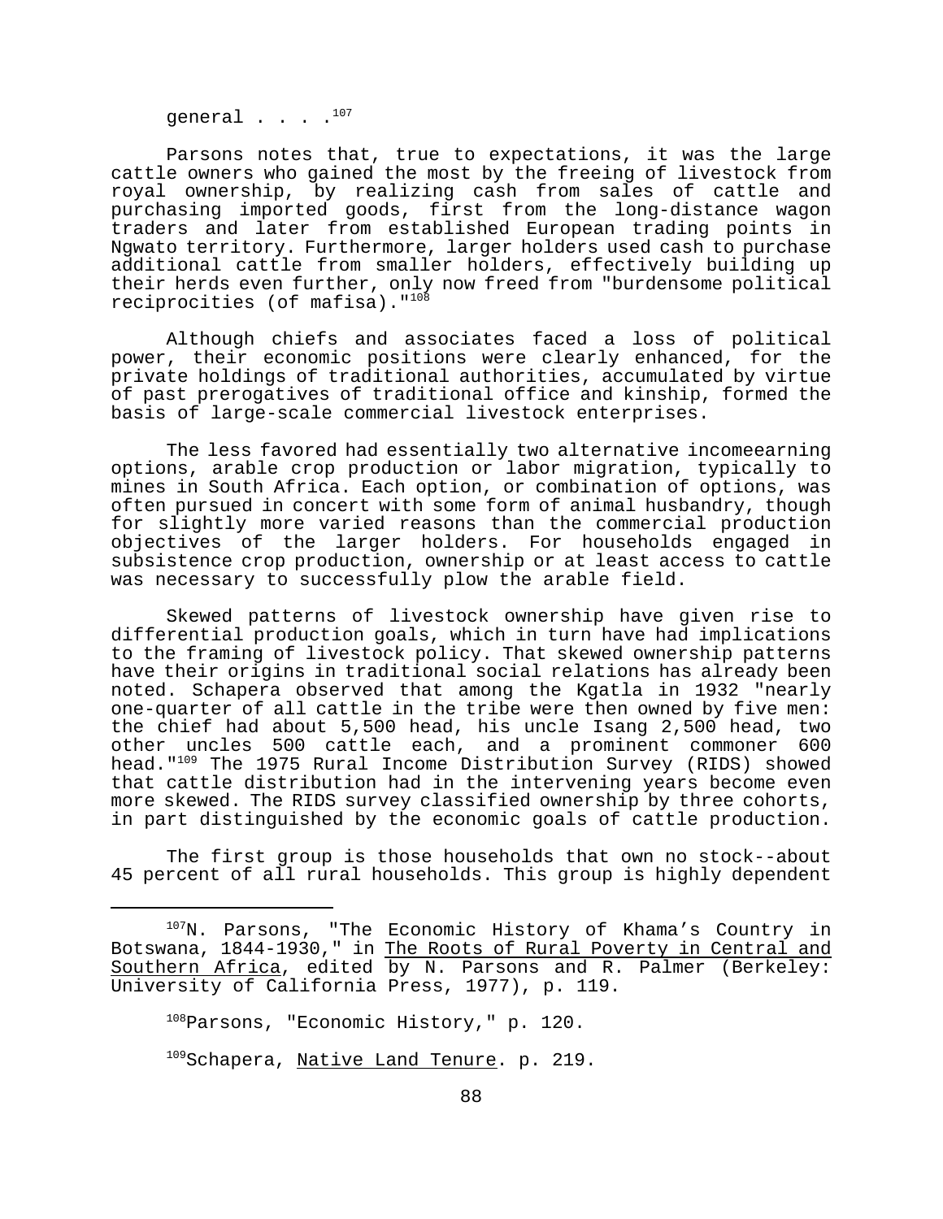general . . . .[107]

Parsons notes that, true to expectations, it was the large cattle owners who gained the most by the freeing of livestock from royal ownership, by realizing cash from sales of cattle and purchasing imported goods, first from the long-distance wagon traders and later from established European trading points in Ngwato territory. Furthermore, larger holders used cash to purchase additional cattle from smaller holders, effectively building up their herds even further, only now freed from "burdensome political reciprocities (of mafisa)."[108]

Although chiefs and associates faced a loss of political power, their economic positions were clearly enhanced, for the private holdings of traditional authorities, accumulated by virtue of past prerogatives of traditional office and kinship, formed the basis of large-scale commercial livestock enterprises.

The less favored had essentially two alternative incomeearning options, arable crop production or labor migration, typically to mines in South Africa. Each option, or combination of options, was often pursued in concert with some form of animal husbandry, though for slightly more varied reasons than the commercial production objectives of the larger holders. For households engaged in subsistence crop production, ownership or at least access to cattle was necessary to successfully plow the arable field.

Skewed patterns of livestock ownership have given rise to differential production goals, which in turn have had implications to the framing of livestock policy. That skewed ownership patterns have their origins in traditional social relations has already been noted. Schapera observed that among the Kgatla in 1932 "nearly one-quarter of all cattle in the tribe were then owned by five men: the chief had about 5,500 head, his uncle Isang 2,500 head, two other uncles 500 cattle each, and a prominent commoner 600 head."[109] The 1975 Rural Income Distribution Survey (RIDS) showed that cattle distribution had in the intervening years become even more skewed. The RIDS survey classified ownership by three cohorts, in part distinguished by the economic goals of cattle production.

The first group is those households that own no stock--about 45 percent of all rural households. This group is highly dependent

---

[107]N. Parsons, "The Economic History of Khama's Country in Botswana, 1844-1930," in The Roots of Rural Poverty in Central and Southern Africa, edited by N. Parsons and R. Palmer (Berkeley: University of California Press, 1977), p. 119.

[108]Parsons, "Economic History," p. 120.

[109]Schapera, Native Land Tenure. p. 219.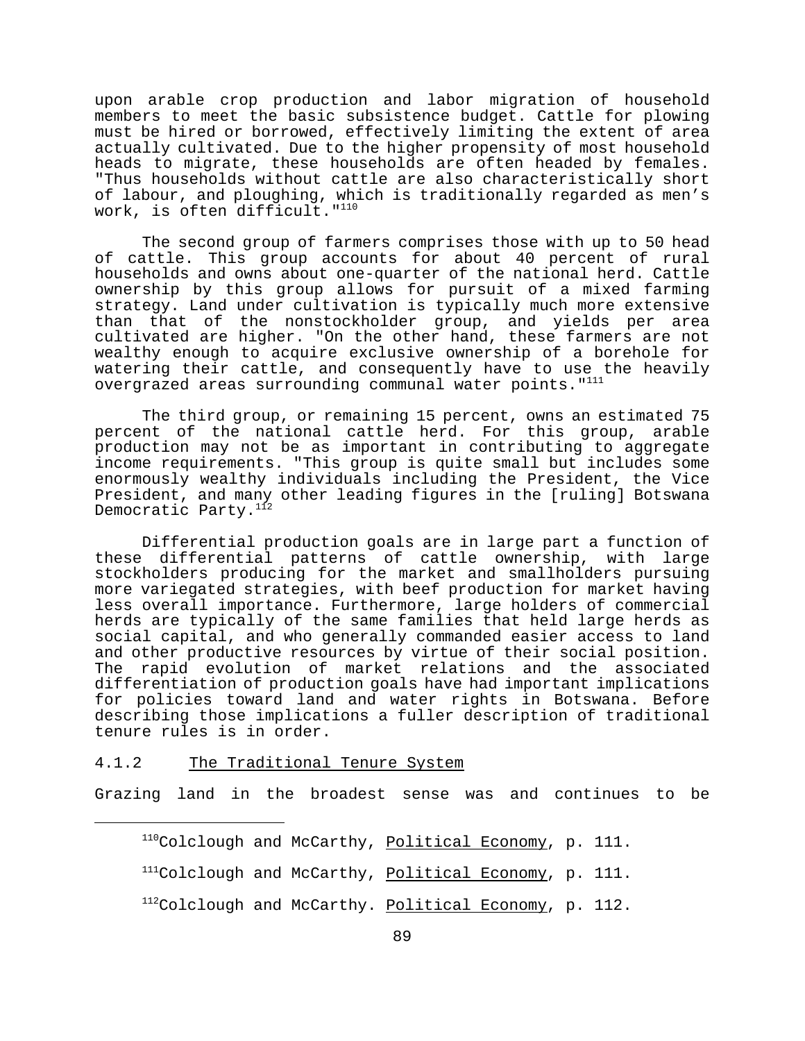upon arable crop production and labor migration of household members to meet the basic subsistence budget. Cattle for plowing must be hired or borrowed, effectively limiting the extent of area actually cultivated. Due to the higher propensity of most household heads to migrate, these households are often headed by females. "Thus households without cattle are also characteristically short of labour, and ploughing, which is traditionally regarded as men's work, is often difficult."[110]

The second group of farmers comprises those with up to 50 head of cattle. This group accounts for about 40 percent of rural households and owns about one-quarter of the national herd. Cattle ownership by this group allows for pursuit of a mixed farming strategy. Land under cultivation is typically much more extensive than that of the nonstockholder group, and yields per area cultivated are higher. "On the other hand, these farmers are not wealthy enough to acquire exclusive ownership of a borehole for watering their cattle, and consequently have to use the heavily overgrazed areas surrounding communal water points."[111]

The third group, or remaining 15 percent, owns an estimated 75 percent of the national cattle herd. For this group, arable production may not be as important in contributing to aggregate income requirements. "This group is quite small but includes some enormously wealthy individuals including the President, the Vice President, and many other leading figures in the [ruling] Botswana Democratic Party.[112]

Differential production goals are in large part a function of these differential patterns of cattle ownership, with large stockholders producing for the market and smallholders pursuing more variegated strategies, with beef production for market having less overall importance. Furthermore, large holders of commercial herds are typically of the same families that held large herds as social capital, and who generally commanded easier access to land and other productive resources by virtue of their social position. The rapid evolution of market relations and the associated differentiation of production goals have had important implications for policies toward land and water rights in Botswana. Before describing those implications a fuller description of traditional tenure rules is in order.

### 4.1.2 The Traditional Tenure System

Grazing land in the broadest sense was and continues to be

---

[110]Colclough and McCarthy, Political Economy, p. 111.

[111]Colclough and McCarthy, Political Economy, p. 111.

[112]Colclough and McCarthy. Political Economy, p. 112.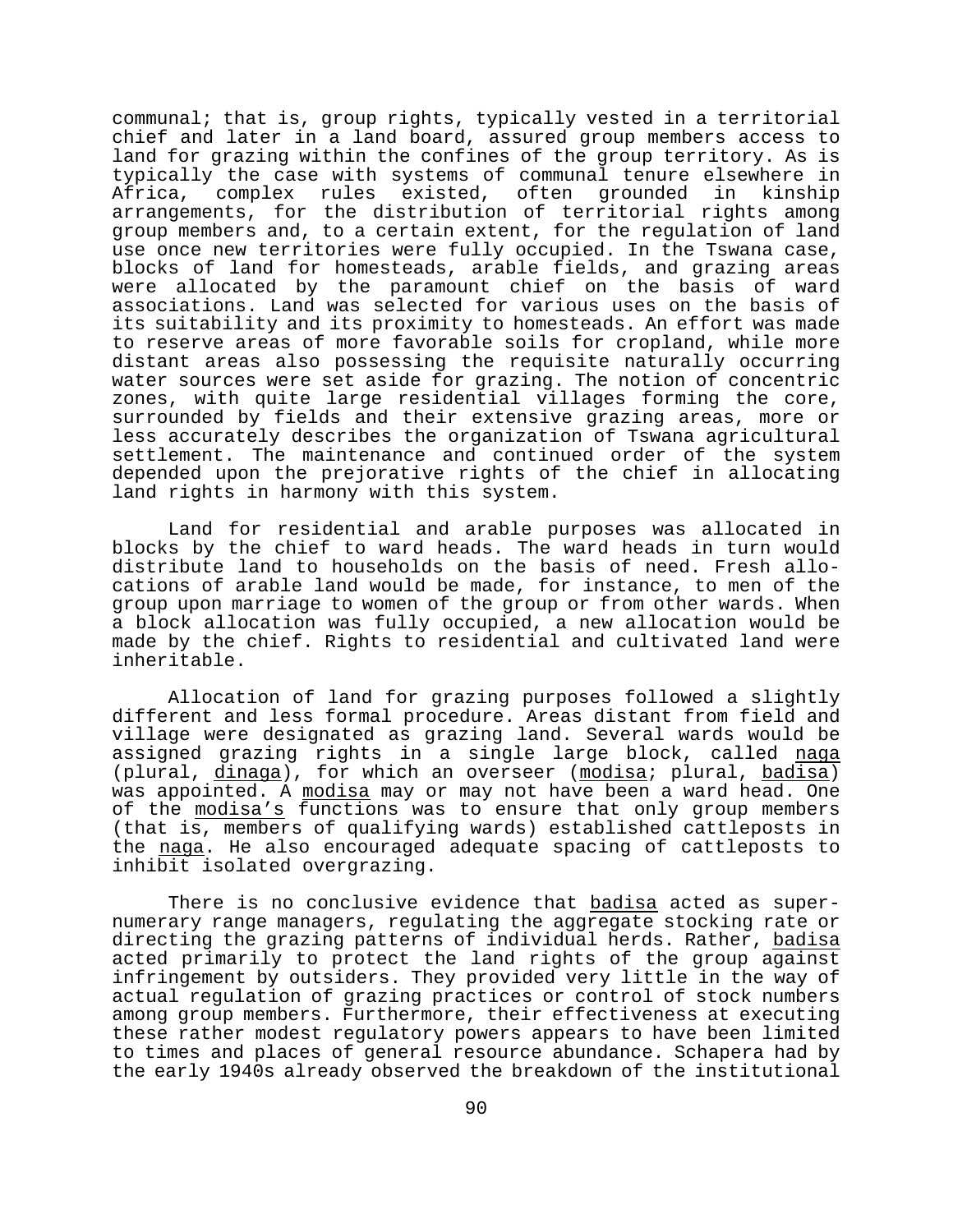communal; that is, group rights, typically vested in a territorial chief and later in a land board, assured group members access to land for grazing within the confines of the group territory. As is typically the case with systems of communal tenure elsewhere in Africa, complex rules existed, often grounded in kinship arrangements, for the distribution of territorial rights among group members and, to a certain extent, for the regulation of land use once new territories were fully occupied. In the Tswana case, blocks of land for homesteads, arable fields, and grazing areas were allocated by the paramount chief on the basis of ward associations. Land was selected for various uses on the basis of its suitability and its proximity to homesteads. An effort was made to reserve areas of more favorable soils for cropland, while more distant areas also possessing the requisite naturally occurring water sources were set aside for grazing. The notion of concentric zones, with quite large residential villages forming the core, surrounded by fields and their extensive grazing areas, more or less accurately describes the organization of Tswana agricultural settlement. The maintenance and continued order of the system depended upon the prejorative rights of the chief in allocating land rights in harmony with this system.

Land for residential and arable purposes was allocated in blocks by the chief to ward heads. The ward heads in turn would distribute land to households on the basis of need. Fresh allocations of arable land would be made, for instance, to men of the group upon marriage to women of the group or from other wards. When a block allocation was fully occupied, a new allocation would be made by the chief. Rights to residential and cultivated land were inheritable.

Allocation of land for grazing purposes followed a slightly different and less formal procedure. Areas distant from field and village were designated as grazing land. Several wards would be assigned grazing rights in a single large block, called <u>naga</u> (plural, <u>dinaga</u>), for which an overseer (<u>modisa</u>; plural, <u>badisa</u>) was appointed. A <u>modisa</u> may or may not have been a ward head. One of the <u>modisa's</u> functions was to ensure that only group members (that is, members of qualifying wards) established cattleposts in the <u>naga</u>. He also encouraged adequate spacing of cattleposts to inhibit isolated overgrazing.

There is no conclusive evidence that <u>badisa</u> acted as supernumerary range managers, regulating the aggregate stocking rate or directing the grazing patterns of individual herds. Rather, <u>badisa</u> acted primarily to protect the land rights of the group against infringement by outsiders. They provided very little in the way of actual regulation of grazing practices or control of stock numbers among group members. Furthermore, their effectiveness at executing these rather modest regulatory powers appears to have been limited to times and places of general resource abundance. Schapera had by the early 1940s already observed the breakdown of the institutional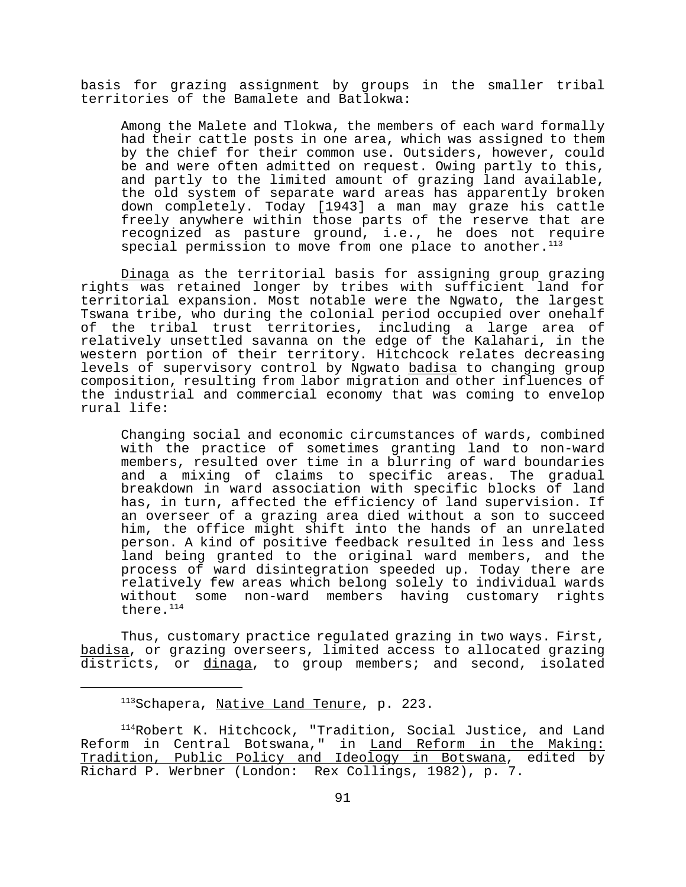basis for grazing assignment by groups in the smaller tribal territories of the Bamalete and Batlokwa:

> Among the Malete and Tlokwa, the members of each ward formally had their cattle posts in one area, which was assigned to them by the chief for their common use. Outsiders, however, could be and were often admitted on request. Owing partly to this, and partly to the limited amount of grazing land available, the old system of separate ward areas has apparently broken down completely. Today [1943] a man may graze his cattle freely anywhere within those parts of the reserve that are recognized as pasture ground, i.e., he does not require special permission to move from one place to another.[113]

Dinaga as the territorial basis for assigning group grazing rights was retained longer by tribes with sufficient land for territorial expansion. Most notable were the Ngwato, the largest Tswana tribe, who during the colonial period occupied over onehalf of the tribal trust territories, including a large area of relatively unsettled savanna on the edge of the Kalahari, in the western portion of their territory. Hitchcock relates decreasing levels of supervisory control by Ngwato badisa to changing group composition, resulting from labor migration and other influences of the industrial and commercial economy that was coming to envelop rural life:

> Changing social and economic circumstances of wards, combined with the practice of sometimes granting land to non-ward members, resulted over time in a blurring of ward boundaries and a mixing of claims to specific areas. The gradual breakdown in ward association with specific blocks of land has, in turn, affected the efficiency of land supervision. If an overseer of a grazing area died without a son to succeed him, the office might shift into the hands of an unrelated person. A kind of positive feedback resulted in less and less land being granted to the original ward members, and the process of ward disintegration speeded up. Today there are relatively few areas which belong solely to individual wards without some non-ward members having customary rights there.[114]

Thus, customary practice regulated grazing in two ways. First, badisa, or grazing overseers, limited access to allocated grazing districts, or dinaga, to group members; and second, isolated

---

[113]Schapera, Native Land Tenure, p. 223.

[114]Robert K. Hitchcock, "Tradition, Social Justice, and Land Reform in Central Botswana," in Land Reform in the Making: Tradition, Public Policy and Ideology in Botswana, edited by Richard P. Werbner (London: Rex Collings, 1982), p. 7.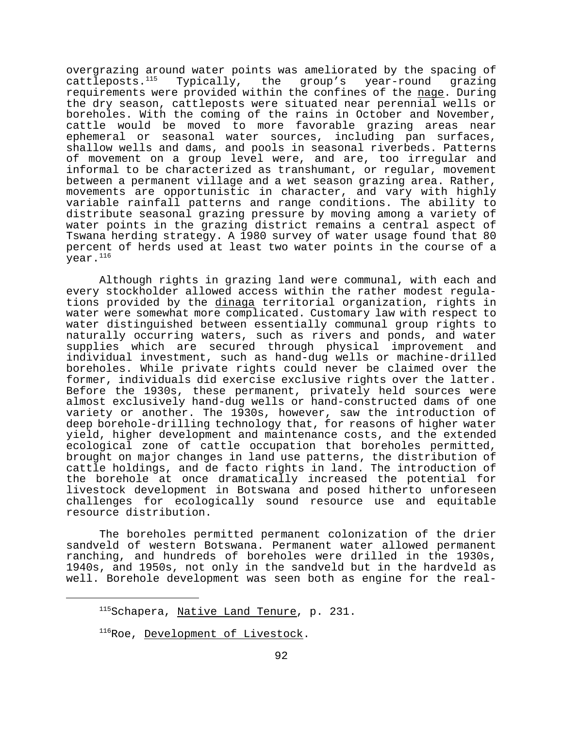overgrazing around water points was ameliorated by the spacing of cattleposts.[115] Typically, the group's year-round grazing requirements were provided within the confines of the nage. During the dry season, cattleposts were situated near perennial wells or boreholes. With the coming of the rains in October and November, cattle would be moved to more favorable grazing areas near ephemeral or seasonal water sources, including pan surfaces, shallow wells and dams, and pools in seasonal riverbeds. Patterns of movement on a group level were, and are, too irregular and informal to be characterized as transhumant, or regular, movement between a permanent village and a wet season grazing area. Rather, movements are opportunistic in character, and vary with highly variable rainfall patterns and range conditions. The ability to distribute seasonal grazing pressure by moving among a variety of water points in the grazing district remains a central aspect of Tswana herding strategy. A 1980 survey of water usage found that 80 percent of herds used at least two water points in the course of a year.[116]

Although rights in grazing land were communal, with each and every stockholder allowed access within the rather modest regulations provided by the dinaga territorial organization, rights in water were somewhat more complicated. Customary law with respect to water distinguished between essentially communal group rights to naturally occurring waters, such as rivers and ponds, and water supplies which are secured through physical improvement and individual investment, such as hand-dug wells or machine-drilled boreholes. While private rights could never be claimed over the former, individuals did exercise exclusive rights over the latter. Before the 1930s, these permanent, privately held sources were almost exclusively hand-dug wells or hand-constructed dams of one variety or another. The 1930s, however, saw the introduction of deep borehole-drilling technology that, for reasons of higher water yield, higher development and maintenance costs, and the extended ecological zone of cattle occupation that boreholes permitted, brought on major changes in land use patterns, the distribution of cattle holdings, and de facto rights in land. The introduction of the borehole at once dramatically increased the potential for livestock development in Botswana and posed hitherto unforeseen challenges for ecologically sound resource use and equitable resource distribution.

The boreholes permitted permanent colonization of the drier sandveld of western Botswana. Permanent water allowed permanent ranching, and hundreds of boreholes were drilled in the 1930s, 1940s, and 1950s, not only in the sandveld but in the hardveld as well. Borehole development was seen both as engine for the real-

---

[115] Schapera, Native Land Tenure, p. 231.

[116] Roe, Development of Livestock.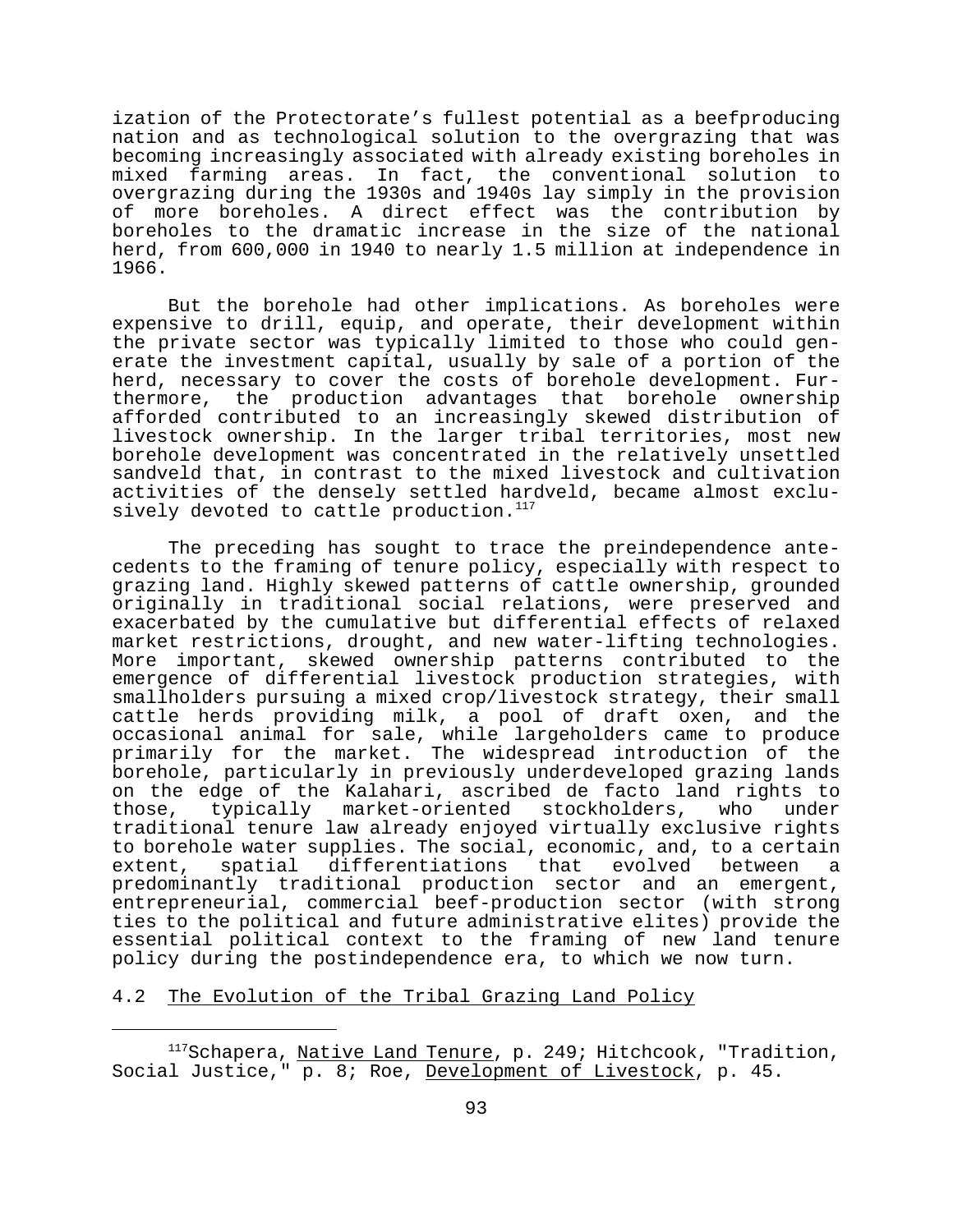ization of the Protectorate's fullest potential as a beefproducing nation and as technological solution to the overgrazing that was becoming increasingly associated with already existing boreholes in mixed farming areas. In fact, the conventional solution to overgrazing during the 1930s and 1940s lay simply in the provision of more boreholes. A direct effect was the contribution by boreholes to the dramatic increase in the size of the national herd, from 600,000 in 1940 to nearly 1.5 million at independence in 1966.

But the borehole had other implications. As boreholes were expensive to drill, equip, and operate, their development within the private sector was typically limited to those who could generate the investment capital, usually by sale of a portion of the herd, necessary to cover the costs of borehole development. Furthermore, the production advantages that borehole ownership afforded contributed to an increasingly skewed distribution of livestock ownership. In the larger tribal territories, most new borehole development was concentrated in the relatively unsettled sandveld that, in contrast to the mixed livestock and cultivation activities of the densely settled hardveld, became almost exclusively devoted to cattle production.[117]

The preceding has sought to trace the preindependence antecedents to the framing of tenure policy, especially with respect to grazing land. Highly skewed patterns of cattle ownership, grounded originally in traditional social relations, were preserved and exacerbated by the cumulative but differential effects of relaxed market restrictions, drought, and new water-lifting technologies. More important, skewed ownership patterns contributed to the emergence of differential livestock production strategies, with smallholders pursuing a mixed crop/livestock strategy, their small cattle herds providing milk, a pool of draft oxen, and the occasional animal for sale, while largeholders came to produce primarily for the market. The widespread introduction of the borehole, particularly in previously underdeveloped grazing lands on the edge of the Kalahari, ascribed de facto land rights to those, typically market-oriented stockholders, who under traditional tenure law already enjoyed virtually exclusive rights to borehole water supplies. The social, economic, and, to a certain extent, spatial differentiations that evolved between a predominantly traditional production sector and an emergent, entrepreneurial, commercial beef-production sector (with strong ties to the political and future administrative elites) provide the essential political context to the framing of new land tenure policy during the postindependence era, to which we now turn.

## 4.2 The Evolution of the Tribal Grazing Land Policy

[117] Schapera, Native Land Tenure, p. 249; Hitchcook, "Tradition, Social Justice," p. 8; Roe, Development of Livestock, p. 45.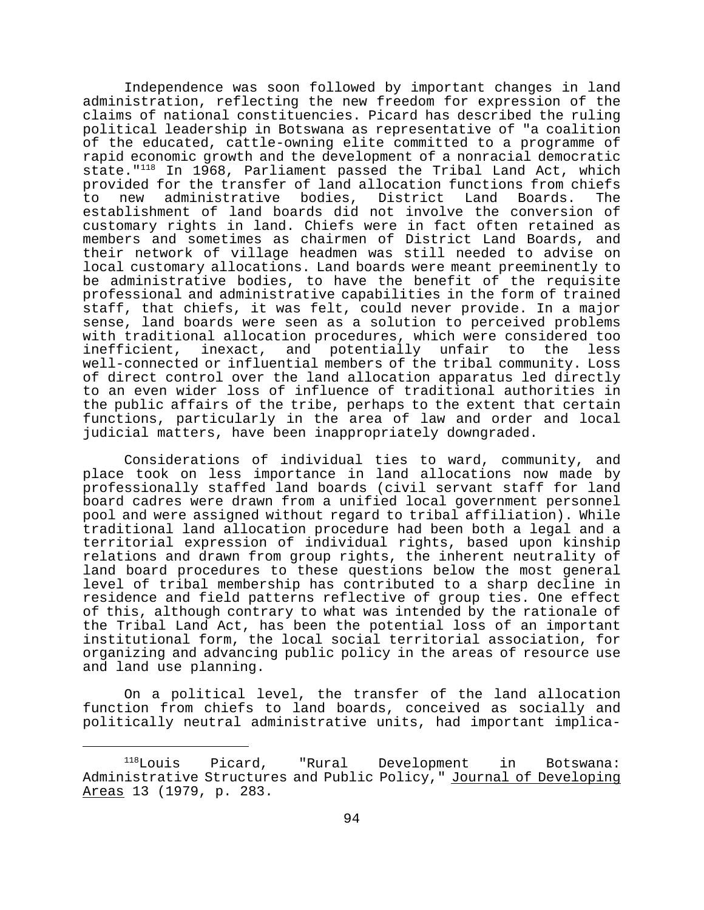Independence was soon followed by important changes in land administration, reflecting the new freedom for expression of the claims of national constituencies. Picard has described the ruling political leadership in Botswana as representative of "a coalition of the educated, cattle-owning elite committed to a programme of rapid economic growth and the development of a nonracial democratic state."[118] In 1968, Parliament passed the Tribal Land Act, which provided for the transfer of land allocation functions from chiefs to new administrative bodies, District Land Boards. The establishment of land boards did not involve the conversion of customary rights in land. Chiefs were in fact often retained as members and sometimes as chairmen of District Land Boards, and their network of village headmen was still needed to advise on local customary allocations. Land boards were meant preeminently to be administrative bodies, to have the benefit of the requisite professional and administrative capabilities in the form of trained staff, that chiefs, it was felt, could never provide. In a major sense, land boards were seen as a solution to perceived problems with traditional allocation procedures, which were considered too inefficient, inexact, and potentially unfair to the less well-connected or influential members of the tribal community. Loss of direct control over the land allocation apparatus led directly to an even wider loss of influence of traditional authorities in the public affairs of the tribe, perhaps to the extent that certain functions, particularly in the area of law and order and local judicial matters, have been inappropriately downgraded.

Considerations of individual ties to ward, community, and place took on less importance in land allocations now made by professionally staffed land boards (civil servant staff for land board cadres were drawn from a unified local government personnel pool and were assigned without regard to tribal affiliation). While traditional land allocation procedure had been both a legal and a territorial expression of individual rights, based upon kinship relations and drawn from group rights, the inherent neutrality of land board procedures to these questions below the most general level of tribal membership has contributed to a sharp decline in residence and field patterns reflective of group ties. One effect of this, although contrary to what was intended by the rationale of the Tribal Land Act, has been the potential loss of an important institutional form, the local social territorial association, for organizing and advancing public policy in the areas of resource use and land use planning.

On a political level, the transfer of the land allocation function from chiefs to land boards, conceived as socially and politically neutral administrative units, had important implica-

---

[118] Louis Picard, "Rural Development in Botswana: Administrative Structures and Public Policy," Journal of Developing Areas 13 (1979, p. 283.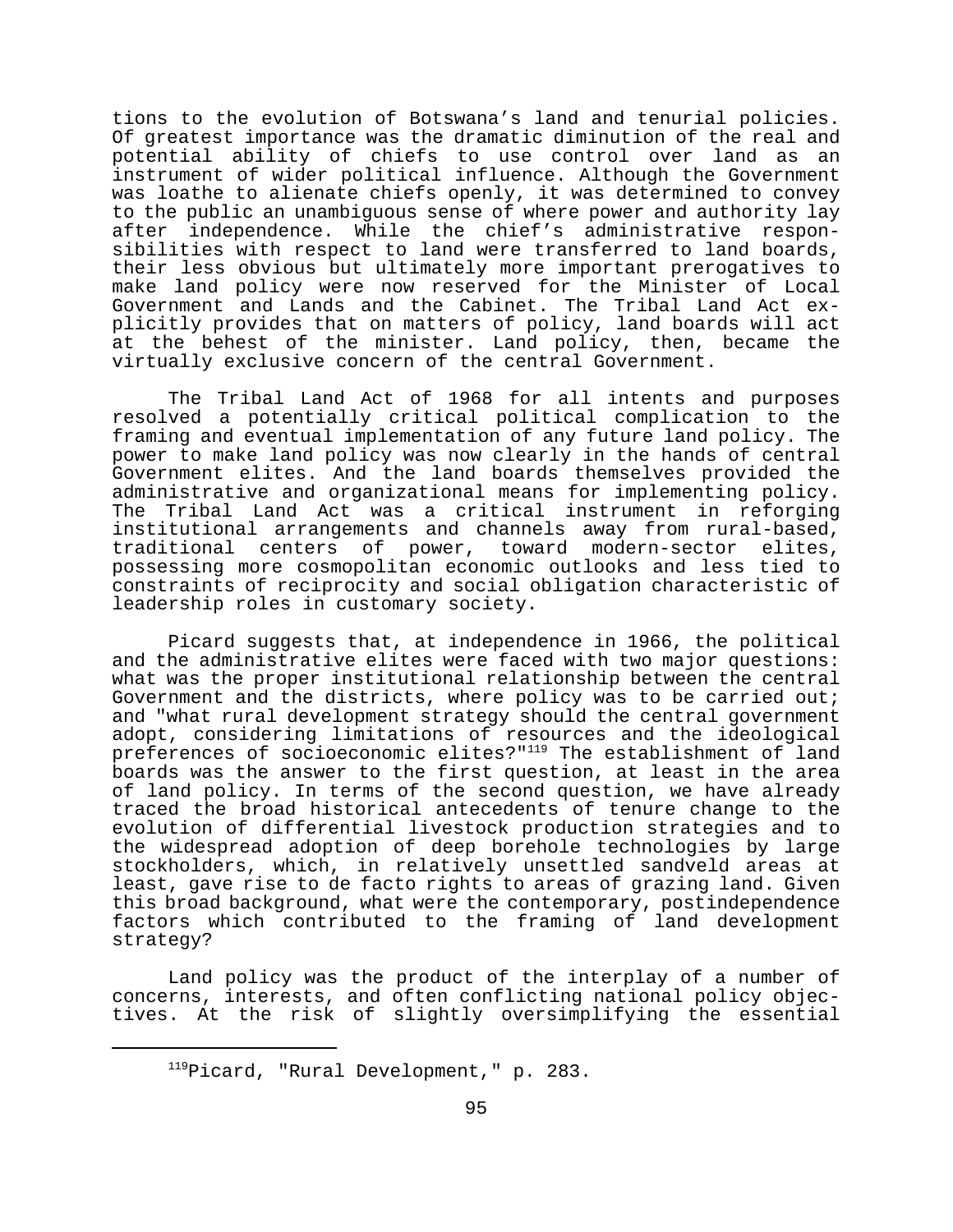tions to the evolution of Botswana's land and tenurial policies. Of greatest importance was the dramatic diminution of the real and potential ability of chiefs to use control over land as an instrument of wider political influence. Although the Government was loathe to alienate chiefs openly, it was determined to convey to the public an unambiguous sense of where power and authority lay after independence. While the chief's administrative responsibilities with respect to land were transferred to land boards, their less obvious but ultimately more important prerogatives to make land policy were now reserved for the Minister of Local Government and Lands and the Cabinet. The Tribal Land Act explicitly provides that on matters of policy, land boards will act at the behest of the minister. Land policy, then, became the virtually exclusive concern of the central Government.

The Tribal Land Act of 1968 for all intents and purposes resolved a potentially critical political complication to the framing and eventual implementation of any future land policy. The power to make land policy was now clearly in the hands of central Government elites. And the land boards themselves provided the administrative and organizational means for implementing policy. The Tribal Land Act was a critical instrument in reforging institutional arrangements and channels away from rural-based, traditional centers of power, toward modern-sector elites, possessing more cosmopolitan economic outlooks and less tied to constraints of reciprocity and social obligation characteristic of leadership roles in customary society.

Picard suggests that, at independence in 1966, the political and the administrative elites were faced with two major questions: what was the proper institutional relationship between the central Government and the districts, where policy was to be carried out; and "what rural development strategy should the central government adopt, considering limitations of resources and the ideological preferences of socioeconomic elites?"[119] The establishment of land boards was the answer to the first question, at least in the area of land policy. In terms of the second question, we have already traced the broad historical antecedents of tenure change to the evolution of differential livestock production strategies and to the widespread adoption of deep borehole technologies by large stockholders, which, in relatively unsettled sandveld areas at least, gave rise to de facto rights to areas of grazing land. Given this broad background, what were the contemporary, postindependence factors which contributed to the framing of land development strategy?

Land policy was the product of the interplay of a number of concerns, interests, and often conflicting national policy objectives. At the risk of slightly oversimplifying the essential

---

[119] Picard, "Rural Development," p. 283.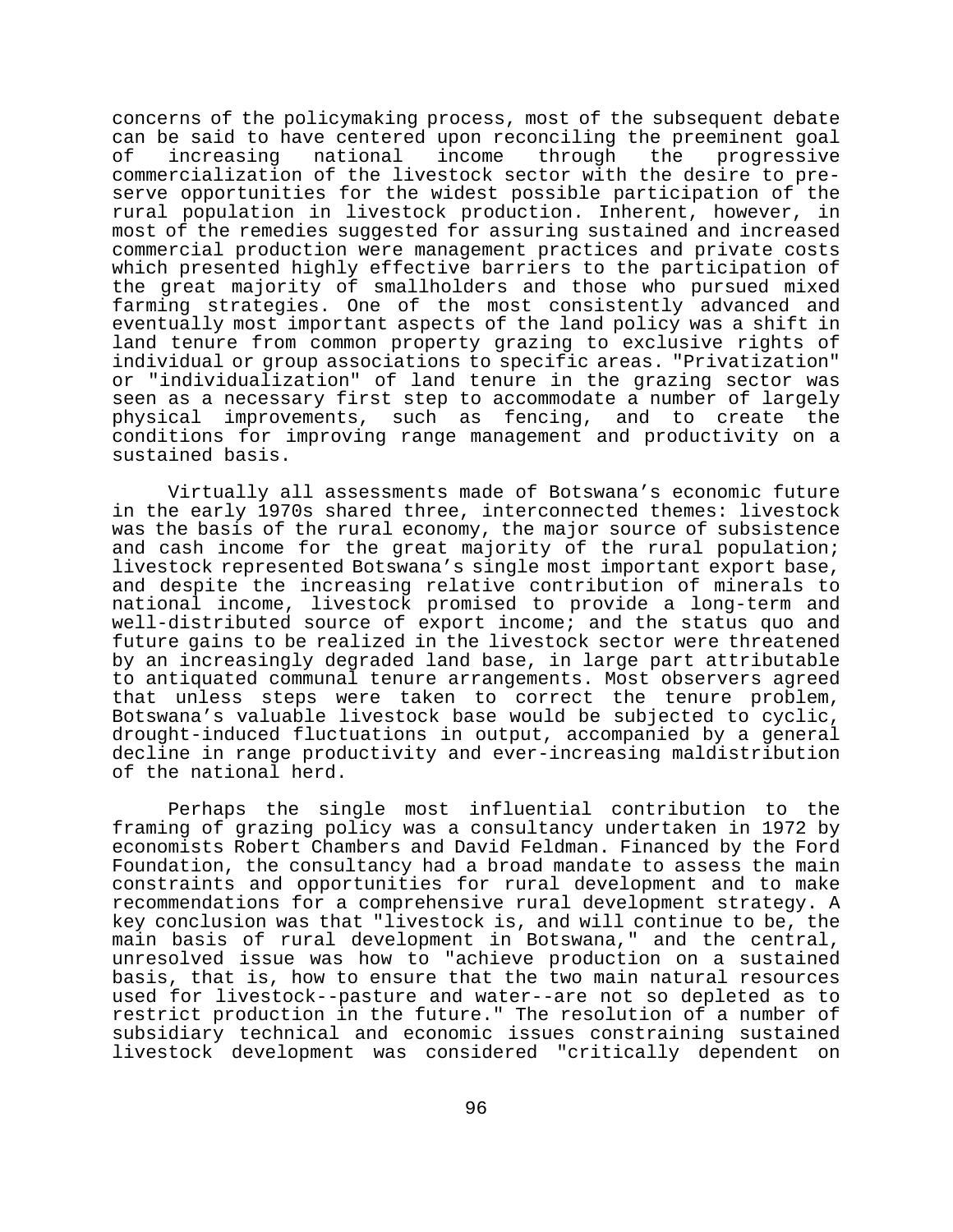concerns of the policymaking process, most of the subsequent debate can be said to have centered upon reconciling the preeminent goal of increasing national income through the progressive commercialization of the livestock sector with the desire to preserve opportunities for the widest possible participation of the rural population in livestock production. Inherent, however, in most of the remedies suggested for assuring sustained and increased commercial production were management practices and private costs which presented highly effective barriers to the participation of the great majority of smallholders and those who pursued mixed farming strategies. One of the most consistently advanced and eventually most important aspects of the land policy was a shift in land tenure from common property grazing to exclusive rights of individual or group associations to specific areas. "Privatization" or "individualization" of land tenure in the grazing sector was seen as a necessary first step to accommodate a number of largely physical improvements, such as fencing, and to create the conditions for improving range management and productivity on a sustained basis.

Virtually all assessments made of Botswana's economic future in the early 1970s shared three, interconnected themes: livestock was the basis of the rural economy, the major source of subsistence and cash income for the great majority of the rural population; livestock represented Botswana's single most important export base, and despite the increasing relative contribution of minerals to national income, livestock promised to provide a long-term and well-distributed source of export income; and the status quo and future gains to be realized in the livestock sector were threatened by an increasingly degraded land base, in large part attributable to antiquated communal tenure arrangements. Most observers agreed that unless steps were taken to correct the tenure problem, Botswana's valuable livestock base would be subjected to cyclic, drought-induced fluctuations in output, accompanied by a general decline in range productivity and ever-increasing maldistribution of the national herd.

Perhaps the single most influential contribution to the framing of grazing policy was a consultancy undertaken in 1972 by economists Robert Chambers and David Feldman. Financed by the Ford Foundation, the consultancy had a broad mandate to assess the main constraints and opportunities for rural development and to make recommendations for a comprehensive rural development strategy. A key conclusion was that "livestock is, and will continue to be, the main basis of rural development in Botswana," and the central, unresolved issue was how to "achieve production on a sustained basis, that is, how to ensure that the two main natural resources used for livestock--pasture and water--are not so depleted as to restrict production in the future." The resolution of a number of subsidiary technical and economic issues constraining sustained livestock development was considered "critically dependent on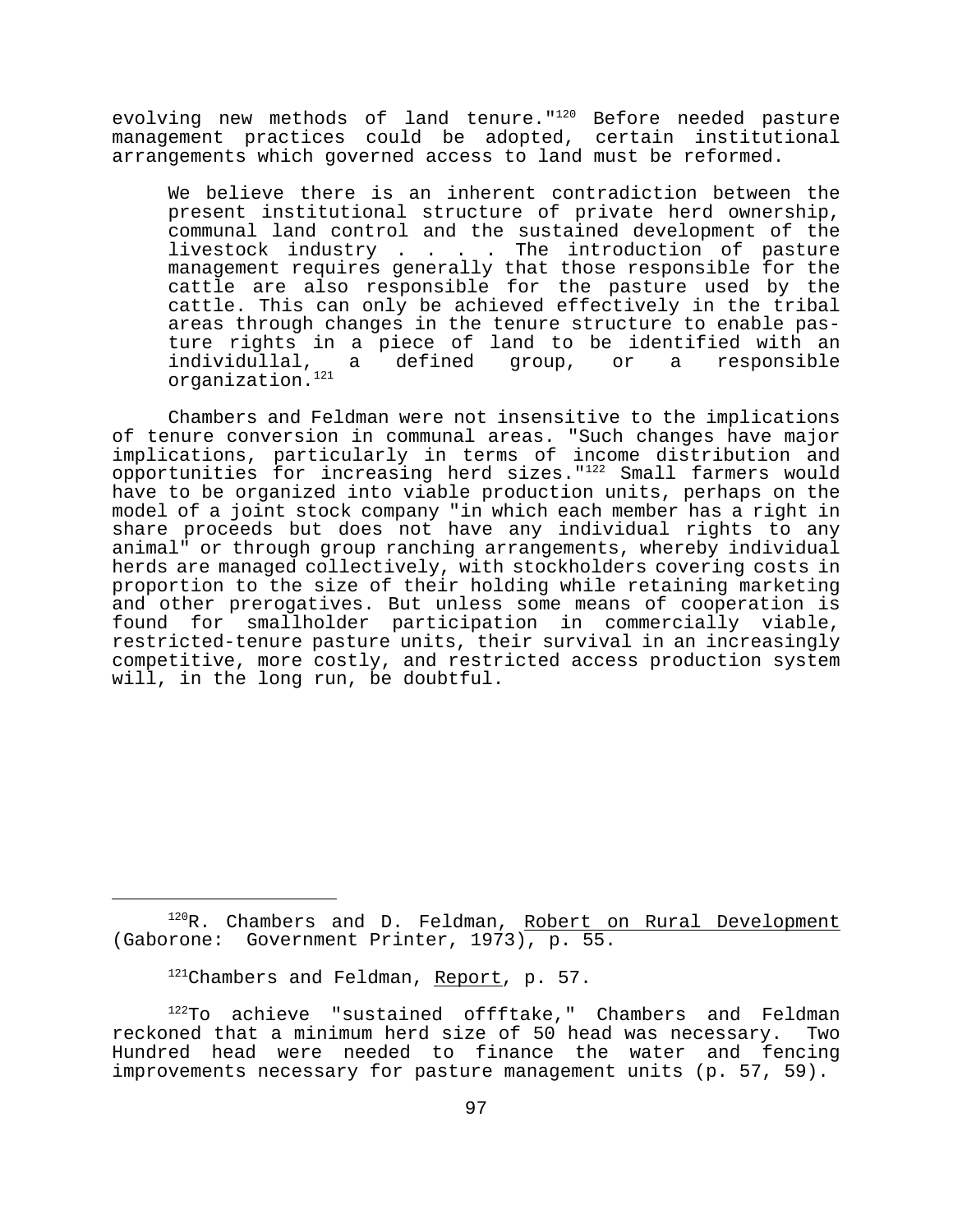evolving new methods of land tenure."[120] Before needed pasture management practices could be adopted, certain institutional arrangements which governed access to land must be reformed.

> We believe there is an inherent contradiction between the present institutional structure of private herd ownership, communal land control and the sustained development of the livestock industry . . . . The introduction of pasture management requires generally that those responsible for the cattle are also responsible for the pasture used by the cattle. This can only be achieved effectively in the tribal areas through changes in the tenure structure to enable pasture rights in a piece of land to be identified with an individullal, a defined group, or a responsible organization.[121]

Chambers and Feldman were not insensitive to the implications of tenure conversion in communal areas. "Such changes have major implications, particularly in terms of income distribution and opportunities for increasing herd sizes."[122] Small farmers would have to be organized into viable production units, perhaps on the model of a joint stock company "in which each member has a right in share proceeds but does not have any individual rights to any animal" or through group ranching arrangements, whereby individual herds are managed collectively, with stockholders covering costs in proportion to the size of their holding while retaining marketing and other prerogatives. But unless some means of cooperation is found for smallholder participation in commercially viable, restricted-tenure pasture units, their survival in an increasingly competitive, more costly, and restricted access production system will, in the long run, be doubtful.

---

[120] R. Chambers and D. Feldman, Robert on Rural Development (Gaborone: Government Printer, 1973), p. 55.

[121] Chambers and Feldman, Report, p. 57.

[122] To achieve "sustained offftake," Chambers and Feldman reckoned that a minimum herd size of 50 head was necessary. Two Hundred head were needed to finance the water and fencing improvements necessary for pasture management units (p. 57, 59).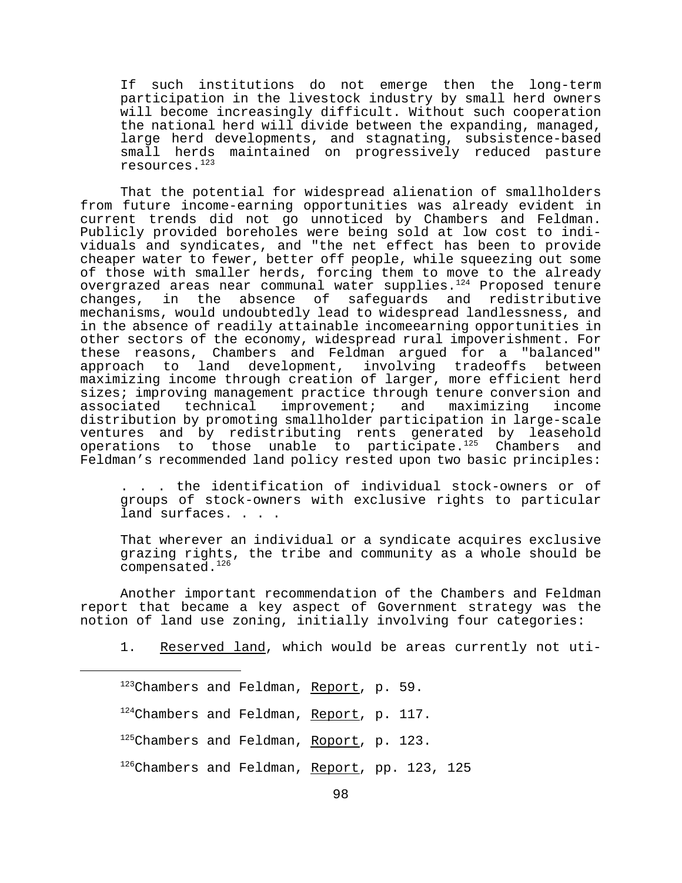> If such institutions do not emerge then the long-term participation in the livestock industry by small herd owners will become increasingly difficult. Without such cooperation the national herd will divide between the expanding, managed, large herd developments, and stagnating, subsistence-based small herds maintained on progressively reduced pasture resources.[123]

That the potential for widespread alienation of smallholders from future income-earning opportunities was already evident in current trends did not go unnoticed by Chambers and Feldman. Publicly provided boreholes were being sold at low cost to individuals and syndicates, and "the net effect has been to provide cheaper water to fewer, better off people, while squeezing out some of those with smaller herds, forcing them to move to the already overgrazed areas near communal water supplies.[124] Proposed tenure changes, in the absence of safeguards and redistributive mechanisms, would undoubtedly lead to widespread landlessness, and in the absence of readily attainable incomeearning opportunities in other sectors of the economy, widespread rural impoverishment. For these reasons, Chambers and Feldman argued for a "balanced" approach to land development, involving tradeoffs between maximizing income through creation of larger, more efficient herd sizes; improving management practice through tenure conversion and associated technical improvement; and maximizing income distribution by promoting smallholder participation in large-scale ventures and by redistributing rents generated by leasehold operations to those unable to participate.[125] Chambers and Feldman's recommended land policy rested upon two basic principles:

> . . . the identification of individual stock-owners or of groups of stock-owners with exclusive rights to particular land surfaces. . . .
>
> That wherever an individual or a syndicate acquires exclusive grazing rights, the tribe and community as a whole should be compensated.[126]

Another important recommendation of the Chambers and Feldman report that became a key aspect of Government strategy was the notion of land use zoning, initially involving four categories:

1. Reserved land, which would be areas currently not uti-

---

[123] Chambers and Feldman, Report, p. 59.

[124] Chambers and Feldman, Report, p. 117.

[125] Chambers and Feldman, Roport, p. 123.

[126] Chambers and Feldman, Report, pp. 123, 125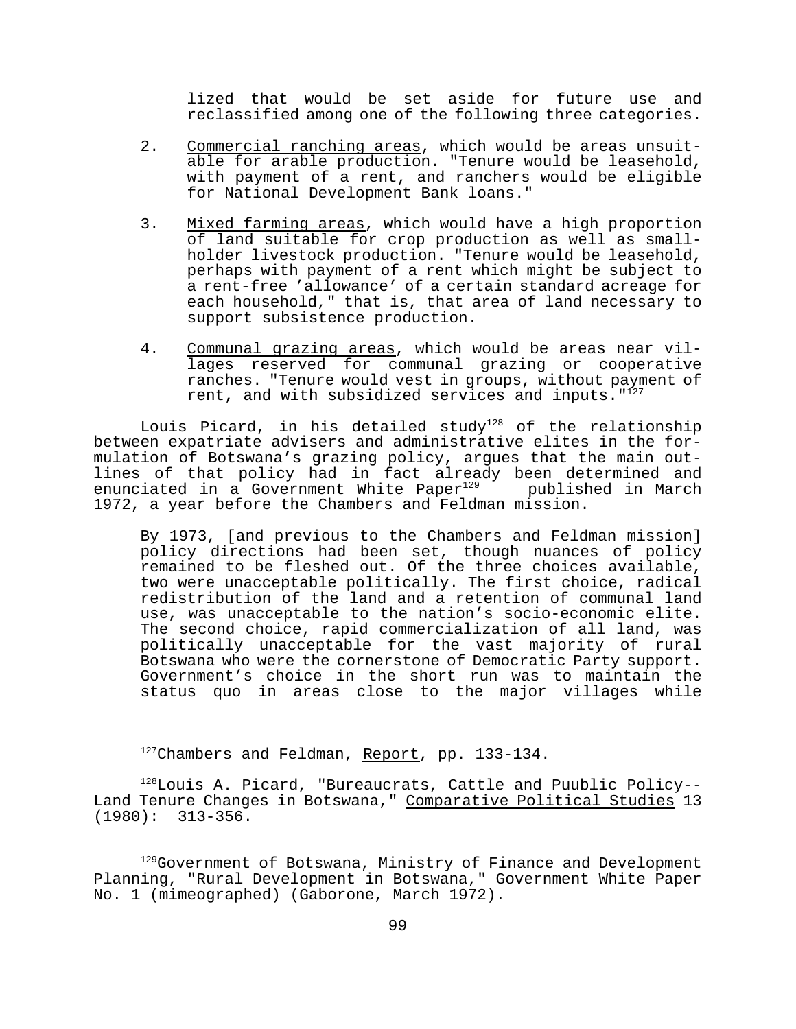lized that would be set aside for future use and reclassified among one of the following three categories.

2. Commercial ranching areas, which would be areas unsuitable for arable production. "Tenure would be leasehold, with payment of a rent, and ranchers would be eligible for National Development Bank loans."

3. Mixed farming areas, which would have a high proportion of land suitable for crop production as well as smallholder livestock production. "Tenure would be leasehold, perhaps with payment of a rent which might be subject to a rent-free 'allowance' of a certain standard acreage for each household," that is, that area of land necessary to support subsistence production.

4. Communal grazing areas, which would be areas near villages reserved for communal grazing or cooperative ranches. "Tenure would vest in groups, without payment of rent, and with subsidized services and inputs."[127]

Louis Picard, in his detailed study[128] of the relationship between expatriate advisers and administrative elites in the formulation of Botswana's grazing policy, argues that the main outlines of that policy had in fact already been determined and enunciated in a Government White Paper[129] published in March 1972, a year before the Chambers and Feldman mission.

> By 1973, [and previous to the Chambers and Feldman mission] policy directions had been set, though nuances of policy remained to be fleshed out. Of the three choices available, two were unacceptable politically. The first choice, radical redistribution of the land and a retention of communal land use, was unacceptable to the nation's socio-economic elite. The second choice, rapid commercialization of all land, was politically unacceptable for the vast majority of rural Botswana who were the cornerstone of Democratic Party support. Government's choice in the short run was to maintain the status quo in areas close to the major villages while

---

[127] Chambers and Feldman, Report, pp. 133-134.

[128] Louis A. Picard, "Bureaucrats, Cattle and Puublic Policy--Land Tenure Changes in Botswana," Comparative Political Studies 13 (1980): 313-356.

[129] Government of Botswana, Ministry of Finance and Development Planning, "Rural Development in Botswana," Government White Paper No. 1 (mimeographed) (Gaborone, March 1972).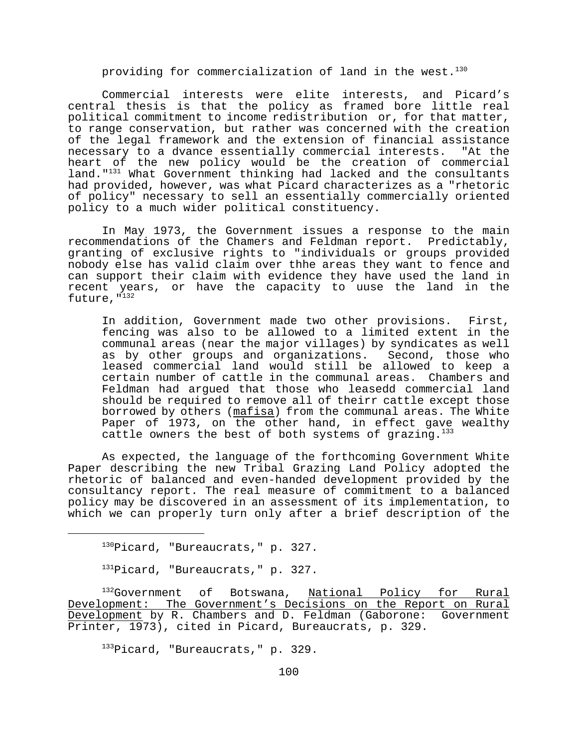providing for commercialization of land in the west.[130]

Commercial interests were elite interests, and Picard's central thesis is that the policy as framed bore little real political commitment to income redistribution or, for that matter, to range conservation, but rather was concerned with the creation of the legal framework and the extension of financial assistance necessary to a dvance essentially commercial interests. "At the heart of the new policy would be the creation of commercial land."[131] What Government thinking had lacked and the consultants had provided, however, was what Picard characterizes as a "rhetoric of policy" necessary to sell an essentially commercially oriented policy to a much wider political constituency.

In May 1973, the Government issues a response to the main recommendations of the Chamers and Feldman report. Predictably, granting of exclusive rights to "individuals or groups provided nobody else has valid claim over thhe areas they want to fence and can support their claim with evidence they have used the land in recent years, or have the capacity to uuse the land in the future,"[132]

> In addition, Government made two other provisions. First, fencing was also to be allowed to a limited extent in the communal areas (near the major villages) by syndicates as well as by other groups and organizations. Second, those who leased commercial land would still be allowed to keep a certain number of cattle in the communal areas. Chambers and Feldman had argued that those who leasedd commercial land should be required to remove all of theirr cattle except those borrowed by others (mafisa) from the communal areas. The White Paper of 1973, on the other hand, in effect gave wealthy cattle owners the best of both systems of grazing.[133]

As expected, the language of the forthcoming Government White Paper describing the new Tribal Grazing Land Policy adopted the rhetoric of balanced and even-handed development provided by the consultancy report. The real measure of commitment to a balanced policy may be discovered in an assessment of its implementation, to which we can properly turn only after a brief description of the

---

[130]Picard, "Bureaucrats," p. 327.

[131]Picard, "Bureaucrats," p. 327.

[132]Government of Botswana, National Policy for Rural Development: The Government's Decisions on the Report on Rural Development by R. Chambers and D. Feldman (Gaborone: Government Printer, 1973), cited in Picard, Bureaucrats, p. 329.

[133]Picard, "Bureaucrats," p. 329.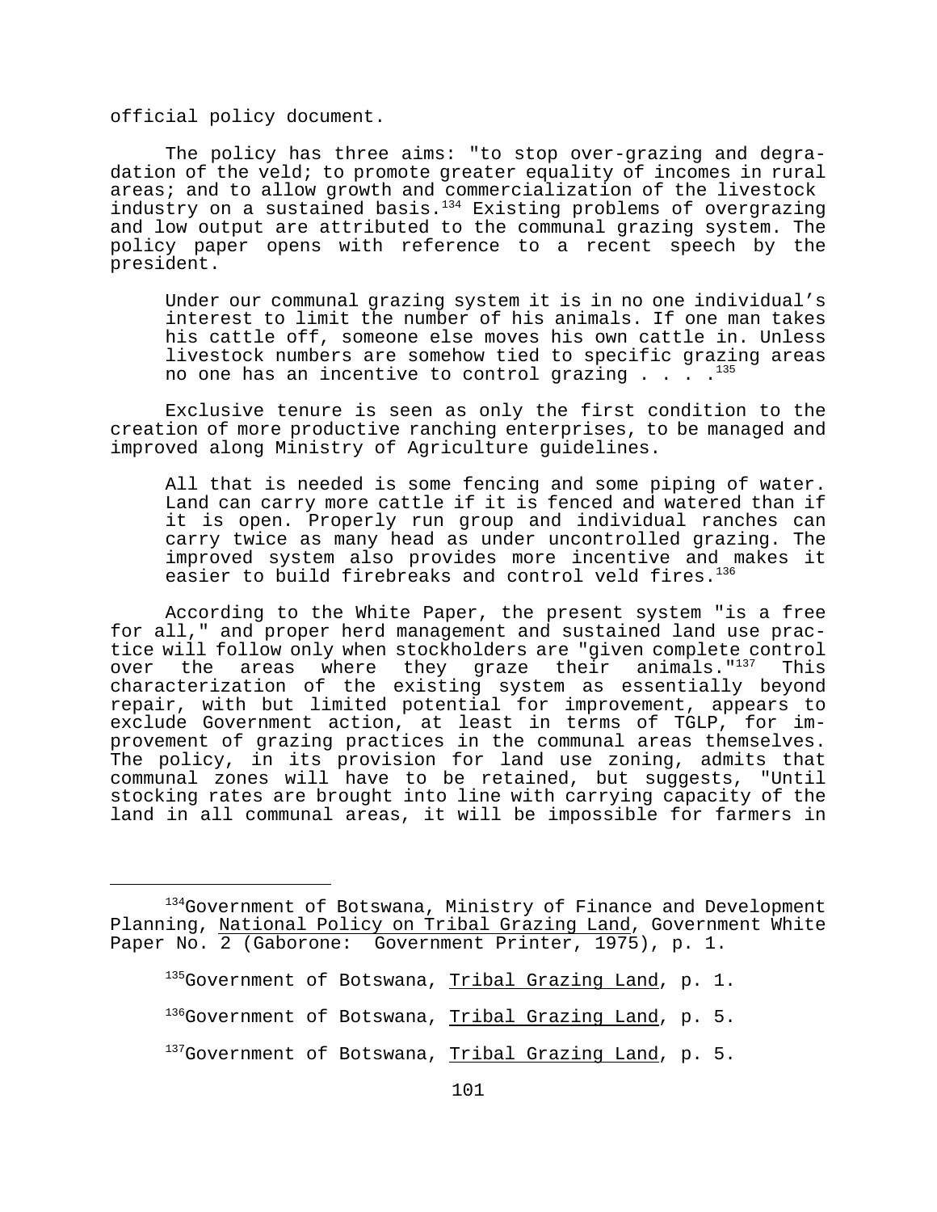official policy document.

The policy has three aims: "to stop over-grazing and degradation of the veld; to promote greater equality of incomes in rural areas; and to allow growth and commercialization of the livestock industry on a sustained basis.[134] Existing problems of overgrazing and low output are attributed to the communal grazing system. The policy paper opens with reference to a recent speech by the president.

> Under our communal grazing system it is in no one individual's interest to limit the number of his animals. If one man takes his cattle off, someone else moves his own cattle in. Unless livestock numbers are somehow tied to specific grazing areas no one has an incentive to control grazing . . . .[135]

Exclusive tenure is seen as only the first condition to the creation of more productive ranching enterprises, to be managed and improved along Ministry of Agriculture guidelines.

> All that is needed is some fencing and some piping of water. Land can carry more cattle if it is fenced and watered than if it is open. Properly run group and individual ranches can carry twice as many head as under uncontrolled grazing. The improved system also provides more incentive and makes it easier to build firebreaks and control veld fires.[136]

According to the White Paper, the present system "is a free for all," and proper herd management and sustained land use practice will follow only when stockholders are "given complete control over the areas where they graze their animals."[137] This characterization of the existing system as essentially beyond repair, with but limited potential for improvement, appears to exclude Government action, at least in terms of TGLP, for improvement of grazing practices in the communal areas themselves. The policy, in its provision for land use zoning, admits that communal zones will have to be retained, but suggests, "Until stocking rates are brought into line with carrying capacity of the land in all communal areas, it will be impossible for farmers in

---

[134] Government of Botswana, Ministry of Finance and Development Planning, National Policy on Tribal Grazing Land, Government White Paper No. 2 (Gaborone: Government Printer, 1975), p. 1.

[135] Government of Botswana, Tribal Grazing Land, p. 1.

[136] Government of Botswana, Tribal Grazing Land, p. 5.

[137] Government of Botswana, Tribal Grazing Land, p. 5.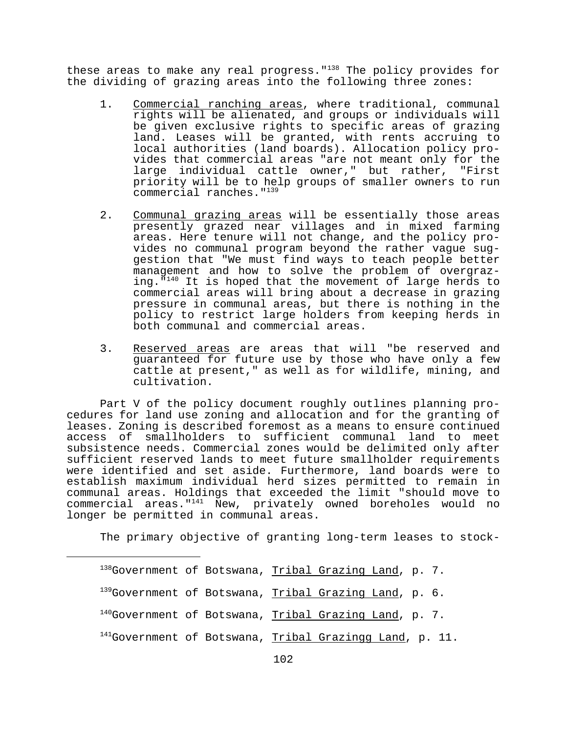these areas to make any real progress."[138] The policy provides for the dividing of grazing areas into the following three zones:

1. Commercial ranching areas, where traditional, communal rights will be alienated, and groups or individuals will be given exclusive rights to specific areas of grazing land. Leases will be granted, with rents accruing to local authorities (land boards). Allocation policy provides that commercial areas "are not meant only for the large individual cattle owner," but rather, "First priority will be to help groups of smaller owners to run commercial ranches."[139]

2. Communal grazing areas will be essentially those areas presently grazed near villages and in mixed farming areas. Here tenure will not change, and the policy provides no communal program beyond the rather vague suggestion that "We must find ways to teach people better management and how to solve the problem of overgrazing."[140] It is hoped that the movement of large herds to commercial areas will bring about a decrease in grazing pressure in communal areas, but there is nothing in the policy to restrict large holders from keeping herds in both communal and commercial areas.

3. Reserved areas are areas that will "be reserved and guaranteed for future use by those who have only a few cattle at present," as well as for wildlife, mining, and cultivation.

Part V of the policy document roughly outlines planning procedures for land use zoning and allocation and for the granting of leases. Zoning is described foremost as a means to ensure continued access of smallholders to sufficient communal land to meet subsistence needs. Commercial zones would be delimited only after sufficient reserved lands to meet future smallholder requirements were identified and set aside. Furthermore, land boards were to establish maximum individual herd sizes permitted to remain in communal areas. Holdings that exceeded the limit "should move to commercial areas."[141] New, privately owned boreholes would no longer be permitted in communal areas.

The primary objective of granting long-term leases to stock-

---

[138] Government of Botswana, Tribal Grazing Land, p. 7.

[139] Government of Botswana, Tribal Grazing Land, p. 6.

[140] Government of Botswana, Tribal Grazing Land, p. 7.

[141] Government of Botswana, Tribal Grazingg Land, p. 11.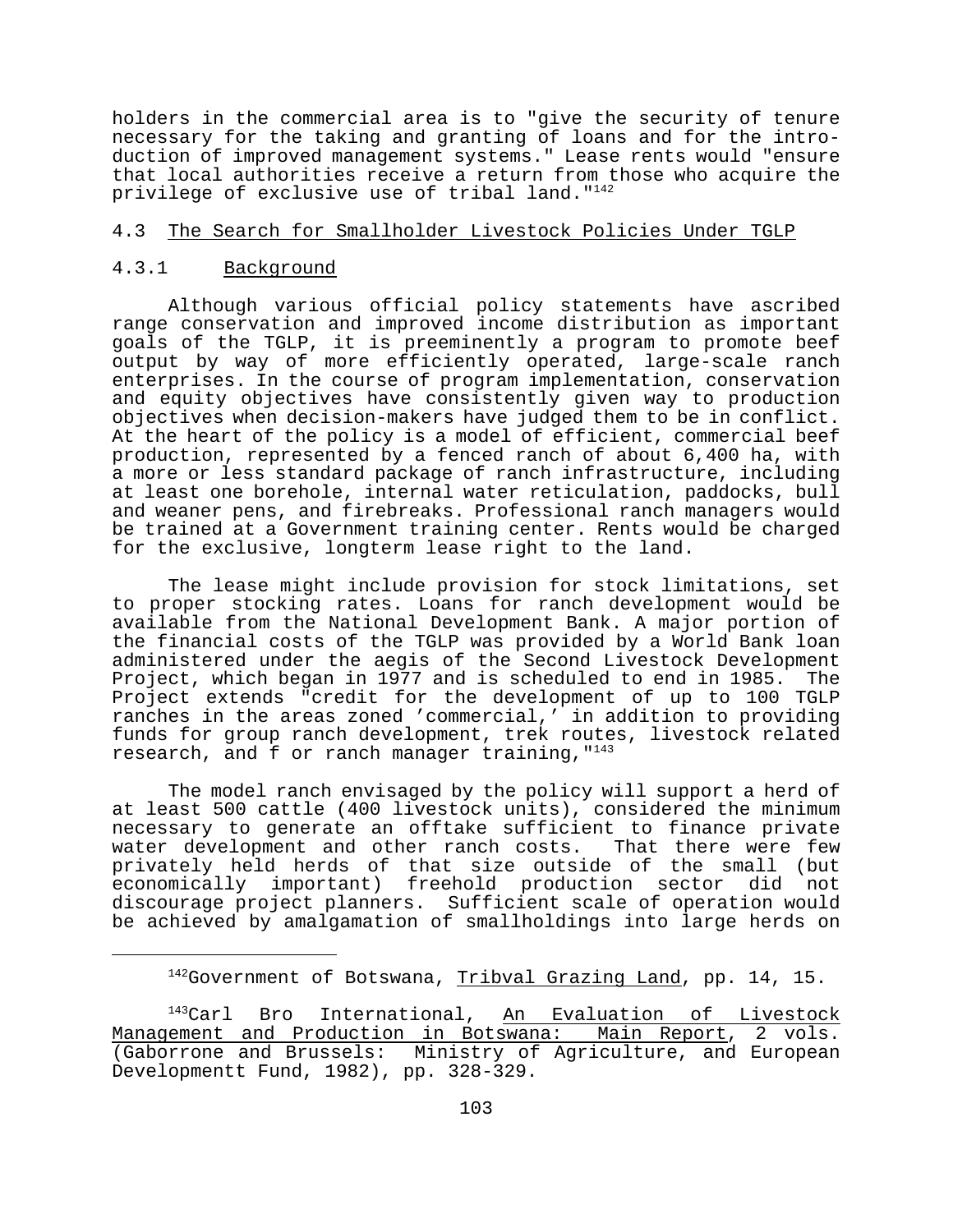holders in the commercial area is to "give the security of tenure necessary for the taking and granting of loans and for the introduction of improved management systems." Lease rents would "ensure that local authorities receive a return from those who acquire the privilege of exclusive use of tribal land."[142]

## 4.3 The Search for Smallholder Livestock Policies Under TGLP

### 4.3.1 Background

Although various official policy statements have ascribed range conservation and improved income distribution as important goals of the TGLP, it is preeminently a program to promote beef output by way of more efficiently operated, large-scale ranch enterprises. In the course of program implementation, conservation and equity objectives have consistently given way to production objectives when decision-makers have judged them to be in conflict. At the heart of the policy is a model of efficient, commercial beef production, represented by a fenced ranch of about 6,400 ha, with a more or less standard package of ranch infrastructure, including at least one borehole, internal water reticulation, paddocks, bull and weaner pens, and firebreaks. Professional ranch managers would be trained at a Government training center. Rents would be charged for the exclusive, longterm lease right to the land.

The lease might include provision for stock limitations, set to proper stocking rates. Loans for ranch development would be available from the National Development Bank. A major portion of the financial costs of the TGLP was provided by a World Bank loan administered under the aegis of the Second Livestock Development Project, which began in 1977 and is scheduled to end in 1985. The Project extends "credit for the development of up to 100 TGLP ranches in the areas zoned 'commercial,' in addition to providing funds for group ranch development, trek routes, livestock related research, and f or ranch manager training,"[143]

The model ranch envisaged by the policy will support a herd of at least 500 cattle (400 livestock units), considered the minimum necessary to generate an offtake sufficient to finance private water development and other ranch costs. That there were few privately held herds of that size outside of the small (but economically important) freehold production sector did not discourage project planners. Sufficient scale of operation would be achieved by amalgamation of smallholdings into large herds on

---

[142]Government of Botswana, Tribval Grazing Land, pp. 14, 15.

[143]Carl Bro International, An Evaluation of Livestock Management and Production in Botswana: Main Report, 2 vols. (Gaborrone and Brussels: Ministry of Agriculture, and European Developmentt Fund, 1982), pp. 328-329.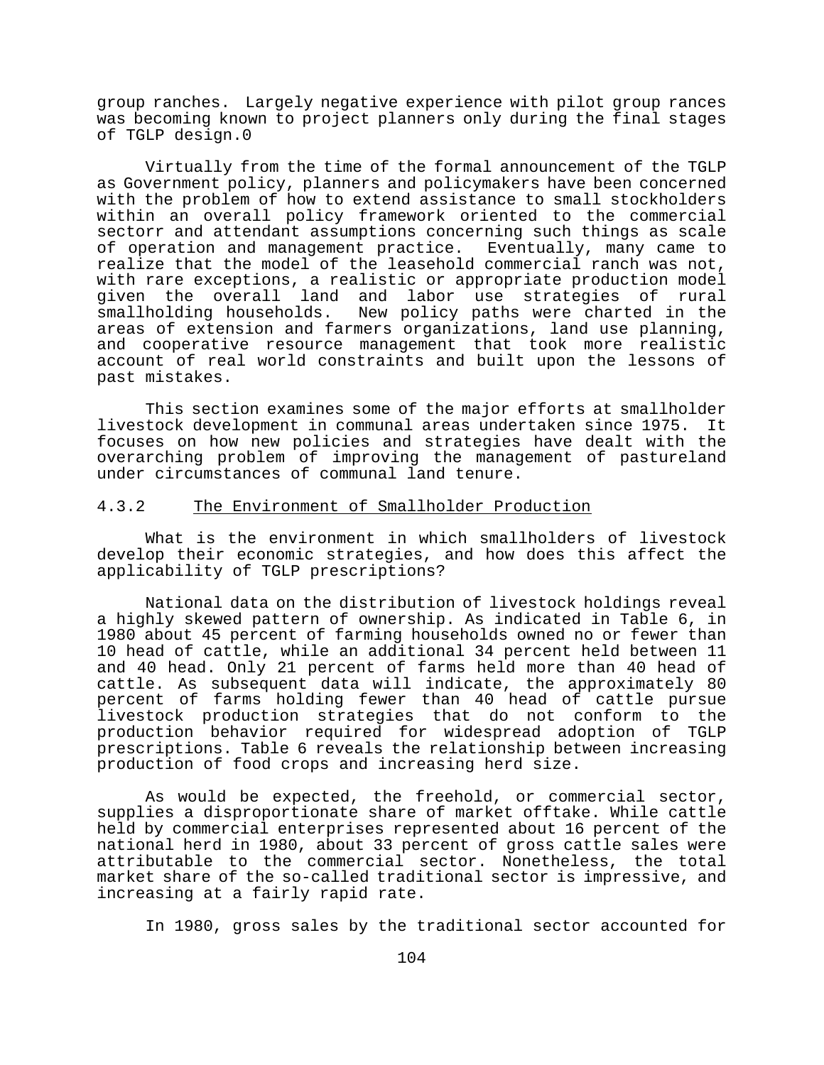group ranches. Largely negative experience with pilot group rances was becoming known to project planners only during the final stages of TGLP design.0

Virtually from the time of the formal announcement of the TGLP as Government policy, planners and policymakers have been concerned with the problem of how to extend assistance to small stockholders within an overall policy framework oriented to the commercial sectorr and attendant assumptions concerning such things as scale of operation and management practice. Eventually, many came to realize that the model of the leasehold commercial ranch was not, with rare exceptions, a realistic or appropriate production model given the overall land and labor use strategies of rural smallholding households. New policy paths were charted in the areas of extension and farmers organizations, land use planning, and cooperative resource management that took more realistic account of real world constraints and built upon the lessons of past mistakes.

This section examines some of the major efforts at smallholder livestock development in communal areas undertaken since 1975. It focuses on how new policies and strategies have dealt with the overarching problem of improving the management of pastureland under circumstances of communal land tenure.

### 4.3.2 The Environment of Smallholder Production

What is the environment in which smallholders of livestock develop their economic strategies, and how does this affect the applicability of TGLP prescriptions?

National data on the distribution of livestock holdings reveal a highly skewed pattern of ownership. As indicated in Table 6, in 1980 about 45 percent of farming households owned no or fewer than 10 head of cattle, while an additional 34 percent held between 11 and 40 head. Only 21 percent of farms held more than 40 head of cattle. As subsequent data will indicate, the approximately 80 percent of farms holding fewer than 40 head of cattle pursue livestock production strategies that do not conform to the production behavior required for widespread adoption of TGLP prescriptions. Table 6 reveals the relationship between increasing production of food crops and increasing herd size.

As would be expected, the freehold, or commercial sector, supplies a disproportionate share of market offtake. While cattle held by commercial enterprises represented about 16 percent of the national herd in 1980, about 33 percent of gross cattle sales were attributable to the commercial sector. Nonetheless, the total market share of the so-called traditional sector is impressive, and increasing at a fairly rapid rate.

In 1980, gross sales by the traditional sector accounted for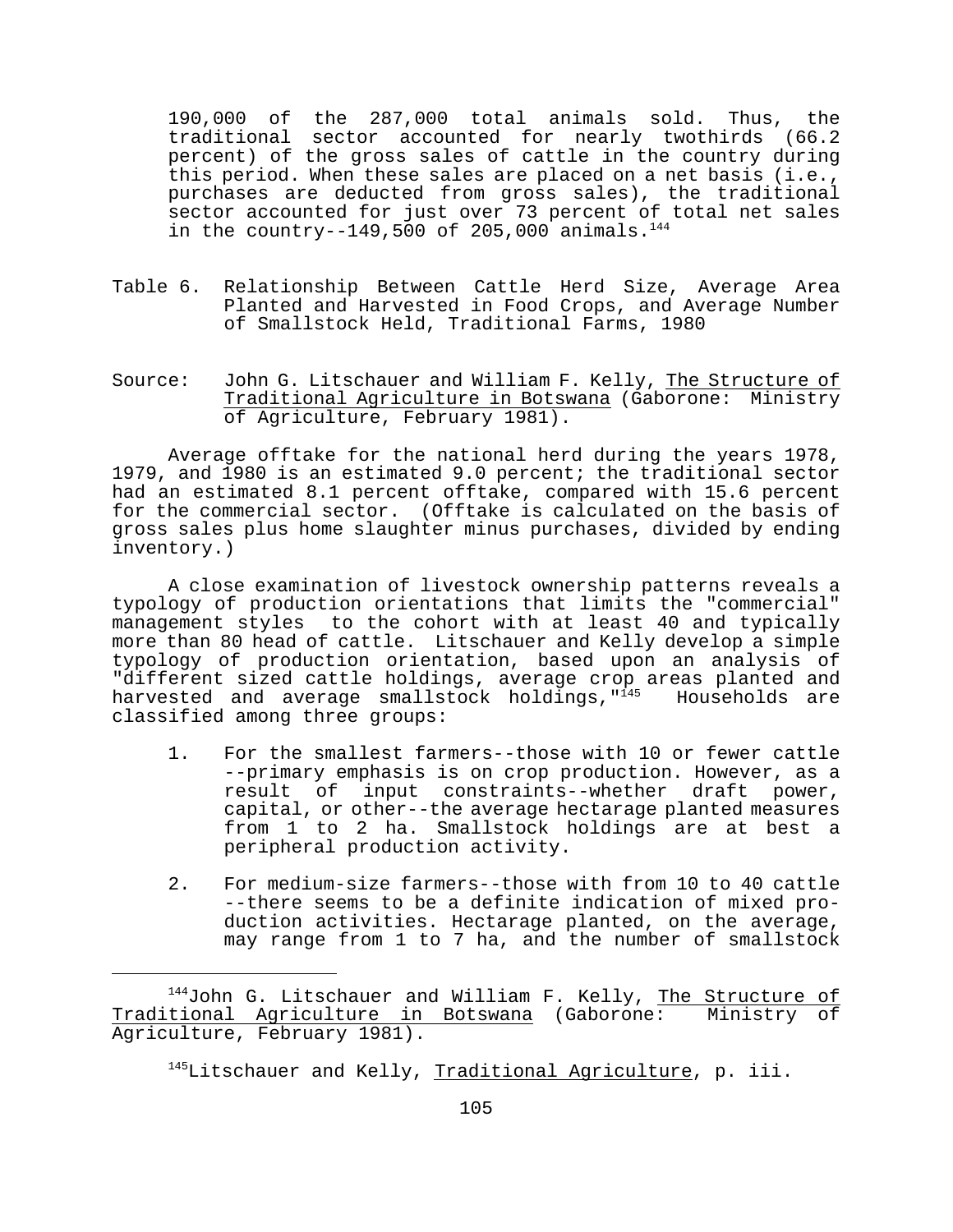190,000 of the 287,000 total animals sold. Thus, the traditional sector accounted for nearly twothirds (66.2 percent) of the gross sales of cattle in the country during this period. When these sales are placed on a net basis (i.e., purchases are deducted from gross sales), the traditional sector accounted for just over 73 percent of total net sales in the country--149,500 of 205,000 animals.[144]

Table 6. Relationship Between Cattle Herd Size, Average Area Planted and Harvested in Food Crops, and Average Number of Smallstock Held, Traditional Farms, 1980

Source: John G. Litschauer and William F. Kelly, The Structure of Traditional Agriculture in Botswana (Gaborone: Ministry of Agriculture, February 1981).

Average offtake for the national herd during the years 1978, 1979, and 1980 is an estimated 9.0 percent; the traditional sector had an estimated 8.1 percent offtake, compared with 15.6 percent for the commercial sector. (Offtake is calculated on the basis of gross sales plus home slaughter minus purchases, divided by ending inventory.)

A close examination of livestock ownership patterns reveals a typology of production orientations that limits the "commercial" management styles to the cohort with at least 40 and typically more than 80 head of cattle. Litschauer and Kelly develop a simple typology of production orientation, based upon an analysis of "different sized cattle holdings, average crop areas planted and harvested and average smallstock holdings,"[145] Households are classified among three groups:

1. For the smallest farmers--those with 10 or fewer cattle --primary emphasis is on crop production. However, as a result of input constraints--whether draft power, capital, or other--the average hectarage planted measures from 1 to 2 ha. Smallstock holdings are at best a peripheral production activity.

2. For medium-size farmers--those with from 10 to 40 cattle --there seems to be a definite indication of mixed production activities. Hectarage planted, on the average, may range from 1 to 7 ha, and the number of smallstock

[144] John G. Litschauer and William F. Kelly, The Structure of Traditional Agriculture in Botswana (Gaborone: Ministry of Agriculture, February 1981).

[145] Litschauer and Kelly, Traditional Agriculture, p. iii.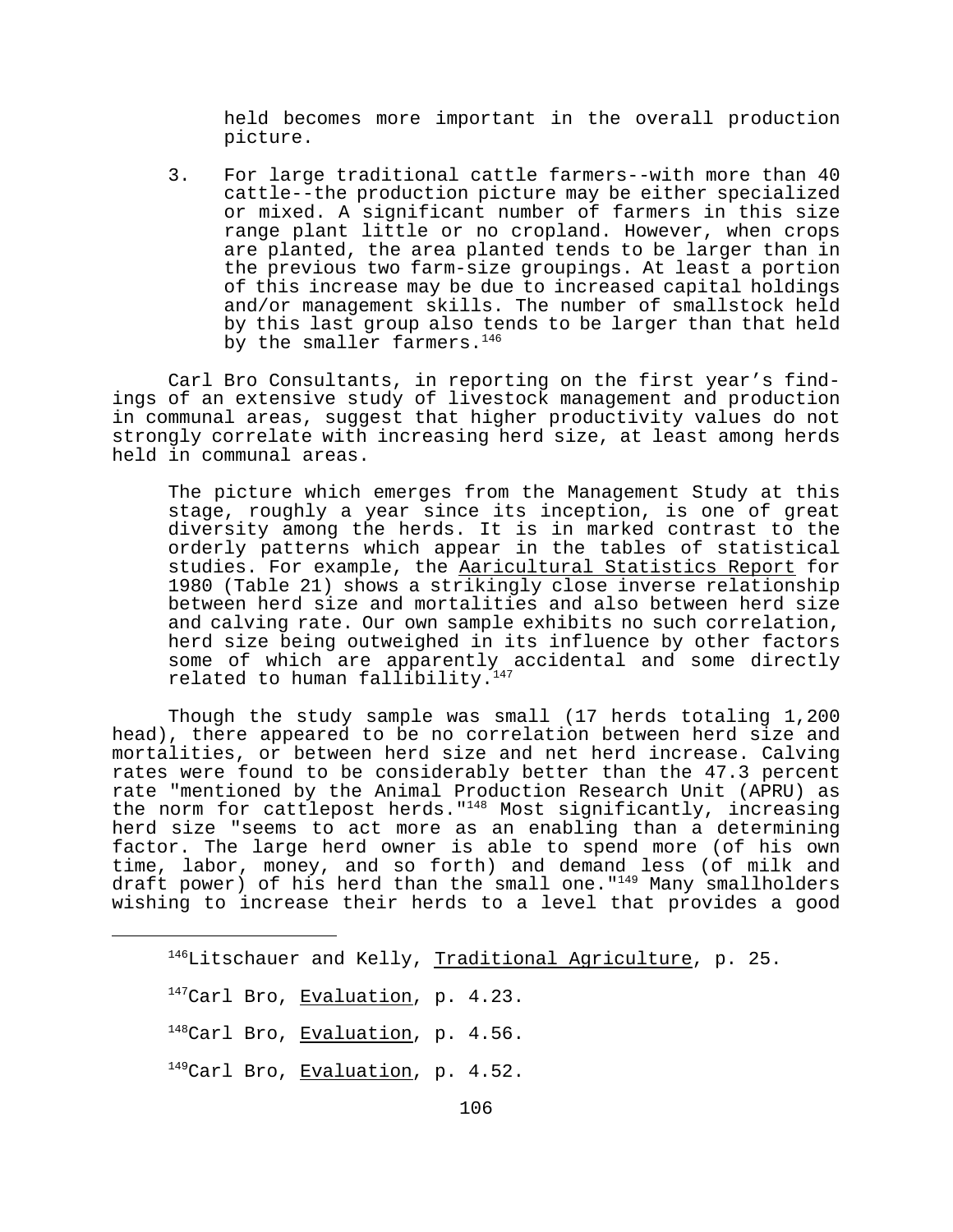held becomes more important in the overall production picture.

3. For large traditional cattle farmers--with more than 40 cattle--the production picture may be either specialized or mixed. A significant number of farmers in this size range plant little or no cropland. However, when crops are planted, the area planted tends to be larger than in the previous two farm-size groupings. At least a portion of this increase may be due to increased capital holdings and/or management skills. The number of smallstock held by this last group also tends to be larger than that held by the smaller farmers.[146]

Carl Bro Consultants, in reporting on the first year's findings of an extensive study of livestock management and production in communal areas, suggest that higher productivity values do not strongly correlate with increasing herd size, at least among herds held in communal areas.

> The picture which emerges from the Management Study at this stage, roughly a year since its inception, is one of great diversity among the herds. It is in marked contrast to the orderly patterns which appear in the tables of statistical studies. For example, the Aaricultural Statistics Report for 1980 (Table 21) shows a strikingly close inverse relationship between herd size and mortalities and also between herd size and calving rate. Our own sample exhibits no such correlation, herd size being outweighed in its influence by other factors some of which are apparently accidental and some directly related to human fallibility.[147]

Though the study sample was small (17 herds totaling 1,200 head), there appeared to be no correlation between herd size and mortalities, or between herd size and net herd increase. Calving rates were found to be considerably better than the 47.3 percent rate "mentioned by the Animal Production Research Unit (APRU) as the norm for cattlepost herds."[148] Most significantly, increasing herd size "seems to act more as an enabling than a determining factor. The large herd owner is able to spend more (of his own time, labor, money, and so forth) and demand less (of milk and draft power) of his herd than the small one."[149] Many smallholders wishing to increase their herds to a level that provides a good

---

[146] Litschauer and Kelly, Traditional Agriculture, p. 25.

[147] Carl Bro, Evaluation, p. 4.23.

[148] Carl Bro, Evaluation, p. 4.56.

[149] Carl Bro, Evaluation, p. 4.52.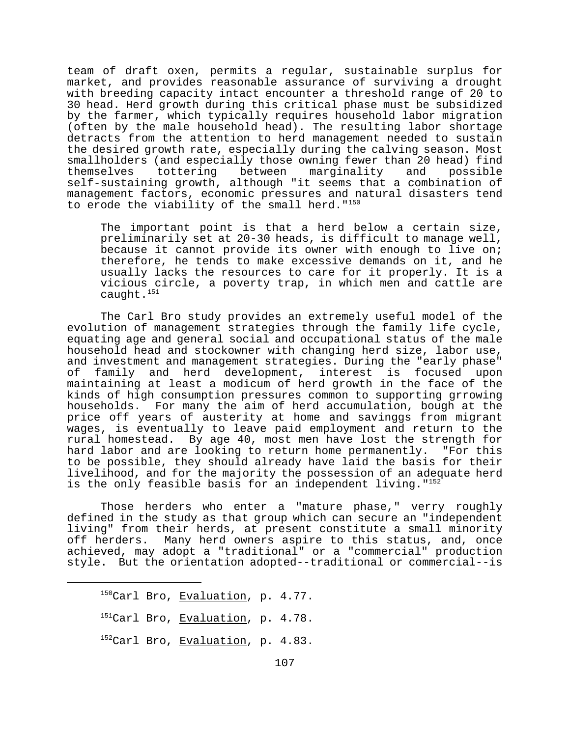team of draft oxen, permits a regular, sustainable surplus for market, and provides reasonable assurance of surviving a drought with breeding capacity intact encounter a threshold range of 20 to 30 head. Herd growth during this critical phase must be subsidized by the farmer, which typically requires household labor migration (often by the male household head). The resulting labor shortage detracts from the attention to herd management needed to sustain the desired growth rate, especially during the calving season. Most smallholders (and especially those owning fewer than 20 head) find themselves tottering between marginality and possible self-sustaining growth, although "it seems that a combination of management factors, economic pressures and natural disasters tend to erode the viability of the small herd."[150]

> The important point is that a herd below a certain size, preliminarily set at 20-30 heads, is difficult to manage well, because it cannot provide its owner with enough to live on; therefore, he tends to make excessive demands on it, and he usually lacks the resources to care for it properly. It is a vicious circle, a poverty trap, in which men and cattle are caught.[151]

The Carl Bro study provides an extremely useful model of the evolution of management strategies through the family life cycle, equating age and general social and occupational status of the male household head and stockowner with changing herd size, labor use, and investment and management strategies. During the "early phase" of family and herd development, interest is focused upon maintaining at least a modicum of herd growth in the face of the kinds of high consumption pressures common to supporting grrowing households. For many the aim of herd accumulation, bough at the price off years of austerity at home and savinggs from migrant wages, is eventually to leave paid employment and return to the rural homestead. By age 40, most men have lost the strength for hard labor and are looking to return home permanently. "For this to be possible, they should already have laid the basis for their livelihood, and for the majority the possession of an adequate herd is the only feasible basis for an independent living."[152]

Those herders who enter a "mature phase," verry roughly defined in the study as that group which can secure an "independent living" from their herds, at present constitute a small minority off herders. Many herd owners aspire to this status, and, once achieved, may adopt a "traditional" or a "commercial" production style. But the orientation adopted--traditional or commercial--is

---

[150] Carl Bro, Evaluation, p. 4.77.

[151] Carl Bro, Evaluation, p. 4.78.

[152] Carl Bro, Evaluation, p. 4.83.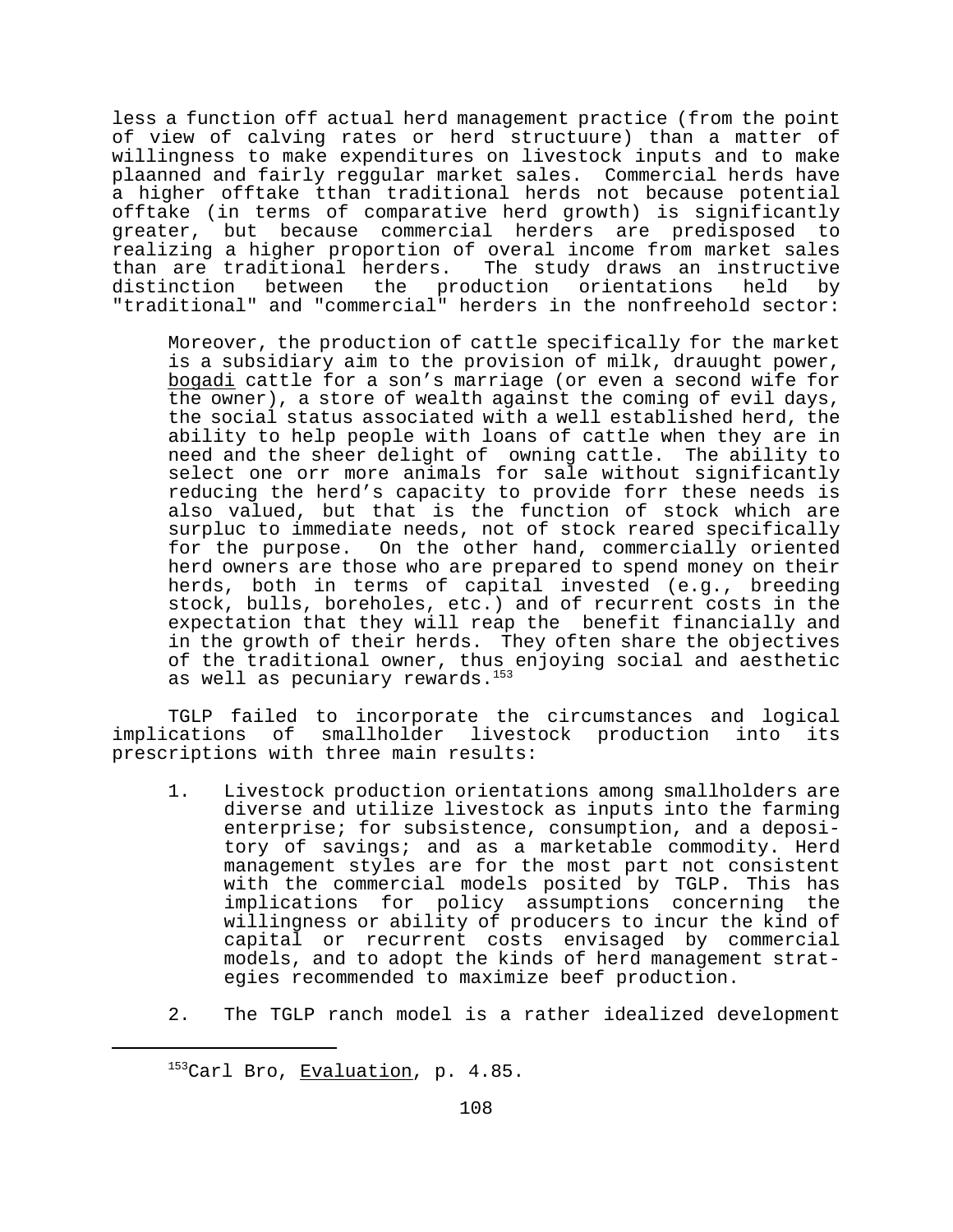less a function off actual herd management practice (from the point of view of calving rates or herd structuure) than a matter of willingness to make expenditures on livestock inputs and to make plaanned and fairly reggular market sales. Commercial herds have a higher offtake tthan traditional herds not because potential offtake (in terms of comparative herd growth) is significantly greater, but because commercial herders are predisposed to realizing a higher proportion of overal income from market sales than are traditional herders. The study draws an instructive distinction between the production orientations held by "traditional" and "commercial" herders in the nonfreehold sector:

> Moreover, the production of cattle specifically for the market is a subsidiary aim to the provision of milk, drauught power, bogadi cattle for a son's marriage (or even a second wife for the owner), a store of wealth against the coming of evil days, the social status associated with a well established herd, the ability to help people with loans of cattle when they are in need and the sheer delight of owning cattle. The ability to select one orr more animals for sale without significantly reducing the herd's capacity to provide forr these needs is also valued, but that is the function of stock which are surpluc to immediate needs, not of stock reared specifically for the purpose. On the other hand, commercially oriented herd owners are those who are prepared to spend money on their herds, both in terms of capital invested (e.g., breeding stock, bulls, boreholes, etc.) and of recurrent costs in the expectation that they will reap the benefit financially and in the growth of their herds. They often share the objectives of the traditional owner, thus enjoying social and aesthetic as well as pecuniary rewards.[153]

TGLP failed to incorporate the circumstances and logical implications of smallholder livestock production into its prescriptions with three main results:

1. Livestock production orientations among smallholders are diverse and utilize livestock as inputs into the farming enterprise; for subsistence, consumption, and a depository of savings; and as a marketable commodity. Herd management styles are for the most part not consistent with the commercial models posited by TGLP. This has implications for policy assumptions concerning the willingness or ability of producers to incur the kind of capital or recurrent costs envisaged by commercial models, and to adopt the kinds of herd management strategies recommended to maximize beef production.

2. The TGLP ranch model is a rather idealized development

---

[153] Carl Bro, Evaluation, p. 4.85.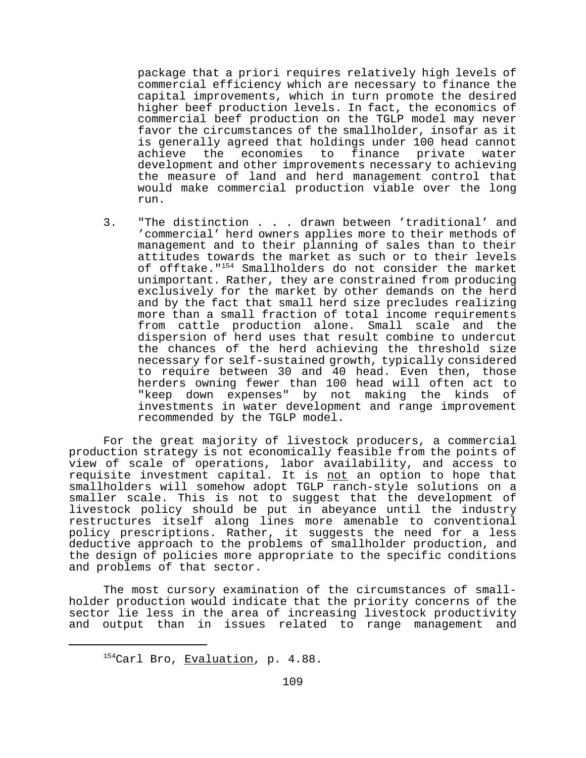package that a priori requires relatively high levels of commercial efficiency which are necessary to finance the capital improvements, which in turn promote the desired higher beef production levels. In fact, the economics of commercial beef production on the TGLP model may never favor the circumstances of the smallholder, insofar as it is generally agreed that holdings under 100 head cannot achieve the economies to finance private water development and other improvements necessary to achieving the measure of land and herd management control that would make commercial production viable over the long run.

3. "The distinction . . . drawn between 'traditional' and 'commercial' herd owners applies more to their methods of management and to their planning of sales than to their attitudes towards the market as such or to their levels of offtake."[154] Smallholders do not consider the market unimportant. Rather, they are constrained from producing exclusively for the market by other demands on the herd and by the fact that small herd size precludes realizing more than a small fraction of total income requirements from cattle production alone. Small scale and the dispersion of herd uses that result combine to undercut the chances of the herd achieving the threshold size necessary for self-sustained growth, typically considered to require between 30 and 40 head. Even then, those herders owning fewer than 100 head will often act to "keep down expenses" by not making the kinds of investments in water development and range improvement recommended by the TGLP model.

For the great majority of livestock producers, a commercial production strategy is not economically feasible from the points of view of scale of operations, labor availability, and access to requisite investment capital. It is <u>not</u> an option to hope that smallholders will somehow adopt TGLP ranch-style solutions on a smaller scale. This is not to suggest that the development of livestock policy should be put in abeyance until the industry restructures itself along lines more amenable to conventional policy prescriptions. Rather, it suggests the need for a less deductive approach to the problems of smallholder production, and the design of policies more appropriate to the specific conditions and problems of that sector.

The most cursory examination of the circumstances of small-holder production would indicate that the priority concerns of the sector lie less in the area of increasing livestock productivity and output than in issues related to range management and

---

[154] Carl Bro, <u>Evaluation</u>, p. 4.88.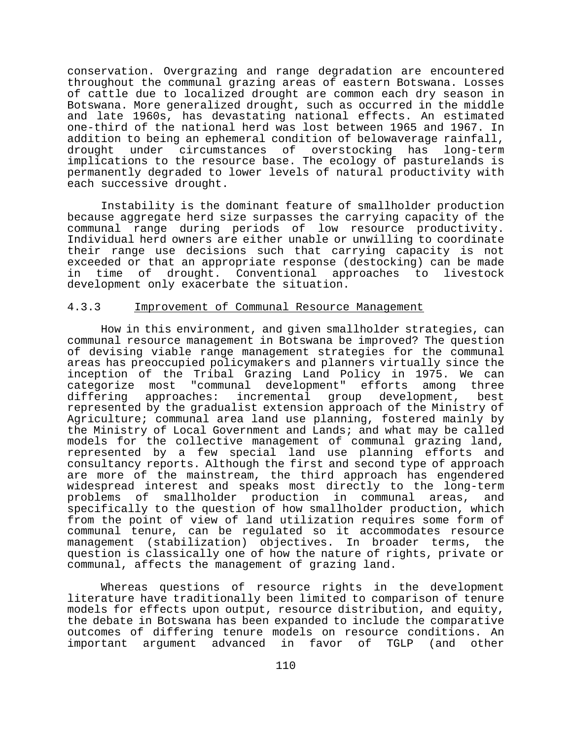conservation. Overgrazing and range degradation are encountered throughout the communal grazing areas of eastern Botswana. Losses of cattle due to localized drought are common each dry season in Botswana. More generalized drought, such as occurred in the middle and late 1960s, has devastating national effects. An estimated one-third of the national herd was lost between 1965 and 1967. In addition to being an ephemeral condition of belowaverage rainfall, drought under circumstances of overstocking has long-term implications to the resource base. The ecology of pasturelands is permanently degraded to lower levels of natural productivity with each successive drought.

Instability is the dominant feature of smallholder production because aggregate herd size surpasses the carrying capacity of the communal range during periods of low resource productivity. Individual herd owners are either unable or unwilling to coordinate their range use decisions such that carrying capacity is not exceeded or that an appropriate response (destocking) can be made in time of drought. Conventional approaches to livestock development only exacerbate the situation.

### 4.3.3 Improvement of Communal Resource Management

How in this environment, and given smallholder strategies, can communal resource management in Botswana be improved? The question of devising viable range management strategies for the communal areas has preoccupied policymakers and planners virtually since the inception of the Tribal Grazing Land Policy in 1975. We can categorize most "communal development" efforts among three differing approaches: incremental group development, best represented by the gradualist extension approach of the Ministry of Agriculture; communal area land use planning, fostered mainly by the Ministry of Local Government and Lands; and what may be called models for the collective management of communal grazing land, represented by a few special land use planning efforts and consultancy reports. Although the first and second type of approach are more of the mainstream, the third approach has engendered widespread interest and speaks most directly to the long-term problems of smallholder production in communal areas, and specifically to the question of how smallholder production, which from the point of view of land utilization requires some form of communal tenure, can be regulated so it accommodates resource management (stabilization) objectives. In broader terms, the question is classically one of how the nature of rights, private or communal, affects the management of grazing land.

Whereas questions of resource rights in the development literature have traditionally been limited to comparison of tenure models for effects upon output, resource distribution, and equity, the debate in Botswana has been expanded to include the comparative outcomes of differing tenure models on resource conditions. An important argument advanced in favor of TGLP (and other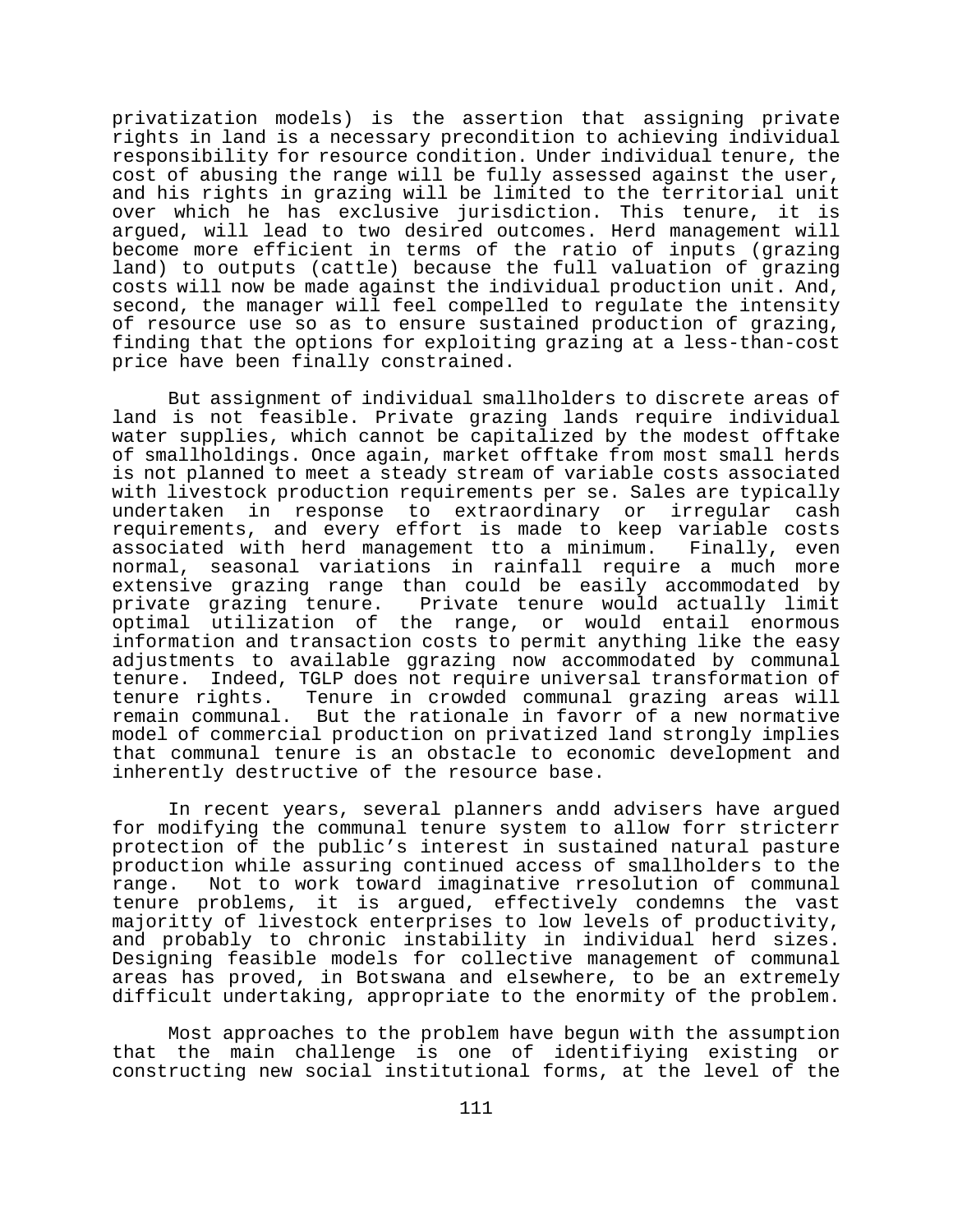privatization models) is the assertion that assigning private rights in land is a necessary precondition to achieving individual responsibility for resource condition. Under individual tenure, the cost of abusing the range will be fully assessed against the user, and his rights in grazing will be limited to the territorial unit over which he has exclusive jurisdiction. This tenure, it is argued, will lead to two desired outcomes. Herd management will become more efficient in terms of the ratio of inputs (grazing land) to outputs (cattle) because the full valuation of grazing costs will now be made against the individual production unit. And, second, the manager will feel compelled to regulate the intensity of resource use so as to ensure sustained production of grazing, finding that the options for exploiting grazing at a less-than-cost price have been finally constrained.

But assignment of individual smallholders to discrete areas of land is not feasible. Private grazing lands require individual water supplies, which cannot be capitalized by the modest offtake of smallholdings. Once again, market offtake from most small herds is not planned to meet a steady stream of variable costs associated with livestock production requirements per se. Sales are typically undertaken in response to extraordinary or irregular cash requirements, and every effort is made to keep variable costs associated with herd management tto a minimum. Finally, even normal, seasonal variations in rainfall require a much more extensive grazing range than could be easily accommodated by private grazing tenure. Private tenure would actually limit optimal utilization of the range, or would entail enormous information and transaction costs to permit anything like the easy adjustments to available ggrazing now accommodated by communal tenure. Indeed, TGLP does not require universal transformation of tenure rights. Tenure in crowded communal grazing areas will remain communal. But the rationale in favorr of a new normative model of commercial production on privatized land strongly implies that communal tenure is an obstacle to economic development and inherently destructive of the resource base.

In recent years, several planners andd advisers have argued for modifying the communal tenure system to allow forr stricterr protection of the public's interest in sustained natural pasture production while assuring continued access of smallholders to the range. Not to work toward imaginative rresolution of communal tenure problems, it is argued, effectively condemns the vast majoritty of livestock enterprises to low levels of productivity, and probably to chronic instability in individual herd sizes. Designing feasible models for collective management of communal areas has proved, in Botswana and elsewhere, to be an extremely difficult undertaking, appropriate to the enormity of the problem.

Most approaches to the problem have begun with the assumption that the main challenge is one of identifiying existing or constructing new social institutional forms, at the level of the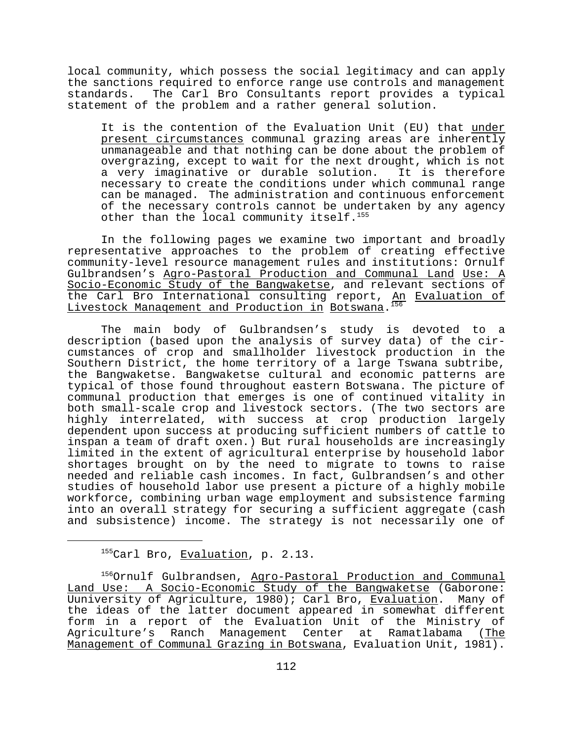local community, which possess the social legitimacy and can apply the sanctions required to enforce range use controls and management standards. The Carl Bro Consultants report provides a typical statement of the problem and a rather general solution.

> It is the contention of the Evaluation Unit (EU) that under present circumstances communal grazing areas are inherently unmanageable and that nothing can be done about the problem of overgrazing, except to wait for the next drought, which is not a very imaginative or durable solution. It is therefore necessary to create the conditions under which communal range can be managed. The administration and continuous enforcement of the necessary controls cannot be undertaken by any agency other than the local community itself.[155]

In the following pages we examine two important and broadly representative approaches to the problem of creating effective community-level resource management rules and institutions: Ornulf Gulbrandsen's Agro-Pastoral Production and Communal Land Use: A Socio-Economic Study of the Bangwaketse, and relevant sections of the Carl Bro International consulting report, An Evaluation of Livestock Management and Production in Botswana.[156]

The main body of Gulbrandsen's study is devoted to a description (based upon the analysis of survey data) of the circumstances of crop and smallholder livestock production in the Southern District, the home territory of a large Tswana subtribe, the Bangwaketse. Bangwaketse cultural and economic patterns are typical of those found throughout eastern Botswana. The picture of communal production that emerges is one of continued vitality in both small-scale crop and livestock sectors. (The two sectors are highly interrelated, with success at crop production largely dependent upon success at producing sufficient numbers of cattle to inspan a team of draft oxen.) But rural households are increasingly limited in the extent of agricultural enterprise by household labor shortages brought on by the need to migrate to towns to raise needed and reliable cash incomes. In fact, Gulbrandsen's and other studies of household labor use present a picture of a highly mobile workforce, combining urban wage employment and subsistence farming into an overall strategy for securing a sufficient aggregate (cash and subsistence) income. The strategy is not necessarily one of

---

[155]Carl Bro, Evaluation, p. 2.13.

[156]Ornulf Gulbrandsen, Agro-Pastoral Production and Communal Land Use: A Socio-Economic Study of the Bangwaketse (Gaborone: Uuniversity of Agriculture, 1980); Carl Bro, Evaluation. Many of the ideas of the latter document appeared in somewhat different form in a report of the Evaluation Unit of the Ministry of Agriculture's Ranch Management Center at Ramatlabama (The Management of Communal Grazing in Botswana, Evaluation Unit, 1981).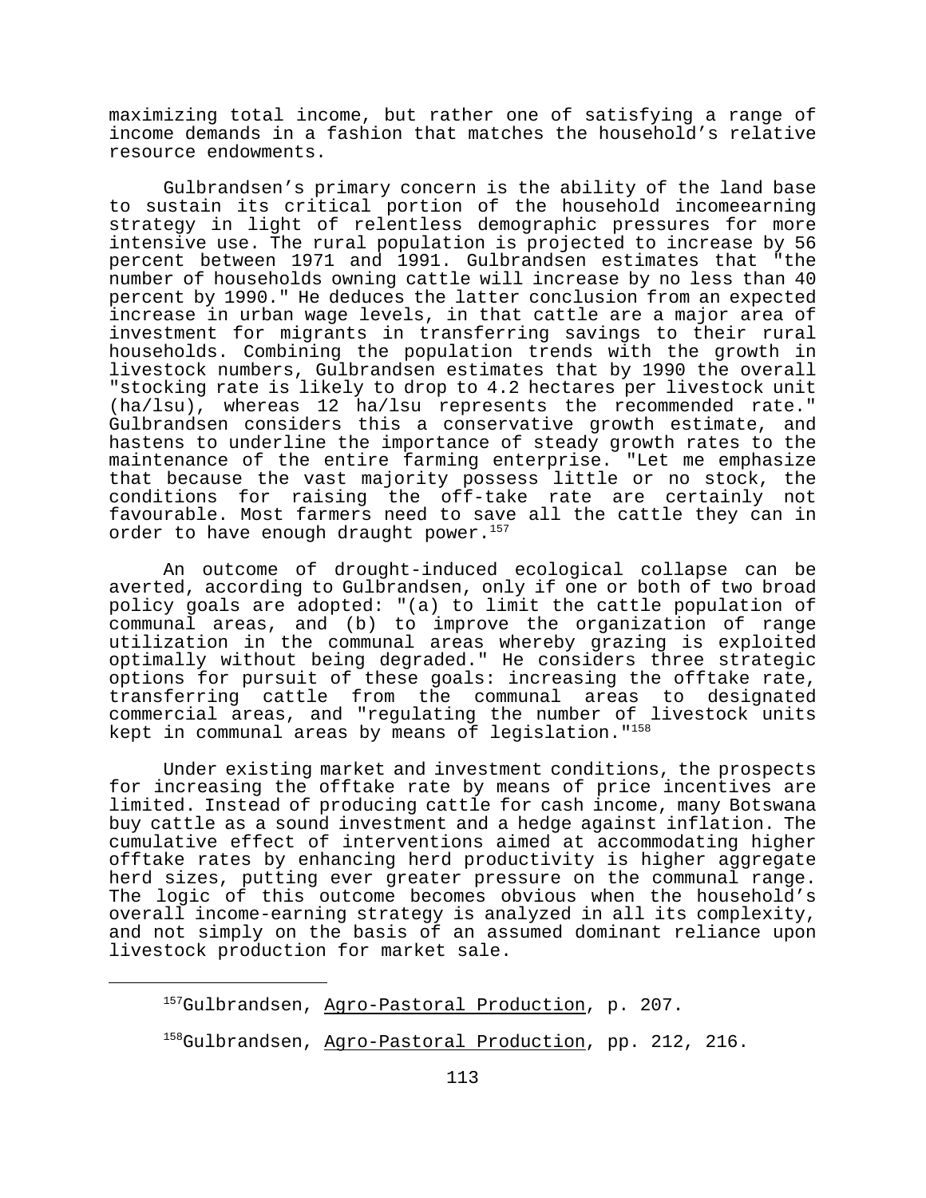maximizing total income, but rather one of satisfying a range of income demands in a fashion that matches the household's relative resource endowments.

Gulbrandsen's primary concern is the ability of the land base to sustain its critical portion of the household incomeearning strategy in light of relentless demographic pressures for more intensive use. The rural population is projected to increase by 56 percent between 1971 and 1991. Gulbrandsen estimates that "the number of households owning cattle will increase by no less than 40 percent by 1990." He deduces the latter conclusion from an expected increase in urban wage levels, in that cattle are a major area of investment for migrants in transferring savings to their rural households. Combining the population trends with the growth in livestock numbers, Gulbrandsen estimates that by 1990 the overall "stocking rate is likely to drop to 4.2 hectares per livestock unit (ha/lsu), whereas 12 ha/lsu represents the recommended rate." Gulbrandsen considers this a conservative growth estimate, and hastens to underline the importance of steady growth rates to the maintenance of the entire farming enterprise. "Let me emphasize that because the vast majority possess little or no stock, the conditions for raising the off-take rate are certainly not favourable. Most farmers need to save all the cattle they can in order to have enough draught power.[157]

An outcome of drought-induced ecological collapse can be averted, according to Gulbrandsen, only if one or both of two broad policy goals are adopted: "(a) to limit the cattle population of communal areas, and (b) to improve the organization of range utilization in the communal areas whereby grazing is exploited optimally without being degraded." He considers three strategic options for pursuit of these goals: increasing the offtake rate, transferring cattle from the communal areas to designated commercial areas, and "regulating the number of livestock units kept in communal areas by means of legislation."[158]

Under existing market and investment conditions, the prospects for increasing the offtake rate by means of price incentives are limited. Instead of producing cattle for cash income, many Botswana buy cattle as a sound investment and a hedge against inflation. The cumulative effect of interventions aimed at accommodating higher offtake rates by enhancing herd productivity is higher aggregate herd sizes, putting ever greater pressure on the communal range. The logic of this outcome becomes obvious when the household's overall income-earning strategy is analyzed in all its complexity, and not simply on the basis of an assumed dominant reliance upon livestock production for market sale.

---

[157] Gulbrandsen, Agro-Pastoral Production, p. 207.

[158] Gulbrandsen, Agro-Pastoral Production, pp. 212, 216.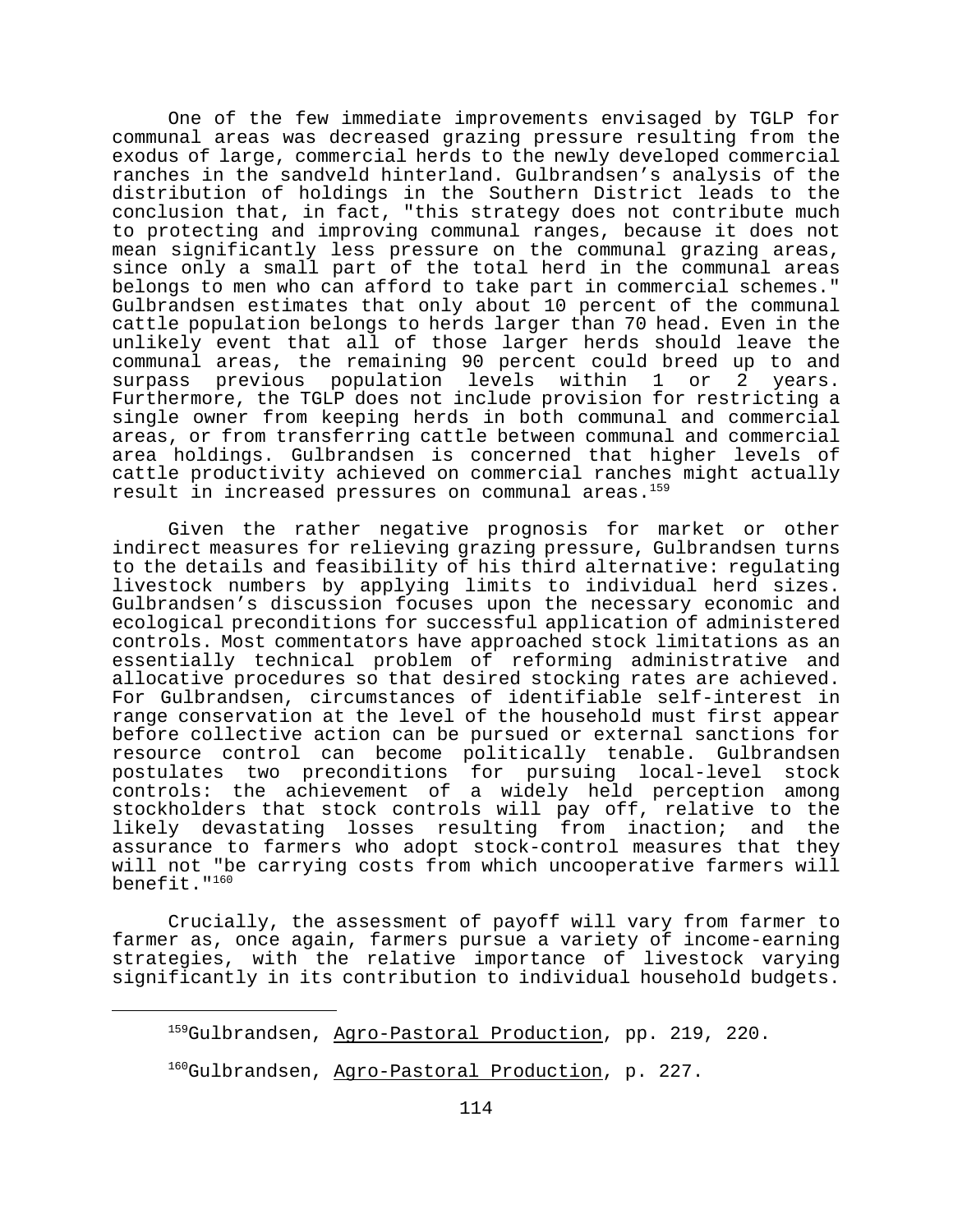One of the few immediate improvements envisaged by TGLP for communal areas was decreased grazing pressure resulting from the exodus of large, commercial herds to the newly developed commercial ranches in the sandveld hinterland. Gulbrandsen's analysis of the distribution of holdings in the Southern District leads to the conclusion that, in fact, "this strategy does not contribute much to protecting and improving communal ranges, because it does not mean significantly less pressure on the communal grazing areas, since only a small part of the total herd in the communal areas belongs to men who can afford to take part in commercial schemes." Gulbrandsen estimates that only about 10 percent of the communal cattle population belongs to herds larger than 70 head. Even in the unlikely event that all of those larger herds should leave the communal areas, the remaining 90 percent could breed up to and surpass previous population levels within 1 or 2 years. Furthermore, the TGLP does not include provision for restricting a single owner from keeping herds in both communal and commercial areas, or from transferring cattle between communal and commercial area holdings. Gulbrandsen is concerned that higher levels of cattle productivity achieved on commercial ranches might actually result in increased pressures on communal areas.[159]

Given the rather negative prognosis for market or other indirect measures for relieving grazing pressure, Gulbrandsen turns to the details and feasibility of his third alternative: regulating livestock numbers by applying limits to individual herd sizes. Gulbrandsen's discussion focuses upon the necessary economic and ecological preconditions for successful application of administered controls. Most commentators have approached stock limitations as an essentially technical problem of reforming administrative and allocative procedures so that desired stocking rates are achieved. For Gulbrandsen, circumstances of identifiable self-interest in range conservation at the level of the household must first appear before collective action can be pursued or external sanctions for resource control can become politically tenable. Gulbrandsen postulates two preconditions for pursuing local-level stock controls: the achievement of a widely held perception among stockholders that stock controls will pay off, relative to the likely devastating losses resulting from inaction; and the assurance to farmers who adopt stock-control measures that they will not "be carrying costs from which uncooperative farmers will benefit."[160]

Crucially, the assessment of payoff will vary from farmer to farmer as, once again, farmers pursue a variety of income-earning strategies, with the relative importance of livestock varying significantly in its contribution to individual household budgets.

---

[159]Gulbrandsen, Agro-Pastoral Production, pp. 219, 220.

[160]Gulbrandsen, Agro-Pastoral Production, p. 227.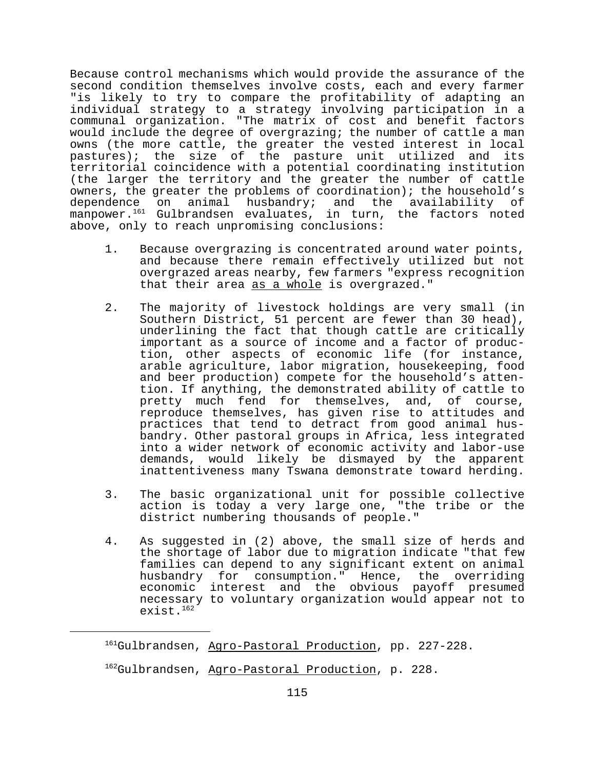Because control mechanisms which would provide the assurance of the second condition themselves involve costs, each and every farmer "is likely to try to compare the profitability of adapting an individual strategy to a strategy involving participation in a communal organization. "The matrix of cost and benefit factors would include the degree of overgrazing; the number of cattle a man owns (the more cattle, the greater the vested interest in local pastures); the size of the pasture unit utilized and its territorial coincidence with a potential coordinating institution (the larger the territory and the greater the number of cattle owners, the greater the problems of coordination); the household's dependence on animal husbandry; and the availability of manpower.[161] Gulbrandsen evaluates, in turn, the factors noted above, only to reach unpromising conclusions:

1. Because overgrazing is concentrated around water points, and because there remain effectively utilized but not overgrazed areas nearby, few farmers "express recognition that their area <u>as a whole</u> is overgrazed."

2. The majority of livestock holdings are very small (in Southern District, 51 percent are fewer than 30 head), underlining the fact that though cattle are critically important as a source of income and a factor of production, other aspects of economic life (for instance, arable agriculture, labor migration, housekeeping, food and beer production) compete for the household's attention. If anything, the demonstrated ability of cattle to pretty much fend for themselves, and, of course, reproduce themselves, has given rise to attitudes and practices that tend to detract from good animal husbandry. Other pastoral groups in Africa, less integrated into a wider network of economic activity and labor-use demands, would likely be dismayed by the apparent inattentiveness many Tswana demonstrate toward herding.

3. The basic organizational unit for possible collective action is today a very large one, "the tribe or the district numbering thousands of people."

4. As suggested in (2) above, the small size of herds and the shortage of labor due to migration indicate "that few families can depend to any significant extent on animal husbandry for consumption." Hence, the overriding economic interest and the obvious payoff presumed necessary to voluntary organization would appear not to exist.[162]

---

[161] Gulbrandsen, <u>Agro-Pastoral Production</u>, pp. 227-228.

[162] Gulbrandsen, <u>Agro-Pastoral Production</u>, p. 228.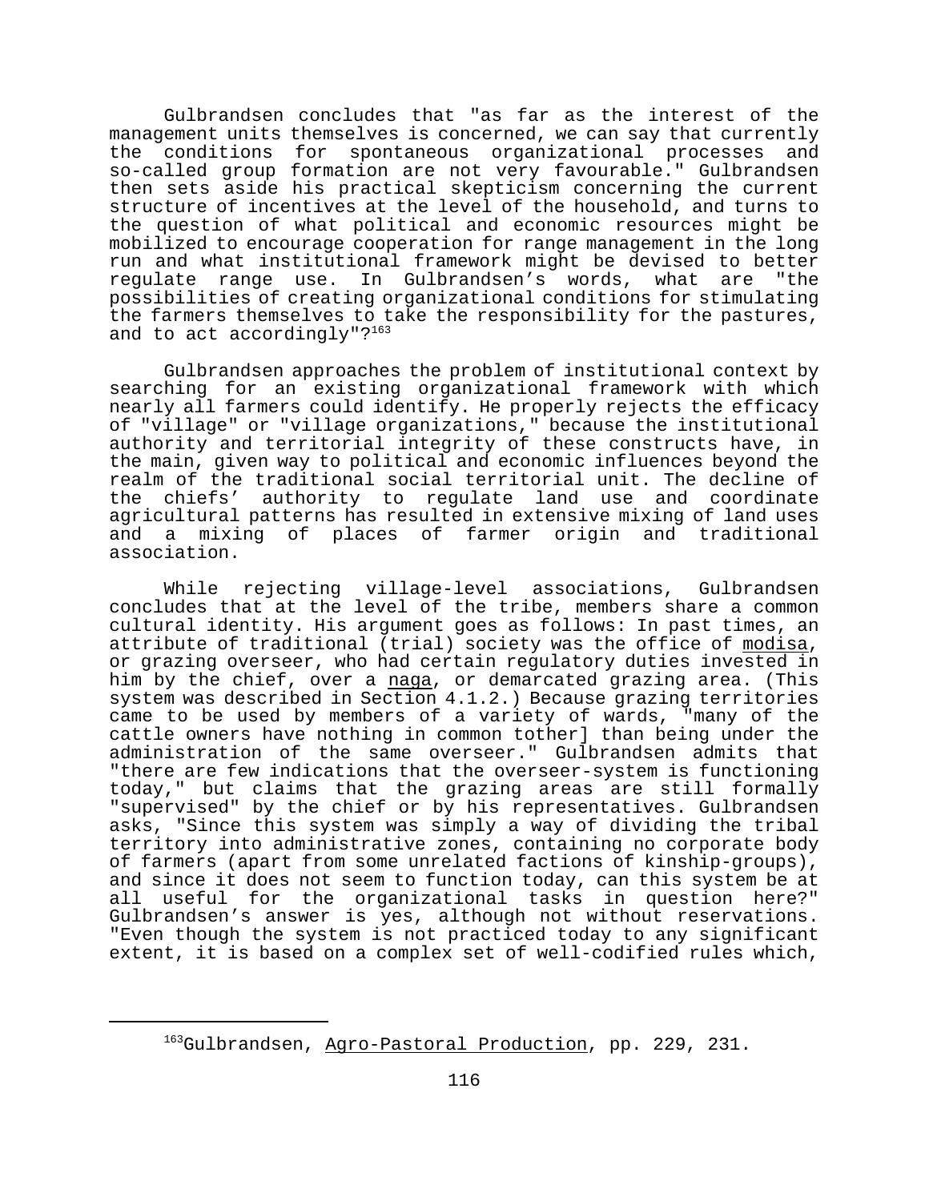Gulbrandsen concludes that "as far as the interest of the management units themselves is concerned, we can say that currently the conditions for spontaneous organizational processes and so-called group formation are not very favourable." Gulbrandsen then sets aside his practical skepticism concerning the current structure of incentives at the level of the household, and turns to the question of what political and economic resources might be mobilized to encourage cooperation for range management in the long run and what institutional framework might be devised to better regulate range use. In Gulbrandsen's words, what are "the possibilities of creating organizational conditions for stimulating the farmers themselves to take the responsibility for the pastures, and to act accordingly"?[163]

Gulbrandsen approaches the problem of institutional context by searching for an existing organizational framework with which nearly all farmers could identify. He properly rejects the efficacy of "village" or "village organizations," because the institutional authority and territorial integrity of these constructs have, in the main, given way to political and economic influences beyond the realm of the traditional social territorial unit. The decline of the chiefs' authority to regulate land use and coordinate agricultural patterns has resulted in extensive mixing of land uses and a mixing of places of farmer origin and traditional association.

While rejecting village-level associations, Gulbrandsen concludes that at the level of the tribe, members share a common cultural identity. His argument goes as follows: In past times, an attribute of traditional (trial) society was the office of modisa, or grazing overseer, who had certain regulatory duties invested in him by the chief, over a naga, or demarcated grazing area. (This system was described in Section 4.1.2.) Because grazing territories came to be used by members of a variety of wards, "many of the cattle owners have nothing in common tother] than being under the administration of the same overseer." Gulbrandsen admits that "there are few indications that the overseer-system is functioning today," but claims that the grazing areas are still formally "supervised" by the chief or by his representatives. Gulbrandsen asks, "Since this system was simply a way of dividing the tribal territory into administrative zones, containing no corporate body of farmers (apart from some unrelated factions of kinship-groups), and since it does not seem to function today, can this system be at all useful for the organizational tasks in question here?" Gulbrandsen's answer is yes, although not without reservations. "Even though the system is not practiced today to any significant extent, it is based on a complex set of well-codified rules which,

[163]Gulbrandsen, Agro-Pastoral Production, pp. 229, 231.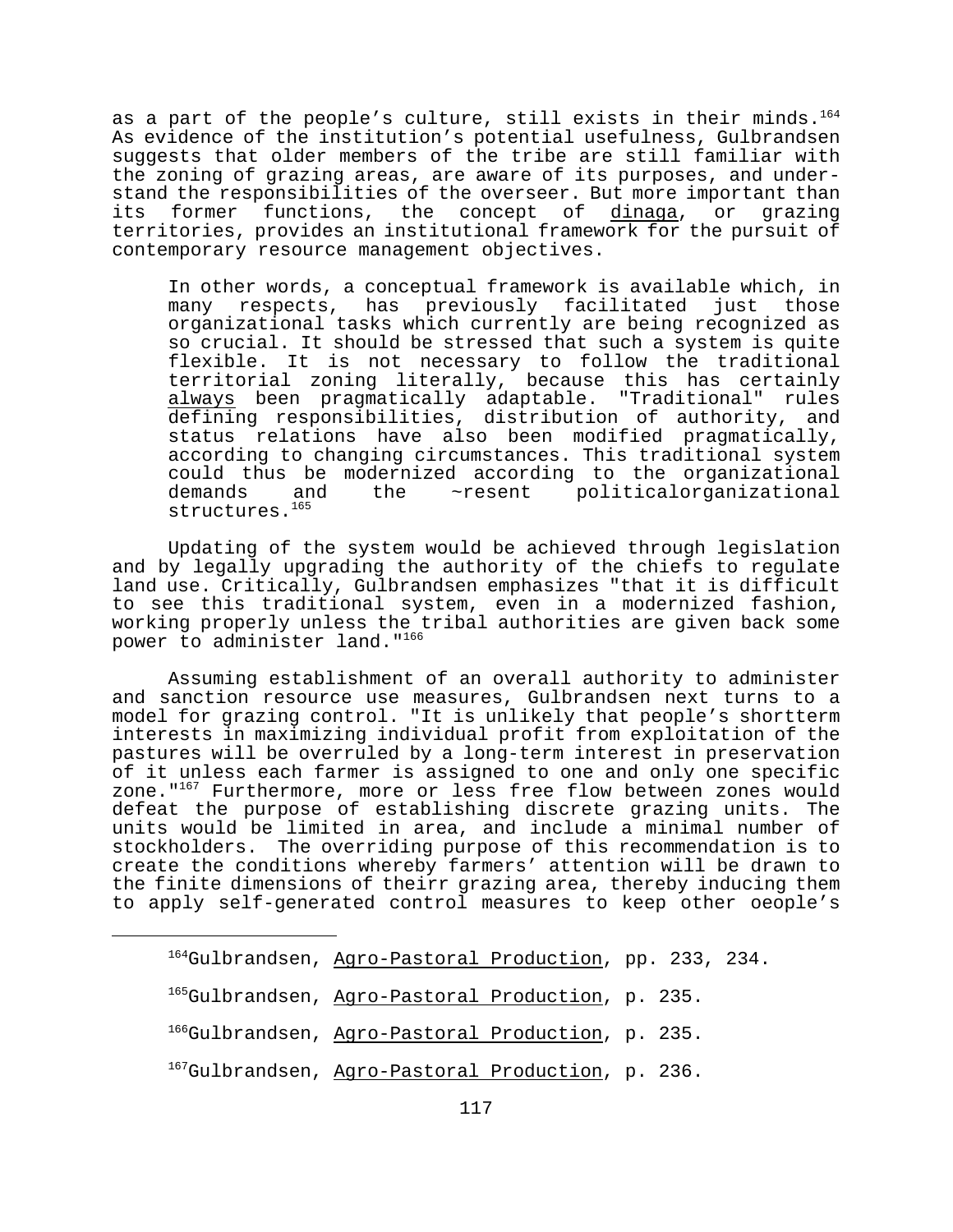as a part of the people's culture, still exists in their minds.[164] As evidence of the institution's potential usefulness, Gulbrandsen suggests that older members of the tribe are still familiar with the zoning of grazing areas, are aware of its purposes, and understand the responsibilities of the overseer. But more important than its former functions, the concept of _dinaga_, or grazing territories, provides an institutional framework for the pursuit of contemporary resource management objectives.

> In other words, a conceptual framework is available which, in many respects, has previously facilitated just those organizational tasks which currently are being recognized as so crucial. It should be stressed that such a system is quite flexible. It is not necessary to follow the traditional territorial zoning literally, because this has certainly _always_ been pragmatically adaptable. "Traditional" rules defining responsibilities, distribution of authority, and status relations have also been modified pragmatically, according to changing circumstances. This traditional system could thus be modernized according to the organizational demands and the ~resent politicalorganizational structures.[165]

Updating of the system would be achieved through legislation and by legally upgrading the authority of the chiefs to regulate land use. Critically, Gulbrandsen emphasizes "that it is difficult to see this traditional system, even in a modernized fashion, working properly unless the tribal authorities are given back some power to administer land."[166]

Assuming establishment of an overall authority to administer and sanction resource use measures, Gulbrandsen next turns to a model for grazing control. "It is unlikely that people's shortterm interests in maximizing individual profit from exploitation of the pastures will be overruled by a long-term interest in preservation of it unless each farmer is assigned to one and only one specific zone."[167] Furthermore, more or less free flow between zones would defeat the purpose of establishing discrete grazing units. The units would be limited in area, and include a minimal number of stockholders. The overriding purpose of this recommendation is to create the conditions whereby farmers' attention will be drawn to the finite dimensions of theirr grazing area, thereby inducing them to apply self-generated control measures to keep other oeople's

---

[164]Gulbrandsen, _Agro-Pastoral Production_, pp. 233, 234.

[165]Gulbrandsen, _Agro-Pastoral Production_, p. 235.

[166]Gulbrandsen, _Agro-Pastoral Production_, p. 235.

[167]Gulbrandsen, _Agro-Pastoral Production_, p. 236.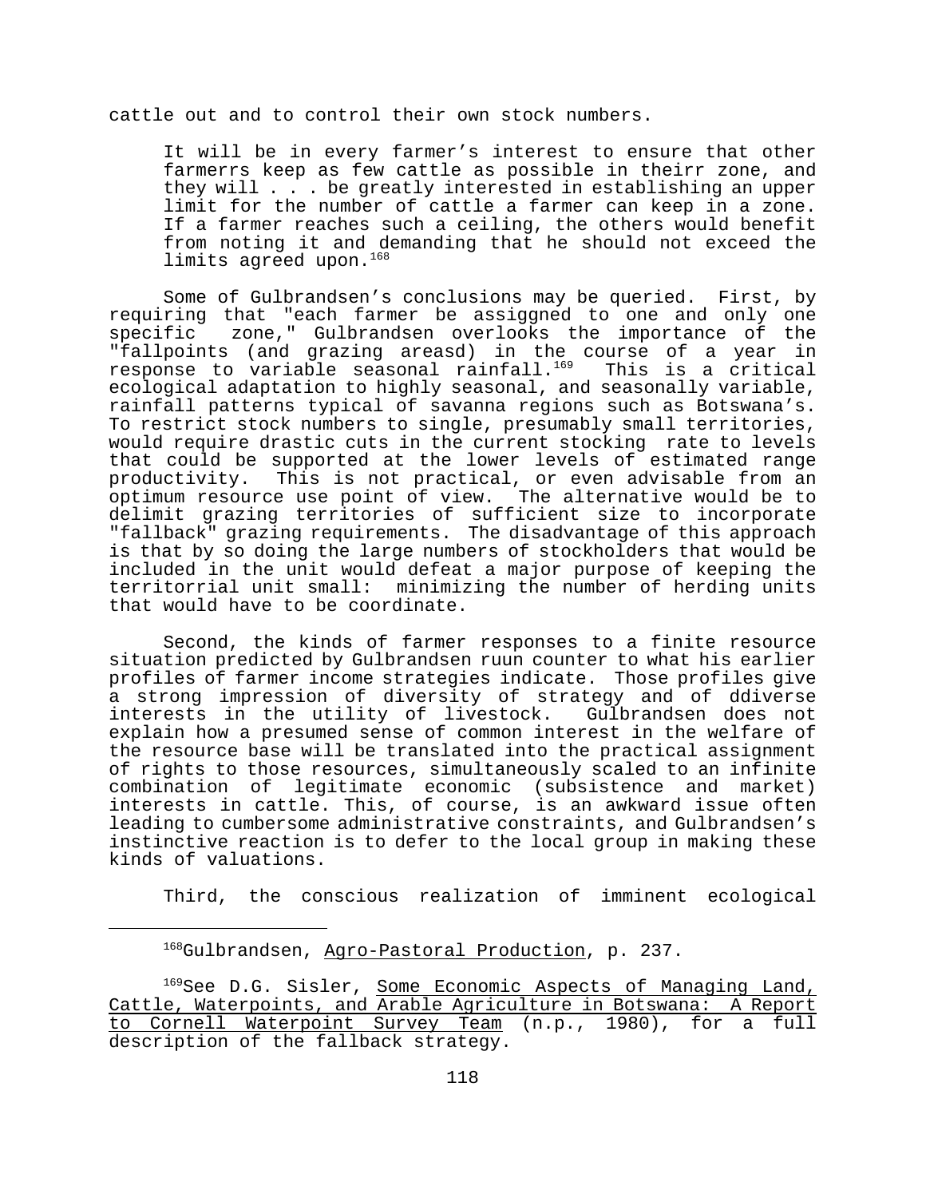cattle out and to control their own stock numbers.

> It will be in every farmer's interest to ensure that other farmerrs keep as few cattle as possible in theirr zone, and they will . . . be greatly interested in establishing an upper limit for the number of cattle a farmer can keep in a zone. If a farmer reaches such a ceiling, the others would benefit from noting it and demanding that he should not exceed the limits agreed upon.[168]

Some of Gulbrandsen's conclusions may be queried. First, by requiring that "each farmer be assiggned to one and only one specific zone," Gulbrandsen overlooks the importance of the "fallpoints (and grazing areasd) in the course of a year in response to variable seasonal rainfall.[169] This is a critical ecological adaptation to highly seasonal, and seasonally variable, rainfall patterns typical of savanna regions such as Botswana's. To restrict stock numbers to single, presumably small territories, would require drastic cuts in the current stocking rate to levels that could be supported at the lower levels of estimated range productivity. This is not practical, or even advisable from an optimum resource use point of view. The alternative would be to delimit grazing territories of sufficient size to incorporate "fallback" grazing requirements. The disadvantage of this approach is that by so doing the large numbers of stockholders that would be included in the unit would defeat a major purpose of keeping the territorrial unit small: minimizing the number of herding units that would have to be coordinate.

Second, the kinds of farmer responses to a finite resource situation predicted by Gulbrandsen ruun counter to what his earlier profiles of farmer income strategies indicate. Those profiles give a strong impression of diversity of strategy and of ddiverse interests in the utility of livestock. Gulbrandsen does not explain how a presumed sense of common interest in the welfare of the resource base will be translated into the practical assignment of rights to those resources, simultaneously scaled to an infinite combination of legitimate economic (subsistence and market) interests in cattle. This, of course, is an awkward issue often leading to cumbersome administrative constraints, and Gulbrandsen's instinctive reaction is to defer to the local group in making these kinds of valuations.

Third, the conscious realization of imminent ecological

---

[168]Gulbrandsen, Agro-Pastoral Production, p. 237.

[169]See D.G. Sisler, Some Economic Aspects of Managing Land, Cattle, Waterpoints, and Arable Agriculture in Botswana: A Report to Cornell Waterpoint Survey Team (n.p., 1980), for a full description of the fallback strategy.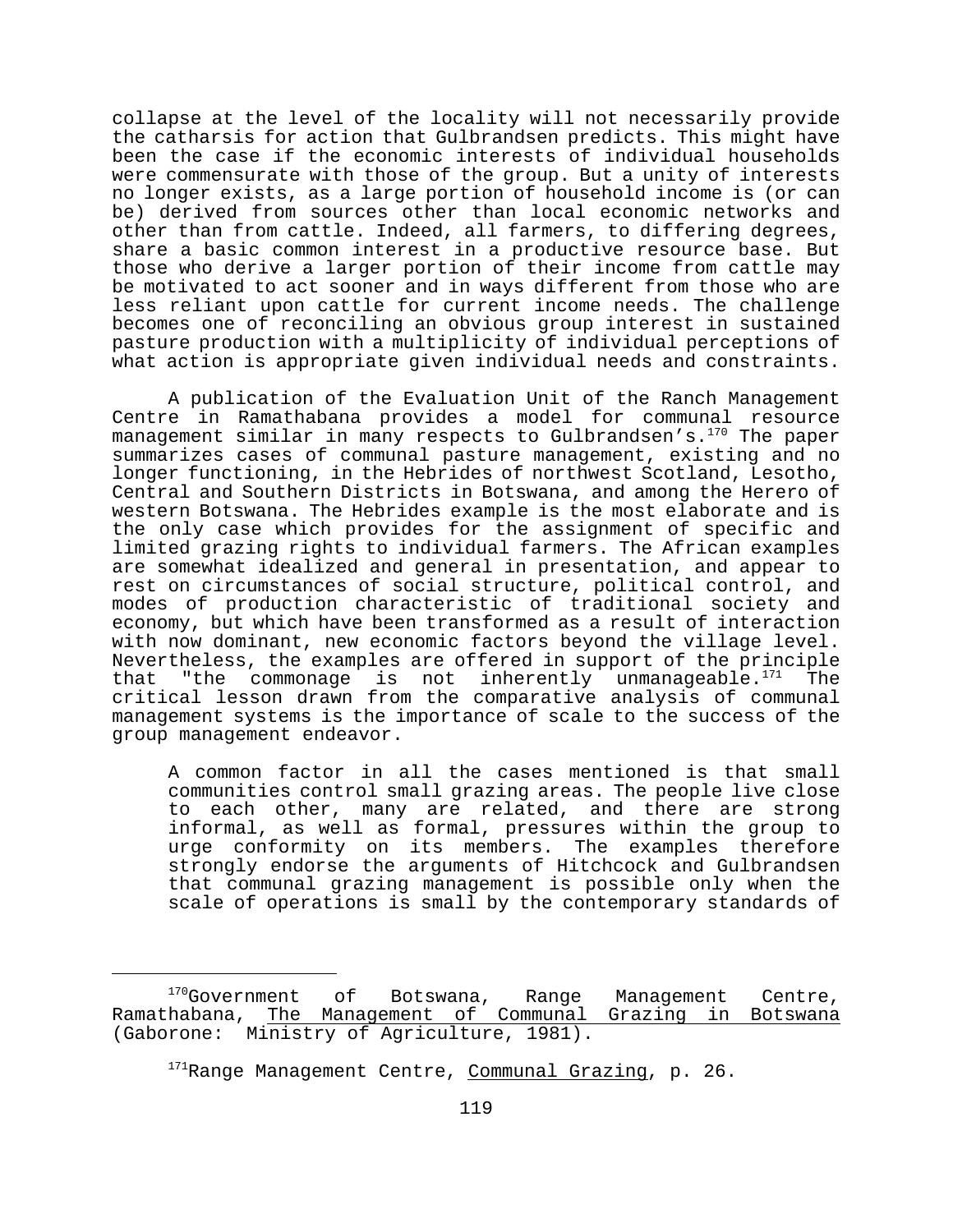collapse at the level of the locality will not necessarily provide the catharsis for action that Gulbrandsen predicts. This might have been the case if the economic interests of individual households were commensurate with those of the group. But a unity of interests no longer exists, as a large portion of household income is (or can be) derived from sources other than local economic networks and other than from cattle. Indeed, all farmers, to differing degrees, share a basic common interest in a productive resource base. But those who derive a larger portion of their income from cattle may be motivated to act sooner and in ways different from those who are less reliant upon cattle for current income needs. The challenge becomes one of reconciling an obvious group interest in sustained pasture production with a multiplicity of individual perceptions of what action is appropriate given individual needs and constraints.

A publication of the Evaluation Unit of the Ranch Management Centre in Ramathabana provides a model for communal resource management similar in many respects to Gulbrandsen's.[170] The paper summarizes cases of communal pasture management, existing and no longer functioning, in the Hebrides of northwest Scotland, Lesotho, Central and Southern Districts in Botswana, and among the Herero of western Botswana. The Hebrides example is the most elaborate and is the only case which provides for the assignment of specific and limited grazing rights to individual farmers. The African examples are somewhat idealized and general in presentation, and appear to rest on circumstances of social structure, political control, and modes of production characteristic of traditional society and economy, but which have been transformed as a result of interaction with now dominant, new economic factors beyond the village level. Nevertheless, the examples are offered in support of the principle that "the commonage is not inherently unmanageable.[171] The critical lesson drawn from the comparative analysis of communal management systems is the importance of scale to the success of the group management endeavor.

> A common factor in all the cases mentioned is that small communities control small grazing areas. The people live close to each other, many are related, and there are strong informal, as well as formal, pressures within the group to urge conformity on its members. The examples therefore strongly endorse the arguments of Hitchcock and Gulbrandsen that communal grazing management is possible only when the scale of operations is small by the contemporary standards of

---

[170]Government of Botswana, Range Management Centre, Ramathabana, The Management of Communal Grazing in Botswana (Gaborone: Ministry of Agriculture, 1981).

[171]Range Management Centre, Communal Grazing, p. 26.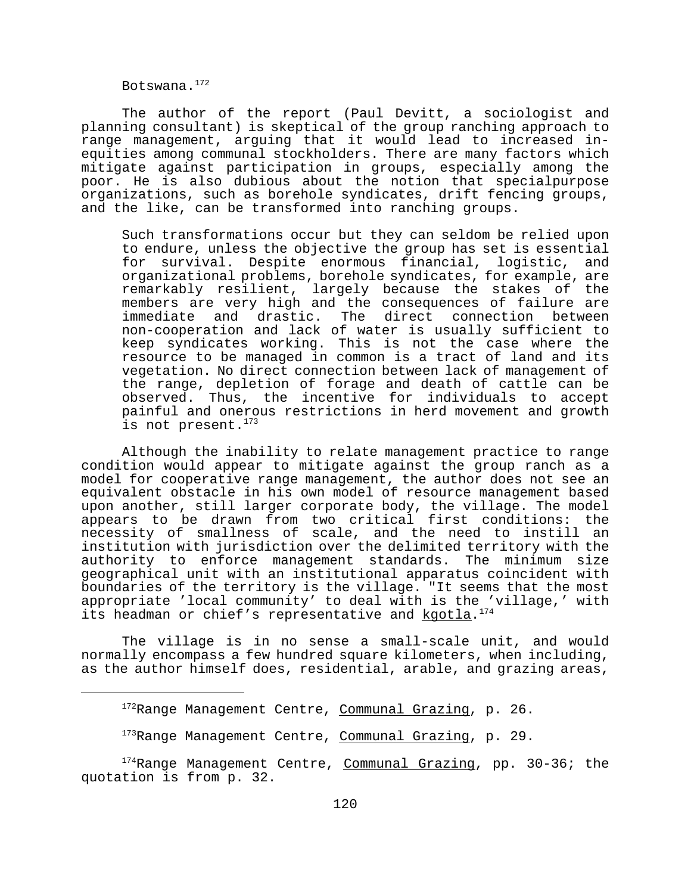Botswana.[172]

The author of the report (Paul Devitt, a sociologist and planning consultant) is skeptical of the group ranching approach to range management, arguing that it would lead to increased inequities among communal stockholders. There are many factors which mitigate against participation in groups, especially among the poor. He is also dubious about the notion that specialpurpose organizations, such as borehole syndicates, drift fencing groups, and the like, can be transformed into ranching groups.

> Such transformations occur but they can seldom be relied upon to endure, unless the objective the group has set is essential for survival. Despite enormous financial, logistic, and organizational problems, borehole syndicates, for example, are remarkably resilient, largely because the stakes of the members are very high and the consequences of failure are immediate and drastic. The direct connection between non-cooperation and lack of water is usually sufficient to keep syndicates working. This is not the case where the resource to be managed in common is a tract of land and its vegetation. No direct connection between lack of management of the range, depletion of forage and death of cattle can be observed. Thus, the incentive for individuals to accept painful and onerous restrictions in herd movement and growth is not present.[173]

Although the inability to relate management practice to range condition would appear to mitigate against the group ranch as a model for cooperative range management, the author does not see an equivalent obstacle in his own model of resource management based upon another, still larger corporate body, the village. The model appears to be drawn from two critical first conditions: the necessity of smallness of scale, and the need to instill an institution with jurisdiction over the delimited territory with the authority to enforce management standards. The minimum size geographical unit with an institutional apparatus coincident with boundaries of the territory is the village. "It seems that the most appropriate 'local community' to deal with is the 'village,' with its headman or chief's representative and kgotla.[174]

The village is in no sense a small-scale unit, and would normally encompass a few hundred square kilometers, when including, as the author himself does, residential, arable, and grazing areas,

---

[172] Range Management Centre, Communal Grazing, p. 26.

[173] Range Management Centre, Communal Grazing, p. 29.

[174] Range Management Centre, Communal Grazing, pp. 30-36; the quotation is from p. 32.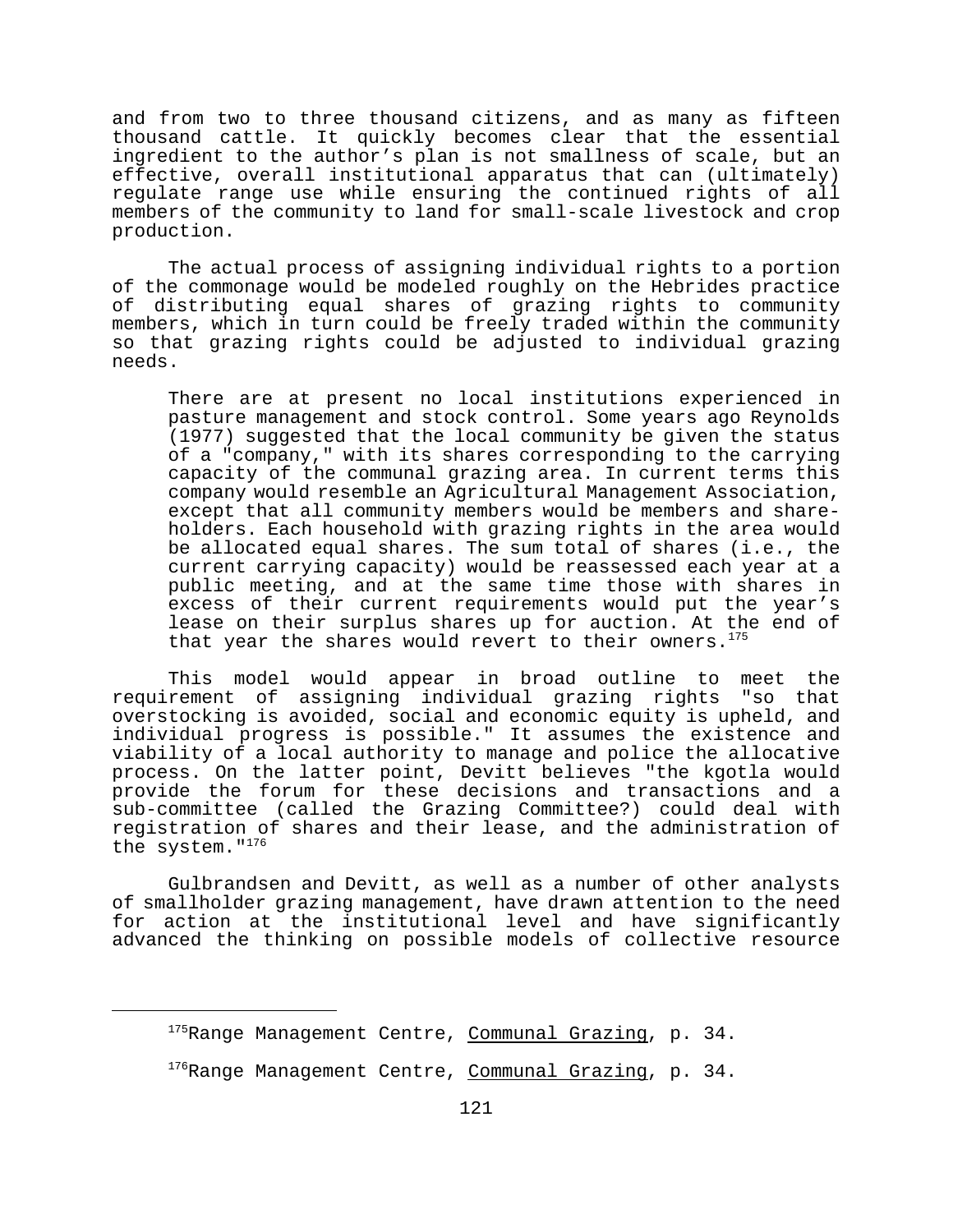and from two to three thousand citizens, and as many as fifteen thousand cattle. It quickly becomes clear that the essential ingredient to the author's plan is not smallness of scale, but an effective, overall institutional apparatus that can (ultimately) regulate range use while ensuring the continued rights of all members of the community to land for small-scale livestock and crop production.

The actual process of assigning individual rights to a portion of the commonage would be modeled roughly on the Hebrides practice of distributing equal shares of grazing rights to community members, which in turn could be freely traded within the community so that grazing rights could be adjusted to individual grazing needs.

> There are at present no local institutions experienced in pasture management and stock control. Some years ago Reynolds (1977) suggested that the local community be given the status of a "company," with its shares corresponding to the carrying capacity of the communal grazing area. In current terms this company would resemble an Agricultural Management Association, except that all community members would be members and shareholders. Each household with grazing rights in the area would be allocated equal shares. The sum total of shares (i.e., the current carrying capacity) would be reassessed each year at a public meeting, and at the same time those with shares in excess of their current requirements would put the year's lease on their surplus shares up for auction. At the end of that year the shares would revert to their owners.[175]

This model would appear in broad outline to meet the requirement of assigning individual grazing rights "so that overstocking is avoided, social and economic equity is upheld, and individual progress is possible." It assumes the existence and viability of a local authority to manage and police the allocative process. On the latter point, Devitt believes "the kgotla would provide the forum for these decisions and transactions and a sub-committee (called the Grazing Committee?) could deal with registration of shares and their lease, and the administration of the system."[176]

Gulbrandsen and Devitt, as well as a number of other analysts of smallholder grazing management, have drawn attention to the need for action at the institutional level and have significantly advanced the thinking on possible models of collective resource

---

[175] Range Management Centre, Communal Grazing, p. 34.

[176] Range Management Centre, Communal Grazing, p. 34.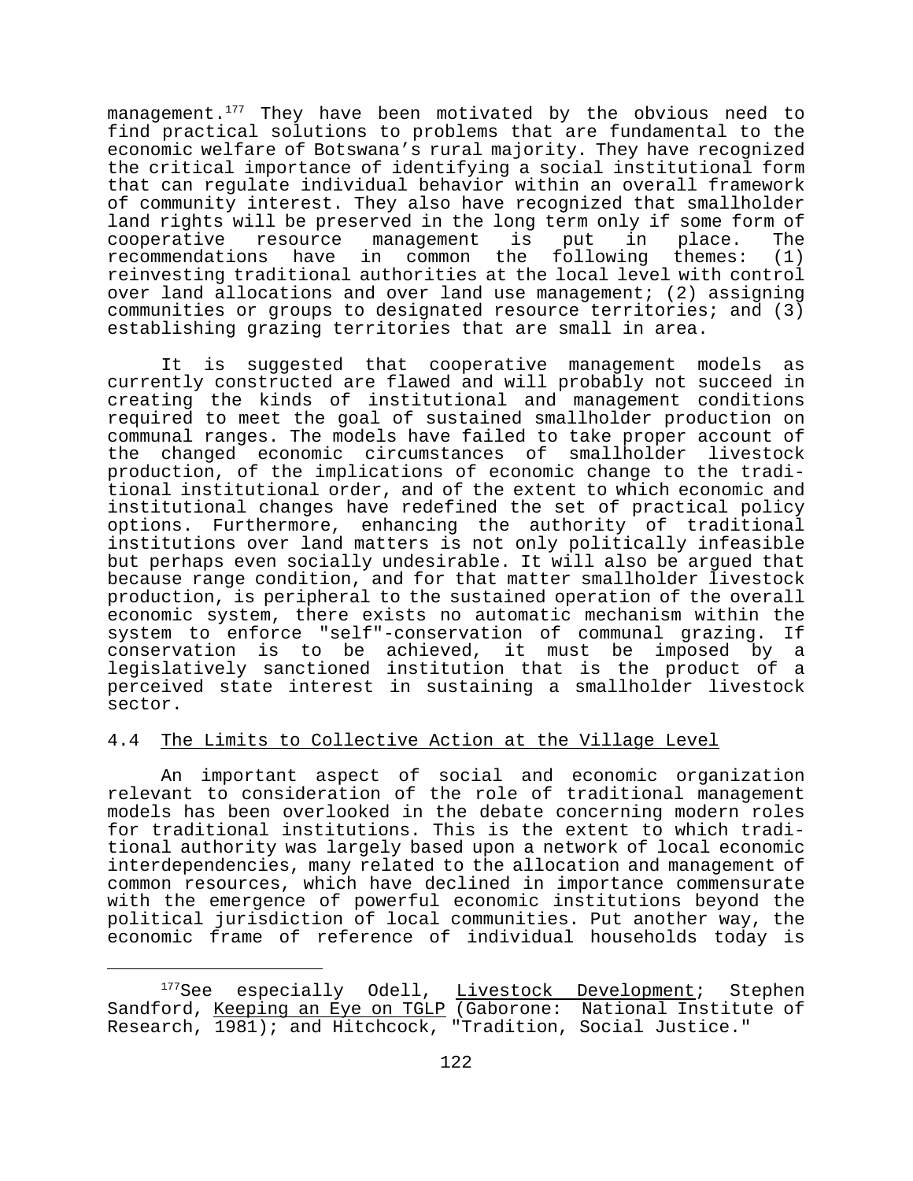management.[177] They have been motivated by the obvious need to find practical solutions to problems that are fundamental to the economic welfare of Botswana's rural majority. They have recognized the critical importance of identifying a social institutional form that can regulate individual behavior within an overall framework of community interest. They also have recognized that smallholder land rights will be preserved in the long term only if some form of cooperative resource management is put in place. The recommendations have in common the following themes: (1) reinvesting traditional authorities at the local level with control over land allocations and over land use management; (2) assigning communities or groups to designated resource territories; and (3) establishing grazing territories that are small in area.

It is suggested that cooperative management models as currently constructed are flawed and will probably not succeed in creating the kinds of institutional and management conditions required to meet the goal of sustained smallholder production on communal ranges. The models have failed to take proper account of the changed economic circumstances of smallholder livestock production, of the implications of economic change to the traditional institutional order, and of the extent to which economic and institutional changes have redefined the set of practical policy options. Furthermore, enhancing the authority of traditional institutions over land matters is not only politically infeasible but perhaps even socially undesirable. It will also be argued that because range condition, and for that matter smallholder livestock production, is peripheral to the sustained operation of the overall economic system, there exists no automatic mechanism within the system to enforce "self"-conservation of communal grazing. If conservation is to be achieved, it must be imposed by a legislatively sanctioned institution that is the product of a perceived state interest in sustaining a smallholder livestock sector.

## 4.4 The Limits to Collective Action at the Village Level

An important aspect of social and economic organization relevant to consideration of the role of traditional management models has been overlooked in the debate concerning modern roles for traditional institutions. This is the extent to which traditional authority was largely based upon a network of local economic interdependencies, many related to the allocation and management of common resources, which have declined in importance commensurate with the emergence of powerful economic institutions beyond the political jurisdiction of local communities. Put another way, the economic frame of reference of individual households today is

---

[177] See especially Odell, Livestock Development; Stephen Sandford, Keeping an Eye on TGLP (Gaborone: National Institute of Research, 1981); and Hitchcock, "Tradition, Social Justice."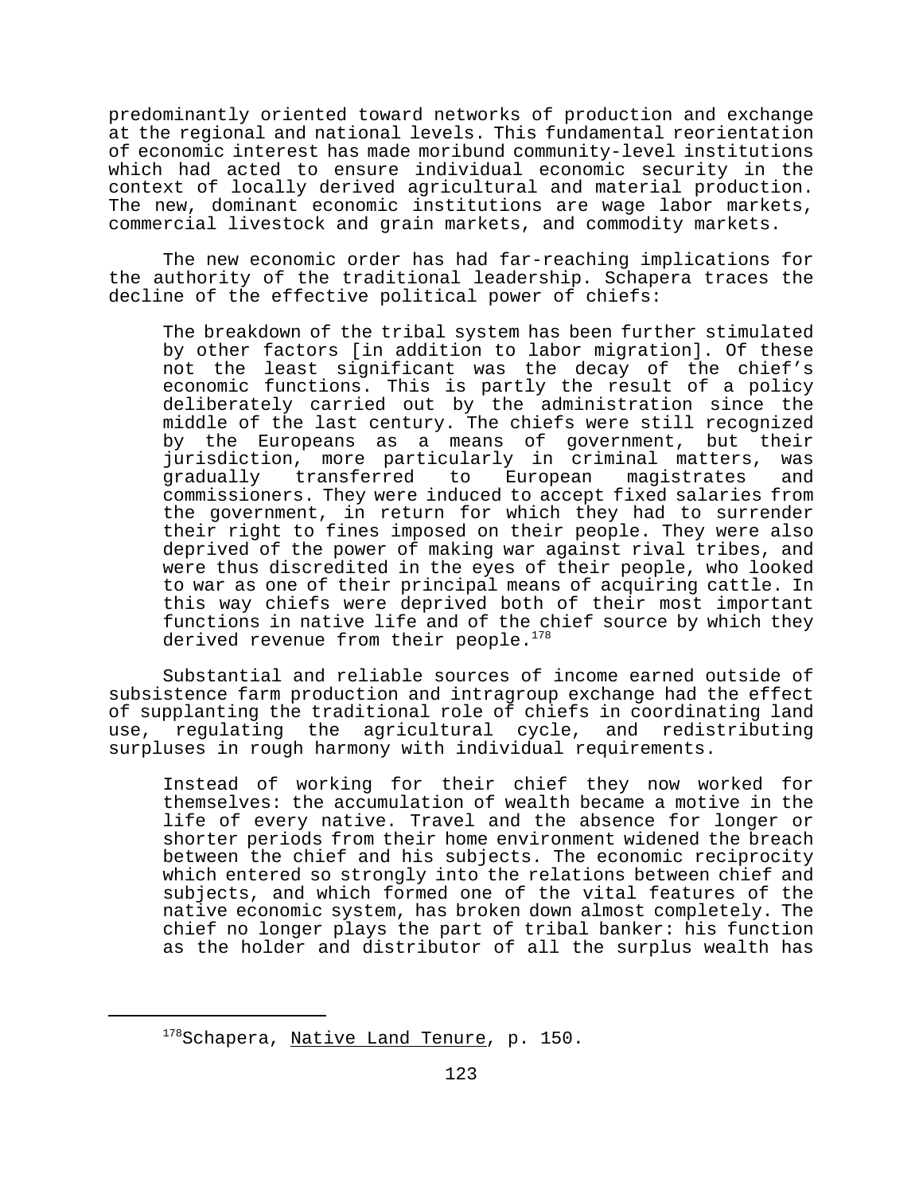predominantly oriented toward networks of production and exchange at the regional and national levels. This fundamental reorientation of economic interest has made moribund community-level institutions which had acted to ensure individual economic security in the context of locally derived agricultural and material production. The new, dominant economic institutions are wage labor markets, commercial livestock and grain markets, and commodity markets.

The new economic order has had far-reaching implications for the authority of the traditional leadership. Schapera traces the decline of the effective political power of chiefs:

> The breakdown of the tribal system has been further stimulated by other factors [in addition to labor migration]. Of these not the least significant was the decay of the chief's economic functions. This is partly the result of a policy deliberately carried out by the administration since the middle of the last century. The chiefs were still recognized by the Europeans as a means of government, but their jurisdiction, more particularly in criminal matters, was gradually transferred to European magistrates and commissioners. They were induced to accept fixed salaries from the government, in return for which they had to surrender their right to fines imposed on their people. They were also deprived of the power of making war against rival tribes, and were thus discredited in the eyes of their people, who looked to war as one of their principal means of acquiring cattle. In this way chiefs were deprived both of their most important functions in native life and of the chief source by which they derived revenue from their people.[178]

Substantial and reliable sources of income earned outside of subsistence farm production and intragroup exchange had the effect of supplanting the traditional role of chiefs in coordinating land use, regulating the agricultural cycle, and redistributing surpluses in rough harmony with individual requirements.

> Instead of working for their chief they now worked for themselves: the accumulation of wealth became a motive in the life of every native. Travel and the absence for longer or shorter periods from their home environment widened the breach between the chief and his subjects. The economic reciprocity which entered so strongly into the relations between chief and subjects, and which formed one of the vital features of the native economic system, has broken down almost completely. The chief no longer plays the part of tribal banker: his function as the holder and distributor of all the surplus wealth has

---

[178] Schapera, Native Land Tenure, p. 150.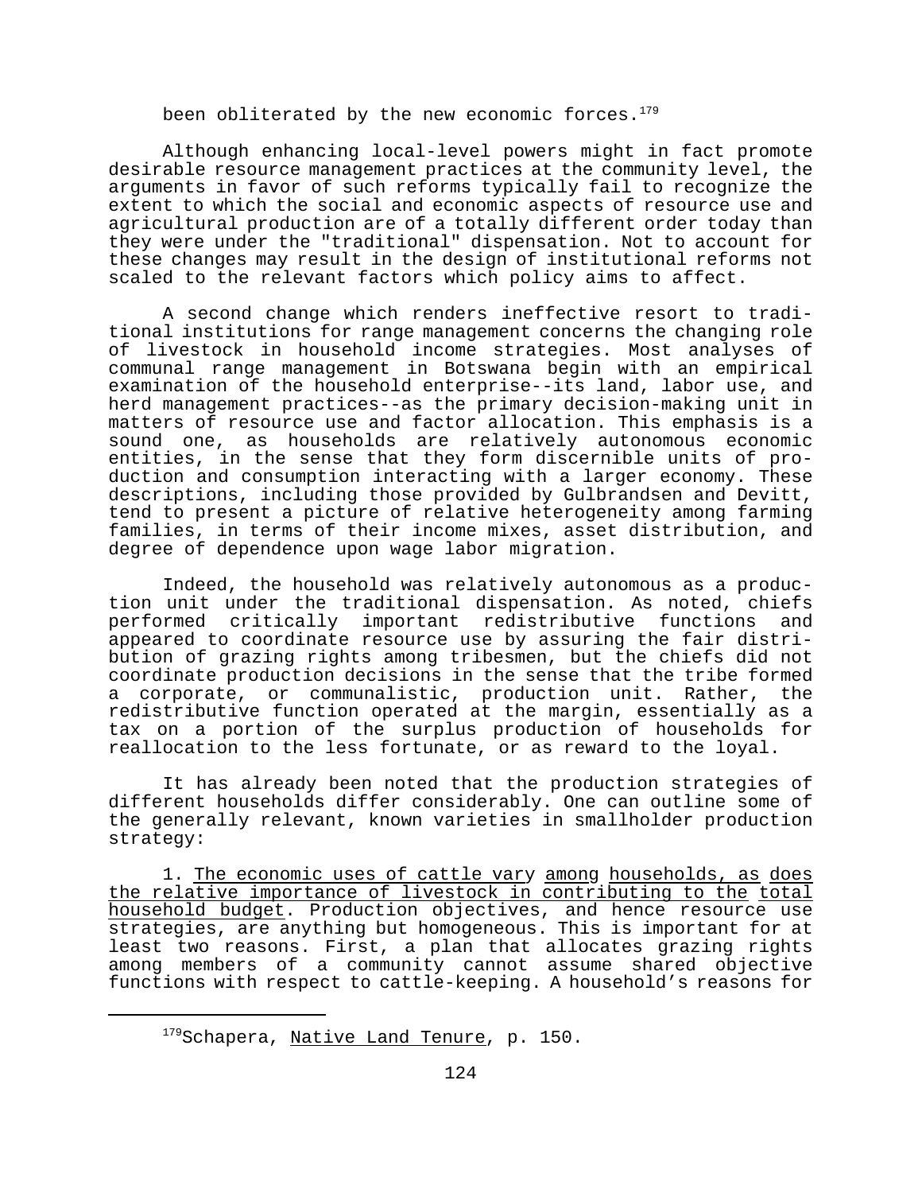been obliterated by the new economic forces.[179]

Although enhancing local-level powers might in fact promote desirable resource management practices at the community level, the arguments in favor of such reforms typically fail to recognize the extent to which the social and economic aspects of resource use and agricultural production are of a totally different order today than they were under the "traditional" dispensation. Not to account for these changes may result in the design of institutional reforms not scaled to the relevant factors which policy aims to affect.

A second change which renders ineffective resort to traditional institutions for range management concerns the changing role of livestock in household income strategies. Most analyses of communal range management in Botswana begin with an empirical examination of the household enterprise--its land, labor use, and herd management practices--as the primary decision-making unit in matters of resource use and factor allocation. This emphasis is a sound one, as households are relatively autonomous economic entities, in the sense that they form discernible units of production and consumption interacting with a larger economy. These descriptions, including those provided by Gulbrandsen and Devitt, tend to present a picture of relative heterogeneity among farming families, in terms of their income mixes, asset distribution, and degree of dependence upon wage labor migration.

Indeed, the household was relatively autonomous as a production unit under the traditional dispensation. As noted, chiefs performed critically important redistributive functions and appeared to coordinate resource use by assuring the fair distribution of grazing rights among tribesmen, but the chiefs did not coordinate production decisions in the sense that the tribe formed a corporate, or communalistic, production unit. Rather, the redistributive function operated at the margin, essentially as a tax on a portion of the surplus production of households for reallocation to the less fortunate, or as reward to the loyal.

It has already been noted that the production strategies of different households differ considerably. One can outline some of the generally relevant, known varieties in smallholder production strategy:

1. The economic uses of cattle vary among households, as does the relative importance of livestock in contributing to the total household budget. Production objectives, and hence resource use strategies, are anything but homogeneous. This is important for at least two reasons. First, a plan that allocates grazing rights among members of a community cannot assume shared objective functions with respect to cattle-keeping. A household's reasons for

---

[179] Schapera, Native Land Tenure, p. 150.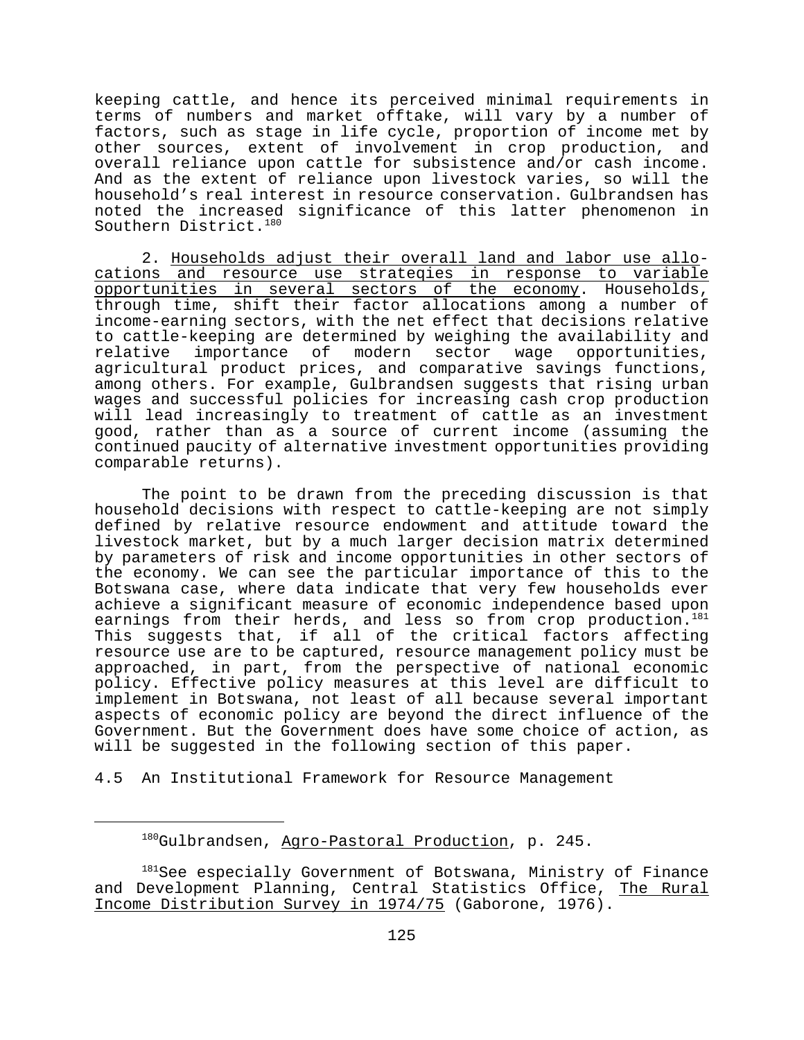keeping cattle, and hence its perceived minimal requirements in terms of numbers and market offtake, will vary by a number of factors, such as stage in life cycle, proportion of income met by other sources, extent of involvement in crop production, and overall reliance upon cattle for subsistence and/or cash income. And as the extent of reliance upon livestock varies, so will the household's real interest in resource conservation. Gulbrandsen has noted the increased significance of this latter phenomenon in Southern District.[180]

2. Households adjust their overall land and labor use allocations and resource use strategies in response to variable opportunities in several sectors of the economy. Households, through time, shift their factor allocations among a number of income-earning sectors, with the net effect that decisions relative to cattle-keeping are determined by weighing the availability and relative importance of modern sector wage opportunities, agricultural product prices, and comparative savings functions, among others. For example, Gulbrandsen suggests that rising urban wages and successful policies for increasing cash crop production will lead increasingly to treatment of cattle as an investment good, rather than as a source of current income (assuming the continued paucity of alternative investment opportunities providing comparable returns).

The point to be drawn from the preceding discussion is that household decisions with respect to cattle-keeping are not simply defined by relative resource endowment and attitude toward the livestock market, but by a much larger decision matrix determined by parameters of risk and income opportunities in other sectors of the economy. We can see the particular importance of this to the Botswana case, where data indicate that very few households ever achieve a significant measure of economic independence based upon earnings from their herds, and less so from crop production.[181] This suggests that, if all of the critical factors affecting resource use are to be captured, resource management policy must be approached, in part, from the perspective of national economic policy. Effective policy measures at this level are difficult to implement in Botswana, not least of all because several important aspects of economic policy are beyond the direct influence of the Government. But the Government does have some choice of action, as will be suggested in the following section of this paper.

## 4.5 An Institutional Framework for Resource Management

---

[180] Gulbrandsen, Agro-Pastoral Production, p. 245.

[181] See especially Government of Botswana, Ministry of Finance and Development Planning, Central Statistics Office, The Rural Income Distribution Survey in 1974/75 (Gaborone, 1976).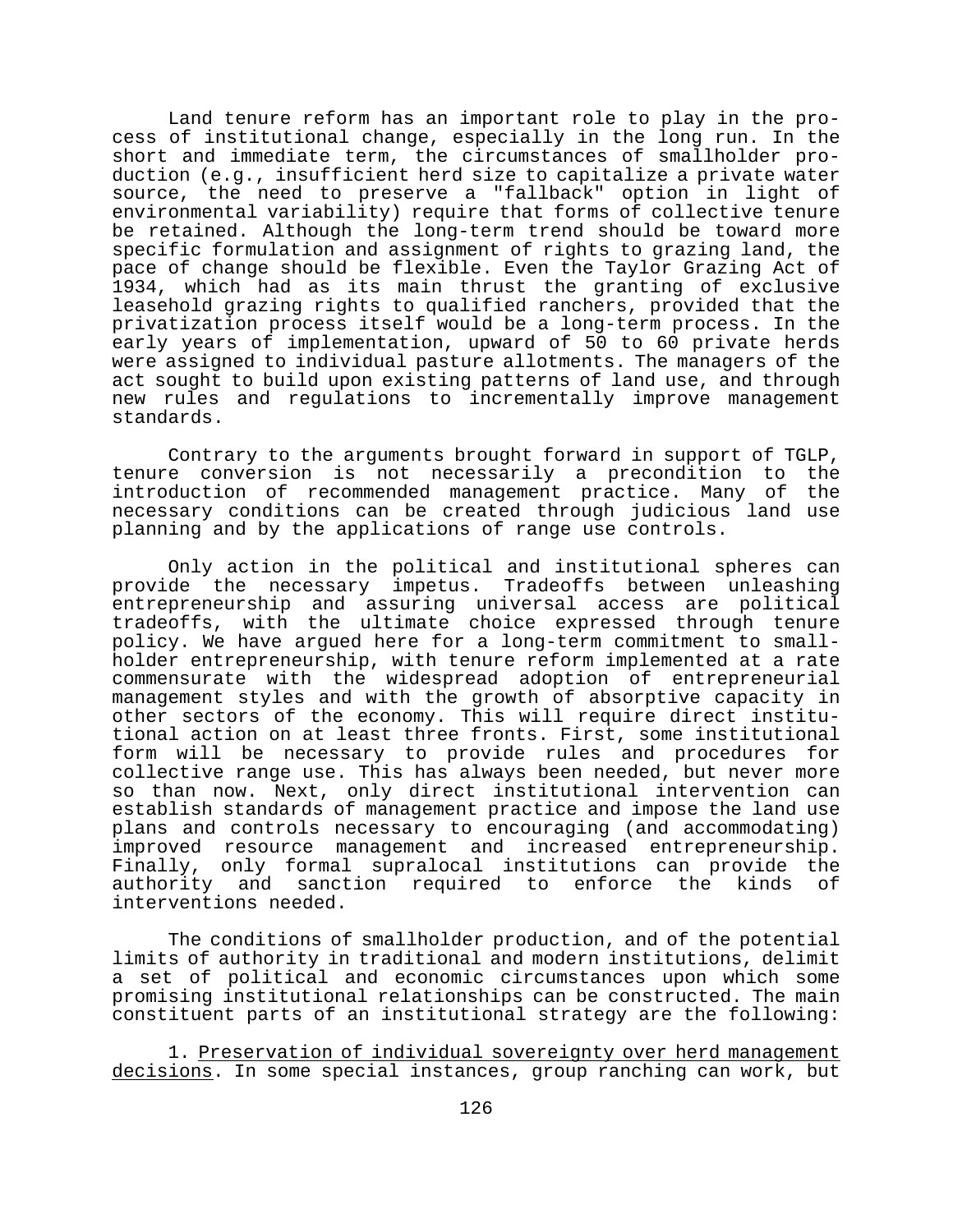Land tenure reform has an important role to play in the process of institutional change, especially in the long run. In the short and immediate term, the circumstances of smallholder production (e.g., insufficient herd size to capitalize a private water source, the need to preserve a "fallback" option in light of environmental variability) require that forms of collective tenure be retained. Although the long-term trend should be toward more specific formulation and assignment of rights to grazing land, the pace of change should be flexible. Even the Taylor Grazing Act of 1934, which had as its main thrust the granting of exclusive leasehold grazing rights to qualified ranchers, provided that the privatization process itself would be a long-term process. In the early years of implementation, upward of 50 to 60 private herds were assigned to individual pasture allotments. The managers of the act sought to build upon existing patterns of land use, and through new rules and regulations to incrementally improve management standards.

Contrary to the arguments brought forward in support of TGLP, tenure conversion is not necessarily a precondition to the introduction of recommended management practice. Many of the necessary conditions can be created through judicious land use planning and by the applications of range use controls.

Only action in the political and institutional spheres can provide the necessary impetus. Tradeoffs between unleashing entrepreneurship and assuring universal access are political tradeoffs, with the ultimate choice expressed through tenure policy. We have argued here for a long-term commitment to smallholder entrepreneurship, with tenure reform implemented at a rate commensurate with the widespread adoption of entrepreneurial management styles and with the growth of absorptive capacity in other sectors of the economy. This will require direct institutional action on at least three fronts. First, some institutional form will be necessary to provide rules and procedures for collective range use. This has always been needed, but never more so than now. Next, only direct institutional intervention can establish standards of management practice and impose the land use plans and controls necessary to encouraging (and accommodating) improved resource management and increased entrepreneurship. Finally, only formal supralocal institutions can provide the authority and sanction required to enforce the kinds of interventions needed.

The conditions of smallholder production, and of the potential limits of authority in traditional and modern institutions, delimit a set of political and economic circumstances upon which some promising institutional relationships can be constructed. The main constituent parts of an institutional strategy are the following:

1. Preservation of individual sovereignty over herd management decisions. In some special instances, group ranching can work, but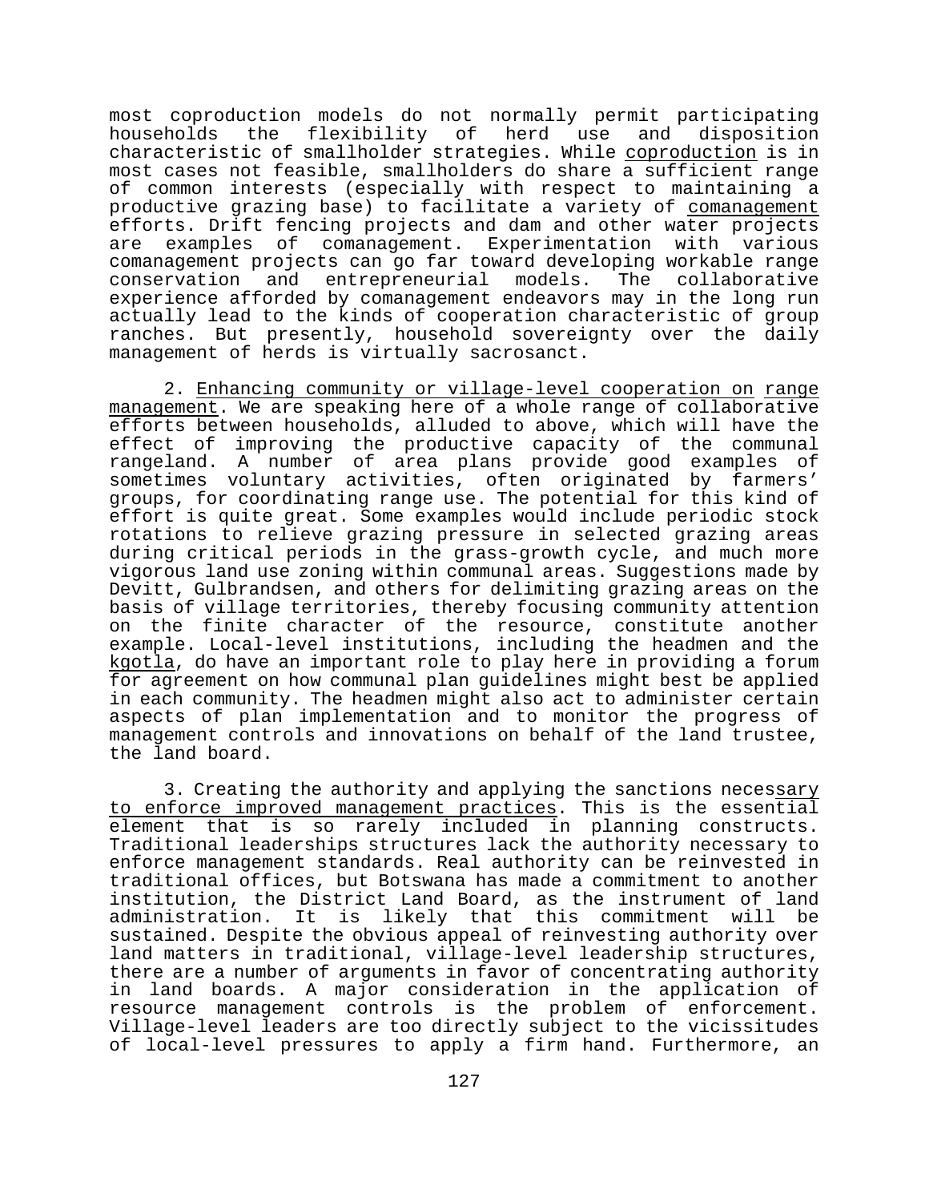most coproduction models do not normally permit participating households the flexibility of herd use and disposition characteristic of smallholder strategies. While _coproduction_ is in most cases not feasible, smallholders do share a sufficient range of common interests (especially with respect to maintaining a productive grazing base) to facilitate a variety of _comanagement_ efforts. Drift fencing projects and dam and other water projects are examples of comanagement. Experimentation with various comanagement projects can go far toward developing workable range conservation and entrepreneurial models. The collaborative experience afforded by comanagement endeavors may in the long run actually lead to the kinds of cooperation characteristic of group ranches. But presently, household sovereignty over the daily management of herds is virtually sacrosanct.

2. _Enhancing community or village-level cooperation on range management_. We are speaking here of a whole range of collaborative efforts between households, alluded to above, which will have the effect of improving the productive capacity of the communal rangeland. A number of area plans provide good examples of sometimes voluntary activities, often originated by farmers' groups, for coordinating range use. The potential for this kind of effort is quite great. Some examples would include periodic stock rotations to relieve grazing pressure in selected grazing areas during critical periods in the grass-growth cycle, and much more vigorous land use zoning within communal areas. Suggestions made by Devitt, Gulbrandsen, and others for delimiting grazing areas on the basis of village territories, thereby focusing community attention on the finite character of the resource, constitute another example. Local-level institutions, including the headmen and the _kgotla_, do have an important role to play here in providing a forum for agreement on how communal plan guidelines might best be applied in each community. The headmen might also act to administer certain aspects of plan implementation and to monitor the progress of management controls and innovations on behalf of the land trustee, the land board.

3. Creating the authority and applying the sanctions neces_sary to enforce improved management practices_. This is the essential element that is so rarely included in planning constructs. Traditional leaderships structures lack the authority necessary to enforce management standards. Real authority can be reinvested in traditional offices, but Botswana has made a commitment to another institution, the District Land Board, as the instrument of land administration. It is likely that this commitment will be sustained. Despite the obvious appeal of reinvesting authority over land matters in traditional, village-level leadership structures, there are a number of arguments in favor of concentrating authority in land boards. A major consideration in the application of resource management controls is the problem of enforcement. Village-level leaders are too directly subject to the vicissitudes of local-level pressures to apply a firm hand. Furthermore, an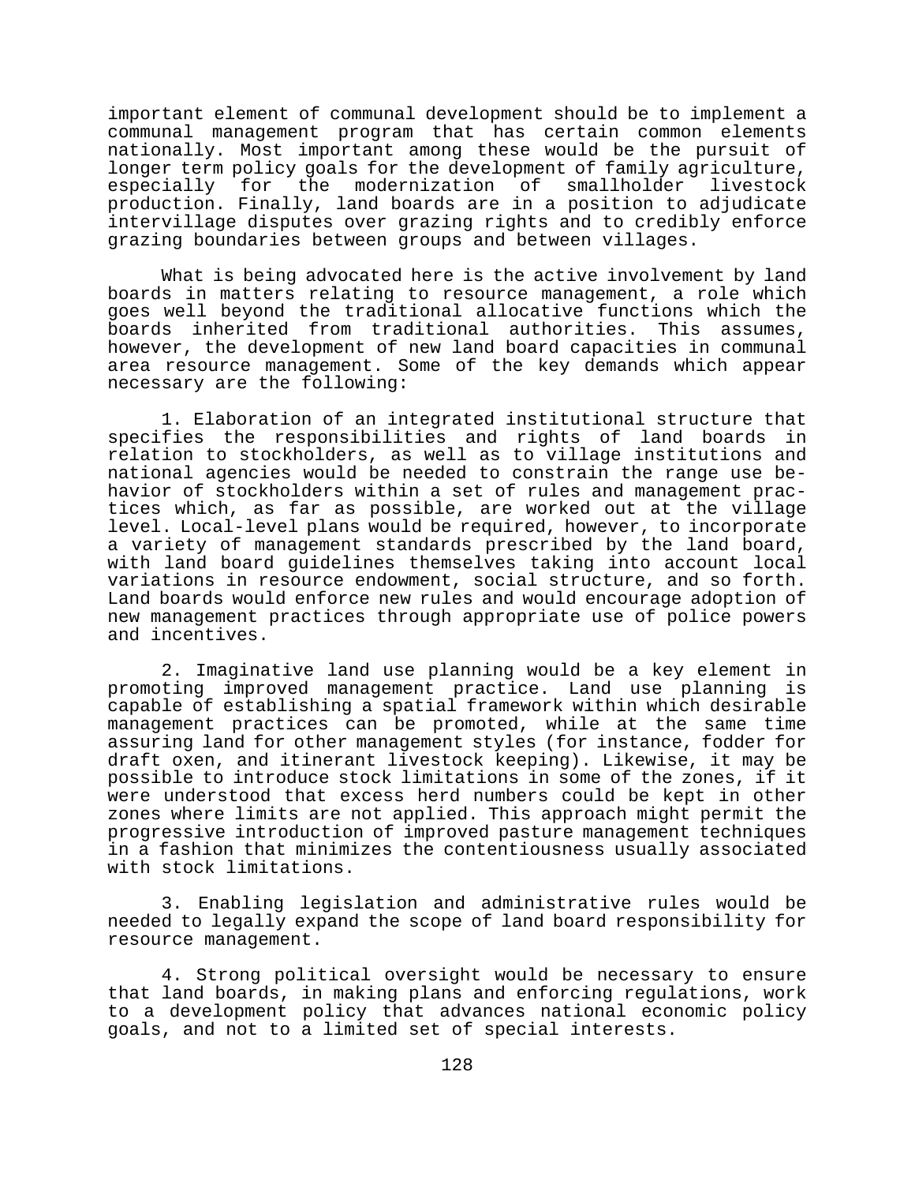important element of communal development should be to implement a communal management program that has certain common elements nationally. Most important among these would be the pursuit of longer term policy goals for the development of family agriculture, especially for the modernization of smallholder livestock production. Finally, land boards are in a position to adjudicate intervillage disputes over grazing rights and to credibly enforce grazing boundaries between groups and between villages.

What is being advocated here is the active involvement by land boards in matters relating to resource management, a role which goes well beyond the traditional allocative functions which the boards inherited from traditional authorities. This assumes, however, the development of new land board capacities in communal area resource management. Some of the key demands which appear necessary are the following:

1. Elaboration of an integrated institutional structure that specifies the responsibilities and rights of land boards in relation to stockholders, as well as to village institutions and national agencies would be needed to constrain the range use behavior of stockholders within a set of rules and management practices which, as far as possible, are worked out at the village level. Local-level plans would be required, however, to incorporate a variety of management standards prescribed by the land board, with land board guidelines themselves taking into account local variations in resource endowment, social structure, and so forth. Land boards would enforce new rules and would encourage adoption of new management practices through appropriate use of police powers and incentives.

2. Imaginative land use planning would be a key element in promoting improved management practice. Land use planning is capable of establishing a spatial framework within which desirable management practices can be promoted, while at the same time assuring land for other management styles (for instance, fodder for draft oxen, and itinerant livestock keeping). Likewise, it may be possible to introduce stock limitations in some of the zones, if it were understood that excess herd numbers could be kept in other zones where limits are not applied. This approach might permit the progressive introduction of improved pasture management techniques in a fashion that minimizes the contentiousness usually associated with stock limitations.

3. Enabling legislation and administrative rules would be needed to legally expand the scope of land board responsibility for resource management.

4. Strong political oversight would be necessary to ensure that land boards, in making plans and enforcing regulations, work to a development policy that advances national economic policy goals, and not to a limited set of special interests.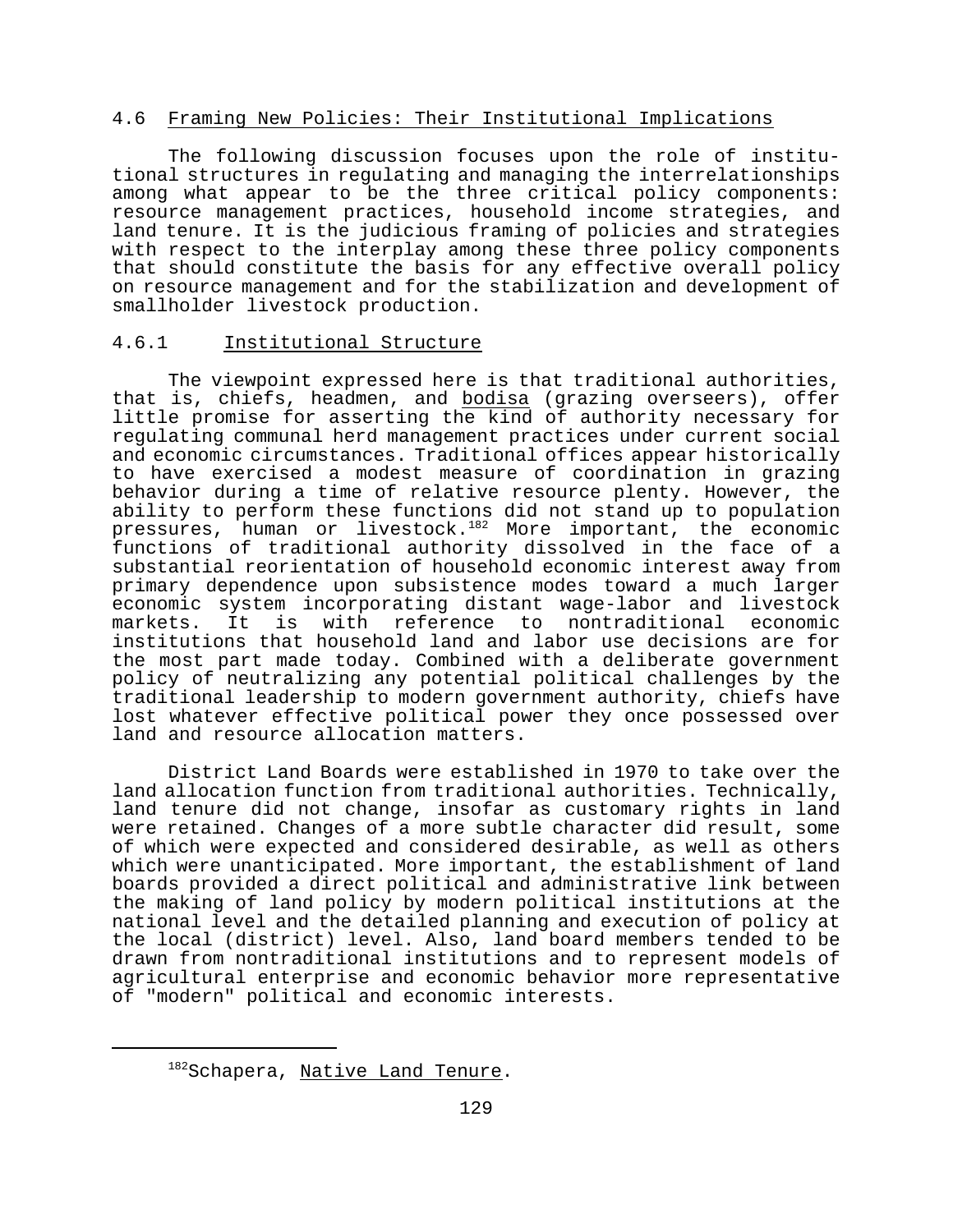## 4.6 Framing New Policies: Their Institutional Implications

The following discussion focuses upon the role of institutional structures in regulating and managing the interrelationships among what appear to be the three critical policy components: resource management practices, household income strategies, and land tenure. It is the judicious framing of policies and strategies with respect to the interplay among these three policy components that should constitute the basis for any effective overall policy on resource management and for the stabilization and development of smallholder livestock production.

### 4.6.1 Institutional Structure

The viewpoint expressed here is that traditional authorities, that is, chiefs, headmen, and _bodisa_ (grazing overseers), offer little promise for asserting the kind of authority necessary for regulating communal herd management practices under current social and economic circumstances. Traditional offices appear historically to have exercised a modest measure of coordination in grazing behavior during a time of relative resource plenty. However, the ability to perform these functions did not stand up to population pressures, human or livestock.[182] More important, the economic functions of traditional authority dissolved in the face of a substantial reorientation of household economic interest away from primary dependence upon subsistence modes toward a much larger economic system incorporating distant wage-labor and livestock markets. It is with reference to nontraditional economic institutions that household land and labor use decisions are for the most part made today. Combined with a deliberate government policy of neutralizing any potential political challenges by the traditional leadership to modern government authority, chiefs have lost whatever effective political power they once possessed over land and resource allocation matters.

District Land Boards were established in 1970 to take over the land allocation function from traditional authorities. Technically, land tenure did not change, insofar as customary rights in land were retained. Changes of a more subtle character did result, some of which were expected and considered desirable, as well as others which were unanticipated. More important, the establishment of land boards provided a direct political and administrative link between the making of land policy by modern political institutions at the national level and the detailed planning and execution of policy at the local (district) level. Also, land board members tended to be drawn from nontraditional institutions and to represent models of agricultural enterprise and economic behavior more representative of "modern" political and economic interests.

---

[182] Schapera, _Native Land Tenure_.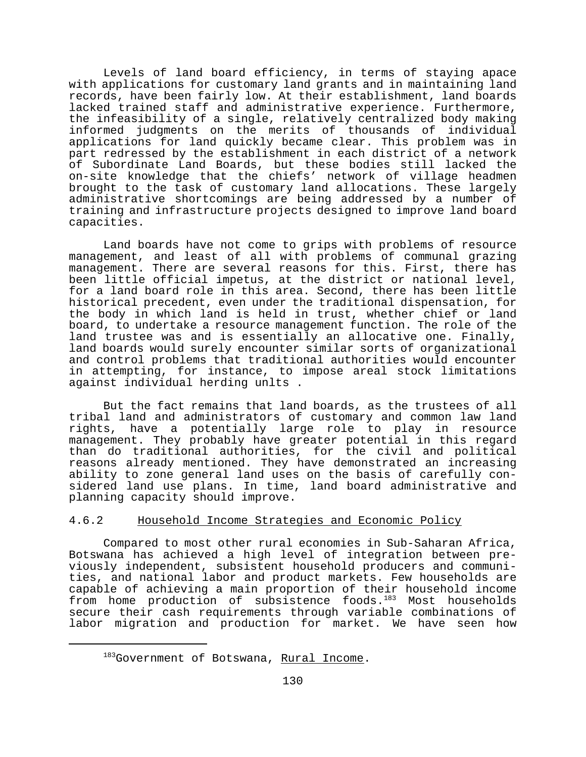Levels of land board efficiency, in terms of staying apace with applications for customary land grants and in maintaining land records, have been fairly low. At their establishment, land boards lacked trained staff and administrative experience. Furthermore, the infeasibility of a single, relatively centralized body making informed judgments on the merits of thousands of individual applications for land quickly became clear. This problem was in part redressed by the establishment in each district of a network of Subordinate Land Boards, but these bodies still lacked the on-site knowledge that the chiefs' network of village headmen brought to the task of customary land allocations. These largely administrative shortcomings are being addressed by a number of training and infrastructure projects designed to improve land board capacities.

Land boards have not come to grips with problems of resource management, and least of all with problems of communal grazing management. There are several reasons for this. First, there has been little official impetus, at the district or national level, for a land board role in this area. Second, there has been little historical precedent, even under the traditional dispensation, for the body in which land is held in trust, whether chief or land board, to undertake a resource management function. The role of the land trustee was and is essentially an allocative one. Finally, land boards would surely encounter similar sorts of organizational and control problems that traditional authorities would encounter in attempting, for instance, to impose areal stock limitations against individual herding unlts .

But the fact remains that land boards, as the trustees of all tribal land and administrators of customary and common law land rights, have a potentially large role to play in resource management. They probably have greater potential in this regard than do traditional authorities, for the civil and political reasons already mentioned. They have demonstrated an increasing ability to zone general land uses on the basis of carefully considered land use plans. In time, land board administrative and planning capacity should improve.

### 4.6.2 Household Income Strategies and Economic Policy

Compared to most other rural economies in Sub-Saharan Africa, Botswana has achieved a high level of integration between previously independent, subsistent household producers and communities, and national labor and product markets. Few households are capable of achieving a main proportion of their household income from home production of subsistence foods.[183] Most households secure their cash requirements through variable combinations of labor migration and production for market. We have seen how

---

[183] Government of Botswana, Rural Income.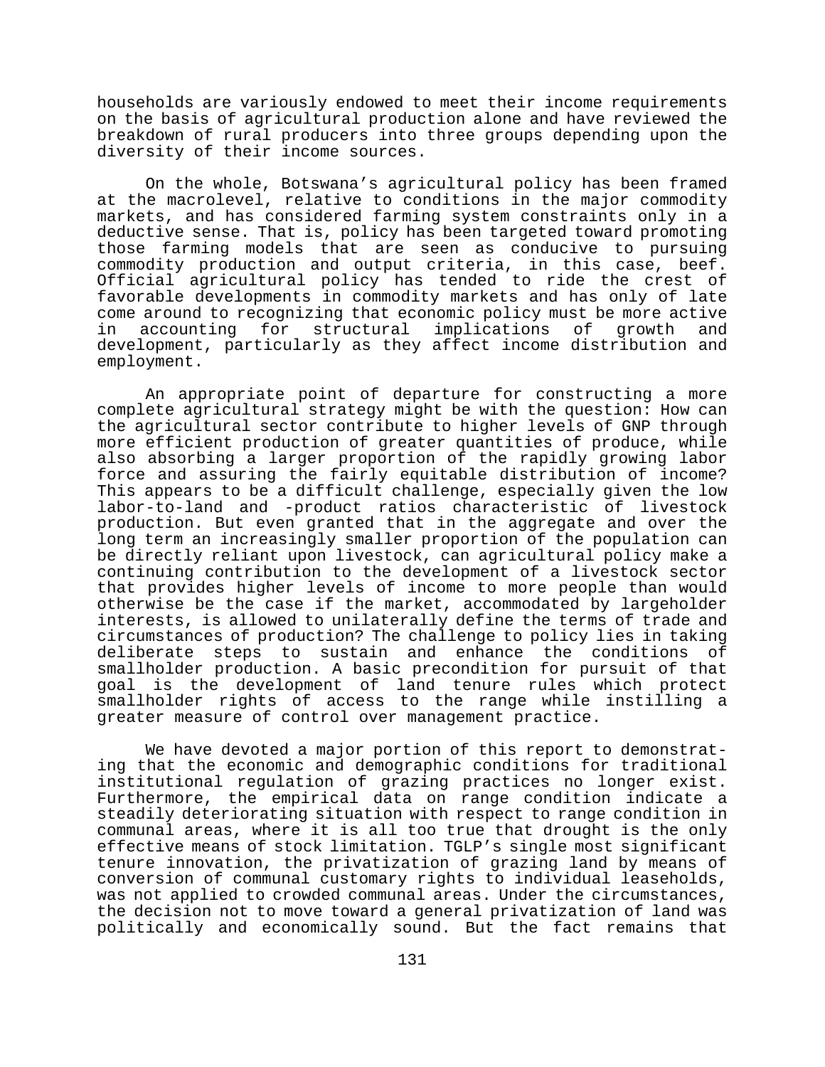households are variously endowed to meet their income requirements on the basis of agricultural production alone and have reviewed the breakdown of rural producers into three groups depending upon the diversity of their income sources.

On the whole, Botswana's agricultural policy has been framed at the macrolevel, relative to conditions in the major commodity markets, and has considered farming system constraints only in a deductive sense. That is, policy has been targeted toward promoting those farming models that are seen as conducive to pursuing commodity production and output criteria, in this case, beef. Official agricultural policy has tended to ride the crest of favorable developments in commodity markets and has only of late come around to recognizing that economic policy must be more active in accounting for structural implications of growth and development, particularly as they affect income distribution and employment.

An appropriate point of departure for constructing a more complete agricultural strategy might be with the question: How can the agricultural sector contribute to higher levels of GNP through more efficient production of greater quantities of produce, while also absorbing a larger proportion of the rapidly growing labor force and assuring the fairly equitable distribution of income? This appears to be a difficult challenge, especially given the low labor-to-land and -product ratios characteristic of livestock production. But even granted that in the aggregate and over the long term an increasingly smaller proportion of the population can be directly reliant upon livestock, can agricultural policy make a continuing contribution to the development of a livestock sector that provides higher levels of income to more people than would otherwise be the case if the market, accommodated by largeholder interests, is allowed to unilaterally define the terms of trade and circumstances of production? The challenge to policy lies in taking deliberate steps to sustain and enhance the conditions of smallholder production. A basic precondition for pursuit of that goal is the development of land tenure rules which protect smallholder rights of access to the range while instilling a greater measure of control over management practice.

We have devoted a major portion of this report to demonstrating that the economic and demographic conditions for traditional institutional regulation of grazing practices no longer exist. Furthermore, the empirical data on range condition indicate a steadily deteriorating situation with respect to range condition in communal areas, where it is all too true that drought is the only effective means of stock limitation. TGLP's single most significant tenure innovation, the privatization of grazing land by means of conversion of communal customary rights to individual leaseholds, was not applied to crowded communal areas. Under the circumstances, the decision not to move toward a general privatization of land was politically and economically sound. But the fact remains that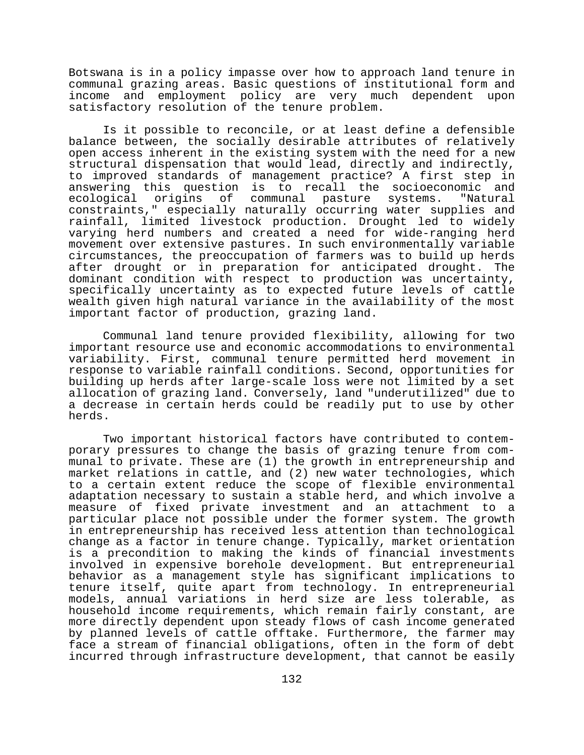Botswana is in a policy impasse over how to approach land tenure in communal grazing areas. Basic questions of institutional form and income and employment policy are very much dependent upon satisfactory resolution of the tenure problem.

Is it possible to reconcile, or at least define a defensible balance between, the socially desirable attributes of relatively open access inherent in the existing system with the need for a new structural dispensation that would lead, directly and indirectly, to improved standards of management practice? A first step in answering this question is to recall the socioeconomic and ecological origins of communal pasture systems. "Natural constraints," especially naturally occurring water supplies and rainfall, limited livestock production. Drought led to widely varying herd numbers and created a need for wide-ranging herd movement over extensive pastures. In such environmentally variable circumstances, the preoccupation of farmers was to build up herds after drought or in preparation for anticipated drought. The dominant condition with respect to production was uncertainty, specifically uncertainty as to expected future levels of cattle wealth given high natural variance in the availability of the most important factor of production, grazing land.

Communal land tenure provided flexibility, allowing for two important resource use and economic accommodations to environmental variability. First, communal tenure permitted herd movement in response to variable rainfall conditions. Second, opportunities for building up herds after large-scale loss were not limited by a set allocation of grazing land. Conversely, land "underutilized" due to a decrease in certain herds could be readily put to use by other herds.

Two important historical factors have contributed to contemporary pressures to change the basis of grazing tenure from communal to private. These are (1) the growth in entrepreneurship and market relations in cattle, and (2) new water technologies, which to a certain extent reduce the scope of flexible environmental adaptation necessary to sustain a stable herd, and which involve a measure of fixed private investment and an attachment to a particular place not possible under the former system. The growth in entrepreneurship has received less attention than technological change as a factor in tenure change. Typically, market orientation is a precondition to making the kinds of financial investments involved in expensive borehole development. But entrepreneurial behavior as a management style has significant implications to tenure itself, quite apart from technology. In entrepreneurial models, annual variations in herd size are less tolerable, as household income requirements, which remain fairly constant, are more directly dependent upon steady flows of cash income generated by planned levels of cattle offtake. Furthermore, the farmer may face a stream of financial obligations, often in the form of debt incurred through infrastructure development, that cannot be easily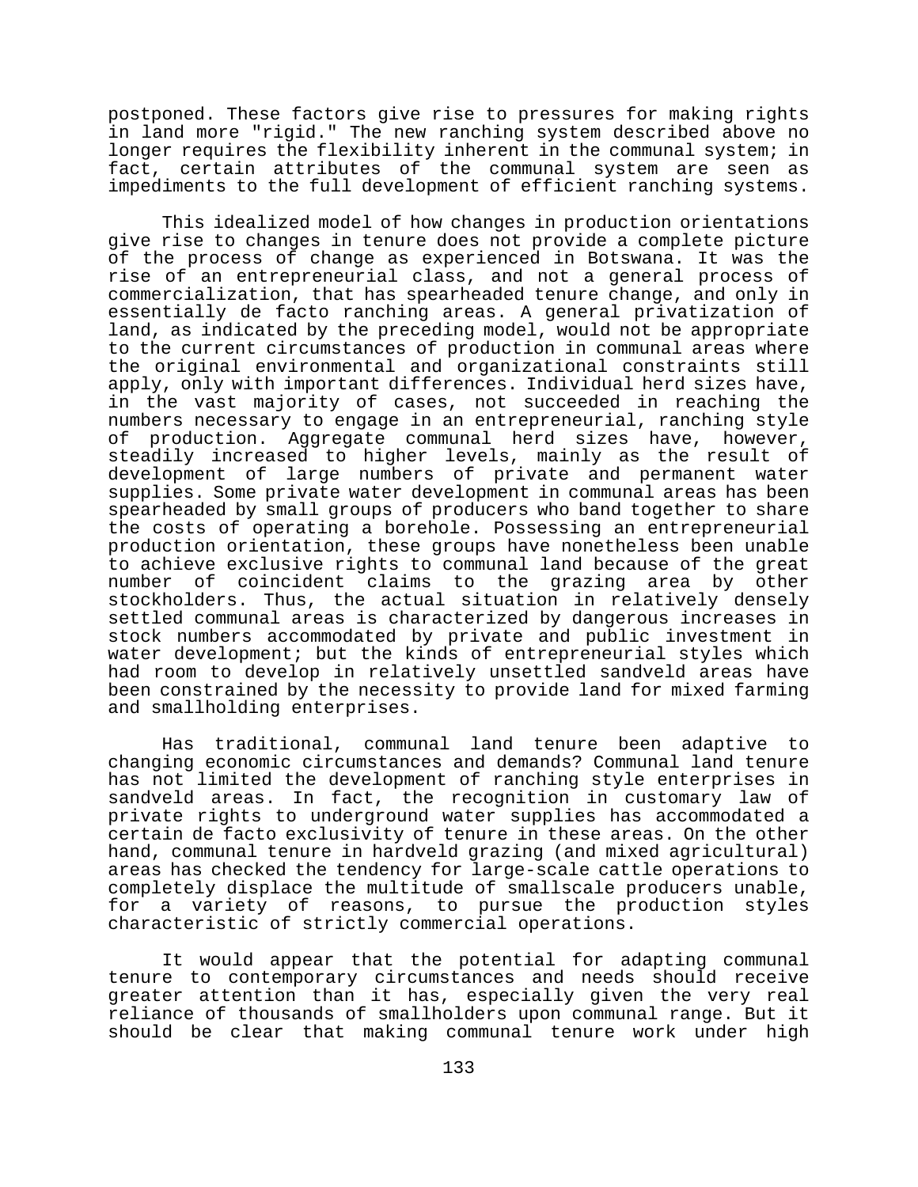postponed. These factors give rise to pressures for making rights in land more "rigid." The new ranching system described above no longer requires the flexibility inherent in the communal system; in fact, certain attributes of the communal system are seen as impediments to the full development of efficient ranching systems.

This idealized model of how changes in production orientations give rise to changes in tenure does not provide a complete picture of the process of change as experienced in Botswana. It was the rise of an entrepreneurial class, and not a general process of commercialization, that has spearheaded tenure change, and only in essentially de facto ranching areas. A general privatization of land, as indicated by the preceding model, would not be appropriate to the current circumstances of production in communal areas where the original environmental and organizational constraints still apply, only with important differences. Individual herd sizes have, in the vast majority of cases, not succeeded in reaching the numbers necessary to engage in an entrepreneurial, ranching style of production. Aggregate communal herd sizes have, however, steadily increased to higher levels, mainly as the result of development of large numbers of private and permanent water supplies. Some private water development in communal areas has been spearheaded by small groups of producers who band together to share the costs of operating a borehole. Possessing an entrepreneurial production orientation, these groups have nonetheless been unable to achieve exclusive rights to communal land because of the great number of coincident claims to the grazing area by other stockholders. Thus, the actual situation in relatively densely settled communal areas is characterized by dangerous increases in stock numbers accommodated by private and public investment in water development; but the kinds of entrepreneurial styles which had room to develop in relatively unsettled sandveld areas have been constrained by the necessity to provide land for mixed farming and smallholding enterprises.

Has traditional, communal land tenure been adaptive to changing economic circumstances and demands? Communal land tenure has not limited the development of ranching style enterprises in sandveld areas. In fact, the recognition in customary law of private rights to underground water supplies has accommodated a certain de facto exclusivity of tenure in these areas. On the other hand, communal tenure in hardveld grazing (and mixed agricultural) areas has checked the tendency for large-scale cattle operations to completely displace the multitude of smallscale producers unable, for a variety of reasons, to pursue the production styles characteristic of strictly commercial operations.

It would appear that the potential for adapting communal tenure to contemporary circumstances and needs should receive greater attention than it has, especially given the very real reliance of thousands of smallholders upon communal range. But it should be clear that making communal tenure work under high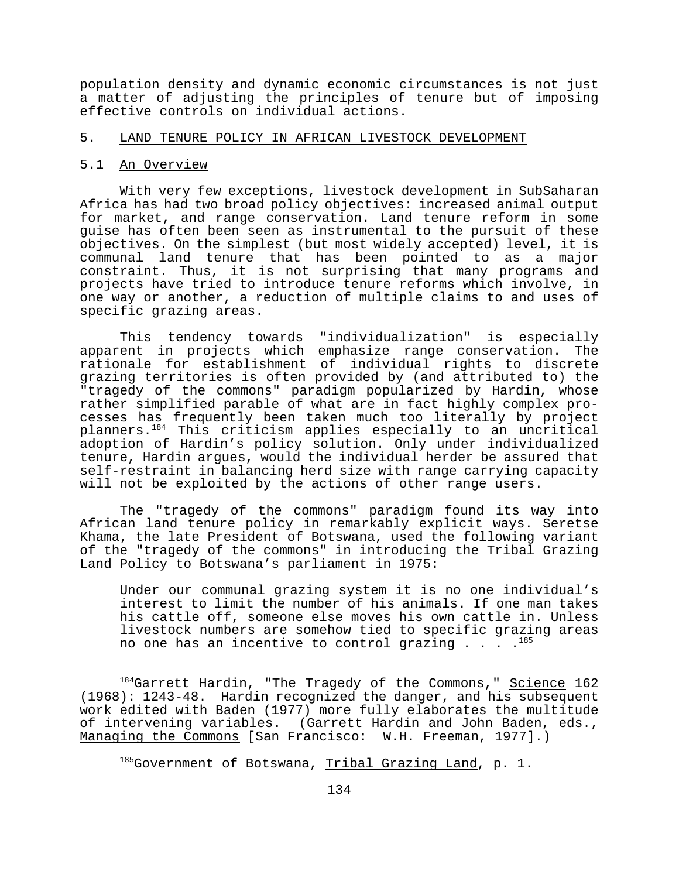population density and dynamic economic circumstances is not just a matter of adjusting the principles of tenure but of imposing effective controls on individual actions.

## 5. LAND TENURE POLICY IN AFRICAN LIVESTOCK DEVELOPMENT

### 5.1 An Overview

With very few exceptions, livestock development in SubSaharan Africa has had two broad policy objectives: increased animal output for market, and range conservation. Land tenure reform in some guise has often been seen as instrumental to the pursuit of these objectives. On the simplest (but most widely accepted) level, it is communal land tenure that has been pointed to as a major constraint. Thus, it is not surprising that many programs and projects have tried to introduce tenure reforms which involve, in one way or another, a reduction of multiple claims to and uses of specific grazing areas.

This tendency towards "individualization" is especially apparent in projects which emphasize range conservation. The rationale for establishment of individual rights to discrete grazing territories is often provided by (and attributed to) the "tragedy of the commons" paradigm popularized by Hardin, whose rather simplified parable of what are in fact highly complex processes has frequently been taken much too literally by project planners.[184] This criticism applies especially to an uncritical adoption of Hardin's policy solution. Only under individualized tenure, Hardin argues, would the individual herder be assured that self-restraint in balancing herd size with range carrying capacity will not be exploited by the actions of other range users.

The "tragedy of the commons" paradigm found its way into African land tenure policy in remarkably explicit ways. Seretse Khama, the late President of Botswana, used the following variant of the "tragedy of the commons" in introducing the Tribal Grazing Land Policy to Botswana's parliament in 1975:

> Under our communal grazing system it is no one individual's interest to limit the number of his animals. If one man takes his cattle off, someone else moves his own cattle in. Unless livestock numbers are somehow tied to specific grazing areas no one has an incentive to control grazing . . . .[185]

---

[184]Garrett Hardin, "The Tragedy of the Commons," Science 162 (1968): 1243-48. Hardin recognized the danger, and his subsequent work edited with Baden (1977) more fully elaborates the multitude of intervening variables. (Garrett Hardin and John Baden, eds., Managing the Commons [San Francisco: W.H. Freeman, 1977].)

[185]Government of Botswana, Tribal Grazing Land, p. 1.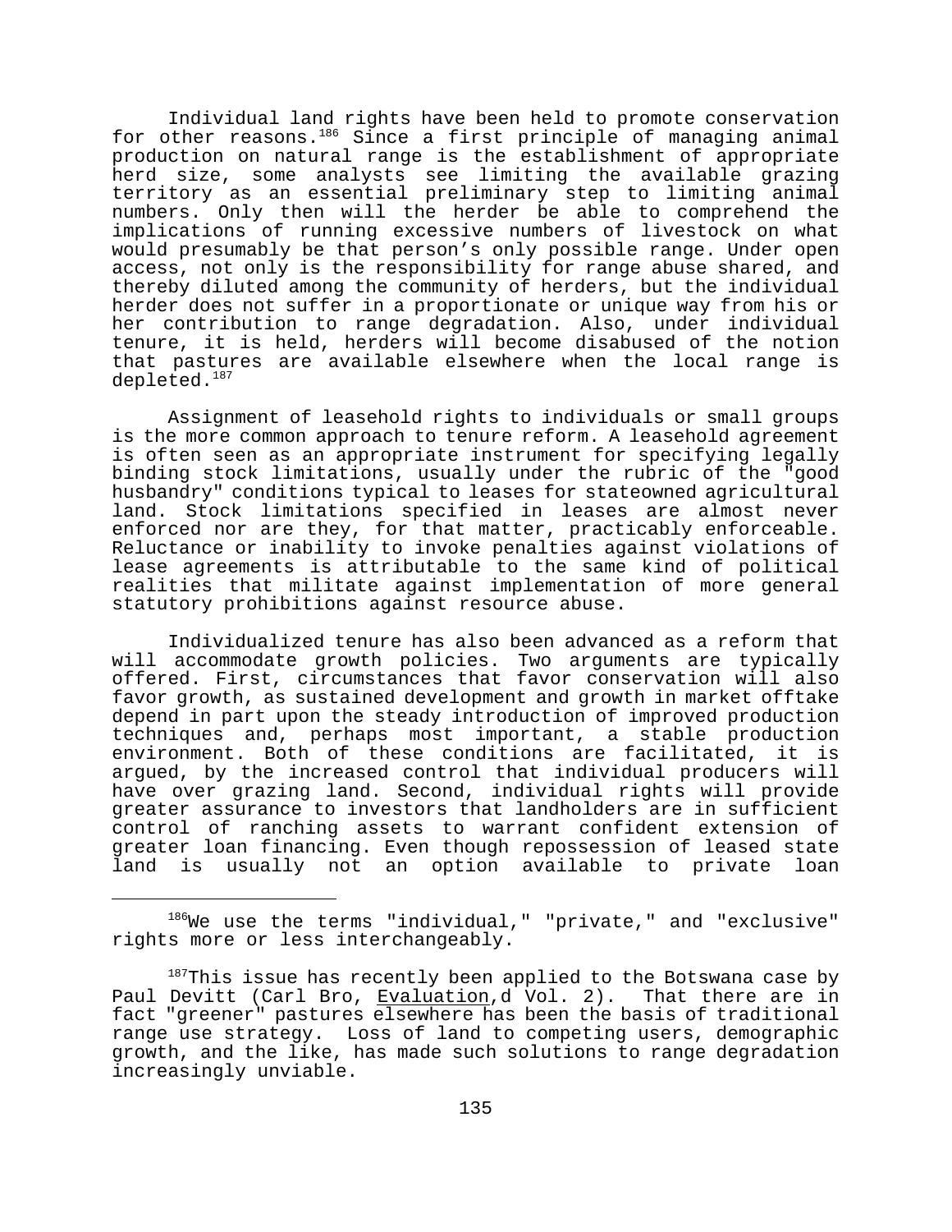Individual land rights have been held to promote conservation for other reasons.[186] Since a first principle of managing animal production on natural range is the establishment of appropriate herd size, some analysts see limiting the available grazing territory as an essential preliminary step to limiting animal numbers. Only then will the herder be able to comprehend the implications of running excessive numbers of livestock on what would presumably be that person's only possible range. Under open access, not only is the responsibility for range abuse shared, and thereby diluted among the community of herders, but the individual herder does not suffer in a proportionate or unique way from his or her contribution to range degradation. Also, under individual tenure, it is held, herders will become disabused of the notion that pastures are available elsewhere when the local range is depleted.[187]

Assignment of leasehold rights to individuals or small groups is the more common approach to tenure reform. A leasehold agreement is often seen as an appropriate instrument for specifying legally binding stock limitations, usually under the rubric of the "good husbandry" conditions typical to leases for stateowned agricultural land. Stock limitations specified in leases are almost never enforced nor are they, for that matter, practicably enforceable. Reluctance or inability to invoke penalties against violations of lease agreements is attributable to the same kind of political realities that militate against implementation of more general statutory prohibitions against resource abuse.

Individualized tenure has also been advanced as a reform that will accommodate growth policies. Two arguments are typically offered. First, circumstances that favor conservation will also favor growth, as sustained development and growth in market offtake depend in part upon the steady introduction of improved production techniques and, perhaps most important, a stable production environment. Both of these conditions are facilitated, it is argued, by the increased control that individual producers will have over grazing land. Second, individual rights will provide greater assurance to investors that landholders are in sufficient control of ranching assets to warrant confident extension of greater loan financing. Even though repossession of leased state land is usually not an option available to private loan

---

[186]We use the terms "individual," "private," and "exclusive" rights more or less interchangeably.

[187]This issue has recently been applied to the Botswana case by Paul Devitt (Carl Bro, Evaluation,d Vol. 2). That there are in fact "greener" pastures elsewhere has been the basis of traditional range use strategy. Loss of land to competing users, demographic growth, and the like, has made such solutions to range degradation increasingly unviable.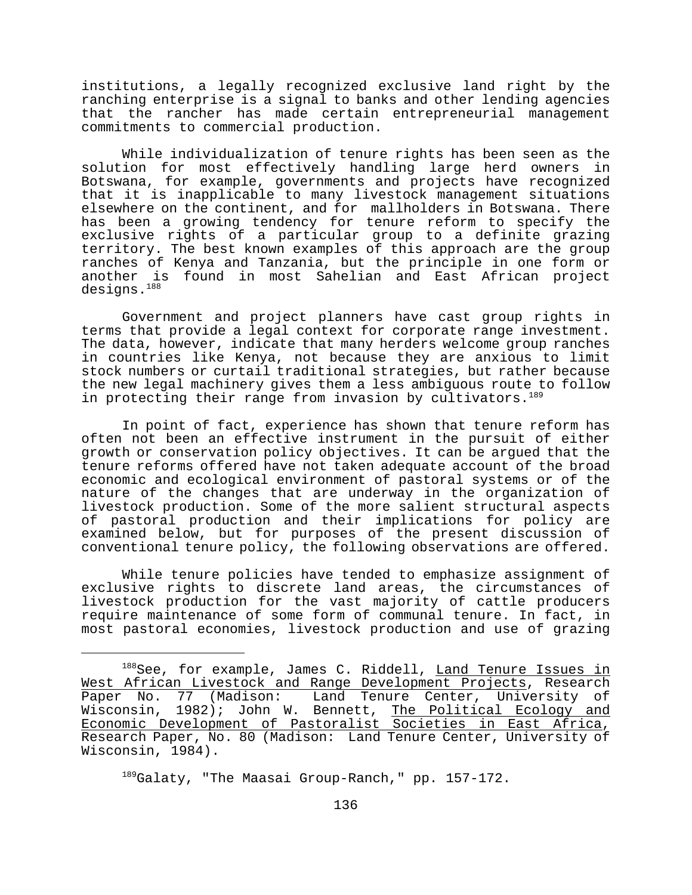institutions, a legally recognized exclusive land right by the ranching enterprise is a signal to banks and other lending agencies that the rancher has made certain entrepreneurial management commitments to commercial production.

While individualization of tenure rights has been seen as the solution for most effectively handling large herd owners in Botswana, for example, governments and projects have recognized that it is inapplicable to many livestock management situations elsewhere on the continent, and for mallholders in Botswana. There has been a growing tendency for tenure reform to specify the exclusive rights of a particular group to a definite grazing territory. The best known examples of this approach are the group ranches of Kenya and Tanzania, but the principle in one form or another is found in most Sahelian and East African project designs.[188]

Government and project planners have cast group rights in terms that provide a legal context for corporate range investment. The data, however, indicate that many herders welcome group ranches in countries like Kenya, not because they are anxious to limit stock numbers or curtail traditional strategies, but rather because the new legal machinery gives them a less ambiguous route to follow in protecting their range from invasion by cultivators.[189]

In point of fact, experience has shown that tenure reform has often not been an effective instrument in the pursuit of either growth or conservation policy objectives. It can be argued that the tenure reforms offered have not taken adequate account of the broad economic and ecological environment of pastoral systems or of the nature of the changes that are underway in the organization of livestock production. Some of the more salient structural aspects of pastoral production and their implications for policy are examined below, but for purposes of the present discussion of conventional tenure policy, the following observations are offered.

While tenure policies have tended to emphasize assignment of exclusive rights to discrete land areas, the circumstances of livestock production for the vast majority of cattle producers require maintenance of some form of communal tenure. In fact, in most pastoral economies, livestock production and use of grazing

---

[188]See, for example, James C. Riddell, Land Tenure Issues in West African Livestock and Range Development Projects, Research Paper No. 77 (Madison: Land Tenure Center, University of Wisconsin, 1982); John W. Bennett, The Political Ecology and Economic Development of Pastoralist Societies in East Africa, Research Paper, No. 80 (Madison: Land Tenure Center, University of Wisconsin, 1984).

[189]Galaty, "The Maasai Group-Ranch," pp. 157-172.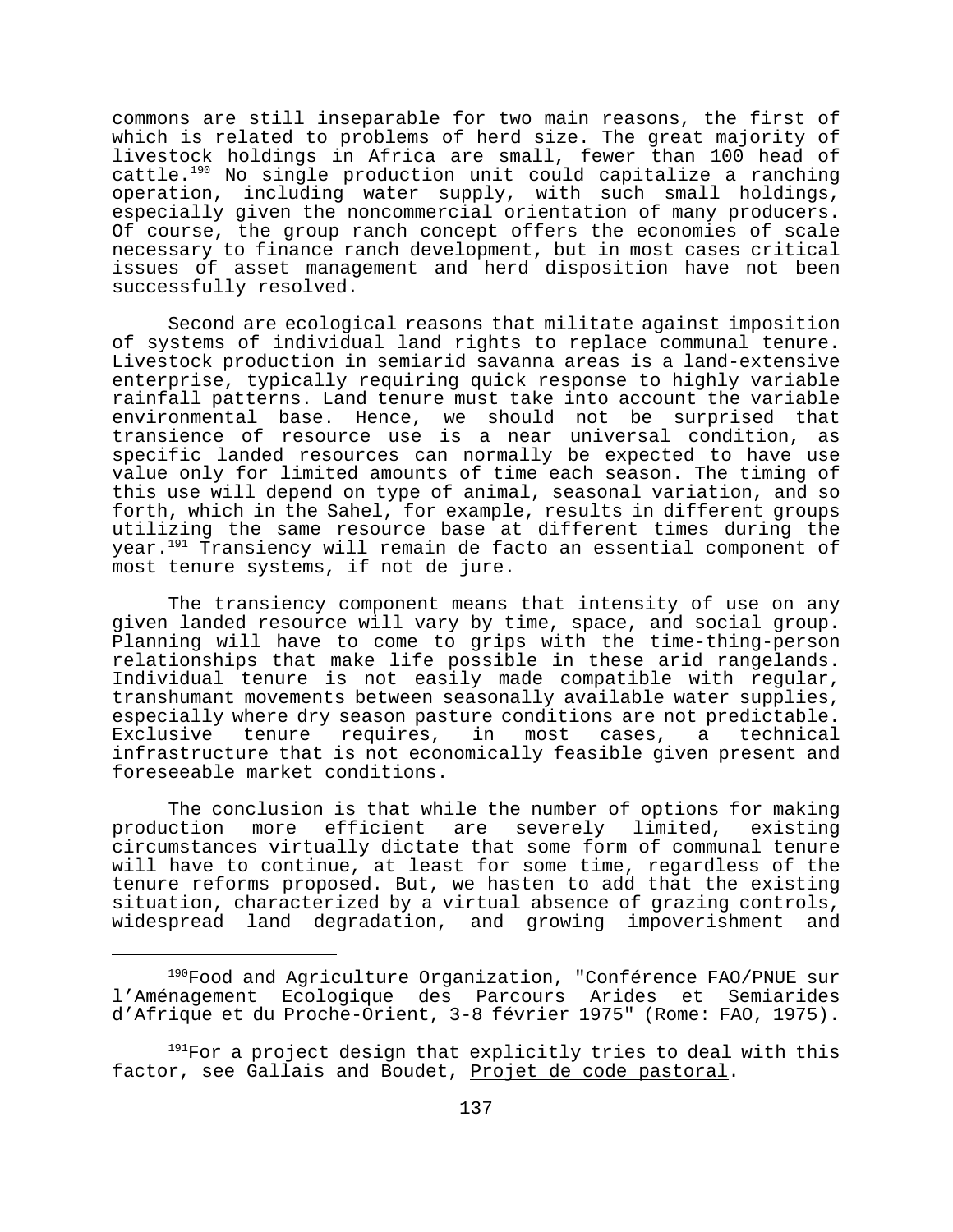commons are still inseparable for two main reasons, the first of which is related to problems of herd size. The great majority of livestock holdings in Africa are small, fewer than 100 head of cattle.[190] No single production unit could capitalize a ranching operation, including water supply, with such small holdings, especially given the noncommercial orientation of many producers. Of course, the group ranch concept offers the economies of scale necessary to finance ranch development, but in most cases critical issues of asset management and herd disposition have not been successfully resolved.

Second are ecological reasons that militate against imposition of systems of individual land rights to replace communal tenure. Livestock production in semiarid savanna areas is a land-extensive enterprise, typically requiring quick response to highly variable rainfall patterns. Land tenure must take into account the variable environmental base. Hence, we should not be surprised that transience of resource use is a near universal condition, as specific landed resources can normally be expected to have use value only for limited amounts of time each season. The timing of this use will depend on type of animal, seasonal variation, and so forth, which in the Sahel, for example, results in different groups utilizing the same resource base at different times during the year.[191] Transiency will remain de facto an essential component of most tenure systems, if not de jure.

The transiency component means that intensity of use on any given landed resource will vary by time, space, and social group. Planning will have to come to grips with the time-thing-person relationships that make life possible in these arid rangelands. Individual tenure is not easily made compatible with regular, transhumant movements between seasonally available water supplies, especially where dry season pasture conditions are not predictable. Exclusive tenure requires, in most cases, a technical infrastructure that is not economically feasible given present and foreseeable market conditions.

The conclusion is that while the number of options for making production more efficient are severely limited, existing circumstances virtually dictate that some form of communal tenure will have to continue, at least for some time, regardless of the tenure reforms proposed. But, we hasten to add that the existing situation, characterized by a virtual absence of grazing controls, widespread land degradation, and growing impoverishment and

---

[190] Food and Agriculture Organization, "Conférence FAO/PNUE sur l'Aménagement Ecologique des Parcours Arides et Semiarides d'Afrique et du Proche-Orient, 3-8 février 1975" (Rome: FAO, 1975).

[191] For a project design that explicitly tries to deal with this factor, see Gallais and Boudet, Projet de code pastoral.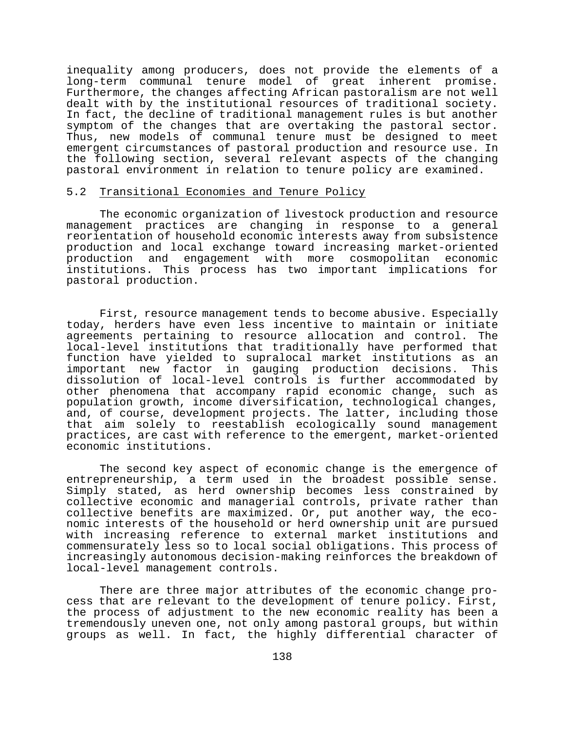inequality among producers, does not provide the elements of a long-term communal tenure model of great inherent promise. Furthermore, the changes affecting African pastoralism are not well dealt with by the institutional resources of traditional society. In fact, the decline of traditional management rules is but another symptom of the changes that are overtaking the pastoral sector. Thus, new models of communal tenure must be designed to meet emergent circumstances of pastoral production and resource use. In the following section, several relevant aspects of the changing pastoral environment in relation to tenure policy are examined.

## 5.2 Transitional Economies and Tenure Policy

The economic organization of livestock production and resource management practices are changing in response to a general reorientation of household economic interests away from subsistence production and local exchange toward increasing market-oriented production and engagement with more cosmopolitan economic institutions. This process has two important implications for pastoral production.

First, resource management tends to become abusive. Especially today, herders have even less incentive to maintain or initiate agreements pertaining to resource allocation and control. The local-level institutions that traditionally have performed that function have yielded to supralocal market institutions as an important new factor in gauging production decisions. This dissolution of local-level controls is further accommodated by other phenomena that accompany rapid economic change, such as population growth, income diversification, technological changes, and, of course, development projects. The latter, including those that aim solely to reestablish ecologically sound management practices, are cast with reference to the emergent, market-oriented economic institutions.

The second key aspect of economic change is the emergence of entrepreneurship, a term used in the broadest possible sense. Simply stated, as herd ownership becomes less constrained by collective economic and managerial controls, private rather than collective benefits are maximized. Or, put another way, the economic interests of the household or herd ownership unit are pursued with increasing reference to external market institutions and commensurately less so to local social obligations. This process of increasingly autonomous decision-making reinforces the breakdown of local-level management controls.

There are three major attributes of the economic change process that are relevant to the development of tenure policy. First, the process of adjustment to the new economic reality has been a tremendously uneven one, not only among pastoral groups, but within groups as well. In fact, the highly differential character of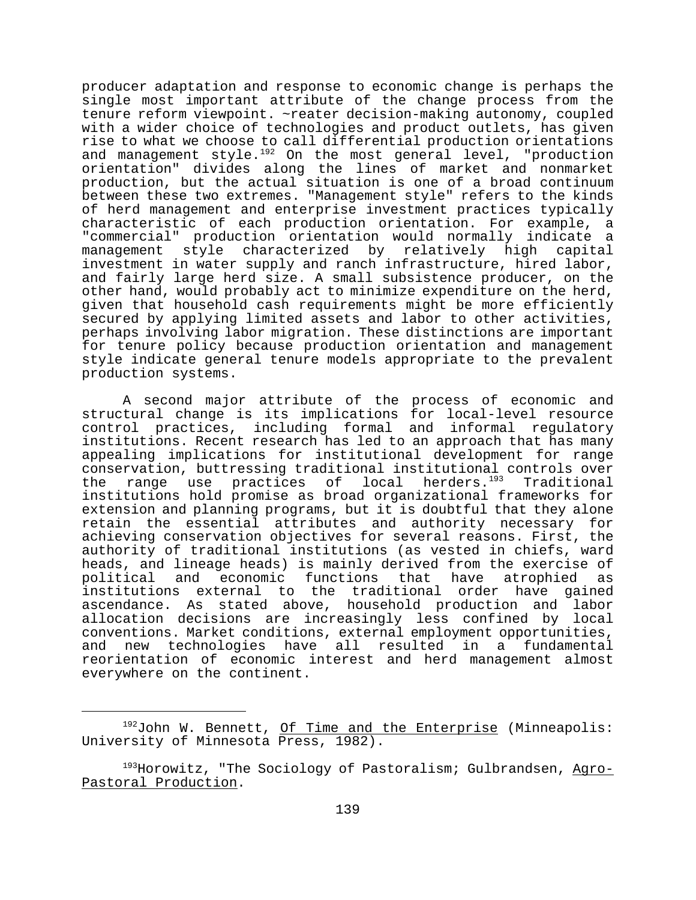producer adaptation and response to economic change is perhaps the single most important attribute of the change process from the tenure reform viewpoint. ~reater decision-making autonomy, coupled with a wider choice of technologies and product outlets, has given rise to what we choose to call differential production orientations and management style.[192] On the most general level, "production orientation" divides along the lines of market and nonmarket production, but the actual situation is one of a broad continuum between these two extremes. "Management style" refers to the kinds of herd management and enterprise investment practices typically characteristic of each production orientation. For example, a "commercial" production orientation would normally indicate a management style characterized by relatively high capital investment in water supply and ranch infrastructure, hired labor, and fairly large herd size. A small subsistence producer, on the other hand, would probably act to minimize expenditure on the herd, given that household cash requirements might be more efficiently secured by applying limited assets and labor to other activities, perhaps involving labor migration. These distinctions are important for tenure policy because production orientation and management style indicate general tenure models appropriate to the prevalent production systems.

A second major attribute of the process of economic and structural change is its implications for local-level resource control practices, including formal and informal regulatory institutions. Recent research has led to an approach that has many appealing implications for institutional development for range conservation, buttressing traditional institutional controls over the range use practices of local herders.[193] Traditional institutions hold promise as broad organizational frameworks for extension and planning programs, but it is doubtful that they alone retain the essential attributes and authority necessary for achieving conservation objectives for several reasons. First, the authority of traditional institutions (as vested in chiefs, ward heads, and lineage heads) is mainly derived from the exercise of political and economic functions that have atrophied as institutions external to the traditional order have gained ascendance. As stated above, household production and labor allocation decisions are increasingly less confined by local conventions. Market conditions, external employment opportunities, and new technologies have all resulted in a fundamental reorientation of economic interest and herd management almost everywhere on the continent.

---

[192] John W. Bennett, Of Time and the Enterprise (Minneapolis: University of Minnesota Press, 1982).

[193] Horowitz, "The Sociology of Pastoralism; Gulbrandsen, Agro-Pastoral Production.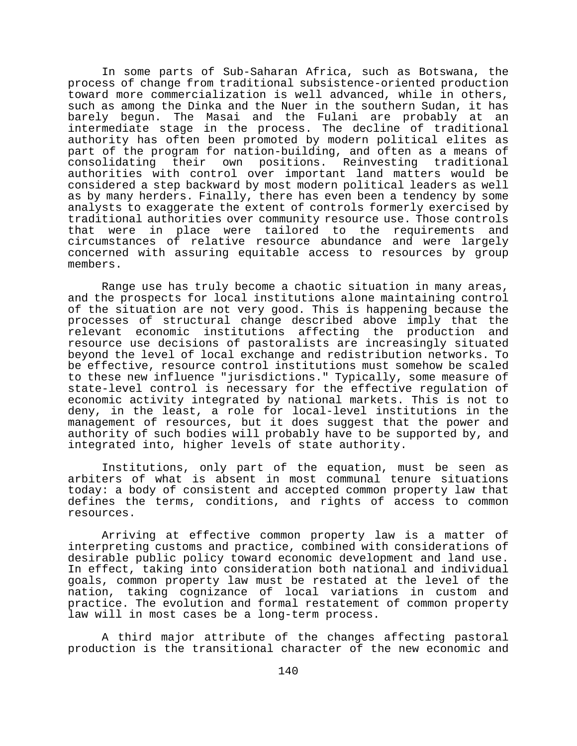In some parts of Sub-Saharan Africa, such as Botswana, the process of change from traditional subsistence-oriented production toward more commercialization is well advanced, while in others, such as among the Dinka and the Nuer in the southern Sudan, it has barely begun. The Masai and the Fulani are probably at an intermediate stage in the process. The decline of traditional authority has often been promoted by modern political elites as part of the program for nation-building, and often as a means of consolidating their own positions. Reinvesting traditional authorities with control over important land matters would be considered a step backward by most modern political leaders as well as by many herders. Finally, there has even been a tendency by some analysts to exaggerate the extent of controls formerly exercised by traditional authorities over community resource use. Those controls that were in place were tailored to the requirements and circumstances of relative resource abundance and were largely concerned with assuring equitable access to resources by group members.

Range use has truly become a chaotic situation in many areas, and the prospects for local institutions alone maintaining control of the situation are not very good. This is happening because the processes of structural change described above imply that the relevant economic institutions affecting the production and resource use decisions of pastoralists are increasingly situated beyond the level of local exchange and redistribution networks. To be effective, resource control institutions must somehow be scaled to these new influence "jurisdictions." Typically, some measure of state-level control is necessary for the effective regulation of economic activity integrated by national markets. This is not to deny, in the least, a role for local-level institutions in the management of resources, but it does suggest that the power and authority of such bodies will probably have to be supported by, and integrated into, higher levels of state authority.

Institutions, only part of the equation, must be seen as arbiters of what is absent in most communal tenure situations today: a body of consistent and accepted common property law that defines the terms, conditions, and rights of access to common resources.

Arriving at effective common property law is a matter of interpreting customs and practice, combined with considerations of desirable public policy toward economic development and land use. In effect, taking into consideration both national and individual goals, common property law must be restated at the level of the nation, taking cognizance of local variations in custom and practice. The evolution and formal restatement of common property law will in most cases be a long-term process.

A third major attribute of the changes affecting pastoral production is the transitional character of the new economic and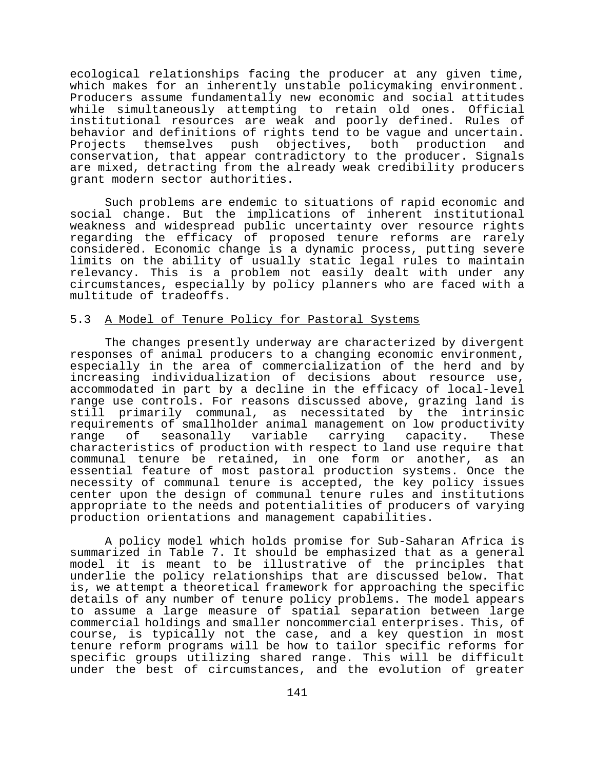ecological relationships facing the producer at any given time, which makes for an inherently unstable policymaking environment. Producers assume fundamentally new economic and social attitudes while simultaneously attempting to retain old ones. Official institutional resources are weak and poorly defined. Rules of behavior and definitions of rights tend to be vague and uncertain. Projects themselves push objectives, both production and conservation, that appear contradictory to the producer. Signals are mixed, detracting from the already weak credibility producers grant modern sector authorities.

Such problems are endemic to situations of rapid economic and social change. But the implications of inherent institutional weakness and widespread public uncertainty over resource rights regarding the efficacy of proposed tenure reforms are rarely considered. Economic change is a dynamic process, putting severe limits on the ability of usually static legal rules to maintain relevancy. This is a problem not easily dealt with under any circumstances, especially by policy planners who are faced with a multitude of tradeoffs.

## 5.3 A Model of Tenure Policy for Pastoral Systems

The changes presently underway are characterized by divergent responses of animal producers to a changing economic environment, especially in the area of commercialization of the herd and by increasing individualization of decisions about resource use, accommodated in part by a decline in the efficacy of local-level range use controls. For reasons discussed above, grazing land is still primarily communal, as necessitated by the intrinsic requirements of smallholder animal management on low productivity range of seasonally variable carrying capacity. These characteristics of production with respect to land use require that communal tenure be retained, in one form or another, as an essential feature of most pastoral production systems. Once the necessity of communal tenure is accepted, the key policy issues center upon the design of communal tenure rules and institutions appropriate to the needs and potentialities of producers of varying production orientations and management capabilities.

A policy model which holds promise for Sub-Saharan Africa is summarized in Table 7. It should be emphasized that as a general model it is meant to be illustrative of the principles that underlie the policy relationships that are discussed below. That is, we attempt a theoretical framework for approaching the specific details of any number of tenure policy problems. The model appears to assume a large measure of spatial separation between large commercial holdings and smaller noncommercial enterprises. This, of course, is typically not the case, and a key question in most tenure reform programs will be how to tailor specific reforms for specific groups utilizing shared range. This will be difficult under the best of circumstances, and the evolution of greater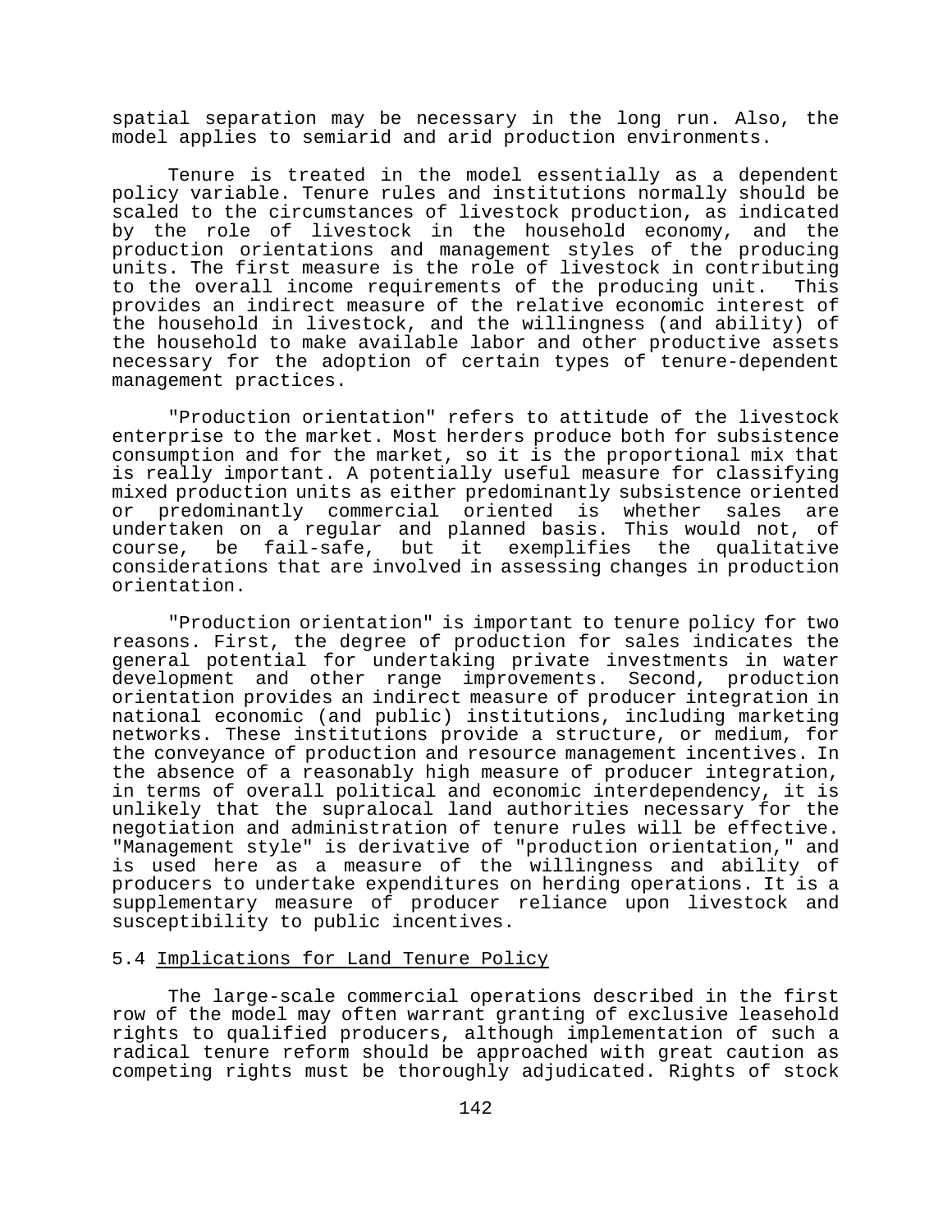spatial separation may be necessary in the long run. Also, the model applies to semiarid and arid production environments.

Tenure is treated in the model essentially as a dependent policy variable. Tenure rules and institutions normally should be scaled to the circumstances of livestock production, as indicated by the role of livestock in the household economy, and the production orientations and management styles of the producing units. The first measure is the role of livestock in contributing to the overall income requirements of the producing unit. This provides an indirect measure of the relative economic interest of the household in livestock, and the willingness (and ability) of the household to make available labor and other productive assets necessary for the adoption of certain types of tenure-dependent management practices.

"Production orientation" refers to attitude of the livestock enterprise to the market. Most herders produce both for subsistence consumption and for the market, so it is the proportional mix that is really important. A potentially useful measure for classifying mixed production units as either predominantly subsistence oriented or predominantly commercial oriented is whether sales are undertaken on a regular and planned basis. This would not, of course, be fail-safe, but it exemplifies the qualitative considerations that are involved in assessing changes in production orientation.

"Production orientation" is important to tenure policy for two reasons. First, the degree of production for sales indicates the general potential for undertaking private investments in water development and other range improvements. Second, production orientation provides an indirect measure of producer integration in national economic (and public) institutions, including marketing networks. These institutions provide a structure, or medium, for the conveyance of production and resource management incentives. In the absence of a reasonably high measure of producer integration, in terms of overall political and economic interdependency, it is unlikely that the supralocal land authorities necessary for the negotiation and administration of tenure rules will be effective. "Management style" is derivative of "production orientation," and is used here as a measure of the willingness and ability of producers to undertake expenditures on herding operations. It is a supplementary measure of producer reliance upon livestock and susceptibility to public incentives.

## 5.4 Implications for Land Tenure Policy

The large-scale commercial operations described in the first row of the model may often warrant granting of exclusive leasehold rights to qualified producers, although implementation of such a radical tenure reform should be approached with great caution as competing rights must be thoroughly adjudicated. Rights of stock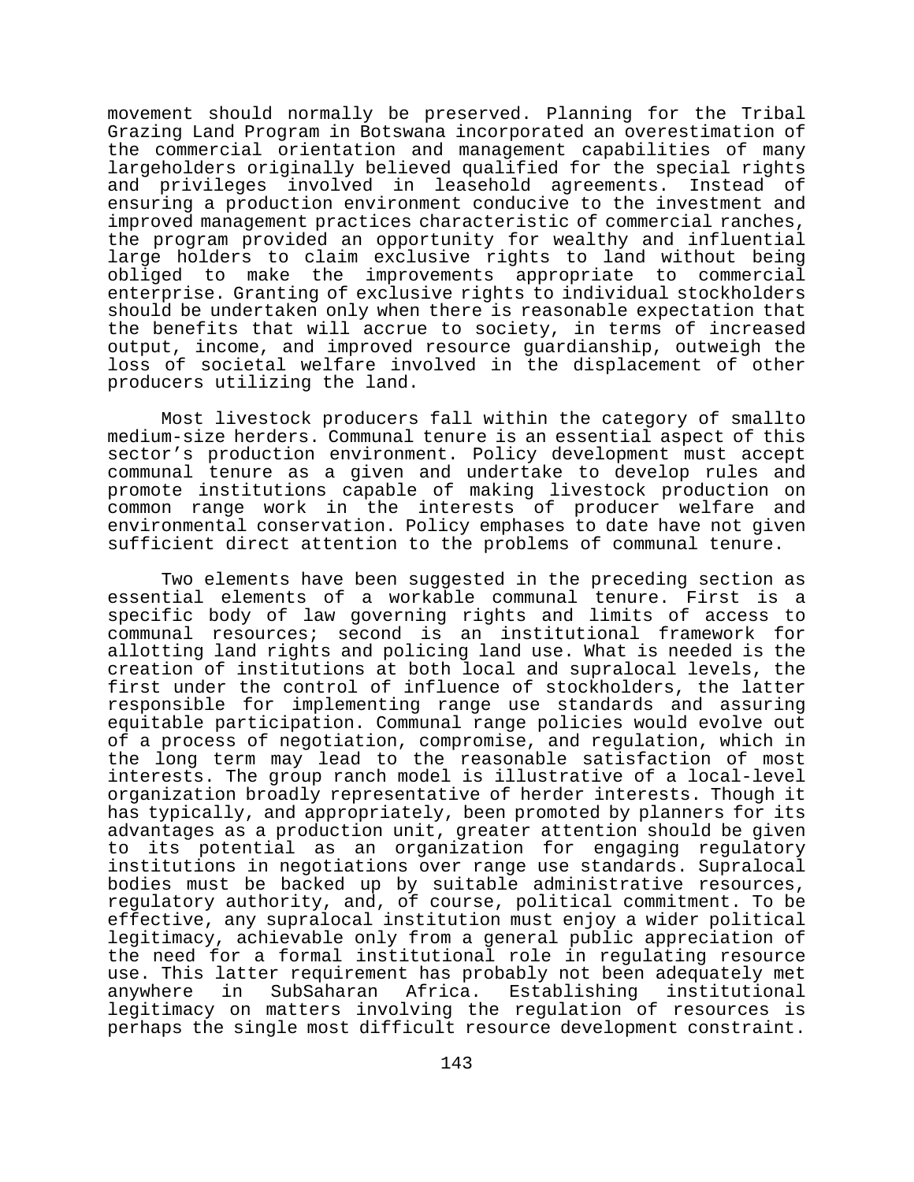movement should normally be preserved. Planning for the Tribal Grazing Land Program in Botswana incorporated an overestimation of the commercial orientation and management capabilities of many largeholders originally believed qualified for the special rights and privileges involved in leasehold agreements. Instead of ensuring a production environment conducive to the investment and improved management practices characteristic of commercial ranches, the program provided an opportunity for wealthy and influential large holders to claim exclusive rights to land without being obliged to make the improvements appropriate to commercial enterprise. Granting of exclusive rights to individual stockholders should be undertaken only when there is reasonable expectation that the benefits that will accrue to society, in terms of increased output, income, and improved resource guardianship, outweigh the loss of societal welfare involved in the displacement of other producers utilizing the land.

Most livestock producers fall within the category of smallto medium-size herders. Communal tenure is an essential aspect of this sector's production environment. Policy development must accept communal tenure as a given and undertake to develop rules and promote institutions capable of making livestock production on common range work in the interests of producer welfare and environmental conservation. Policy emphases to date have not given sufficient direct attention to the problems of communal tenure.

Two elements have been suggested in the preceding section as essential elements of a workable communal tenure. First is a specific body of law governing rights and limits of access to communal resources; second is an institutional framework for allotting land rights and policing land use. What is needed is the creation of institutions at both local and supralocal levels, the first under the control of influence of stockholders, the latter responsible for implementing range use standards and assuring equitable participation. Communal range policies would evolve out of a process of negotiation, compromise, and regulation, which in the long term may lead to the reasonable satisfaction of most interests. The group ranch model is illustrative of a local-level organization broadly representative of herder interests. Though it has typically, and appropriately, been promoted by planners for its advantages as a production unit, greater attention should be given to its potential as an organization for engaging regulatory institutions in negotiations over range use standards. Supralocal bodies must be backed up by suitable administrative resources, regulatory authority, and, of course, political commitment. To be effective, any supralocal institution must enjoy a wider political legitimacy, achievable only from a general public appreciation of the need for a formal institutional role in regulating resource use. This latter requirement has probably not been adequately met anywhere in SubSaharan Africa. Establishing institutional legitimacy on matters involving the regulation of resources is perhaps the single most difficult resource development constraint.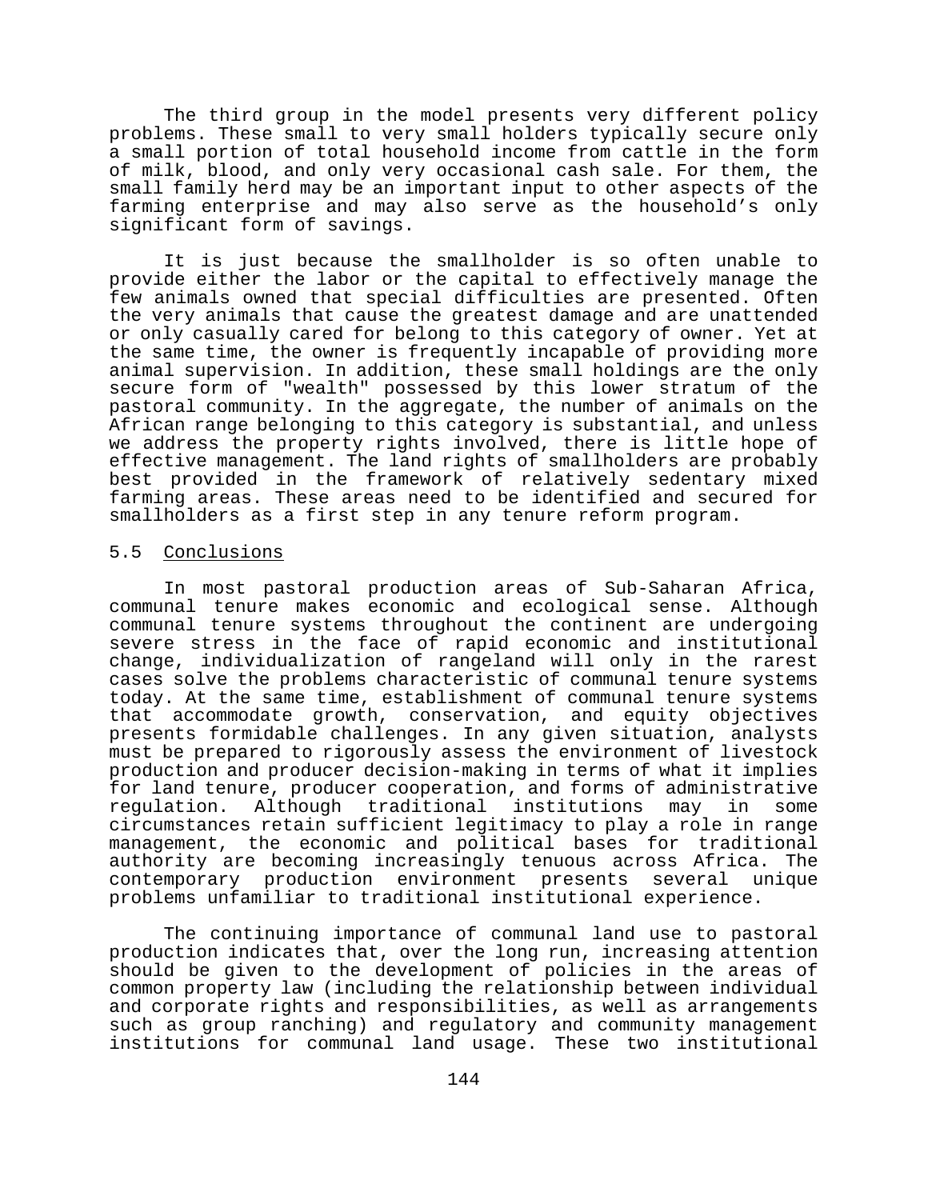The third group in the model presents very different policy problems. These small to very small holders typically secure only a small portion of total household income from cattle in the form of milk, blood, and only very occasional cash sale. For them, the small family herd may be an important input to other aspects of the farming enterprise and may also serve as the household's only significant form of savings.

It is just because the smallholder is so often unable to provide either the labor or the capital to effectively manage the few animals owned that special difficulties are presented. Often the very animals that cause the greatest damage and are unattended or only casually cared for belong to this category of owner. Yet at the same time, the owner is frequently incapable of providing more animal supervision. In addition, these small holdings are the only secure form of "wealth" possessed by this lower stratum of the pastoral community. In the aggregate, the number of animals on the African range belonging to this category is substantial, and unless we address the property rights involved, there is little hope of effective management. The land rights of smallholders are probably best provided in the framework of relatively sedentary mixed farming areas. These areas need to be identified and secured for smallholders as a first step in any tenure reform program.

## 5.5 Conclusions

In most pastoral production areas of Sub-Saharan Africa, communal tenure makes economic and ecological sense. Although communal tenure systems throughout the continent are undergoing severe stress in the face of rapid economic and institutional change, individualization of rangeland will only in the rarest cases solve the problems characteristic of communal tenure systems today. At the same time, establishment of communal tenure systems that accommodate growth, conservation, and equity objectives presents formidable challenges. In any given situation, analysts must be prepared to rigorously assess the environment of livestock production and producer decision-making in terms of what it implies for land tenure, producer cooperation, and forms of administrative regulation. Although traditional institutions may in some circumstances retain sufficient legitimacy to play a role in range management, the economic and political bases for traditional authority are becoming increasingly tenuous across Africa. The contemporary production environment presents several unique problems unfamiliar to traditional institutional experience.

The continuing importance of communal land use to pastoral production indicates that, over the long run, increasing attention should be given to the development of policies in the areas of common property law (including the relationship between individual and corporate rights and responsibilities, as well as arrangements such as group ranching) and regulatory and community management institutions for communal land usage. These two institutional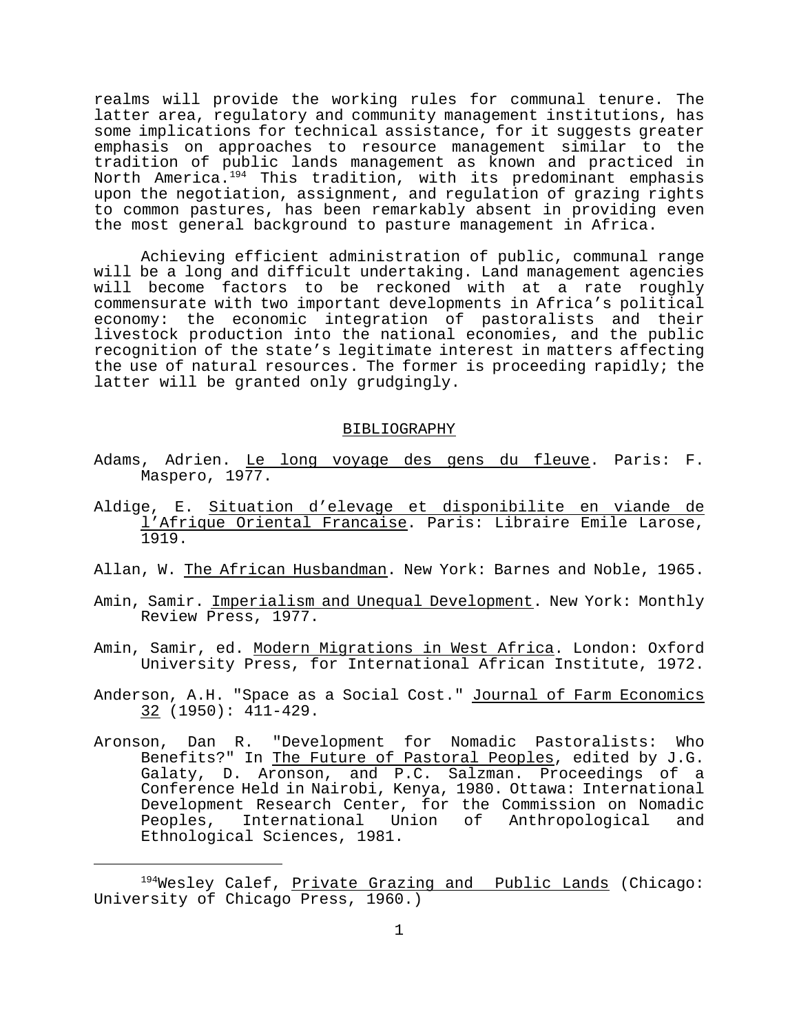realms will provide the working rules for communal tenure. The latter area, regulatory and community management institutions, has some implications for technical assistance, for it suggests greater emphasis on approaches to resource management similar to the tradition of public lands management as known and practiced in North America.[194] This tradition, with its predominant emphasis upon the negotiation, assignment, and regulation of grazing rights to common pastures, has been remarkably absent in providing even the most general background to pasture management in Africa.

Achieving efficient administration of public, communal range will be a long and difficult undertaking. Land management agencies will become factors to be reckoned with at a rate roughly commensurate with two important developments in Africa's political economy: the economic integration of pastoralists and their livestock production into the national economies, and the public recognition of the state's legitimate interest in matters affecting the use of natural resources. The former is proceeding rapidly; the latter will be granted only grudgingly.

## BIBLIOGRAPHY

Adams, Adrien. Le long voyage des gens du fleuve. Paris: F. Maspero, 1977.

Aldige, E. Situation d'elevage et disponibilite en viande de l'Afrique Oriental Francaise. Paris: Libraire Emile Larose, 1919.

Allan, W. The African Husbandman. New York: Barnes and Noble, 1965.

Amin, Samir. Imperialism and Unequal Development. New York: Monthly Review Press, 1977.

Amin, Samir, ed. Modern Migrations in West Africa. London: Oxford University Press, for International African Institute, 1972.

Anderson, A.H. "Space as a Social Cost." Journal of Farm Economics 32 (1950): 411-429.

Aronson, Dan R. "Development for Nomadic Pastoralists: Who Benefits?" In The Future of Pastoral Peoples, edited by J.G. Galaty, D. Aronson, and P.C. Salzman. Proceedings of a Conference Held in Nairobi, Kenya, 1980. Ottawa: International Development Research Center, for the Commission on Nomadic Peoples, International Union of Anthropological and Ethnological Sciences, 1981.

---

[194] Wesley Calef, Private Grazing and Public Lands (Chicago: University of Chicago Press, 1960.)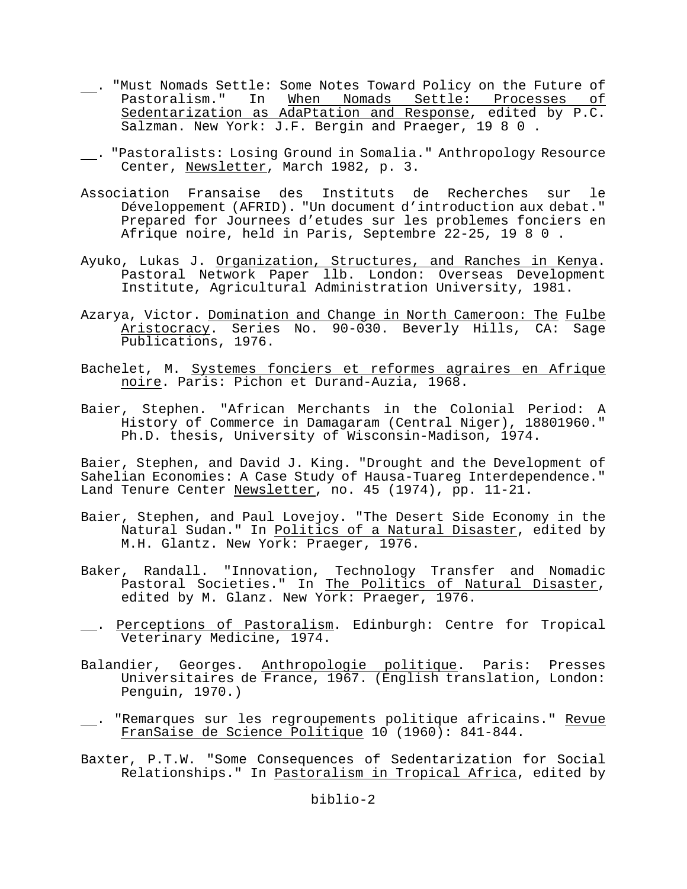__. "Must Nomads Settle: Some Notes Toward Policy on the Future of Pastoralism." In When Nomads Settle: Processes of Sedentarization as AdaPtation and Response, edited by P.C. Salzman. New York: J.F. Bergin and Praeger, 19 8 0 .

__. "Pastoralists: Losing Ground in Somalia." Anthropology Resource Center, Newsletter, March 1982, p. 3.

Association Fransaise des Instituts de Recherches sur le Développement (AFRID). "Un document d'introduction aux debat." Prepared for Journees d'etudes sur les problemes fonciers en Afrique noire, held in Paris, Septembre 22-25, 19 8 0 .

Ayuko, Lukas J. Organization, Structures, and Ranches in Kenya. Pastoral Network Paper llb. London: Overseas Development Institute, Agricultural Administration University, 1981.

Azarya, Victor. Domination and Change in North Cameroon: The Fulbe Aristocracy. Series No. 90-030. Beverly Hills, CA: Sage Publications, 1976.

Bachelet, M. Systemes fonciers et reformes agraires en Afrique noire. Paris: Pichon et Durand-Auzia, 1968.

Baier, Stephen. "African Merchants in the Colonial Period: A History of Commerce in Damagaram (Central Niger), 18801960." Ph.D. thesis, University of Wisconsin-Madison, 1974.

Baier, Stephen, and David J. King. "Drought and the Development of Sahelian Economies: A Case Study of Hausa-Tuareg Interdependence." Land Tenure Center Newsletter, no. 45 (1974), pp. 11-21.

Baier, Stephen, and Paul Lovejoy. "The Desert Side Economy in the Natural Sudan." In Politics of a Natural Disaster, edited by M.H. Glantz. New York: Praeger, 1976.

Baker, Randall. "Innovation, Technology Transfer and Nomadic Pastoral Societies." In The Politics of Natural Disaster, edited by M. Glanz. New York: Praeger, 1976.

__. Perceptions of Pastoralism. Edinburgh: Centre for Tropical Veterinary Medicine, 1974.

Balandier, Georges. Anthropologie politique. Paris: Presses Universitaires de France, 1967. (English translation, London: Penguin, 1970.)

__. "Remarques sur les regroupements politique africains." Revue FranSaise de Science Politique 10 (1960): 841-844.

Baxter, P.T.W. "Some Consequences of Sedentarization for Social Relationships." In Pastoralism in Tropical Africa, edited by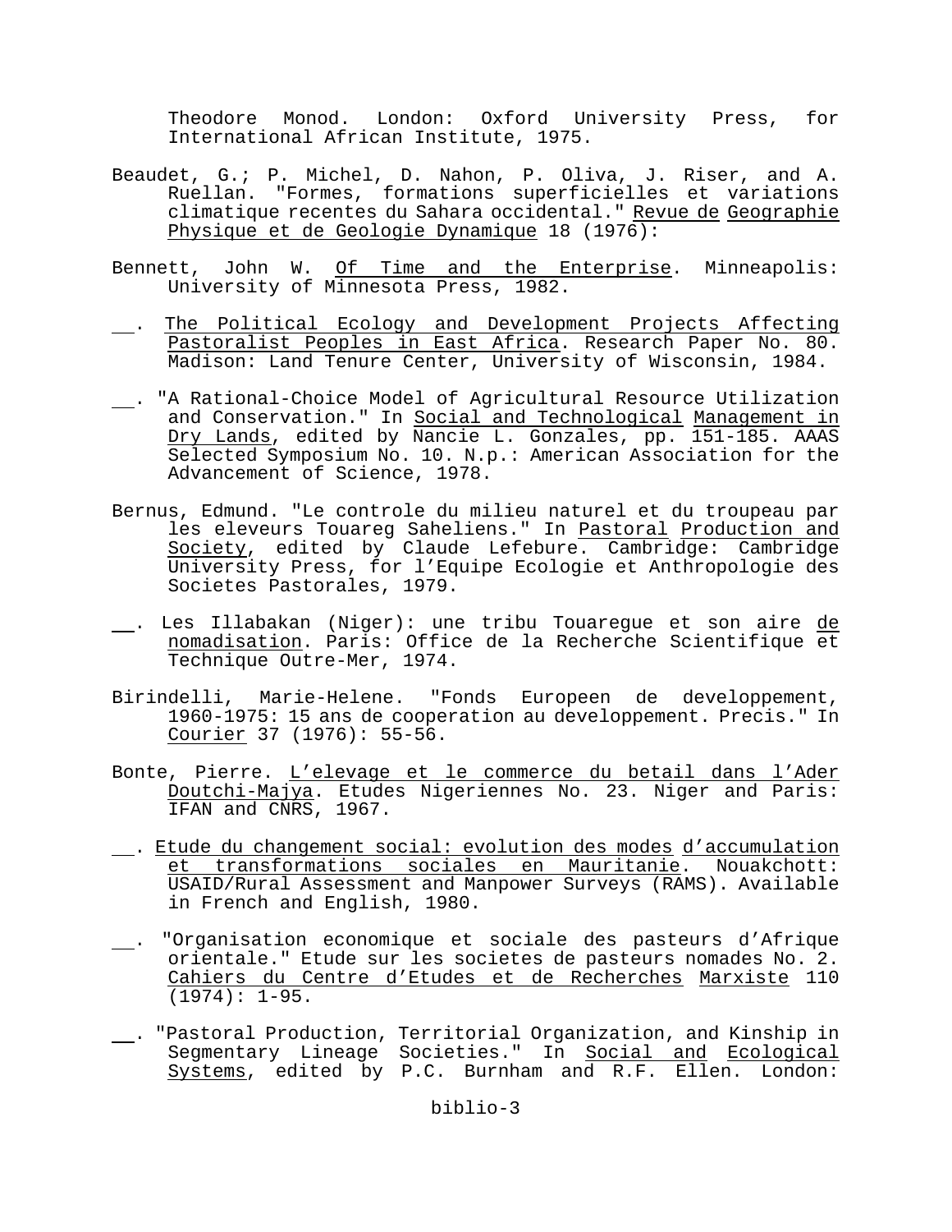Theodore Monod. London: Oxford University Press, for International African Institute, 1975.

Beaudet, G.; P. Michel, D. Nahon, P. Oliva, J. Riser, and A. Ruellan. "Formes, formations superficielles et variations climatique recentes du Sahara occidental." Revue de Geographie Physique et de Geologie Dynamique 18 (1976):

Bennett, John W. Of Time and the Enterprise. Minneapolis: University of Minnesota Press, 1982.

\_\_. The Political Ecology and Development Projects Affecting Pastoralist Peoples in East Africa. Research Paper No. 80. Madison: Land Tenure Center, University of Wisconsin, 1984.

\_\_. "A Rational-Choice Model of Agricultural Resource Utilization and Conservation." In Social and Technological Management in Dry Lands, edited by Nancie L. Gonzales, pp. 151-185. AAAS Selected Symposium No. 10. N.p.: American Association for the Advancement of Science, 1978.

Bernus, Edmund. "Le controle du milieu naturel et du troupeau par les eleveurs Touareg Saheliens." In Pastoral Production and Society, edited by Claude Lefebure. Cambridge: Cambridge University Press, for l'Equipe Ecologie et Anthropologie des Societes Pastorales, 1979.

\_\_. Les Illabakan (Niger): une tribu Touaregue et son aire de nomadisation. Paris: Office de la Recherche Scientifique et Technique Outre-Mer, 1974.

Birindelli, Marie-Helene. "Fonds Europeen de developpement, 1960-1975: 15 ans de cooperation au developpement. Precis." In Courier 37 (1976): 55-56.

Bonte, Pierre. L'elevage et le commerce du betail dans l'Ader Doutchi-Majya. Etudes Nigeriennes No. 23. Niger and Paris: IFAN and CNRS, 1967.

\_\_. Etude du changement social: evolution des modes d'accumulation et transformations sociales en Mauritanie. Nouakchott: USAID/Rural Assessment and Manpower Surveys (RAMS). Available in French and English, 1980.

\_\_. "Organisation economique et sociale des pasteurs d'Afrique orientale." Etude sur les societes de pasteurs nomades No. 2. Cahiers du Centre d'Etudes et de Recherches Marxiste 110 (1974): 1-95.

\_\_. "Pastoral Production, Territorial Organization, and Kinship in Segmentary Lineage Societies." In Social and Ecological Systems, edited by P.C. Burnham and R.F. Ellen. London: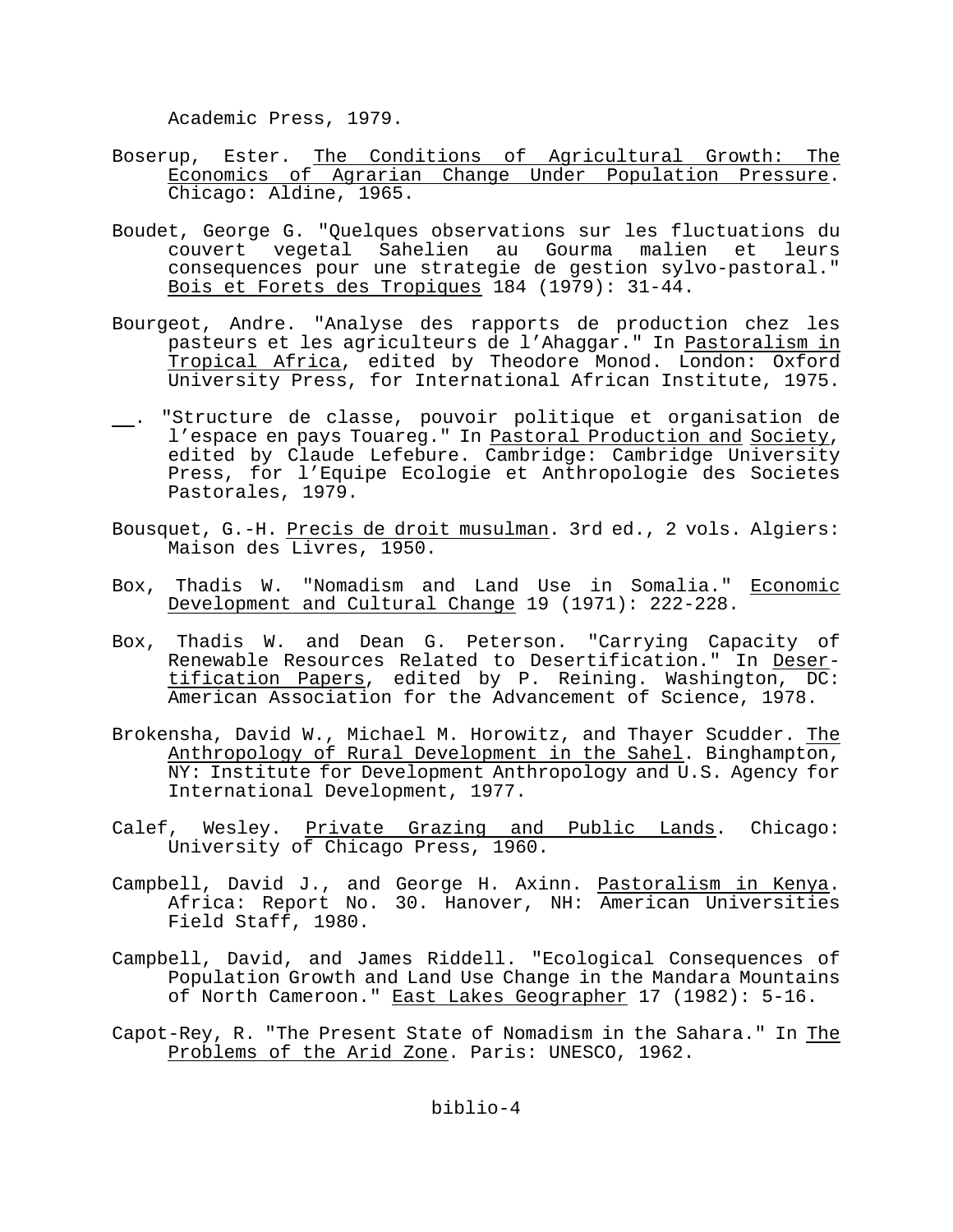Academic Press, 1979.

Boserup, Ester. The Conditions of Agricultural Growth: The Economics of Agrarian Change Under Population Pressure. Chicago: Aldine, 1965.

Boudet, George G. "Quelques observations sur les fluctuations du couvert vegetal Sahelien au Gourma malien et leurs consequences pour une strategie de gestion sylvo-pastoral." Bois et Forets des Tropiques 184 (1979): 31-44.

Bourgeot, Andre. "Analyse des rapports de production chez les pasteurs et les agriculteurs de l'Ahaggar." In Pastoralism in Tropical Africa, edited by Theodore Monod. London: Oxford University Press, for International African Institute, 1975.

__. "Structure de classe, pouvoir politique et organisation de l'espace en pays Touareg." In Pastoral Production and Society, edited by Claude Lefebure. Cambridge: Cambridge University Press, for l'Equipe Ecologie et Anthropologie des Societes Pastorales, 1979.

Bousquet, G.-H. Precis de droit musulman. 3rd ed., 2 vols. Algiers: Maison des Livres, 1950.

Box, Thadis W. "Nomadism and Land Use in Somalia." Economic Development and Cultural Change 19 (1971): 222-228.

Box, Thadis W. and Dean G. Peterson. "Carrying Capacity of Renewable Resources Related to Desertification." In Desertification Papers, edited by P. Reining. Washington, DC: American Association for the Advancement of Science, 1978.

Brokensha, David W., Michael M. Horowitz, and Thayer Scudder. The Anthropology of Rural Development in the Sahel. Binghampton, NY: Institute for Development Anthropology and U.S. Agency for International Development, 1977.

Calef, Wesley. Private Grazing and Public Lands. Chicago: University of Chicago Press, 1960.

Campbell, David J., and George H. Axinn. Pastoralism in Kenya. Africa: Report No. 30. Hanover, NH: American Universities Field Staff, 1980.

Campbell, David, and James Riddell. "Ecological Consequences of Population Growth and Land Use Change in the Mandara Mountains of North Cameroon." East Lakes Geographer 17 (1982): 5-16.

Capot-Rey, R. "The Present State of Nomadism in the Sahara." In The Problems of the Arid Zone. Paris: UNESCO, 1962.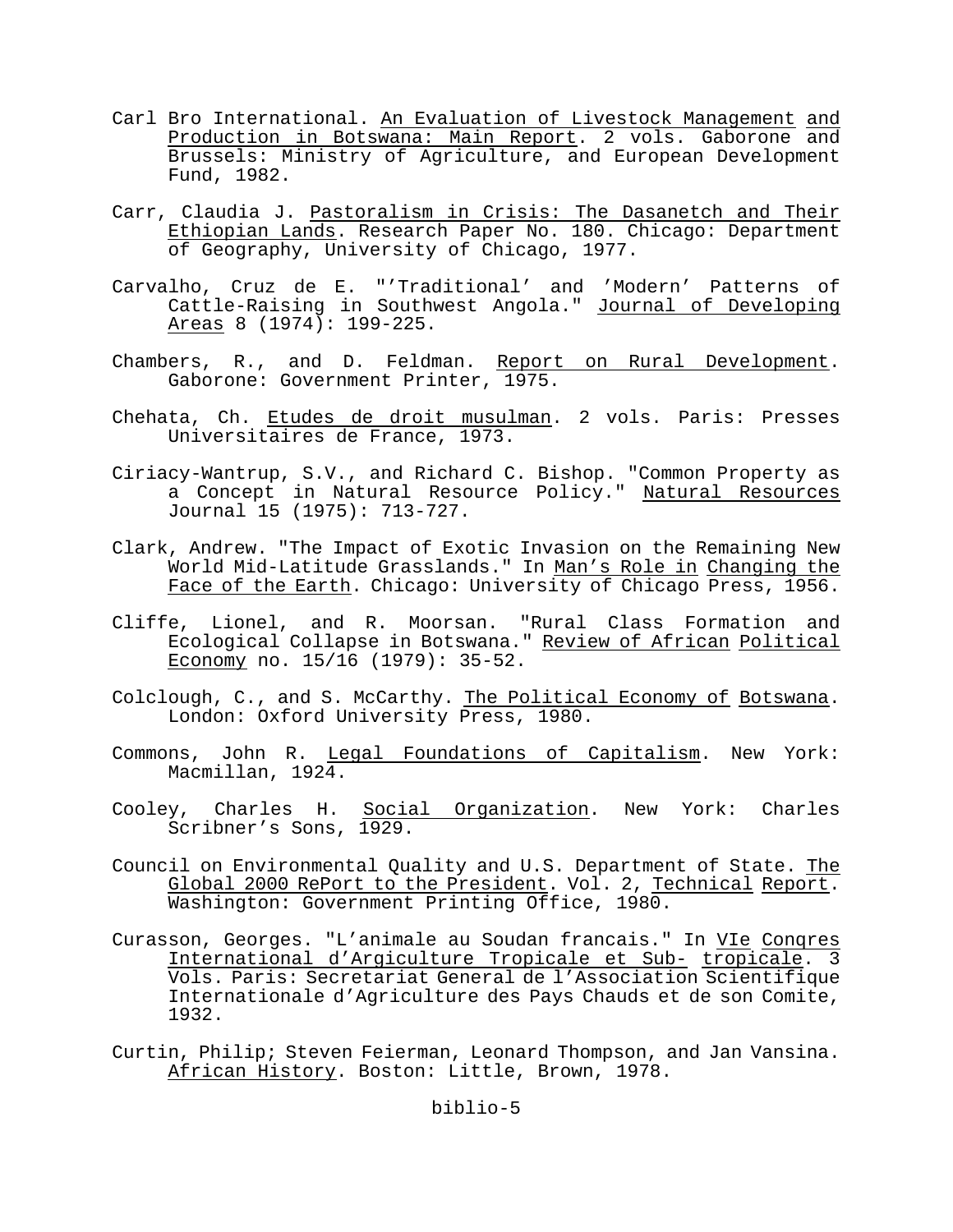Carl Bro International. An Evaluation of Livestock Management and Production in Botswana: Main Report. 2 vols. Gaborone and Brussels: Ministry of Agriculture, and European Development Fund, 1982.

Carr, Claudia J. Pastoralism in Crisis: The Dasanetch and Their Ethiopian Lands. Research Paper No. 180. Chicago: Department of Geography, University of Chicago, 1977.

Carvalho, Cruz de E. "'Traditional' and 'Modern' Patterns of Cattle-Raising in Southwest Angola." Journal of Developing Areas 8 (1974): 199-225.

Chambers, R., and D. Feldman. Report on Rural Development. Gaborone: Government Printer, 1975.

Chehata, Ch. Etudes de droit musulman. 2 vols. Paris: Presses Universitaires de France, 1973.

Ciriacy-Wantrup, S.V., and Richard C. Bishop. "Common Property as a Concept in Natural Resource Policy." Natural Resources Journal 15 (1975): 713-727.

Clark, Andrew. "The Impact of Exotic Invasion on the Remaining New World Mid-Latitude Grasslands." In Man's Role in Changing the Face of the Earth. Chicago: University of Chicago Press, 1956.

Cliffe, Lionel, and R. Moorsan. "Rural Class Formation and Ecological Collapse in Botswana." Review of African Political Economy no. 15/16 (1979): 35-52.

Colclough, C., and S. McCarthy. The Political Economy of Botswana. London: Oxford University Press, 1980.

Commons, John R. Legal Foundations of Capitalism. New York: Macmillan, 1924.

Cooley, Charles H. Social Organization. New York: Charles Scribner's Sons, 1929.

Council on Environmental Quality and U.S. Department of State. The Global 2000 RePort to the President. Vol. 2, Technical Report. Washington: Government Printing Office, 1980.

Curasson, Georges. "L'animale au Soudan francais." In VIe Conqres International d'Argiculture Tropicale et Sub- tropicale. 3 Vols. Paris: Secretariat General de l'Association Scientifique Internationale d'Agriculture des Pays Chauds et de son Comite, 1932.

Curtin, Philip; Steven Feierman, Leonard Thompson, and Jan Vansina. African History. Boston: Little, Brown, 1978.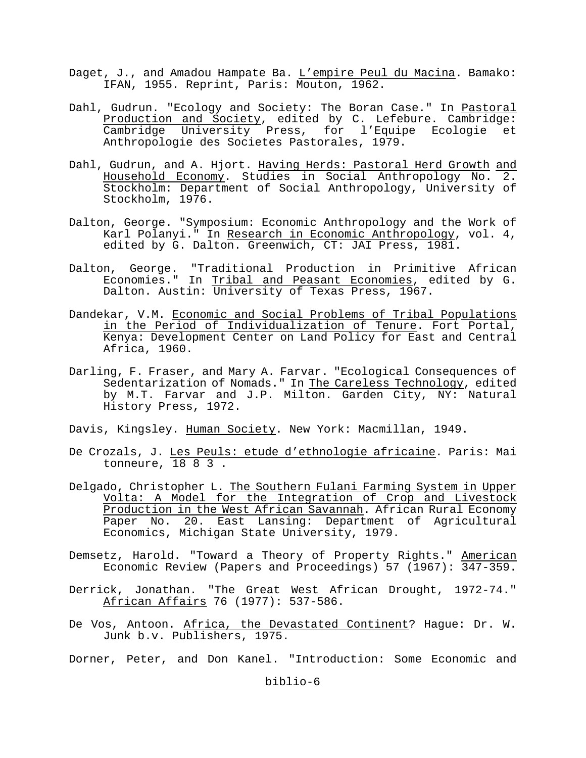Daget, J., and Amadou Hampate Ba. L'empire Peul du Macina. Bamako: IFAN, 1955. Reprint, Paris: Mouton, 1962.

Dahl, Gudrun. "Ecology and Society: The Boran Case." In Pastoral Production and Society, edited by C. Lefebure. Cambridge: Cambridge University Press, for l'Equipe Ecologie et Anthropologie des Societes Pastorales, 1979.

Dahl, Gudrun, and A. Hjort. Having Herds: Pastoral Herd Growth and Household Economy. Studies in Social Anthropology No. 2. Stockholm: Department of Social Anthropology, University of Stockholm, 1976.

Dalton, George. "Symposium: Economic Anthropology and the Work of Karl Polanyi." In Research in Economic Anthropology, vol. 4, edited by G. Dalton. Greenwich, CT: JAI Press, 1981.

Dalton, George. "Traditional Production in Primitive African Economies." In Tribal and Peasant Economies, edited by G. Dalton. Austin: University of Texas Press, 1967.

Dandekar, V.M. Economic and Social Problems of Tribal Populations in the Period of Individualization of Tenure. Fort Portal, Kenya: Development Center on Land Policy for East and Central Africa, 1960.

Darling, F. Fraser, and Mary A. Farvar. "Ecological Consequences of Sedentarization of Nomads." In The Careless Technology, edited by M.T. Farvar and J.P. Milton. Garden City, NY: Natural History Press, 1972.

Davis, Kingsley. Human Society. New York: Macmillan, 1949.

De Crozals, J. Les Peuls: etude d'ethnologie africaine. Paris: Mai tonneure, 18 8 3 .

Delgado, Christopher L. The Southern Fulani Farming System in Upper Volta: A Model for the Integration of Crop and Livestock Production in the West African Savannah. African Rural Economy Paper No. 20. East Lansing: Department of Agricultural Economics, Michigan State University, 1979.

Demsetz, Harold. "Toward a Theory of Property Rights." American Economic Review (Papers and Proceedings) 57 (1967): 347-359.

Derrick, Jonathan. "The Great West African Drought, 1972-74." African Affairs 76 (1977): 537-586.

De Vos, Antoon. Africa, the Devastated Continent? Hague: Dr. W. Junk b.v. Publishers, 1975.

Dorner, Peter, and Don Kanel. "Introduction: Some Economic and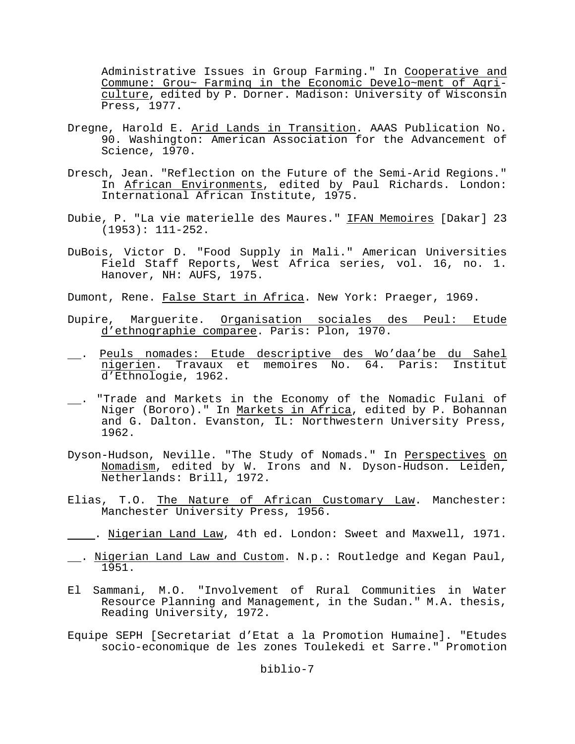Administrative Issues in Group Farming." In Cooperative and Commune: Grou~ Farminq in the Economic Develo~ment of Agriculture, edited by P. Dorner. Madison: University of Wisconsin Press, 1977.

Dregne, Harold E. Arid Lands in Transition. AAAS Publication No. 90. Washington: American Association for the Advancement of Science, 1970.

Dresch, Jean. "Reflection on the Future of the Semi-Arid Regions." In African Environments, edited by Paul Richards. London: International African Institute, 1975.

Dubie, P. "La vie materielle des Maures." IFAN Memoires [Dakar] 23 (1953): 111-252.

DuBois, Victor D. "Food Supply in Mali." American Universities Field Staff Reports, West Africa series, vol. 16, no. 1. Hanover, NH: AUFS, 1975.

Dumont, Rene. False Start in Africa. New York: Praeger, 1969.

Dupire, Marguerite. Organisation sociales des Peul: Etude d'ethnographie comparee. Paris: Plon, 1970.

\_\_. Peuls nomades: Etude descriptive des Wo'daa'be du Sahel nigerien. Travaux et memoires No. 64. Paris: Institut d'Ethnologie, 1962.

\_\_. "Trade and Markets in the Economy of the Nomadic Fulani of Niger (Bororo)." In Markets in Africa, edited by P. Bohannan and G. Dalton. Evanston, IL: Northwestern University Press, 1962.

Dyson-Hudson, Neville. "The Study of Nomads." In Perspectives on Nomadism, edited by W. Irons and N. Dyson-Hudson. Leiden, Netherlands: Brill, 1972.

Elias, T.O. The Nature of African Customary Law. Manchester: Manchester University Press, 1956.

\_\_\_\_. Nigerian Land Law, 4th ed. London: Sweet and Maxwell, 1971.

\_\_. Nigerian Land Law and Custom. N.p.: Routledge and Kegan Paul, 1951.

El Sammani, M.O. "Involvement of Rural Communities in Water Resource Planning and Management, in the Sudan." M.A. thesis, Reading University, 1972.

Equipe SEPH [Secretariat d'Etat a la Promotion Humaine]. "Etudes socio-economique de les zones Toulekedi et Sarre." Promotion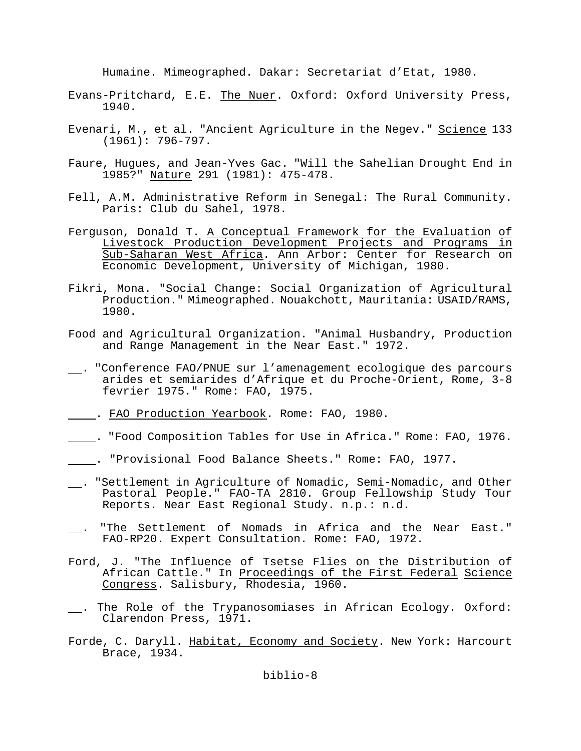Humaine. Mimeographed. Dakar: Secretariat d'Etat, 1980.

Evans-Pritchard, E.E. The Nuer. Oxford: Oxford University Press, 1940.

Evenari, M., et al. "Ancient Agriculture in the Negev." Science 133 (1961): 796-797.

Faure, Hugues, and Jean-Yves Gac. "Will the Sahelian Drought End in 1985?" Nature 291 (1981): 475-478.

Fell, A.M. Administrative Reform in Senegal: The Rural Community. Paris: Club du Sahel, 1978.

Ferguson, Donald T. A Conceptual Framework for the Evaluation of Livestock Production Development Projects and Programs in Sub-Saharan West Africa. Ann Arbor: Center for Research on Economic Development, University of Michigan, 1980.

Fikri, Mona. "Social Change: Social Organization of Agricultural Production." Mimeographed. Nouakchott, Mauritania: USAID/RAMS, 1980.

Food and Agricultural Organization. "Animal Husbandry, Production and Range Management in the Near East." 1972.

__. "Conference FAO/PNUE sur l'amenagement ecologique des parcours arides et semiarides d'Afrique et du Proche-Orient, Rome, 3-8 fevrier 1975." Rome: FAO, 1975.

____. FAO Production Yearbook. Rome: FAO, 1980.

____. "Food Composition Tables for Use in Africa." Rome: FAO, 1976.

____. "Provisional Food Balance Sheets." Rome: FAO, 1977.

__. "Settlement in Agriculture of Nomadic, Semi-Nomadic, and Other Pastoral People." FAO-TA 2810. Group Fellowship Study Tour Reports. Near East Regional Study. n.p.: n.d.

__. "The Settlement of Nomads in Africa and the Near East." FAO-RP20. Expert Consultation. Rome: FAO, 1972.

Ford, J. "The Influence of Tsetse Flies on the Distribution of African Cattle." In Proceedings of the First Federal Science Congress. Salisbury, Rhodesia, 1960.

__. The Role of the Trypanosomiases in African Ecology. Oxford: Clarendon Press, 1971.

Forde, C. Daryll. Habitat, Economy and Society. New York: Harcourt Brace, 1934.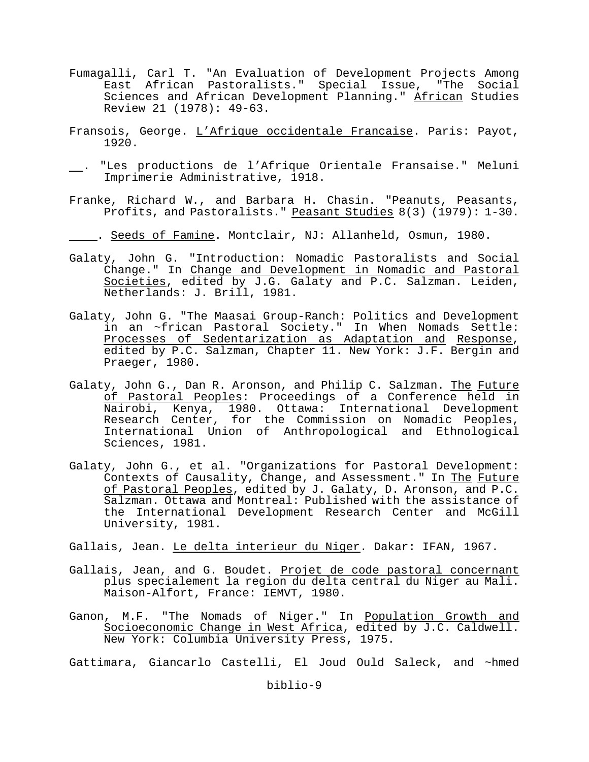Fumagalli, Carl T. "An Evaluation of Development Projects Among East African Pastoralists." Special Issue, "The Social Sciences and African Development Planning." African Studies Review 21 (1978): 49-63.

Fransois, George. L'Afrique occidentale Francaise. Paris: Payot, 1920.

\_\_. "Les productions de l'Afrique Orientale Fransaise." Meluni Imprimerie Administrative, 1918.

Franke, Richard W., and Barbara H. Chasin. "Peanuts, Peasants, Profits, and Pastoralists." Peasant Studies 8(3) (1979): 1-30.

\_\_\_\_. Seeds of Famine. Montclair, NJ: Allanheld, Osmun, 1980.

Galaty, John G. "Introduction: Nomadic Pastoralists and Social Change." In Change and Development in Nomadic and Pastoral Societies, edited by J.G. Galaty and P.C. Salzman. Leiden, Netherlands: J. Brill, 1981.

Galaty, John G. "The Maasai Group-Ranch: Politics and Development in an ~frican Pastoral Society." In When Nomads Settle: Processes of Sedentarization as Adaptation and Response, edited by P.C. Salzman, Chapter 11. New York: J.F. Bergin and Praeger, 1980.

Galaty, John G., Dan R. Aronson, and Philip C. Salzman. The Future of Pastoral Peoples: Proceedings of a Conference held in Nairobi, Kenya, 1980. Ottawa: International Development Research Center, for the Commission on Nomadic Peoples, International Union of Anthropological and Ethnological Sciences, 1981.

Galaty, John G., et al. "Organizations for Pastoral Development: Contexts of Causality, Change, and Assessment." In The Future of Pastoral Peoples, edited by J. Galaty, D. Aronson, and P.C. Salzman. Ottawa and Montreal: Published with the assistance of the International Development Research Center and McGill University, 1981.

Gallais, Jean. Le delta interieur du Niger. Dakar: IFAN, 1967.

Gallais, Jean, and G. Boudet. Projet de code pastoral concernant plus specialement la region du delta central du Niger au Mali. Maison-Alfort, France: IEMVT, 1980.

Ganon, M.F. "The Nomads of Niger." In Population Growth and Socioeconomic Change in West Africa, edited by J.C. Caldwell. New York: Columbia University Press, 1975.

Gattimara, Giancarlo Castelli, El Joud Ould Saleck, and ~hmed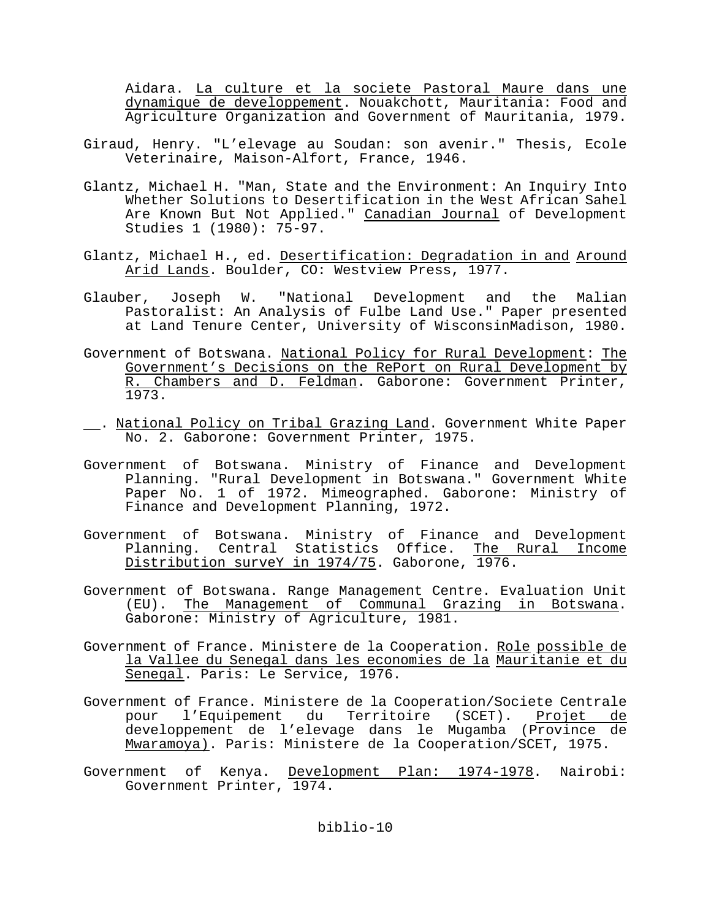Aidara. La culture et la societe Pastoral Maure dans une dynamique de developpement. Nouakchott, Mauritania: Food and Agriculture Organization and Government of Mauritania, 1979.

Giraud, Henry. "L'elevage au Soudan: son avenir." Thesis, Ecole Veterinaire, Maison-Alfort, France, 1946.

Glantz, Michael H. "Man, State and the Environment: An Inquiry Into Whether Solutions to Desertification in the West African Sahel Are Known But Not Applied." Canadian Journal of Development Studies 1 (1980): 75-97.

Glantz, Michael H., ed. Desertification: Degradation in and Around Arid Lands. Boulder, CO: Westview Press, 1977.

Glauber, Joseph W. "National Development and the Malian Pastoralist: An Analysis of Fulbe Land Use." Paper presented at Land Tenure Center, University of WisconsinMadison, 1980.

Government of Botswana. National Policy for Rural Development: The Government's Decisions on the RePort on Rural Development by R. Chambers and D. Feldman. Gaborone: Government Printer, 1973.

\_\_. National Policy on Tribal Grazing Land. Government White Paper No. 2. Gaborone: Government Printer, 1975.

Government of Botswana. Ministry of Finance and Development Planning. "Rural Development in Botswana." Government White Paper No. 1 of 1972. Mimeographed. Gaborone: Ministry of Finance and Development Planning, 1972.

Government of Botswana. Ministry of Finance and Development Planning. Central Statistics Office. The Rural Income Distribution surveY in 1974/75. Gaborone, 1976.

Government of Botswana. Range Management Centre. Evaluation Unit (EU). The Management of Communal Grazing in Botswana. Gaborone: Ministry of Agriculture, 1981.

Government of France. Ministere de la Cooperation. Role possible de la Vallee du Senegal dans les economies de la Mauritanie et du Senegal. Paris: Le Service, 1976.

Government of France. Ministere de la Cooperation/Societe Centrale pour l'Equipement du Territoire (SCET). Projet de developpement de l'elevage dans le Mugamba (Province de Mwaramoya). Paris: Ministere de la Cooperation/SCET, 1975.

Government of Kenya. Development Plan: 1974-1978. Nairobi: Government Printer, 1974.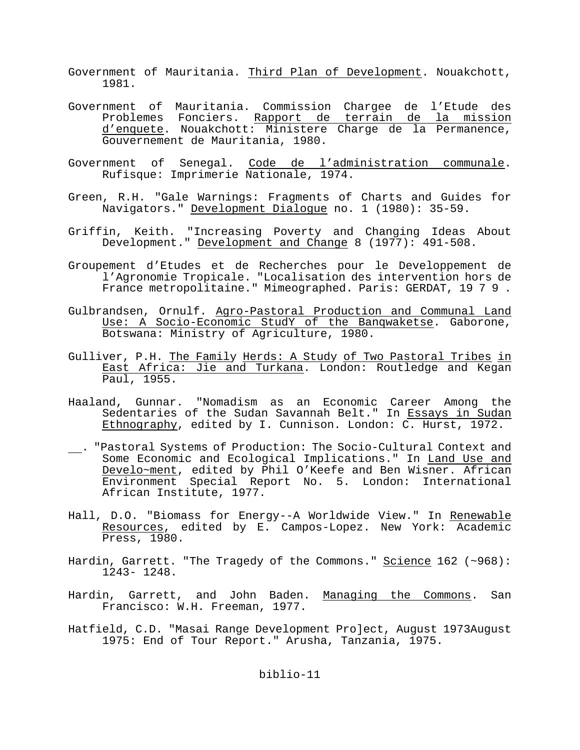Government of Mauritania. _Third Plan of Development_. Nouakchott, 1981.

Government of Mauritania. Commission Chargee de l'Etude des Problemes Fonciers. _Rapport de terrain de la mission d'enquete_. Nouakchott: Ministere Charge de la Permanence, Gouvernement de Mauritania, 1980.

Government of Senegal. _Code de l'administration communale_. Rufisque: Imprimerie Nationale, 1974.

Green, R.H. "Gale Warnings: Fragments of Charts and Guides for Navigators." _Development Dialogue_ no. 1 (1980): 35-59.

Griffin, Keith. "Increasing Poverty and Changing Ideas About Development." _Development and Change_ 8 (1977): 491-508.

Groupement d'Etudes et de Recherches pour le Developpement de l'Agronomie Tropicale. "Localisation des intervention hors de France metropolitaine." Mimeographed. Paris: GERDAT, 19 7 9 .

Gulbrandsen, Ornulf. _Agro-Pastoral Production and Communal Land Use: A Socio-Economic StudY of the Banqwaketse_. Gaborone, Botswana: Ministry of Agriculture, 1980.

Gulliver, P.H. _The Family Herds: A Study of Two Pastoral Tribes in East Africa: Jie and Turkana_. London: Routledge and Kegan Paul, 1955.

Haaland, Gunnar. "Nomadism as an Economic Career Among the Sedentaries of the Sudan Savannah Belt." In _Essays in Sudan Ethnography_, edited by I. Cunnison. London: C. Hurst, 1972.

\_\_. "Pastoral Systems of Production: The Socio-Cultural Context and Some Economic and Ecological Implications." In _Land Use and Develo~ment_, edited by Phil O'Keefe and Ben Wisner. African Environment Special Report No. 5. London: International African Institute, 1977.

Hall, D.O. "Biomass for Energy--A Worldwide View." In _Renewable Resources_, edited by E. Campos-Lopez. New York: Academic Press, 1980.

Hardin, Garrett. "The Tragedy of the Commons." _Science_ 162 (~968): 1243- 1248.

Hardin, Garrett, and John Baden. _Managing the Commons_. San Francisco: W.H. Freeman, 1977.

Hatfield, C.D. "Masai Range Development Pro]ect, August 1973August 1975: End of Tour Report." Arusha, Tanzania, 1975.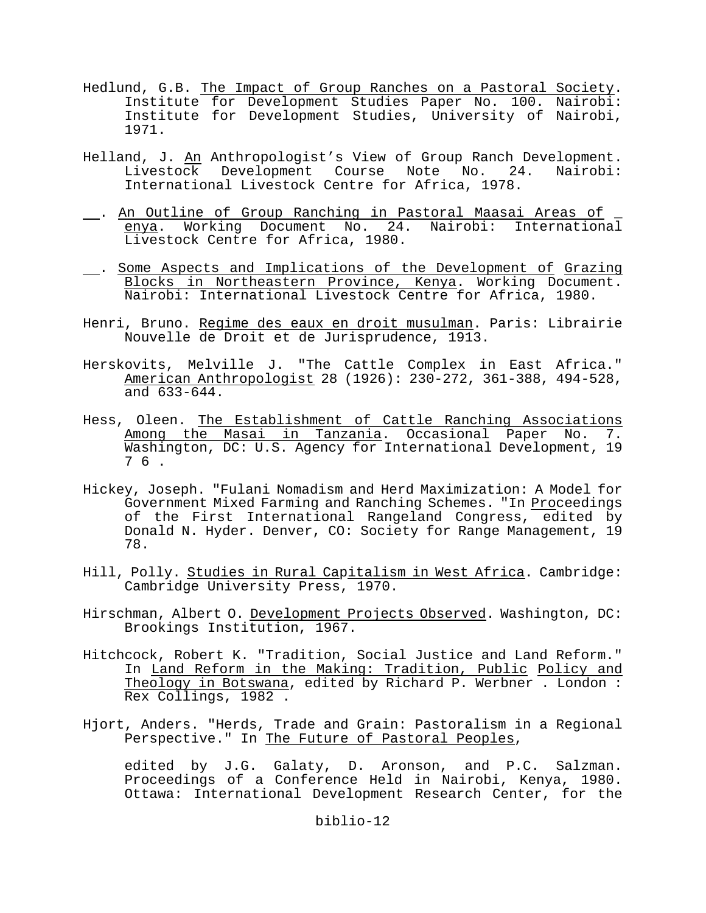Hedlund, G.B. The Impact of Group Ranches on a Pastoral Society. Institute for Development Studies Paper No. 100. Nairobi: Institute for Development Studies, University of Nairobi, 1971.

Helland, J. An Anthropologist's View of Group Ranch Development. Livestock Development Course Note No. 24. Nairobi: International Livestock Centre for Africa, 1978.

\_\_. An Outline of Group Ranching in Pastoral Maasai Areas of \_enya. Working Document No. 24. Nairobi: International Livestock Centre for Africa, 1980.

\_\_. Some Aspects and Implications of the Development of Grazing Blocks in Northeastern Province, Kenya. Working Document. Nairobi: International Livestock Centre for Africa, 1980.

Henri, Bruno. Regime des eaux en droit musulman. Paris: Librairie Nouvelle de Droit et de Jurisprudence, 1913.

Herskovits, Melville J. "The Cattle Complex in East Africa." American Anthropologist 28 (1926): 230-272, 361-388, 494-528, and 633-644.

Hess, Oleen. The Establishment of Cattle Ranching Associations Among the Masai in Tanzania. Occasional Paper No. 7. Washington, DC: U.S. Agency for International Development, 19 7 6 .

Hickey, Joseph. "Fulani Nomadism and Herd Maximization: A Model for Government Mixed Farming and Ranching Schemes. "In Proceedings of the First International Rangeland Congress, edited by Donald N. Hyder. Denver, CO: Society for Range Management, 19 78.

Hill, Polly. Studies in Rural Capitalism in West Africa. Cambridge: Cambridge University Press, 1970.

Hirschman, Albert O. Development Projects Observed. Washington, DC: Brookings Institution, 1967.

Hitchcock, Robert K. "Tradition, Social Justice and Land Reform." In Land Reform in the Making: Tradition, Public Policy and Theology in Botswana, edited by Richard P. Werbner . London : Rex Collings, 1982 .

Hjort, Anders. "Herds, Trade and Grain: Pastoralism in a Regional Perspective." In The Future of Pastoral Peoples,

edited by J.G. Galaty, D. Aronson, and P.C. Salzman. Proceedings of a Conference Held in Nairobi, Kenya, 1980. Ottawa: International Development Research Center, for the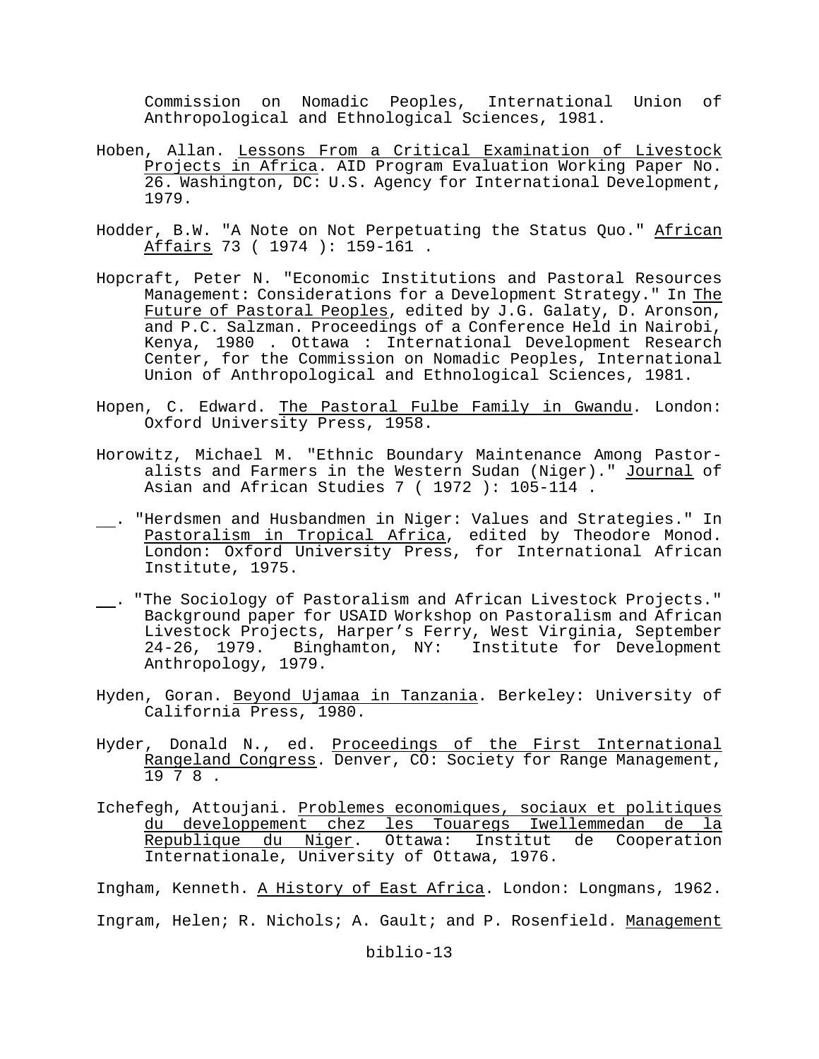Commission on Nomadic Peoples, International Union of Anthropological and Ethnological Sciences, 1981.

Hoben, Allan. Lessons From a Critical Examination of Livestock Projects in Africa. AID Program Evaluation Working Paper No. 26. Washington, DC: U.S. Agency for International Development, 1979.

Hodder, B.W. "A Note on Not Perpetuating the Status Quo." African Affairs 73 ( 1974 ): 159-161 .

Hopcraft, Peter N. "Economic Institutions and Pastoral Resources Management: Considerations for a Development Strategy." In The Future of Pastoral Peoples, edited by J.G. Galaty, D. Aronson, and P.C. Salzman. Proceedings of a Conference Held in Nairobi, Kenya, 1980 . Ottawa : International Development Research Center, for the Commission on Nomadic Peoples, International Union of Anthropological and Ethnological Sciences, 1981.

Hopen, C. Edward. The Pastoral Fulbe Family in Gwandu. London: Oxford University Press, 1958.

Horowitz, Michael M. "Ethnic Boundary Maintenance Among Pastoralists and Farmers in the Western Sudan (Niger)." Journal of Asian and African Studies 7 ( 1972 ): 105-114 .

__. "Herdsmen and Husbandmen in Niger: Values and Strategies." In Pastoralism in Tropical Africa, edited by Theodore Monod. London: Oxford University Press, for International African Institute, 1975.

__. "The Sociology of Pastoralism and African Livestock Projects." Background paper for USAID Workshop on Pastoralism and African Livestock Projects, Harper's Ferry, West Virginia, September 24-26, 1979. Binghamton, NY: Institute for Development Anthropology, 1979.

Hyden, Goran. Beyond Ujamaa in Tanzania. Berkeley: University of California Press, 1980.

Hyder, Donald N., ed. Proceedings of the First International Rangeland Congress. Denver, CO: Society for Range Management, 19 7 8 .

Ichefegh, Attoujani. Problemes economiques, sociaux et politiques du developpement chez les Touaregs Iwellemmedan de la Republique du Niger. Ottawa: Institut de Cooperation Internationale, University of Ottawa, 1976.

Ingham, Kenneth. A History of East Africa. London: Longmans, 1962.

Ingram, Helen; R. Nichols; A. Gault; and P. Rosenfield. Management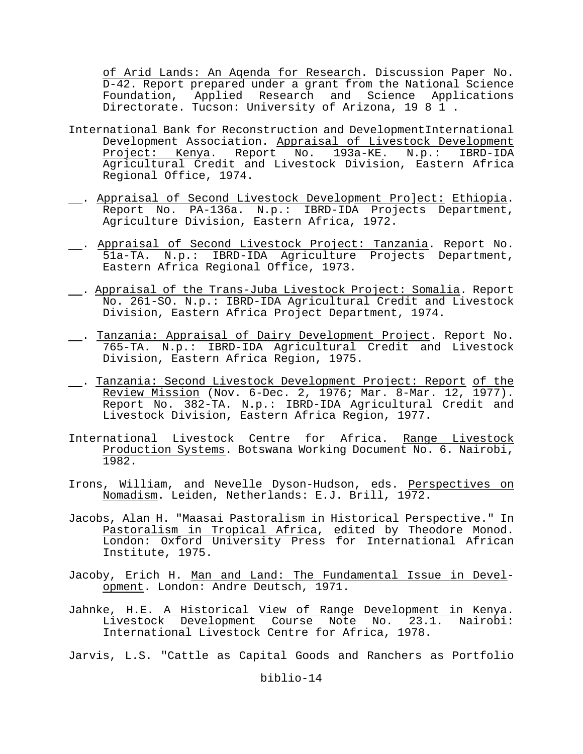of Arid Lands: An Agenda for Research. Discussion Paper No. D-42. Report prepared under a grant from the National Science Foundation, Applied Research and Science Applications Directorate. Tucson: University of Arizona, 1981.

International Bank for Reconstruction and DevelopmentInternational Development Association. Appraisal of Livestock Development Project: Kenya. Report No. 193a-KE. N.p.: IBRD-IDA Agricultural Credit and Livestock Division, Eastern Africa Regional Office, 1974.

\_\_. Appraisal of Second Livestock Development Project: Ethiopia. Report No. PA-136a. N.p.: IBRD-IDA Projects Department, Agriculture Division, Eastern Africa, 1972.

\_\_. Appraisal of Second Livestock Project: Tanzania. Report No. 51a-TA. N.p.: IBRD-IDA Agriculture Projects Department, Eastern Africa Regional Office, 1973.

\_\_. Appraisal of the Trans-Juba Livestock Project: Somalia. Report No. 261-SO. N.p.: IBRD-IDA Agricultural Credit and Livestock Division, Eastern Africa Project Department, 1974.

\_\_. Tanzania: Appraisal of Dairy Development Project. Report No. 765-TA. N.p.: IBRD-IDA Agricultural Credit and Livestock Division, Eastern Africa Region, 1975.

\_\_. Tanzania: Second Livestock Development Project: Report of the Review Mission (Nov. 6-Dec. 2, 1976; Mar. 8-Mar. 12, 1977). Report No. 382-TA. N.p.: IBRD-IDA Agricultural Credit and Livestock Division, Eastern Africa Region, 1977.

International Livestock Centre for Africa. Range Livestock Production Systems. Botswana Working Document No. 6. Nairobi, 1982.

Irons, William, and Nevelle Dyson-Hudson, eds. Perspectives on Nomadism. Leiden, Netherlands: E.J. Brill, 1972.

Jacobs, Alan H. "Maasai Pastoralism in Historical Perspective." In Pastoralism in Tropical Africa, edited by Theodore Monod. London: Oxford University Press for International African Institute, 1975.

Jacoby, Erich H. Man and Land: The Fundamental Issue in Development. London: Andre Deutsch, 1971.

Jahnke, H.E. A Historical View of Range Development in Kenya. Livestock Development Course Note No. 23.1. Nairobi: International Livestock Centre for Africa, 1978.

Jarvis, L.S. "Cattle as Capital Goods and Ranchers as Portfolio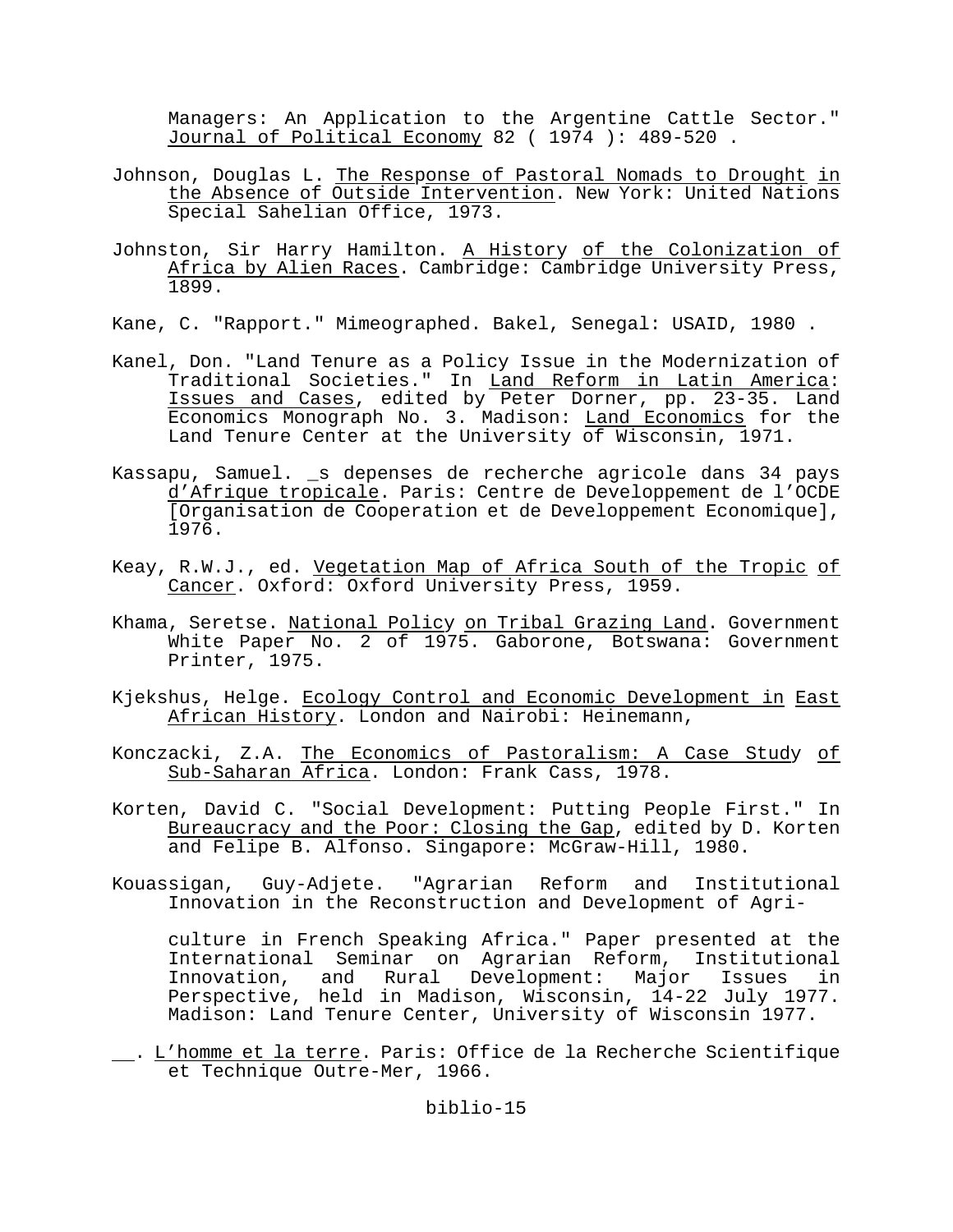Managers: An Application to the Argentine Cattle Sector." Journal of Political Economy 82 ( 1974 ): 489-520 .

Johnson, Douglas L. The Response of Pastoral Nomads to Drought in the Absence of Outside Intervention. New York: United Nations Special Sahelian Office, 1973.

Johnston, Sir Harry Hamilton. A History of the Colonization of Africa by Alien Races. Cambridge: Cambridge University Press, 1899.

Kane, C. "Rapport." Mimeographed. Bakel, Senegal: USAID, 1980 .

Kanel, Don. "Land Tenure as a Policy Issue in the Modernization of Traditional Societies." In Land Reform in Latin America: Issues and Cases, edited by Peter Dorner, pp. 23-35. Land Economics Monograph No. 3. Madison: Land Economics for the Land Tenure Center at the University of Wisconsin, 1971.

Kassapu, Samuel. _s depenses de recherche agricole dans 34 pays d'Afrique tropicale. Paris: Centre de Developpement de l'OCDE [Organisation de Cooperation et de Developpement Economique], 1976.

Keay, R.W.J., ed. Vegetation Map of Africa South of the Tropic of Cancer. Oxford: Oxford University Press, 1959.

Khama, Seretse. National Policy on Tribal Grazing Land. Government White Paper No. 2 of 1975. Gaborone, Botswana: Government Printer, 1975.

Kjekshus, Helge. Ecology Control and Economic Development in East African History. London and Nairobi: Heinemann,

Konczacki, Z.A. The Economics of Pastoralism: A Case Study of Sub-Saharan Africa. London: Frank Cass, 1978.

Korten, David C. "Social Development: Putting People First." In Bureaucracy and the Poor: Closing the Gap, edited by D. Korten and Felipe B. Alfonso. Singapore: McGraw-Hill, 1980.

Kouassigan, Guy-Adjete. "Agrarian Reform and Institutional Innovation in the Reconstruction and Development of Agriculture in French Speaking Africa." Paper presented at the International Seminar on Agrarian Reform, Institutional Innovation, and Rural Development: Major Issues in Perspective, held in Madison, Wisconsin, 14-22 July 1977. Madison: Land Tenure Center, University of Wisconsin 1977.

\_\_. L'homme et la terre. Paris: Office de la Recherche Scientifique et Technique Outre-Mer, 1966.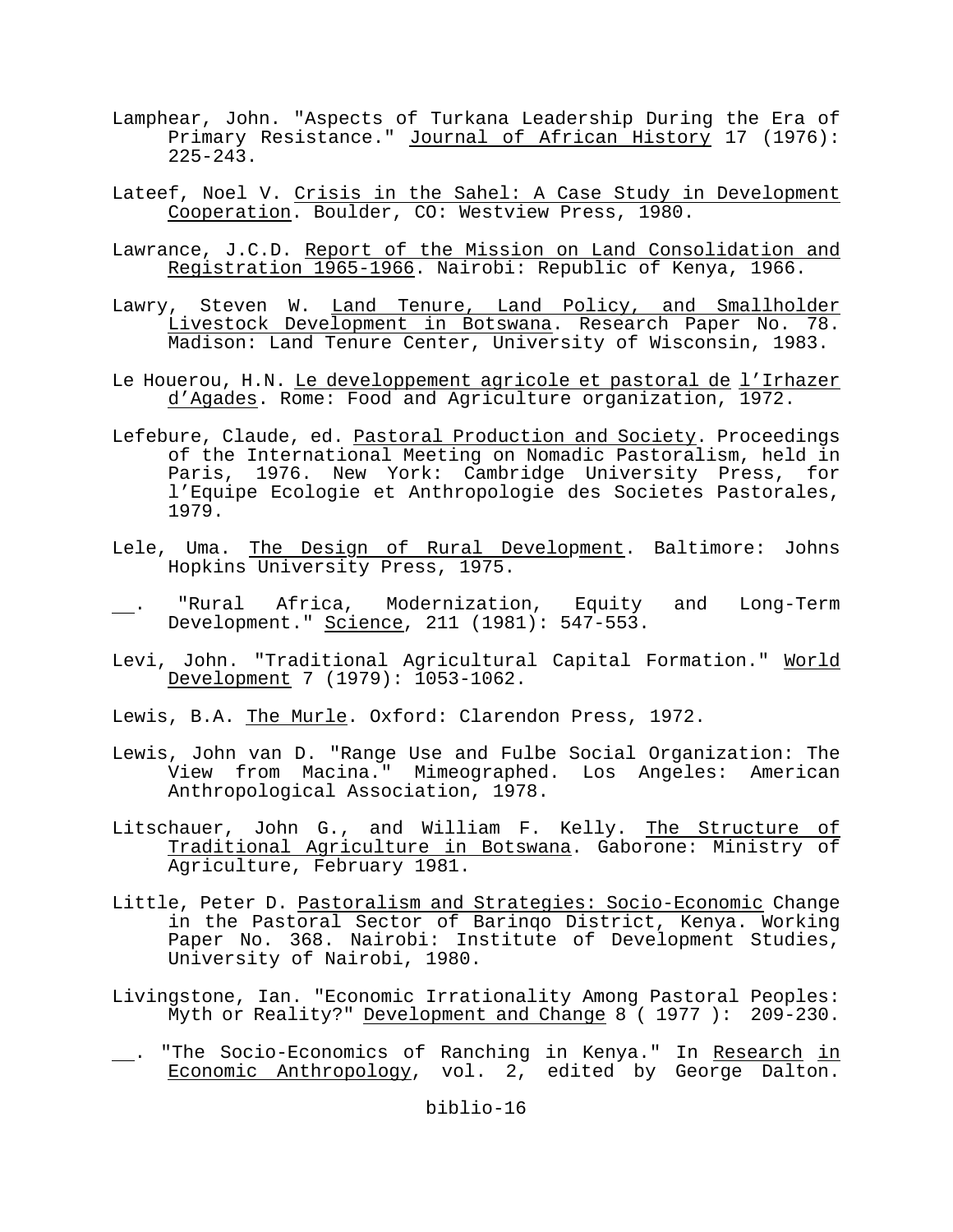Lamphear, John. "Aspects of Turkana Leadership During the Era of Primary Resistance." Journal of African History 17 (1976): 225-243.

Lateef, Noel V. Crisis in the Sahel: A Case Study in Development Cooperation. Boulder, CO: Westview Press, 1980.

Lawrance, J.C.D. Report of the Mission on Land Consolidation and Registration 1965-1966. Nairobi: Republic of Kenya, 1966.

Lawry, Steven W. Land Tenure, Land Policy, and Smallholder Livestock Development in Botswana. Research Paper No. 78. Madison: Land Tenure Center, University of Wisconsin, 1983.

Le Houerou, H.N. Le developpement agricole et pastoral de l'Irhazer d'Agades. Rome: Food and Agriculture organization, 1972.

Lefebure, Claude, ed. Pastoral Production and Society. Proceedings of the International Meeting on Nomadic Pastoralism, held in Paris, 1976. New York: Cambridge University Press, for l'Equipe Ecologie et Anthropologie des Societes Pastorales, 1979.

Lele, Uma. The Design of Rural Development. Baltimore: Johns Hopkins University Press, 1975.

__. "Rural Africa, Modernization, Equity and Long-Term Development." Science, 211 (1981): 547-553.

Levi, John. "Traditional Agricultural Capital Formation." World Development 7 (1979): 1053-1062.

Lewis, B.A. The Murle. Oxford: Clarendon Press, 1972.

Lewis, John van D. "Range Use and Fulbe Social Organization: The View from Macina." Mimeographed. Los Angeles: American Anthropological Association, 1978.

Litschauer, John G., and William F. Kelly. The Structure of Traditional Agriculture in Botswana. Gaborone: Ministry of Agriculture, February 1981.

Little, Peter D. Pastoralism and Strategies: Socio-Economic Change in the Pastoral Sector of Barinqo District, Kenya. Working Paper No. 368. Nairobi: Institute of Development Studies, University of Nairobi, 1980.

Livingstone, Ian. "Economic Irrationality Among Pastoral Peoples: Myth or Reality?" Development and Change 8 ( 1977 ): 209-230.

__. "The Socio-Economics of Ranching in Kenya." In Research in Economic Anthropology, vol. 2, edited by George Dalton.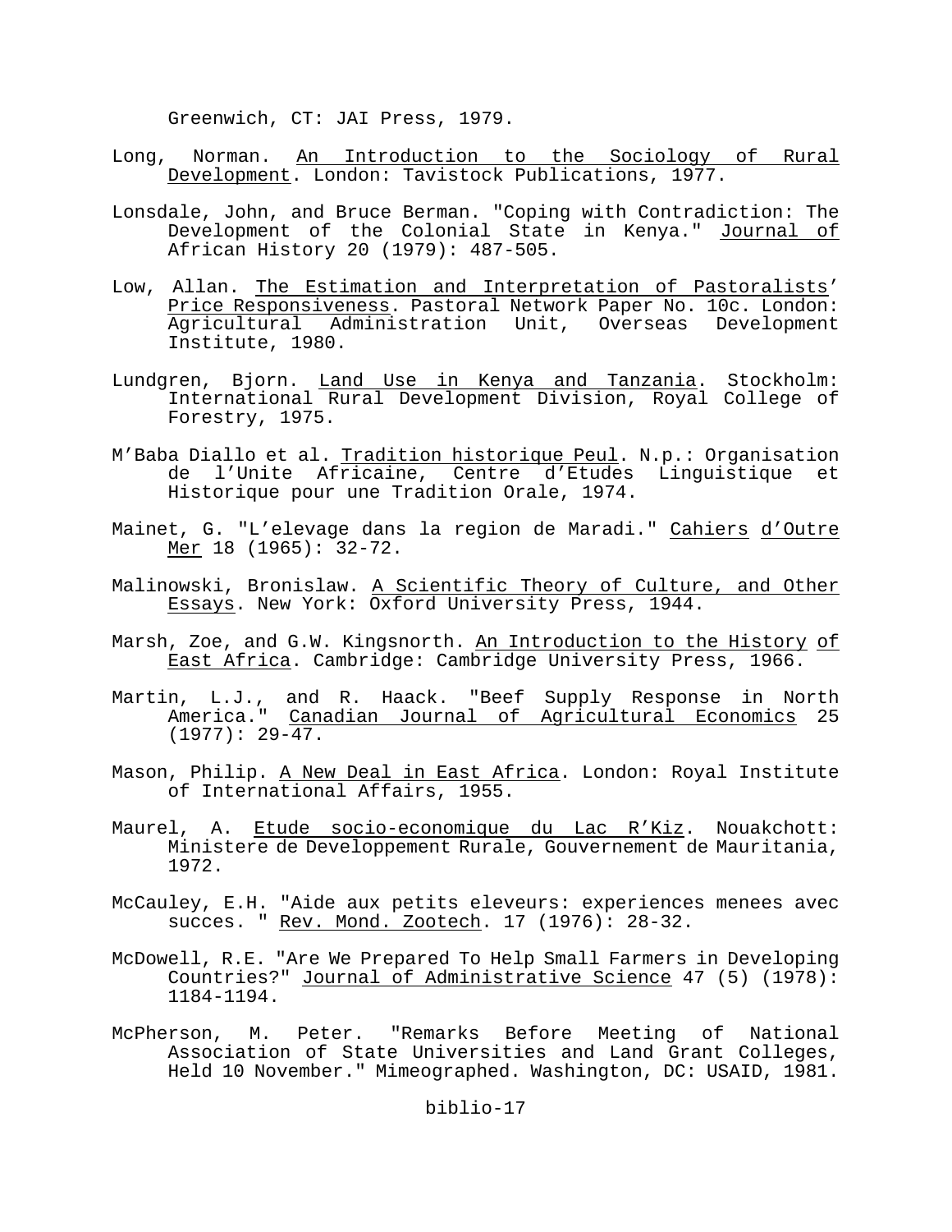Greenwich, CT: JAI Press, 1979.

Long, Norman. An Introduction to the Sociology of Rural Development. London: Tavistock Publications, 1977.

Lonsdale, John, and Bruce Berman. "Coping with Contradiction: The Development of the Colonial State in Kenya." Journal of African History 20 (1979): 487-505.

Low, Allan. The Estimation and Interpretation of Pastoralists' Price Responsiveness. Pastoral Network Paper No. 10c. London: Agricultural Administration Unit, Overseas Development Institute, 1980.

Lundgren, Bjorn. Land Use in Kenya and Tanzania. Stockholm: International Rural Development Division, Royal College of Forestry, 1975.

M'Baba Diallo et al. Tradition historique Peul. N.p.: Organisation de l'Unite Africaine, Centre d'Etudes Linguistique et Historique pour une Tradition Orale, 1974.

Mainet, G. "L'elevage dans la region de Maradi." Cahiers d'Outre Mer 18 (1965): 32-72.

Malinowski, Bronislaw. A Scientific Theory of Culture, and Other Essays. New York: Oxford University Press, 1944.

Marsh, Zoe, and G.W. Kingsnorth. An Introduction to the History of East Africa. Cambridge: Cambridge University Press, 1966.

Martin, L.J., and R. Haack. "Beef Supply Response in North America." Canadian Journal of Agricultural Economics 25 (1977): 29-47.

Mason, Philip. A New Deal in East Africa. London: Royal Institute of International Affairs, 1955.

Maurel, A. Etude socio-economique du Lac R'Kiz. Nouakchott: Ministere de Developpement Rurale, Gouvernement de Mauritania, 1972.

McCauley, E.H. "Aide aux petits eleveurs: experiences menees avec succes. " Rev. Mond. Zootech. 17 (1976): 28-32.

McDowell, R.E. "Are We Prepared To Help Small Farmers in Developing Countries?" Journal of Administrative Science 47 (5) (1978): 1184-1194.

McPherson, M. Peter. "Remarks Before Meeting of National Association of State Universities and Land Grant Colleges, Held 10 November." Mimeographed. Washington, DC: USAID, 1981.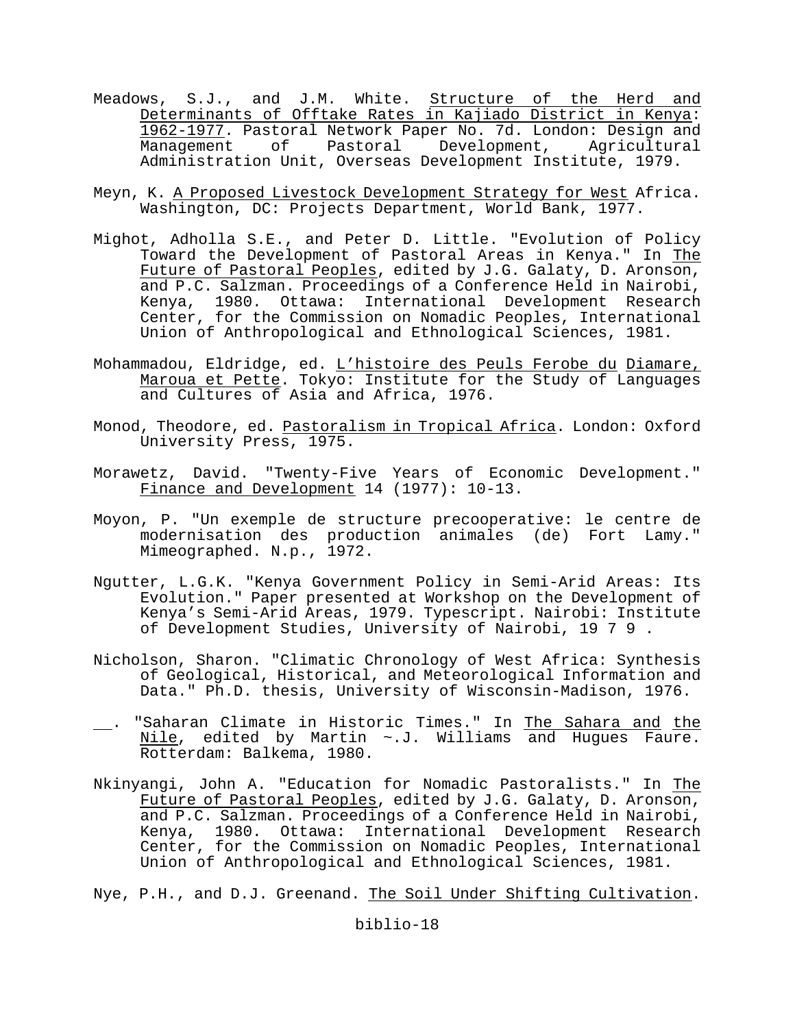Meadows, S.J., and J.M. White. Structure of the Herd and Determinants of Offtake Rates in Kajiado District in Kenya: 1962-1977. Pastoral Network Paper No. 7d. London: Design and Management of Pastoral Development, Agricultural Administration Unit, Overseas Development Institute, 1979.

Meyn, K. A Proposed Livestock Development Strategy for West Africa. Washington, DC: Projects Department, World Bank, 1977.

Mighot, Adholla S.E., and Peter D. Little. "Evolution of Policy Toward the Development of Pastoral Areas in Kenya." In The Future of Pastoral Peoples, edited by J.G. Galaty, D. Aronson, and P.C. Salzman. Proceedings of a Conference Held in Nairobi, Kenya, 1980. Ottawa: International Development Research Center, for the Commission on Nomadic Peoples, International Union of Anthropological and Ethnological Sciences, 1981.

Mohammadou, Eldridge, ed. L'histoire des Peuls Ferobe du Diamare, Maroua et Pette. Tokyo: Institute for the Study of Languages and Cultures of Asia and Africa, 1976.

Monod, Theodore, ed. Pastoralism in Tropical Africa. London: Oxford University Press, 1975.

Morawetz, David. "Twenty-Five Years of Economic Development." Finance and Development 14 (1977): 10-13.

Moyon, P. "Un exemple de structure precooperative: le centre de modernisation des production animales (de) Fort Lamy." Mimeographed. N.p., 1972.

Ngutter, L.G.K. "Kenya Government Policy in Semi-Arid Areas: Its Evolution." Paper presented at Workshop on the Development of Kenya's Semi-Arid Areas, 1979. Typescript. Nairobi: Institute of Development Studies, University of Nairobi, 19 7 9 .

Nicholson, Sharon. "Climatic Chronology of West Africa: Synthesis of Geological, Historical, and Meteorological Information and Data." Ph.D. thesis, University of Wisconsin-Madison, 1976.

__. "Saharan Climate in Historic Times." In The Sahara and the Nile, edited by Martin ~.J. Williams and Hugues Faure. Rotterdam: Balkema, 1980.

Nkinyangi, John A. "Education for Nomadic Pastoralists." In The Future of Pastoral Peoples, edited by J.G. Galaty, D. Aronson, and P.C. Salzman. Proceedings of a Conference Held in Nairobi, Kenya, 1980. Ottawa: International Development Research Center, for the Commission on Nomadic Peoples, International Union of Anthropological and Ethnological Sciences, 1981.

Nye, P.H., and D.J. Greenand. The Soil Under Shifting Cultivation.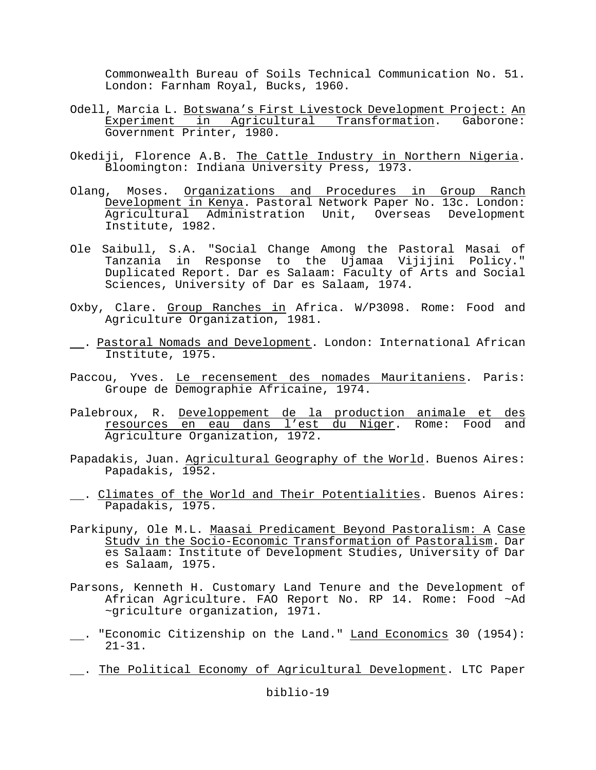Commonwealth Bureau of Soils Technical Communication No. 51. London: Farnham Royal, Bucks, 1960.

Odell, Marcia L. Botswana's First Livestock Development Project: An Experiment in Agricultural Transformation. Gaborone: Government Printer, 1980.

Okediji, Florence A.B. The Cattle Industry in Northern Nigeria. Bloomington: Indiana University Press, 1973.

Olang, Moses. Organizations and Procedures in Group Ranch Development in Kenya. Pastoral Network Paper No. 13c. London: Agricultural Administration Unit, Overseas Development Institute, 1982.

Ole Saibull, S.A. "Social Change Among the Pastoral Masai of Tanzania in Response to the Ujamaa Vijijini Policy." Duplicated Report. Dar es Salaam: Faculty of Arts and Social Sciences, University of Dar es Salaam, 1974.

Oxby, Clare. Group Ranches in Africa. W/P3098. Rome: Food and Agriculture Organization, 1981.

\_\_. Pastoral Nomads and Development. London: International African Institute, 1975.

Paccou, Yves. Le recensement des nomades Mauritaniens. Paris: Groupe de Demographie Africaine, 1974.

Palebroux, R. Developpement de la production animale et des resources en eau dans l'est du Niger. Rome: Food and Agriculture Organization, 1972.

Papadakis, Juan. Agricultural Geography of the World. Buenos Aires: Papadakis, 1952.

\_\_. Climates of the World and Their Potentialities. Buenos Aires: Papadakis, 1975.

Parkipuny, Ole M.L. Maasai Predicament Beyond Pastoralism: A Case Studv in the Socio-Economic Transformation of Pastoralism. Dar es Salaam: Institute of Development Studies, University of Dar es Salaam, 1975.

Parsons, Kenneth H. Customary Land Tenure and the Development of African Agriculture. FAO Report No. RP 14. Rome: Food ~Ad ~griculture organization, 1971.

\_\_. "Economic Citizenship on the Land." Land Economics 30 (1954): 21-31.

\_\_. The Political Economy of Agricultural Development. LTC Paper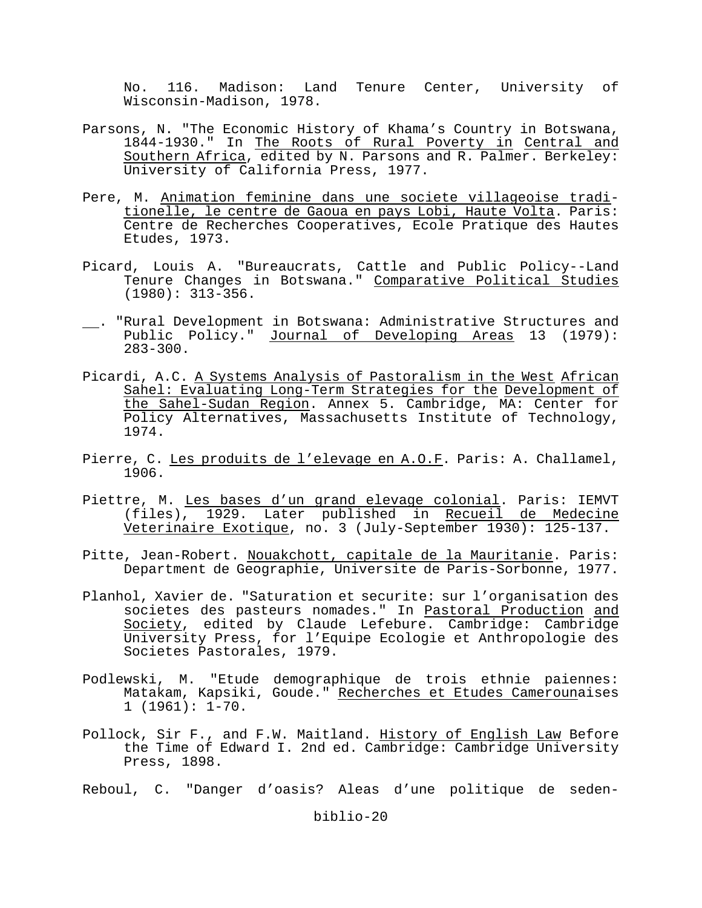No. 116. Madison: Land Tenure Center, University of Wisconsin-Madison, 1978.

Parsons, N. "The Economic History of Khama's Country in Botswana, 1844-1930." In The Roots of Rural Poverty in Central and Southern Africa, edited by N. Parsons and R. Palmer. Berkeley: University of California Press, 1977.

Pere, M. Animation feminine dans une societe villageoise traditionelle, le centre de Gaoua en pays Lobi, Haute Volta. Paris: Centre de Recherches Cooperatives, Ecole Pratique des Hautes Etudes, 1973.

Picard, Louis A. "Bureaucrats, Cattle and Public Policy--Land Tenure Changes in Botswana." Comparative Political Studies (1980): 313-356.

__. "Rural Development in Botswana: Administrative Structures and Public Policy." Journal of Developing Areas 13 (1979): 283-300.

Picardi, A.C. A Systems Analysis of Pastoralism in the West African Sahel: Evaluating Long-Term Strategies for the Development of the Sahel-Sudan Region. Annex 5. Cambridge, MA: Center for Policy Alternatives, Massachusetts Institute of Technology, 1974.

Pierre, C. Les produits de l'elevage en A.O.F. Paris: A. Challamel, 1906.

Piettre, M. Les bases d'un grand elevage colonial. Paris: IEMVT (files), 1929. Later published in Recueil de Medecine Veterinaire Exotique, no. 3 (July-September 1930): 125-137.

Pitte, Jean-Robert. Nouakchott, capitale de la Mauritanie. Paris: Department de Geographie, Universite de Paris-Sorbonne, 1977.

Planhol, Xavier de. "Saturation et securite: sur l'organisation des societes des pasteurs nomades." In Pastoral Production and Society, edited by Claude Lefebure. Cambridge: Cambridge University Press, for l'Equipe Ecologie et Anthropologie des Societes Pastorales, 1979.

Podlewski, M. "Etude demographique de trois ethnie paiennes: Matakam, Kapsiki, Goude." Recherches et Etudes Camerounaises 1 (1961): 1-70.

Pollock, Sir F., and F.W. Maitland. History of English Law Before the Time of Edward I. 2nd ed. Cambridge: Cambridge University Press, 1898.

Reboul, C. "Danger d'oasis? Aleas d'une politique de seden-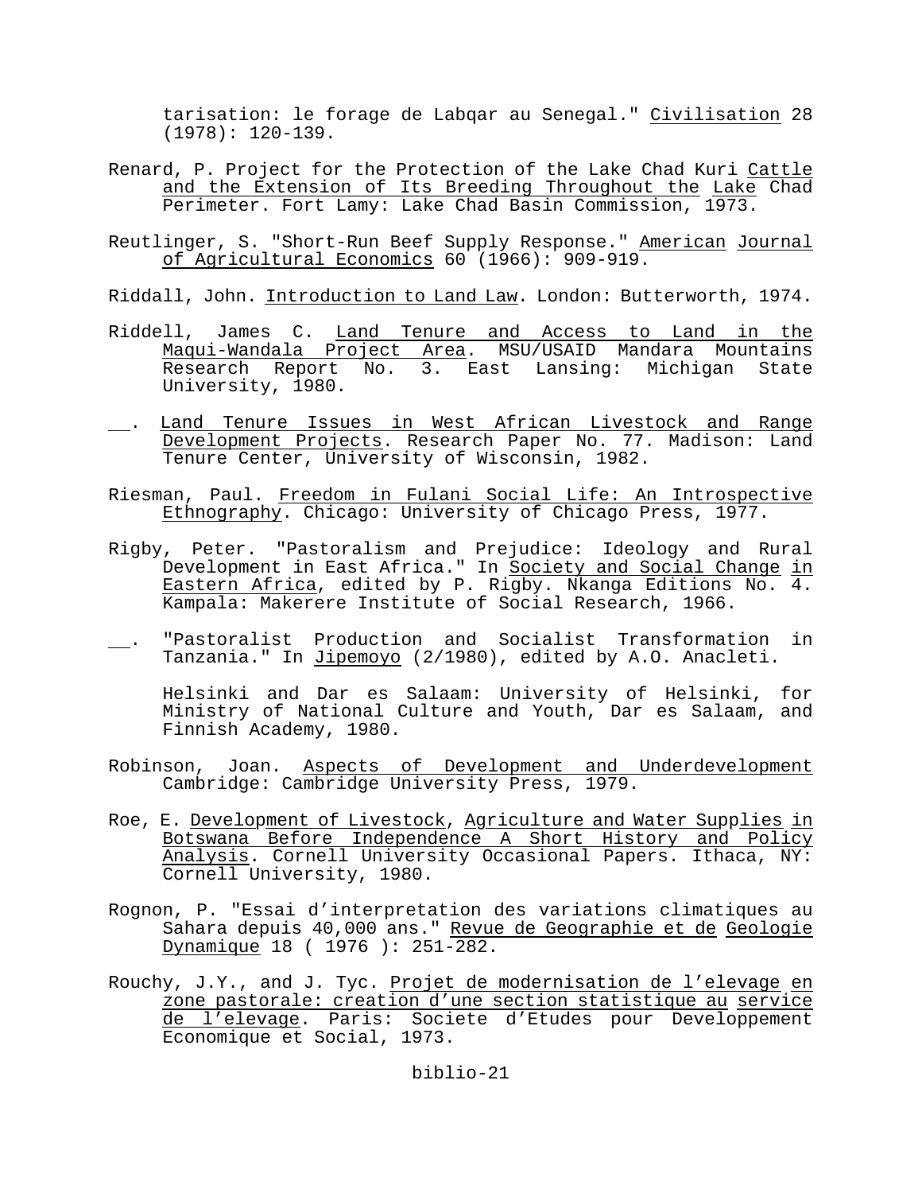tarisation: le forage de Labqar au Senegal." Civilisation 28 (1978): 120-139.

Renard, P. Project for the Protection of the Lake Chad Kuri Cattle and the Extension of Its Breeding Throughout the Lake Chad Perimeter. Fort Lamy: Lake Chad Basin Commission, 1973.

Reutlinger, S. "Short-Run Beef Supply Response." American Journal of Agricultural Economics 60 (1966): 909-919.

Riddall, John. Introduction to Land Law. London: Butterworth, 1974.

Riddell, James C. Land Tenure and Access to Land in the Maqui-Wandala Project Area. MSU/USAID Mandara Mountains Research Report No. 3. East Lansing: Michigan State University, 1980.

\_\_. Land Tenure Issues in West African Livestock and Range Development Projects. Research Paper No. 77. Madison: Land Tenure Center, University of Wisconsin, 1982.

Riesman, Paul. Freedom in Fulani Social Life: An Introspective Ethnography. Chicago: University of Chicago Press, 1977.

Rigby, Peter. "Pastoralism and Prejudice: Ideology and Rural Development in East Africa." In Society and Social Change in Eastern Africa, edited by P. Rigby. Nkanga Editions No. 4. Kampala: Makerere Institute of Social Research, 1966.

\_\_. "Pastoralist Production and Socialist Transformation in Tanzania." In Jipemoyo (2/1980), edited by A.O. Anacleti.

Helsinki and Dar es Salaam: University of Helsinki, for Ministry of National Culture and Youth, Dar es Salaam, and Finnish Academy, 1980.

Robinson, Joan. Aspects of Development and Underdevelopment Cambridge: Cambridge University Press, 1979.

Roe, E. Development of Livestock, Agriculture and Water Supplies in Botswana Before Independence A Short History and Policy Analysis. Cornell University Occasional Papers. Ithaca, NY: Cornell University, 1980.

Rognon, P. "Essai d'interpretation des variations climatiques au Sahara depuis 40,000 ans." Revue de Geographie et de Geologie Dynamique 18 ( 1976 ): 251-282.

Rouchy, J.Y., and J. Tyc. Projet de modernisation de l'elevage en zone pastorale: creation d'une section statistique au service de l'elevage. Paris: Societe d'Etudes pour Developpement Economique et Social, 1973.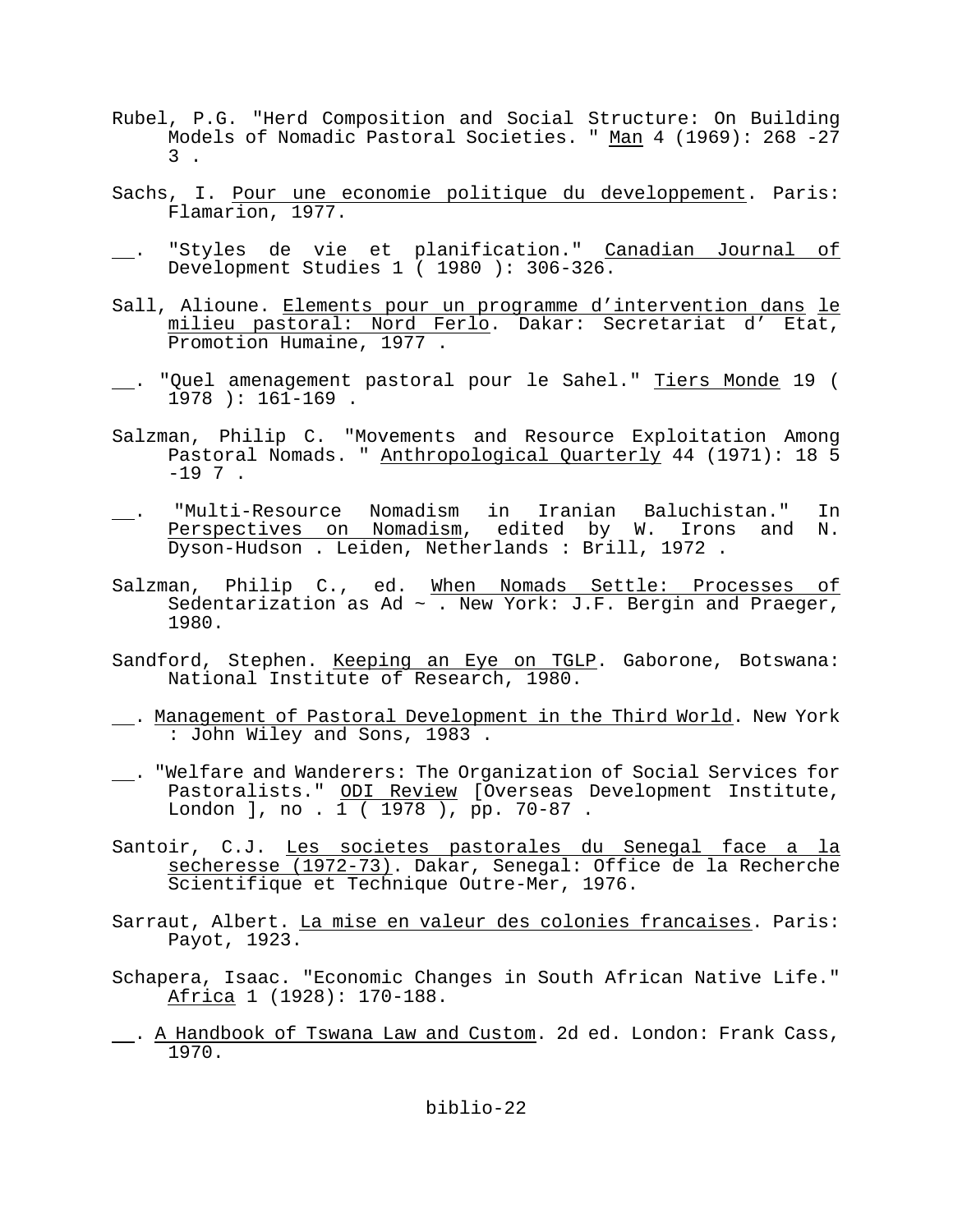Rubel, P.G. "Herd Composition and Social Structure: On Building Models of Nomadic Pastoral Societies. " Man 4 (1969): 268 -27 3 .

Sachs, I. Pour une economie politique du developpement. Paris: Flamarion, 1977.

\_\_. "Styles de vie et planification." Canadian Journal of Development Studies 1 ( 1980 ): 306-326.

Sall, Alioune. Elements pour un programme d'intervention dans le milieu pastoral: Nord Ferlo. Dakar: Secretariat d' Etat, Promotion Humaine, 1977 .

\_\_. "Quel amenagement pastoral pour le Sahel." Tiers Monde 19 ( 1978 ): 161-169 .

Salzman, Philip C. "Movements and Resource Exploitation Among Pastoral Nomads. " Anthropological Quarterly 44 (1971): 18 5 -19 7 .

\_\_. "Multi-Resource Nomadism in Iranian Baluchistan." In Perspectives on Nomadism, edited by W. Irons and N. Dyson-Hudson . Leiden, Netherlands : Brill, 1972 .

Salzman, Philip C., ed. When Nomads Settle: Processes of Sedentarization as Ad ~ . New York: J.F. Bergin and Praeger, 1980.

Sandford, Stephen. Keeping an Eye on TGLP. Gaborone, Botswana: National Institute of Research, 1980.

\_\_. Management of Pastoral Development in the Third World. New York : John Wiley and Sons, 1983 .

\_\_. "Welfare and Wanderers: The Organization of Social Services for Pastoralists." ODI Review [Overseas Development Institute, London ], no . 1 ( 1978 ), pp. 70-87 .

Santoir, C.J. Les societes pastorales du Senegal face a la secheresse (1972-73). Dakar, Senegal: Office de la Recherche Scientifique et Technique Outre-Mer, 1976.

Sarraut, Albert. La mise en valeur des colonies francaises. Paris: Payot, 1923.

Schapera, Isaac. "Economic Changes in South African Native Life." Africa 1 (1928): 170-188.

\_\_. A Handbook of Tswana Law and Custom. 2d ed. London: Frank Cass, 1970.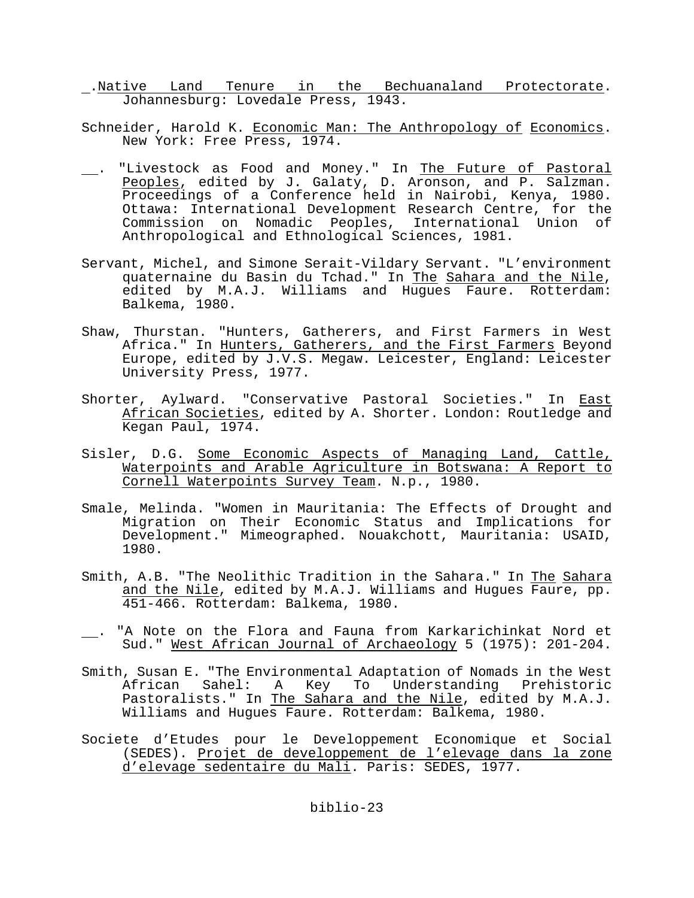\_\_.Native Land Tenure in the Bechuanaland Protectorate. Johannesburg: Lovedale Press, 1943.

Schneider, Harold K. Economic Man: The Anthropology of Economics. New York: Free Press, 1974.

\_\_. "Livestock as Food and Money." In The Future of Pastoral Peoples, edited by J. Galaty, D. Aronson, and P. Salzman. Proceedings of a Conference held in Nairobi, Kenya, 1980. Ottawa: International Development Research Centre, for the Commission on Nomadic Peoples, International Union of Anthropological and Ethnological Sciences, 1981.

Servant, Michel, and Simone Serait-Vildary Servant. "L'environment quaternaine du Basin du Tchad." In The Sahara and the Nile, edited by M.A.J. Williams and Hugues Faure. Rotterdam: Balkema, 1980.

Shaw, Thurstan. "Hunters, Gatherers, and First Farmers in West Africa." In Hunters, Gatherers, and the First Farmers Beyond Europe, edited by J.V.S. Megaw. Leicester, England: Leicester University Press, 1977.

Shorter, Aylward. "Conservative Pastoral Societies." In East African Societies, edited by A. Shorter. London: Routledge and Kegan Paul, 1974.

Sisler, D.G. Some Economic Aspects of Managing Land, Cattle, Waterpoints and Arable Agriculture in Botswana: A Report to Cornell Waterpoints Survey Team. N.p., 1980.

Smale, Melinda. "Women in Mauritania: The Effects of Drought and Migration on Their Economic Status and Implications for Development." Mimeographed. Nouakchott, Mauritania: USAID, 1980.

Smith, A.B. "The Neolithic Tradition in the Sahara." In The Sahara and the Nile, edited by M.A.J. Williams and Hugues Faure, pp. 451-466. Rotterdam: Balkema, 1980.

\_\_. "A Note on the Flora and Fauna from Karkarichinkat Nord et Sud." West African Journal of Archaeology 5 (1975): 201-204.

Smith, Susan E. "The Environmental Adaptation of Nomads in the West African Sahel: A Key To Understanding Prehistoric Pastoralists." In The Sahara and the Nile, edited by M.A.J. Williams and Hugues Faure. Rotterdam: Balkema, 1980.

Societe d'Etudes pour le Developpement Economique et Social (SEDES). Projet de developpement de l'elevage dans la zone d'elevage sedentaire du Mali. Paris: SEDES, 1977.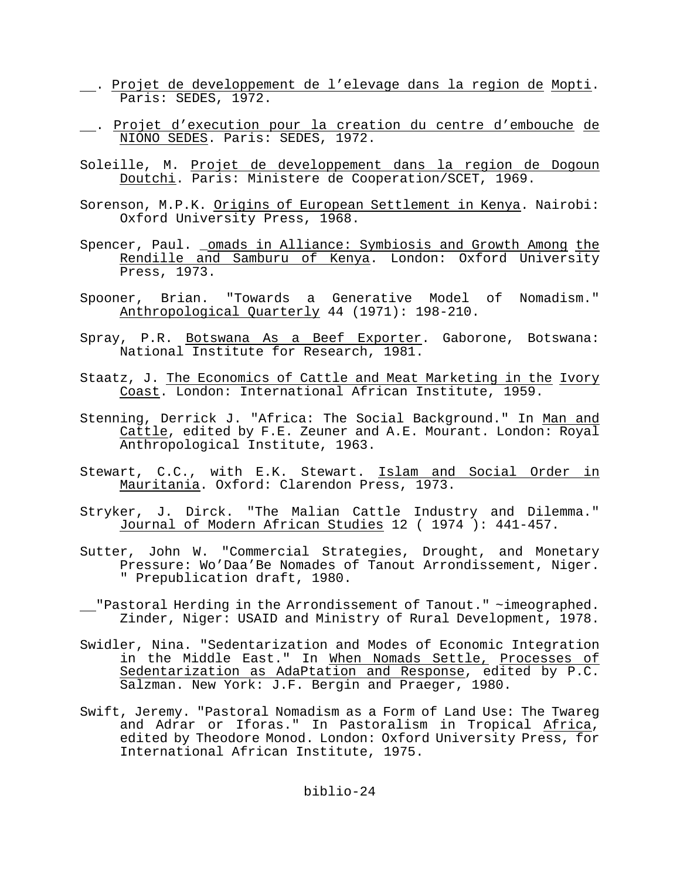\_\_. Projet de developpement de l'elevage dans la region de Mopti. Paris: SEDES, 1972.

\_\_. Projet d'execution pour la creation du centre d'embouche de NIONO SEDES. Paris: SEDES, 1972.

Soleille, M. Projet de developpement dans la region de Dogoun Doutchi. Paris: Ministere de Cooperation/SCET, 1969.

Sorenson, M.P.K. Origins of European Settlement in Kenya. Nairobi: Oxford University Press, 1968.

Spencer, Paul. _omads in Alliance: Symbiosis and Growth Among the Rendille and Samburu of Kenya. London: Oxford University Press, 1973.

Spooner, Brian. "Towards a Generative Model of Nomadism." Anthropological Quarterly 44 (1971): 198-210.

Spray, P.R. Botswana As a Beef Exporter. Gaborone, Botswana: National Institute for Research, 1981.

Staatz, J. The Economics of Cattle and Meat Marketing in the Ivory Coast. London: International African Institute, 1959.

Stenning, Derrick J. "Africa: The Social Background." In Man and Cattle, edited by F.E. Zeuner and A.E. Mourant. London: Royal Anthropological Institute, 1963.

Stewart, C.C., with E.K. Stewart. Islam and Social Order in Mauritania. Oxford: Clarendon Press, 1973.

Stryker, J. Dirck. "The Malian Cattle Industry and Dilemma." Journal of Modern African Studies 12 ( 1974 ): 441-457.

Sutter, John W. "Commercial Strategies, Drought, and Monetary Pressure: Wo'Daa'Be Nomades of Tanout Arrondissement, Niger. " Prepublication draft, 1980.

\_\_"Pastoral Herding in the Arrondissement of Tanout." ~imeographed. Zinder, Niger: USAID and Ministry of Rural Development, 1978.

Swidler, Nina. "Sedentarization and Modes of Economic Integration in the Middle East." In When Nomads Settle, Processes of Sedentarization as AdaPtation and Response, edited by P.C. Salzman. New York: J.F. Bergin and Praeger, 1980.

Swift, Jeremy. "Pastoral Nomadism as a Form of Land Use: The Twareg and Adrar or Iforas." In Pastoralism in Tropical Africa, edited by Theodore Monod. London: Oxford University Press, for International African Institute, 1975.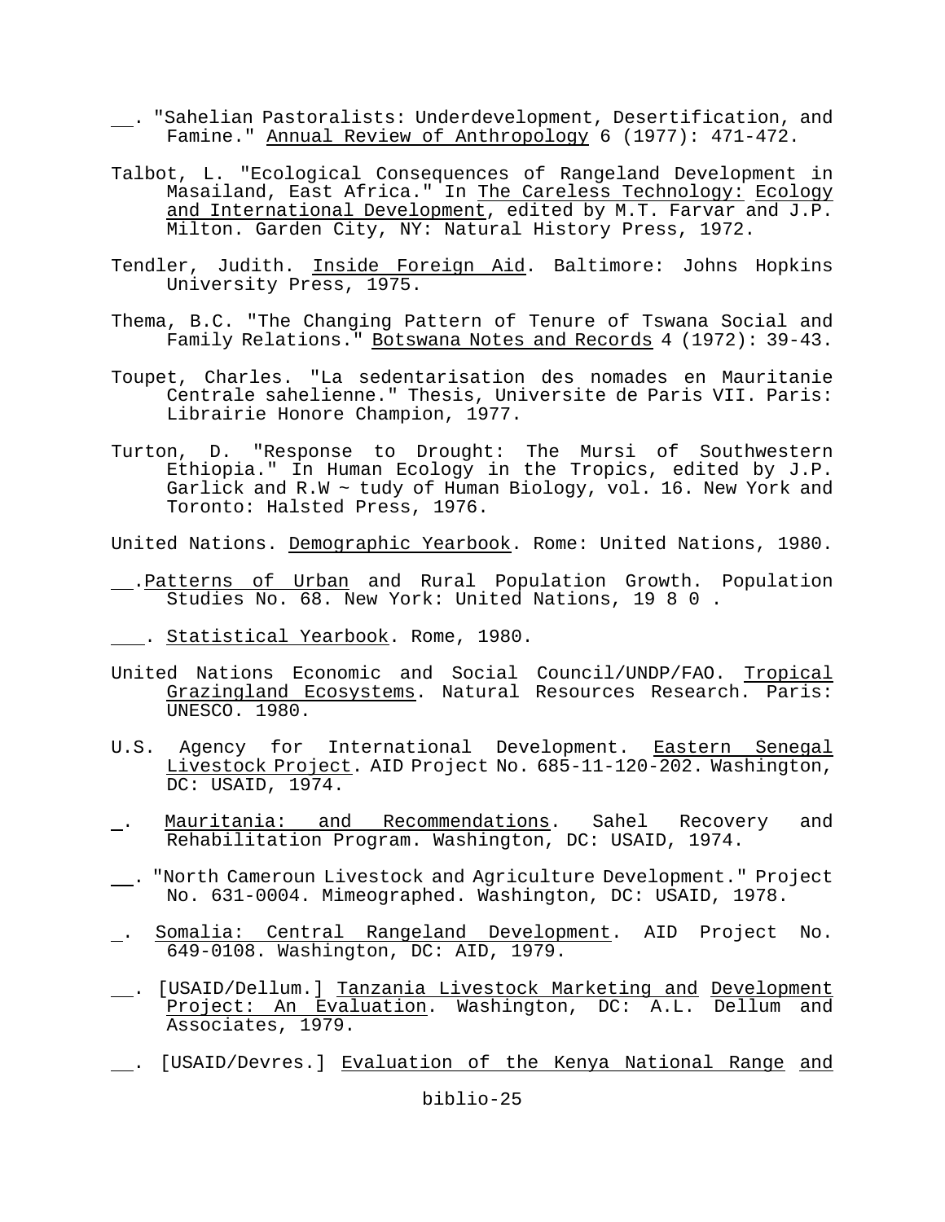__. "Sahelian Pastoralists: Underdevelopment, Desertification, and Famine." Annual Review of Anthropology 6 (1977): 471-472.

Talbot, L. "Ecological Consequences of Rangeland Development in Masailand, East Africa." In The Careless Technology: Ecology and International Development, edited by M.T. Farvar and J.P. Milton. Garden City, NY: Natural History Press, 1972.

Tendler, Judith. Inside Foreign Aid. Baltimore: Johns Hopkins University Press, 1975.

Thema, B.C. "The Changing Pattern of Tenure of Tswana Social and Family Relations." Botswana Notes and Records 4 (1972): 39-43.

Toupet, Charles. "La sedentarisation des nomades en Mauritanie Centrale sahelienne." Thesis, Universite de Paris VII. Paris: Librairie Honore Champion, 1977.

Turton, D. "Response to Drought: The Mursi of Southwestern Ethiopia." In Human Ecology in the Tropics, edited by J.P. Garlick and R.W ~ tudy of Human Biology, vol. 16. New York and Toronto: Halsted Press, 1976.

United Nations. Demographic Yearbook. Rome: United Nations, 1980.

__. Patterns of Urban and Rural Population Growth. Population Studies No. 68. New York: United Nations, 1980.

___. Statistical Yearbook. Rome, 1980.

United Nations Economic and Social Council/UNDP/FAO. Tropical Grazingland Ecosystems. Natural Resources Research. Paris: UNESCO. 1980.

U.S. Agency for International Development. Eastern Senegal Livestock Project. AID Project No. 685-11-120-202. Washington, DC: USAID, 1974.

_. Mauritania: and Recommendations. Sahel Recovery and Rehabilitation Program. Washington, DC: USAID, 1974.

__. "North Cameroun Livestock and Agriculture Development." Project No. 631-0004. Mimeographed. Washington, DC: USAID, 1978.

_. Somalia: Central Rangeland Development. AID Project No. 649-0108. Washington, DC: AID, 1979.

__. [USAID/Dellum.] Tanzania Livestock Marketing and Development Project: An Evaluation. Washington, DC: A.L. Dellum and Associates, 1979.

__. [USAID/Devres.] Evaluation of the Kenya National Range and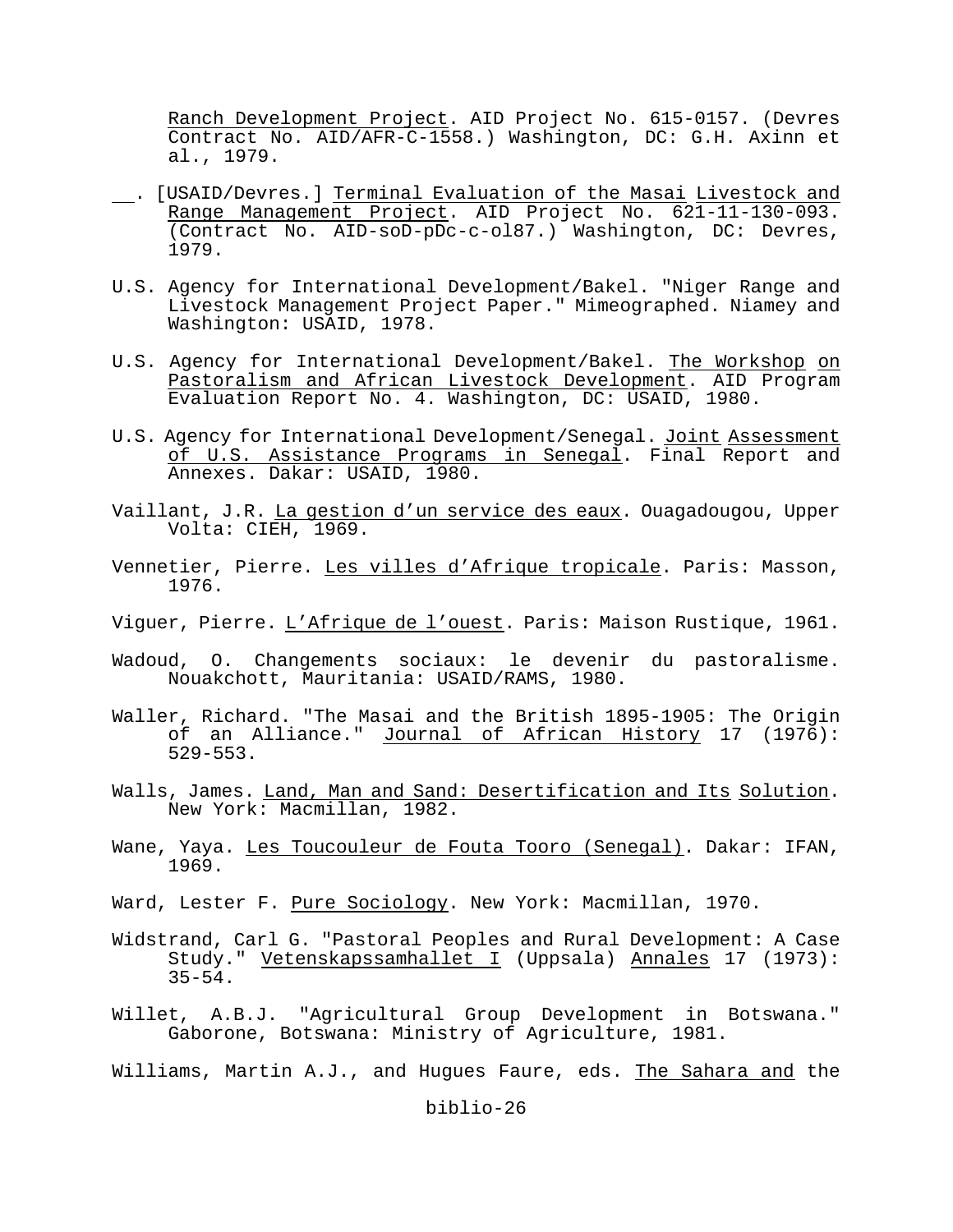Ranch Development Project. AID Project No. 615-0157. (Devres Contract No. AID/AFR-C-1558.) Washington, DC: G.H. Axinn et al., 1979.

__. [USAID/Devres.] Terminal Evaluation of the Masai Livestock and Range Management Project. AID Project No. 621-11-130-093. (Contract No. AID-soD-pDc-c-ol87.) Washington, DC: Devres, 1979.

U.S. Agency for International Development/Bakel. "Niger Range and Livestock Management Project Paper." Mimeographed. Niamey and Washington: USAID, 1978.

U.S. Agency for International Development/Bakel. The Workshop on Pastoralism and African Livestock Development. AID Program Evaluation Report No. 4. Washington, DC: USAID, 1980.

U.S. Agency for International Development/Senegal. Joint Assessment of U.S. Assistance Programs in Senegal. Final Report and Annexes. Dakar: USAID, 1980.

Vaillant, J.R. La gestion d'un service des eaux. Ouagadougou, Upper Volta: CIEH, 1969.

Vennetier, Pierre. Les villes d'Afrique tropicale. Paris: Masson, 1976.

Viguer, Pierre. L'Afrique de l'ouest. Paris: Maison Rustique, 1961.

Wadoud, O. Changements sociaux: le devenir du pastoralisme. Nouakchott, Mauritania: USAID/RAMS, 1980.

Waller, Richard. "The Masai and the British 1895-1905: The Origin of an Alliance." Journal of African History 17 (1976): 529-553.

Walls, James. Land, Man and Sand: Desertification and Its Solution. New York: Macmillan, 1982.

Wane, Yaya. Les Toucouleur de Fouta Tooro (Senegal). Dakar: IFAN, 1969.

Ward, Lester F. Pure Sociology. New York: Macmillan, 1970.

Widstrand, Carl G. "Pastoral Peoples and Rural Development: A Case Study." Vetenskapssamhallet I (Uppsala) Annales 17 (1973): 35-54.

Willet, A.B.J. "Agricultural Group Development in Botswana." Gaborone, Botswana: Ministry of Agriculture, 1981.

Williams, Martin A.J., and Hugues Faure, eds. The Sahara and the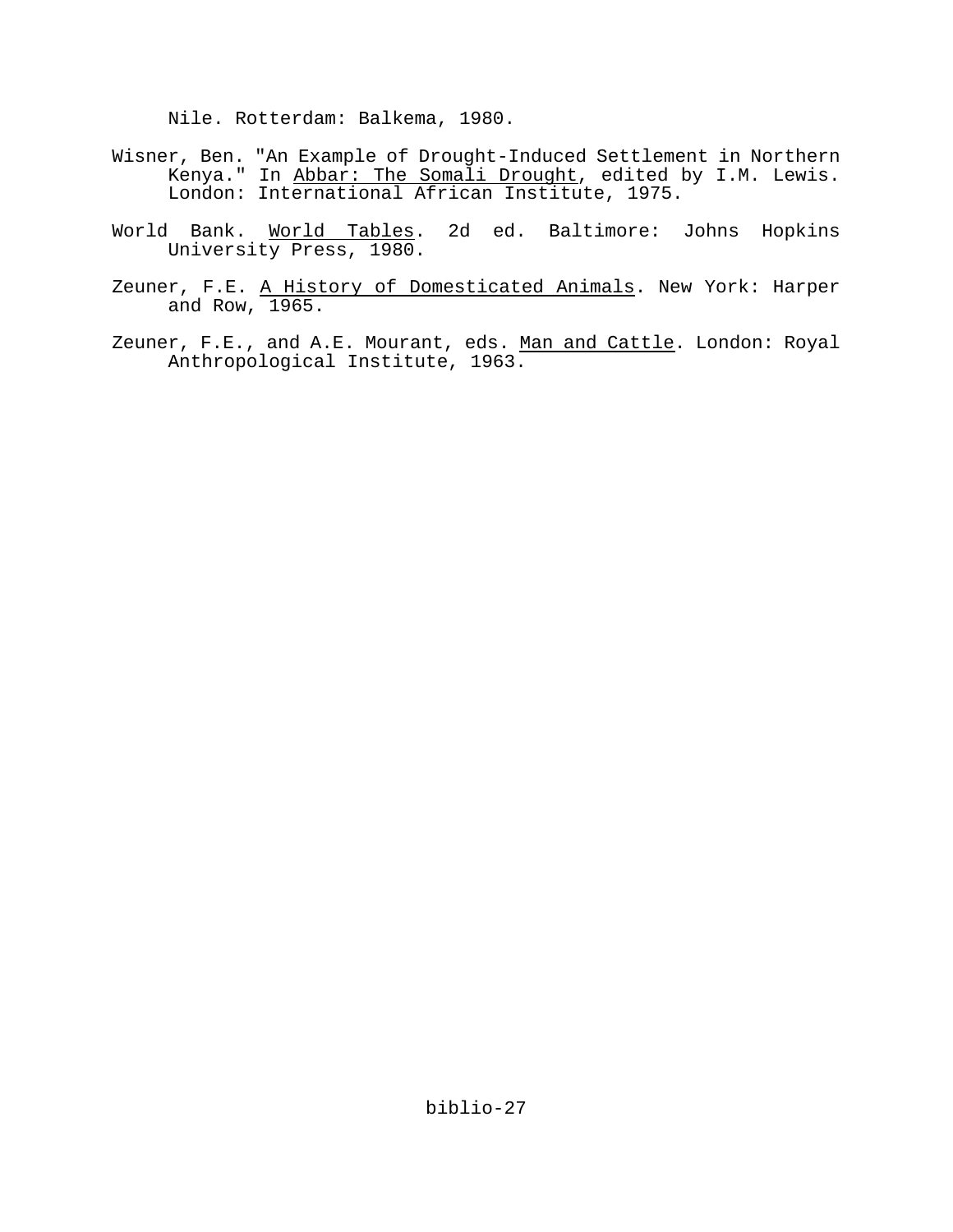Nile. Rotterdam: Balkema, 1980.

Wisner, Ben. "An Example of Drought-Induced Settlement in Northern Kenya." In Abbar: The Somali Drought, edited by I.M. Lewis. London: International African Institute, 1975.

World Bank. World Tables. 2d ed. Baltimore: Johns Hopkins University Press, 1980.

Zeuner, F.E. A History of Domesticated Animals. New York: Harper and Row, 1965.

Zeuner, F.E., and A.E. Mourant, eds. Man and Cattle. London: Royal Anthropological Institute, 1963.